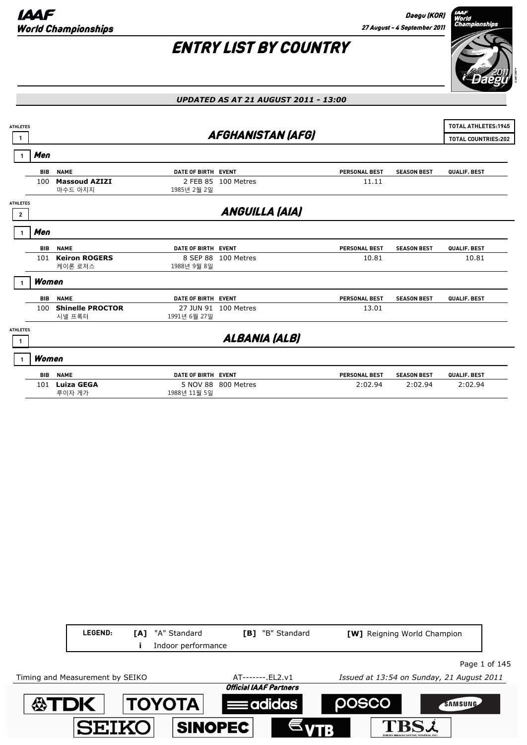# ENTRY LIST BY COUNTRY

*UPDATED AS AT 21 AUGUST 2011 - 13:00*

TOTAL ATHLETES:1945
TOTAL COUNTRIES:202

## AFGHANISTAN (AFG)

ATHLETES: 1

### Men (1)

| BIB | NAME | DATE OF BIRTH | EVENT | PERSONAL BEST | SEASON BEST | QUALIF. BEST |
|---|---|---|---|---|---|---|
| 100 | **Massoud AZIZI** 마수드 아지지 | 2 FEB 85 1985년 2월 2일 | 100 Metres | 11.11 | | |

## ANGUILLA (AIA)

ATHLETES: 2

### Men (1)

| BIB | NAME | DATE OF BIRTH | EVENT | PERSONAL BEST | SEASON BEST | QUALIF. BEST |
|---|---|---|---|---|---|---|
| 101 | **Keiron ROGERS** 케이론 로저스 | 8 SEP 88 1988년 9월 8일 | 100 Metres | 10.81 | | 10.81 |

### Women (1)

| BIB | NAME | DATE OF BIRTH | EVENT | PERSONAL BEST | SEASON BEST | QUALIF. BEST |
|---|---|---|---|---|---|---|
| 100 | **Shinelle PROCTOR** 시넬 프록터 | 27 JUN 91 1991년 6월 27일 | 100 Metres | 13.01 | | |

## ALBANIA (ALB)

ATHLETES: 1

### Women (1)

| BIB | NAME | DATE OF BIRTH | EVENT | PERSONAL BEST | SEASON BEST | QUALIF. BEST |
|---|---|---|---|---|---|---|
| 101 | **Luiza GEGA** 루이자 게가 | 5 NOV 88 1988년 11월 5일 | 800 Metres | 2:02.94 | 2:02.94 | 2:02.94 |

LEGEND: [A] "A" Standard [B] "B" Standard [W] Reigning World Champion i Indoor performance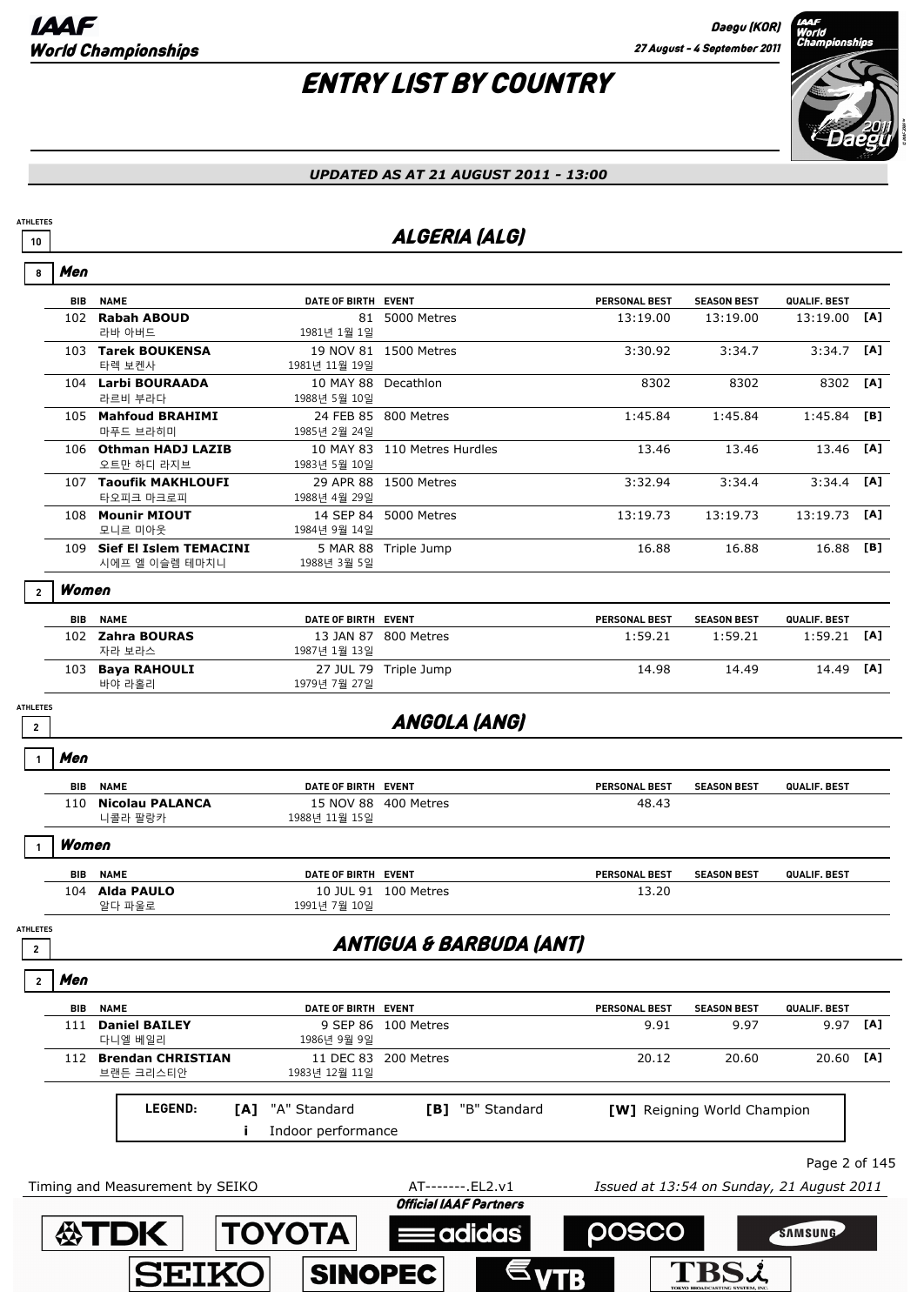# ENTRY LIST BY COUNTRY

*UPDATED AS AT 21 AUGUST 2011 - 13:00*

## ALGERIA (ALG)

ATHLETES 10

### Men (8)

| BIB | NAME | DATE OF BIRTH | EVENT | PERSONAL BEST | SEASON BEST | QUALIF. BEST | |
|---|---|---|---|---|---|---|---|
| 102 | **Rabah ABOUD** 라바 아버드 | 81 1981년 1월 1일 | 5000 Metres | 13:19.00 | 13:19.00 | 13:19.00 | [A] |
| 103 | **Tarek BOUKENSA** 타렉 보켄사 | 19 NOV 81 1981년 11월 19일 | 1500 Metres | 3:30.92 | 3:34.7 | 3:34.7 | [A] |
| 104 | **Larbi BOURAADA** 라르비 부라다 | 10 MAY 88 1988년 5월 10일 | Decathlon | 8302 | 8302 | 8302 | [A] |
| 105 | **Mahfoud BRAHIMI** 마푸드 브라히미 | 24 FEB 85 1985년 2월 24일 | 800 Metres | 1:45.84 | 1:45.84 | 1:45.84 | [B] |
| 106 | **Othman HADJ LAZIB** 오트만 하디 라지브 | 10 MAY 83 1983년 5월 10일 | 110 Metres Hurdles | 13.46 | 13.46 | 13.46 | [A] |
| 107 | **Taoufik MAKHLOUFI** 타오피크 마크로피 | 29 APR 88 1988년 4월 29일 | 1500 Metres | 3:32.94 | 3:34.4 | 3:34.4 | [A] |
| 108 | **Mounir MIOUT** 모니르 미아웃 | 14 SEP 84 1984년 9월 14일 | 5000 Metres | 13:19.73 | 13:19.73 | 13:19.73 | [A] |
| 109 | **Sief El Islem TEMACINI** 시에프 엘 이슬렘 테마치니 | 5 MAR 88 1988년 3월 5일 | Triple Jump | 16.88 | 16.88 | 16.88 | [B] |

### Women (2)

| BIB | NAME | DATE OF BIRTH | EVENT | PERSONAL BEST | SEASON BEST | QUALIF. BEST | |
|---|---|---|---|---|---|---|---|
| 102 | **Zahra BOURAS** 자라 보라스 | 13 JAN 87 1987년 1월 13일 | 800 Metres | 1:59.21 | 1:59.21 | 1:59.21 | [A] |
| 103 | **Baya RAHOULI** 바야 라홀리 | 27 JUL 79 1979년 7월 27일 | Triple Jump | 14.98 | 14.49 | 14.49 | [A] |

## ANGOLA (ANG)

ATHLETES 2

### Men (1)

| BIB | NAME | DATE OF BIRTH | EVENT | PERSONAL BEST | SEASON BEST | QUALIF. BEST |
|---|---|---|---|---|---|---|
| 110 | **Nicolau PALANCA** 니콜라 팔랑카 | 15 NOV 88 1988년 11월 15일 | 400 Metres | 48.43 | | |

### Women (1)

| BIB | NAME | DATE OF BIRTH | EVENT | PERSONAL BEST | SEASON BEST | QUALIF. BEST |
|---|---|---|---|---|---|---|
| 104 | **Alda PAULO** 알다 파울로 | 10 JUL 91 1991년 7월 10일 | 100 Metres | 13.20 | | |

## ANTIGUA & BARBUDA (ANT)

ATHLETES 2

### Men (2)

| BIB | NAME | DATE OF BIRTH | EVENT | PERSONAL BEST | SEASON BEST | QUALIF. BEST | |
|---|---|---|---|---|---|---|---|
| 111 | **Daniel BAILEY** 다니엘 베일리 | 9 SEP 86 1986년 9월 9일 | 100 Metres | 9.91 | 9.97 | 9.97 | [A] |
| 112 | **Brendan CHRISTIAN** 브랜든 크리스티안 | 11 DEC 83 1983년 12월 11일 | 200 Metres | 20.12 | 20.60 | 20.60 | [A] |

**LEGEND:** [A] "A" Standard [B] "B" Standard [W] Reigning World Champion i Indoor performance

Timing and Measurement by SEIKO AT-------.EL2.v1 Issued at 13:54 on Sunday, 21 August 2011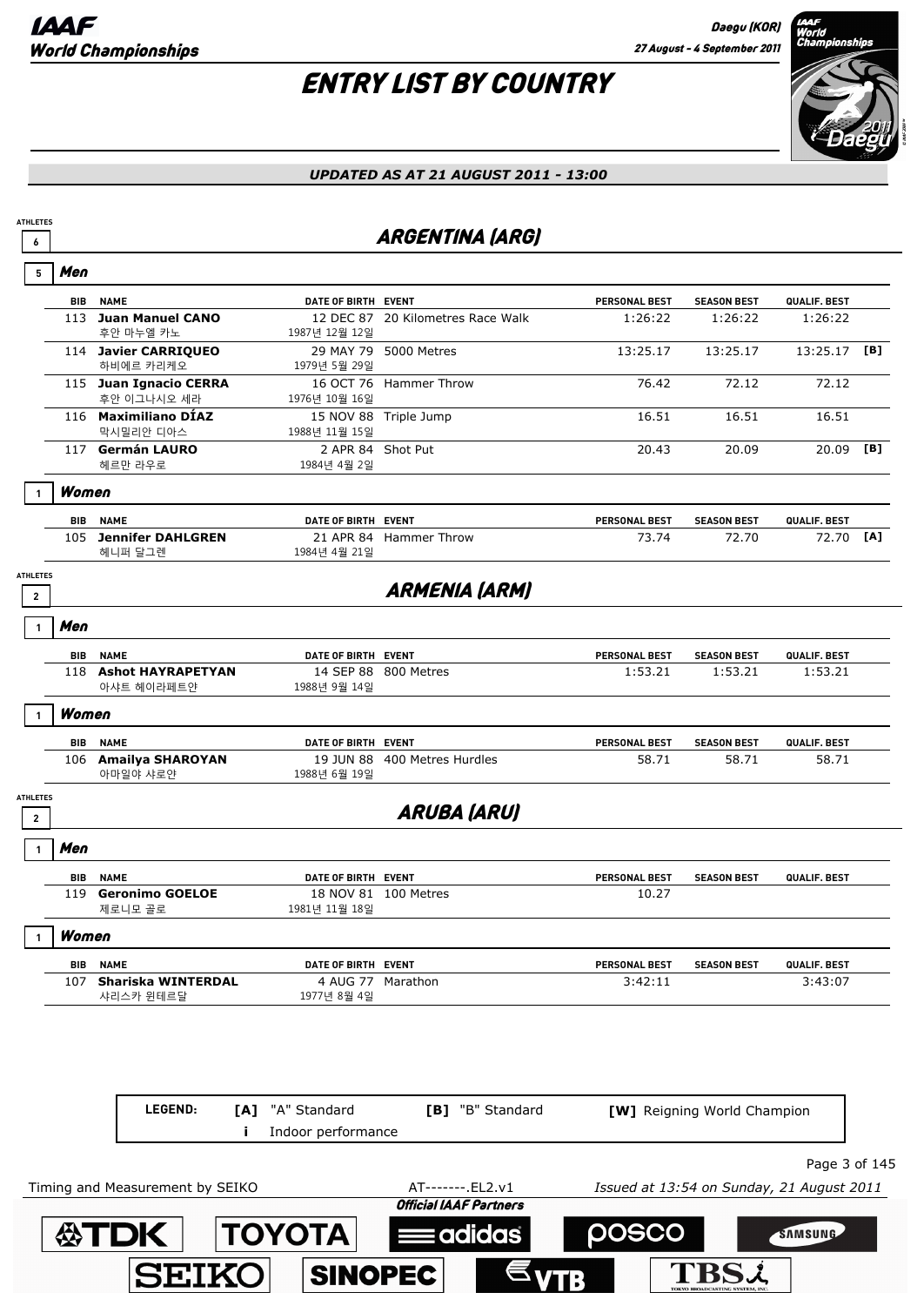# ENTRY LIST BY COUNTRY

*UPDATED AS AT 21 AUGUST 2011 - 13:00*

## ARGENTINA (ARG)

ATHLETES 6

### Men (5)

| BIB | NAME | DATE OF BIRTH | EVENT | PERSONAL BEST | SEASON BEST | QUALIF. BEST | |
|---|---|---|---|---|---|---|---|
| 113 | **Juan Manuel CANO** 후안 마누엘 카노 | 12 DEC 87 1987년 12월 12일 | 20 Kilometres Race Walk | 1:26:22 | 1:26:22 | 1:26:22 | |
| 114 | **Javier CARRIQUEO** 하비에르 카리케오 | 29 MAY 79 1979년 5월 29일 | 5000 Metres | 13:25.17 | 13:25.17 | 13:25.17 | [B] |
| 115 | **Juan Ignacio CERRA** 후안 이그나시오 세라 | 16 OCT 76 1976년 10월 16일 | Hammer Throw | 76.42 | 72.12 | 72.12 | |
| 116 | **Maximiliano DÍAZ** 막시밀리안 디아스 | 15 NOV 88 1988년 11월 15일 | Triple Jump | 16.51 | 16.51 | 16.51 | |
| 117 | **Germán LAURO** 헤르만 라우로 | 2 APR 84 1984년 4월 2일 | Shot Put | 20.43 | 20.09 | 20.09 | [B] |

### Women (1)

| BIB | NAME | DATE OF BIRTH | EVENT | PERSONAL BEST | SEASON BEST | QUALIF. BEST | |
|---|---|---|---|---|---|---|---|
| 105 | **Jennifer DAHLGREN** 헤니퍼 달그렌 | 21 APR 84 1984년 4월 21일 | Hammer Throw | 73.74 | 72.70 | 72.70 | [A] |

## ARMENIA (ARM)

ATHLETES 2

### Men (1)

| BIB | NAME | DATE OF BIRTH | EVENT | PERSONAL BEST | SEASON BEST | QUALIF. BEST |
|---|---|---|---|---|---|---|
| 118 | **Ashot HAYRAPETYAN** 아샤트 헤이라페트얀 | 14 SEP 88 1988년 9월 14일 | 800 Metres | 1:53.21 | 1:53.21 | 1:53.21 |

### Women (1)

| BIB | NAME | DATE OF BIRTH | EVENT | PERSONAL BEST | SEASON BEST | QUALIF. BEST |
|---|---|---|---|---|---|---|
| 106 | **Amailya SHAROYAN** 아마일야 샤로얀 | 19 JUN 88 1988년 6월 19일 | 400 Metres Hurdles | 58.71 | 58.71 | 58.71 |

## ARUBA (ARU)

ATHLETES 2

### Men (1)

| BIB | NAME | DATE OF BIRTH | EVENT | PERSONAL BEST | SEASON BEST | QUALIF. BEST |
|---|---|---|---|---|---|---|
| 119 | **Geronimo GOELOE** 제로니모 골로 | 18 NOV 81 1981년 11월 18일 | 100 Metres | 10.27 | | |

### Women (1)

| BIB | NAME | DATE OF BIRTH | EVENT | PERSONAL BEST | SEASON BEST | QUALIF. BEST |
|---|---|---|---|---|---|---|
| 107 | **Shariska WINTERDAL** 샤리스카 윈테르달 | 4 AUG 77 1977년 8월 4일 | Marathon | 3:42:11 | | 3:43:07 |

**LEGEND:** [A] "A" Standard; [B] "B" Standard; [W] Reigning World Champion; i Indoor performance

Timing and Measurement by SEIKO — AT-------.EL2.v1 — Issued at 13:54 on Sunday, 21 August 2011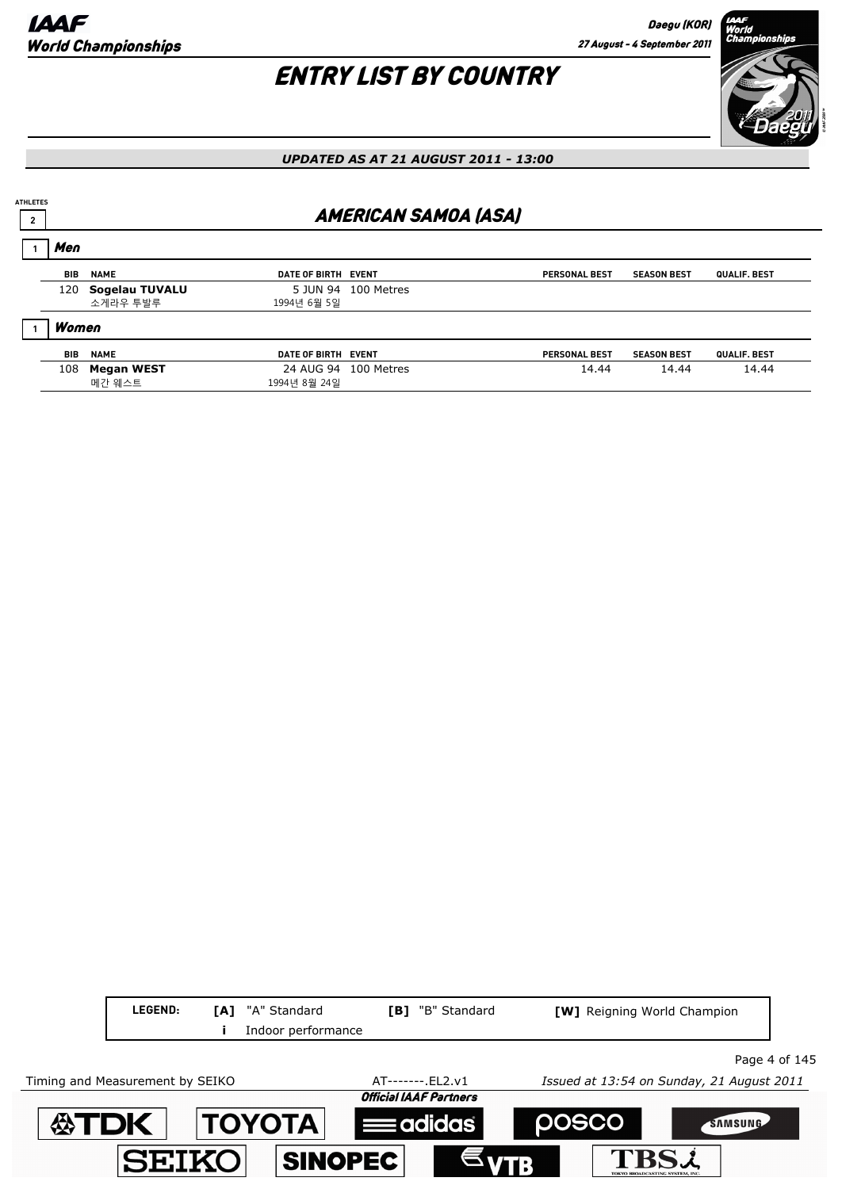# ENTRY LIST BY COUNTRY

*UPDATED AS AT 21 AUGUST 2011 - 13:00*

ATHLETES 2

## AMERICAN SAMOA (ASA)

### 1 Men

| BIB | NAME | DATE OF BIRTH | EVENT | PERSONAL BEST | SEASON BEST | QUALIF. BEST |
|---|---|---|---|---|---|---|
| 120 | **Sogelau TUVALU**<br>소게라우 투발루 | 5 JUN 94<br>1994년 6월 5일 | 100 Metres | | | |

### 1 Women

| BIB | NAME | DATE OF BIRTH | EVENT | PERSONAL BEST | SEASON BEST | QUALIF. BEST |
|---|---|---|---|---|---|---|
| 108 | **Megan WEST**<br>메간 웨스트 | 24 AUG 94<br>1994년 8월 24일 | 100 Metres | 14.44 | 14.44 | 14.44 |

LEGEND: **[A]** "A" Standard **[B]** "B" Standard **[W]** Reigning World Champion
**i** Indoor performance

Timing and Measurement by SEIKO AT-------.EL2.v1 *Issued at 13:54 on Sunday, 21 August 2011*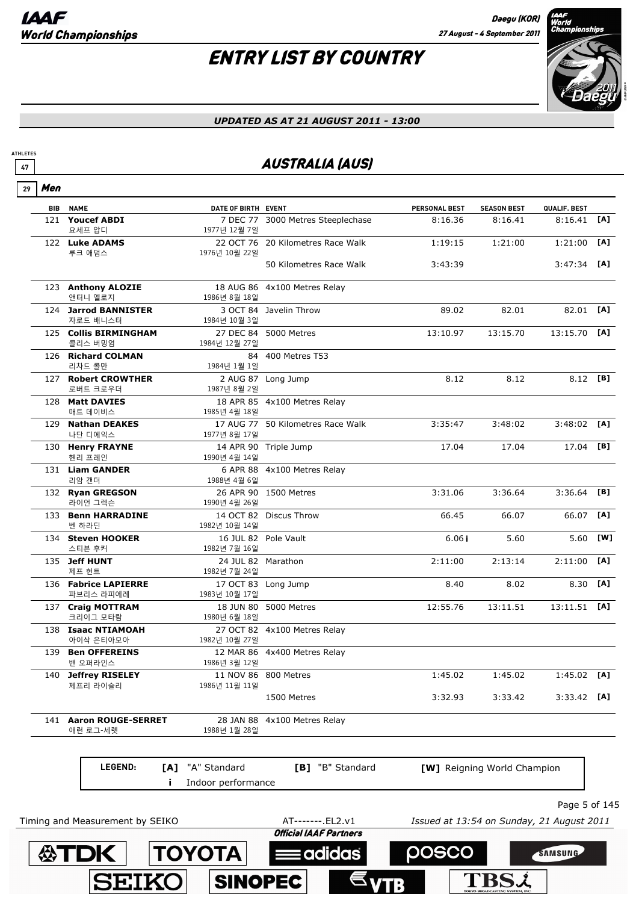# ENTRY LIST BY COUNTRY

*UPDATED AS AT 21 AUGUST 2011 - 13:00*

ATHLETES 47

## AUSTRALIA (AUS)

### 29 Men

| BIB | NAME | DATE OF BIRTH | EVENT | PERSONAL BEST | SEASON BEST | QUALIF. BEST | |
|---|---|---|---|---|---|---|---|
| 121 | **Youcef ABDI** 요세프 압디 | 7 DEC 77 1977년 12월 7일 | 3000 Metres Steeplechase | 8:16.36 | 8:16.41 | 8:16.41 | [A] |
| 122 | **Luke ADAMS** 루크 애덤스 | 22 OCT 76 1976년 10월 22일 | 20 Kilometres Race Walk | 1:19:15 | 1:21:00 | 1:21:00 | [A] |
| | | | 50 Kilometres Race Walk | 3:43:39 | | 3:47:34 | [A] |
| 123 | **Anthony ALOZIE** 앤터니 엘로지 | 18 AUG 86 1986년 8월 18일 | 4x100 Metres Relay | | | | |
| 124 | **Jarrod BANNISTER** 자로드 배니스터 | 3 OCT 84 1984년 10월 3일 | Javelin Throw | 89.02 | 82.01 | 82.01 | [A] |
| 125 | **Collis BIRMINGHAM** 콜리스 버밍엄 | 27 DEC 84 1984년 12월 27일 | 5000 Metres | 13:10.97 | 13:15.70 | 13:15.70 | [A] |
| 126 | **Richard COLMAN** 리차드 콜만 | 84 1984년 1월 1일 | 400 Metres T53 | | | | |
| 127 | **Robert CROWTHER** 로버트 크로우더 | 2 AUG 87 1987년 8월 2일 | Long Jump | 8.12 | 8.12 | 8.12 | [B] |
| 128 | **Matt DAVIES** 매트 데이비스 | 18 APR 85 1985년 4월 18일 | 4x100 Metres Relay | | | | |
| 129 | **Nathan DEAKES** 나단 디에익스 | 17 AUG 77 1977년 8월 17일 | 50 Kilometres Race Walk | 3:35:47 | 3:48:02 | 3:48:02 | [A] |
| 130 | **Henry FRAYNE** 헨리 프레인 | 14 APR 90 1990년 4월 14일 | Triple Jump | 17.04 | 17.04 | 17.04 | [B] |
| 131 | **Liam GANDER** 리암 갠더 | 6 APR 88 1988년 4월 6일 | 4x100 Metres Relay | | | | |
| 132 | **Ryan GREGSON** 라이언 그렉슨 | 26 APR 90 1990년 4월 26일 | 1500 Metres | 3:31.06 | 3:36.64 | 3:36.64 | [B] |
| 133 | **Benn HARRADINE** 벤 하라딘 | 14 OCT 82 1982년 10월 14일 | Discus Throw | 66.45 | 66.07 | 66.07 | [A] |
| 134 | **Steven HOOKER** 스티븐 후커 | 16 JUL 82 1982년 7월 16일 | Pole Vault | 6.06 i | 5.60 | 5.60 | [W] |
| 135 | **Jeff HUNT** 제프 헌트 | 24 JUL 82 1982년 7월 24일 | Marathon | 2:11:00 | 2:13:14 | 2:11:00 | [A] |
| 136 | **Fabrice LAPIERRE** 파브리스 라피에레 | 17 OCT 83 1983년 10월 17일 | Long Jump | 8.40 | 8.02 | 8.30 | [A] |
| 137 | **Craig MOTTRAM** 크리이그 모타람 | 18 JUN 80 1980년 6월 18일 | 5000 Metres | 12:55.76 | 13:11.51 | 13:11.51 | [A] |
| 138 | **Isaac NTIAMOAH** 아이삭 은티아모아 | 27 OCT 82 1982년 10월 27일 | 4x100 Metres Relay | | | | |
| 139 | **Ben OFFEREINS** 밴 오퍼라인스 | 12 MAR 86 1986년 3월 12일 | 4x400 Metres Relay | | | | |
| 140 | **Jeffrey RISELEY** 제프리 라이슬리 | 11 NOV 86 1986년 11월 11일 | 800 Metres | 1:45.02 | 1:45.02 | 1:45.02 | [A] |
| | | | 1500 Metres | 3:32.93 | 3:33.42 | 3:33.42 | [A] |
| 141 | **Aaron ROUGE-SERRET** 애런 로그-세렛 | 28 JAN 88 1988년 1월 28일 | 4x100 Metres Relay | | | | |

**LEGEND:** [A] "A" Standard; [B] "B" Standard; [W] Reigning World Champion; i Indoor performance

Timing and Measurement by SEIKO — AT-------.EL2.v1 — Issued at 13:54 on Sunday, 21 August 2011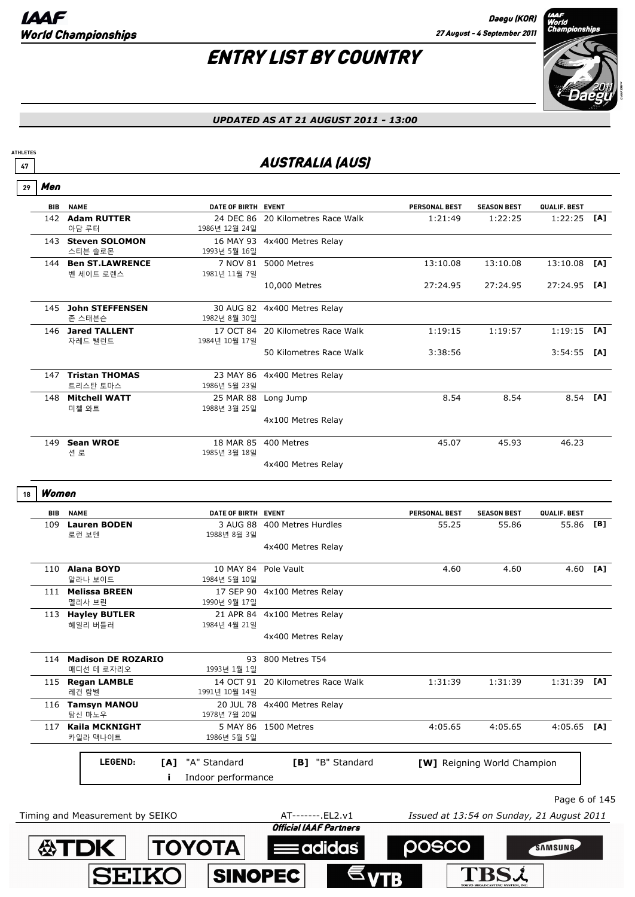# ENTRY LIST BY COUNTRY

*UPDATED AS AT 21 AUGUST 2011 - 13:00*

ATHLETES 47

## AUSTRALIA (AUS)

### 29 Men

| BIB | NAME | DATE OF BIRTH | EVENT | PERSONAL BEST | SEASON BEST | QUALIF. BEST | |
|---|---|---|---|---|---|---|---|
| 142 | **Adam RUTTER** 아담 루터 | 24 DEC 86 1986년 12월 24일 | 20 Kilometres Race Walk | 1:21:49 | 1:22:25 | 1:22:25 | [A] |
| 143 | **Steven SOLOMON** 스티븐 솔로몬 | 16 MAY 93 1993년 5월 16일 | 4x400 Metres Relay | | | | |
| 144 | **Ben ST.LAWRENCE** 벤 세이트 로렌스 | 7 NOV 81 1981년 11월 7일 | 5000 Metres | 13:10.08 | 13:10.08 | 13:10.08 | [A] |
| | | | 10,000 Metres | 27:24.95 | 27:24.95 | 27:24.95 | [A] |
| 145 | **John STEFFENSEN** 존 스태픈슨 | 30 AUG 82 1982년 8월 30일 | 4x400 Metres Relay | | | | |
| 146 | **Jared TALLENT** 자레드 탤런트 | 17 OCT 84 1984년 10월 17일 | 20 Kilometres Race Walk | 1:19:15 | 1:19:57 | 1:19:15 | [A] |
| | | | 50 Kilometres Race Walk | 3:38:56 | | 3:54:55 | [A] |
| 147 | **Tristan THOMAS** 트리스탄 토마스 | 23 MAY 86 1986년 5월 23일 | 4x400 Metres Relay | | | | |
| 148 | **Mitchell WATT** 미첼 와트 | 25 MAR 88 1988년 3월 25일 | Long Jump | 8.54 | 8.54 | 8.54 | [A] |
| | | | 4x100 Metres Relay | | | | |
| 149 | **Sean WROE** 션 로 | 18 MAR 85 1985년 3월 18일 | 400 Metres | 45.07 | 45.93 | 46.23 | |
| | | | 4x400 Metres Relay | | | | |

### 18 Women

| BIB | NAME | DATE OF BIRTH | EVENT | PERSONAL BEST | SEASON BEST | QUALIF. BEST | |
|---|---|---|---|---|---|---|---|
| 109 | **Lauren BODEN** 로런 보덴 | 3 AUG 88 1988년 8월 3일 | 400 Metres Hurdles | 55.25 | 55.86 | 55.86 | [B] |
| | | | 4x400 Metres Relay | | | | |
| 110 | **Alana BOYD** 알라나 보이드 | 10 MAY 84 1984년 5월 10일 | Pole Vault | 4.60 | 4.60 | 4.60 | [A] |
| 111 | **Melissa BREEN** 멜리사 브린 | 17 SEP 90 1990년 9월 17일 | 4x100 Metres Relay | | | | |
| 113 | **Hayley BUTLER** 헤일리 버틀러 | 21 APR 84 1984년 4월 21일 | 4x100 Metres Relay | | | | |
| | | | 4x400 Metres Relay | | | | |
| 114 | **Madison DE ROZARIO** 매디선 데 로자리오 | 93 1993년 1월 1일 | 800 Metres T54 | | | | |
| 115 | **Regan LAMBLE** 레건 람벨 | 14 OCT 91 1991년 10월 14일 | 20 Kilometres Race Walk | 1:31:39 | 1:31:39 | 1:31:39 | [A] |
| 116 | **Tamsyn MANOU** 탐신 마노우 | 20 JUL 78 1978년 7월 20일 | 4x400 Metres Relay | | | | |
| 117 | **Kaila MCKNIGHT** 카일라 맥나이트 | 5 MAY 86 1986년 5월 5일 | 1500 Metres | 4:05.65 | 4:05.65 | 4:05.65 | [A] |

**LEGEND:** **[A]** "A" Standard **[B]** "B" Standard **[W]** Reigning World Champion **i** Indoor performance

Timing and Measurement by SEIKO AT-------.EL2.v1 *Issued at 13:54 on Sunday, 21 August 2011*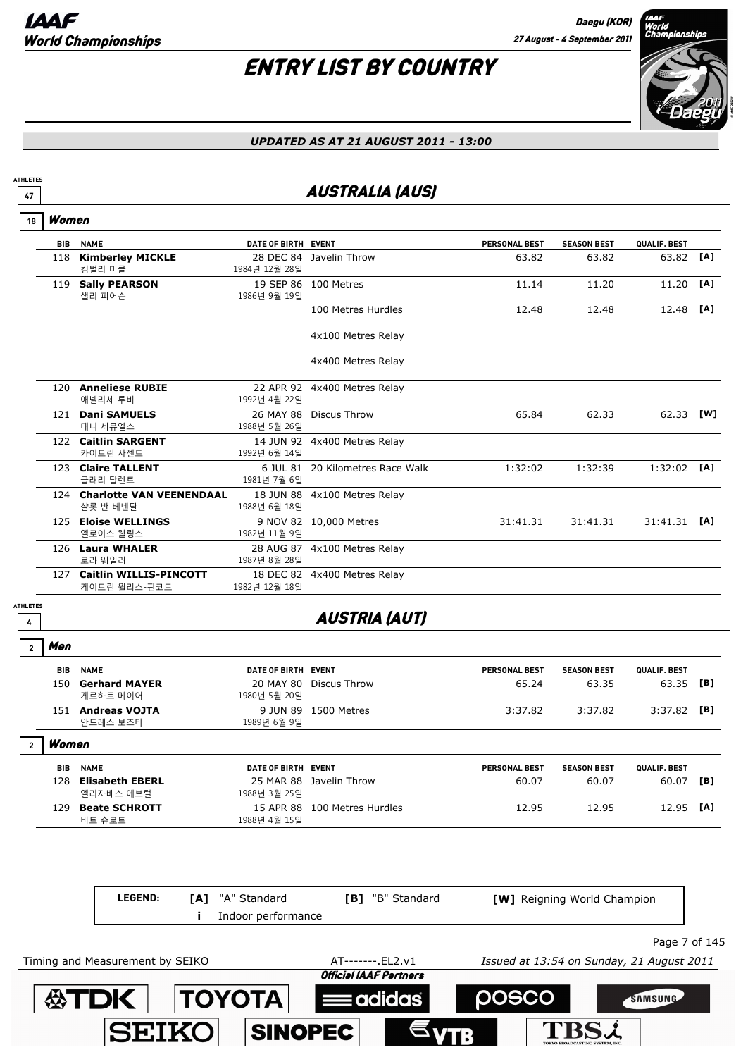# ENTRY LIST BY COUNTRY

*UPDATED AS AT 21 AUGUST 2011 - 13:00*

## AUSTRALIA (AUS)

ATHLETES 47

### Women

18

| BIB | NAME | DATE OF BIRTH | EVENT | PERSONAL BEST | SEASON BEST | QUALIF. BEST | |
|---|---|---|---|---|---|---|---|
| 118 | **Kimberley MICKLE** 킴벌리 미클 | 28 DEC 84 1984년 12월 28일 | Javelin Throw | 63.82 | 63.82 | 63.82 | [A] |
| 119 | **Sally PEARSON** 샐리 피어슨 | 19 SEP 86 1986년 9월 19일 | 100 Metres | 11.14 | 11.20 | 11.20 | [A] |
| | | | 100 Metres Hurdles | 12.48 | 12.48 | 12.48 | [A] |
| | | | 4x100 Metres Relay | | | | |
| | | | 4x400 Metres Relay | | | | |
| 120 | **Anneliese RUBIE** 애넬리세 루비 | 22 APR 92 1992년 4월 22일 | 4x400 Metres Relay | | | | |
| 121 | **Dani SAMUELS** 대니 세뮤엘스 | 26 MAY 88 1988년 5월 26일 | Discus Throw | 65.84 | 62.33 | 62.33 | [W] |
| 122 | **Caitlin SARGENT** 카이트린 사젠트 | 14 JUN 92 1992년 6월 14일 | 4x400 Metres Relay | | | | |
| 123 | **Claire TALLENT** 클래리 탈렌트 | 6 JUL 81 1981년 7월 6일 | 20 Kilometres Race Walk | 1:32:02 | 1:32:39 | 1:32:02 | [A] |
| 124 | **Charlotte VAN VEENENDAAL** 샬롯 반 베넨달 | 18 JUN 88 1988년 6월 18일 | 4x100 Metres Relay | | | | |
| 125 | **Eloise WELLINGS** 엘로이스 웰링스 | 9 NOV 82 1982년 11월 9일 | 10,000 Metres | 31:41.31 | 31:41.31 | 31:41.31 | [A] |
| 126 | **Laura WHALER** 로라 웨일러 | 28 AUG 87 1987년 8월 28일 | 4x100 Metres Relay | | | | |
| 127 | **Caitlin WILLIS-PINCOTT** 케이트린 윌리스-핀코트 | 18 DEC 82 1982년 12월 18일 | 4x400 Metres Relay | | | | |

## AUSTRIA (AUT)

ATHLETES 4

### Men

2

| BIB | NAME | DATE OF BIRTH | EVENT | PERSONAL BEST | SEASON BEST | QUALIF. BEST | |
|---|---|---|---|---|---|---|---|
| 150 | **Gerhard MAYER** 게르하트 메이어 | 20 MAY 80 1980년 5월 20일 | Discus Throw | 65.24 | 63.35 | 63.35 | [B] |
| 151 | **Andreas VOJTA** 안드레스 보즈타 | 9 JUN 89 1989년 6월 9일 | 1500 Metres | 3:37.82 | 3:37.82 | 3:37.82 | [B] |

### Women

2

| BIB | NAME | DATE OF BIRTH | EVENT | PERSONAL BEST | SEASON BEST | QUALIF. BEST | |
|---|---|---|---|---|---|---|---|
| 128 | **Elisabeth EBERL** 엘리자베스 에브럴 | 25 MAR 88 1988년 3월 25일 | Javelin Throw | 60.07 | 60.07 | 60.07 | [B] |
| 129 | **Beate SCHROTT** 비트 슈로트 | 15 APR 88 1988년 4월 15일 | 100 Metres Hurdles | 12.95 | 12.95 | 12.95 | [A] |

**LEGEND:** **[A]** "A" Standard **[B]** "B" Standard **[W]** Reigning World Champion **i** Indoor performance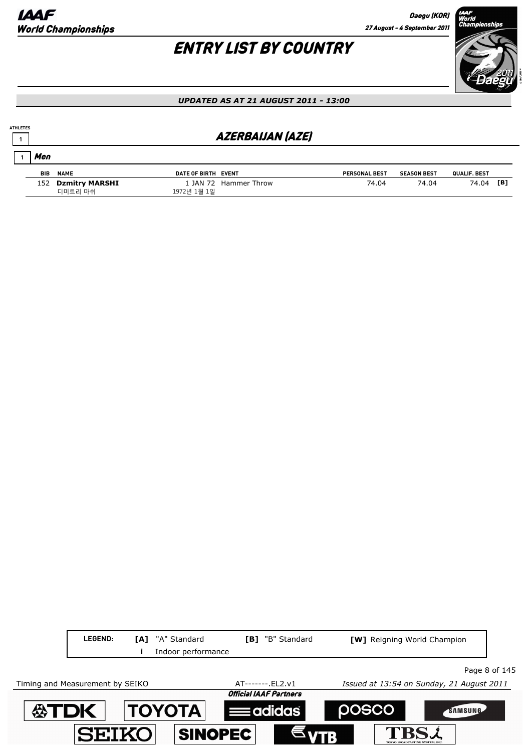# ENTRY LIST BY COUNTRY

*UPDATED AS AT 21 AUGUST 2011 - 13:00*

ATHLETES 1

## AZERBAIJAN (AZE)

### 1 Men

| BIB | NAME | DATE OF BIRTH | EVENT | PERSONAL BEST | SEASON BEST | QUALIF. BEST | |
|---|---|---|---|---|---|---|---|
| 152 | **Dzmitry MARSHI** 디미트리 마쉬 | 1 JAN 72 1972년 1월 1일 | Hammer Throw | 74.04 | 74.04 | 74.04 | [B] |

LEGEND: **[A]** "A" Standard **[B]** "B" Standard **[W]** Reigning World Champion
**i** Indoor performance

Timing and Measurement by SEIKO AT-------.EL2.v1 *Issued at 13:54 on Sunday, 21 August 2011*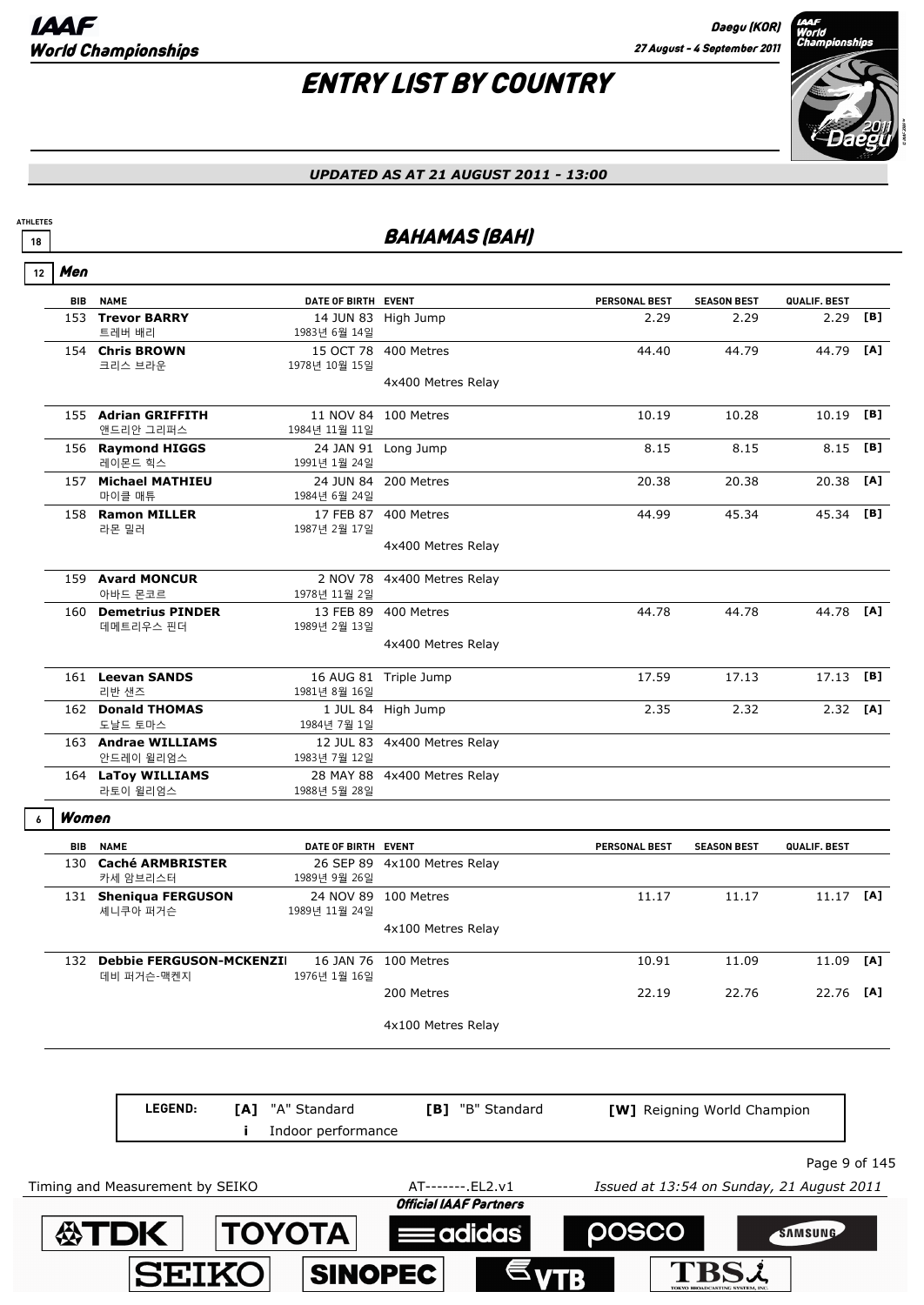# ENTRY LIST BY COUNTRY

*UPDATED AS AT 21 AUGUST 2011 - 13:00*

ATHLETES 18

## BAHAMAS (BAH)

### 12 Men

| BIB | NAME | DATE OF BIRTH | EVENT | PERSONAL BEST | SEASON BEST | QUALIF. BEST | |
|---|---|---|---|---|---|---|---|
| 153 | **Trevor BARRY** 트레버 배리 | 14 JUN 83 1983년 6월 14일 | High Jump | 2.29 | 2.29 | 2.29 | [B] |
| 154 | **Chris BROWN** 크리스 브라운 | 15 OCT 78 1978년 10월 15일 | 400 Metres | 44.40 | 44.79 | 44.79 | [A] |
| | | | 4x400 Metres Relay | | | | |
| 155 | **Adrian GRIFFITH** 앤드리안 그리퍼스 | 11 NOV 84 1984년 11월 11일 | 100 Metres | 10.19 | 10.28 | 10.19 | [B] |
| 156 | **Raymond HIGGS** 레이몬드 힉스 | 24 JAN 91 1991년 1월 24일 | Long Jump | 8.15 | 8.15 | 8.15 | [B] |
| 157 | **Michael MATHIEU** 마이클 매튜 | 24 JUN 84 1984년 6월 24일 | 200 Metres | 20.38 | 20.38 | 20.38 | [A] |
| 158 | **Ramon MILLER** 라몬 밀러 | 17 FEB 87 1987년 2월 17일 | 400 Metres | 44.99 | 45.34 | 45.34 | [B] |
| | | | 4x400 Metres Relay | | | | |
| 159 | **Avard MONCUR** 아바드 몬코르 | 2 NOV 78 1978년 11월 2일 | 4x400 Metres Relay | | | | |
| 160 | **Demetrius PINDER** 데메트리우스 핀더 | 13 FEB 89 1989년 2월 13일 | 400 Metres | 44.78 | 44.78 | 44.78 | [A] |
| | | | 4x400 Metres Relay | | | | |
| 161 | **Leevan SANDS** 리반 샌즈 | 16 AUG 81 1981년 8월 16일 | Triple Jump | 17.59 | 17.13 | 17.13 | [B] |
| 162 | **Donald THOMAS** 도날드 토마스 | 1 JUL 84 1984년 7월 1일 | High Jump | 2.35 | 2.32 | 2.32 | [A] |
| 163 | **Andrae WILLIAMS** 안드레이 윌리엄스 | 12 JUL 83 1983년 7월 12일 | 4x400 Metres Relay | | | | |
| 164 | **LaToy WILLIAMS** 라토이 윌리엄스 | 28 MAY 88 1988년 5월 28일 | 4x400 Metres Relay | | | | |

### 6 Women

| BIB | NAME | DATE OF BIRTH | EVENT | PERSONAL BEST | SEASON BEST | QUALIF. BEST | |
|---|---|---|---|---|---|---|---|
| 130 | **Caché ARMBRISTER** 카세 암브리스터 | 26 SEP 89 1989년 9월 26일 | 4x100 Metres Relay | | | | |
| 131 | **Sheniqua FERGUSON** 셰니쿠아 퍼거슨 | 24 NOV 89 1989년 11월 24일 | 100 Metres | 11.17 | 11.17 | 11.17 | [A] |
| | | | 4x100 Metres Relay | | | | |
| 132 | **Debbie FERGUSON-MCKENZI** 데비 퍼거슨-맥켄지 | 16 JAN 76 1976년 1월 16일 | 100 Metres | 10.91 | 11.09 | 11.09 | [A] |
| | | | 200 Metres | 22.19 | 22.76 | 22.76 | [A] |
| | | | 4x100 Metres Relay | | | | |

**LEGEND:** [A] "A" Standard [B] "B" Standard [W] Reigning World Champion i Indoor performance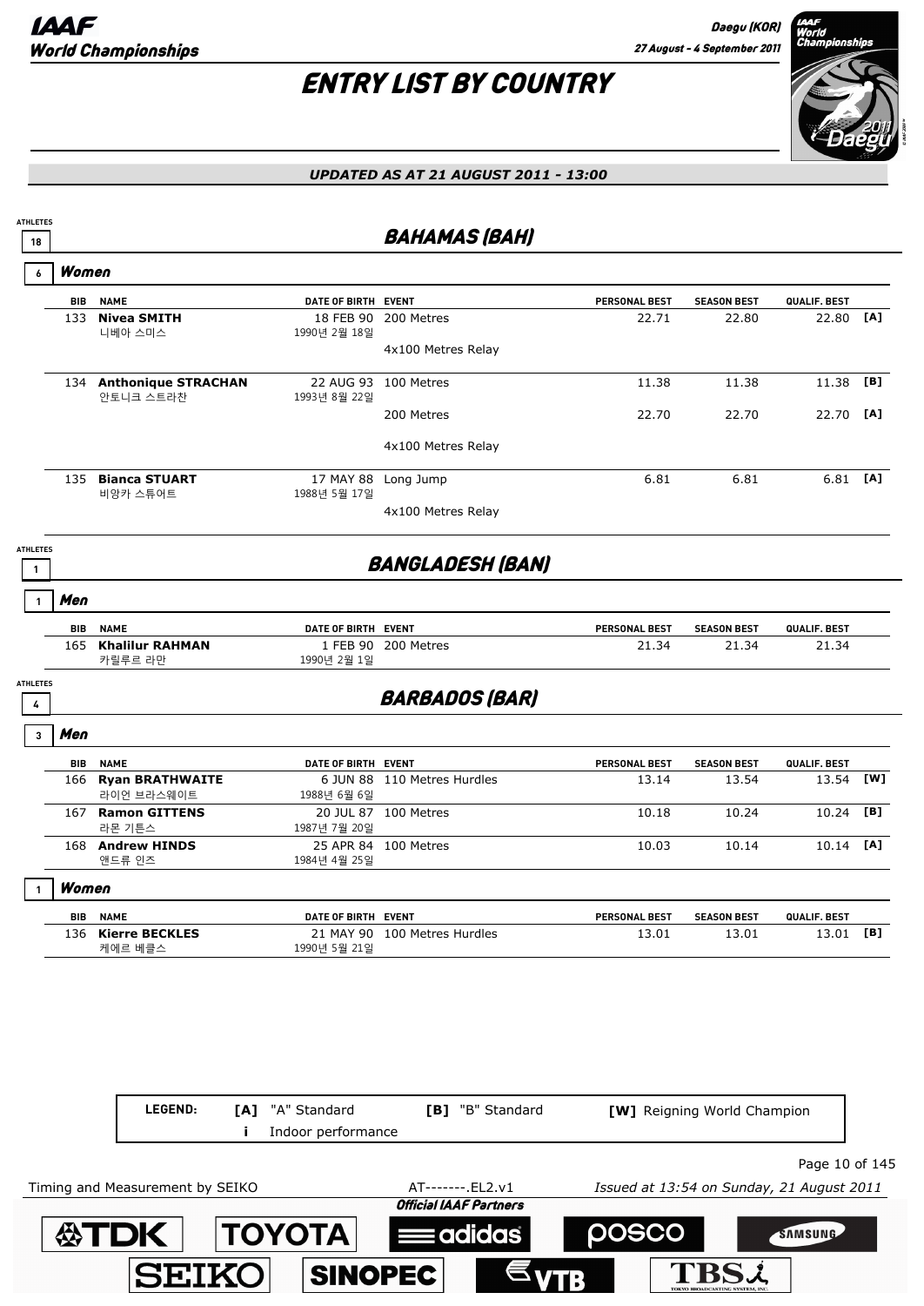# ENTRY LIST BY COUNTRY

*UPDATED AS AT 21 AUGUST 2011 - 13:00*

## BAHAMAS (BAH)

ATHLETES 18

### Women (6)

| BIB | NAME | DATE OF BIRTH | EVENT | PERSONAL BEST | SEASON BEST | QUALIF. BEST | |
|---|---|---|---|---|---|---|---|
| 133 | **Nivea SMITH** 니베아 스미스 | 18 FEB 90 1990년 2월 18일 | 200 Metres | 22.71 | 22.80 | 22.80 | [A] |
| | | | 4x100 Metres Relay | | | | |
| 134 | **Anthonique STRACHAN** 안토니크 스트라찬 | 22 AUG 93 1993년 8월 22일 | 100 Metres | 11.38 | 11.38 | 11.38 | [B] |
| | | | 200 Metres | 22.70 | 22.70 | 22.70 | [A] |
| | | | 4x100 Metres Relay | | | | |
| 135 | **Bianca STUART** 비앙카 스튜어트 | 17 MAY 88 1988년 5월 17일 | Long Jump | 6.81 | 6.81 | 6.81 | [A] |
| | | | 4x100 Metres Relay | | | | |

## BANGLADESH (BAN)

ATHLETES 1

### Men (1)

| BIB | NAME | DATE OF BIRTH | EVENT | PERSONAL BEST | SEASON BEST | QUALIF. BEST |
|---|---|---|---|---|---|---|
| 165 | **Khalilur RAHMAN** 카릴루르 라만 | 1 FEB 90 1990년 2월 1일 | 200 Metres | 21.34 | 21.34 | 21.34 |

## BARBADOS (BAR)

ATHLETES 4

### Men (3)

| BIB | NAME | DATE OF BIRTH | EVENT | PERSONAL BEST | SEASON BEST | QUALIF. BEST | |
|---|---|---|---|---|---|---|---|
| 166 | **Ryan BRATHWAITE** 라이언 브라스웨이트 | 6 JUN 88 1988년 6월 6일 | 110 Metres Hurdles | 13.14 | 13.54 | 13.54 | [W] |
| 167 | **Ramon GITTENS** 라몬 기튼스 | 20 JUL 87 1987년 7월 20일 | 100 Metres | 10.18 | 10.24 | 10.24 | [B] |
| 168 | **Andrew HINDS** 앤드류 인즈 | 25 APR 84 1984년 4월 25일 | 100 Metres | 10.03 | 10.14 | 10.14 | [A] |

### Women (1)

| BIB | NAME | DATE OF BIRTH | EVENT | PERSONAL BEST | SEASON BEST | QUALIF. BEST | |
|---|---|---|---|---|---|---|---|
| 136 | **Kierre BECKLES** 케에르 베클스 | 21 MAY 90 1990년 5월 21일 | 100 Metres Hurdles | 13.01 | 13.01 | 13.01 | [B] |

LEGEND: [A] "A" Standard [B] "B" Standard [W] Reigning World Champion i Indoor performance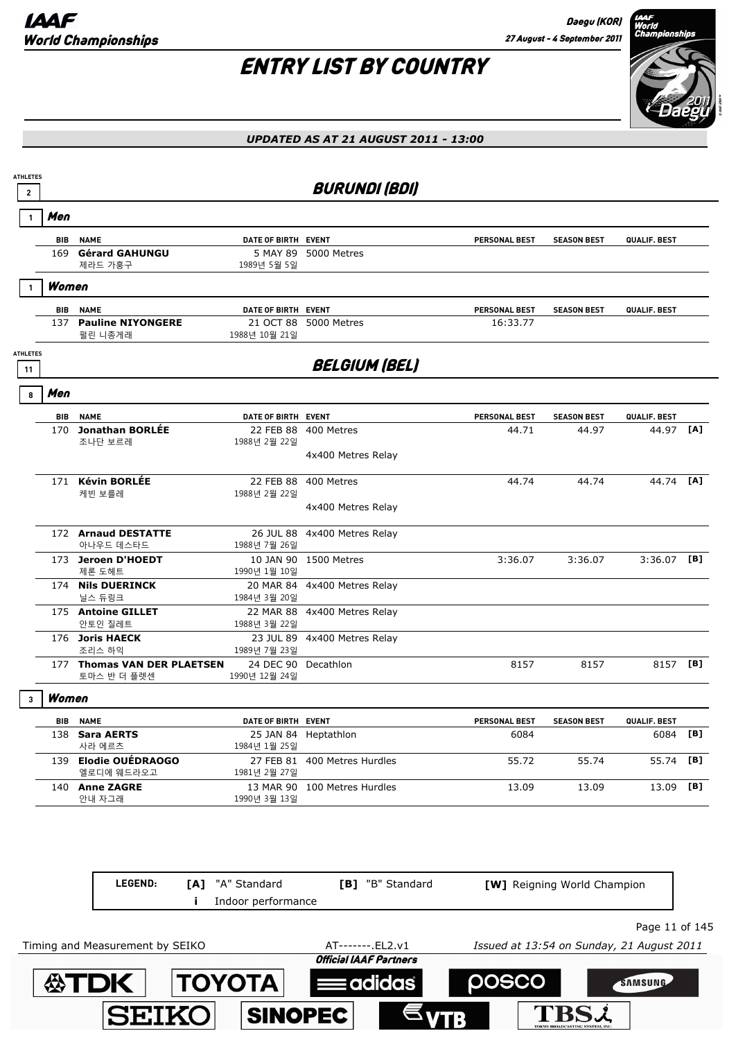# ENTRY LIST BY COUNTRY

*UPDATED AS AT 21 AUGUST 2011 - 13:00*

## BURUNDI (BDI)

ATHLETES 2

### Men (1)

| BIB | NAME | DATE OF BIRTH | EVENT | PERSONAL BEST | SEASON BEST | QUALIF. BEST | |
|---|---|---|---|---|---|---|---|
| 169 | **Gérard GAHUNGU** 제라드 가훙구 | 5 MAY 89 1989년 5월 5일 | 5000 Metres | | | | |

### Women (1)

| BIB | NAME | DATE OF BIRTH | EVENT | PERSONAL BEST | SEASON BEST | QUALIF. BEST | |
|---|---|---|---|---|---|---|---|
| 137 | **Pauline NIYONGERE** 펄린 니종게래 | 21 OCT 88 1988년 10월 21일 | 5000 Metres | 16:33.77 | | | |

## BELGIUM (BEL)

ATHLETES 11

### Men (8)

| BIB | NAME | DATE OF BIRTH | EVENT | PERSONAL BEST | SEASON BEST | QUALIF. BEST | |
|---|---|---|---|---|---|---|---|
| 170 | **Jonathan BORLÉE** 조나단 보르레 | 22 FEB 88 1988년 2월 22일 | 400 Metres | 44.71 | 44.97 | 44.97 | [A] |
| | | | 4x400 Metres Relay | | | | |
| 171 | **Kévin BORLÉE** 케빈 보를레 | 22 FEB 88 1988년 2월 22일 | 400 Metres | 44.74 | 44.74 | 44.74 | [A] |
| | | | 4x400 Metres Relay | | | | |
| 172 | **Arnaud DESTATTE** 아나우드 데스타드 | 26 JUL 88 1988년 7월 26일 | 4x400 Metres Relay | | | | |
| 173 | **Jeroen D'HOEDT** 제론 도헤트 | 10 JAN 90 1990년 1월 10일 | 1500 Metres | 3:36.07 | 3:36.07 | 3:36.07 | [B] |
| 174 | **Nils DUERINCK** 닐스 듀링크 | 20 MAR 84 1984년 3월 20일 | 4x400 Metres Relay | | | | |
| 175 | **Antoine GILLET** 안토인 질레트 | 22 MAR 88 1988년 3월 22일 | 4x400 Metres Relay | | | | |
| 176 | **Joris HAECK** 조리스 하익 | 23 JUL 89 1989년 7월 23일 | 4x400 Metres Relay | | | | |
| 177 | **Thomas VAN DER PLAETSEN** 토마스 반 더 플렛센 | 24 DEC 90 1990년 12월 24일 | Decathlon | 8157 | 8157 | 8157 | [B] |

### Women (3)

| BIB | NAME | DATE OF BIRTH | EVENT | PERSONAL BEST | SEASON BEST | QUALIF. BEST | |
|---|---|---|---|---|---|---|---|
| 138 | **Sara AERTS** 사라 에르츠 | 25 JAN 84 1984년 1월 25일 | Heptathlon | 6084 | | 6084 | [B] |
| 139 | **Elodie OUÉDRAOGO** 엘로디에 웨드라오고 | 27 FEB 81 1981년 2월 27일 | 400 Metres Hurdles | 55.72 | 55.74 | 55.74 | [B] |
| 140 | **Anne ZAGRE** 안내 자그래 | 13 MAR 90 1990년 3월 13일 | 100 Metres Hurdles | 13.09 | 13.09 | 13.09 | [B] |

**LEGEND:** [A] "A" Standard | [B] "B" Standard | [W] Reigning World Champion | i Indoor performance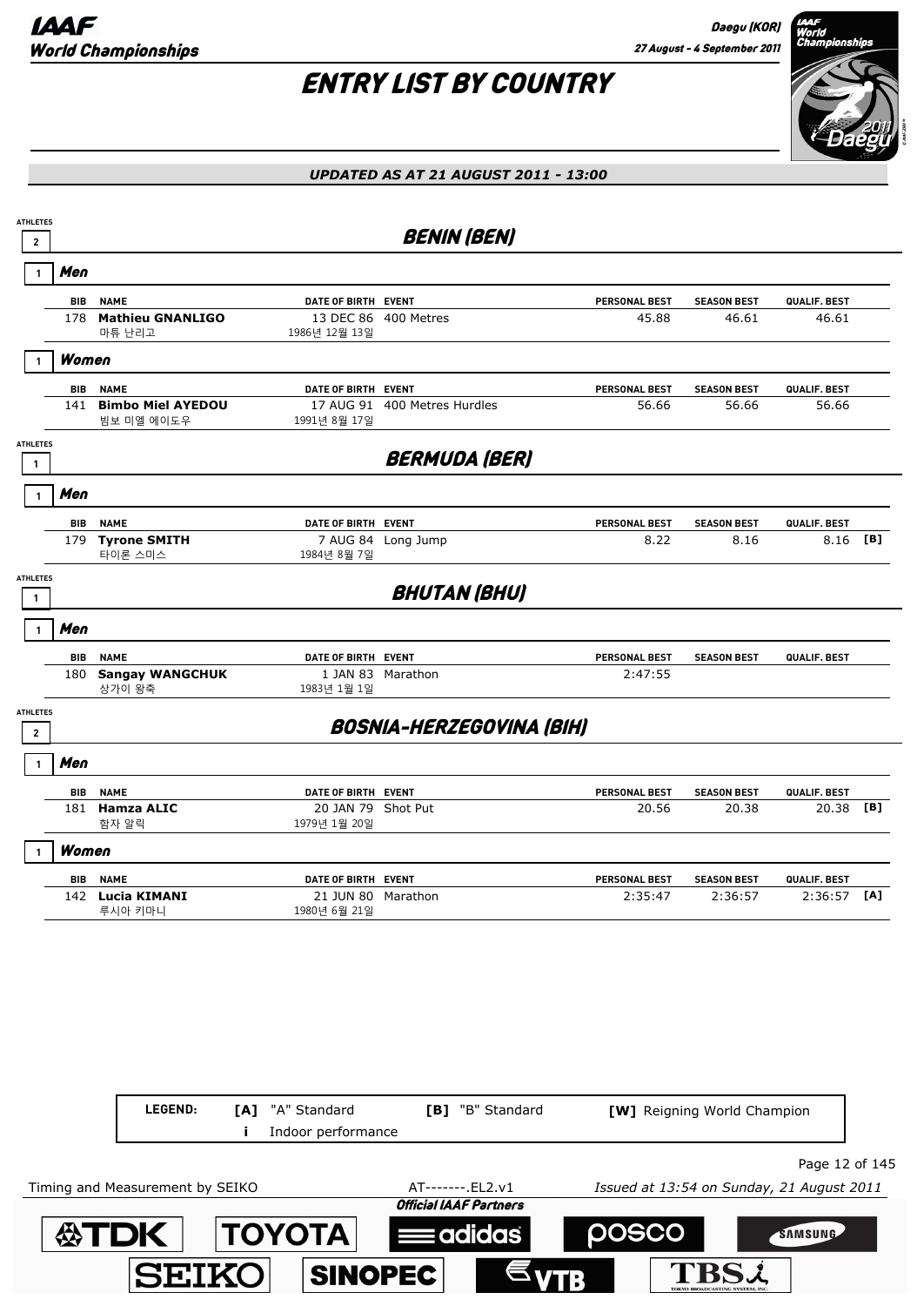# ENTRY LIST BY COUNTRY

*UPDATED AS AT 21 AUGUST 2011 - 13:00*

## BENIN (BEN)

ATHLETES 2

### Men (1)

| BIB | NAME | DATE OF BIRTH | EVENT | PERSONAL BEST | SEASON BEST | QUALIF. BEST | |
|---|---|---|---|---|---|---|---|
| 178 | **Mathieu GNANLIGO**<br>마튜 난리고 | 13 DEC 86<br>1986년 12월 13일 | 400 Metres | 45.88 | 46.61 | 46.61 | |

### Women (1)

| BIB | NAME | DATE OF BIRTH | EVENT | PERSONAL BEST | SEASON BEST | QUALIF. BEST | |
|---|---|---|---|---|---|---|---|
| 141 | **Bimbo Miel AYEDOU**<br>빔보 미엘 에이도우 | 17 AUG 91<br>1991년 8월 17일 | 400 Metres Hurdles | 56.66 | 56.66 | 56.66 | |

## BERMUDA (BER)

ATHLETES 1

### Men (1)

| BIB | NAME | DATE OF BIRTH | EVENT | PERSONAL BEST | SEASON BEST | QUALIF. BEST | |
|---|---|---|---|---|---|---|---|
| 179 | **Tyrone SMITH**<br>타이론 스미스 | 7 AUG 84<br>1984년 8월 7일 | Long Jump | 8.22 | 8.16 | 8.16 | [B] |

## BHUTAN (BHU)

ATHLETES 1

### Men (1)

| BIB | NAME | DATE OF BIRTH | EVENT | PERSONAL BEST | SEASON BEST | QUALIF. BEST | |
|---|---|---|---|---|---|---|---|
| 180 | **Sangay WANGCHUK**<br>상가이 왕축 | 1 JAN 83<br>1983년 1월 1일 | Marathon | 2:47:55 | | | |

## BOSNIA-HERZEGOVINA (BIH)

ATHLETES 2

### Men (1)

| BIB | NAME | DATE OF BIRTH | EVENT | PERSONAL BEST | SEASON BEST | QUALIF. BEST | |
|---|---|---|---|---|---|---|---|
| 181 | **Hamza ALIC**<br>함자 알릭 | 20 JAN 79<br>1979년 1월 20일 | Shot Put | 20.56 | 20.38 | 20.38 | [B] |

### Women (1)

| BIB | NAME | DATE OF BIRTH | EVENT | PERSONAL BEST | SEASON BEST | QUALIF. BEST | |
|---|---|---|---|---|---|---|---|
| 142 | **Lucia KIMANI**<br>루시아 키마니 | 21 JUN 80<br>1980년 6월 21일 | Marathon | 2:35:47 | 2:36:57 | 2:36:57 | [A] |

LEGEND: [A] "A" Standard  [B] "B" Standard  [W] Reigning World Champion  i Indoor performance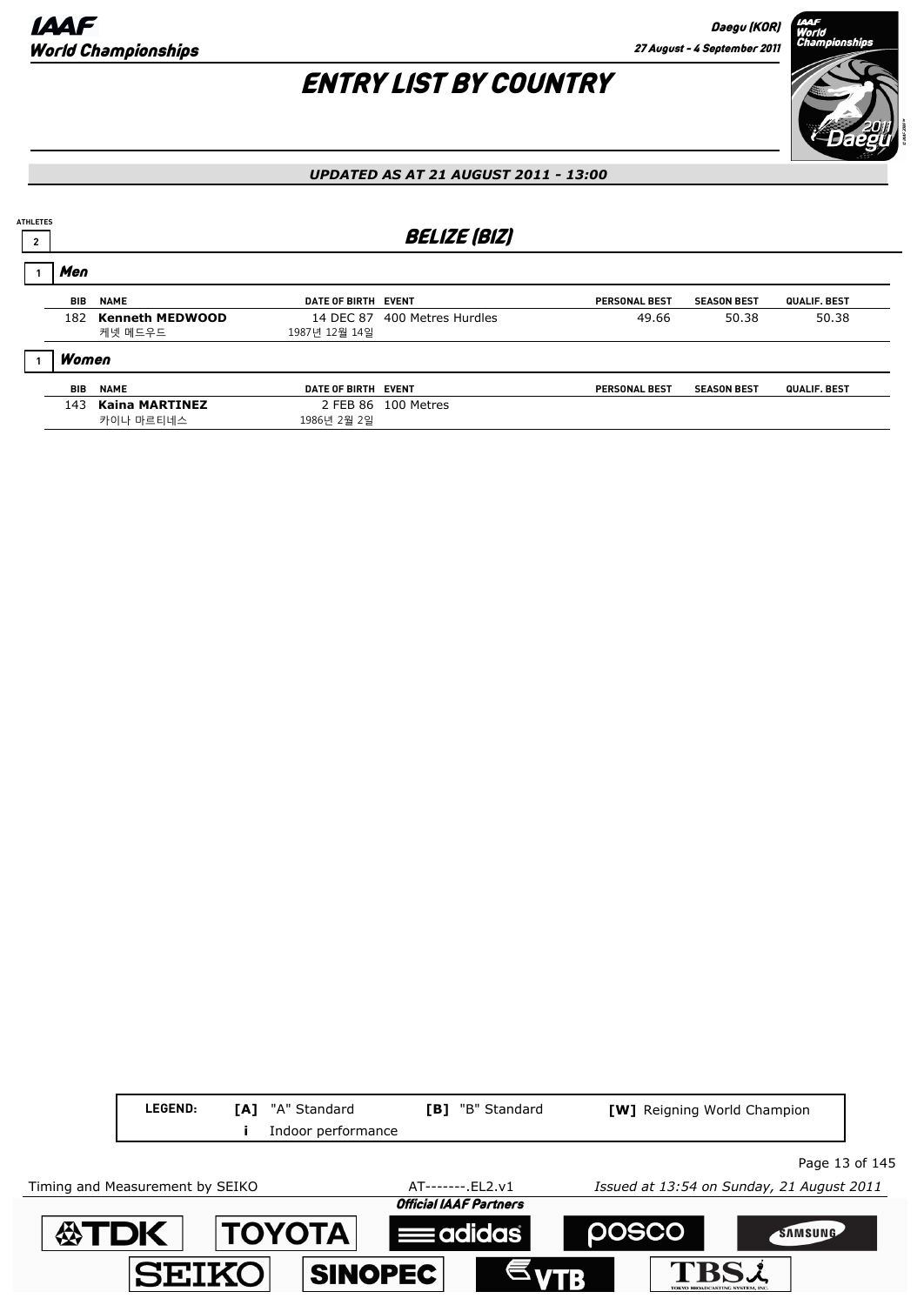# ENTRY LIST BY COUNTRY

***UPDATED AS AT 21 AUGUST 2011 - 13:00***

ATHLETES 2

## BELIZE (BIZ)

### 1 Men

| BIB | NAME | DATE OF BIRTH | EVENT | PERSONAL BEST | SEASON BEST | QUALIF. BEST |
|---|---|---|---|---|---|---|
| 182 | **Kenneth MEDWOOD**<br>케넷 메드우드 | 14 DEC 87<br>1987년 12월 14일 | 400 Metres Hurdles | 49.66 | 50.38 | 50.38 |

### 1 Women

| BIB | NAME | DATE OF BIRTH | EVENT | PERSONAL BEST | SEASON BEST | QUALIF. BEST |
|---|---|---|---|---|---|---|
| 143 | **Kaina MARTINEZ**<br>카이나 마르티네스 | 2 FEB 86<br>1986년 2월 2일 | 100 Metres | | | |

| LEGEND: | [A] "A" Standard | [B] "B" Standard | [W] Reigning World Champion |
|---|---|---|---|
| | i Indoor performance | | |

Timing and Measurement by SEIKO — AT-------.EL2.v1 — Issued at 13:54 on Sunday, 21 August 2011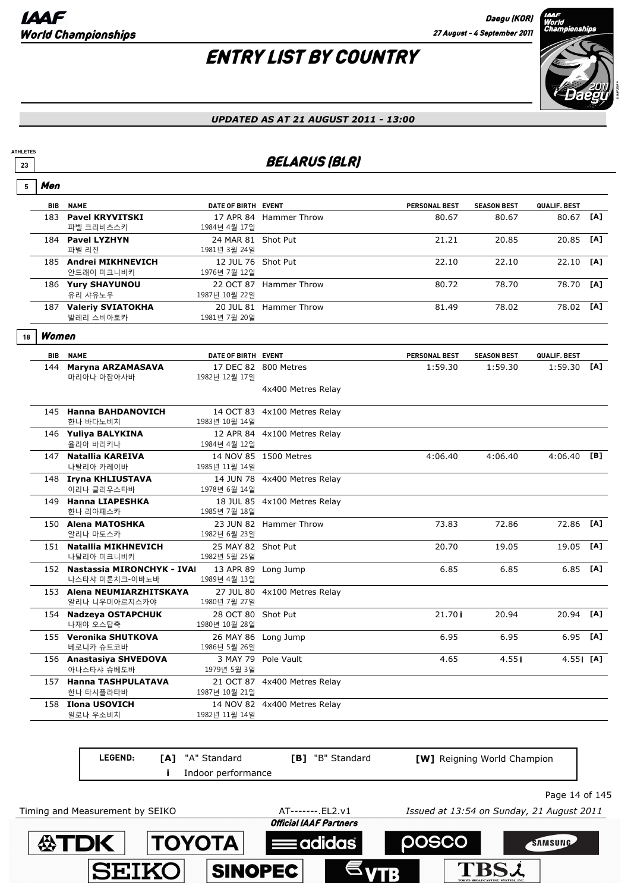# ENTRY LIST BY COUNTRY

*UPDATED AS AT 21 AUGUST 2011 - 13:00*

ATHLETES 23

## BELARUS (BLR)

### 5 Men

| BIB | NAME | DATE OF BIRTH | EVENT | PERSONAL BEST | SEASON BEST | QUALIF. BEST | |
|---|---|---|---|---|---|---|---|
| 183 | **Pavel KRYVITSKI**<br>파벨 크리비츠스키 | 17 APR 84<br>1984년 4월 17일 | Hammer Throw | 80.67 | 80.67 | 80.67 | [A] |
| 184 | **Pavel LYZHYN**<br>파벨 리진 | 24 MAR 81<br>1981년 3월 24일 | Shot Put | 21.21 | 20.85 | 20.85 | [A] |
| 185 | **Andrei MIKHNEVICH**<br>안드레이 미크니비키 | 12 JUL 76<br>1976년 7월 12일 | Shot Put | 22.10 | 22.10 | 22.10 | [A] |
| 186 | **Yury SHAYUNOU**<br>유리 샤유노우 | 22 OCT 87<br>1987년 10월 22일 | Hammer Throw | 80.72 | 78.70 | 78.70 | [A] |
| 187 | **Valeriy SVIATOKHA**<br>발레리 스비아토카 | 20 JUL 81<br>1981년 7월 20일 | Hammer Throw | 81.49 | 78.02 | 78.02 | [A] |

### 18 Women

| BIB | NAME | DATE OF BIRTH | EVENT | PERSONAL BEST | SEASON BEST | QUALIF. BEST | |
|---|---|---|---|---|---|---|---|
| 144 | **Maryna ARZAMASAVA**<br>마리아나 아잠아사바 | 17 DEC 82<br>1982년 12월 17일 | 800 Metres<br>4x400 Metres Relay | 1:59.30 | 1:59.30 | 1:59.30 | [A] |
| 145 | **Hanna BAHDANOVICH**<br>한나 바다노비치 | 14 OCT 83<br>1983년 10월 14일 | 4x100 Metres Relay | | | | |
| 146 | **Yuliya BALYKINA**<br>율리아 바리키나 | 12 APR 84<br>1984년 4월 12일 | 4x100 Metres Relay | | | | |
| 147 | **Natallia KAREIVA**<br>나탈리아 카레이바 | 14 NOV 85<br>1985년 11월 14일 | 1500 Metres | 4:06.40 | 4:06.40 | 4:06.40 | [B] |
| 148 | **Iryna KHLIUSTAVA**<br>이리나 클리우스타바 | 14 JUN 78<br>1978년 6월 14일 | 4x400 Metres Relay | | | | |
| 149 | **Hanna LIAPESHKA**<br>한나 리아페스카 | 18 JUL 85<br>1985년 7월 18일 | 4x100 Metres Relay | | | | |
| 150 | **Alena MATOSHKA**<br>알리나 마토스카 | 23 JUN 82<br>1982년 6월 23일 | Hammer Throw | 73.83 | 72.86 | 72.86 | [A] |
| 151 | **Natallia MIKHNEVICH**<br>나탈리아 미크니비키 | 25 MAY 82<br>1982년 5월 25일 | Shot Put | 20.70 | 19.05 | 19.05 | [A] |
| 152 | **Nastassia MIRONCHYK - IVAI**<br>나스타샤 미론치크-이바노바 | 13 APR 89<br>1989년 4월 13일 | Long Jump | 6.85 | 6.85 | 6.85 | [A] |
| 153 | **Alena NEUMIARZHITSKAYA**<br>알리나 니우미아르지스카야 | 27 JUL 80<br>1980년 7월 27일 | 4x100 Metres Relay | | | | |
| 154 | **Nadzeya OSTAPCHUK**<br>나재야 오스탑축 | 28 OCT 80<br>1980년 10월 28일 | Shot Put | 21.70 i | 20.94 | 20.94 | [A] |
| 155 | **Veronika SHUTKOVA**<br>베로니카 슈트코바 | 26 MAY 86<br>1986년 5월 26일 | Long Jump | 6.95 | 6.95 | 6.95 | [A] |
| 156 | **Anastasiya SHVEDOVA**<br>아나스타샤 슈베도바 | 3 MAY 79<br>1979년 5월 3일 | Pole Vault | 4.65 | 4.55 i | 4.55 i | [A] |
| 157 | **Hanna TASHPULATAVA**<br>한나 타시플라타바 | 21 OCT 87<br>1987년 10월 21일 | 4x400 Metres Relay | | | | |
| 158 | **Ilona USOVICH**<br>일로나 우소비치 | 14 NOV 82<br>1982년 11월 14일 | 4x400 Metres Relay | | | | |

LEGEND: [A] "A" Standard [B] "B" Standard [W] Reigning World Champion
i Indoor performance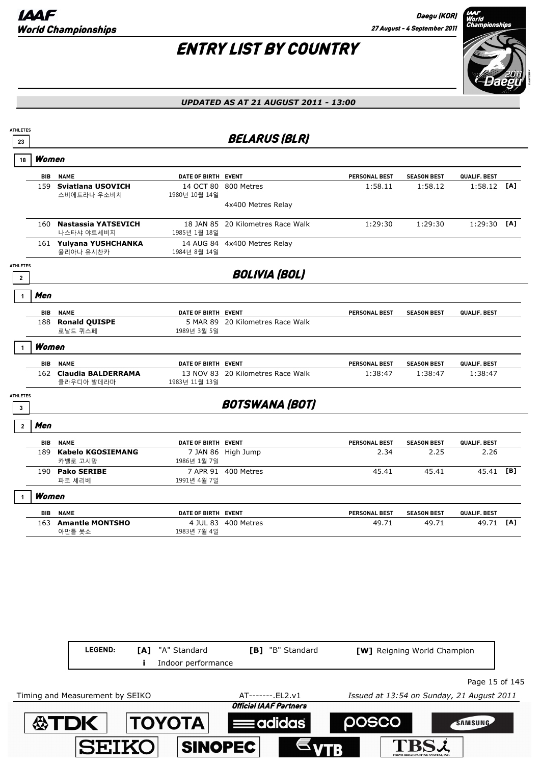# ENTRY LIST BY COUNTRY

*UPDATED AS AT 21 AUGUST 2011 - 13:00*

## BELARUS (BLR)

ATHLETES 23

### Women (18)

| BIB | NAME | DATE OF BIRTH | EVENT | PERSONAL BEST | SEASON BEST | QUALIF. BEST | |
|---|---|---|---|---|---|---|---|
| 159 | **Sviatlana USOVICH** 스비에트라나 우소비치 | 14 OCT 80 1980년 10월 14일 | 800 Metres | 1:58.11 | 1:58.12 | 1:58.12 | [A] |
| | | | 4x400 Metres Relay | | | | |
| 160 | **Nastassia YATSEVICH** 나스타샤 야트세비치 | 18 JAN 85 1985년 1월 18일 | 20 Kilometres Race Walk | 1:29:30 | 1:29:30 | 1:29:30 | [A] |
| 161 | **Yulyana YUSHCHANKA** 율리아나 유시찬카 | 14 AUG 84 1984년 8월 14일 | 4x400 Metres Relay | | | | |

## BOLIVIA (BOL)

ATHLETES 2

### Men (1)

| BIB | NAME | DATE OF BIRTH | EVENT | PERSONAL BEST | SEASON BEST | QUALIF. BEST | |
|---|---|---|---|---|---|---|---|
| 188 | **Ronald QUISPE** 로날드 퀴스페 | 5 MAR 89 1989년 3월 5일 | 20 Kilometres Race Walk | | | | |

### Women (1)

| BIB | NAME | DATE OF BIRTH | EVENT | PERSONAL BEST | SEASON BEST | QUALIF. BEST | |
|---|---|---|---|---|---|---|---|
| 162 | **Claudia BALDERRAMA** 클라우디아 발데라마 | 13 NOV 83 1983년 11월 13일 | 20 Kilometres Race Walk | 1:38:47 | 1:38:47 | 1:38:47 | |

## BOTSWANA (BOT)

ATHLETES 3

### Men (2)

| BIB | NAME | DATE OF BIRTH | EVENT | PERSONAL BEST | SEASON BEST | QUALIF. BEST | |
|---|---|---|---|---|---|---|---|
| 189 | **Kabelo KGOSIEMANG** 카벨로 고시망 | 7 JAN 86 1986년 1월 7일 | High Jump | 2.34 | 2.25 | 2.26 | |
| 190 | **Pako SERIBE** 파코 세리베 | 7 APR 91 1991년 4월 7일 | 400 Metres | 45.41 | 45.41 | 45.41 | [B] |

### Women (1)

| BIB | NAME | DATE OF BIRTH | EVENT | PERSONAL BEST | SEASON BEST | QUALIF. BEST | |
|---|---|---|---|---|---|---|---|
| 163 | **Amantle MONTSHO** 아만틀 못쇼 | 4 JUL 83 1983년 7월 4일 | 400 Metres | 49.71 | 49.71 | 49.71 | [A] |

**LEGEND:** [A] "A" Standard; [B] "B" Standard; [W] Reigning World Champion; i Indoor performance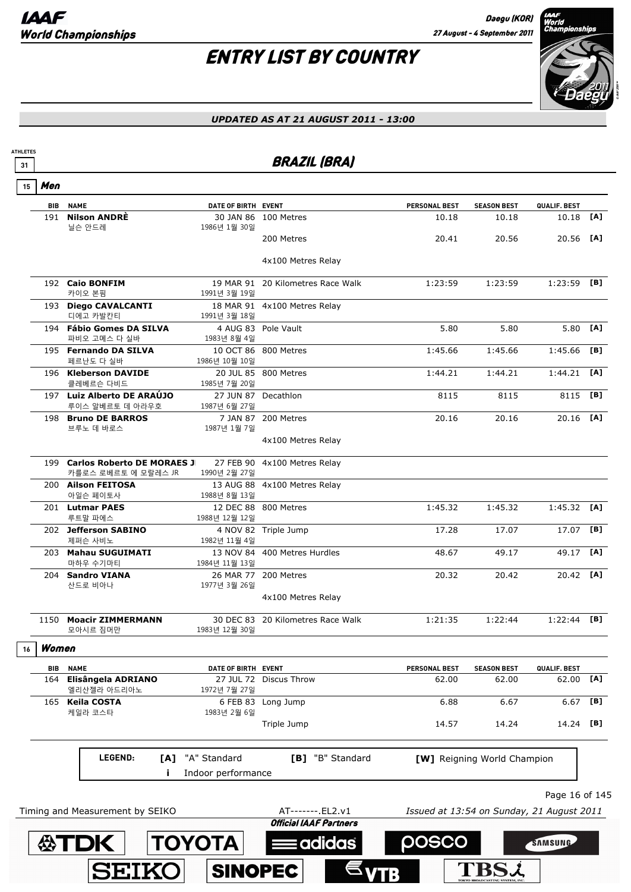# ENTRY LIST BY COUNTRY

***UPDATED AS AT 21 AUGUST 2011 - 13:00***

ATHLETES 31

## BRAZIL (BRA)

### 15 Men

| BIB | NAME | DATE OF BIRTH | EVENT | PERSONAL BEST | SEASON BEST | QUALIF. BEST | |
|---|---|---|---|---|---|---|---|
| 191 | **Nilson ANDRÈ** 닐슨 안드레 | 30 JAN 86 1986년 1월 30일 | 100 Metres | 10.18 | 10.18 | 10.18 | [A] |
| | | | 200 Metres | 20.41 | 20.56 | 20.56 | [A] |
| | | | 4x100 Metres Relay | | | | |
| 192 | **Caio BONFIM** 카이오 본핌 | 19 MAR 91 1991년 3월 19일 | 20 Kilometres Race Walk | 1:23:59 | 1:23:59 | 1:23:59 | [B] |
| 193 | **Diego CAVALCANTI** 디에고 카발칸티 | 18 MAR 91 1991년 3월 18일 | 4x100 Metres Relay | | | | |
| 194 | **Fábio Gomes DA SILVA** 파비오 고메스 다 실바 | 4 AUG 83 1983년 8월 4일 | Pole Vault | 5.80 | 5.80 | 5.80 | [A] |
| 195 | **Fernando DA SILVA** 페르난도 다 실바 | 10 OCT 86 1986년 10월 10일 | 800 Metres | 1:45.66 | 1:45.66 | 1:45.66 | [B] |
| 196 | **Kleberson DAVIDE** 클레베르슨 다비드 | 20 JUL 85 1985년 7월 20일 | 800 Metres | 1:44.21 | 1:44.21 | 1:44.21 | [A] |
| 197 | **Luiz Alberto DE ARAÚJO** 루이스 알베르토 데 아라우호 | 27 JUN 87 1987년 6월 27일 | Decathlon | 8115 | 8115 | 8115 | [B] |
| 198 | **Bruno DE BARROS** 브루노 데 바로스 | 7 JAN 87 1987년 1월 7일 | 200 Metres | 20.16 | 20.16 | 20.16 | [A] |
| | | | 4x100 Metres Relay | | | | |
| 199 | **Carlos Roberto DE MORAES J** 카를로스 로베르토 에 모랄레스 JR | 27 FEB 90 1990년 2월 27일 | 4x100 Metres Relay | | | | |
| 200 | **Ailson FEITOSA** 아일슨 페이토사 | 13 AUG 88 1988년 8월 13일 | 4x100 Metres Relay | | | | |
| 201 | **Lutmar PAES** 루트말 파에스 | 12 DEC 88 1988년 12월 12일 | 800 Metres | 1:45.32 | 1:45.32 | 1:45.32 | [A] |
| 202 | **Jefferson SABINO** 제퍼슨 사비노 | 4 NOV 82 1982년 11월 4일 | Triple Jump | 17.28 | 17.07 | 17.07 | [B] |
| 203 | **Mahau SUGUIMATI** 마하우 수기마티 | 13 NOV 84 1984년 11월 13일 | 400 Metres Hurdles | 48.67 | 49.17 | 49.17 | [A] |
| 204 | **Sandro VIANA** 산드로 비아나 | 26 MAR 77 1977년 3월 26일 | 200 Metres | 20.32 | 20.42 | 20.42 | [A] |
| | | | 4x100 Metres Relay | | | | |
| 1150 | **Moacir ZIMMERMANN** 모아시르 짐머만 | 30 DEC 83 1983년 12월 30일 | 20 Kilometres Race Walk | 1:21:35 | 1:22:44 | 1:22:44 | [B] |

### 16 Women

| BIB | NAME | DATE OF BIRTH | EVENT | PERSONAL BEST | SEASON BEST | QUALIF. BEST | |
|---|---|---|---|---|---|---|---|
| 164 | **Elisângela ADRIANO** 엘리산젤라 아드리아노 | 27 JUL 72 1972년 7월 27일 | Discus Throw | 62.00 | 62.00 | 62.00 | [A] |
| 165 | **Keila COSTA** 케일라 코스타 | 6 FEB 83 1983년 2월 6일 | Long Jump | 6.88 | 6.67 | 6.67 | [B] |
| | | | Triple Jump | 14.57 | 14.24 | 14.24 | [B] |

**LEGEND:** **[A]** "A" Standard **[B]** "B" Standard **[W]** Reigning World Champion **i** Indoor performance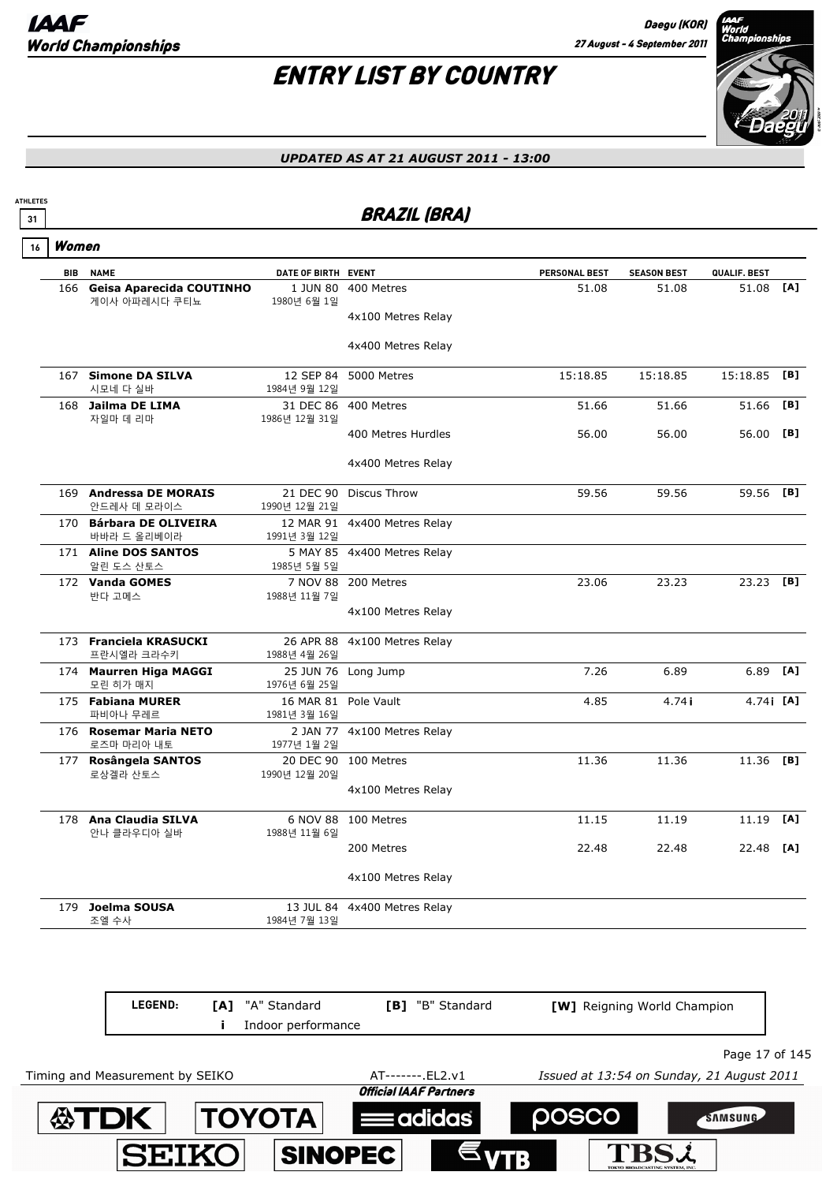# ENTRY LIST BY COUNTRY

*UPDATED AS AT 21 AUGUST 2011 - 13:00*

ATHLETES 31

## BRAZIL (BRA)

### 16 Women

| BIB | NAME | DATE OF BIRTH | EVENT | PERSONAL BEST | SEASON BEST | QUALIF. BEST | |
|---|---|---|---|---|---|---|---|
| 166 | **Geisa Aparecida COUTINHO** 게이사 아파레시다 쿠티뇨 | 1 JUN 80 1980년 6월 1일 | 400 Metres | 51.08 | 51.08 | 51.08 | [A] |
| | | | 4x100 Metres Relay | | | | |
| | | | 4x400 Metres Relay | | | | |
| 167 | **Simone DA SILVA** 시모네 다 실바 | 12 SEP 84 1984년 9월 12일 | 5000 Metres | 15:18.85 | 15:18.85 | 15:18.85 | [B] |
| 168 | **Jailma DE LIMA** 자일마 데 리마 | 31 DEC 86 1986년 12월 31일 | 400 Metres | 51.66 | 51.66 | 51.66 | [B] |
| | | | 400 Metres Hurdles | 56.00 | 56.00 | 56.00 | [B] |
| | | | 4x400 Metres Relay | | | | |
| 169 | **Andressa DE MORAIS** 안드레사 데 모라이스 | 21 DEC 90 1990년 12월 21일 | Discus Throw | 59.56 | 59.56 | 59.56 | [B] |
| 170 | **Bárbara DE OLIVEIRA** 바바라 드 올리베이라 | 12 MAR 91 1991년 3월 12일 | 4x400 Metres Relay | | | | |
| 171 | **Aline DOS SANTOS** 알린 도스 산토스 | 5 MAY 85 1985년 5월 5일 | 4x400 Metres Relay | | | | |
| 172 | **Vanda GOMES** 반다 고메스 | 7 NOV 88 1988년 11월 7일 | 200 Metres | 23.06 | 23.23 | 23.23 | [B] |
| | | | 4x100 Metres Relay | | | | |
| 173 | **Franciela KRASUCKI** 프란시엘라 크라수키 | 26 APR 88 1988년 4월 26일 | 4x100 Metres Relay | | | | |
| 174 | **Maurren Higa MAGGI** 모린 히가 매지 | 25 JUN 76 1976년 6월 25일 | Long Jump | 7.26 | 6.89 | 6.89 | [A] |
| 175 | **Fabiana MURER** 파비아나 무레르 | 16 MAR 81 1981년 3월 16일 | Pole Vault | 4.85 | 4.74i | 4.74i | [A] |
| 176 | **Rosemar Maria NETO** 로즈마 마리아 내토 | 2 JAN 77 1977년 1월 2일 | 4x100 Metres Relay | | | | |
| 177 | **Rosângela SANTOS** 로상겔라 산토스 | 20 DEC 90 1990년 12월 20일 | 100 Metres | 11.36 | 11.36 | 11.36 | [B] |
| | | | 4x100 Metres Relay | | | | |
| 178 | **Ana Claudia SILVA** 안나 클라우디아 실바 | 6 NOV 88 1988년 11월 6일 | 100 Metres | 11.15 | 11.19 | 11.19 | [A] |
| | | | 200 Metres | 22.48 | 22.48 | 22.48 | [A] |
| | | | 4x100 Metres Relay | | | | |
| 179 | **Joelma SOUSA** 조엘 수사 | 13 JUL 84 1984년 7월 13일 | 4x400 Metres Relay | | | | |

**LEGEND:** **[A]** "A" Standard **[B]** "B" Standard **[W]** Reigning World Champion
**i** Indoor performance

Timing and Measurement by SEIKO — AT-------.EL2.v1 — Issued at 13:54 on Sunday, 21 August 2011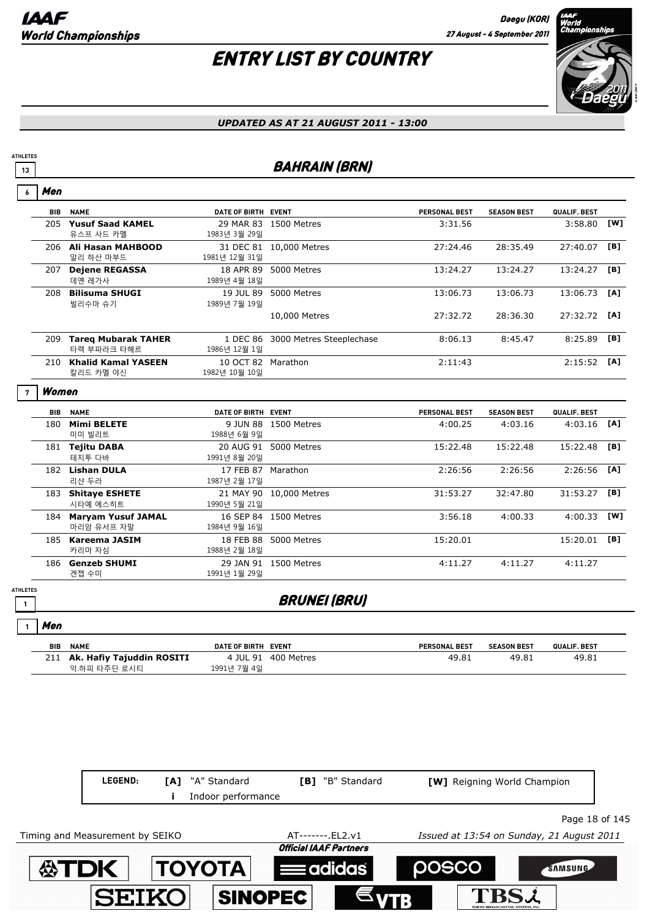# ENTRY LIST BY COUNTRY

*UPDATED AS AT 21 AUGUST 2011 - 13:00*

## BAHRAIN (BRN)

ATHLETES 13

### Men (6)

| BIB | NAME | DATE OF BIRTH | EVENT | PERSONAL BEST | SEASON BEST | QUALIF. BEST | |
|---|---|---|---|---|---|---|---|
| 205 | **Yusuf Saad KAMEL**<br>유스프 사드 카멜 | 29 MAR 83<br>1983년 3월 29일 | 1500 Metres | 3:31.56 | | 3:58.80 | [W] |
| 206 | **Ali Hasan MAHBOOD**<br>알리 하산 마부드 | 31 DEC 81<br>1981년 12월 31일 | 10,000 Metres | 27:24.46 | 28:35.49 | 27:40.07 | [B] |
| 207 | **Dejene REGASSA**<br>데옌 레가사 | 18 APR 89<br>1989년 4월 18일 | 5000 Metres | 13:24.27 | 13:24.27 | 13:24.27 | [B] |
| 208 | **Bilisuma SHUGI**<br>빌리수마 슈기 | 19 JUL 89<br>1989년 7월 19일 | 5000 Metres | 13:06.73 | 13:06.73 | 13:06.73 | [A] |
| | | | 10,000 Metres | 27:32.72 | 28:36.30 | 27:32.72 | [A] |
| 209 | **Tareq Mubarak TAHER**<br>타렉 무바라크 타헤르 | 1 DEC 86<br>1986년 12월 1일 | 3000 Metres Steeplechase | 8:06.13 | 8:45.47 | 8:25.89 | [B] |
| 210 | **Khalid Kamal YASEEN**<br>칼리드 카멜 야신 | 10 OCT 82<br>1982년 10월 10일 | Marathon | 2:11:43 | | 2:15:52 | [A] |

### Women (7)

| BIB | NAME | DATE OF BIRTH | EVENT | PERSONAL BEST | SEASON BEST | QUALIF. BEST | |
|---|---|---|---|---|---|---|---|
| 180 | **Mimi BELETE**<br>미미 빌리트 | 9 JUN 88<br>1988년 6월 9일 | 1500 Metres | 4:00.25 | 4:03.16 | 4:03.16 | [A] |
| 181 | **Tejitu DABA**<br>테지투 다바 | 20 AUG 91<br>1991년 8월 20일 | 5000 Metres | 15:22.48 | 15:22.48 | 15:22.48 | [B] |
| 182 | **Lishan DULA**<br>리샨 두라 | 17 FEB 87<br>1987년 2월 17일 | Marathon | 2:26:56 | 2:26:56 | 2:26:56 | [A] |
| 183 | **Shitaye ESHETE**<br>시타예 에스히트 | 21 MAY 90<br>1990년 5월 21일 | 10,000 Metres | 31:53.27 | 32:47.80 | 31:53.27 | [B] |
| 184 | **Maryam Yusuf JAMAL**<br>마리암 유서프 자말 | 16 SEP 84<br>1984년 9월 16일 | 1500 Metres | 3:56.18 | 4:00.33 | 4:00.33 | [W] |
| 185 | **Kareema JASIM**<br>카리마 자심 | 18 FEB 88<br>1988년 2월 18일 | 5000 Metres | 15:20.01 | | 15:20.01 | [B] |
| 186 | **Genzeb SHUMI**<br>겐젭 수미 | 29 JAN 91<br>1991년 1월 29일 | 1500 Metres | 4:11.27 | 4:11.27 | 4:11.27 | |

## BRUNEI (BRU)

ATHLETES 1

### Men (1)

| BIB | NAME | DATE OF BIRTH | EVENT | PERSONAL BEST | SEASON BEST | QUALIF. BEST |
|---|---|---|---|---|---|---|
| 211 | **Ak. Hafiy Tajuddin ROSITI**<br>악.하피 타주딘 로시티 | 4 JUL 91<br>1991년 7월 4일 | 400 Metres | 49.81 | 49.81 | 49.81 |

**LEGEND:** [A] "A" Standard | [B] "B" Standard | [W] Reigning World Champion | i Indoor performance

Timing and Measurement by SEIKO — AT-------.EL2.v1 — Issued at 13:54 on Sunday, 21 August 2011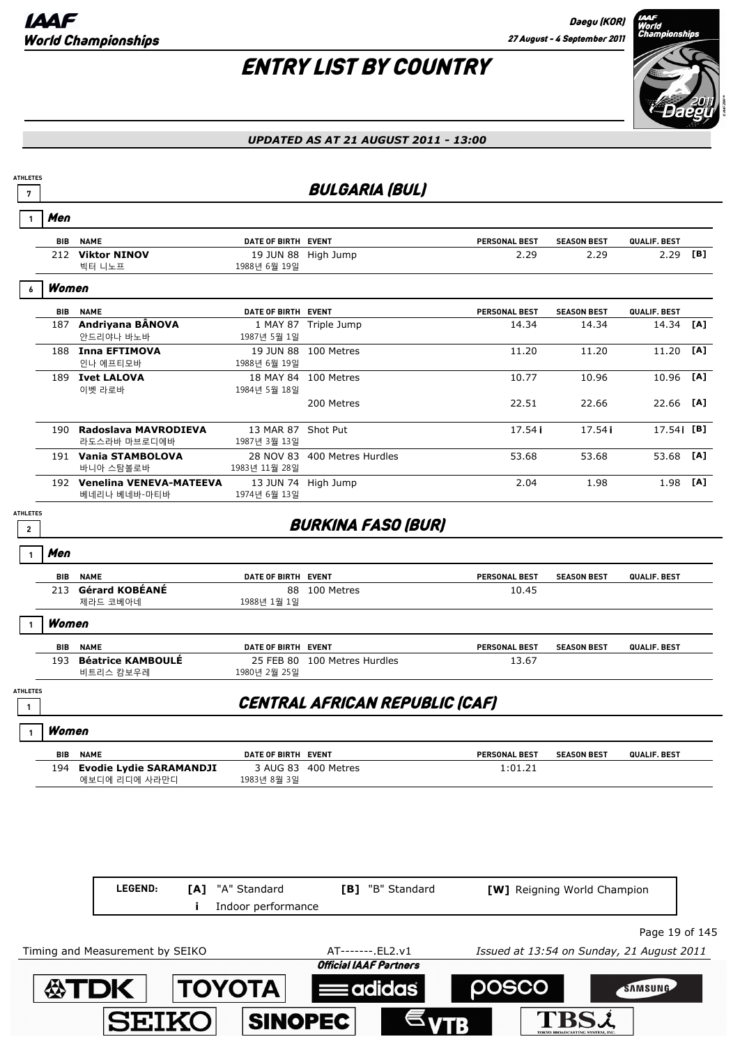# ENTRY LIST BY COUNTRY

*UPDATED AS AT 21 AUGUST 2011 - 13:00*

## BULGARIA (BUL)

ATHLETES 7

### Men (1)

| BIB | NAME | DATE OF BIRTH | EVENT | PERSONAL BEST | SEASON BEST | QUALIF. BEST | |
|---|---|---|---|---|---|---|---|
| 212 | **Viktor NINOV**<br>빅터 니노프 | 19 JUN 88<br>1988년 6월 19일 | High Jump | 2.29 | 2.29 | 2.29 | [B] |

### Women (6)

| BIB | NAME | DATE OF BIRTH | EVENT | PERSONAL BEST | SEASON BEST | QUALIF. BEST | |
|---|---|---|---|---|---|---|---|
| 187 | **Andriyana BÂNOVA**<br>안드리야나 바노바 | 1 MAY 87<br>1987년 5월 1일 | Triple Jump | 14.34 | 14.34 | 14.34 | [A] |
| 188 | **Inna EFTIMOVA**<br>인나 에프티모바 | 19 JUN 88<br>1988년 6월 19일 | 100 Metres | 11.20 | 11.20 | 11.20 | [A] |
| 189 | **Ivet LALOVA**<br>이벳 라로바 | 18 MAY 84<br>1984년 5월 18일 | 100 Metres | 10.77 | 10.96 | 10.96 | [A] |
| | | | 200 Metres | 22.51 | 22.66 | 22.66 | [A] |
| 190 | **Radoslava MAVRODIEVA**<br>라도스라바 마브로디에바 | 13 MAR 87<br>1987년 3월 13일 | Shot Put | 17.54 i | 17.54 i | 17.54 i | [B] |
| 191 | **Vania STAMBOLOVA**<br>바니아 스탐볼로바 | 28 NOV 83<br>1983년 11월 28일 | 400 Metres Hurdles | 53.68 | 53.68 | 53.68 | [A] |
| 192 | **Venelina VENEVA-MATEEVA**<br>베네리나 베네바-마티바 | 13 JUN 74<br>1974년 6월 13일 | High Jump | 2.04 | 1.98 | 1.98 | [A] |

## BURKINA FASO (BUR)

ATHLETES 2

### Men (1)

| BIB | NAME | DATE OF BIRTH | EVENT | PERSONAL BEST | SEASON BEST | QUALIF. BEST |
|---|---|---|---|---|---|---|
| 213 | **Gérard KOBÉANÉ**<br>제라드 코베아네 | 88<br>1988년 1월 1일 | 100 Metres | 10.45 | | |

### Women (1)

| BIB | NAME | DATE OF BIRTH | EVENT | PERSONAL BEST | SEASON BEST | QUALIF. BEST |
|---|---|---|---|---|---|---|
| 193 | **Béatrice KAMBOULÉ**<br>비트리스 캄보우레 | 25 FEB 80<br>1980년 2월 25일 | 100 Metres Hurdles | 13.67 | | |

## CENTRAL AFRICAN REPUBLIC (CAF)

ATHLETES 1

### Women (1)

| BIB | NAME | DATE OF BIRTH | EVENT | PERSONAL BEST | SEASON BEST | QUALIF. BEST |
|---|---|---|---|---|---|---|
| 194 | **Evodie Lydie SARAMANDJI**<br>에보디에 리디에 사라만디 | 3 AUG 83<br>1983년 8월 3일 | 400 Metres | 1:01.21 | | |

**LEGEND:** **[A]** "A" Standard **[B]** "B" Standard **[W]** Reigning World Champion
**i** Indoor performance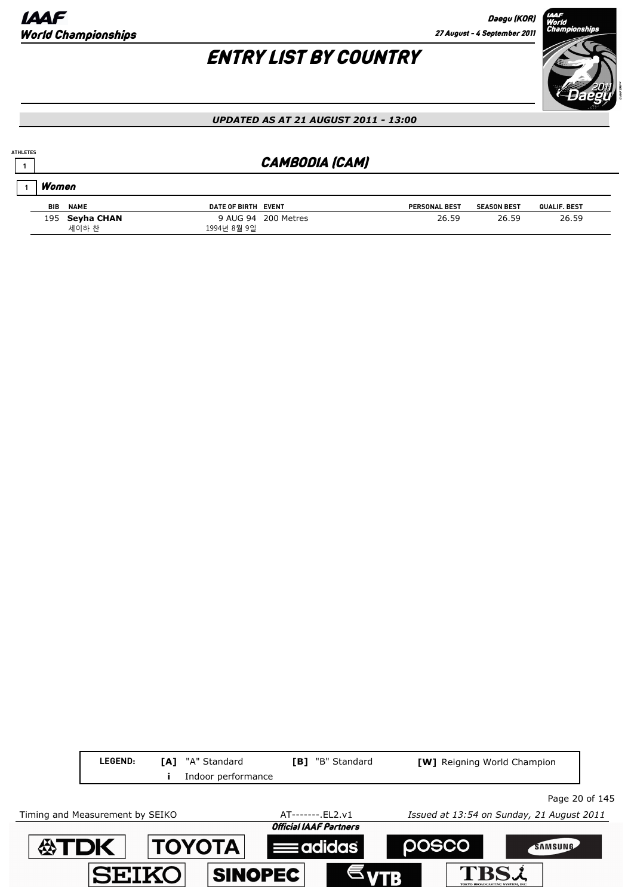# ENTRY LIST BY COUNTRY

*UPDATED AS AT 21 AUGUST 2011 - 13:00*

ATHLETES 1

## CAMBODIA (CAM)

### 1 Women

| BIB | NAME | DATE OF BIRTH | EVENT | PERSONAL BEST | SEASON BEST | QUALIF. BEST |
|---|---|---|---|---|---|---|
| 195 | **Seyha CHAN** 세이하 찬 | 9 AUG 94 1994년 8월 9일 | 200 Metres | 26.59 | 26.59 | 26.59 |

| LEGEND: | [A] "A" Standard | [B] "B" Standard | [W] Reigning World Champion |
|---|---|---|---|
| | i Indoor performance | | |

Timing and Measurement by SEIKO AT-------.EL2.v1 Issued at 13:54 on Sunday, 21 August 2011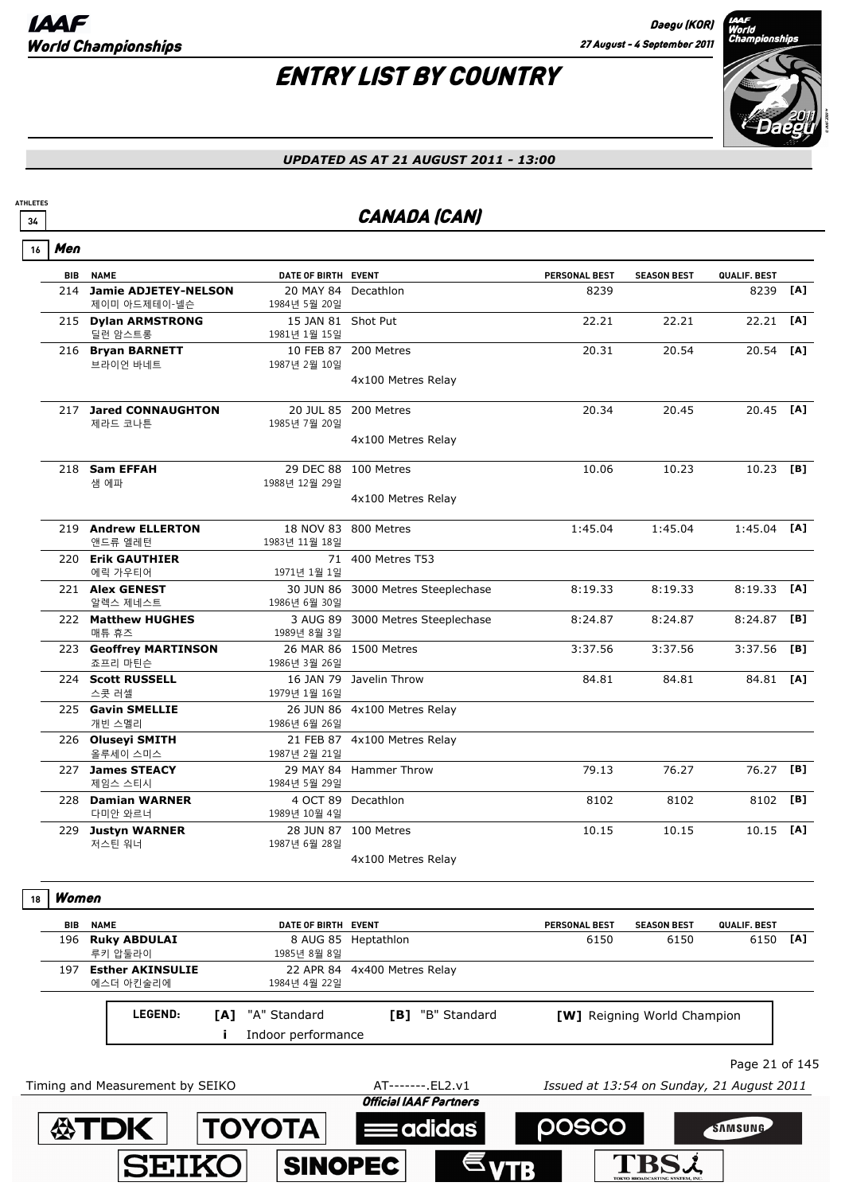# ENTRY LIST BY COUNTRY

*UPDATED AS AT 21 AUGUST 2011 - 13:00*

ATHLETES 34

## CANADA (CAN)

### 16 Men

| BIB | NAME | DATE OF BIRTH | EVENT | PERSONAL BEST | SEASON BEST | QUALIF. BEST | |
|---|---|---|---|---|---|---|---|
| 214 | **Jamie ADJETEY-NELSON** 제이미 아드제테이-넬슨 | 20 MAY 84 1984년 5월 20일 | Decathlon | 8239 | | 8239 | [A] |
| 215 | **Dylan ARMSTRONG** 딜런 암스트롱 | 15 JAN 81 1981년 1월 15일 | Shot Put | 22.21 | 22.21 | 22.21 | [A] |
| 216 | **Bryan BARNETT** 브라이언 바네트 | 10 FEB 87 1987년 2월 10일 | 200 Metres | 20.31 | 20.54 | 20.54 | [A] |
| | | | 4x100 Metres Relay | | | | |
| 217 | **Jared CONNAUGHTON** 제라드 코나튼 | 20 JUL 85 1985년 7월 20일 | 200 Metres | 20.34 | 20.45 | 20.45 | [A] |
| | | | 4x100 Metres Relay | | | | |
| 218 | **Sam EFFAH** 샘 에파 | 29 DEC 88 1988년 12월 29일 | 100 Metres | 10.06 | 10.23 | 10.23 | [B] |
| | | | 4x100 Metres Relay | | | | |
| 219 | **Andrew ELLERTON** 앤드류 엘레턴 | 18 NOV 83 1983년 11월 18일 | 800 Metres | 1:45.04 | 1:45.04 | 1:45.04 | [A] |
| 220 | **Erik GAUTHIER** 에릭 가우티어 | 71 1971년 1월 1일 | 400 Metres T53 | | | | |
| 221 | **Alex GENEST** 알렉스 제네스트 | 30 JUN 86 1986년 6월 30일 | 3000 Metres Steeplechase | 8:19.33 | 8:19.33 | 8:19.33 | [A] |
| 222 | **Matthew HUGHES** 매튜 휴즈 | 3 AUG 89 1989년 8월 3일 | 3000 Metres Steeplechase | 8:24.87 | 8:24.87 | 8:24.87 | [B] |
| 223 | **Geoffrey MARTINSON** 죠프리 마틴슨 | 26 MAR 86 1986년 3월 26일 | 1500 Metres | 3:37.56 | 3:37.56 | 3:37.56 | [B] |
| 224 | **Scott RUSSELL** 스콧 러셀 | 16 JAN 79 1979년 1월 16일 | Javelin Throw | 84.81 | 84.81 | 84.81 | [A] |
| 225 | **Gavin SMELLIE** 개빈 스멜리 | 26 JUN 86 1986년 6월 26일 | 4x100 Metres Relay | | | | |
| 226 | **Oluseyi SMITH** 올루세이 스미스 | 21 FEB 87 1987년 2월 21일 | 4x100 Metres Relay | | | | |
| 227 | **James STEACY** 제임스 스티시 | 29 MAY 84 1984년 5월 29일 | Hammer Throw | 79.13 | 76.27 | 76.27 | [B] |
| 228 | **Damian WARNER** 다미안 와르너 | 4 OCT 89 1989년 10월 4일 | Decathlon | 8102 | 8102 | 8102 | [B] |
| 229 | **Justyn WARNER** 저스틴 워너 | 28 JUN 87 1987년 6월 28일 | 100 Metres | 10.15 | 10.15 | 10.15 | [A] |
| | | | 4x100 Metres Relay | | | | |

### 18 Women

| BIB | NAME | DATE OF BIRTH | EVENT | PERSONAL BEST | SEASON BEST | QUALIF. BEST | |
|---|---|---|---|---|---|---|---|
| 196 | **Ruky ABDULAI** 루키 압둘라이 | 8 AUG 85 1985년 8월 8일 | Heptathlon | 6150 | 6150 | 6150 | [A] |
| 197 | **Esther AKINSULIE** 에스더 아킨술리에 | 22 APR 84 1984년 4월 22일 | 4x400 Metres Relay | | | | |

**LEGEND:** [A] "A" Standard · [B] "B" Standard · [W] Reigning World Champion · i Indoor performance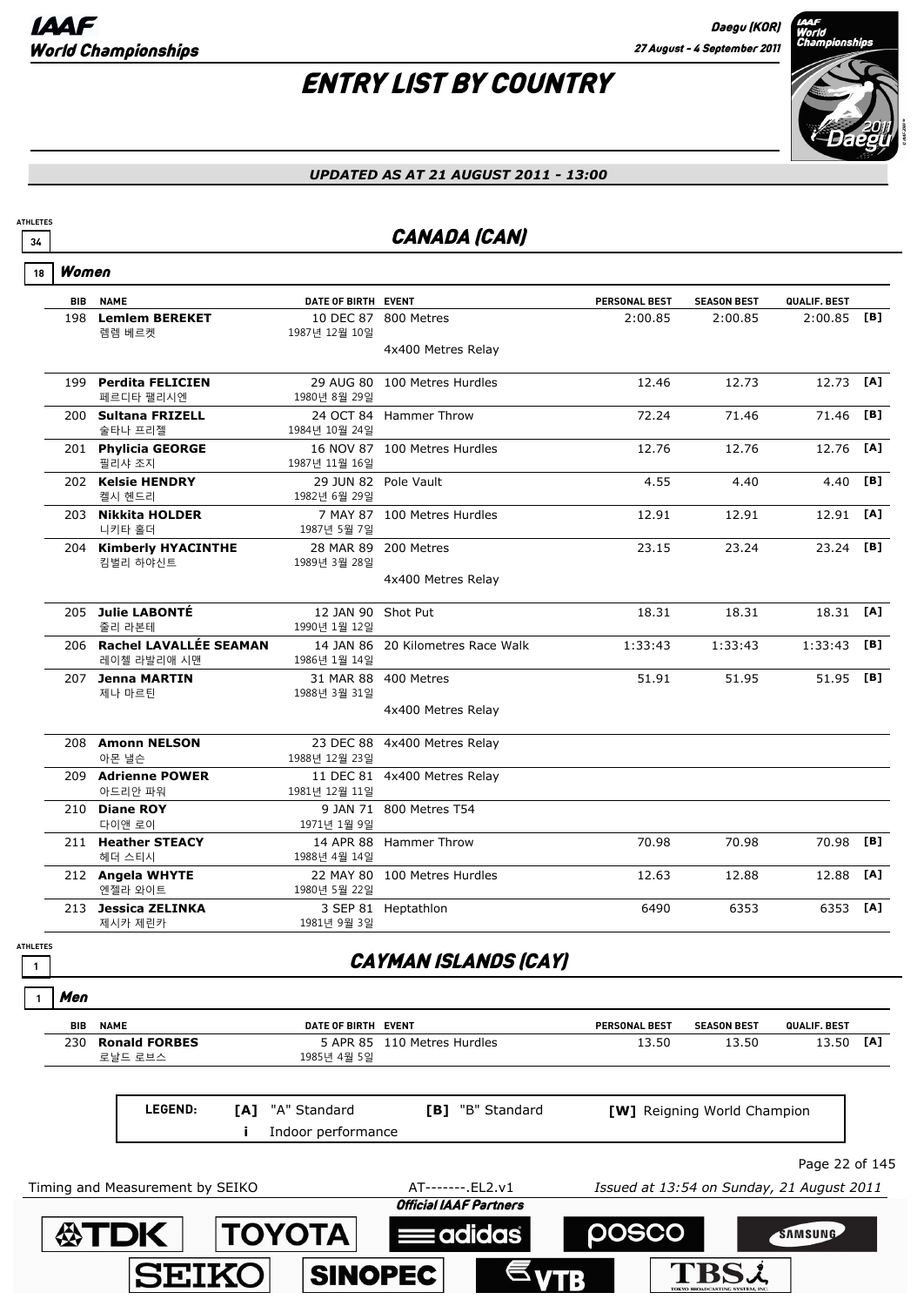# ENTRY LIST BY COUNTRY

*UPDATED AS AT 21 AUGUST 2011 - 13:00*

ATHLETES 34

## CANADA (CAN)

18 **Women**

| BIB | NAME | DATE OF BIRTH | EVENT | PERSONAL BEST | SEASON BEST | QUALIF. BEST | |
|---|---|---|---|---|---|---|---|
| 198 | **Lemlem BEREKET** 렘렘 베르켓 | 10 DEC 87 1987년 12월 10일 | 800 Metres | 2:00.85 | 2:00.85 | 2:00.85 | [B] |
| | | | 4x400 Metres Relay | | | | |
| 199 | **Perdita FELICIEN** 페르디타 펠리시엔 | 29 AUG 80 1980년 8월 29일 | 100 Metres Hurdles | 12.46 | 12.73 | 12.73 | [A] |
| 200 | **Sultana FRIZELL** 술타나 프리젤 | 24 OCT 84 1984년 10월 24일 | Hammer Throw | 72.24 | 71.46 | 71.46 | [B] |
| 201 | **Phylicia GEORGE** 필리샤 조지 | 16 NOV 87 1987년 11월 16일 | 100 Metres Hurdles | 12.76 | 12.76 | 12.76 | [A] |
| 202 | **Kelsie HENDRY** 켈시 헨드리 | 29 JUN 82 1982년 6월 29일 | Pole Vault | 4.55 | 4.40 | 4.40 | [B] |
| 203 | **Nikkita HOLDER** 니키타 홀더 | 7 MAY 87 1987년 5월 7일 | 100 Metres Hurdles | 12.91 | 12.91 | 12.91 | [A] |
| 204 | **Kimberly HYACINTHE** 킴벌리 하야신트 | 28 MAR 89 1989년 3월 28일 | 200 Metres | 23.15 | 23.24 | 23.24 | [B] |
| | | | 4x400 Metres Relay | | | | |
| 205 | **Julie LABONTÉ** 줄리 라본테 | 12 JAN 90 1990년 1월 12일 | Shot Put | 18.31 | 18.31 | 18.31 | [A] |
| 206 | **Rachel LAVALLÉE SEAMAN** 레이첼 라발리애 시맨 | 14 JAN 86 1986년 1월 14일 | 20 Kilometres Race Walk | 1:33:43 | 1:33:43 | 1:33:43 | [B] |
| 207 | **Jenna MARTIN** 제나 마르틴 | 31 MAR 88 1988년 3월 31일 | 400 Metres | 51.91 | 51.95 | 51.95 | [B] |
| | | | 4x400 Metres Relay | | | | |
| 208 | **Amonn NELSON** 아몬 넬슨 | 23 DEC 88 1988년 12월 23일 | 4x400 Metres Relay | | | | |
| 209 | **Adrienne POWER** 아드리안 파워 | 11 DEC 81 1981년 12월 11일 | 4x400 Metres Relay | | | | |
| 210 | **Diane ROY** 다이앤 로이 | 9 JAN 71 1971년 1월 9일 | 800 Metres T54 | | | | |
| 211 | **Heather STEACY** 헤더 스티시 | 14 APR 88 1988년 4월 14일 | Hammer Throw | 70.98 | 70.98 | 70.98 | [B] |
| 212 | **Angela WHYTE** 엔젤라 와이트 | 22 MAY 80 1980년 5월 22일 | 100 Metres Hurdles | 12.63 | 12.88 | 12.88 | [A] |
| 213 | **Jessica ZELINKA** 제시카 제린카 | 3 SEP 81 1981년 9월 3일 | Heptathlon | 6490 | 6353 | 6353 | [A] |

ATHLETES 1

## CAYMAN ISLANDS (CAY)

1 **Men**

| BIB | NAME | DATE OF BIRTH | EVENT | PERSONAL BEST | SEASON BEST | QUALIF. BEST | |
|---|---|---|---|---|---|---|---|
| 230 | **Ronald FORBES** 로날드 로브스 | 5 APR 85 1985년 4월 5일 | 110 Metres Hurdles | 13.50 | 13.50 | 13.50 | [A] |

**LEGEND:** [A] "A" Standard [B] "B" Standard [W] Reigning World Champion
i Indoor performance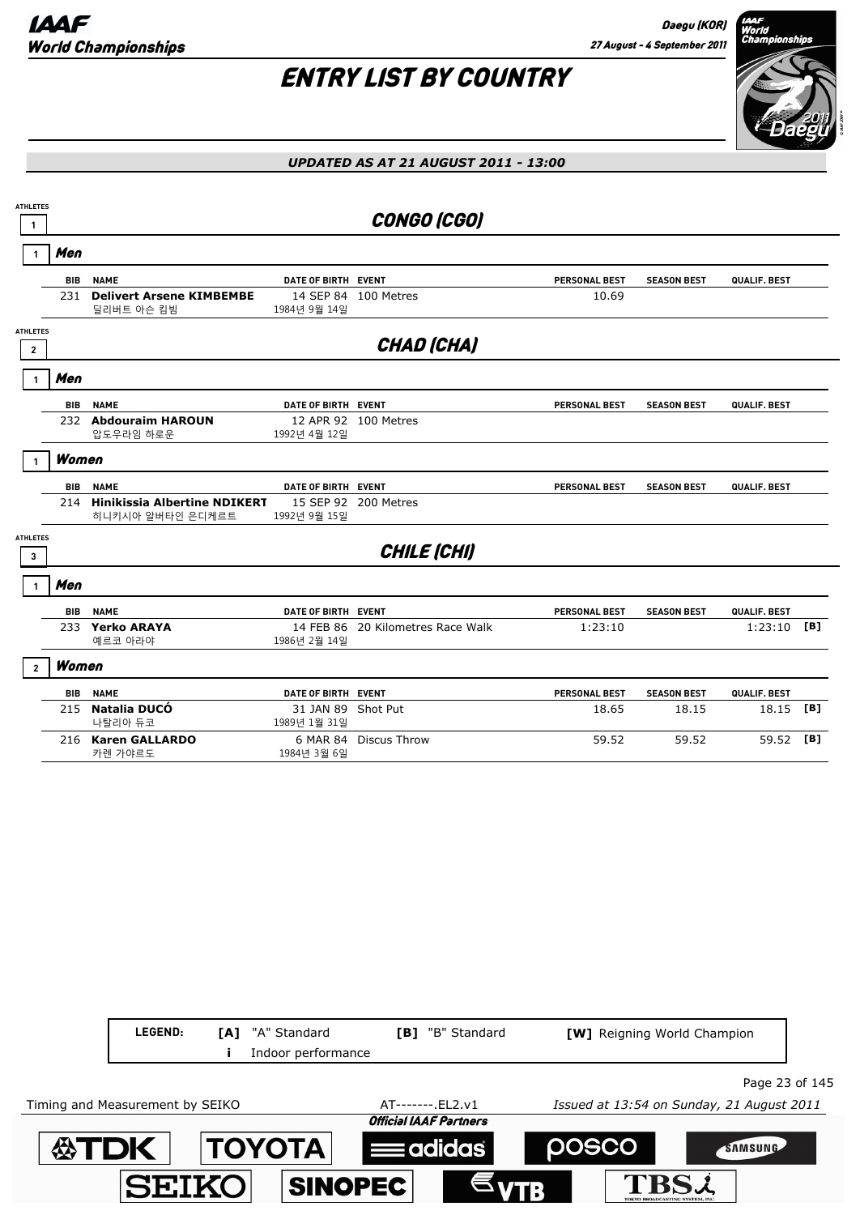# ENTRY LIST BY COUNTRY

*UPDATED AS AT 21 AUGUST 2011 - 13:00*

## CONGO (CGO)

ATHLETES 1

### Men (1)

| BIB | NAME | DATE OF BIRTH | EVENT | PERSONAL BEST | SEASON BEST | QUALIF. BEST | |
|---|---|---|---|---|---|---|---|
| 231 | **Delivert Arsene KIMBEMBE** 딜리버트 아슨 킴빔 | 14 SEP 84 1984년 9월 14일 | 100 Metres | 10.69 | | | |

## CHAD (CHA)

ATHLETES 2

### Men (1)

| BIB | NAME | DATE OF BIRTH | EVENT | PERSONAL BEST | SEASON BEST | QUALIF. BEST | |
|---|---|---|---|---|---|---|---|
| 232 | **Abdouraim HAROUN** 압도우라임 하로운 | 12 APR 92 1992년 4월 12일 | 100 Metres | | | | |

### Women (1)

| BIB | NAME | DATE OF BIRTH | EVENT | PERSONAL BEST | SEASON BEST | QUALIF. BEST | |
|---|---|---|---|---|---|---|---|
| 214 | **Hinikissia Albertine NDIKERT** 히니키시아 알버타인 은디케르트 | 15 SEP 92 1992년 9월 15일 | 200 Metres | | | | |

## CHILE (CHI)

ATHLETES 3

### Men (1)

| BIB | NAME | DATE OF BIRTH | EVENT | PERSONAL BEST | SEASON BEST | QUALIF. BEST | |
|---|---|---|---|---|---|---|---|
| 233 | **Yerko ARAYA** 예르코 아라야 | 14 FEB 86 1986년 2월 14일 | 20 Kilometres Race Walk | 1:23:10 | | 1:23:10 | [B] |

### Women (2)

| BIB | NAME | DATE OF BIRTH | EVENT | PERSONAL BEST | SEASON BEST | QUALIF. BEST | |
|---|---|---|---|---|---|---|---|
| 215 | **Natalia DUCÓ** 나탈리아 듀코 | 31 JAN 89 1989년 1월 31일 | Shot Put | 18.65 | 18.15 | 18.15 | [B] |
| 216 | **Karen GALLARDO** 카렌 가야르도 | 6 MAR 84 1984년 3월 6일 | Discus Throw | 59.52 | 59.52 | 59.52 | [B] |

**LEGEND:** **[A]** "A" Standard **[B]** "B" Standard **[W]** Reigning World Champion **i** Indoor performance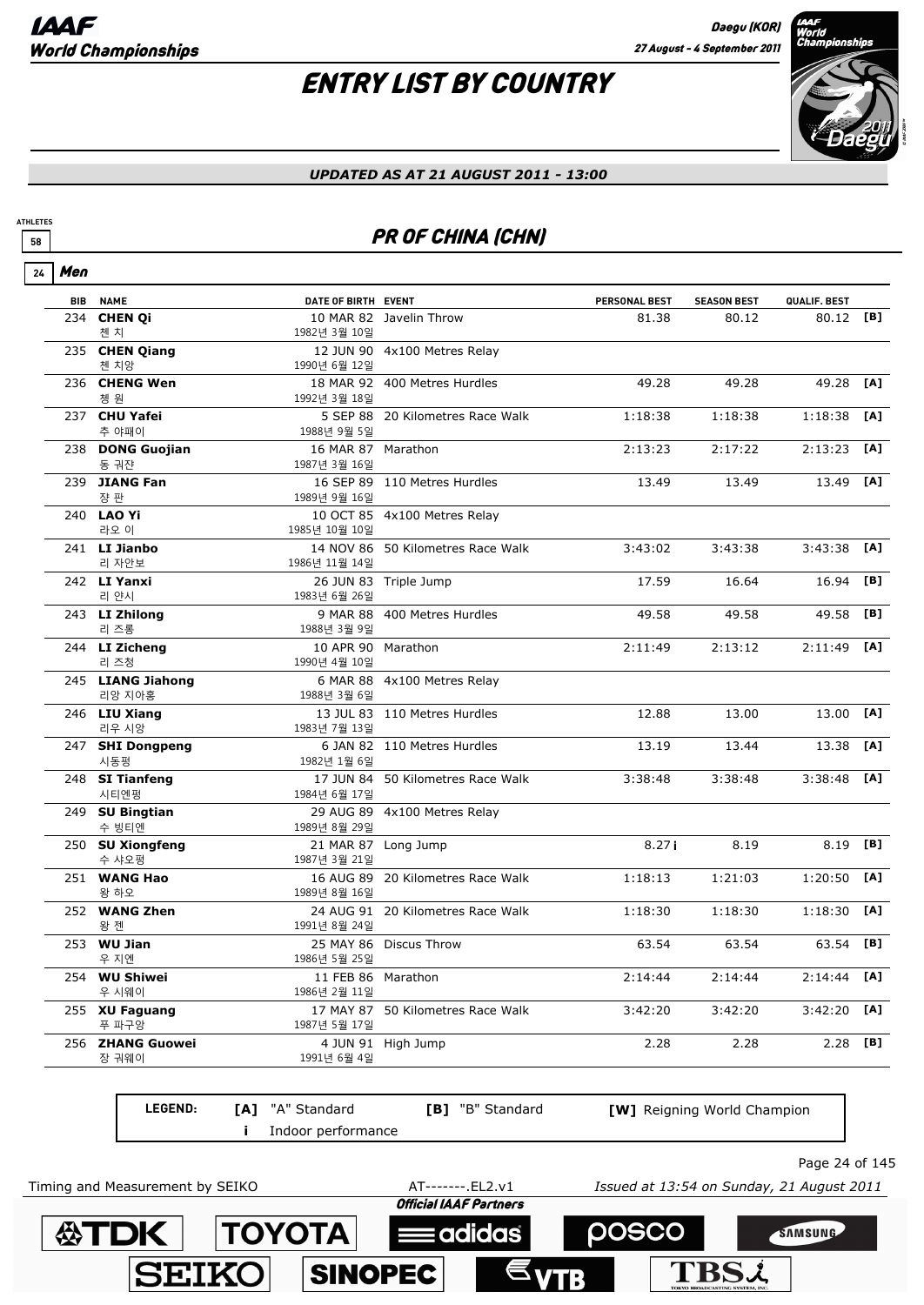# ENTRY LIST BY COUNTRY

*UPDATED AS AT 21 AUGUST 2011 - 13:00*

ATHLETES 58

## PR OF CHINA (CHN)

### 24 Men

| BIB | NAME | DATE OF BIRTH | EVENT | PERSONAL BEST | SEASON BEST | QUALIF. BEST | |
|---|---|---|---|---|---|---|---|
| 234 | **CHEN Qi** 첸 치 | 10 MAR 82 1982년 3월 10일 | Javelin Throw | 81.38 | 80.12 | 80.12 | [B] |
| 235 | **CHEN Qiang** 첸 치앙 | 12 JUN 90 1990년 6월 12일 | 4x100 Metres Relay | | | | |
| 236 | **CHENG Wen** 청 원 | 18 MAR 92 1992년 3월 18일 | 400 Metres Hurdles | 49.28 | 49.28 | 49.28 | [A] |
| 237 | **CHU Yafei** 추 야페이 | 5 SEP 88 1988년 9월 5일 | 20 Kilometres Race Walk | 1:18:38 | 1:18:38 | 1:18:38 | [A] |
| 238 | **DONG Guojian** 동 궈잔 | 16 MAR 87 1987년 3월 16일 | Marathon | 2:13:23 | 2:17:22 | 2:13:23 | [A] |
| 239 | **JIANG Fan** 장 판 | 16 SEP 89 1989년 9월 16일 | 110 Metres Hurdles | 13.49 | 13.49 | 13.49 | [A] |
| 240 | **LAO Yi** 라오 이 | 10 OCT 85 1985년 10월 10일 | 4x100 Metres Relay | | | | |
| 241 | **LI Jianbo** 리 자안보 | 14 NOV 86 1986년 11월 14일 | 50 Kilometres Race Walk | 3:43:02 | 3:43:38 | 3:43:38 | [A] |
| 242 | **LI Yanxi** 리 얀시 | 26 JUN 83 1983년 6월 26일 | Triple Jump | 17.59 | 16.64 | 16.94 | [B] |
| 243 | **LI Zhilong** 리 즈룽 | 9 MAR 88 1988년 3월 9일 | 400 Metres Hurdles | 49.58 | 49.58 | 49.58 | [B] |
| 244 | **LI Zicheng** 리 즈청 | 10 APR 90 1990년 4월 10일 | Marathon | 2:11:49 | 2:13:12 | 2:11:49 | [A] |
| 245 | **LIANG Jiahong** 리앙 지아홍 | 6 MAR 88 1988년 3월 6일 | 4x100 Metres Relay | | | | |
| 246 | **LIU Xiang** 리우 시앙 | 13 JUL 83 1983년 7월 13일 | 110 Metres Hurdles | 12.88 | 13.00 | 13.00 | [A] |
| 247 | **SHI Dongpeng** 시동펑 | 6 JAN 82 1982년 1월 6일 | 110 Metres Hurdles | 13.19 | 13.44 | 13.38 | [A] |
| 248 | **SI Tianfeng** 시티엔펑 | 17 JUN 84 1984년 6월 17일 | 50 Kilometres Race Walk | 3:38:48 | 3:38:48 | 3:38:48 | [A] |
| 249 | **SU Bingtian** 수 빙티엔 | 29 AUG 89 1989년 8월 29일 | 4x100 Metres Relay | | | | |
| 250 | **SU Xiongfeng** 수 샤오펑 | 21 MAR 87 1987년 3월 21일 | Long Jump | 8.27 i | 8.19 | 8.19 | [B] |
| 251 | **WANG Hao** 왕 하오 | 16 AUG 89 1989년 8월 16일 | 20 Kilometres Race Walk | 1:18:13 | 1:21:03 | 1:20:50 | [A] |
| 252 | **WANG Zhen** 왕 젠 | 24 AUG 91 1991년 8월 24일 | 20 Kilometres Race Walk | 1:18:30 | 1:18:30 | 1:18:30 | [A] |
| 253 | **WU Jian** 우 지엔 | 25 MAY 86 1986년 5월 25일 | Discus Throw | 63.54 | 63.54 | 63.54 | [B] |
| 254 | **WU Shiwei** 우 시웨이 | 11 FEB 86 1986년 2월 11일 | Marathon | 2:14:44 | 2:14:44 | 2:14:44 | [A] |
| 255 | **XU Faguang** 푸 파구앙 | 17 MAY 87 1987년 5월 17일 | 50 Kilometres Race Walk | 3:42:20 | 3:42:20 | 3:42:20 | [A] |
| 256 | **ZHANG Guowei** 장 궈웨이 | 4 JUN 91 1991년 6월 4일 | High Jump | 2.28 | 2.28 | 2.28 | [B] |

**LEGEND:** **[A]** "A" Standard **[B]** "B" Standard **[W]** Reigning World Champion
**i** Indoor performance

Timing and Measurement by SEIKO AT-------.EL2.v1 *Issued at 13:54 on Sunday, 21 August 2011*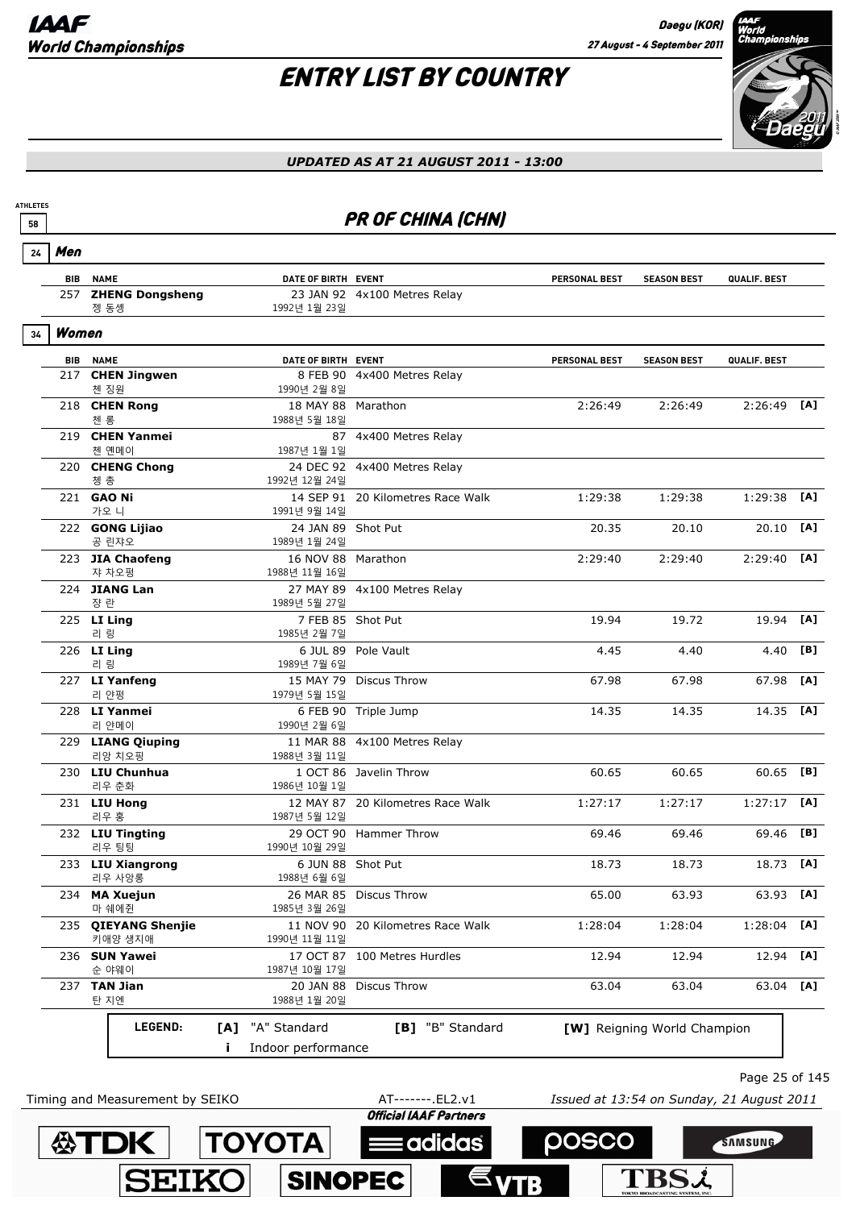# ENTRY LIST BY COUNTRY

*UPDATED AS AT 21 AUGUST 2011 - 13:00*

ATHLETES 58

## PR OF CHINA (CHN)

### 24 Men

| BIB | NAME | DATE OF BIRTH | EVENT | PERSONAL BEST | SEASON BEST | QUALIF. BEST | |
|---|---|---|---|---|---|---|---|
| 257 | **ZHENG Dongsheng** 정 동셍 | 23 JAN 92 1992년 1월 23일 | 4x100 Metres Relay | | | | |

### 34 Women

| BIB | NAME | DATE OF BIRTH | EVENT | PERSONAL BEST | SEASON BEST | QUALIF. BEST | |
|---|---|---|---|---|---|---|---|
| 217 | **CHEN Jingwen** 첸 징원 | 8 FEB 90 1990년 2월 8일 | 4x400 Metres Relay | | | | |
| 218 | **CHEN Rong** 첸 롱 | 18 MAY 88 1988년 5월 18일 | Marathon | 2:26:49 | 2:26:49 | 2:26:49 | [A] |
| 219 | **CHEN Yanmei** 첸 옌메이 | 87 1987년 1월 1일 | 4x400 Metres Relay | | | | |
| 220 | **CHENG Chong** 청 총 | 24 DEC 92 1992년 12월 24일 | 4x400 Metres Relay | | | | |
| 221 | **GAO Ni** 가오 니 | 14 SEP 91 1991년 9월 14일 | 20 Kilometres Race Walk | 1:29:38 | 1:29:38 | 1:29:38 | [A] |
| 222 | **GONG Lijiao** 공 린쟈오 | 24 JAN 89 1989년 1월 24일 | Shot Put | 20.35 | 20.10 | 20.10 | [A] |
| 223 | **JIA Chaofeng** 쟈 차오펑 | 16 NOV 88 1988년 11월 16일 | Marathon | 2:29:40 | 2:29:40 | 2:29:40 | [A] |
| 224 | **JIANG Lan** 쟝 란 | 27 MAY 89 1989년 5월 27일 | 4x100 Metres Relay | | | | |
| 225 | **LI Ling** 리 링 | 7 FEB 85 1985년 2월 7일 | Shot Put | 19.94 | 19.72 | 19.94 | [A] |
| 226 | **LI Ling** 리 링 | 6 JUL 89 1989년 7월 6일 | Pole Vault | 4.45 | 4.40 | 4.40 | [B] |
| 227 | **LI Yanfeng** 리 얀펑 | 15 MAY 79 1979년 5월 15일 | Discus Throw | 67.98 | 67.98 | 67.98 | [A] |
| 228 | **LI Yanmei** 리 얀메이 | 6 FEB 90 1990년 2월 6일 | Triple Jump | 14.35 | 14.35 | 14.35 | [A] |
| 229 | **LIANG Qiuping** 리앙 치오핑 | 11 MAR 88 1988년 3월 11일 | 4x100 Metres Relay | | | | |
| 230 | **LIU Chunhua** 리우 춘화 | 1 OCT 86 1986년 10월 1일 | Javelin Throw | 60.65 | 60.65 | 60.65 | [B] |
| 231 | **LIU Hong** 리우 홍 | 12 MAY 87 1987년 5월 12일 | 20 Kilometres Race Walk | 1:27:17 | 1:27:17 | 1:27:17 | [A] |
| 232 | **LIU Tingting** 리우 팅팅 | 29 OCT 90 1990년 10월 29일 | Hammer Throw | 69.46 | 69.46 | 69.46 | [B] |
| 233 | **LIU Xiangrong** 리우 사앙롱 | 6 JUN 88 1988년 6월 6일 | Shot Put | 18.73 | 18.73 | 18.73 | [A] |
| 234 | **MA Xuejun** 마 쉐에쥔 | 26 MAR 85 1985년 3월 26일 | Discus Throw | 65.00 | 63.93 | 63.93 | [A] |
| 235 | **QIEYANG Shenjie** 키애양 생지애 | 11 NOV 90 1990년 11월 11일 | 20 Kilometres Race Walk | 1:28:04 | 1:28:04 | 1:28:04 | [A] |
| 236 | **SUN Yawei** 순 야웨이 | 17 OCT 87 1987년 10월 17일 | 100 Metres Hurdles | 12.94 | 12.94 | 12.94 | [A] |
| 237 | **TAN Jian** 탄 지엔 | 20 JAN 88 1988년 1월 20일 | Discus Throw | 63.04 | 63.04 | 63.04 | [A] |

**LEGEND:** **[A]** "A" Standard **[B]** "B" Standard **[W]** Reigning World Champion **i** Indoor performance

Timing and Measurement by SEIKO AT-------.EL2.v1 *Issued at 13:54 on Sunday, 21 August 2011*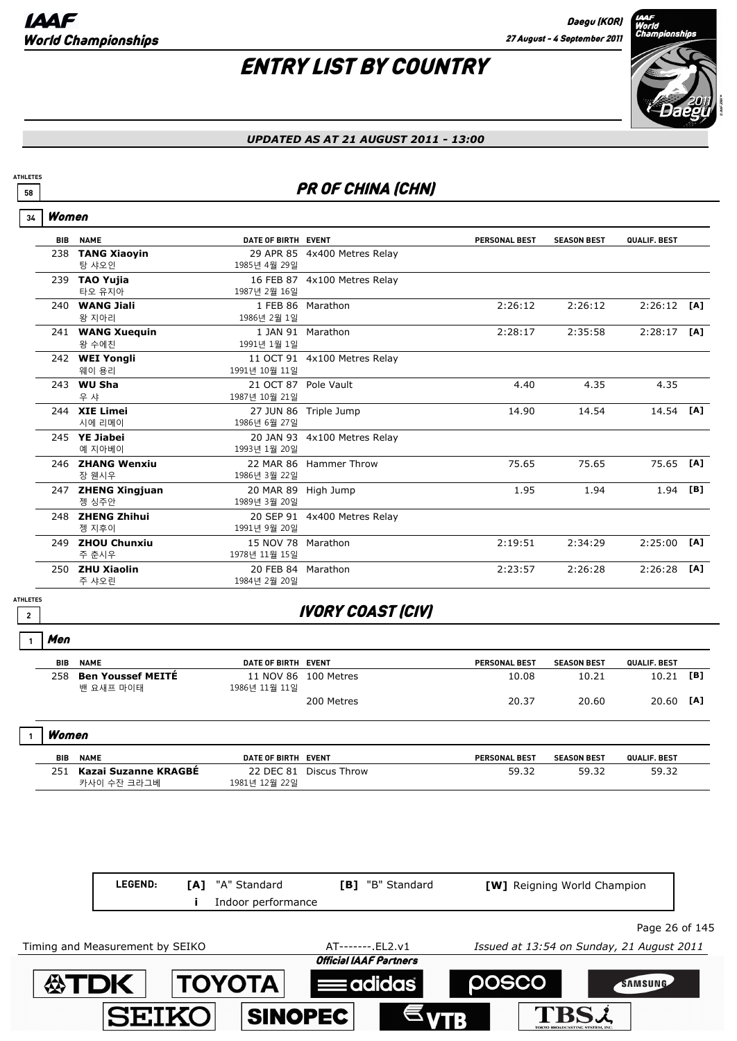# ENTRY LIST BY COUNTRY

*UPDATED AS AT 21 AUGUST 2011 - 13:00*

## PR OF CHINA (CHN)

ATHLETES 58

### Women (34)

| BIB | NAME | DATE OF BIRTH | EVENT | PERSONAL BEST | SEASON BEST | QUALIF. BEST | |
|---|---|---|---|---|---|---|---|
| 238 | **TANG Xiaoyin**<br>탕 샤오인 | 29 APR 85<br>1985년 4월 29일 | 4x400 Metres Relay | | | | |
| 239 | **TAO Yujia**<br>타오 유지아 | 16 FEB 87<br>1987년 2월 16일 | 4x100 Metres Relay | | | | |
| 240 | **WANG Jiali**<br>왕 지아리 | 1 FEB 86<br>1986년 2월 1일 | Marathon | 2:26:12 | 2:26:12 | 2:26:12 | [A] |
| 241 | **WANG Xuequin**<br>왕 수에친 | 1 JAN 91<br>1991년 1월 1일 | Marathon | 2:28:17 | 2:35:58 | 2:28:17 | [A] |
| 242 | **WEI Yongli**<br>웨이 용리 | 11 OCT 91<br>1991년 10월 11일 | 4x100 Metres Relay | | | | |
| 243 | **WU Sha**<br>우 샤 | 21 OCT 87<br>1987년 10월 21일 | Pole Vault | 4.40 | 4.35 | 4.35 | |
| 244 | **XIE Limei**<br>시에 리메이 | 27 JUN 86<br>1986년 6월 27일 | Triple Jump | 14.90 | 14.54 | 14.54 | [A] |
| 245 | **YE Jiabei**<br>예 지아베이 | 20 JAN 93<br>1993년 1월 20일 | 4x100 Metres Relay | | | | |
| 246 | **ZHANG Wenxiu**<br>장 웬시우 | 22 MAR 86<br>1986년 3월 22일 | Hammer Throw | 75.65 | 75.65 | 75.65 | [A] |
| 247 | **ZHENG Xingjuan**<br>정 싱주안 | 20 MAR 89<br>1989년 3월 20일 | High Jump | 1.95 | 1.94 | 1.94 | [B] |
| 248 | **ZHENG Zhihui**<br>정 지후이 | 20 SEP 91<br>1991년 9월 20일 | 4x400 Metres Relay | | | | |
| 249 | **ZHOU Chunxiu**<br>주 춘시우 | 15 NOV 78<br>1978년 11월 15일 | Marathon | 2:19:51 | 2:34:29 | 2:25:00 | [A] |
| 250 | **ZHU Xiaolin**<br>주 샤오린 | 20 FEB 84<br>1984년 2월 20일 | Marathon | 2:23:57 | 2:26:28 | 2:26:28 | [A] |

## IVORY COAST (CIV)

ATHLETES 2

### Men (1)

| BIB | NAME | DATE OF BIRTH | EVENT | PERSONAL BEST | SEASON BEST | QUALIF. BEST | |
|---|---|---|---|---|---|---|---|
| 258 | **Ben Youssef MEITÉ**<br>벤 요새프 마이태 | 11 NOV 86<br>1986년 11월 11일 | 100 Metres | 10.08 | 10.21 | 10.21 | [B] |
| | | | 200 Metres | 20.37 | 20.60 | 20.60 | [A] |

### Women (1)

| BIB | NAME | DATE OF BIRTH | EVENT | PERSONAL BEST | SEASON BEST | QUALIF. BEST | |
|---|---|---|---|---|---|---|---|
| 251 | **Kazai Suzanne KRAGBÉ**<br>카사이 수잔 크라그베 | 22 DEC 81<br>1981년 12월 22일 | Discus Throw | 59.32 | 59.32 | 59.32 | |

**LEGEND:** [A] "A" Standard &nbsp; [B] "B" Standard &nbsp; [W] Reigning World Champion &nbsp; i Indoor performance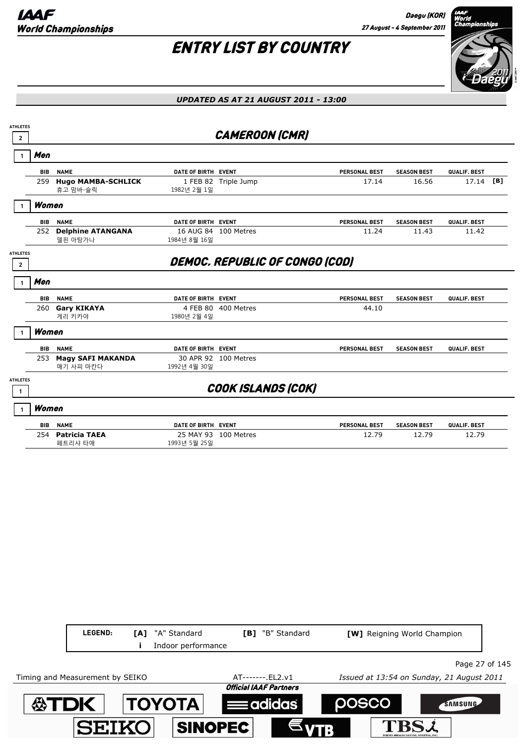# ENTRY LIST BY COUNTRY

*UPDATED AS AT 21 AUGUST 2011 - 13:00*

## CAMEROON (CMR)

ATHLETES 2

### Men (1)

| BIB | NAME | DATE OF BIRTH | EVENT | PERSONAL BEST | SEASON BEST | QUALIF. BEST | |
|---|---|---|---|---|---|---|---|
| 259 | **Hugo MAMBA-SCHLICK**<br>휴고 맘바-슐릭 | 1 FEB 82<br>1982년 2월 1일 | Triple Jump | 17.14 | 16.56 | 17.14 | [B] |

### Women (1)

| BIB | NAME | DATE OF BIRTH | EVENT | PERSONAL BEST | SEASON BEST | QUALIF. BEST |
|---|---|---|---|---|---|---|
| 252 | **Delphine ATANGANA**<br>델핀 아탕가나 | 16 AUG 84<br>1984년 8월 16일 | 100 Metres | 11.24 | 11.43 | 11.42 |

## DEMOC. REPUBLIC OF CONGO (COD)

ATHLETES 2

### Men (1)

| BIB | NAME | DATE OF BIRTH | EVENT | PERSONAL BEST | SEASON BEST | QUALIF. BEST |
|---|---|---|---|---|---|---|
| 260 | **Gary KIKAYA**<br>게리 키카야 | 4 FEB 80<br>1980년 2월 4일 | 400 Metres | 44.10 | | |

### Women (1)

| BIB | NAME | DATE OF BIRTH | EVENT | PERSONAL BEST | SEASON BEST | QUALIF. BEST |
|---|---|---|---|---|---|---|
| 253 | **Magy SAFI MAKANDA**<br>매기 사피 마칸다 | 30 APR 92<br>1992년 4월 30일 | 100 Metres | | | |

## COOK ISLANDS (COK)

ATHLETES 1

### Women (1)

| BIB | NAME | DATE OF BIRTH | EVENT | PERSONAL BEST | SEASON BEST | QUALIF. BEST |
|---|---|---|---|---|---|---|
| 254 | **Patricia TAEA**<br>페트리샤 타애 | 25 MAY 93<br>1993년 5월 25일 | 100 Metres | 12.79 | 12.79 | 12.79 |

**LEGEND:** **[A]** "A" Standard **[B]** "B" Standard **[W]** Reigning World Champion **i** Indoor performance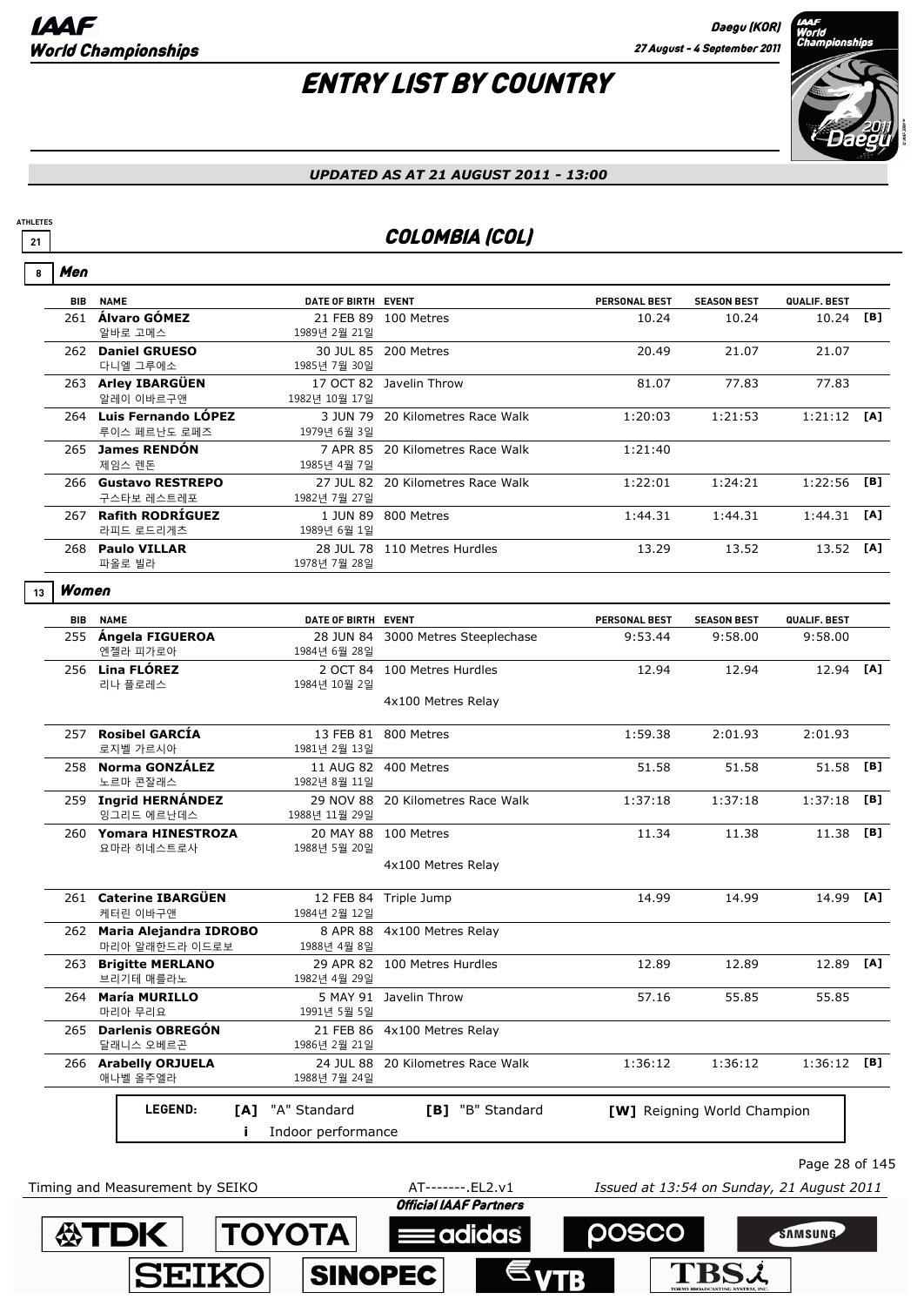# ENTRY LIST BY COUNTRY

*UPDATED AS AT 21 AUGUST 2011 - 13:00*

ATHLETES 21

## COLOMBIA (COL)

### Men (8)

| BIB | NAME | DATE OF BIRTH | EVENT | PERSONAL BEST | SEASON BEST | QUALIF. BEST | |
|---|---|---|---|---|---|---|---|
| 261 | **Álvaro GÓMEZ** 알바로 고메스 | 21 FEB 89 1989년 2월 21일 | 100 Metres | 10.24 | 10.24 | 10.24 | [B] |
| 262 | **Daniel GRUESO** 다니엘 그루에소 | 30 JUL 85 1985년 7월 30일 | 200 Metres | 20.49 | 21.07 | 21.07 | |
| 263 | **Arley IBARGÜEN** 알레이 이바르구앤 | 17 OCT 82 1982년 10월 17일 | Javelin Throw | 81.07 | 77.83 | 77.83 | |
| 264 | **Luis Fernando LÓPEZ** 루이스 페르난도 로페즈 | 3 JUN 79 1979년 6월 3일 | 20 Kilometres Race Walk | 1:20:03 | 1:21:53 | 1:21:12 | [A] |
| 265 | **James RENDÓN** 제임스 렌돈 | 7 APR 85 1985년 4월 7일 | 20 Kilometres Race Walk | 1:21:40 | | | |
| 266 | **Gustavo RESTREPO** 구스타보 레스트레포 | 27 JUL 82 1982년 7월 27일 | 20 Kilometres Race Walk | 1:22:01 | 1:24:21 | 1:22:56 | [B] |
| 267 | **Rafith RODRÍGUEZ** 라피드 로드리게츠 | 1 JUN 89 1989년 6월 1일 | 800 Metres | 1:44.31 | 1:44.31 | 1:44.31 | [A] |
| 268 | **Paulo VILLAR** 파울로 빌라 | 28 JUL 78 1978년 7월 28일 | 110 Metres Hurdles | 13.29 | 13.52 | 13.52 | [A] |

### Women (13)

| BIB | NAME | DATE OF BIRTH | EVENT | PERSONAL BEST | SEASON BEST | QUALIF. BEST | |
|---|---|---|---|---|---|---|---|
| 255 | **Ángela FIGUEROA** 엔젤라 피가로아 | 28 JUN 84 1984년 6월 28일 | 3000 Metres Steeplechase | 9:53.44 | 9:58.00 | 9:58.00 | |
| 256 | **Lina FLÓREZ** 리나 플로레스 | 2 OCT 84 1984년 10월 2일 | 100 Metres Hurdles | 12.94 | 12.94 | 12.94 | [A] |
| | | | 4x100 Metres Relay | | | | |
| 257 | **Rosibel GARCÍA** 로지벨 가르시아 | 13 FEB 81 1981년 2월 13일 | 800 Metres | 1:59.38 | 2:01.93 | 2:01.93 | |
| 258 | **Norma GONZÁLEZ** 노르마 곤잘래스 | 11 AUG 82 1982년 8월 11일 | 400 Metres | 51.58 | 51.58 | 51.58 | [B] |
| 259 | **Ingrid HERNÁNDEZ** 잉그리드 에르난데스 | 29 NOV 88 1988년 11월 29일 | 20 Kilometres Race Walk | 1:37:18 | 1:37:18 | 1:37:18 | [B] |
| 260 | **Yomara HINESTROZA** 요마라 히네스트로사 | 20 MAY 88 1988년 5월 20일 | 100 Metres | 11.34 | 11.38 | 11.38 | [B] |
| | | | 4x100 Metres Relay | | | | |
| 261 | **Caterine IBARGÜEN** 케터린 이바구앤 | 12 FEB 84 1984년 2월 12일 | Triple Jump | 14.99 | 14.99 | 14.99 | [A] |
| 262 | **Maria Alejandra IDROBO** 마리아 알레한드라 이드로보 | 8 APR 88 1988년 4월 8일 | 4x100 Metres Relay | | | | |
| 263 | **Brigitte MERLANO** 브리기테 매를라노 | 29 APR 82 1982년 4월 29일 | 100 Metres Hurdles | 12.89 | 12.89 | 12.89 | [A] |
| 264 | **María MURILLO** 마리아 무리요 | 5 MAY 91 1991년 5월 5일 | Javelin Throw | 57.16 | 55.85 | 55.85 | |
| 265 | **Darlenis OBREGÓN** 달래니스 오베르곤 | 21 FEB 86 1986년 2월 21일 | 4x100 Metres Relay | | | | |
| 266 | **Arabelly ORJUELA** 애나벨 올주엘라 | 24 JUL 88 1988년 7월 24일 | 20 Kilometres Race Walk | 1:36:12 | 1:36:12 | 1:36:12 | [B] |

**LEGEND:** [A] "A" Standard [B] "B" Standard [W] Reigning World Champion i Indoor performance

Timing and Measurement by SEIKO AT-------.EL2.v1 Issued at 13:54 on Sunday, 21 August 2011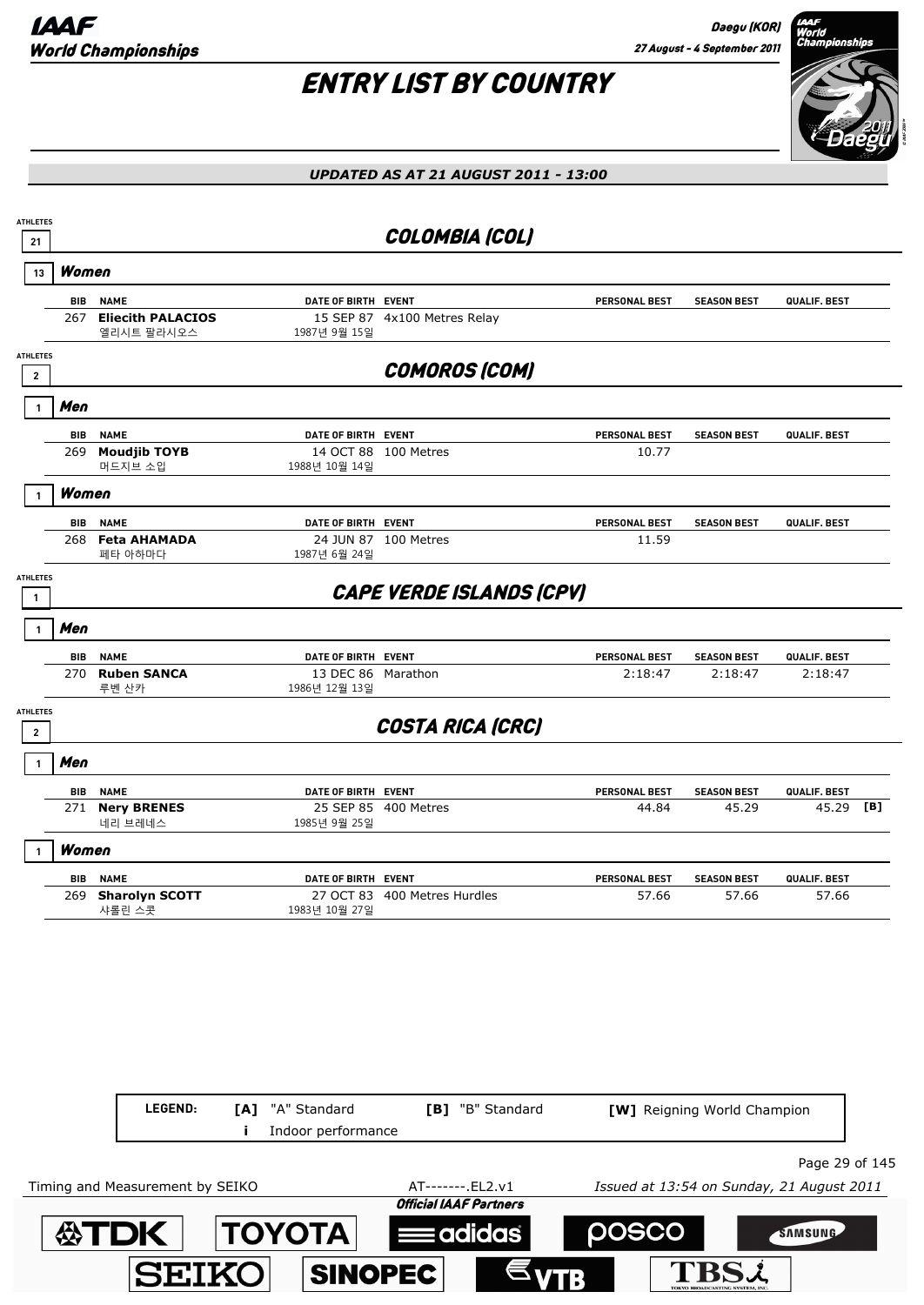# ENTRY LIST BY COUNTRY

*UPDATED AS AT 21 AUGUST 2011 - 13:00*

## COLOMBIA (COL)

ATHLETES 21

### Women (13)

| BIB | NAME | DATE OF BIRTH | EVENT | PERSONAL BEST | SEASON BEST | QUALIF. BEST | |
|---|---|---|---|---|---|---|---|
| 267 | **Eliecith PALACIOS** 엘리시트 팔라시오스 | 15 SEP 87 1987년 9월 15일 | 4x100 Metres Relay | | | | |

## COMOROS (COM)

ATHLETES 2

### Men (1)

| BIB | NAME | DATE OF BIRTH | EVENT | PERSONAL BEST | SEASON BEST | QUALIF. BEST | |
|---|---|---|---|---|---|---|---|
| 269 | **Moudjib TOYB** 머드지브 소입 | 14 OCT 88 1988년 10월 14일 | 100 Metres | 10.77 | | | |

### Women (1)

| BIB | NAME | DATE OF BIRTH | EVENT | PERSONAL BEST | SEASON BEST | QUALIF. BEST | |
|---|---|---|---|---|---|---|---|
| 268 | **Feta AHAMADA** 페타 아하마다 | 24 JUN 87 1987년 6월 24일 | 100 Metres | 11.59 | | | |

## CAPE VERDE ISLANDS (CPV)

ATHLETES 1

### Men (1)

| BIB | NAME | DATE OF BIRTH | EVENT | PERSONAL BEST | SEASON BEST | QUALIF. BEST | |
|---|---|---|---|---|---|---|---|
| 270 | **Ruben SANCA** 루벤 산카 | 13 DEC 86 1986년 12월 13일 | Marathon | 2:18:47 | 2:18:47 | 2:18:47 | |

## COSTA RICA (CRC)

ATHLETES 2

### Men (1)

| BIB | NAME | DATE OF BIRTH | EVENT | PERSONAL BEST | SEASON BEST | QUALIF. BEST | |
|---|---|---|---|---|---|---|---|
| 271 | **Nery BRENES** 네리 브레네스 | 25 SEP 85 1985년 9월 25일 | 400 Metres | 44.84 | 45.29 | 45.29 | [B] |

### Women (1)

| BIB | NAME | DATE OF BIRTH | EVENT | PERSONAL BEST | SEASON BEST | QUALIF. BEST | |
|---|---|---|---|---|---|---|---|
| 269 | **Sharolyn SCOTT** 샤롤린 스콧 | 27 OCT 83 1983년 10월 27일 | 400 Metres Hurdles | 57.66 | 57.66 | 57.66 | |

LEGEND: [A] "A" Standard [B] "B" Standard [W] Reigning World Champion i Indoor performance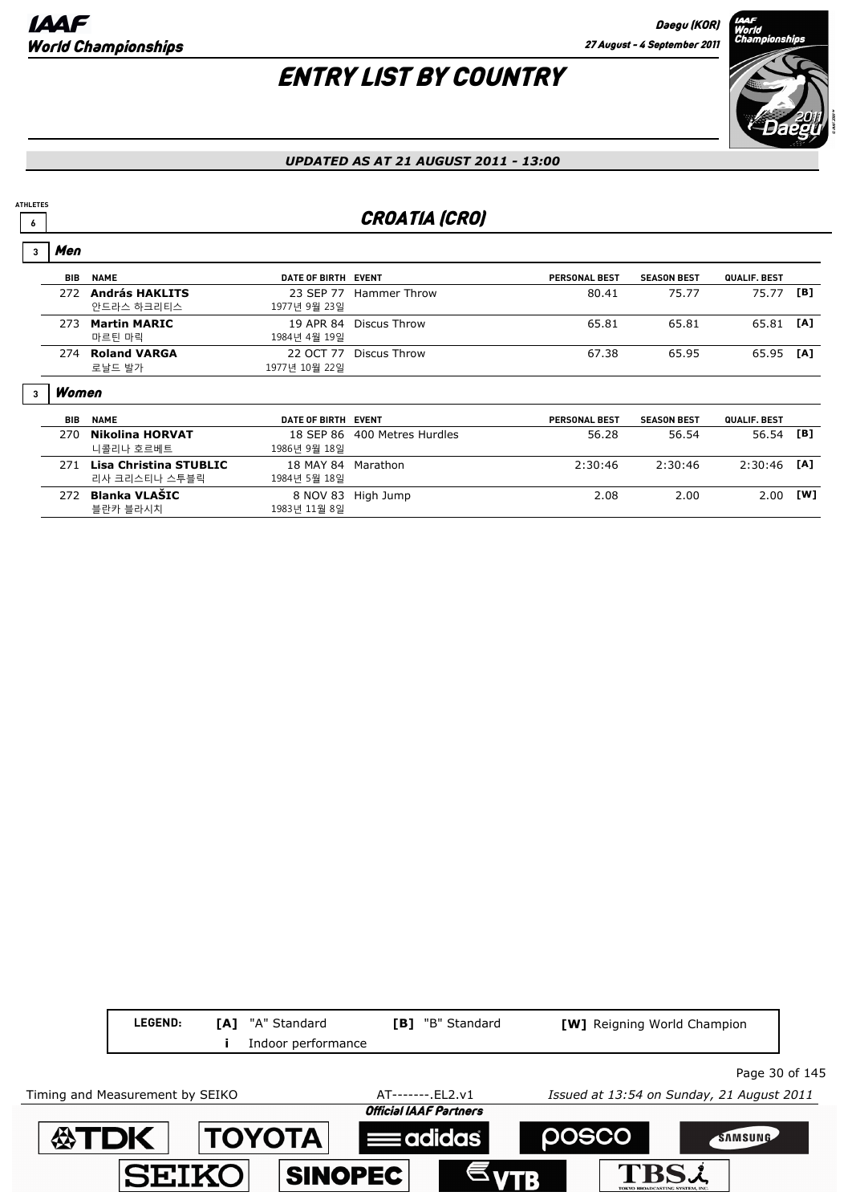# ENTRY LIST BY COUNTRY

*UPDATED AS AT 21 AUGUST 2011 - 13:00*

ATHLETES 6

## CROATIA (CRO)

### 3 Men

| BIB | NAME | DATE OF BIRTH | EVENT | PERSONAL BEST | SEASON BEST | QUALIF. BEST | |
|---|---|---|---|---|---|---|---|
| 272 | **András HAKLITS**<br>안드라스 하크리티스 | 23 SEP 77<br>1977년 9월 23일 | Hammer Throw | 80.41 | 75.77 | 75.77 | [B] |
| 273 | **Martin MARIC**<br>마르틴 마릭 | 19 APR 84<br>1984년 4월 19일 | Discus Throw | 65.81 | 65.81 | 65.81 | [A] |
| 274 | **Roland VARGA**<br>로날드 발가 | 22 OCT 77<br>1977년 10월 22일 | Discus Throw | 67.38 | 65.95 | 65.95 | [A] |

### 3 Women

| BIB | NAME | DATE OF BIRTH | EVENT | PERSONAL BEST | SEASON BEST | QUALIF. BEST | |
|---|---|---|---|---|---|---|---|
| 270 | **Nikolina HORVAT**<br>니콜리나 호르베트 | 18 SEP 86<br>1986년 9월 18일 | 400 Metres Hurdles | 56.28 | 56.54 | 56.54 | [B] |
| 271 | **Lisa Christina STUBLIC**<br>리사 크리스티나 스투블릭 | 18 MAY 84<br>1984년 5월 18일 | Marathon | 2:30:46 | 2:30:46 | 2:30:46 | [A] |
| 272 | **Blanka VLAŠIC**<br>블란카 블라시치 | 8 NOV 83<br>1983년 11월 8일 | High Jump | 2.08 | 2.00 | 2.00 | [W] |

| LEGEND: | [A] "A" Standard | [B] "B" Standard | [W] Reigning World Champion |
|---|---|---|---|
| | i Indoor performance | | |

Timing and Measurement by SEIKO — AT-------.EL2.v1 — *Issued at 13:54 on Sunday, 21 August 2011*

*Official IAAF Partners*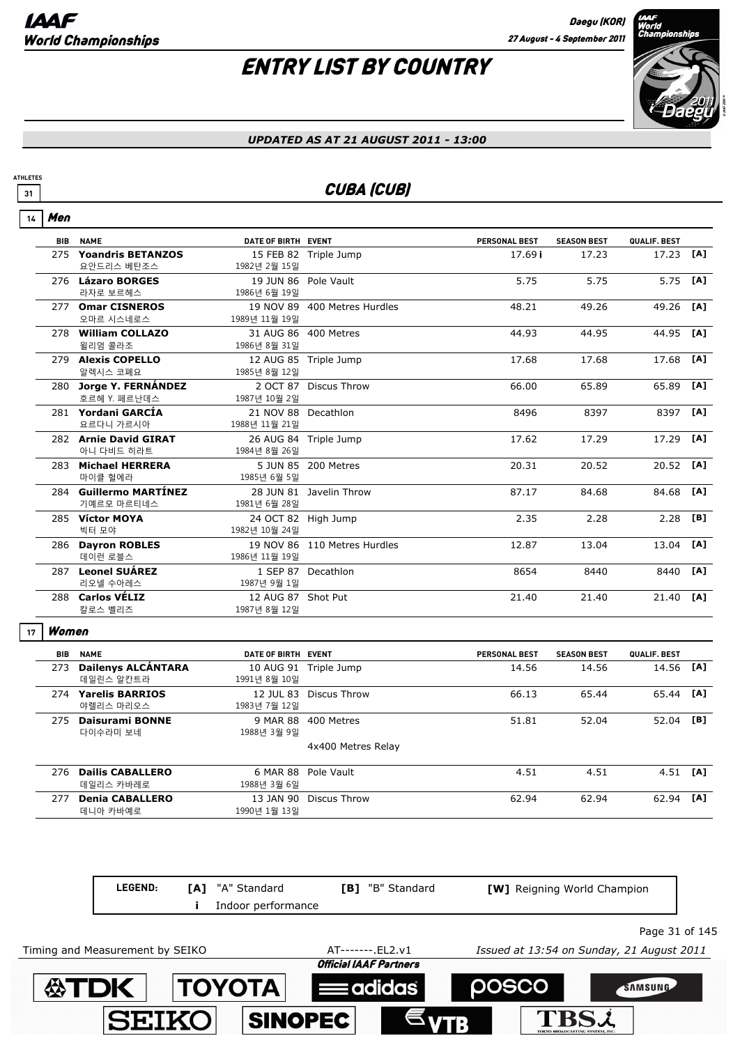# ENTRY LIST BY COUNTRY

*UPDATED AS AT 21 AUGUST 2011 - 13:00*

ATHLETES 31

## CUBA (CUB)

### 14 Men

| BIB | NAME | DATE OF BIRTH | EVENT | PERSONAL BEST | SEASON BEST | QUALIF. BEST | |
|---|---|---|---|---|---|---|---|
| 275 | **Yoandris BETANZOS** 요안드리스 베탄조스 | 15 FEB 82 1982년 2월 15일 | Triple Jump | 17.69 i | 17.23 | 17.23 | [A] |
| 276 | **Lázaro BORGES** 라자로 보르헤스 | 19 JUN 86 1986년 6월 19일 | Pole Vault | 5.75 | 5.75 | 5.75 | [A] |
| 277 | **Omar CISNEROS** 오마르 시스네로스 | 19 NOV 89 1989년 11월 19일 | 400 Metres Hurdles | 48.21 | 49.26 | 49.26 | [A] |
| 278 | **William COLLAZO** 윌리엄 콜라조 | 31 AUG 86 1986년 8월 31일 | 400 Metres | 44.93 | 44.95 | 44.95 | [A] |
| 279 | **Alexis COPELLO** 알렉시스 코페요 | 12 AUG 85 1985년 8월 12일 | Triple Jump | 17.68 | 17.68 | 17.68 | [A] |
| 280 | **Jorge Y. FERNÁNDEZ** 호르헤 Y. 페르난데스 | 2 OCT 87 1987년 10월 2일 | Discus Throw | 66.00 | 65.89 | 65.89 | [A] |
| 281 | **Yordani GARCÍA** 요르다니 가르시아 | 21 NOV 88 1988년 11월 21일 | Decathlon | 8496 | 8397 | 8397 | [A] |
| 282 | **Arnie David GIRAT** 아니 다비드 히라트 | 26 AUG 84 1984년 8월 26일 | Triple Jump | 17.62 | 17.29 | 17.29 | [A] |
| 283 | **Michael HERRERA** 마이클 헐에라 | 5 JUN 85 1985년 6월 5일 | 200 Metres | 20.31 | 20.52 | 20.52 | [A] |
| 284 | **Guillermo MARTÍNEZ** 기예르모 마르티네스 | 28 JUN 81 1981년 6월 28일 | Javelin Throw | 87.17 | 84.68 | 84.68 | [A] |
| 285 | **Víctor MOYA** 빅터 모야 | 24 OCT 82 1982년 10월 24일 | High Jump | 2.35 | 2.28 | 2.28 | [B] |
| 286 | **Dayron ROBLES** 데이런 로블스 | 19 NOV 86 1986년 11월 19일 | 110 Metres Hurdles | 12.87 | 13.04 | 13.04 | [A] |
| 287 | **Leonel SUÁREZ** 리오넬 수아레스 | 1 SEP 87 1987년 9월 1일 | Decathlon | 8654 | 8440 | 8440 | [A] |
| 288 | **Carlos VÉLIZ** 칼로스 벨리즈 | 12 AUG 87 1987년 8월 12일 | Shot Put | 21.40 | 21.40 | 21.40 | [A] |

### 17 Women

| BIB | NAME | DATE OF BIRTH | EVENT | PERSONAL BEST | SEASON BEST | QUALIF. BEST | |
|---|---|---|---|---|---|---|---|
| 273 | **Dailenys ALCÁNTARA** 데일린스 알칸트라 | 10 AUG 91 1991년 8월 10일 | Triple Jump | 14.56 | 14.56 | 14.56 | [A] |
| 274 | **Yarelis BARRIOS** 야렐리스 바리오스 | 12 JUL 83 1983년 7월 12일 | Discus Throw | 66.13 | 65.44 | 65.44 | [A] |
| 275 | **Daisurami BONNE** 다이수라미 보네 | 9 MAR 88 1988년 3월 9일 | 400 Metres | 51.81 | 52.04 | 52.04 | [B] |
| | | | 4x400 Metres Relay | | | | |
| 276 | **Dailis CABALLERO** 데일리스 카바레로 | 6 MAR 88 1988년 3월 6일 | Pole Vault | 4.51 | 4.51 | 4.51 | [A] |
| 277 | **Denia CABALLERO** 데니아 카바예로 | 13 JAN 90 1990년 1월 13일 | Discus Throw | 62.94 | 62.94 | 62.94 | [A] |

**LEGEND:** [A] "A" Standard; [B] "B" Standard; [W] Reigning World Champion; i Indoor performance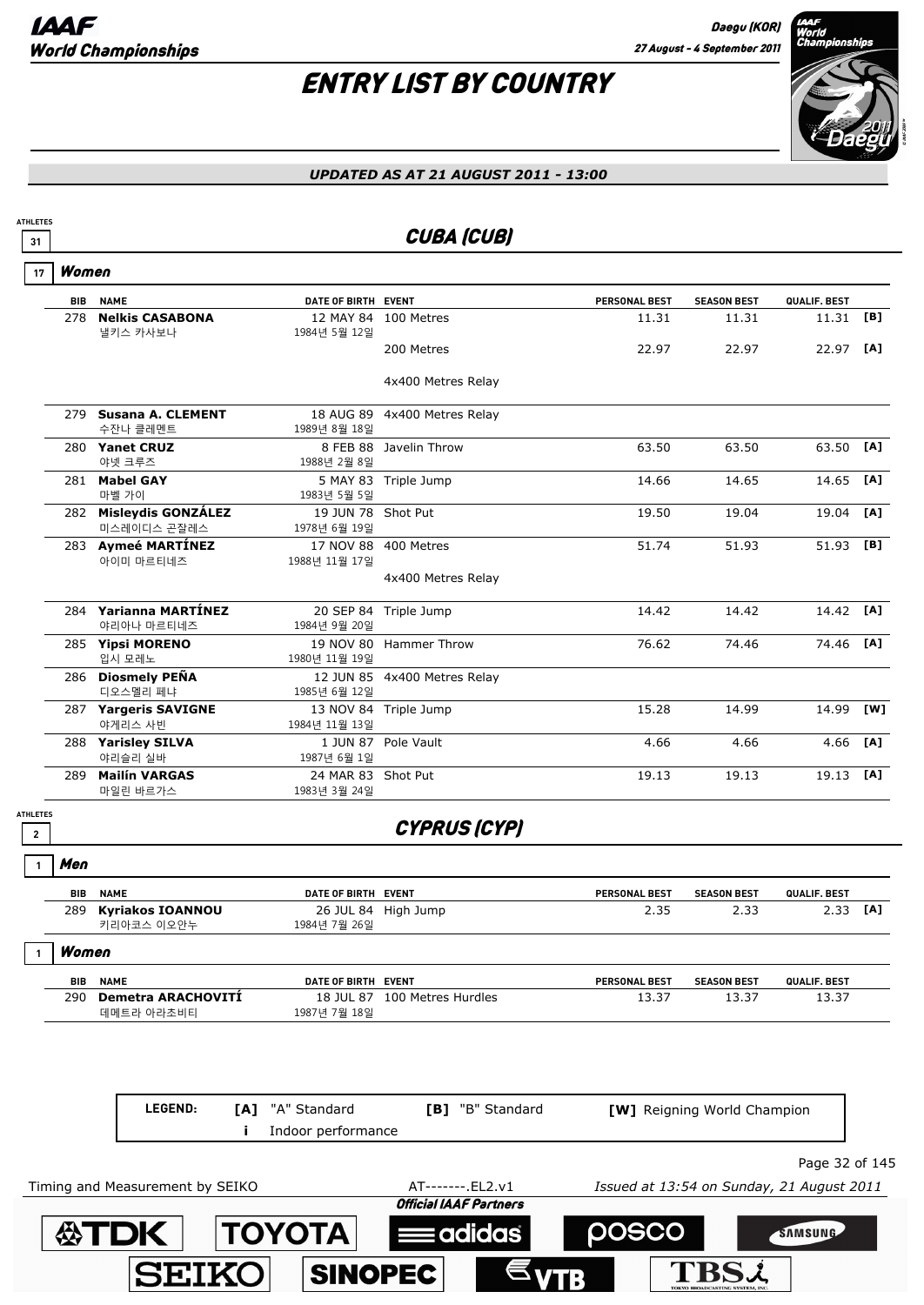# ENTRY LIST BY COUNTRY

*UPDATED AS AT 21 AUGUST 2011 - 13:00*

## CUBA (CUB)

ATHLETES 31

### Women (17)

| BIB | NAME | DATE OF BIRTH | EVENT | PERSONAL BEST | SEASON BEST | QUALIF. BEST | |
|---|---|---|---|---|---|---|---|
| 278 | **Nelkis CASABONA** 넬키스 카사보나 | 12 MAY 84 1984년 5월 12일 | 100 Metres | 11.31 | 11.31 | 11.31 | [B] |
| | | | 200 Metres | 22.97 | 22.97 | 22.97 | [A] |
| | | | 4x400 Metres Relay | | | | |
| 279 | **Susana A. CLEMENT** 수잔나 클레멘트 | 18 AUG 89 1989년 8월 18일 | 4x400 Metres Relay | | | | |
| 280 | **Yanet CRUZ** 야넷 크루즈 | 8 FEB 88 1988년 2월 8일 | Javelin Throw | 63.50 | 63.50 | 63.50 | [A] |
| 281 | **Mabel GAY** 마벨 가이 | 5 MAY 83 1983년 5월 5일 | Triple Jump | 14.66 | 14.65 | 14.65 | [A] |
| 282 | **Misleydis GONZÁLEZ** 미스레이디스 곤잘레스 | 19 JUN 78 1978년 6월 19일 | Shot Put | 19.50 | 19.04 | 19.04 | [A] |
| 283 | **Aymeé MARTÍNEZ** 아이미 마르티네즈 | 17 NOV 88 1988년 11월 17일 | 400 Metres | 51.74 | 51.93 | 51.93 | [B] |
| | | | 4x400 Metres Relay | | | | |
| 284 | **Yarianna MARTÍNEZ** 야리아나 마르티네즈 | 20 SEP 84 1984년 9월 20일 | Triple Jump | 14.42 | 14.42 | 14.42 | [A] |
| 285 | **Yipsi MORENO** 입시 모레노 | 19 NOV 80 1980년 11월 19일 | Hammer Throw | 76.62 | 74.46 | 74.46 | [A] |
| 286 | **Diosmely PEÑA** 디오스멜리 페냐 | 12 JUN 85 1985년 6월 12일 | 4x400 Metres Relay | | | | |
| 287 | **Yargeris SAVIGNE** 야게리스 사빈 | 13 NOV 84 1984년 11월 13일 | Triple Jump | 15.28 | 14.99 | 14.99 | [W] |
| 288 | **Yarisley SILVA** 야리슬리 실바 | 1 JUN 87 1987년 6월 1일 | Pole Vault | 4.66 | 4.66 | 4.66 | [A] |
| 289 | **Mailín VARGAS** 마일린 바르가스 | 24 MAR 83 1983년 3월 24일 | Shot Put | 19.13 | 19.13 | 19.13 | [A] |

## CYPRUS (CYP)

ATHLETES 2

### Men (1)

| BIB | NAME | DATE OF BIRTH | EVENT | PERSONAL BEST | SEASON BEST | QUALIF. BEST | |
|---|---|---|---|---|---|---|---|
| 289 | **Kyriakos IOANNOU** 키리아코스 이오안누 | 26 JUL 84 1984년 7월 26일 | High Jump | 2.35 | 2.33 | 2.33 | [A] |

### Women (1)

| BIB | NAME | DATE OF BIRTH | EVENT | PERSONAL BEST | SEASON BEST | QUALIF. BEST | |
|---|---|---|---|---|---|---|---|
| 290 | **Demetra ARACHOVITÍ** 데메트라 아라초비티 | 18 JUL 87 1987년 7월 18일 | 100 Metres Hurdles | 13.37 | 13.37 | 13.37 | |

**LEGEND:** [A] "A" Standard · [B] "B" Standard · [W] Reigning World Champion · i Indoor performance

Timing and Measurement by SEIKO · AT-------.EL2.v1 · Issued at 13:54 on Sunday, 21 August 2011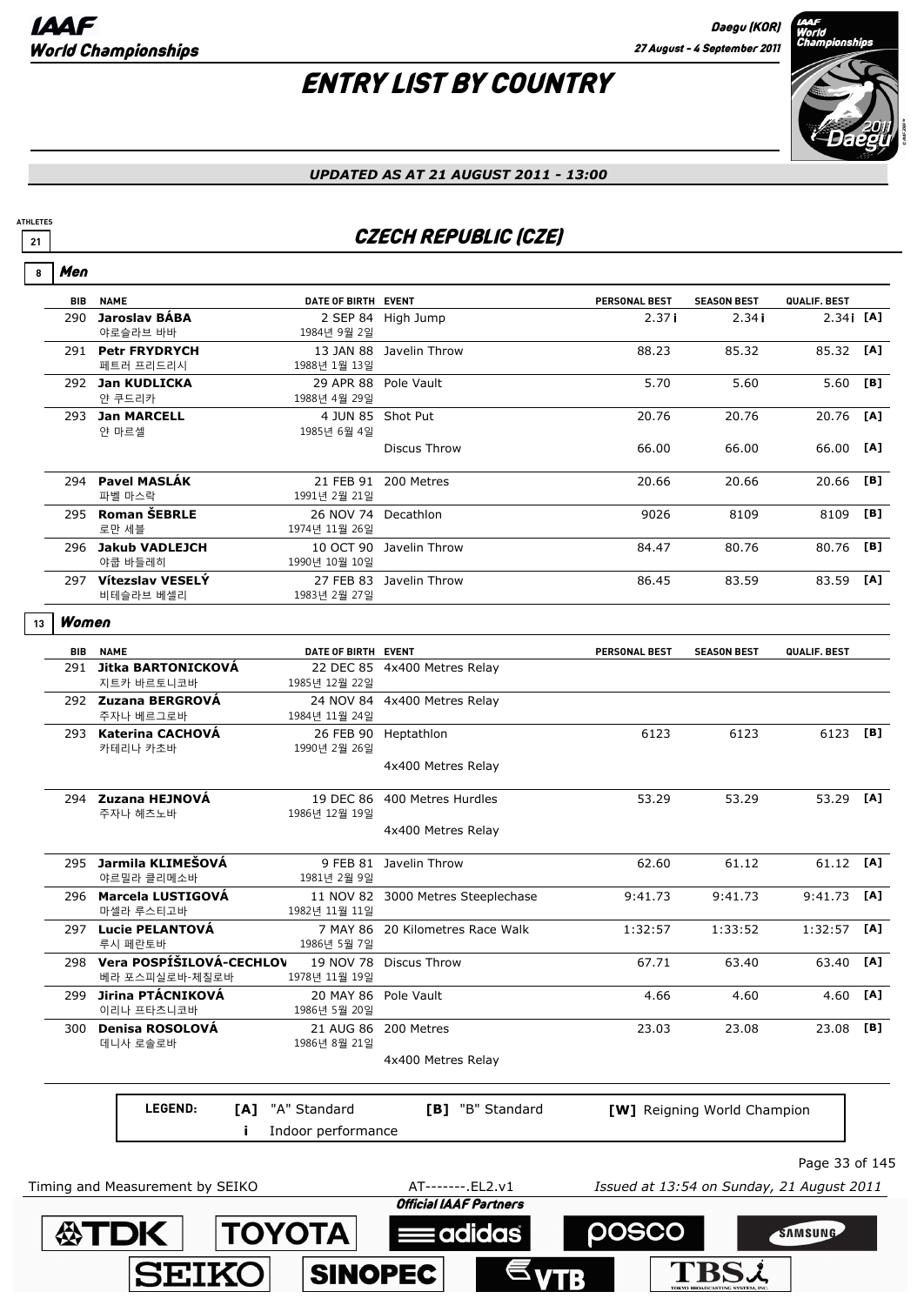# ENTRY LIST BY COUNTRY

*UPDATED AS AT 21 AUGUST 2011 - 13:00*

ATHLETES 21

## CZECH REPUBLIC (CZE)

### 8 Men

| BIB | NAME | DATE OF BIRTH | EVENT | PERSONAL BEST | SEASON BEST | QUALIF. BEST | |
|---|---|---|---|---|---|---|---|
| 290 | **Jaroslav BÁBA** 야로슬라브 바바 | 2 SEP 84 1984년 9월 2일 | High Jump | 2.37 i | 2.34 i | 2.34 i | [A] |
| 291 | **Petr FRYDRYCH** 페트러 프리드리시 | 13 JAN 88 1988년 1월 13일 | Javelin Throw | 88.23 | 85.32 | 85.32 | [A] |
| 292 | **Jan KUDLICKA** 얀 쿠드리카 | 29 APR 88 1988년 4월 29일 | Pole Vault | 5.70 | 5.60 | 5.60 | [B] |
| 293 | **Jan MARCELL** 얀 마르셀 | 4 JUN 85 1985년 6월 4일 | Shot Put | 20.76 | 20.76 | 20.76 | [A] |
| | | | Discus Throw | 66.00 | 66.00 | 66.00 | [A] |
| 294 | **Pavel MASLÁK** 파벨 마스락 | 21 FEB 91 1991년 2월 21일 | 200 Metres | 20.66 | 20.66 | 20.66 | [B] |
| 295 | **Roman ŠEBRLE** 로만 세블 | 26 NOV 74 1974년 11월 26일 | Decathlon | 9026 | 8109 | 8109 | [B] |
| 296 | **Jakub VADLEJCH** 야쿱 바들레히 | 10 OCT 90 1990년 10월 10일 | Javelin Throw | 84.47 | 80.76 | 80.76 | [B] |
| 297 | **Vítezslav VESELÝ** 비테슬라브 베셀리 | 27 FEB 83 1983년 2월 27일 | Javelin Throw | 86.45 | 83.59 | 83.59 | [A] |

### 13 Women

| BIB | NAME | DATE OF BIRTH | EVENT | PERSONAL BEST | SEASON BEST | QUALIF. BEST | |
|---|---|---|---|---|---|---|---|
| 291 | **Jitka BARTONICKOVÁ** 지트카 바르토니코바 | 22 DEC 85 1985년 12월 22일 | 4x400 Metres Relay | | | | |
| 292 | **Zuzana BERGROVÁ** 주자나 베르그로바 | 24 NOV 84 1984년 11월 24일 | 4x400 Metres Relay | | | | |
| 293 | **Katerina CACHOVÁ** 카테리나 카초바 | 26 FEB 90 1990년 2월 26일 | Heptathlon | 6123 | 6123 | 6123 | [B] |
| | | | 4x400 Metres Relay | | | | |
| 294 | **Zuzana HEJNOVÁ** 주자나 헤즈노바 | 19 DEC 86 1986년 12월 19일 | 400 Metres Hurdles | 53.29 | 53.29 | 53.29 | [A] |
| | | | 4x400 Metres Relay | | | | |
| 295 | **Jarmila KLIMEŠOVÁ** 야르밀라 클리메소바 | 9 FEB 81 1981년 2월 9일 | Javelin Throw | 62.60 | 61.12 | 61.12 | [A] |
| 296 | **Marcela LUSTIGOVÁ** 마셀라 루스티고바 | 11 NOV 82 1982년 11월 11일 | 3000 Metres Steeplechase | 9:41.73 | 9:41.73 | 9:41.73 | [A] |
| 297 | **Lucie PELANTOVÁ** 루시 페란토바 | 7 MAY 86 1986년 5월 7일 | 20 Kilometres Race Walk | 1:32:57 | 1:33:52 | 1:32:57 | [A] |
| 298 | **Vera POSPÍŠILOVÁ-CECHLOV** 베라 포스피실로바-체칠로바 | 19 NOV 78 1978년 11월 19일 | Discus Throw | 67.71 | 63.40 | 63.40 | [A] |
| 299 | **Jirina PTÁCNIKOVÁ** 이리나 프타츠니코바 | 20 MAY 86 1986년 5월 20일 | Pole Vault | 4.66 | 4.60 | 4.60 | [A] |
| 300 | **Denisa ROSOLOVÁ** 데니사 로솔로바 | 21 AUG 86 1986년 8월 21일 | 200 Metres | 23.03 | 23.08 | 23.08 | [B] |
| | | | 4x400 Metres Relay | | | | |

**LEGEND:** [A] "A" Standard [B] "B" Standard [W] Reigning World Champion
i Indoor performance

Timing and Measurement by SEIKO AT-------.EL2.v1 *Issued at 13:54 on Sunday, 21 August 2011*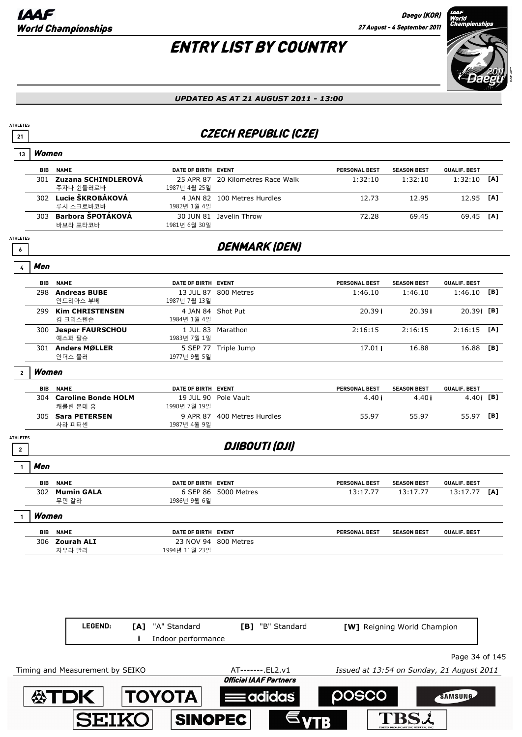# ENTRY LIST BY COUNTRY

*UPDATED AS AT 21 AUGUST 2011 - 13:00*

## CZECH REPUBLIC (CZE)

ATHLETES 21

### Women (13)

| BIB | NAME | DATE OF BIRTH | EVENT | PERSONAL BEST | SEASON BEST | QUALIF. BEST | |
|---|---|---|---|---|---|---|---|
| 301 | **Zuzana SCHINDLEROVÁ** 주자나 쉰들러로바 | 25 APR 87 1987년 4월 25일 | 20 Kilometres Race Walk | 1:32:10 | 1:32:10 | 1:32:10 | [A] |
| 302 | **Lucie ŠKROBÁKOVÁ** 루시 스크로바코바 | 4 JAN 82 1982년 1월 4일 | 100 Metres Hurdles | 12.73 | 12.95 | 12.95 | [A] |
| 303 | **Barbora ŠPOTÁKOVÁ** 바보라 포타코바 | 30 JUN 81 1981년 6월 30일 | Javelin Throw | 72.28 | 69.45 | 69.45 | [A] |

## DENMARK (DEN)

ATHLETES 6

### Men (4)

| BIB | NAME | DATE OF BIRTH | EVENT | PERSONAL BEST | SEASON BEST | QUALIF. BEST | |
|---|---|---|---|---|---|---|---|
| 298 | **Andreas BUBE** 안드리아스 부베 | 13 JUL 87 1987년 7월 13일 | 800 Metres | 1:46.10 | 1:46.10 | 1:46.10 | [B] |
| 299 | **Kim CHRISTENSEN** 킴 크리스텐슨 | 4 JAN 84 1984년 1월 4일 | Shot Put | 20.39 i | 20.39 i | 20.39 i | [B] |
| 300 | **Jesper FAURSCHOU** 예스퍼 팔슈 | 1 JUL 83 1983년 7월 1일 | Marathon | 2:16:15 | 2:16:15 | 2:16:15 | [A] |
| 301 | **Anders MØLLER** 안더스 몰러 | 5 SEP 77 1977년 9월 5일 | Triple Jump | 17.01 i | 16.88 | 16.88 | [B] |

### Women (2)

| BIB | NAME | DATE OF BIRTH | EVENT | PERSONAL BEST | SEASON BEST | QUALIF. BEST | |
|---|---|---|---|---|---|---|---|
| 304 | **Caroline Bonde HOLM** 캐롤린 본데 홈 | 19 JUL 90 1990년 7월 19일 | Pole Vault | 4.40 i | 4.40 i | 4.40 i | [B] |
| 305 | **Sara PETERSEN** 사라 피터센 | 9 APR 87 1987년 4월 9일 | 400 Metres Hurdles | 55.97 | 55.97 | 55.97 | [B] |

## DJIBOUTI (DJI)

ATHLETES 2

### Men (1)

| BIB | NAME | DATE OF BIRTH | EVENT | PERSONAL BEST | SEASON BEST | QUALIF. BEST | |
|---|---|---|---|---|---|---|---|
| 302 | **Mumin GALA** 무민 갈라 | 6 SEP 86 1986년 9월 6일 | 5000 Metres | 13:17.77 | 13:17.77 | 13:17.77 | [A] |

### Women (1)

| BIB | NAME | DATE OF BIRTH | EVENT | PERSONAL BEST | SEASON BEST | QUALIF. BEST | |
|---|---|---|---|---|---|---|---|
| 306 | **Zourah ALI** 자우라 알리 | 23 NOV 94 1994년 11월 23일 | 800 Metres | | | | |

**LEGEND:** [A] "A" Standard; [B] "B" Standard; [W] Reigning World Champion; i Indoor performance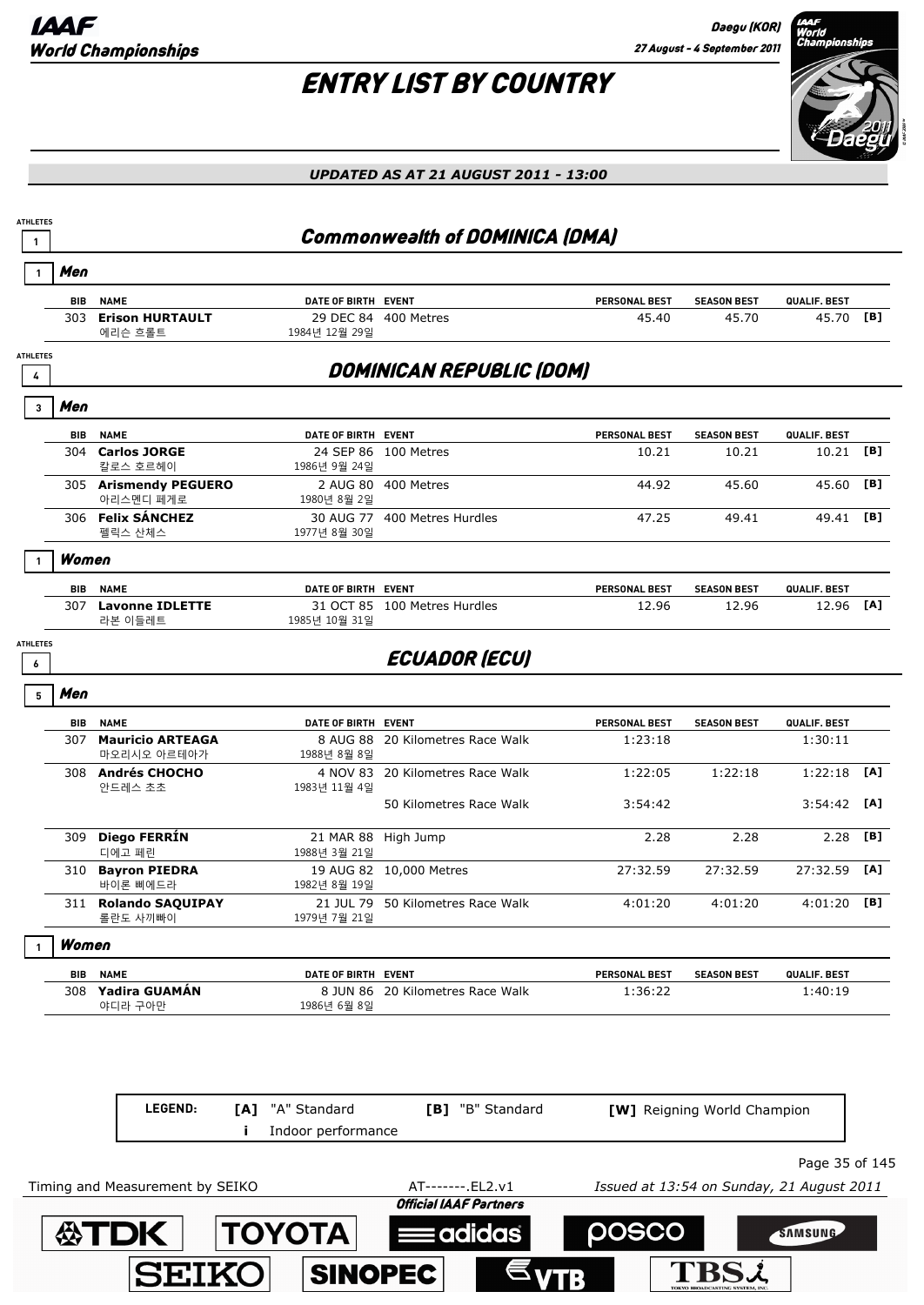# ENTRY LIST BY COUNTRY

*UPDATED AS AT 21 AUGUST 2011 - 13:00*

## Commonwealth of DOMINICA (DMA)

ATHLETES 1

### Men (1)

| BIB | NAME | DATE OF BIRTH | EVENT | PERSONAL BEST | SEASON BEST | QUALIF. BEST | |
|---|---|---|---|---|---|---|---|
| 303 | **Erison HURTAULT** 에리슨 흐롤트 | 29 DEC 84 1984년 12월 29일 | 400 Metres | 45.40 | 45.70 | 45.70 | [B] |

## DOMINICAN REPUBLIC (DOM)

ATHLETES 4

### Men (3)

| BIB | NAME | DATE OF BIRTH | EVENT | PERSONAL BEST | SEASON BEST | QUALIF. BEST | |
|---|---|---|---|---|---|---|---|
| 304 | **Carlos JORGE** 칼로스 호르헤이 | 24 SEP 86 1986년 9월 24일 | 100 Metres | 10.21 | 10.21 | 10.21 | [B] |
| 305 | **Arismendy PEGUERO** 아리스멘디 페게로 | 2 AUG 80 1980년 8월 2일 | 400 Metres | 44.92 | 45.60 | 45.60 | [B] |
| 306 | **Felix SÁNCHEZ** 펠릭스 산체스 | 30 AUG 77 1977년 8월 30일 | 400 Metres Hurdles | 47.25 | 49.41 | 49.41 | [B] |

### Women (1)

| BIB | NAME | DATE OF BIRTH | EVENT | PERSONAL BEST | SEASON BEST | QUALIF. BEST | |
|---|---|---|---|---|---|---|---|
| 307 | **Lavonne IDLETTE** 라본 이들레트 | 31 OCT 85 1985년 10월 31일 | 100 Metres Hurdles | 12.96 | 12.96 | 12.96 | [A] |

## ECUADOR (ECU)

ATHLETES 6

### Men (5)

| BIB | NAME | DATE OF BIRTH | EVENT | PERSONAL BEST | SEASON BEST | QUALIF. BEST | |
|---|---|---|---|---|---|---|---|
| 307 | **Mauricio ARTEAGA** 마오리시오 아르테아가 | 8 AUG 88 1988년 8월 8일 | 20 Kilometres Race Walk | 1:23:18 | | 1:30:11 | |
| 308 | **Andrés CHOCHO** 안드레스 초초 | 4 NOV 83 1983년 11월 4일 | 20 Kilometres Race Walk | 1:22:05 | 1:22:18 | 1:22:18 | [A] |
| | | | 50 Kilometres Race Walk | 3:54:42 | | 3:54:42 | [A] |
| 309 | **Diego FERRÍN** 디에고 페린 | 21 MAR 88 1988년 3월 21일 | High Jump | 2.28 | 2.28 | 2.28 | [B] |
| 310 | **Bayron PIEDRA** 바이론 삐에드라 | 19 AUG 82 1982년 8월 19일 | 10,000 Metres | 27:32.59 | 27:32.59 | 27:32.59 | [A] |
| 311 | **Rolando SAQUIPAY** 롤란도 사끼빠이 | 21 JUL 79 1979년 7월 21일 | 50 Kilometres Race Walk | 4:01:20 | 4:01:20 | 4:01:20 | [B] |

### Women (1)

| BIB | NAME | DATE OF BIRTH | EVENT | PERSONAL BEST | SEASON BEST | QUALIF. BEST | |
|---|---|---|---|---|---|---|---|
| 308 | **Yadira GUAMÁN** 야디라 구아만 | 8 JUN 86 1986년 6월 8일 | 20 Kilometres Race Walk | 1:36:22 | | 1:40:19 | |

**LEGEND:** **[A]** "A" Standard **[B]** "B" Standard **[W]** Reigning World Champion **i** Indoor performance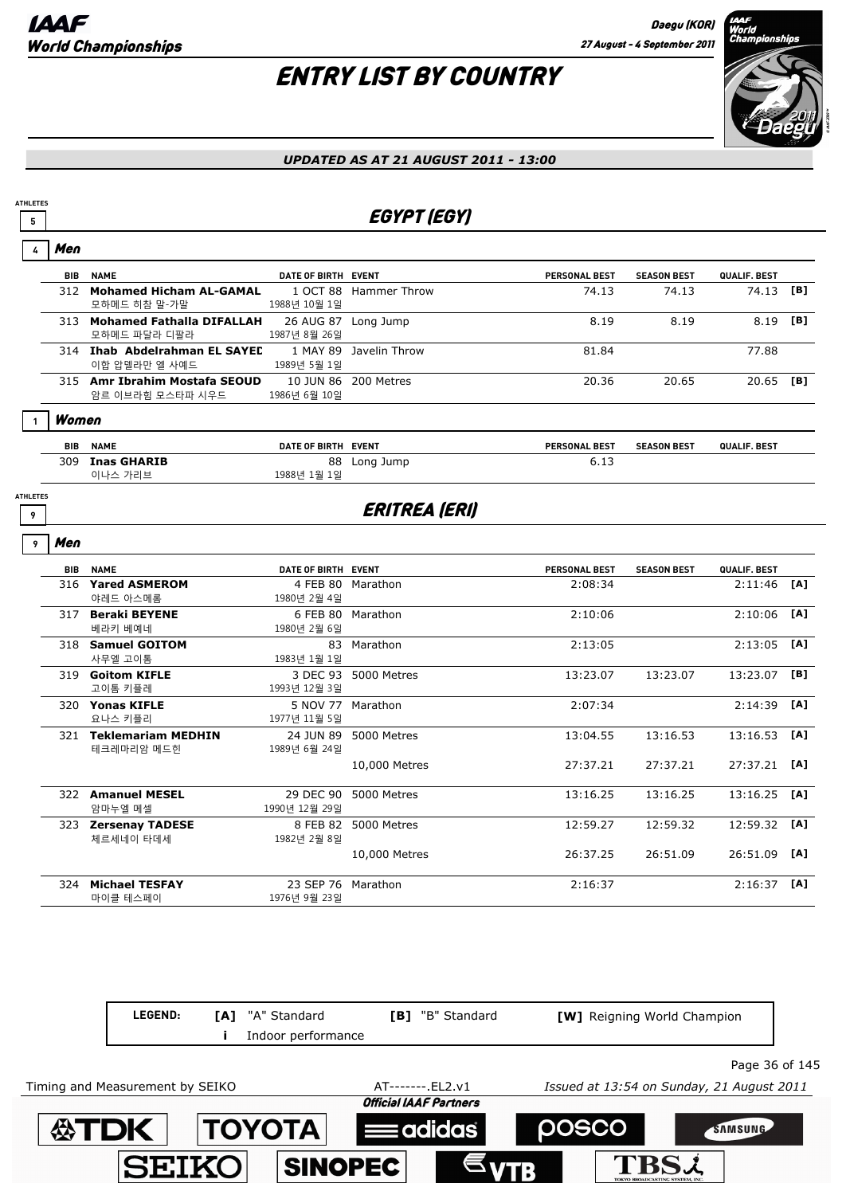# ENTRY LIST BY COUNTRY

*UPDATED AS AT 21 AUGUST 2011 - 13:00*

## EGYPT (EGY)

ATHLETES 5

### Men (4)

| BIB | NAME | DATE OF BIRTH | EVENT | PERSONAL BEST | SEASON BEST | QUALIF. BEST | |
|---|---|---|---|---|---|---|---|
| 312 | **Mohamed Hicham AL-GAMAL** 모하메드 히참 말-가말 | 1 OCT 88 1988년 10월 1일 | Hammer Throw | 74.13 | 74.13 | 74.13 | [B] |
| 313 | **Mohamed Fathalla DIFALLAH** 모하메드 파달라 디팔라 | 26 AUG 87 1987년 8월 26일 | Long Jump | 8.19 | 8.19 | 8.19 | [B] |
| 314 | **Ihab Abdelrahman EL SAYED** 이합 압델라만 엘 사예드 | 1 MAY 89 1989년 5월 1일 | Javelin Throw | 81.84 | | 77.88 | |
| 315 | **Amr Ibrahim Mostafa SEOUD** 암르 이브라힘 모스타파 시우드 | 10 JUN 86 1986년 6월 10일 | 200 Metres | 20.36 | 20.65 | 20.65 | [B] |

### Women (1)

| BIB | NAME | DATE OF BIRTH | EVENT | PERSONAL BEST | SEASON BEST | QUALIF. BEST |
|---|---|---|---|---|---|---|
| 309 | **Inas GHARIB** 이나스 가리브 | 88 1988년 1월 1일 | Long Jump | 6.13 | | |

## ERITREA (ERI)

ATHLETES 9

### Men (9)

| BIB | NAME | DATE OF BIRTH | EVENT | PERSONAL BEST | SEASON BEST | QUALIF. BEST | |
|---|---|---|---|---|---|---|---|
| 316 | **Yared ASMEROM** 야레드 아스메롬 | 4 FEB 80 1980년 2월 4일 | Marathon | 2:08:34 | | 2:11:46 | [A] |
| 317 | **Beraki BEYENE** 베라키 베예네 | 6 FEB 80 1980년 2월 6일 | Marathon | 2:10:06 | | 2:10:06 | [A] |
| 318 | **Samuel GOITOM** 사무엘 고이톰 | 83 1983년 1월 1일 | Marathon | 2:13:05 | | 2:13:05 | [A] |
| 319 | **Goitom KIFLE** 고이톰 키플레 | 3 DEC 93 1993년 12월 3일 | 5000 Metres | 13:23.07 | 13:23.07 | 13:23.07 | [B] |
| 320 | **Yonas KIFLE** 요나스 키플리 | 5 NOV 77 1977년 11월 5일 | Marathon | 2:07:34 | | 2:14:39 | [A] |
| 321 | **Teklemariam MEDHIN** 테크레마리암 메드힌 | 24 JUN 89 1989년 6월 24일 | 5000 Metres | 13:04.55 | 13:16.53 | 13:16.53 | [A] |
| | | | 10,000 Metres | 27:37.21 | 27:37.21 | 27:37.21 | [A] |
| 322 | **Amanuel MESEL** 암마누엘 메셀 | 29 DEC 90 1990년 12월 29일 | 5000 Metres | 13:16.25 | 13:16.25 | 13:16.25 | [A] |
| 323 | **Zersenay TADESE** 체르세네이 타데세 | 8 FEB 82 1982년 2월 8일 | 5000 Metres | 12:59.27 | 12:59.32 | 12:59.32 | [A] |
| | | | 10,000 Metres | 26:37.25 | 26:51.09 | 26:51.09 | [A] |
| 324 | **Michael TESFAY** 마이클 테스페이 | 23 SEP 76 1976년 9월 23일 | Marathon | 2:16:37 | | 2:16:37 | [A] |

LEGEND: [A] "A" Standard [B] "B" Standard [W] Reigning World Champion i Indoor performance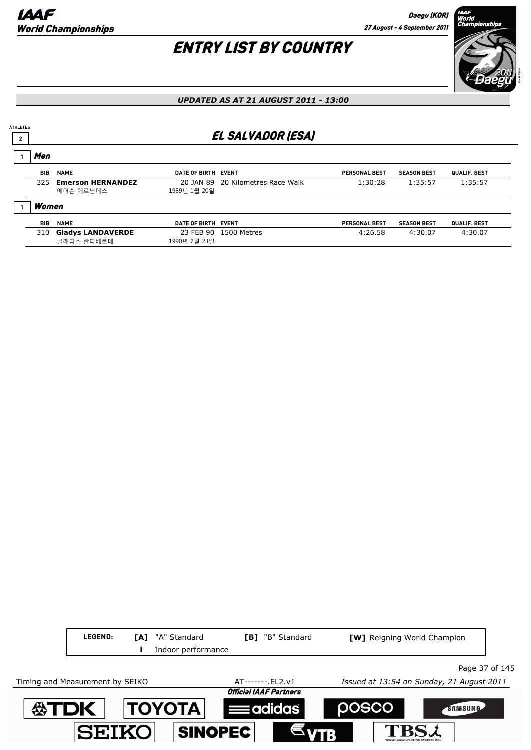# ENTRY LIST BY COUNTRY

*UPDATED AS AT 21 AUGUST 2011 - 13:00*

ATHLETES 2

## EL SALVADOR (ESA)

### 1 Men

| BIB | NAME | DATE OF BIRTH | EVENT | PERSONAL BEST | SEASON BEST | QUALIF. BEST |
|---|---|---|---|---|---|---|
| 325 | **Emerson HERNANDEZ** 에머슨 에르난데스 | 20 JAN 89 1989년 1월 20일 | 20 Kilometres Race Walk | 1:30:28 | 1:35:57 | 1:35:57 |

### 1 Women

| BIB | NAME | DATE OF BIRTH | EVENT | PERSONAL BEST | SEASON BEST | QUALIF. BEST |
|---|---|---|---|---|---|---|
| 310 | **Gladys LANDAVERDE** 글래디스 란다베르데 | 23 FEB 90 1990년 2월 23일 | 1500 Metres | 4:26.58 | 4:30.07 | 4:30.07 |

LEGEND: **[A]** "A" Standard **[B]** "B" Standard **[W]** Reigning World Champion **i** Indoor performance

Timing and Measurement by SEIKO AT-------.EL2.v1 *Issued at 13:54 on Sunday, 21 August 2011*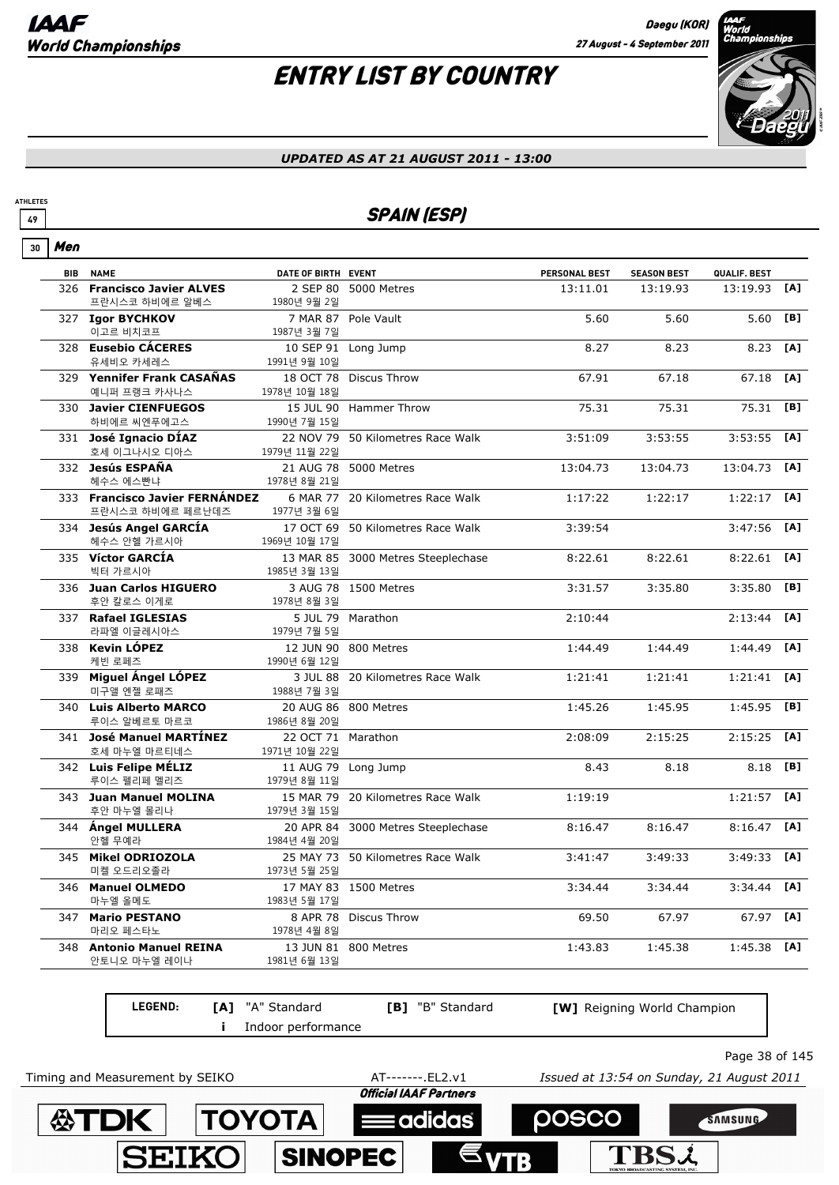# ENTRY LIST BY COUNTRY

*UPDATED AS AT 21 AUGUST 2011 - 13:00*

ATHLETES 49

## SPAIN (ESP)

### 30 Men

| BIB | NAME | DATE OF BIRTH | EVENT | PERSONAL BEST | SEASON BEST | QUALIF. BEST | |
|---|---|---|---|---|---|---|---|
| 326 | **Francisco Javier ALVES** 프란시스코 하비에르 알베스 | 2 SEP 80 1980년 9월 2일 | 5000 Metres | 13:11.01 | 13:19.93 | 13:19.93 | [A] |
| 327 | **Igor BYCHKOV** 이고르 비치코프 | 7 MAR 87 1987년 3월 7일 | Pole Vault | 5.60 | 5.60 | 5.60 | [B] |
| 328 | **Eusebio CÁCERES** 유세비오 카세레스 | 10 SEP 91 1991년 9월 10일 | Long Jump | 8.27 | 8.23 | 8.23 | [A] |
| 329 | **Yennifer Frank CASAÑAS** 예니퍼 프랭크 카사나스 | 18 OCT 78 1978년 10월 18일 | Discus Throw | 67.91 | 67.18 | 67.18 | [A] |
| 330 | **Javier CIENFUEGOS** 하비에르 씨엔푸에고스 | 15 JUL 90 1990년 7월 15일 | Hammer Throw | 75.31 | 75.31 | 75.31 | [B] |
| 331 | **José Ignacio DÍAZ** 호세 이그나시오 디아스 | 22 NOV 79 1979년 11월 22일 | 50 Kilometres Race Walk | 3:51:09 | 3:53:55 | 3:53:55 | [A] |
| 332 | **Jesús ESPAÑA** 헤수스 에스빠냐 | 21 AUG 78 1978년 8월 21일 | 5000 Metres | 13:04.73 | 13:04.73 | 13:04.73 | [A] |
| 333 | **Francisco Javier FERNÁNDEZ** 프란시스코 하비에르 페르난데즈 | 6 MAR 77 1977년 3월 6일 | 20 Kilometres Race Walk | 1:17:22 | 1:22:17 | 1:22:17 | [A] |
| 334 | **Jesús Angel GARCÍA** 헤수스 안헬 가르시아 | 17 OCT 69 1969년 10월 17일 | 50 Kilometres Race Walk | 3:39:54 | | 3:47:56 | [A] |
| 335 | **Víctor GARCÍA** 빅터 가르시아 | 13 MAR 85 1985년 3월 13일 | 3000 Metres Steeplechase | 8:22.61 | 8:22.61 | 8:22.61 | [A] |
| 336 | **Juan Carlos HIGUERO** 후안 칼로스 이게로 | 3 AUG 78 1978년 8월 3일 | 1500 Metres | 3:31.57 | 3:35.80 | 3:35.80 | [B] |
| 337 | **Rafael IGLESIAS** 라파엘 이글레시아스 | 5 JUL 79 1979년 7월 5일 | Marathon | 2:10:44 | | 2:13:44 | [A] |
| 338 | **Kevin LÓPEZ** 케빈 로페즈 | 12 JUN 90 1990년 6월 12일 | 800 Metres | 1:44.49 | 1:44.49 | 1:44.49 | [A] |
| 339 | **Miguel Ángel LÓPEZ** 미구엘 엔젤 로패즈 | 3 JUL 88 1988년 7월 3일 | 20 Kilometres Race Walk | 1:21:41 | 1:21:41 | 1:21:41 | [A] |
| 340 | **Luis Alberto MARCO** 루이스 알베르토 마르코 | 20 AUG 86 1986년 8월 20일 | 800 Metres | 1:45.26 | 1:45.95 | 1:45.95 | [B] |
| 341 | **José Manuel MARTÍNEZ** 호세 마누엘 마르티네스 | 22 OCT 71 1971년 10월 22일 | Marathon | 2:08:09 | 2:15:25 | 2:15:25 | [A] |
| 342 | **Luis Felipe MÉLIZ** 루이스 펠리페 멜리즈 | 11 AUG 79 1979년 8월 11일 | Long Jump | 8.43 | 8.18 | 8.18 | [B] |
| 343 | **Juan Manuel MOLINA** 후안 마누엘 몰리나 | 15 MAR 79 1979년 3월 15일 | 20 Kilometres Race Walk | 1:19:19 | | 1:21:57 | [A] |
| 344 | **Ángel MULLERA** 안헬 무예라 | 20 APR 84 1984년 4월 20일 | 3000 Metres Steeplechase | 8:16.47 | 8:16.47 | 8:16.47 | [A] |
| 345 | **Mikel ODRIOZOLA** 미켈 오드리오졸라 | 25 MAY 73 1973년 5월 25일 | 50 Kilometres Race Walk | 3:41:47 | 3:49:33 | 3:49:33 | [A] |
| 346 | **Manuel OLMEDO** 마누엘 올메도 | 17 MAY 83 1983년 5월 17일 | 1500 Metres | 3:34.44 | 3:34.44 | 3:34.44 | [A] |
| 347 | **Mario PESTANO** 마리오 페스타노 | 8 APR 78 1978년 4월 8일 | Discus Throw | 69.50 | 67.97 | 67.97 | [A] |
| 348 | **Antonio Manuel REINA** 안토니오 마누엘 레이나 | 13 JUN 81 1981년 6월 13일 | 800 Metres | 1:43.83 | 1:45.38 | 1:45.38 | [A] |

**LEGEND:** **[A]** "A" Standard **[B]** "B" Standard **[W]** Reigning World Champion **i** Indoor performance

Timing and Measurement by SEIKO AT-------.EL2.v1 *Issued at 13:54 on Sunday, 21 August 2011*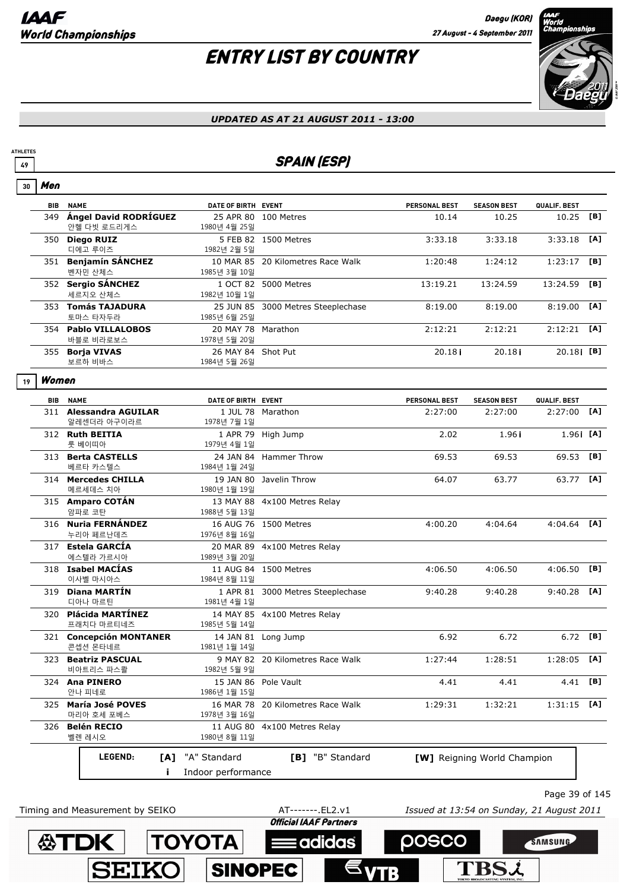# ENTRY LIST BY COUNTRY

*UPDATED AS AT 21 AUGUST 2011 - 13:00*

ATHLETES 49

## SPAIN (ESP)

### 30 Men

| BIB | NAME | DATE OF BIRTH | EVENT | PERSONAL BEST | SEASON BEST | QUALIF. BEST | |
|---|---|---|---|---|---|---|---|
| 349 | **Ángel David RODRÍGUEZ** 안헬 다빗 로드리게스 | 25 APR 80 1980년 4월 25일 | 100 Metres | 10.14 | 10.25 | 10.25 | [B] |
| 350 | **Diego RUIZ** 디에고 루이즈 | 5 FEB 82 1982년 2월 5일 | 1500 Metres | 3:33.18 | 3:33.18 | 3:33.18 | [A] |
| 351 | **Benjamín SÁNCHEZ** 벤자민 산체스 | 10 MAR 85 1985년 3월 10일 | 20 Kilometres Race Walk | 1:20:48 | 1:24:12 | 1:23:17 | [B] |
| 352 | **Sergio SÁNCHEZ** 세르지오 산체스 | 1 OCT 82 1982년 10월 1일 | 5000 Metres | 13:19.21 | 13:24.59 | 13:24.59 | [B] |
| 353 | **Tomás TAJADURA** 토마스 타자두라 | 25 JUN 85 1985년 6월 25일 | 3000 Metres Steeplechase | 8:19.00 | 8:19.00 | 8:19.00 | [A] |
| 354 | **Pablo VILLALOBOS** 바블로 비라로보스 | 20 MAY 78 1978년 5월 20일 | Marathon | 2:12:21 | 2:12:21 | 2:12:21 | [A] |
| 355 | **Borja VIVAS** 보르하 비바스 | 26 MAY 84 1984년 5월 26일 | Shot Put | 20.18 i | 20.18 i | 20.18 i | [B] |

### 19 Women

| BIB | NAME | DATE OF BIRTH | EVENT | PERSONAL BEST | SEASON BEST | QUALIF. BEST | |
|---|---|---|---|---|---|---|---|
| 311 | **Alessandra AGUILAR** 알레센더라 아구이라르 | 1 JUL 78 1978년 7월 1일 | Marathon | 2:27:00 | 2:27:00 | 2:27:00 | [A] |
| 312 | **Ruth BEITIA** 룻 베이띠아 | 1 APR 79 1979년 4월 1일 | High Jump | 2.02 | 1.96 i | 1.96 i | [A] |
| 313 | **Berta CASTELLS** 베르타 카스텔스 | 24 JAN 84 1984년 1월 24일 | Hammer Throw | 69.53 | 69.53 | 69.53 | [B] |
| 314 | **Mercedes CHILLA** 메르세데스 치아 | 19 JAN 80 1980년 1월 19일 | Javelin Throw | 64.07 | 63.77 | 63.77 | [A] |
| 315 | **Amparo COTÁN** 암파로 코탄 | 13 MAY 88 1988년 5월 13일 | 4x100 Metres Relay | | | | |
| 316 | **Nuria FERNÁNDEZ** 누리아 페르난데즈 | 16 AUG 76 1976년 8월 16일 | 1500 Metres | 4:00.20 | 4:04.64 | 4:04.64 | [A] |
| 317 | **Estela GARCÍA** 에스텔라 가르시아 | 20 MAR 89 1989년 3월 20일 | 4x100 Metres Relay | | | | |
| 318 | **Isabel MACÍAS** 이사벨 마시아스 | 11 AUG 84 1984년 8월 11일 | 1500 Metres | 4:06.50 | 4:06.50 | 4:06.50 | [B] |
| 319 | **Diana MARTÍN** 디아나 마르틴 | 1 APR 81 1981년 4월 1일 | 3000 Metres Steeplechase | 9:40.28 | 9:40.28 | 9:40.28 | [A] |
| 320 | **Plácida MARTÍNEZ** 프래치다 마르티네즈 | 14 MAY 85 1985년 5월 14일 | 4x100 Metres Relay | | | | |
| 321 | **Concepción MONTANER** 콘셉션 몬타네르 | 14 JAN 81 1981년 1월 14일 | Long Jump | 6.92 | 6.72 | 6.72 | [B] |
| 323 | **Beatriz PASCUAL** 비아트리스 파스콸 | 9 MAY 82 1982년 5월 9일 | 20 Kilometres Race Walk | 1:27:44 | 1:28:51 | 1:28:05 | [A] |
| 324 | **Ana PINERO** 안나 피네로 | 15 JAN 86 1986년 1월 15일 | Pole Vault | 4.41 | 4.41 | 4.41 | [B] |
| 325 | **María José POVES** 마리아 호세 포베스 | 16 MAR 78 1978년 3월 16일 | 20 Kilometres Race Walk | 1:29:31 | 1:32:21 | 1:31:15 | [A] |
| 326 | **Belén RECIO** 벨렌 레시오 | 11 AUG 80 1980년 8월 11일 | 4x100 Metres Relay | | | | |

**LEGEND:** [A] "A" Standard [B] "B" Standard [W] Reigning World Champion
i Indoor performance

Timing and Measurement by SEIKO AT-------.EL2.v1 Issued at 13:54 on Sunday, 21 August 2011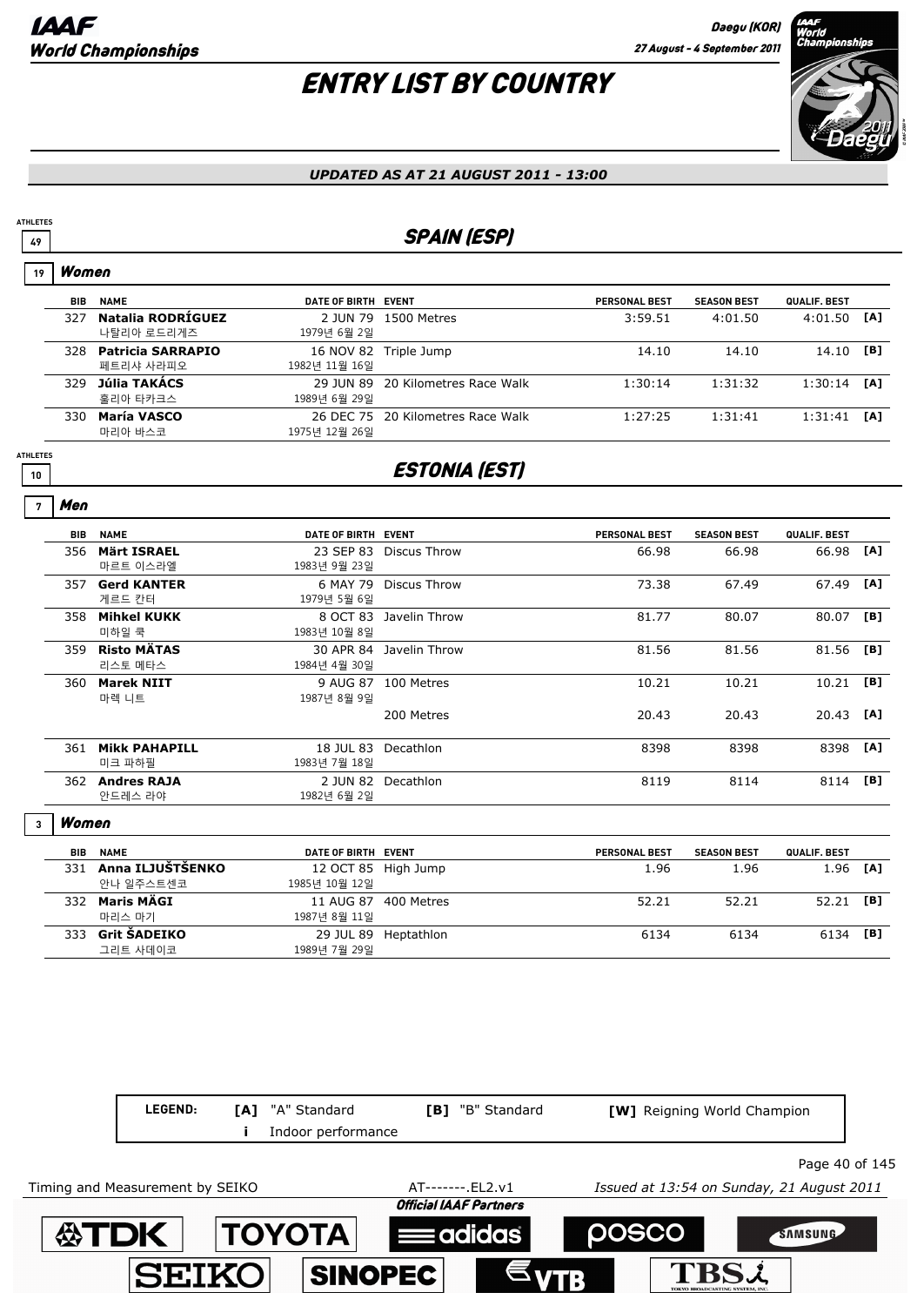# ENTRY LIST BY COUNTRY

*UPDATED AS AT 21 AUGUST 2011 - 13:00*

## SPAIN (ESP)

ATHLETES 49

### Women (19)

| BIB | NAME | DATE OF BIRTH | EVENT | PERSONAL BEST | SEASON BEST | QUALIF. BEST | |
|---|---|---|---|---|---|---|---|
| 327 | **Natalia RODRÍGUEZ** 나탈리아 로드리게즈 | 2 JUN 79 1979년 6월 2일 | 1500 Metres | 3:59.51 | 4:01.50 | 4:01.50 | [A] |
| 328 | **Patricia SARRAPIO** 페트리샤 사라피오 | 16 NOV 82 1982년 11월 16일 | Triple Jump | 14.10 | 14.10 | 14.10 | [B] |
| 329 | **Júlia TAKÁCS** 훌리아 타카크스 | 29 JUN 89 1989년 6월 29일 | 20 Kilometres Race Walk | 1:30:14 | 1:31:32 | 1:30:14 | [A] |
| 330 | **María VASCO** 마리아 바스코 | 26 DEC 75 1975년 12월 26일 | 20 Kilometres Race Walk | 1:27:25 | 1:31:41 | 1:31:41 | [A] |

## ESTONIA (EST)

ATHLETES 10

### Men (7)

| BIB | NAME | DATE OF BIRTH | EVENT | PERSONAL BEST | SEASON BEST | QUALIF. BEST | |
|---|---|---|---|---|---|---|---|
| 356 | **Märt ISRAEL** 마르트 이스라엘 | 23 SEP 83 1983년 9월 23일 | Discus Throw | 66.98 | 66.98 | 66.98 | [A] |
| 357 | **Gerd KANTER** 게르드 칸터 | 6 MAY 79 1979년 5월 6일 | Discus Throw | 73.38 | 67.49 | 67.49 | [A] |
| 358 | **Mihkel KUKK** 미하일 쿡 | 8 OCT 83 1983년 10월 8일 | Javelin Throw | 81.77 | 80.07 | 80.07 | [B] |
| 359 | **Risto MÄTAS** 리스토 메타스 | 30 APR 84 1984년 4월 30일 | Javelin Throw | 81.56 | 81.56 | 81.56 | [B] |
| 360 | **Marek NIIT** 마렉 니트 | 9 AUG 87 1987년 8월 9일 | 100 Metres | 10.21 | 10.21 | 10.21 | [B] |
| | | | 200 Metres | 20.43 | 20.43 | 20.43 | [A] |
| 361 | **Mikk PAHAPILL** 미크 파하필 | 18 JUL 83 1983년 7월 18일 | Decathlon | 8398 | 8398 | 8398 | [A] |
| 362 | **Andres RAJA** 안드레스 라야 | 2 JUN 82 1982년 6월 2일 | Decathlon | 8119 | 8114 | 8114 | [B] |

### Women (3)

| BIB | NAME | DATE OF BIRTH | EVENT | PERSONAL BEST | SEASON BEST | QUALIF. BEST | |
|---|---|---|---|---|---|---|---|
| 331 | **Anna ILJUŠTŠENKO** 안나 일주스트센코 | 12 OCT 85 1985년 10월 12일 | High Jump | 1.96 | 1.96 | 1.96 | [A] |
| 332 | **Maris MÄGI** 마리스 마기 | 11 AUG 87 1987년 8월 11일 | 400 Metres | 52.21 | 52.21 | 52.21 | [B] |
| 333 | **Grit ŠADEIKO** 그리트 사데이코 | 29 JUL 89 1989년 7월 29일 | Heptathlon | 6134 | 6134 | 6134 | [B] |

**LEGEND:** [A] "A" Standard · [B] "B" Standard · [W] Reigning World Champion · i Indoor performance

Timing and Measurement by SEIKO · AT-------.EL2.v1 · Issued at 13:54 on Sunday, 21 August 2011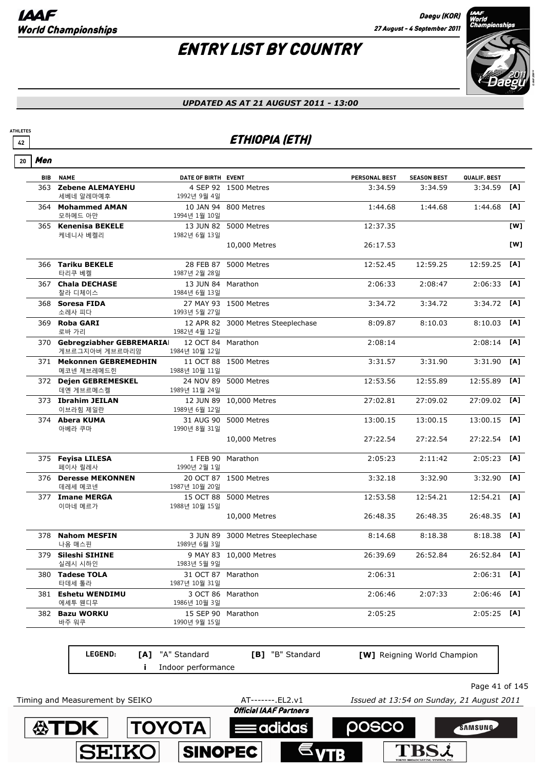# ENTRY LIST BY COUNTRY

*UPDATED AS AT 21 AUGUST 2011 - 13:00*

ATHLETES 42

## ETHIOPIA (ETH)

### 20 Men

| BIB | NAME | DATE OF BIRTH | EVENT | PERSONAL BEST | SEASON BEST | QUALIF. BEST | |
|---|---|---|---|---|---|---|---|
| 363 | **Zebene ALEMAYEHU** 세베네 알레마예후 | 4 SEP 92 1992년 9월 4일 | 1500 Metres | 3:34.59 | 3:34.59 | 3:34.59 | [A] |
| 364 | **Mohammed AMAN** 모하메드 아만 | 10 JAN 94 1994년 1월 10일 | 800 Metres | 1:44.68 | 1:44.68 | 1:44.68 | [A] |
| 365 | **Kenenisa BEKELE** 케네니사 베켈리 | 13 JUN 82 1982년 6월 13일 | 5000 Metres | 12:37.35 | | | [W] |
| | | | 10,000 Metres | 26:17.53 | | | [W] |
| 366 | **Tariku BEKELE** 타리쿠 베켈 | 28 FEB 87 1987년 2월 28일 | 5000 Metres | 12:52.45 | 12:59.25 | 12:59.25 | [A] |
| 367 | **Chala DECHASE** 찰라 디체이스 | 13 JUN 84 1984년 6월 13일 | Marathon | 2:06:33 | 2:08:47 | 2:06:33 | [A] |
| 368 | **Soresa FIDA** 소레사 피다 | 27 MAY 93 1993년 5월 27일 | 1500 Metres | 3:34.72 | 3:34.72 | 3:34.72 | [A] |
| 369 | **Roba GARI** 로바 가리 | 12 APR 82 1982년 4월 12일 | 3000 Metres Steeplechase | 8:09.87 | 8:10.03 | 8:10.03 | [A] |
| 370 | **Gebregziabher GEBREMARIAI** 게브르그지아버 게브르마리암 | 12 OCT 84 1984년 10월 12일 | Marathon | 2:08:14 | | 2:08:14 | [A] |
| 371 | **Mekonnen GEBREMEDHIN** 메코넨 제브레메드힌 | 11 OCT 88 1988년 10월 11일 | 1500 Metres | 3:31.57 | 3:31.90 | 3:31.90 | [A] |
| 372 | **Dejen GEBREMESKEL** 데옌 게브르메스켈 | 24 NOV 89 1989년 11월 24일 | 5000 Metres | 12:53.56 | 12:55.89 | 12:55.89 | [A] |
| 373 | **Ibrahim JEILAN** 이브라힘 제일란 | 12 JUN 89 1989년 6월 12일 | 10,000 Metres | 27:02.81 | 27:09.02 | 27:09.02 | [A] |
| 374 | **Abera KUMA** 아베라 쿠마 | 31 AUG 90 1990년 8월 31일 | 5000 Metres | 13:00.15 | 13:00.15 | 13:00.15 | [A] |
| | | | 10,000 Metres | 27:22.54 | 27:22.54 | 27:22.54 | [A] |
| 375 | **Feyisa LILESA** 페이사 릴레사 | 1 FEB 90 1990년 2월 1일 | Marathon | 2:05:23 | 2:11:42 | 2:05:23 | [A] |
| 376 | **Deresse MEKONNEN** 데레세 메코넨 | 20 OCT 87 1987년 10월 20일 | 1500 Metres | 3:32.18 | 3:32.90 | 3:32.90 | [A] |
| 377 | **Imane MERGA** 이마네 메르가 | 15 OCT 88 1988년 10월 15일 | 5000 Metres | 12:53.58 | 12:54.21 | 12:54.21 | [A] |
| | | | 10,000 Metres | 26:48.35 | 26:48.35 | 26:48.35 | [A] |
| 378 | **Nahom MESFIN** 나옴 매스핀 | 3 JUN 89 1989년 6월 3일 | 3000 Metres Steeplechase | 8:14.68 | 8:18.38 | 8:18.38 | [A] |
| 379 | **Sileshi SIHINE** 실레시 시하인 | 9 MAY 83 1983년 5월 9일 | 10,000 Metres | 26:39.69 | 26:52.84 | 26:52.84 | [A] |
| 380 | **Tadese TOLA** 타데세 톨라 | 31 OCT 87 1987년 10월 31일 | Marathon | 2:06:31 | | 2:06:31 | [A] |
| 381 | **Eshetu WENDIMU** 에셰투 웬디무 | 3 OCT 86 1986년 10월 3일 | Marathon | 2:06:46 | 2:07:33 | 2:06:46 | [A] |
| 382 | **Bazu WORKU** 바주 워쿠 | 15 SEP 90 1990년 9월 15일 | Marathon | 2:05:25 | | 2:05:25 | [A] |

**LEGEND:** [A] "A" Standard — [B] "B" Standard — [W] Reigning World Champion — i Indoor performance

Timing and Measurement by SEIKO — AT-------.EL2.v1 — *Issued at 13:54 on Sunday, 21 August 2011*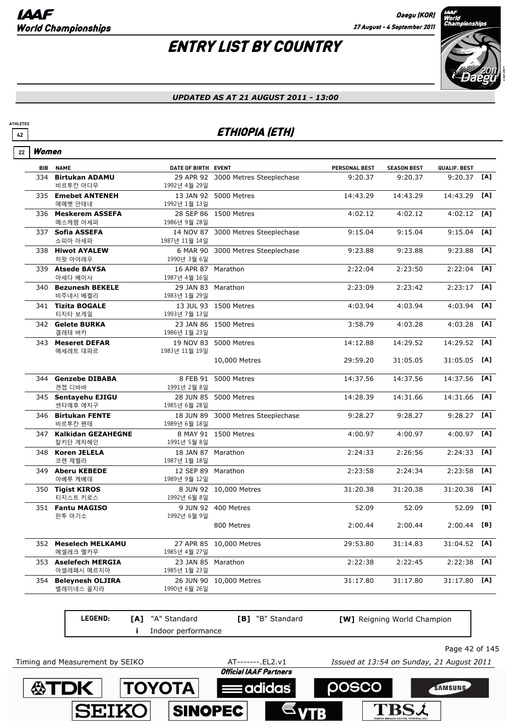# ENTRY LIST BY COUNTRY

*UPDATED AS AT 21 AUGUST 2011 - 13:00*

ATHLETES 42

## ETHIOPIA (ETH)

### 22 Women

| BIB | NAME | DATE OF BIRTH | EVENT | PERSONAL BEST | SEASON BEST | QUALIF. BEST | |
|---|---|---|---|---|---|---|---|
| 334 | **Birtukan ADAMU** 비르투칸 아다무 | 29 APR 92 1992년 4월 29일 | 3000 Metres Steeplechase | 9:20.37 | 9:20.37 | 9:20.37 | [A] |
| 335 | **Emebet ANTENEH** 에메벳 안테네 | 13 JAN 92 1992년 1월 13일 | 5000 Metres | 14:43.29 | 14:43.29 | 14:43.29 | [A] |
| 336 | **Meskerem ASSEFA** 메스케렘 아세파 | 28 SEP 86 1986년 9월 28일 | 1500 Metres | 4:02.12 | 4:02.12 | 4:02.12 | [A] |
| 337 | **Sofia ASSEFA** 소피아 아세파 | 14 NOV 87 1987년 11월 14일 | 3000 Metres Steeplechase | 9:15.04 | 9:15.04 | 9:15.04 | [A] |
| 338 | **Hiwot AYALEW** 히왓 아야레우 | 6 MAR 90 1990년 3월 6일 | 3000 Metres Steeplechase | 9:23.88 | 9:23.88 | 9:23.88 | [A] |
| 339 | **Atsede BAYSA** 아세다 베이사 | 16 APR 87 1987년 4월 16일 | Marathon | 2:22:04 | 2:23:50 | 2:22:04 | [A] |
| 340 | **Bezunesh BEKELE** 비주네시 베켈리 | 29 JAN 83 1983년 1월 29일 | Marathon | 2:23:09 | 2:23:42 | 2:23:17 | [A] |
| 341 | **Tizita BOGALE** 티지타 보게일 | 13 JUL 93 1993년 7월 13일 | 1500 Metres | 4:03.94 | 4:03.94 | 4:03.94 | [A] |
| 342 | **Gelete BURKA** 겔레테 버카 | 23 JAN 86 1986년 1월 23일 | 1500 Metres | 3:58.79 | 4:03.28 | 4:03.28 | [A] |
| 343 | **Meseret DEFAR** 메세레트 데파르 | 19 NOV 83 1983년 11월 19일 | 5000 Metres | 14:12.88 | 14:29.52 | 14:29.52 | [A] |
| | | | 10,000 Metres | 29:59.20 | 31:05.05 | 31:05.05 | [A] |
| 344 | **Genzebe DIBABA** 겐젭 디바바 | 8 FEB 91 1991년 2월 8일 | 5000 Metres | 14:37.56 | 14:37.56 | 14:37.56 | [A] |
| 345 | **Sentayehu EJIGU** 센타예후 에지구 | 28 JUN 85 1985년 6월 28일 | 5000 Metres | 14:28.39 | 14:31.66 | 14:31.66 | [A] |
| 346 | **Birtukan FENTE** 비르투칸 펜테 | 18 JUN 89 1989년 6월 18일 | 3000 Metres Steeplechase | 9:28.27 | 9:28.27 | 9:28.27 | [A] |
| 347 | **Kalkidan GEZAHEGNE** 칼키단 게자헤인 | 8 MAY 91 1991년 5월 8일 | 1500 Metres | 4:00.97 | 4:00.97 | 4:00.97 | [A] |
| 348 | **Koren JELELA** 코렌 제렐라 | 18 JAN 87 1987년 1월 18일 | Marathon | 2:24:33 | 2:26:56 | 2:24:33 | [A] |
| 349 | **Aberu KEBEDE** 아베루 케베데 | 12 SEP 89 1989년 9월 12일 | Marathon | 2:23:58 | 2:24:34 | 2:23:58 | [A] |
| 350 | **Tigist KIROS** 티지스트 키로스 | 8 JUN 92 1992년 6월 8일 | 10,000 Metres | 31:20.38 | 31:20.38 | 31:20.38 | [A] |
| 351 | **Fantu MAGISO** 판투 마기소 | 9 JUN 92 1992년 6월 9일 | 400 Metres | 52.09 | 52.09 | 52.09 | [B] |
| | | | 800 Metres | 2:00.44 | 2:00.44 | 2:00.44 | [B] |
| 352 | **Meselech MELKAMU** 메셀레크 멜카무 | 27 APR 85 1985년 4월 27일 | 10,000 Metres | 29:53.80 | 31:14.83 | 31:04.52 | [A] |
| 353 | **Aselefech MERGIA** 아셀레페시 메르지아 | 23 JAN 85 1985년 1월 23일 | Marathon | 2:22:38 | 2:22:45 | 2:22:38 | [A] |
| 354 | **Beleynesh OLJIRA** 벨레이네스 올지라 | 26 JUN 90 1990년 6월 26일 | 10,000 Metres | 31:17.80 | 31:17.80 | 31:17.80 | [A] |

**LEGEND:** [A] "A" Standard [B] "B" Standard [W] Reigning World Champion i Indoor performance

Timing and Measurement by SEIKO AT-------.EL2.v1 *Issued at 13:54 on Sunday, 21 August 2011*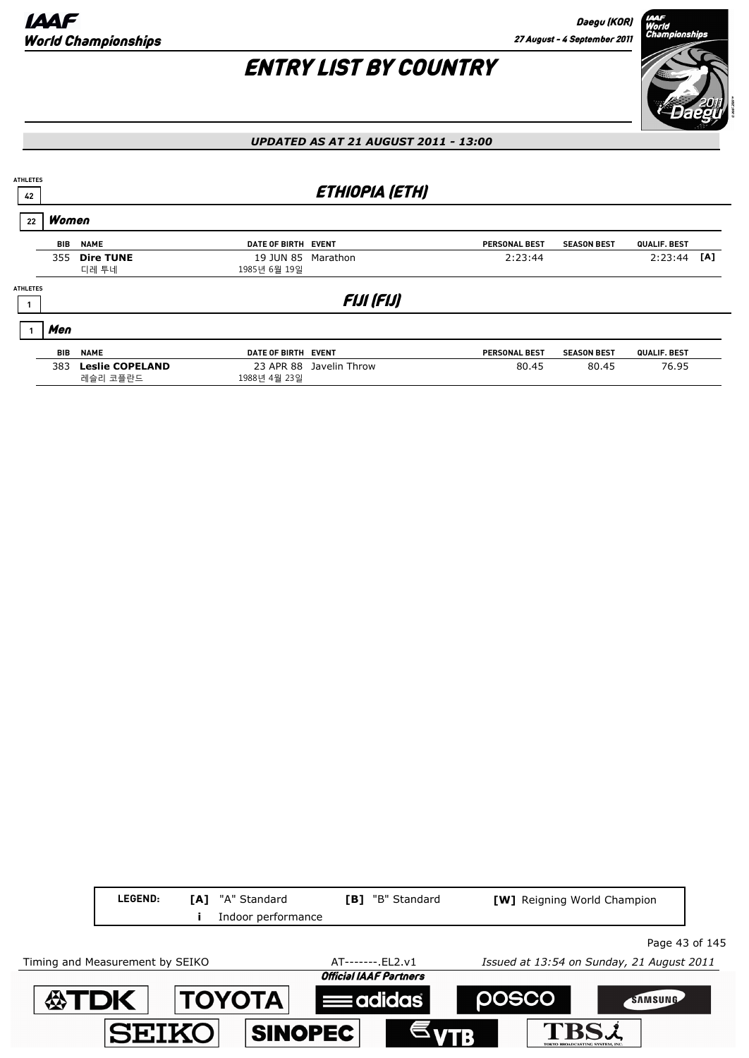# ENTRY LIST BY COUNTRY

***UPDATED AS AT 21 AUGUST 2011 - 13:00***

## ETHIOPIA (ETH)

ATHLETES 42

### Women

22

| BIB | NAME | DATE OF BIRTH | EVENT | PERSONAL BEST | SEASON BEST | QUALIF. BEST | |
|---|---|---|---|---|---|---|---|
| 355 | **Dire TUNE**<br>디레 투네 | 19 JUN 85<br>1985년 6월 19일 | Marathon | 2:23:44 | | 2:23:44 | [A] |

## FIJI (FIJ)

ATHLETES 1

### Men

1

| BIB | NAME | DATE OF BIRTH | EVENT | PERSONAL BEST | SEASON BEST | QUALIF. BEST |
|---|---|---|---|---|---|---|
| 383 | **Leslie COPELAND**<br>레슬리 코플란드 | 23 APR 88<br>1988년 4월 23일 | Javelin Throw | 80.45 | 80.45 | 76.95 |

**LEGEND:** **[A]** "A" Standard **[B]** "B" Standard **[W]** Reigning World Champion **i** Indoor performance

Timing and Measurement by SEIKO AT-------.EL2.v1 *Issued at 13:54 on Sunday, 21 August 2011*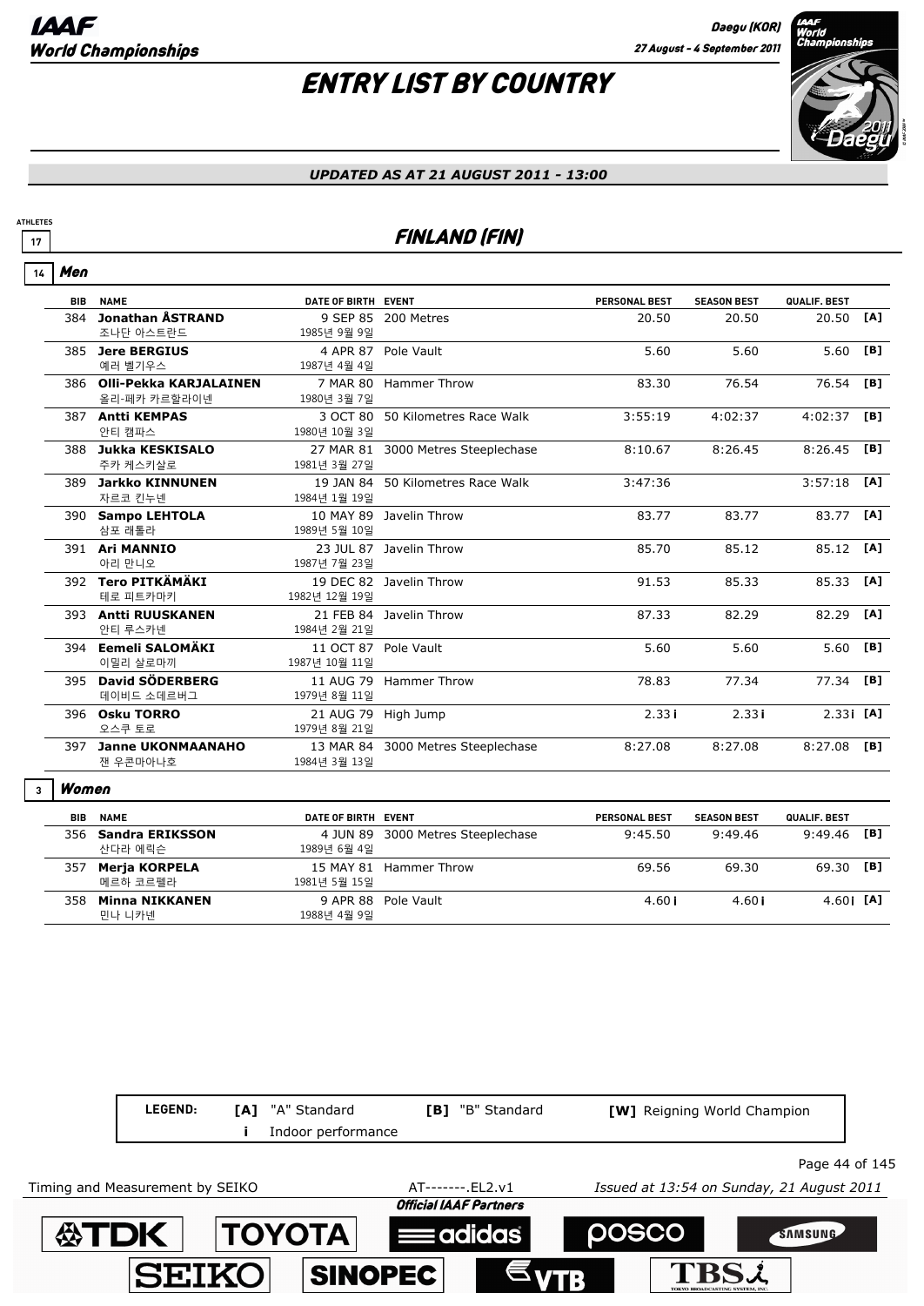# ENTRY LIST BY COUNTRY

*UPDATED AS AT 21 AUGUST 2011 - 13:00*

ATHLETES 17

## FINLAND (FIN)

### 14 Men

| BIB | NAME | DATE OF BIRTH | EVENT | PERSONAL BEST | SEASON BEST | QUALIF. BEST | |
|---|---|---|---|---|---|---|---|
| 384 | **Jonathan ÅSTRAND** 조나단 아스트란드 | 9 SEP 85 1985년 9월 9일 | 200 Metres | 20.50 | 20.50 | 20.50 | [A] |
| 385 | **Jere BERGIUS** 예러 벨기우스 | 4 APR 87 1987년 4월 4일 | Pole Vault | 5.60 | 5.60 | 5.60 | [B] |
| 386 | **Olli-Pekka KARJALAINEN** 올리-페카 카르할라이넨 | 7 MAR 80 1980년 3월 7일 | Hammer Throw | 83.30 | 76.54 | 76.54 | [B] |
| 387 | **Antti KEMPAS** 안티 캠파스 | 3 OCT 80 1980년 10월 3일 | 50 Kilometres Race Walk | 3:55:19 | 4:02:37 | 4:02:37 | [B] |
| 388 | **Jukka KESKISALO** 주카 케스키살로 | 27 MAR 81 1981년 3월 27일 | 3000 Metres Steeplechase | 8:10.67 | 8:26.45 | 8:26.45 | [B] |
| 389 | **Jarkko KINNUNEN** 자르코 킨누넨 | 19 JAN 84 1984년 1월 19일 | 50 Kilometres Race Walk | 3:47:36 | | 3:57:18 | [A] |
| 390 | **Sampo LEHTOLA** 삼포 래톨라 | 10 MAY 89 1989년 5월 10일 | Javelin Throw | 83.77 | 83.77 | 83.77 | [A] |
| 391 | **Ari MANNIO** 아리 만니오 | 23 JUL 87 1987년 7월 23일 | Javelin Throw | 85.70 | 85.12 | 85.12 | [A] |
| 392 | **Tero PITKÄMÄKI** 테로 피트카마키 | 19 DEC 82 1982년 12월 19일 | Javelin Throw | 91.53 | 85.33 | 85.33 | [A] |
| 393 | **Antti RUUSKANEN** 안티 루스카넨 | 21 FEB 84 1984년 2월 21일 | Javelin Throw | 87.33 | 82.29 | 82.29 | [A] |
| 394 | **Eemeli SALOMÄKI** 이밀리 살로마끼 | 11 OCT 87 1987년 10월 11일 | Pole Vault | 5.60 | 5.60 | 5.60 | [B] |
| 395 | **David SÖDERBERG** 데이비드 소데르버그 | 11 AUG 79 1979년 8월 11일 | Hammer Throw | 78.83 | 77.34 | 77.34 | [B] |
| 396 | **Osku TORRO** 오스쿠 토로 | 21 AUG 79 1979년 8월 21일 | High Jump | 2.33 i | 2.33 i | 2.33 i | [A] |
| 397 | **Janne UKONMAANAHO** 잰 우콘마아나호 | 13 MAR 84 1984년 3월 13일 | 3000 Metres Steeplechase | 8:27.08 | 8:27.08 | 8:27.08 | [B] |

### 3 Women

| BIB | NAME | DATE OF BIRTH | EVENT | PERSONAL BEST | SEASON BEST | QUALIF. BEST | |
|---|---|---|---|---|---|---|---|
| 356 | **Sandra ERIKSSON** 산다라 에릭슨 | 4 JUN 89 1989년 6월 4일 | 3000 Metres Steeplechase | 9:45.50 | 9:49.46 | 9:49.46 | [B] |
| 357 | **Merja KORPELA** 메르하 코르펠라 | 15 MAY 81 1981년 5월 15일 | Hammer Throw | 69.56 | 69.30 | 69.30 | [B] |
| 358 | **Minna NIKKANEN** 민나 니카넨 | 9 APR 88 1988년 4월 9일 | Pole Vault | 4.60 i | 4.60 i | 4.60 i | [A] |

LEGEND: **[A]** "A" Standard **[B]** "B" Standard **[W]** Reigning World Champion **i** Indoor performance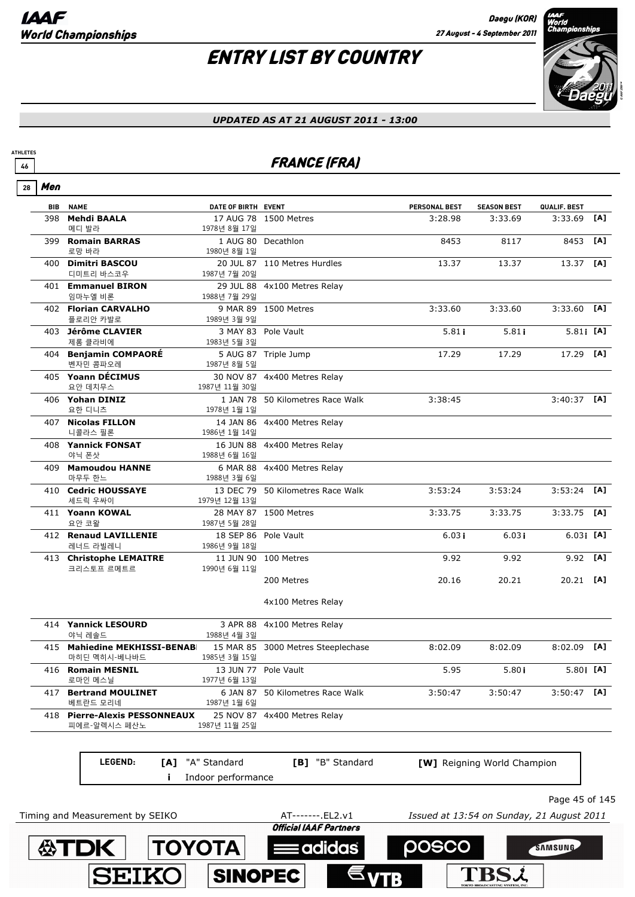# ENTRY LIST BY COUNTRY

*UPDATED AS AT 21 AUGUST 2011 - 13:00*

ATHLETES 46

## FRANCE (FRA)

### 28 Men

| BIB | NAME | DATE OF BIRTH | EVENT | PERSONAL BEST | SEASON BEST | QUALIF. BEST | |
|---|---|---|---|---|---|---|---|
| 398 | **Mehdi BAALA** 메디 발라 | 17 AUG 78 1978년 8월 17일 | 1500 Metres | 3:28.98 | 3:33.69 | 3:33.69 | [A] |
| 399 | **Romain BARRAS** 로망 바라 | 1 AUG 80 1980년 8월 1일 | Decathlon | 8453 | 8117 | 8453 | [A] |
| 400 | **Dimitri BASCOU** 디미트리 바스코우 | 20 JUL 87 1987년 7월 20일 | 110 Metres Hurdles | 13.37 | 13.37 | 13.37 | [A] |
| 401 | **Emmanuel BIRON** 임마누엘 비론 | 29 JUL 88 1988년 7월 29일 | 4x100 Metres Relay | | | | |
| 402 | **Florian CARVALHO** 플로리안 카발로 | 9 MAR 89 1989년 3월 9일 | 1500 Metres | 3:33.60 | 3:33.60 | 3:33.60 | [A] |
| 403 | **Jérôme CLAVIER** 제롬 클라비에 | 3 MAY 83 1983년 5월 3일 | Pole Vault | 5.81 i | 5.81 i | 5.81 i | [A] |
| 404 | **Benjamin COMPAORÉ** 벤자민 콤파오레 | 5 AUG 87 1987년 8월 5일 | Triple Jump | 17.29 | 17.29 | 17.29 | [A] |
| 405 | **Yoann DÉCIMUS** 요안 데치무스 | 30 NOV 87 1987년 11월 30일 | 4x400 Metres Relay | | | | |
| 406 | **Yohan DINIZ** 요한 디니즈 | 1 JAN 78 1978년 1월 1일 | 50 Kilometres Race Walk | 3:38:45 | | 3:40:37 | [A] |
| 407 | **Nicolas FILLON** 니콜라스 필론 | 14 JAN 86 1986년 1월 14일 | 4x400 Metres Relay | | | | |
| 408 | **Yannick FONSAT** 야닉 폰삿 | 16 JUN 88 1988년 6월 16일 | 4x400 Metres Relay | | | | |
| 409 | **Mamoudou HANNE** 마무두 한느 | 6 MAR 88 1988년 3월 6일 | 4x400 Metres Relay | | | | |
| 410 | **Cedric HOUSSAYE** 세드릭 우싸이 | 13 DEC 79 1979년 12월 13일 | 50 Kilometres Race Walk | 3:53:24 | 3:53:24 | 3:53:24 | [A] |
| 411 | **Yoann KOWAL** 요안 코왈 | 28 MAY 87 1987년 5월 28일 | 1500 Metres | 3:33.75 | 3:33.75 | 3:33.75 | [A] |
| 412 | **Renaud LAVILLENIE** 레너드 라빌레니 | 18 SEP 86 1986년 9월 18일 | Pole Vault | 6.03 i | 6.03 i | 6.03 i | [A] |
| 413 | **Christophe LEMAITRE** 크리스토프 르메트르 | 11 JUN 90 1990년 6월 11일 | 100 Metres | 9.92 | 9.92 | 9.92 | [A] |
| | | | 200 Metres | 20.16 | 20.21 | 20.21 | [A] |
| | | | 4x100 Metres Relay | | | | |
| 414 | **Yannick LESOURD** 야닉 레솔드 | 3 APR 88 1988년 4월 3일 | 4x100 Metres Relay | | | | |
| 415 | **Mahiedine MEKHISSI-BENABI** 마히딘 멕히시-베나바드 | 15 MAR 85 1985년 3월 15일 | 3000 Metres Steeplechase | 8:02.09 | 8:02.09 | 8:02.09 | [A] |
| 416 | **Romain MESNIL** 로마인 메스닐 | 13 JUN 77 1977년 6월 13일 | Pole Vault | 5.95 | 5.80 i | 5.80 i | [A] |
| 417 | **Bertrand MOULINET** 베트란드 모리네 | 6 JAN 87 1987년 1월 6일 | 50 Kilometres Race Walk | 3:50:47 | 3:50:47 | 3:50:47 | [A] |
| 418 | **Pierre-Alexis PESSONNEAUX** 피에르-알렉시스 페산노 | 25 NOV 87 1987년 11월 25일 | 4x400 Metres Relay | | | | |

**LEGEND:** [A] "A" Standard [B] "B" Standard [W] Reigning World Champion
i Indoor performance

Timing and Measurement by SEIKO AT-------.EL2.v1 Issued at 13:54 on Sunday, 21 August 2011

Official IAAF Partners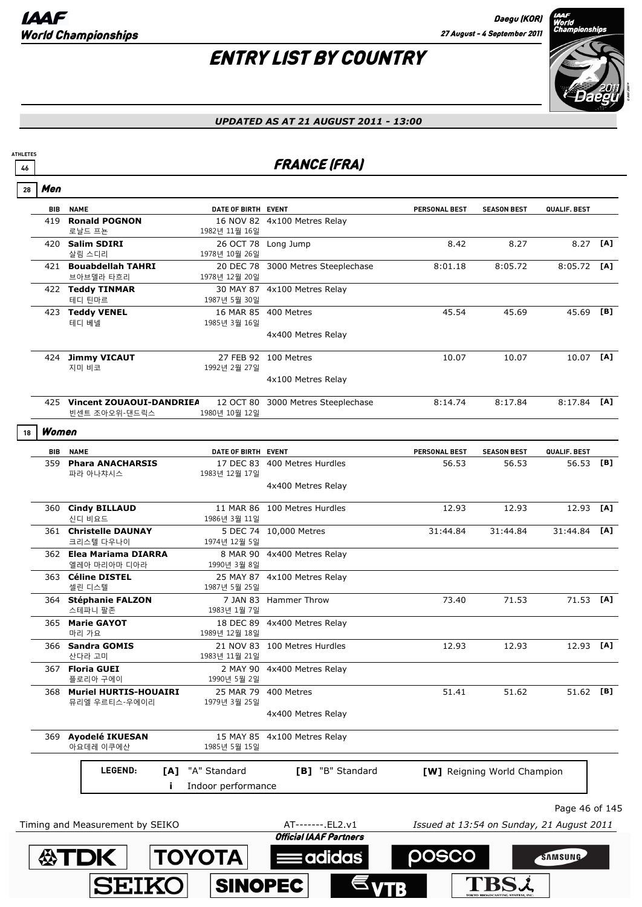# ENTRY LIST BY COUNTRY

*UPDATED AS AT 21 AUGUST 2011 - 13:00*

ATHLETES 46

## FRANCE (FRA)

### 28 Men

| BIB | NAME | DATE OF BIRTH | EVENT | PERSONAL BEST | SEASON BEST | QUALIF. BEST | |
|---|---|---|---|---|---|---|---|
| 419 | **Ronald POGNON** 로날드 프뇽 | 16 NOV 82 1982년 11월 16일 | 4x100 Metres Relay | | | | |
| 420 | **Salim SDIRI** 살림 스디리 | 26 OCT 78 1978년 10월 26일 | Long Jump | 8.42 | 8.27 | 8.27 | [A] |
| 421 | **Bouabdellah TAHRI** 브아브델라 타흐리 | 20 DEC 78 1978년 12월 20일 | 3000 Metres Steeplechase | 8:01.18 | 8:05.72 | 8:05.72 | [A] |
| 422 | **Teddy TINMAR** 테디 틴마르 | 30 MAY 87 1987년 5월 30일 | 4x100 Metres Relay | | | | |
| 423 | **Teddy VENEL** 테디 베넬 | 16 MAR 85 1985년 3월 16일 | 400 Metres | 45.54 | 45.69 | 45.69 | [B] |
| | | | 4x400 Metres Relay | | | | |
| 424 | **Jimmy VICAUT** 지미 비코 | 27 FEB 92 1992년 2월 27일 | 100 Metres | 10.07 | 10.07 | 10.07 | [A] |
| | | | 4x100 Metres Relay | | | | |
| 425 | **Vincent ZOUAOUI-DANDRIEA** 빈센트 조아오위-댄드릭스 | 12 OCT 80 1980년 10월 12일 | 3000 Metres Steeplechase | 8:14.74 | 8:17.84 | 8:17.84 | [A] |

### 18 Women

| BIB | NAME | DATE OF BIRTH | EVENT | PERSONAL BEST | SEASON BEST | QUALIF. BEST | |
|---|---|---|---|---|---|---|---|
| 359 | **Phara ANACHARSIS** 파라 아나챠시스 | 17 DEC 83 1983년 12월 17일 | 400 Metres Hurdles | 56.53 | 56.53 | 56.53 | [B] |
| | | | 4x400 Metres Relay | | | | |
| 360 | **Cindy BILLAUD** 신디 비요드 | 11 MAR 86 1986년 3월 11일 | 100 Metres Hurdles | 12.93 | 12.93 | 12.93 | [A] |
| 361 | **Christelle DAUNAY** 크리스텔 다우나이 | 5 DEC 74 1974년 12월 5일 | 10,000 Metres | 31:44.84 | 31:44.84 | 31:44.84 | [A] |
| 362 | **Elea Mariama DIARRA** 엘레아 마리아마 디아라 | 8 MAR 90 1990년 3월 8일 | 4x400 Metres Relay | | | | |
| 363 | **Céline DISTEL** 셀린 디스텔 | 25 MAY 87 1987년 5월 25일 | 4x100 Metres Relay | | | | |
| 364 | **Stéphanie FALZON** 스테파니 팔존 | 7 JAN 83 1983년 1월 7일 | Hammer Throw | 73.40 | 71.53 | 71.53 | [A] |
| 365 | **Marie GAYOT** 마리 가요 | 18 DEC 89 1989년 12월 18일 | 4x400 Metres Relay | | | | |
| 366 | **Sandra GOMIS** 산다라 고미 | 21 NOV 83 1983년 11월 21일 | 100 Metres Hurdles | 12.93 | 12.93 | 12.93 | [A] |
| 367 | **Floria GUEI** 플로리아 구에이 | 2 MAY 90 1990년 5월 2일 | 4x400 Metres Relay | | | | |
| 368 | **Muriel HURTIS-HOUAIRI** 뮤리엘 우르티스-우에이리 | 25 MAR 79 1979년 3월 25일 | 400 Metres | 51.41 | 51.62 | 51.62 | [B] |
| | | | 4x400 Metres Relay | | | | |
| 369 | **Ayodelé IKUESAN** 아요데레 이쿠에산 | 15 MAY 85 1985년 5월 15일 | 4x100 Metres Relay | | | | |

**LEGEND:** [A] "A" Standard [B] "B" Standard [W] Reigning World Champion i Indoor performance

Timing and Measurement by SEIKO AT-------.EL2.v1 Issued at 13:54 on Sunday, 21 August 2011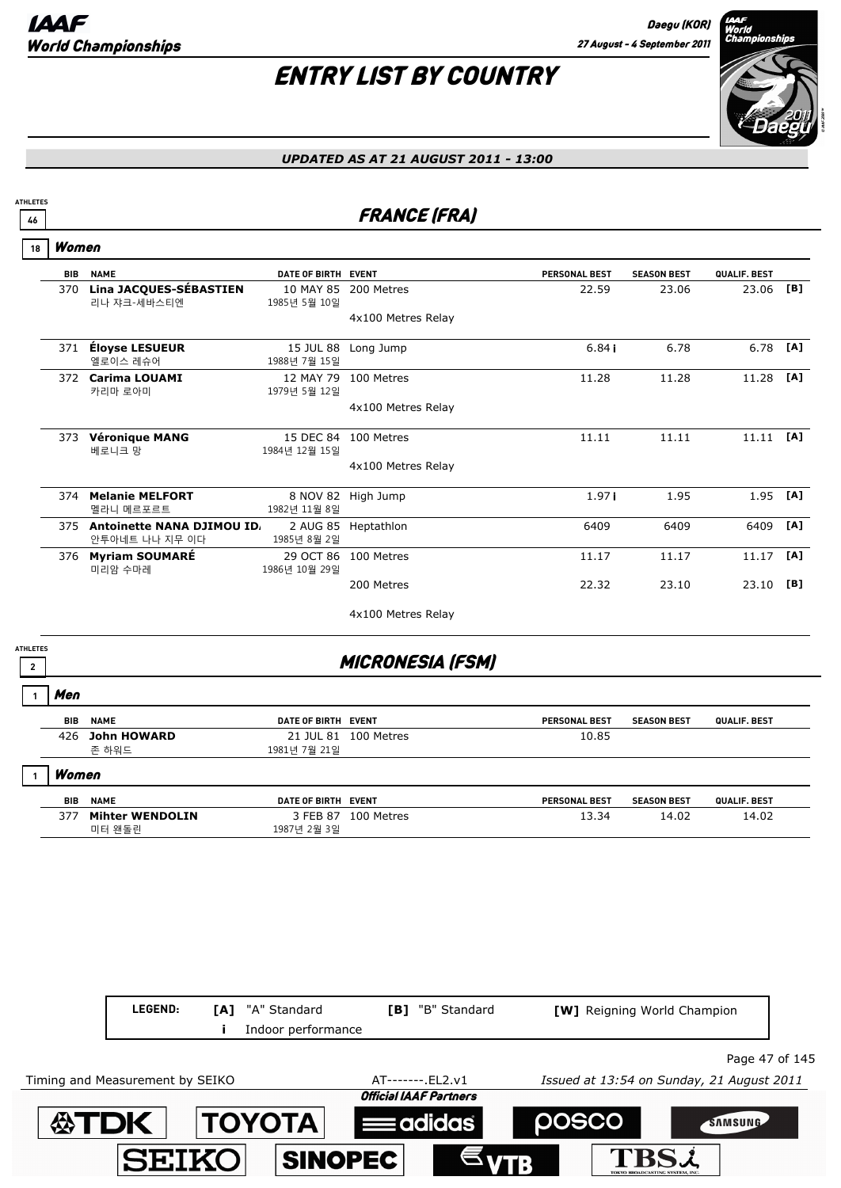# ENTRY LIST BY COUNTRY

*UPDATED AS AT 21 AUGUST 2011 - 13:00*

## FRANCE (FRA)

ATHLETES 46

### Women (18)

| BIB | NAME | DATE OF BIRTH | EVENT | PERSONAL BEST | SEASON BEST | QUALIF. BEST | |
|---|---|---|---|---|---|---|---|
| 370 | **Lina JACQUES-SÉBASTIEN** 리나 쟈크-세바스티엔 | 10 MAY 85 1985년 5월 10일 | 200 Metres | 22.59 | 23.06 | 23.06 | [B] |
| | | | 4x100 Metres Relay | | | | |
| 371 | **Éloyse LESUEUR** 엘로이스 레슈어 | 15 JUL 88 1988년 7월 15일 | Long Jump | 6.84 i | 6.78 | 6.78 | [A] |
| 372 | **Carima LOUAMI** 카리마 로아미 | 12 MAY 79 1979년 5월 12일 | 100 Metres | 11.28 | 11.28 | 11.28 | [A] |
| | | | 4x100 Metres Relay | | | | |
| 373 | **Véronique MANG** 베로니크 망 | 15 DEC 84 1984년 12월 15일 | 100 Metres | 11.11 | 11.11 | 11.11 | [A] |
| | | | 4x100 Metres Relay | | | | |
| 374 | **Melanie MELFORT** 멜라니 메르포르트 | 8 NOV 82 1982년 11월 8일 | High Jump | 1.97 i | 1.95 | 1.95 | [A] |
| 375 | **Antoinette NANA DJIMOU ID.** 안투아네트 나나 지무 이다 | 2 AUG 85 1985년 8월 2일 | Heptathlon | 6409 | 6409 | 6409 | [A] |
| 376 | **Myriam SOUMARÉ** 미리암 수마레 | 29 OCT 86 1986년 10월 29일 | 100 Metres | 11.17 | 11.17 | 11.17 | [A] |
| | | | 200 Metres | 22.32 | 23.10 | 23.10 | [B] |
| | | | 4x100 Metres Relay | | | | |

## MICRONESIA (FSM)

ATHLETES 2

### Men (1)

| BIB | NAME | DATE OF BIRTH | EVENT | PERSONAL BEST | SEASON BEST | QUALIF. BEST |
|---|---|---|---|---|---|---|
| 426 | **John HOWARD** 존 하워드 | 21 JUL 81 1981년 7월 21일 | 100 Metres | 10.85 | | |

### Women (1)

| BIB | NAME | DATE OF BIRTH | EVENT | PERSONAL BEST | SEASON BEST | QUALIF. BEST |
|---|---|---|---|---|---|---|
| 377 | **Mihter WENDOLIN** 미터 왠돌린 | 3 FEB 87 1987년 2월 3일 | 100 Metres | 13.34 | 14.02 | 14.02 |

LEGEND: [A] "A" Standard [B] "B" Standard [W] Reigning World Champion i Indoor performance

Timing and Measurement by SEIKO AT-------.EL2.v1 Issued at 13:54 on Sunday, 21 August 2011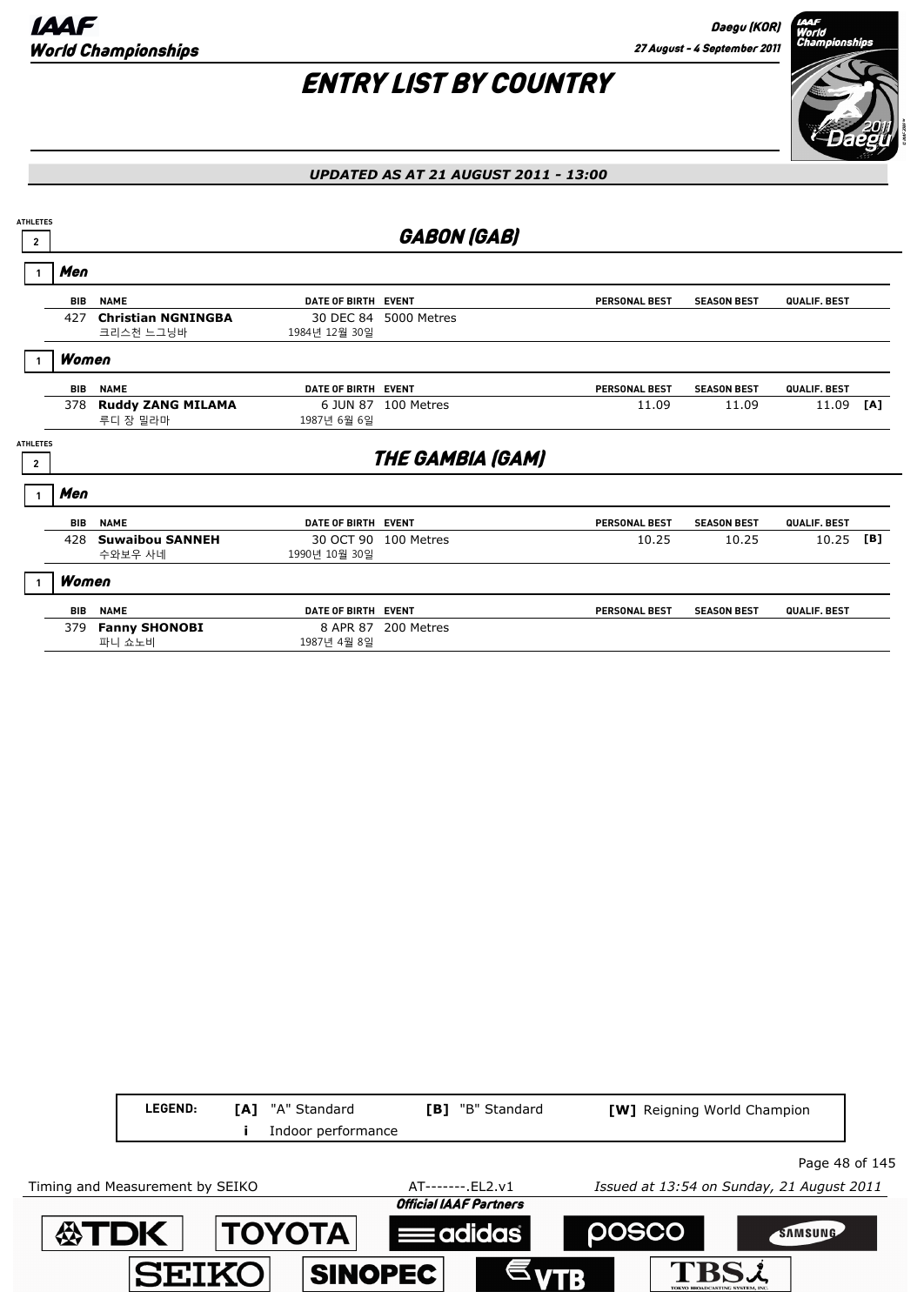# ENTRY LIST BY COUNTRY

*UPDATED AS AT 21 AUGUST 2011 - 13:00*

## GABON (GAB)

ATHLETES 2

### Men — 1

| BIB | NAME | DATE OF BIRTH | EVENT | PERSONAL BEST | SEASON BEST | QUALIF. BEST | |
|---|---|---|---|---|---|---|---|
| 427 | **Christian NGNINGBA** 크리스천 느그닝바 | 30 DEC 84 1984년 12월 30일 | 5000 Metres | | | | |

### Women — 1

| BIB | NAME | DATE OF BIRTH | EVENT | PERSONAL BEST | SEASON BEST | QUALIF. BEST | |
|---|---|---|---|---|---|---|---|
| 378 | **Ruddy ZANG MILAMA** 루디 장 밀라마 | 6 JUN 87 1987년 6월 6일 | 100 Metres | 11.09 | 11.09 | 11.09 | [A] |

## THE GAMBIA (GAM)

ATHLETES 2

### Men — 1

| BIB | NAME | DATE OF BIRTH | EVENT | PERSONAL BEST | SEASON BEST | QUALIF. BEST | |
|---|---|---|---|---|---|---|---|
| 428 | **Suwaibou SANNEH** 수와보우 사네 | 30 OCT 90 1990년 10월 30일 | 100 Metres | 10.25 | 10.25 | 10.25 | [B] |

### Women — 1

| BIB | NAME | DATE OF BIRTH | EVENT | PERSONAL BEST | SEASON BEST | QUALIF. BEST | |
|---|---|---|---|---|---|---|---|
| 379 | **Fanny SHONOBI** 파니 쇼노비 | 8 APR 87 1987년 4월 8일 | 200 Metres | | | | |

**LEGEND:** **[A]** "A" Standard **[B]** "B" Standard **[W]** Reigning World Champion **i** Indoor performance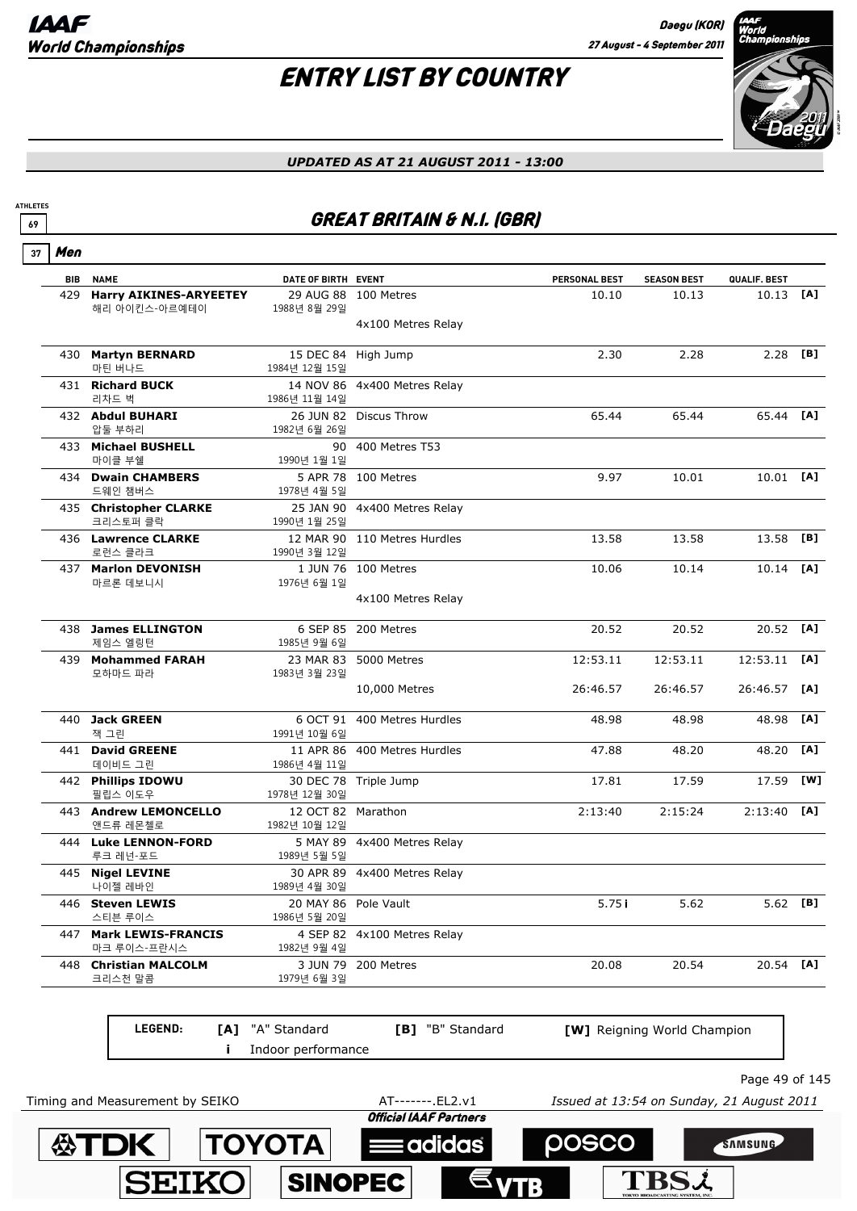# ENTRY LIST BY COUNTRY

*UPDATED AS AT 21 AUGUST 2011 - 13:00*

## GREAT BRITAIN & N.I. (GBR)

ATHLETES 69

### Men

37

| BIB | NAME | DATE OF BIRTH | EVENT | PERSONAL BEST | SEASON BEST | QUALIF. BEST | |
|---|---|---|---|---|---|---|---|
| 429 | **Harry AIKINES-ARYEETEY** 해리 아이킨스-아르예테이 | 29 AUG 88 1988년 8월 29일 | 100 Metres | 10.10 | 10.13 | 10.13 | [A] |
| | | | 4x100 Metres Relay | | | | |
| 430 | **Martyn BERNARD** 마틴 버나드 | 15 DEC 84 1984년 12월 15일 | High Jump | 2.30 | 2.28 | 2.28 | [B] |
| 431 | **Richard BUCK** 리차드 벅 | 14 NOV 86 1986년 11월 14일 | 4x400 Metres Relay | | | | |
| 432 | **Abdul BUHARI** 압둘 부하리 | 26 JUN 82 1982년 6월 26일 | Discus Throw | 65.44 | 65.44 | 65.44 | [A] |
| 433 | **Michael BUSHELL** 마이클 부쉘 | 90 1990년 1월 1일 | 400 Metres T53 | | | | |
| 434 | **Dwain CHAMBERS** 드웨인 챔버스 | 5 APR 78 1978년 4월 5일 | 100 Metres | 9.97 | 10.01 | 10.01 | [A] |
| 435 | **Christopher CLARKE** 크리스토퍼 클락 | 25 JAN 90 1990년 1월 25일 | 4x400 Metres Relay | | | | |
| 436 | **Lawrence CLARKE** 로런스 클라크 | 12 MAR 90 1990년 3월 12일 | 110 Metres Hurdles | 13.58 | 13.58 | 13.58 | [B] |
| 437 | **Marlon DEVONISH** 마르론 데보니시 | 1 JUN 76 1976년 6월 1일 | 100 Metres | 10.06 | 10.14 | 10.14 | [A] |
| | | | 4x100 Metres Relay | | | | |
| 438 | **James ELLINGTON** 제임스 엘링턴 | 6 SEP 85 1985년 9월 6일 | 200 Metres | 20.52 | 20.52 | 20.52 | [A] |
| 439 | **Mohammed FARAH** 모하마드 파라 | 23 MAR 83 1983년 3월 23일 | 5000 Metres | 12:53.11 | 12:53.11 | 12:53.11 | [A] |
| | | | 10,000 Metres | 26:46.57 | 26:46.57 | 26:46.57 | [A] |
| 440 | **Jack GREEN** 잭 그린 | 6 OCT 91 1991년 10월 6일 | 400 Metres Hurdles | 48.98 | 48.98 | 48.98 | [A] |
| 441 | **David GREENE** 데이비드 그린 | 11 APR 86 1986년 4월 11일 | 400 Metres Hurdles | 47.88 | 48.20 | 48.20 | [A] |
| 442 | **Phillips IDOWU** 필립스 이도우 | 30 DEC 78 1978년 12월 30일 | Triple Jump | 17.81 | 17.59 | 17.59 | [W] |
| 443 | **Andrew LEMONCELLO** 앤드류 레몬첼로 | 12 OCT 82 1982년 10월 12일 | Marathon | 2:13:40 | 2:15:24 | 2:13:40 | [A] |
| 444 | **Luke LENNON-FORD** 루크 레넌-포드 | 5 MAY 89 1989년 5월 5일 | 4x400 Metres Relay | | | | |
| 445 | **Nigel LEVINE** 나이젤 레바인 | 30 APR 89 1989년 4월 30일 | 4x400 Metres Relay | | | | |
| 446 | **Steven LEWIS** 스티븐 루이스 | 20 MAY 86 1986년 5월 20일 | Pole Vault | 5.75 i | 5.62 | 5.62 | [B] |
| 447 | **Mark LEWIS-FRANCIS** 마크 루이스-프란시스 | 4 SEP 82 1982년 9월 4일 | 4x100 Metres Relay | | | | |
| 448 | **Christian MALCOLM** 크리스천 말콤 | 3 JUN 79 1979년 6월 3일 | 200 Metres | 20.08 | 20.54 | 20.54 | [A] |

LEGEND: [A] "A" Standard [B] "B" Standard [W] Reigning World Champion
i Indoor performance

Timing and Measurement by SEIKO — AT-------.EL2.v1 — Issued at 13:54 on Sunday, 21 August 2011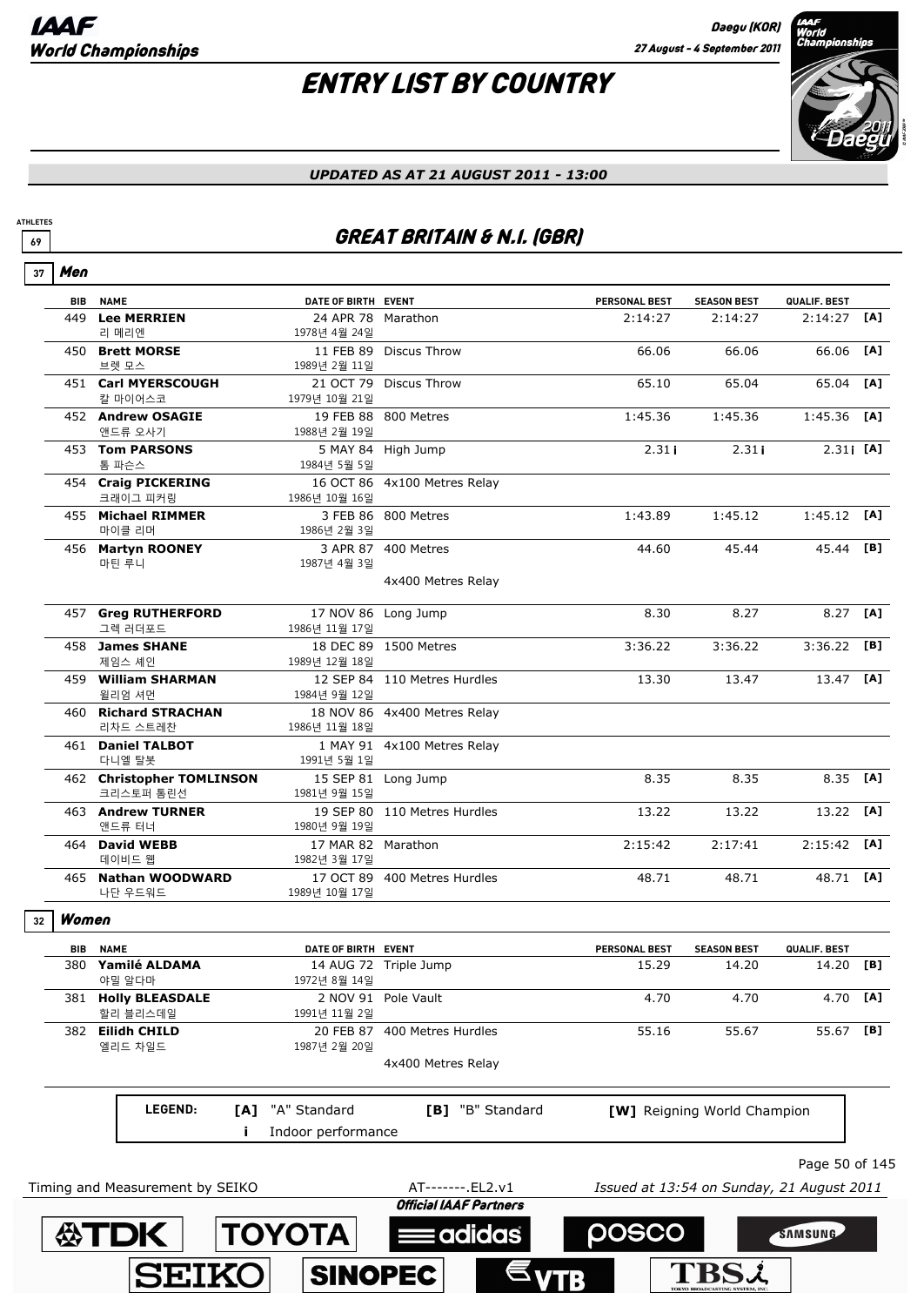# ENTRY LIST BY COUNTRY

*UPDATED AS AT 21 AUGUST 2011 - 13:00*

ATHLETES 69

## GREAT BRITAIN & N.I. (GBR)

### 37 Men

| BIB | NAME | DATE OF BIRTH | EVENT | PERSONAL BEST | SEASON BEST | QUALIF. BEST | |
|---|---|---|---|---|---|---|---|
| 449 | **Lee MERRIEN** 리 메리엔 | 24 APR 78 1978년 4월 24일 | Marathon | 2:14:27 | 2:14:27 | 2:14:27 | [A] |
| 450 | **Brett MORSE** 브렛 모스 | 11 FEB 89 1989년 2월 11일 | Discus Throw | 66.06 | 66.06 | 66.06 | [A] |
| 451 | **Carl MYERSCOUGH** 칼 마이어스코 | 21 OCT 79 1979년 10월 21일 | Discus Throw | 65.10 | 65.04 | 65.04 | [A] |
| 452 | **Andrew OSAGIE** 앤드류 오사기 | 19 FEB 88 1988년 2월 19일 | 800 Metres | 1:45.36 | 1:45.36 | 1:45.36 | [A] |
| 453 | **Tom PARSONS** 톰 파슨스 | 5 MAY 84 1984년 5월 5일 | High Jump | 2.31 i | 2.31 i | 2.31 i | [A] |
| 454 | **Craig PICKERING** 크래이그 피커링 | 16 OCT 86 1986년 10월 16일 | 4x100 Metres Relay | | | | |
| 455 | **Michael RIMMER** 마이클 리머 | 3 FEB 86 1986년 2월 3일 | 800 Metres | 1:43.89 | 1:45.12 | 1:45.12 | [A] |
| 456 | **Martyn ROONEY** 마틴 루니 | 3 APR 87 1987년 4월 3일 | 400 Metres | 44.60 | 45.44 | 45.44 | [B] |
| | | | 4x400 Metres Relay | | | | |
| 457 | **Greg RUTHERFORD** 그렉 러더포드 | 17 NOV 86 1986년 11월 17일 | Long Jump | 8.30 | 8.27 | 8.27 | [A] |
| 458 | **James SHANE** 제임스 셰인 | 18 DEC 89 1989년 12월 18일 | 1500 Metres | 3:36.22 | 3:36.22 | 3:36.22 | [B] |
| 459 | **William SHARMAN** 윌리엄 셔먼 | 12 SEP 84 1984년 9월 12일 | 110 Metres Hurdles | 13.30 | 13.47 | 13.47 | [A] |
| 460 | **Richard STRACHAN** 리차드 스트레찬 | 18 NOV 86 1986년 11월 18일 | 4x400 Metres Relay | | | | |
| 461 | **Daniel TALBOT** 다니엘 탈봇 | 1 MAY 91 1991년 5월 1일 | 4x100 Metres Relay | | | | |
| 462 | **Christopher TOMLINSON** 크리스토퍼 톰린선 | 15 SEP 81 1981년 9월 15일 | Long Jump | 8.35 | 8.35 | 8.35 | [A] |
| 463 | **Andrew TURNER** 앤드류 터너 | 19 SEP 80 1980년 9월 19일 | 110 Metres Hurdles | 13.22 | 13.22 | 13.22 | [A] |
| 464 | **David WEBB** 데이비드 웹 | 17 MAR 82 1982년 3월 17일 | Marathon | 2:15:42 | 2:17:41 | 2:15:42 | [A] |
| 465 | **Nathan WOODWARD** 나단 우드워드 | 17 OCT 89 1989년 10월 17일 | 400 Metres Hurdles | 48.71 | 48.71 | 48.71 | [A] |

### 32 Women

| BIB | NAME | DATE OF BIRTH | EVENT | PERSONAL BEST | SEASON BEST | QUALIF. BEST | |
|---|---|---|---|---|---|---|---|
| 380 | **Yamilé ALDAMA** 야밀 알다마 | 14 AUG 72 1972년 8월 14일 | Triple Jump | 15.29 | 14.20 | 14.20 | [B] |
| 381 | **Holly BLEASDALE** 할리 블리스데일 | 2 NOV 91 1991년 11월 2일 | Pole Vault | 4.70 | 4.70 | 4.70 | [A] |
| 382 | **Eilidh CHILD** 엘리드 차일드 | 20 FEB 87 1987년 2월 20일 | 400 Metres Hurdles | 55.16 | 55.67 | 55.67 | [B] |
| | | | 4x400 Metres Relay | | | | |

**LEGEND:** [A] "A" Standard — [B] "B" Standard — [W] Reigning World Champion — i Indoor performance

Timing and Measurement by SEIKO — AT-------.EL2.v1 — Issued at 13:54 on Sunday, 21 August 2011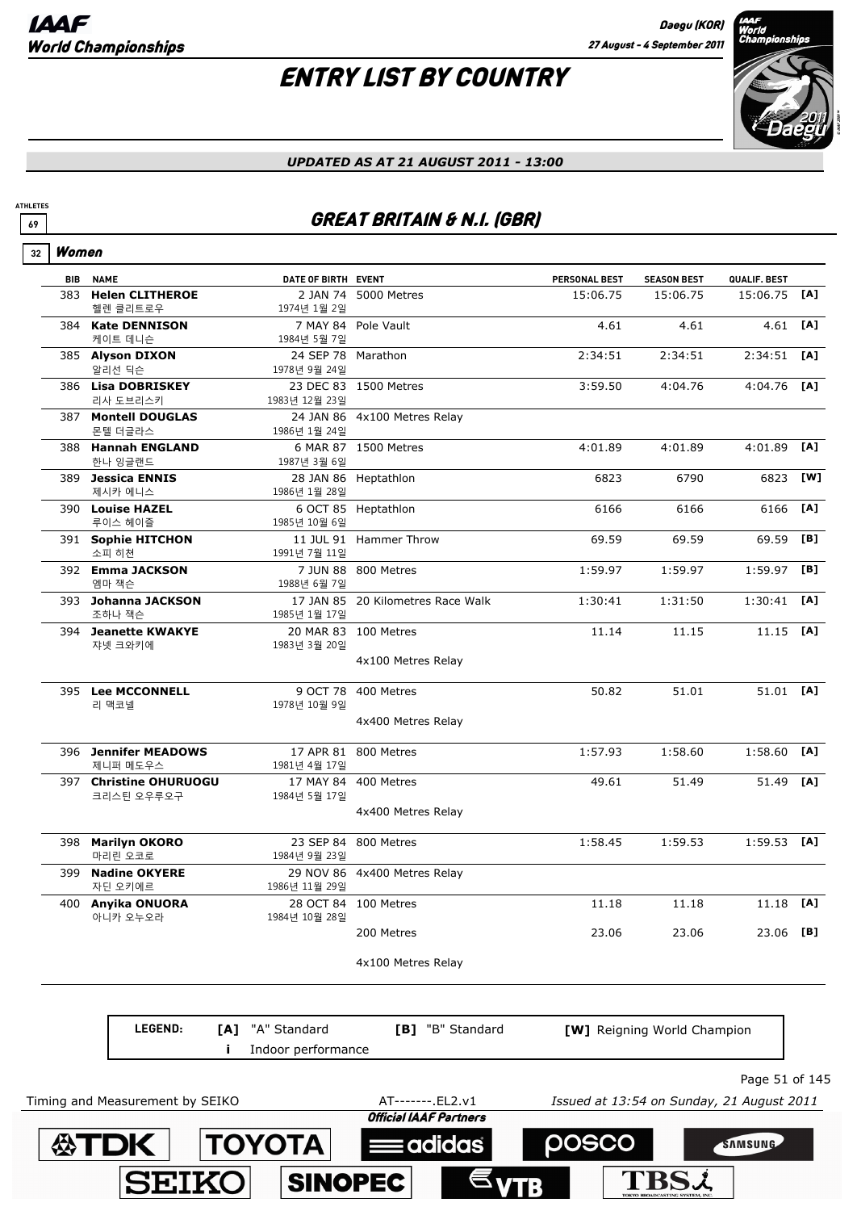# ENTRY LIST BY COUNTRY

*UPDATED AS AT 21 AUGUST 2011 - 13:00*

ATHLETES 69

## GREAT BRITAIN & N.I. (GBR)

### 32 Women

| BIB | NAME | DATE OF BIRTH | EVENT | PERSONAL BEST | SEASON BEST | QUALIF. BEST | |
|---|---|---|---|---|---|---|---|
| 383 | **Helen CLITHEROE** 헬렌 클리트로우 | 2 JAN 74 1974년 1월 2일 | 5000 Metres | 15:06.75 | 15:06.75 | 15:06.75 | [A] |
| 384 | **Kate DENNISON** 케이트 데니슨 | 7 MAY 84 1984년 5월 7일 | Pole Vault | 4.61 | 4.61 | 4.61 | [A] |
| 385 | **Alyson DIXON** 알리선 딕슨 | 24 SEP 78 1978년 9월 24일 | Marathon | 2:34:51 | 2:34:51 | 2:34:51 | [A] |
| 386 | **Lisa DOBRISKEY** 리사 도브리스키 | 23 DEC 83 1983년 12월 23일 | 1500 Metres | 3:59.50 | 4:04.76 | 4:04.76 | [A] |
| 387 | **Montell DOUGLAS** 몬텔 더글라스 | 24 JAN 86 1986년 1월 24일 | 4x100 Metres Relay | | | | |
| 388 | **Hannah ENGLAND** 한나 잉글랜드 | 6 MAR 87 1987년 3월 6일 | 1500 Metres | 4:01.89 | 4:01.89 | 4:01.89 | [A] |
| 389 | **Jessica ENNIS** 제시카 에니스 | 28 JAN 86 1986년 1월 28일 | Heptathlon | 6823 | 6790 | 6823 | [W] |
| 390 | **Louise HAZEL** 루이스 헤이즐 | 6 OCT 85 1985년 10월 6일 | Heptathlon | 6166 | 6166 | 6166 | [A] |
| 391 | **Sophie HITCHON** 소피 히첸 | 11 JUL 91 1991년 7월 11일 | Hammer Throw | 69.59 | 69.59 | 69.59 | [B] |
| 392 | **Emma JACKSON** 엠마 잭슨 | 7 JUN 88 1988년 6월 7일 | 800 Metres | 1:59.97 | 1:59.97 | 1:59.97 | [B] |
| 393 | **Johanna JACKSON** 조하나 잭슨 | 17 JAN 85 1985년 1월 17일 | 20 Kilometres Race Walk | 1:30:41 | 1:31:50 | 1:30:41 | [A] |
| 394 | **Jeanette KWAKYE** 자넷 크와키에 | 20 MAR 83 1983년 3월 20일 | 100 Metres | 11.14 | 11.15 | 11.15 | [A] |
| | | | 4x100 Metres Relay | | | | |
| 395 | **Lee MCCONNELL** 리 맥코넬 | 9 OCT 78 1978년 10월 9일 | 400 Metres | 50.82 | 51.01 | 51.01 | [A] |
| | | | 4x400 Metres Relay | | | | |
| 396 | **Jennifer MEADOWS** 제니퍼 메도우스 | 17 APR 81 1981년 4월 17일 | 800 Metres | 1:57.93 | 1:58.60 | 1:58.60 | [A] |
| 397 | **Christine OHURUOGU** 크리스틴 오우루오구 | 17 MAY 84 1984년 5월 17일 | 400 Metres | 49.61 | 51.49 | 51.49 | [A] |
| | | | 4x400 Metres Relay | | | | |
| 398 | **Marilyn OKORO** 마리린 오코로 | 23 SEP 84 1984년 9월 23일 | 800 Metres | 1:58.45 | 1:59.53 | 1:59.53 | [A] |
| 399 | **Nadine OKYERE** 자딘 오키에르 | 29 NOV 86 1986년 11월 29일 | 4x400 Metres Relay | | | | |
| 400 | **Anyika ONUORA** 아니카 오누오라 | 28 OCT 84 1984년 10월 28일 | 100 Metres | 11.18 | 11.18 | 11.18 | [A] |
| | | | 200 Metres | 23.06 | 23.06 | 23.06 | [B] |
| | | | 4x100 Metres Relay | | | | |

**LEGEND:** [A] "A" Standard · [B] "B" Standard · [W] Reigning World Champion · i Indoor performance

Timing and Measurement by SEIKO — AT-------.EL2.v1 — Issued at 13:54 on Sunday, 21 August 2011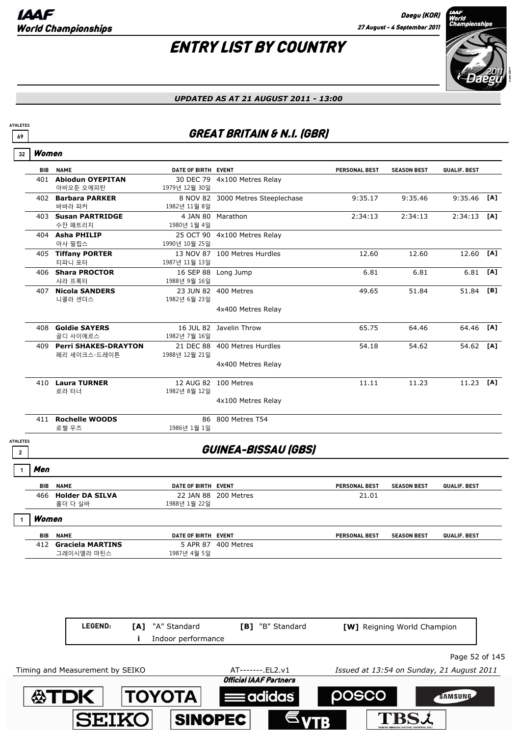# ENTRY LIST BY COUNTRY

*UPDATED AS AT 21 AUGUST 2011 - 13:00*

## GREAT BRITAIN & N.I. (GBR)

ATHLETES 69

### Women

32

| BIB | NAME | DATE OF BIRTH | EVENT | PERSONAL BEST | SEASON BEST | QUALIF. BEST | |
|---|---|---|---|---|---|---|---|
| 401 | **Abiodun OYEPITAN** 아비오둔 오예피탄 | 30 DEC 79 1979년 12월 30일 | 4x100 Metres Relay | | | | |
| 402 | **Barbara PARKER** 바바라 파커 | 8 NOV 82 1982년 11월 8일 | 3000 Metres Steeplechase | 9:35.17 | 9:35.46 | 9:35.46 | [A] |
| 403 | **Susan PARTRIDGE** 수잔 패트리지 | 4 JAN 80 1980년 1월 4일 | Marathon | 2:34:13 | 2:34:13 | 2:34:13 | [A] |
| 404 | **Asha PHILIP** 아샤 필립스 | 25 OCT 90 1990년 10월 25일 | 4x100 Metres Relay | | | | |
| 405 | **Tiffany PORTER** 티파니 포터 | 13 NOV 87 1987년 11월 13일 | 100 Metres Hurdles | 12.60 | 12.60 | 12.60 | [A] |
| 406 | **Shara PROCTOR** 샤라 프록터 | 16 SEP 88 1988년 9월 16일 | Long Jump | 6.81 | 6.81 | 6.81 | [A] |
| 407 | **Nicola SANDERS** 니콜라 샌더스 | 23 JUN 82 1982년 6월 23일 | 400 Metres | 49.65 | 51.84 | 51.84 | [B] |
| | | | 4x400 Metres Relay | | | | |
| 408 | **Goldie SAYERS** 골디 사이에르스 | 16 JUL 82 1982년 7월 16일 | Javelin Throw | 65.75 | 64.46 | 64.46 | [A] |
| 409 | **Perri SHAKES-DRAYTON** 페리 세이크스-드레이튼 | 21 DEC 88 1988년 12월 21일 | 400 Metres Hurdles | 54.18 | 54.62 | 54.62 | [A] |
| | | | 4x400 Metres Relay | | | | |
| 410 | **Laura TURNER** 로라 터너 | 12 AUG 82 1982년 8월 12일 | 100 Metres | 11.11 | 11.23 | 11.23 | [A] |
| | | | 4x100 Metres Relay | | | | |
| 411 | **Rochelle WOODS** 로첼 우즈 | 86 1986년 1월 1일 | 800 Metres T54 | | | | |

## GUINEA-BISSAU (GBS)

ATHLETES 2

### Men

1

| BIB | NAME | DATE OF BIRTH | EVENT | PERSONAL BEST | SEASON BEST | QUALIF. BEST |
|---|---|---|---|---|---|---|
| 466 | **Holder DA SILVA** 홀더 다 실바 | 22 JAN 88 1988년 1월 22일 | 200 Metres | 21.01 | | |

### Women

1

| BIB | NAME | DATE OF BIRTH | EVENT | PERSONAL BEST | SEASON BEST | QUALIF. BEST |
|---|---|---|---|---|---|---|
| 412 | **Graciela MARTINS** 그레이시엘라 마틴스 | 5 APR 87 1987년 4월 5일 | 400 Metres | | | |

| LEGEND: | [A] "A" Standard | [B] "B" Standard | [W] Reigning World Champion |
|---|---|---|---|
| | i Indoor performance | | |

Timing and Measurement by SEIKO — AT-------.EL2.v1 — Issued at 13:54 on Sunday, 21 August 2011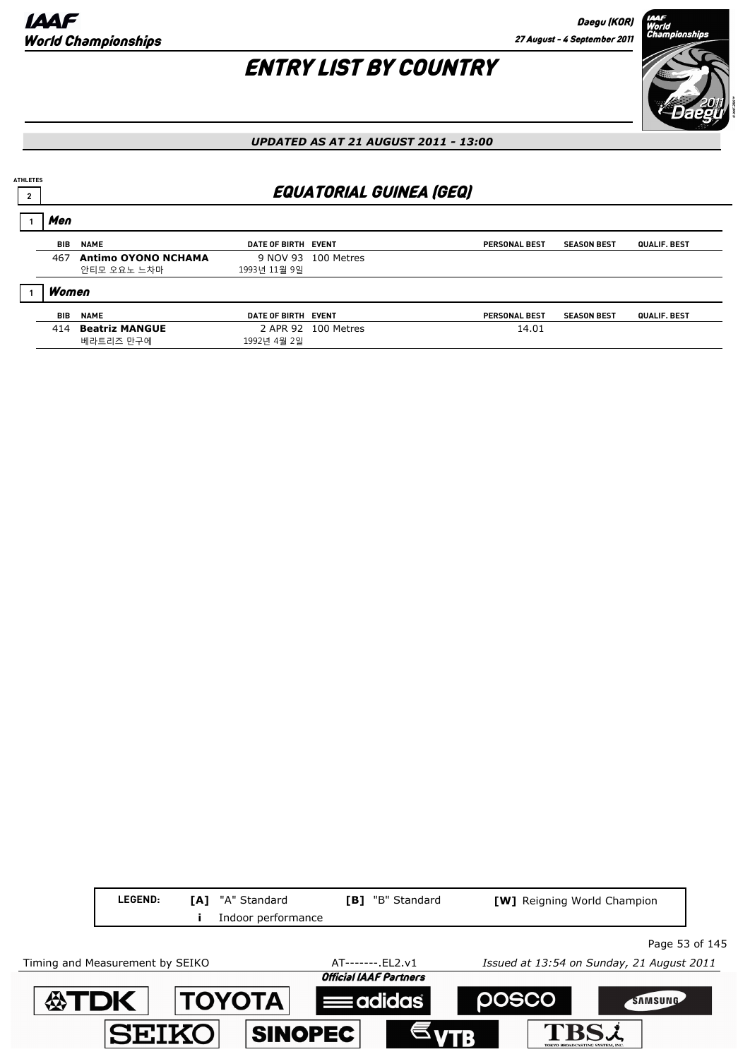# ENTRY LIST BY COUNTRY

*UPDATED AS AT 21 AUGUST 2011 - 13:00*

ATHLETES 2

## EQUATORIAL GUINEA (GEQ)

### 1 Men

| BIB | NAME | DATE OF BIRTH | EVENT | PERSONAL BEST | SEASON BEST | QUALIF. BEST |
|---|---|---|---|---|---|---|
| 467 | **Antimo OYONO NCHAMA**<br>안티모 오요노 느차마 | 9 NOV 93<br>1993년 11월 9일 | 100 Metres | | | |

### 1 Women

| BIB | NAME | DATE OF BIRTH | EVENT | PERSONAL BEST | SEASON BEST | QUALIF. BEST |
|---|---|---|---|---|---|---|
| 414 | **Beatriz MANGUE**<br>베라트리즈 만구에 | 2 APR 92<br>1992년 4월 2일 | 100 Metres | 14.01 | | |

**LEGEND:** **[A]** "A" Standard **[B]** "B" Standard **[W]** Reigning World Champion
**i** Indoor performance

Timing and Measurement by SEIKO AT-------.EL2.v1 *Issued at 13:54 on Sunday, 21 August 2011*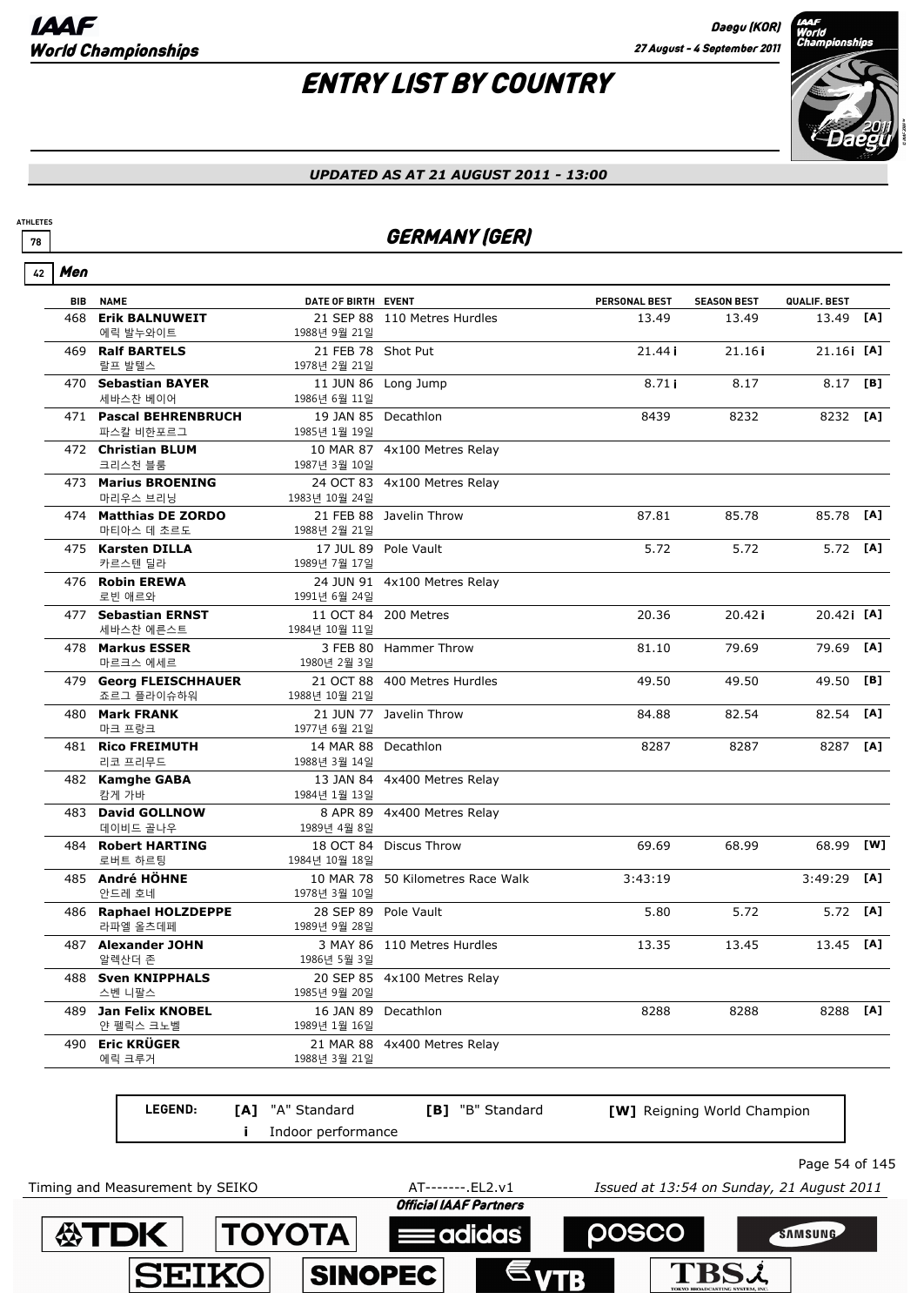# ENTRY LIST BY COUNTRY

*UPDATED AS AT 21 AUGUST 2011 - 13:00*

ATHLETES 78

## GERMANY (GER)

### 42 Men

| BIB | NAME | DATE OF BIRTH | EVENT | PERSONAL BEST | SEASON BEST | QUALIF. BEST | |
|---|---|---|---|---|---|---|---|
| 468 | **Erik BALNUWEIT**<br>에릭 발누와이트 | 21 SEP 88<br>1988년 9월 21일 | 110 Metres Hurdles | 13.49 | 13.49 | 13.49 | [A] |
| 469 | **Ralf BARTELS**<br>랄프 발텔스 | 21 FEB 78<br>1978년 2월 21일 | Shot Put | 21.44 i | 21.16 i | 21.16i | [A] |
| 470 | **Sebastian BAYER**<br>세바스찬 베이어 | 11 JUN 86<br>1986년 6월 11일 | Long Jump | 8.71 i | 8.17 | 8.17 | [B] |
| 471 | **Pascal BEHRENBRUCH**<br>파스칼 비한포르그 | 19 JAN 85<br>1985년 1월 19일 | Decathlon | 8439 | 8232 | 8232 | [A] |
| 472 | **Christian BLUM**<br>크리스천 블룸 | 10 MAR 87<br>1987년 3월 10일 | 4x100 Metres Relay | | | | |
| 473 | **Marius BROENING**<br>마리우스 브리닝 | 24 OCT 83<br>1983년 10월 24일 | 4x100 Metres Relay | | | | |
| 474 | **Matthias DE ZORDO**<br>마티아스 데 초르도 | 21 FEB 88<br>1988년 2월 21일 | Javelin Throw | 87.81 | 85.78 | 85.78 | [A] |
| 475 | **Karsten DILLA**<br>카르스텐 딜라 | 17 JUL 89<br>1989년 7월 17일 | Pole Vault | 5.72 | 5.72 | 5.72 | [A] |
| 476 | **Robin EREWA**<br>로빈 애르와 | 24 JUN 91<br>1991년 6월 24일 | 4x100 Metres Relay | | | | |
| 477 | **Sebastian ERNST**<br>세바스찬 에른스트 | 11 OCT 84<br>1984년 10월 11일 | 200 Metres | 20.36 | 20.42 i | 20.42i | [A] |
| 478 | **Markus ESSER**<br>마르크스 에세르 | 3 FEB 80<br>1980년 2월 3일 | Hammer Throw | 81.10 | 79.69 | 79.69 | [A] |
| 479 | **Georg FLEISCHHAUER**<br>죠르그 플라이슈하워 | 21 OCT 88<br>1988년 10월 21일 | 400 Metres Hurdles | 49.50 | 49.50 | 49.50 | [B] |
| 480 | **Mark FRANK**<br>마크 프랑크 | 21 JUN 77<br>1977년 6월 21일 | Javelin Throw | 84.88 | 82.54 | 82.54 | [A] |
| 481 | **Rico FREIMUTH**<br>리코 프리무드 | 14 MAR 88<br>1988년 3월 14일 | Decathlon | 8287 | 8287 | 8287 | [A] |
| 482 | **Kamghe GABA**<br>캄게 가바 | 13 JAN 84<br>1984년 1월 13일 | 4x400 Metres Relay | | | | |
| 483 | **David GOLLNOW**<br>데이비드 골나우 | 8 APR 89<br>1989년 4월 8일 | 4x400 Metres Relay | | | | |
| 484 | **Robert HARTING**<br>로버트 하르팅 | 18 OCT 84<br>1984년 10월 18일 | Discus Throw | 69.69 | 68.99 | 68.99 | [W] |
| 485 | **André HÖHNE**<br>안드레 호네 | 10 MAR 78<br>1978년 3월 10일 | 50 Kilometres Race Walk | 3:43:19 | | 3:49:29 | [A] |
| 486 | **Raphael HOLZDEPPE**<br>라파엘 올츠데페 | 28 SEP 89<br>1989년 9월 28일 | Pole Vault | 5.80 | 5.72 | 5.72 | [A] |
| 487 | **Alexander JOHN**<br>알렉산더 존 | 3 MAY 86<br>1986년 5월 3일 | 110 Metres Hurdles | 13.35 | 13.45 | 13.45 | [A] |
| 488 | **Sven KNIPPHALS**<br>스벤 니팔스 | 20 SEP 85<br>1985년 9월 20일 | 4x100 Metres Relay | | | | |
| 489 | **Jan Felix KNOBEL**<br>얀 펠릭스 크노벨 | 16 JAN 89<br>1989년 1월 16일 | Decathlon | 8288 | 8288 | 8288 | [A] |
| 490 | **Eric KRÜGER**<br>에릭 크루거 | 21 MAR 88<br>1988년 3월 21일 | 4x400 Metres Relay | | | | |

**LEGEND:** [A] "A" Standard [B] "B" Standard [W] Reigning World Champion
i Indoor performance

Timing and Measurement by SEIKO AT-------.EL2.v1 Issued at 13:54 on Sunday, 21 August 2011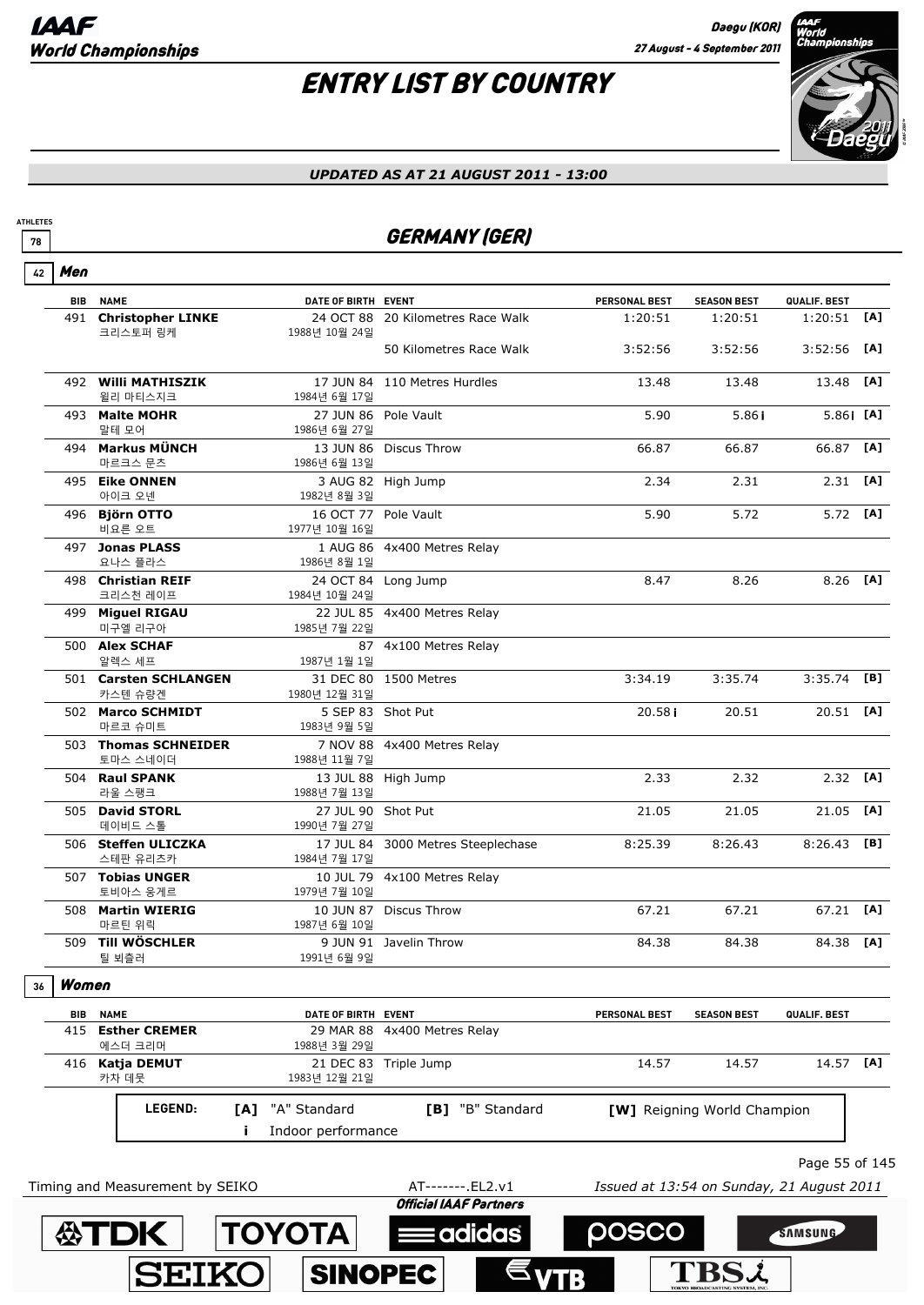# ENTRY LIST BY COUNTRY

*UPDATED AS AT 21 AUGUST 2011 - 13:00*

ATHLETES 78

## GERMANY (GER)

### 42 Men

| BIB | NAME | DATE OF BIRTH | EVENT | PERSONAL BEST | SEASON BEST | QUALIF. BEST | |
|---|---|---|---|---|---|---|---|
| 491 | **Christopher LINKE** 크리스토퍼 링케 | 24 OCT 88 1988년 10월 24일 | 20 Kilometres Race Walk | 1:20:51 | 1:20:51 | 1:20:51 | [A] |
| | | | 50 Kilometres Race Walk | 3:52:56 | 3:52:56 | 3:52:56 | [A] |
| 492 | **Willi MATHISZIK** 윌리 마티스지크 | 17 JUN 84 1984년 6월 17일 | 110 Metres Hurdles | 13.48 | 13.48 | 13.48 | [A] |
| 493 | **Malte MOHR** 말테 모어 | 27 JUN 86 1986년 6월 27일 | Pole Vault | 5.90 | 5.86 i | 5.86 i | [A] |
| 494 | **Markus MÜNCH** 마르크스 문츠 | 13 JUN 86 1986년 6월 13일 | Discus Throw | 66.87 | 66.87 | 66.87 | [A] |
| 495 | **Eike ONNEN** 아이크 오넨 | 3 AUG 82 1982년 8월 3일 | High Jump | 2.34 | 2.31 | 2.31 | [A] |
| 496 | **Björn OTTO** 비요른 오트 | 16 OCT 77 1977년 10월 16일 | Pole Vault | 5.90 | 5.72 | 5.72 | [A] |
| 497 | **Jonas PLASS** 요나스 플라스 | 1 AUG 86 1986년 8월 1일 | 4x400 Metres Relay | | | | |
| 498 | **Christian REIF** 크리스천 레이프 | 24 OCT 84 1984년 10월 24일 | Long Jump | 8.47 | 8.26 | 8.26 | [A] |
| 499 | **Miguel RIGAU** 미구엘 리구아 | 22 JUL 85 1985년 7월 22일 | 4x400 Metres Relay | | | | |
| 500 | **Alex SCHAF** 알렉스 세프 | 87 1987년 1월 1일 | 4x100 Metres Relay | | | | |
| 501 | **Carsten SCHLANGEN** 카스텐 슈랑겐 | 31 DEC 80 1980년 12월 31일 | 1500 Metres | 3:34.19 | 3:35.74 | 3:35.74 | [B] |
| 502 | **Marco SCHMIDT** 마르코 슈미트 | 5 SEP 83 1983년 9월 5일 | Shot Put | 20.58 i | 20.51 | 20.51 | [A] |
| 503 | **Thomas SCHNEIDER** 토마스 스네이더 | 7 NOV 88 1988년 11월 7일 | 4x400 Metres Relay | | | | |
| 504 | **Raul SPANK** 라울 스팽크 | 13 JUL 88 1988년 7월 13일 | High Jump | 2.33 | 2.32 | 2.32 | [A] |
| 505 | **David STORL** 데이비드 스톨 | 27 JUL 90 1990년 7월 27일 | Shot Put | 21.05 | 21.05 | 21.05 | [A] |
| 506 | **Steffen ULICZKA** 스테판 유리츠카 | 17 JUL 84 1984년 7월 17일 | 3000 Metres Steeplechase | 8:25.39 | 8:26.43 | 8:26.43 | [B] |
| 507 | **Tobias UNGER** 토비아스 웅게르 | 10 JUL 79 1979년 7월 10일 | 4x100 Metres Relay | | | | |
| 508 | **Martin WIERIG** 마르틴 위릭 | 10 JUN 87 1987년 6월 10일 | Discus Throw | 67.21 | 67.21 | 67.21 | [A] |
| 509 | **Till WÖSCHLER** 틸 뵈슐러 | 9 JUN 91 1991년 6월 9일 | Javelin Throw | 84.38 | 84.38 | 84.38 | [A] |

### 36 Women

| BIB | NAME | DATE OF BIRTH | EVENT | PERSONAL BEST | SEASON BEST | QUALIF. BEST | |
|---|---|---|---|---|---|---|---|
| 415 | **Esther CREMER** 에스더 크리머 | 29 MAR 88 1988년 3월 29일 | 4x400 Metres Relay | | | | |
| 416 | **Katja DEMUT** 카차 데뭇 | 21 DEC 83 1983년 12월 21일 | Triple Jump | 14.57 | 14.57 | 14.57 | [A] |

**LEGEND:** [A] "A" Standard; [B] "B" Standard; [W] Reigning World Champion; i Indoor performance

Timing and Measurement by SEIKO — AT-------.EL2.v1 — Issued at 13:54 on Sunday, 21 August 2011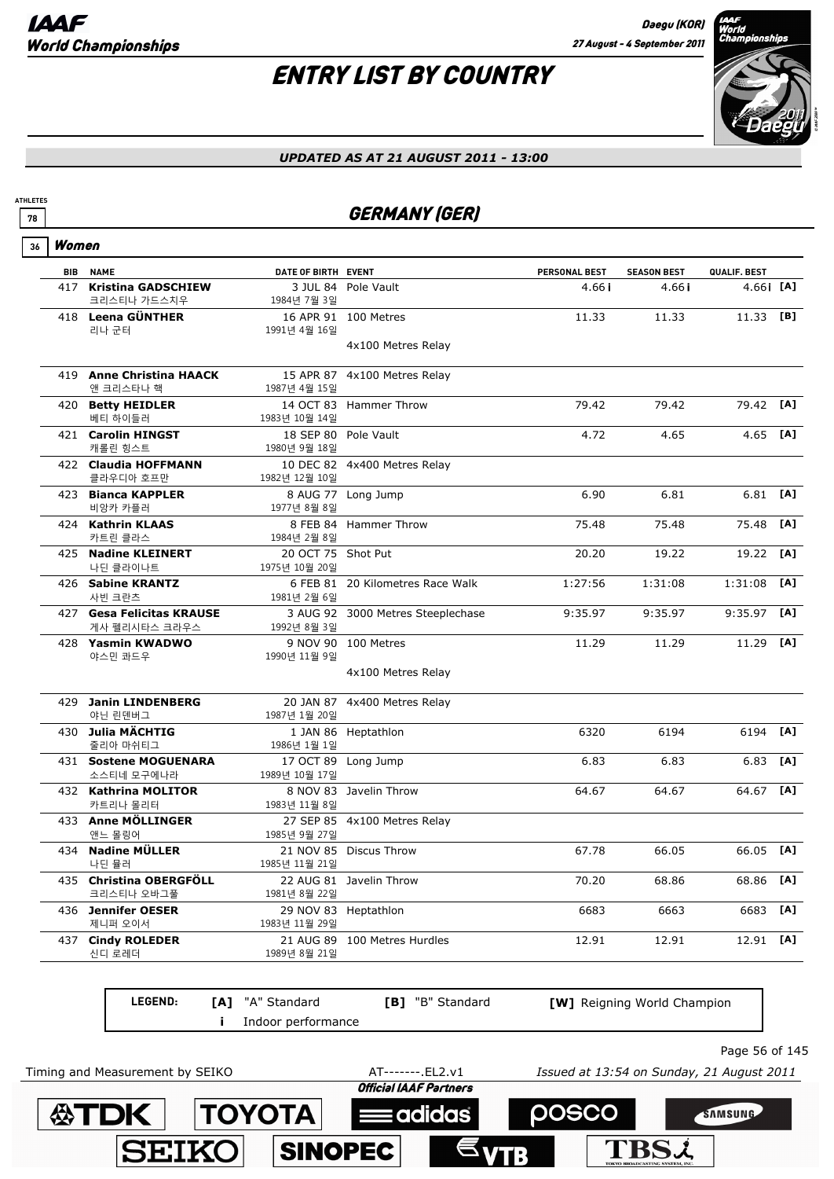# ENTRY LIST BY COUNTRY

*UPDATED AS AT 21 AUGUST 2011 - 13:00*

ATHLETES 78

## GERMANY (GER)

36 **Women**

| BIB | NAME | DATE OF BIRTH | EVENT | PERSONAL BEST | SEASON BEST | QUALIF. BEST | |
|---|---|---|---|---|---|---|---|
| 417 | **Kristina GADSCHIEW** 크리스티나 가드스치우 | 3 JUL 84 1984년 7월 3일 | Pole Vault | 4.66 i | 4.66 i | 4.66 i | [A] |
| 418 | **Leena GÜNTHER** 리나 군터 | 16 APR 91 1991년 4월 16일 | 100 Metres | 11.33 | 11.33 | 11.33 | [B] |
| | | | 4x100 Metres Relay | | | | |
| 419 | **Anne Christina HAACK** 앤 크리스타나 핵 | 15 APR 87 1987년 4월 15일 | 4x100 Metres Relay | | | | |
| 420 | **Betty HEIDLER** 베티 하이들러 | 14 OCT 83 1983년 10월 14일 | Hammer Throw | 79.42 | 79.42 | 79.42 | [A] |
| 421 | **Carolin HINGST** 캐롤린 힝스트 | 18 SEP 80 1980년 9월 18일 | Pole Vault | 4.72 | 4.65 | 4.65 | [A] |
| 422 | **Claudia HOFFMANN** 클라우디아 호프만 | 10 DEC 82 1982년 12월 10일 | 4x400 Metres Relay | | | | |
| 423 | **Bianca KAPPLER** 비앙카 카플러 | 8 AUG 77 1977년 8월 8일 | Long Jump | 6.90 | 6.81 | 6.81 | [A] |
| 424 | **Kathrin KLAAS** 카트린 클라스 | 8 FEB 84 1984년 2월 8일 | Hammer Throw | 75.48 | 75.48 | 75.48 | [A] |
| 425 | **Nadine KLEINERT** 나딘 클라이나트 | 20 OCT 75 1975년 10월 20일 | Shot Put | 20.20 | 19.22 | 19.22 | [A] |
| 426 | **Sabine KRANTZ** 사빈 크란츠 | 6 FEB 81 1981년 2월 6일 | 20 Kilometres Race Walk | 1:27:56 | 1:31:08 | 1:31:08 | [A] |
| 427 | **Gesa Felicitas KRAUSE** 게사 펠리시타스 크라우스 | 3 AUG 92 1992년 8월 3일 | 3000 Metres Steeplechase | 9:35.97 | 9:35.97 | 9:35.97 | [A] |
| 428 | **Yasmin KWADWO** 야스민 콰드우 | 9 NOV 90 1990년 11월 9일 | 100 Metres | 11.29 | 11.29 | 11.29 | [A] |
| | | | 4x100 Metres Relay | | | | |
| 429 | **Janin LINDENBERG** 야닌 린덴버그 | 20 JAN 87 1987년 1월 20일 | 4x400 Metres Relay | | | | |
| 430 | **Julia MÄCHTIG** 줄리아 마쉬티그 | 1 JAN 86 1986년 1월 1일 | Heptathlon | 6320 | 6194 | 6194 | [A] |
| 431 | **Sostene MOGUENARA** 소스티네 모구에나라 | 17 OCT 89 1989년 10월 17일 | Long Jump | 6.83 | 6.83 | 6.83 | [A] |
| 432 | **Kathrina MOLITOR** 카트리나 몰리터 | 8 NOV 83 1983년 11월 8일 | Javelin Throw | 64.67 | 64.67 | 64.67 | [A] |
| 433 | **Anne MÖLLINGER** 앤느 몰링어 | 27 SEP 85 1985년 9월 27일 | 4x100 Metres Relay | | | | |
| 434 | **Nadine MÜLLER** 나딘 뮬러 | 21 NOV 85 1985년 11월 21일 | Discus Throw | 67.78 | 66.05 | 66.05 | [A] |
| 435 | **Christina OBERGFÖLL** 크리스티나 오바그풀 | 22 AUG 81 1981년 8월 22일 | Javelin Throw | 70.20 | 68.86 | 68.86 | [A] |
| 436 | **Jennifer OESER** 제니퍼 오이서 | 29 NOV 83 1983년 11월 29일 | Heptathlon | 6683 | 6663 | 6683 | [A] |
| 437 | **Cindy ROLEDER** 신디 로레더 | 21 AUG 89 1989년 8월 21일 | 100 Metres Hurdles | 12.91 | 12.91 | 12.91 | [A] |

**LEGEND:** [A] "A" Standard [B] "B" Standard [W] Reigning World Champion
i Indoor performance

Timing and Measurement by SEIKO — AT-------.EL2.v1 — Issued at 13:54 on Sunday, 21 August 2011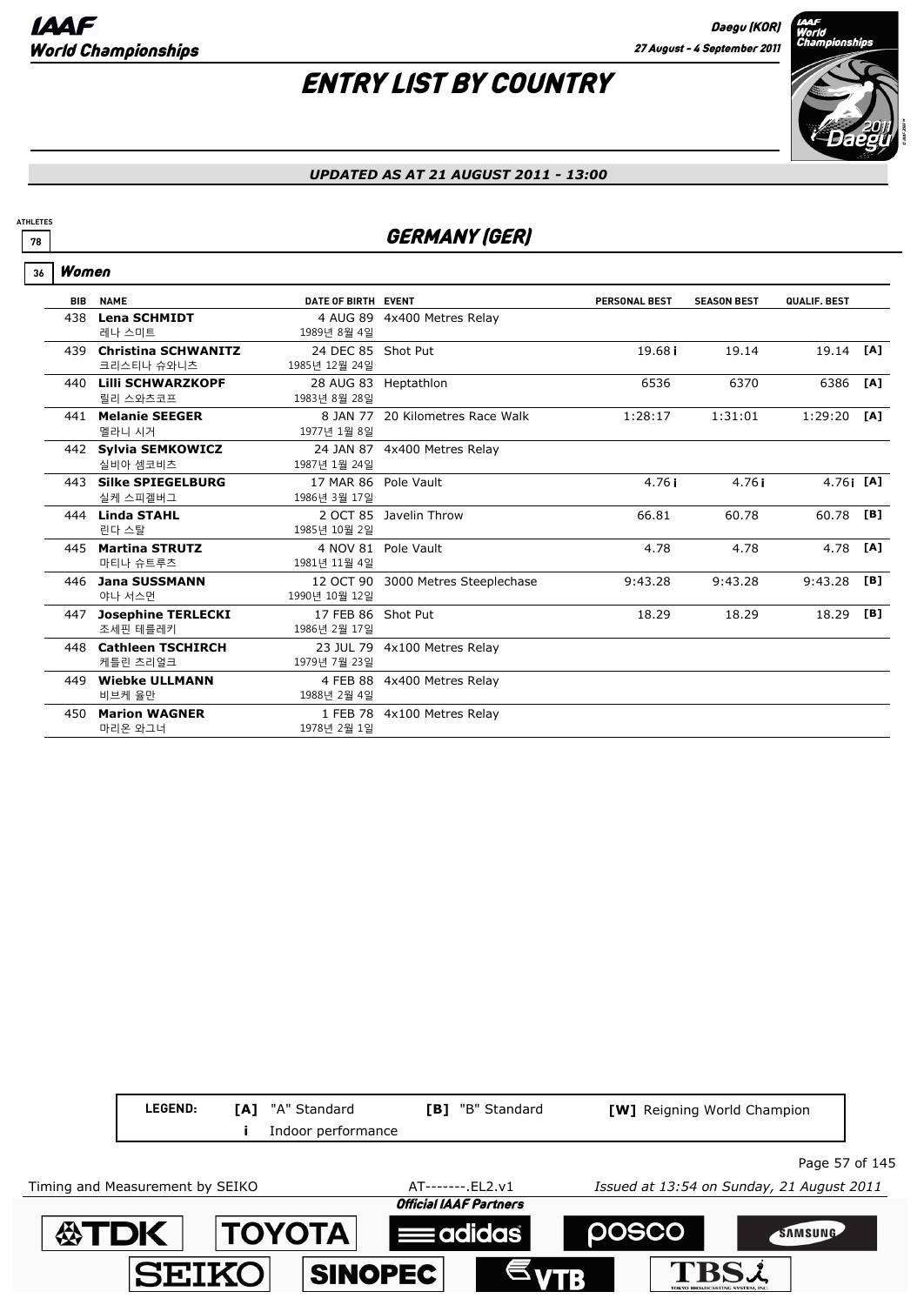# ENTRY LIST BY COUNTRY

*UPDATED AS AT 21 AUGUST 2011 - 13:00*

ATHLETES 78

## GERMANY (GER)

### 36 Women

| BIB | NAME | DATE OF BIRTH | EVENT | PERSONAL BEST | SEASON BEST | QUALIF. BEST | |
|---|---|---|---|---|---|---|---|
| 438 | **Lena SCHMIDT** 레나 스미트 | 4 AUG 89 1989년 8월 4일 | 4x400 Metres Relay | | | | |
| 439 | **Christina SCHWANITZ** 크리스티나 슈와니츠 | 24 DEC 85 1985년 12월 24일 | Shot Put | 19.68 i | 19.14 | 19.14 | [A] |
| 440 | **Lilli SCHWARZKOPF** 릴리 스와츠코프 | 28 AUG 83 1983년 8월 28일 | Heptathlon | 6536 | 6370 | 6386 | [A] |
| 441 | **Melanie SEEGER** 멜라니 시거 | 8 JAN 77 1977년 1월 8일 | 20 Kilometres Race Walk | 1:28:17 | 1:31:01 | 1:29:20 | [A] |
| 442 | **Sylvia SEMKOWICZ** 실비아 셈코비츠 | 24 JAN 87 1987년 1월 24일 | 4x400 Metres Relay | | | | |
| 443 | **Silke SPIEGELBURG** 실케 스피겔버그 | 17 MAR 86 1986년 3월 17일 | Pole Vault | 4.76 i | 4.76 i | 4.76 i | [A] |
| 444 | **Linda STAHL** 린다 스탈 | 2 OCT 85 1985년 10월 2일 | Javelin Throw | 66.81 | 60.78 | 60.78 | [B] |
| 445 | **Martina STRUTZ** 마티나 슈트루츠 | 4 NOV 81 1981년 11월 4일 | Pole Vault | 4.78 | 4.78 | 4.78 | [A] |
| 446 | **Jana SUSSMANN** 야나 서스먼 | 12 OCT 90 1990년 10월 12일 | 3000 Metres Steeplechase | 9:43.28 | 9:43.28 | 9:43.28 | [B] |
| 447 | **Josephine TERLECKI** 조세핀 테를레키 | 17 FEB 86 1986년 2월 17일 | Shot Put | 18.29 | 18.29 | 18.29 | [B] |
| 448 | **Cathleen TSCHIRCH** 케틀린 츠리얼크 | 23 JUL 79 1979년 7월 23일 | 4x100 Metres Relay | | | | |
| 449 | **Wiebke ULLMANN** 비브케 울만 | 4 FEB 88 1988년 2월 4일 | 4x400 Metres Relay | | | | |
| 450 | **Marion WAGNER** 마리온 와그너 | 1 FEB 78 1978년 2월 1일 | 4x100 Metres Relay | | | | |

LEGEND: **[A]** "A" Standard **[B]** "B" Standard **[W]** Reigning World Champion
**i** Indoor performance

Timing and Measurement by SEIKO AT-------.EL2.v1 *Issued at 13:54 on Sunday, 21 August 2011*

*Official IAAF Partners*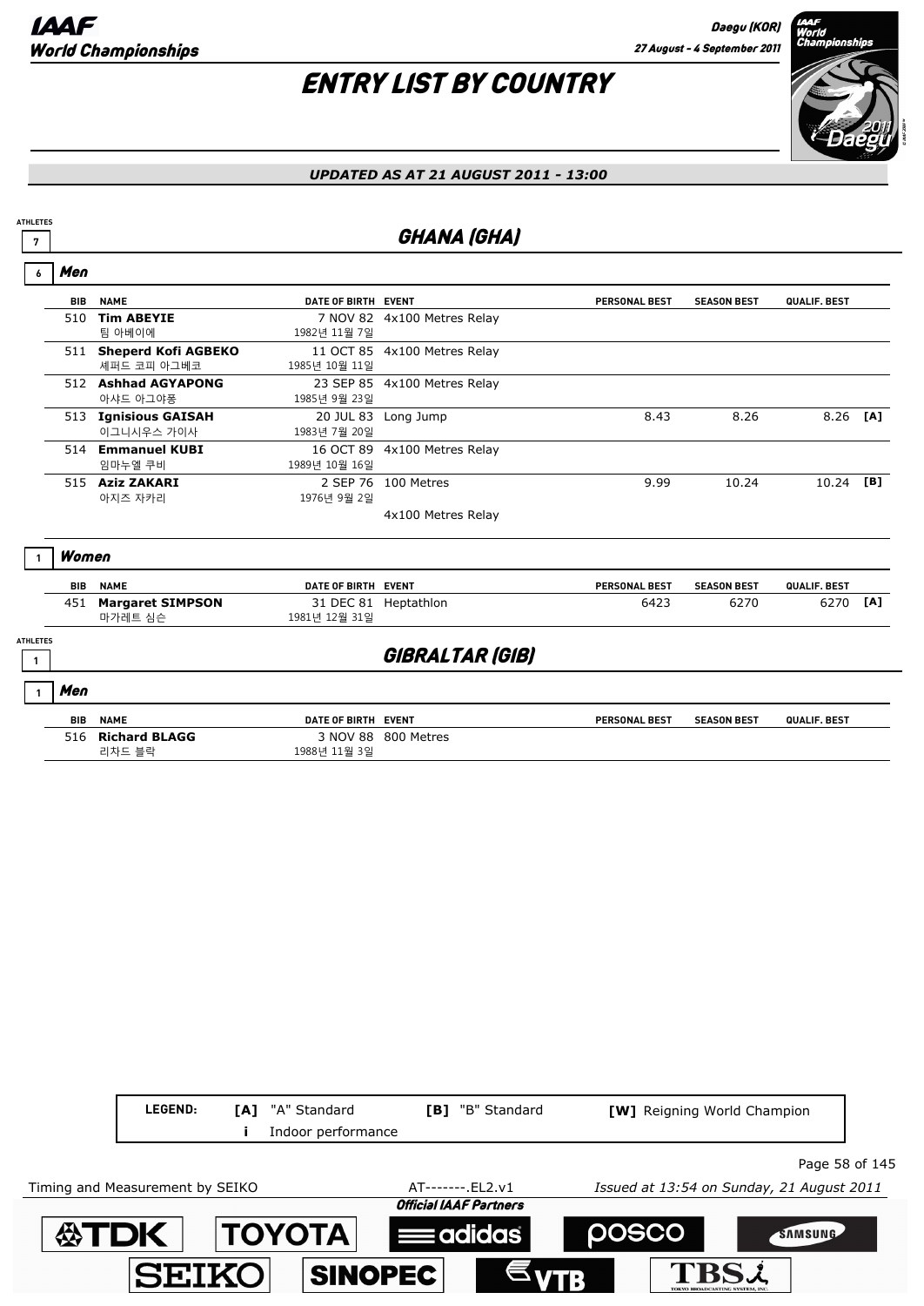# ENTRY LIST BY COUNTRY

*UPDATED AS AT 21 AUGUST 2011 - 13:00*

ATHLETES 7

## GHANA (GHA)

### 6 Men

| BIB | NAME | DATE OF BIRTH | EVENT | PERSONAL BEST | SEASON BEST | QUALIF. BEST | |
|---|---|---|---|---|---|---|---|
| 510 | **Tim ABEYIE** 팀 아베이에 | 7 NOV 82 1982년 11월 7일 | 4x100 Metres Relay | | | | |
| 511 | **Sheperd Kofi AGBEKO** 셰퍼드 코피 아그베코 | 11 OCT 85 1985년 10월 11일 | 4x100 Metres Relay | | | | |
| 512 | **Ashhad AGYAPONG** 아샤드 아그야퐁 | 23 SEP 85 1985년 9월 23일 | 4x100 Metres Relay | | | | |
| 513 | **Ignisious GAISAH** 이그니시우스 가이사 | 20 JUL 83 1983년 7월 20일 | Long Jump | 8.43 | 8.26 | 8.26 | [A] |
| 514 | **Emmanuel KUBI** 임마누엘 쿠비 | 16 OCT 89 1989년 10월 16일 | 4x100 Metres Relay | | | | |
| 515 | **Aziz ZAKARI** 아지즈 자카리 | 2 SEP 76 1976년 9월 2일 | 100 Metres | 9.99 | 10.24 | 10.24 | [B] |
| | | | 4x100 Metres Relay | | | | |

### 1 Women

| BIB | NAME | DATE OF BIRTH | EVENT | PERSONAL BEST | SEASON BEST | QUALIF. BEST | |
|---|---|---|---|---|---|---|---|
| 451 | **Margaret SIMPSON** 마가레트 심슨 | 31 DEC 81 1981년 12월 31일 | Heptathlon | 6423 | 6270 | 6270 | [A] |

ATHLETES 1

## GIBRALTAR (GIB)

### 1 Men

| BIB | NAME | DATE OF BIRTH | EVENT | PERSONAL BEST | SEASON BEST | QUALIF. BEST |
|---|---|---|---|---|---|---|
| 516 | **Richard BLAGG** 리차드 블락 | 3 NOV 88 1988년 11월 3일 | 800 Metres | | | |

| LEGEND: | [A] "A" Standard | [B] "B" Standard | [W] Reigning World Champion |
|---|---|---|---|
| | i Indoor performance | | |

Timing and Measurement by SEIKO — AT-------.EL2.v1 — Issued at 13:54 on Sunday, 21 August 2011

*Official IAAF Partners*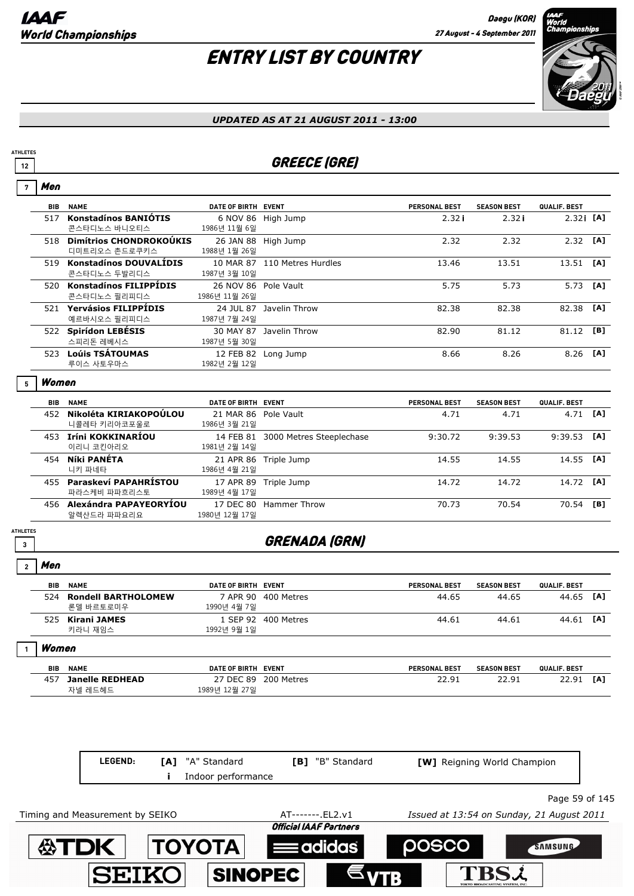# ENTRY LIST BY COUNTRY

*UPDATED AS AT 21 AUGUST 2011 - 13:00*

## GREECE (GRE)

ATHLETES 12

### Men (7)

| BIB | NAME | DATE OF BIRTH | EVENT | PERSONAL BEST | SEASON BEST | QUALIF. BEST | |
|---|---|---|---|---|---|---|---|
| 517 | **Konstadínos BANIÓTIS** 콘스타디노스 바니오티스 | 6 NOV 86 1986년 11월 6일 | High Jump | 2.32 i | 2.32 i | 2.32 i | [A] |
| 518 | **Dimítrios CHONDROKOÚKIS** 디미트리오스 촌드로쿠키스 | 26 JAN 88 1988년 1월 26일 | High Jump | 2.32 | 2.32 | 2.32 | [A] |
| 519 | **Konstadínos DOUVALÍDIS** 콘스타디노스 두발리디스 | 10 MAR 87 1987년 3월 10일 | 110 Metres Hurdles | 13.46 | 13.51 | 13.51 | [A] |
| 520 | **Konstadínos FILIPPÍDIS** 콘스타디노스 필리피디스 | 26 NOV 86 1986년 11월 26일 | Pole Vault | 5.75 | 5.73 | 5.73 | [A] |
| 521 | **Yervásios FILIPPÍDIS** 예르바시오스 필리피디스 | 24 JUL 87 1987년 7월 24일 | Javelin Throw | 82.38 | 82.38 | 82.38 | [A] |
| 522 | **Spirídon LEBÉSIS** 스피리돈 레베시스 | 30 MAY 87 1987년 5월 30일 | Javelin Throw | 82.90 | 81.12 | 81.12 | [B] |
| 523 | **Loúis TSÁTOUMAS** 루이스 사토우마스 | 12 FEB 82 1982년 2월 12일 | Long Jump | 8.66 | 8.26 | 8.26 | [A] |

### Women (5)

| BIB | NAME | DATE OF BIRTH | EVENT | PERSONAL BEST | SEASON BEST | QUALIF. BEST | |
|---|---|---|---|---|---|---|---|
| 452 | **Nikoléta KIRIAKOPOÚLOU** 니콜레타 키리아코포울로 | 21 MAR 86 1986년 3월 21일 | Pole Vault | 4.71 | 4.71 | 4.71 | [A] |
| 453 | **Iríni KOKKINARÍOU** 이리니 코킨아리오 | 14 FEB 81 1981년 2월 14일 | 3000 Metres Steeplechase | 9:30.72 | 9:39.53 | 9:39.53 | [A] |
| 454 | **Níki PANÉTA** 니키 파네타 | 21 APR 86 1986년 4월 21일 | Triple Jump | 14.55 | 14.55 | 14.55 | [A] |
| 455 | **Paraskeví PAPAHRÍSTOU** 파라스케비 파파흐리스토 | 17 APR 89 1989년 4월 17일 | Triple Jump | 14.72 | 14.72 | 14.72 | [A] |
| 456 | **Alexándra PAPAYEORYÍOU** 알렉산드라 파파요리요 | 17 DEC 80 1980년 12월 17일 | Hammer Throw | 70.73 | 70.54 | 70.54 | [B] |

## GRENADA (GRN)

ATHLETES 3

### Men (2)

| BIB | NAME | DATE OF BIRTH | EVENT | PERSONAL BEST | SEASON BEST | QUALIF. BEST | |
|---|---|---|---|---|---|---|---|
| 524 | **Rondell BARTHOLOMEW** 론델 바르토로미우 | 7 APR 90 1990년 4월 7일 | 400 Metres | 44.65 | 44.65 | 44.65 | [A] |
| 525 | **Kirani JAMES** 키라니 재임스 | 1 SEP 92 1992년 9월 1일 | 400 Metres | 44.61 | 44.61 | 44.61 | [A] |

### Women (1)

| BIB | NAME | DATE OF BIRTH | EVENT | PERSONAL BEST | SEASON BEST | QUALIF. BEST | |
|---|---|---|---|---|---|---|---|
| 457 | **Janelle REDHEAD** 자넬 레드헤드 | 27 DEC 89 1989년 12월 27일 | 200 Metres | 22.91 | 22.91 | 22.91 | [A] |

**LEGEND:** [A] "A" Standard; [B] "B" Standard; [W] Reigning World Champion; i Indoor performance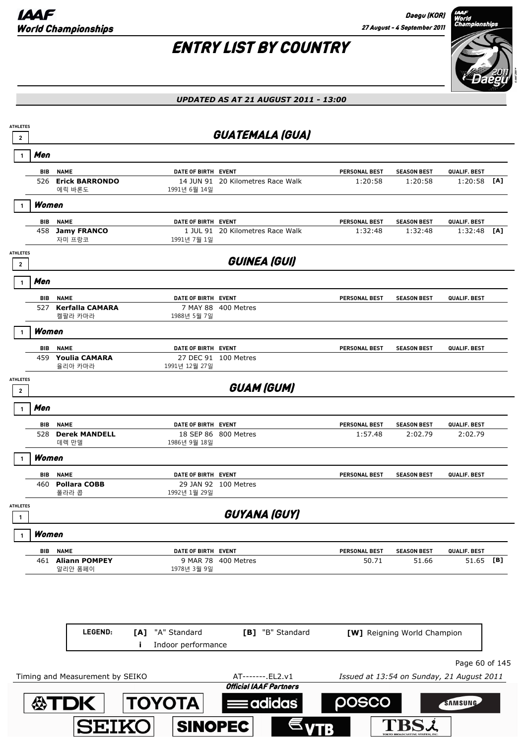# ENTRY LIST BY COUNTRY

*UPDATED AS AT 21 AUGUST 2011 - 13:00*

## GUATEMALA (GUA)

ATHLETES 2

### Men (1)

| BIB | NAME | DATE OF BIRTH | EVENT | PERSONAL BEST | SEASON BEST | QUALIF. BEST | |
|---|---|---|---|---|---|---|---|
| 526 | **Erick BARRONDO** 에릭 바론도 | 14 JUN 91 1991년 6월 14일 | 20 Kilometres Race Walk | 1:20:58 | 1:20:58 | 1:20:58 | [A] |

### Women (1)

| BIB | NAME | DATE OF BIRTH | EVENT | PERSONAL BEST | SEASON BEST | QUALIF. BEST | |
|---|---|---|---|---|---|---|---|
| 458 | **Jamy FRANCO** 자미 프랑코 | 1 JUL 91 1991년 7월 1일 | 20 Kilometres Race Walk | 1:32:48 | 1:32:48 | 1:32:48 | [A] |

## GUINEA (GUI)

ATHLETES 2

### Men (1)

| BIB | NAME | DATE OF BIRTH | EVENT | PERSONAL BEST | SEASON BEST | QUALIF. BEST |
|---|---|---|---|---|---|---|
| 527 | **Kerfalla CAMARA** 켈팔라 카마라 | 7 MAY 88 1988년 5월 7일 | 400 Metres | | | |

### Women (1)

| BIB | NAME | DATE OF BIRTH | EVENT | PERSONAL BEST | SEASON BEST | QUALIF. BEST |
|---|---|---|---|---|---|---|
| 459 | **Youlia CAMARA** 율리아 카마라 | 27 DEC 91 1991년 12월 27일 | 100 Metres | | | |

## GUAM (GUM)

ATHLETES 2

### Men (1)

| BIB | NAME | DATE OF BIRTH | EVENT | PERSONAL BEST | SEASON BEST | QUALIF. BEST |
|---|---|---|---|---|---|---|
| 528 | **Derek MANDELL** 데렉 만델 | 18 SEP 86 1986년 9월 18일 | 800 Metres | 1:57.48 | 2:02.79 | 2:02.79 |

### Women (1)

| BIB | NAME | DATE OF BIRTH | EVENT | PERSONAL BEST | SEASON BEST | QUALIF. BEST |
|---|---|---|---|---|---|---|
| 460 | **Pollara COBB** 폴라라 콥 | 29 JAN 92 1992년 1월 29일 | 100 Metres | | | |

## GUYANA (GUY)

ATHLETES 1

### Women (1)

| BIB | NAME | DATE OF BIRTH | EVENT | PERSONAL BEST | SEASON BEST | QUALIF. BEST | |
|---|---|---|---|---|---|---|---|
| 461 | **Aliann POMPEY** 알리안 폼페이 | 9 MAR 78 1978년 3월 9일 | 400 Metres | 50.71 | 51.66 | 51.65 | [B] |

**LEGEND:** [A] "A" Standard — [B] "B" Standard — [W] Reigning World Champion — i Indoor performance

Timing and Measurement by SEIKO — AT-------.EL2.v1 — Issued at 13:54 on Sunday, 21 August 2011

Official IAAF Partners: TDK, TOYOTA, adidas, POSCO, SAMSUNG, SEIKO, SINOPEC, VTB, TBS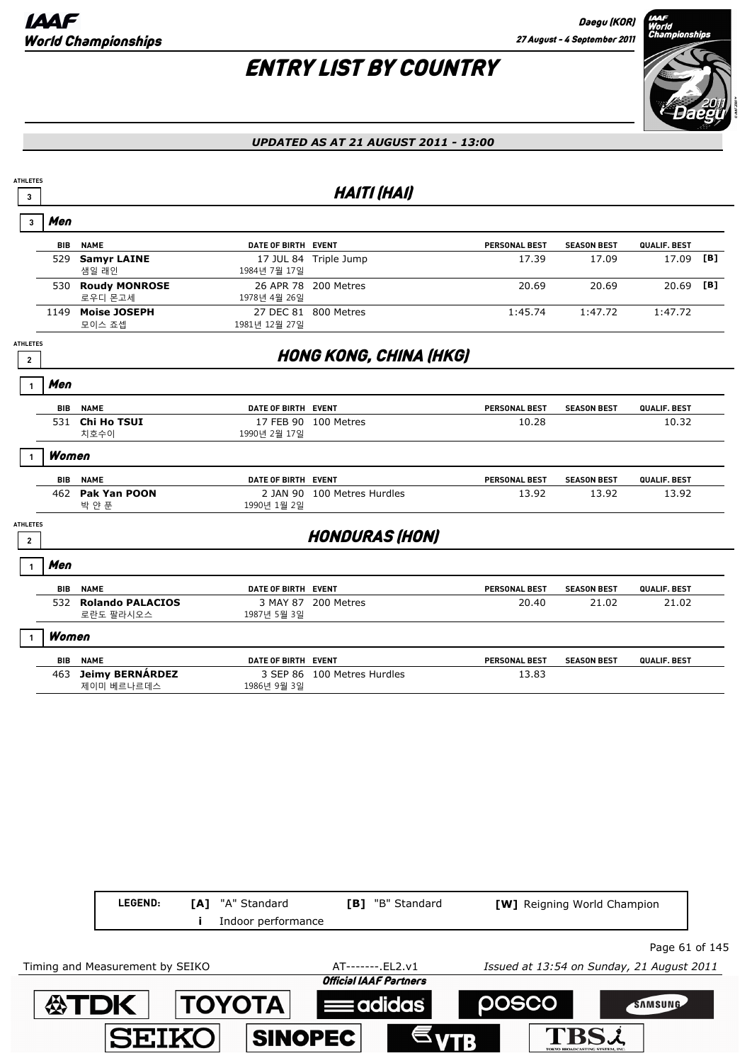# ENTRY LIST BY COUNTRY

*UPDATED AS AT 21 AUGUST 2011 - 13:00*

## HAITI (HAI)

ATHLETES 3

### Men (3)

| BIB | NAME | DATE OF BIRTH | EVENT | PERSONAL BEST | SEASON BEST | QUALIF. BEST | |
|---|---|---|---|---|---|---|---|
| 529 | **Samyr LAINE** 샘일 래인 | 17 JUL 84 1984년 7월 17일 | Triple Jump | 17.39 | 17.09 | 17.09 | [B] |
| 530 | **Roudy MONROSE** 로우디 몬고세 | 26 APR 78 1978년 4월 26일 | 200 Metres | 20.69 | 20.69 | 20.69 | [B] |
| 1149 | **Moise JOSEPH** 모이스 죠셉 | 27 DEC 81 1981년 12월 27일 | 800 Metres | 1:45.74 | 1:47.72 | 1:47.72 | |

## HONG KONG, CHINA (HKG)

ATHLETES 2

### Men (1)

| BIB | NAME | DATE OF BIRTH | EVENT | PERSONAL BEST | SEASON BEST | QUALIF. BEST |
|---|---|---|---|---|---|---|
| 531 | **Chi Ho TSUI** 치호수이 | 17 FEB 90 1990년 2월 17일 | 100 Metres | 10.28 | | 10.32 |

### Women (1)

| BIB | NAME | DATE OF BIRTH | EVENT | PERSONAL BEST | SEASON BEST | QUALIF. BEST |
|---|---|---|---|---|---|---|
| 462 | **Pak Yan POON** 박 얀 푼 | 2 JAN 90 1990년 1월 2일 | 100 Metres Hurdles | 13.92 | 13.92 | 13.92 |

## HONDURAS (HON)

ATHLETES 2

### Men (1)

| BIB | NAME | DATE OF BIRTH | EVENT | PERSONAL BEST | SEASON BEST | QUALIF. BEST |
|---|---|---|---|---|---|---|
| 532 | **Rolando PALACIOS** 로란도 팔라시오스 | 3 MAY 87 1987년 5월 3일 | 200 Metres | 20.40 | 21.02 | 21.02 |

### Women (1)

| BIB | NAME | DATE OF BIRTH | EVENT | PERSONAL BEST | SEASON BEST | QUALIF. BEST |
|---|---|---|---|---|---|---|
| 463 | **Jeimy BERNÁRDEZ** 제이미 베르나르데스 | 3 SEP 86 1986년 9월 3일 | 100 Metres Hurdles | 13.83 | | |

**LEGEND:** [A] "A" Standard [B] "B" Standard [W] Reigning World Champion i Indoor performance

Timing and Measurement by SEIKO AT-------.EL2.v1 *Issued at 13:54 on Sunday, 21 August 2011*

*Official IAAF Partners*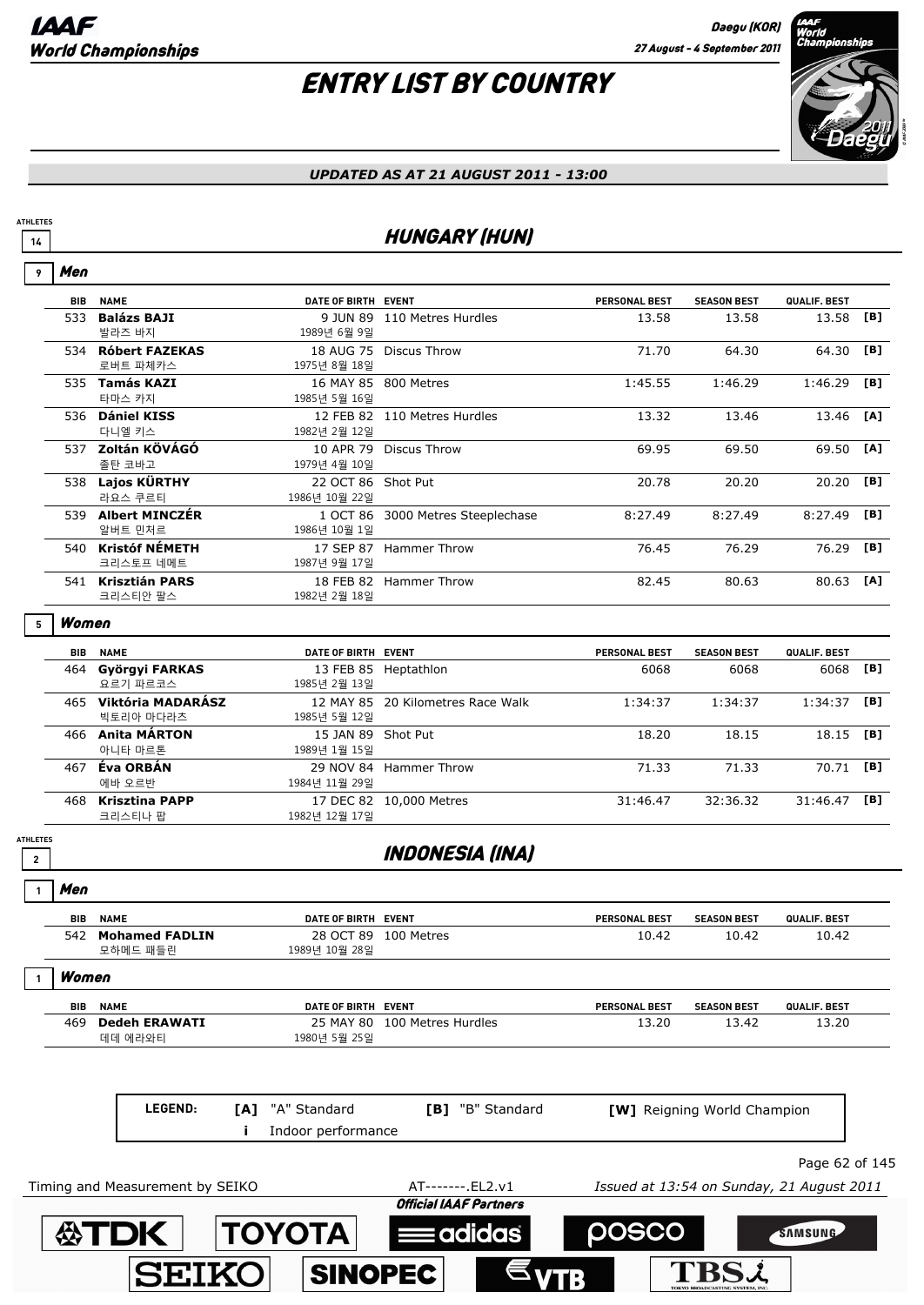# ENTRY LIST BY COUNTRY

*UPDATED AS AT 21 AUGUST 2011 - 13:00*

## HUNGARY (HUN)

ATHLETES 14

### Men (9)

| BIB | NAME | DATE OF BIRTH | EVENT | PERSONAL BEST | SEASON BEST | QUALIF. BEST | |
|---|---|---|---|---|---|---|---|
| 533 | **Balázs BAJI** 발라즈 바지 | 9 JUN 89 1989년 6월 9일 | 110 Metres Hurdles | 13.58 | 13.58 | 13.58 | [B] |
| 534 | **Róbert FAZEKAS** 로버트 파체카스 | 18 AUG 75 1975년 8월 18일 | Discus Throw | 71.70 | 64.30 | 64.30 | [B] |
| 535 | **Tamás KAZI** 타마스 카지 | 16 MAY 85 1985년 5월 16일 | 800 Metres | 1:45.55 | 1:46.29 | 1:46.29 | [B] |
| 536 | **Dániel KISS** 다니엘 키스 | 12 FEB 82 1982년 2월 12일 | 110 Metres Hurdles | 13.32 | 13.46 | 13.46 | [A] |
| 537 | **Zoltán KÖVÁGÓ** 졸탄 코바고 | 10 APR 79 1979년 4월 10일 | Discus Throw | 69.95 | 69.50 | 69.50 | [A] |
| 538 | **Lajos KÜRTHY** 라요스 쿠르티 | 22 OCT 86 1986년 10월 22일 | Shot Put | 20.78 | 20.20 | 20.20 | [B] |
| 539 | **Albert MINCZÉR** 알버트 민처르 | 1 OCT 86 1986년 10월 1일 | 3000 Metres Steeplechase | 8:27.49 | 8:27.49 | 8:27.49 | [B] |
| 540 | **Kristóf NÉMETH** 크리스토프 네메트 | 17 SEP 87 1987년 9월 17일 | Hammer Throw | 76.45 | 76.29 | 76.29 | [B] |
| 541 | **Krisztián PARS** 크리스티안 팔스 | 18 FEB 82 1982년 2월 18일 | Hammer Throw | 82.45 | 80.63 | 80.63 | [A] |

### Women (5)

| BIB | NAME | DATE OF BIRTH | EVENT | PERSONAL BEST | SEASON BEST | QUALIF. BEST | |
|---|---|---|---|---|---|---|---|
| 464 | **Györgyi FARKAS** 요르기 파르코스 | 13 FEB 85 1985년 2월 13일 | Heptathlon | 6068 | 6068 | 6068 | [B] |
| 465 | **Viktória MADARÁSZ** 빅토리아 마다라츠 | 12 MAY 85 1985년 5월 12일 | 20 Kilometres Race Walk | 1:34:37 | 1:34:37 | 1:34:37 | [B] |
| 466 | **Anita MÁRTON** 아니타 마르톤 | 15 JAN 89 1989년 1월 15일 | Shot Put | 18.20 | 18.15 | 18.15 | [B] |
| 467 | **Éva ORBÁN** 에바 오르반 | 29 NOV 84 1984년 11월 29일 | Hammer Throw | 71.33 | 71.33 | 70.71 | [B] |
| 468 | **Krisztina PAPP** 크리스티나 팝 | 17 DEC 82 1982년 12월 17일 | 10,000 Metres | 31:46.47 | 32:36.32 | 31:46.47 | [B] |

## INDONESIA (INA)

ATHLETES 2

### Men (1)

| BIB | NAME | DATE OF BIRTH | EVENT | PERSONAL BEST | SEASON BEST | QUALIF. BEST |
|---|---|---|---|---|---|---|
| 542 | **Mohamed FADLIN** 모하메드 패들린 | 28 OCT 89 1989년 10월 28일 | 100 Metres | 10.42 | 10.42 | 10.42 |

### Women (1)

| BIB | NAME | DATE OF BIRTH | EVENT | PERSONAL BEST | SEASON BEST | QUALIF. BEST |
|---|---|---|---|---|---|---|
| 469 | **Dedeh ERAWATI** 데데 에라와티 | 25 MAY 80 1980년 5월 25일 | 100 Metres Hurdles | 13.20 | 13.42 | 13.20 |

**LEGEND:** [A] "A" Standard [B] "B" Standard [W] Reigning World Champion i Indoor performance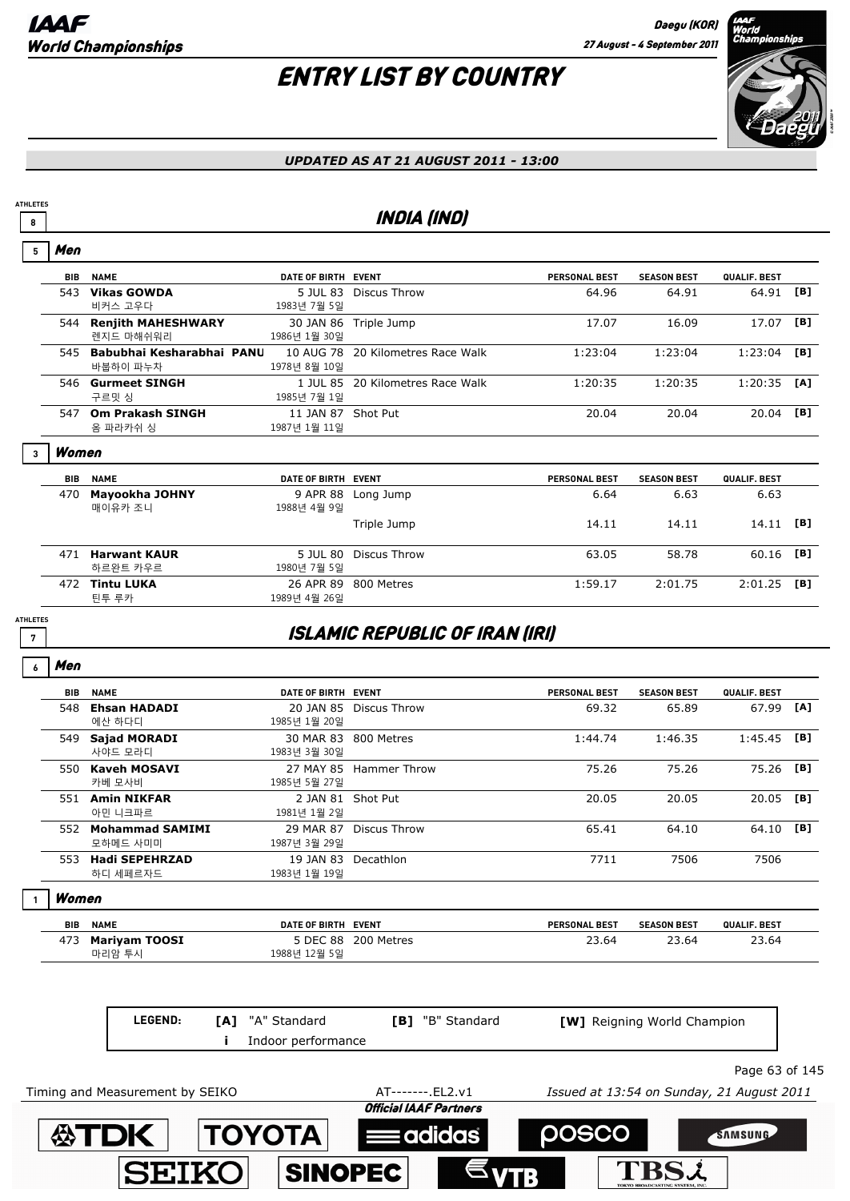# ENTRY LIST BY COUNTRY

*UPDATED AS AT 21 AUGUST 2011 - 13:00*

## INDIA (IND)

ATHLETES 8

### Men (5)

| BIB | NAME | DATE OF BIRTH | EVENT | PERSONAL BEST | SEASON BEST | QUALIF. BEST | |
|---|---|---|---|---|---|---|---|
| 543 | **Vikas GOWDA** 비커스 고우다 | 5 JUL 83 1983년 7월 5일 | Discus Throw | 64.96 | 64.91 | 64.91 | [B] |
| 544 | **Renjith MAHESHWARY** 렌지드 마헤쉬워리 | 30 JAN 86 1986년 1월 30일 | Triple Jump | 17.07 | 16.09 | 17.07 | [B] |
| 545 | **Babubhai Kesharabhai PANU** 바붑하이 파누차 | 10 AUG 78 1978년 8월 10일 | 20 Kilometres Race Walk | 1:23:04 | 1:23:04 | 1:23:04 | [B] |
| 546 | **Gurmeet SINGH** 구르밋 싱 | 1 JUL 85 1985년 7월 1일 | 20 Kilometres Race Walk | 1:20:35 | 1:20:35 | 1:20:35 | [A] |
| 547 | **Om Prakash SINGH** 옴 파라카쉬 싱 | 11 JAN 87 1987년 1월 11일 | Shot Put | 20.04 | 20.04 | 20.04 | [B] |

### Women (3)

| BIB | NAME | DATE OF BIRTH | EVENT | PERSONAL BEST | SEASON BEST | QUALIF. BEST | |
|---|---|---|---|---|---|---|---|
| 470 | **Mayookha JOHNY** 매이유카 조니 | 9 APR 88 1988년 4월 9일 | Long Jump | 6.64 | 6.63 | 6.63 | |
| | | | Triple Jump | 14.11 | 14.11 | 14.11 | [B] |
| 471 | **Harwant KAUR** 하르완트 카우르 | 5 JUL 80 1980년 7월 5일 | Discus Throw | 63.05 | 58.78 | 60.16 | [B] |
| 472 | **Tintu LUKA** 틴투 루카 | 26 APR 89 1989년 4월 26일 | 800 Metres | 1:59.17 | 2:01.75 | 2:01.25 | [B] |

## ISLAMIC REPUBLIC OF IRAN (IRI)

ATHLETES 7

### Men (6)

| BIB | NAME | DATE OF BIRTH | EVENT | PERSONAL BEST | SEASON BEST | QUALIF. BEST | |
|---|---|---|---|---|---|---|---|
| 548 | **Ehsan HADADI** 에산 하다디 | 20 JAN 85 1985년 1월 20일 | Discus Throw | 69.32 | 65.89 | 67.99 | [A] |
| 549 | **Sajad MORADI** 사야드 모라디 | 30 MAR 83 1983년 3월 30일 | 800 Metres | 1:44.74 | 1:46.35 | 1:45.45 | [B] |
| 550 | **Kaveh MOSAVI** 카베 모사비 | 27 MAY 85 1985년 5월 27일 | Hammer Throw | 75.26 | 75.26 | 75.26 | [B] |
| 551 | **Amin NIKFAR** 아민 니크파르 | 2 JAN 81 1981년 1월 2일 | Shot Put | 20.05 | 20.05 | 20.05 | [B] |
| 552 | **Mohammad SAMIMI** 모하메드 사미미 | 29 MAR 87 1987년 3월 29일 | Discus Throw | 65.41 | 64.10 | 64.10 | [B] |
| 553 | **Hadi SEPEHRZAD** 하디 세페르자드 | 19 JAN 83 1983년 1월 19일 | Decathlon | 7711 | 7506 | 7506 | |

### Women (1)

| BIB | NAME | DATE OF BIRTH | EVENT | PERSONAL BEST | SEASON BEST | QUALIF. BEST | |
|---|---|---|---|---|---|---|---|
| 473 | **Mariyam TOOSI** 마리얌 투시 | 5 DEC 88 1988년 12월 5일 | 200 Metres | 23.64 | 23.64 | 23.64 | |

**LEGEND:** **[A]** "A" Standard **[B]** "B" Standard **[W]** Reigning World Champion **i** Indoor performance

Timing and Measurement by SEIKO AT-------.EL2.v1 *Issued at 13:54 on Sunday, 21 August 2011*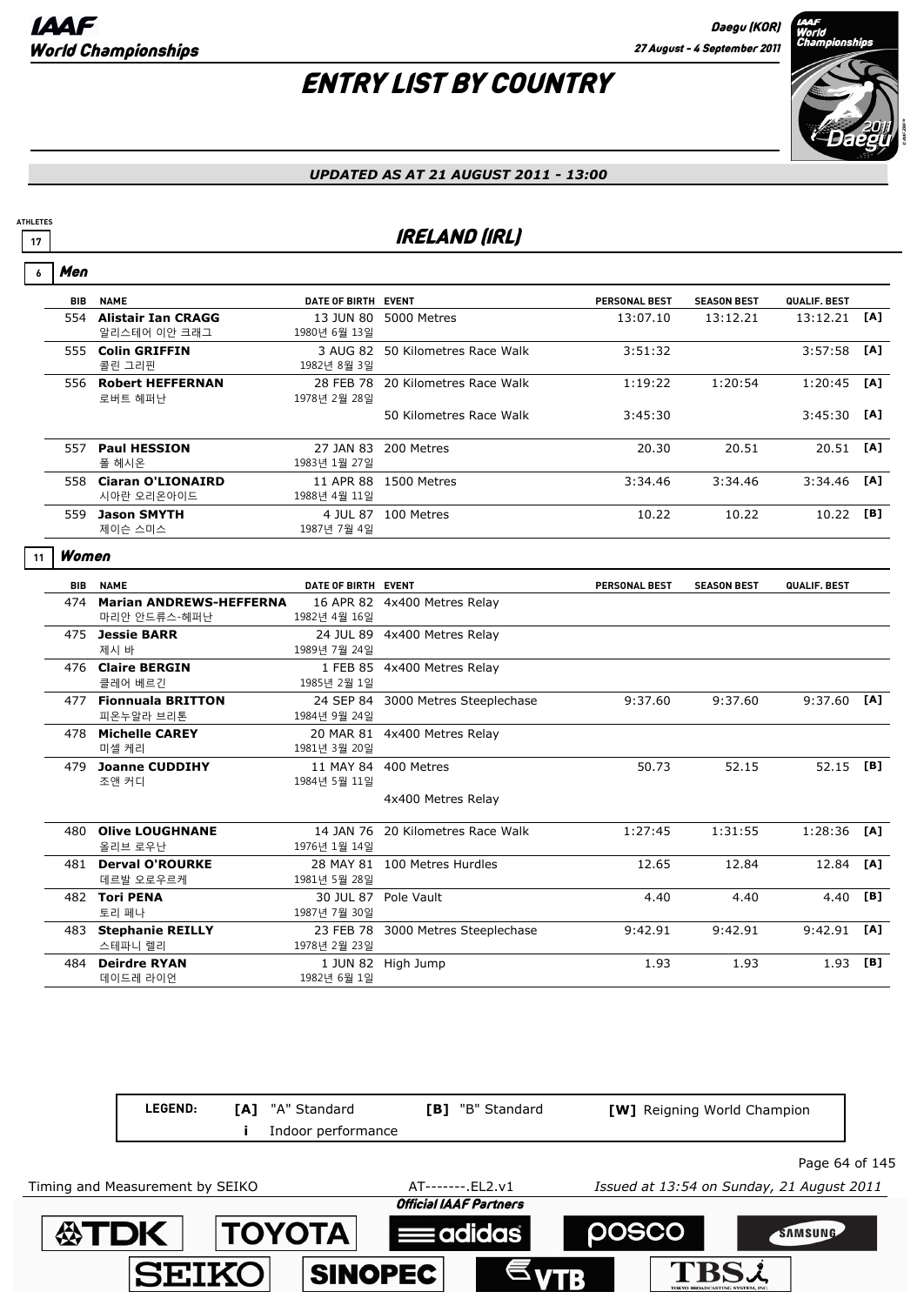# ENTRY LIST BY COUNTRY

*UPDATED AS AT 21 AUGUST 2011 - 13:00*

ATHLETES 17

## IRELAND (IRL)

### 6 Men

| BIB | NAME | DATE OF BIRTH | EVENT | PERSONAL BEST | SEASON BEST | QUALIF. BEST | |
|---|---|---|---|---|---|---|---|
| 554 | **Alistair Ian CRAGG** 알리스테어 이안 크래그 | 13 JUN 80 1980년 6월 13일 | 5000 Metres | 13:07.10 | 13:12.21 | 13:12.21 | [A] |
| 555 | **Colin GRIFFIN** 콜린 그리핀 | 3 AUG 82 1982년 8월 3일 | 50 Kilometres Race Walk | 3:51:32 | | 3:57:58 | [A] |
| 556 | **Robert HEFFERNAN** 로버트 헤퍼난 | 28 FEB 78 1978년 2월 28일 | 20 Kilometres Race Walk | 1:19:22 | 1:20:54 | 1:20:45 | [A] |
| | | | 50 Kilometres Race Walk | 3:45:30 | | 3:45:30 | [A] |
| 557 | **Paul HESSION** 폴 헤시온 | 27 JAN 83 1983년 1월 27일 | 200 Metres | 20.30 | 20.51 | 20.51 | [A] |
| 558 | **Ciaran O'LIONAIRD** 시아란 오리온아이드 | 11 APR 88 1988년 4월 11일 | 1500 Metres | 3:34.46 | 3:34.46 | 3:34.46 | [A] |
| 559 | **Jason SMYTH** 제이슨 스미스 | 4 JUL 87 1987년 7월 4일 | 100 Metres | 10.22 | 10.22 | 10.22 | [B] |

### 11 Women

| BIB | NAME | DATE OF BIRTH | EVENT | PERSONAL BEST | SEASON BEST | QUALIF. BEST | |
|---|---|---|---|---|---|---|---|
| 474 | **Marian ANDREWS-HEFFERNA** 마리안 안드류스-헤퍼난 | 16 APR 82 1982년 4월 16일 | 4x400 Metres Relay | | | | |
| 475 | **Jessie BARR** 제시 바 | 24 JUL 89 1989년 7월 24일 | 4x400 Metres Relay | | | | |
| 476 | **Claire BERGIN** 클레어 베르긴 | 1 FEB 85 1985년 2월 1일 | 4x400 Metres Relay | | | | |
| 477 | **Fionnuala BRITTON** 피온누알라 브리톤 | 24 SEP 84 1984년 9월 24일 | 3000 Metres Steeplechase | 9:37.60 | 9:37.60 | 9:37.60 | [A] |
| 478 | **Michelle CAREY** 미셸 케리 | 20 MAR 81 1981년 3월 20일 | 4x400 Metres Relay | | | | |
| 479 | **Joanne CUDDIHY** 조앤 커디 | 11 MAY 84 1984년 5월 11일 | 400 Metres | 50.73 | 52.15 | 52.15 | [B] |
| | | | 4x400 Metres Relay | | | | |
| 480 | **Olive LOUGHNANE** 올리브 로우난 | 14 JAN 76 1976년 1월 14일 | 20 Kilometres Race Walk | 1:27:45 | 1:31:55 | 1:28:36 | [A] |
| 481 | **Derval O'ROURKE** 데르발 오로우르케 | 28 MAY 81 1981년 5월 28일 | 100 Metres Hurdles | 12.65 | 12.84 | 12.84 | [A] |
| 482 | **Tori PENA** 토리 페나 | 30 JUL 87 1987년 7월 30일 | Pole Vault | 4.40 | 4.40 | 4.40 | [B] |
| 483 | **Stephanie REILLY** 스테파니 렐리 | 23 FEB 78 1978년 2월 23일 | 3000 Metres Steeplechase | 9:42.91 | 9:42.91 | 9:42.91 | [A] |
| 484 | **Deirdre RYAN** 데이드레 라이언 | 1 JUN 82 1982년 6월 1일 | High Jump | 1.93 | 1.93 | 1.93 | [B] |

**LEGEND:** [A] "A" Standard — [B] "B" Standard — [W] Reigning World Champion — i Indoor performance

Timing and Measurement by SEIKO — AT-------.EL2.v1 — Issued at 13:54 on Sunday, 21 August 2011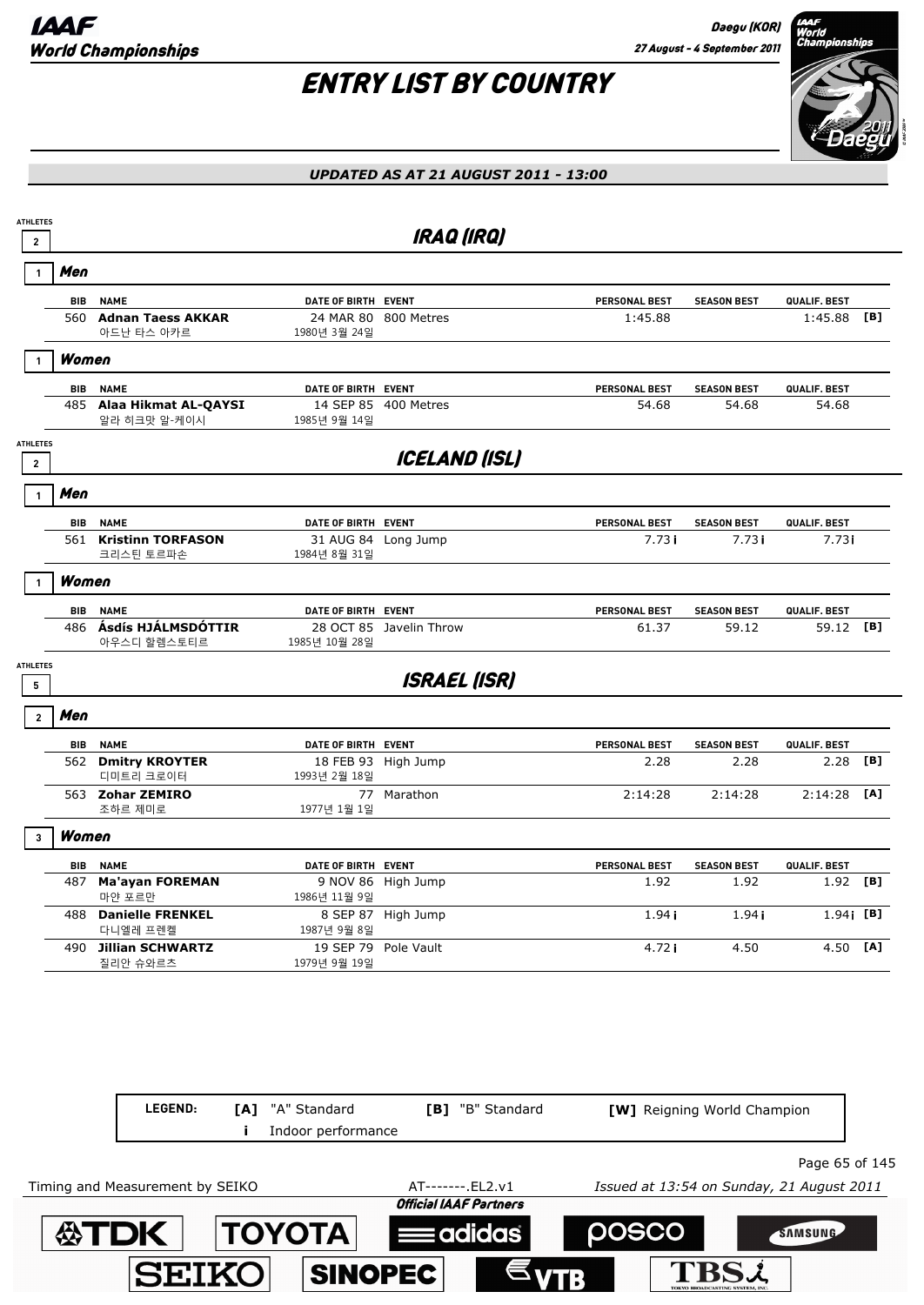# ENTRY LIST BY COUNTRY

*UPDATED AS AT 21 AUGUST 2011 - 13:00*

## IRAQ (IRQ)

ATHLETES 2

### Men (1)

| BIB | NAME | DATE OF BIRTH | EVENT | PERSONAL BEST | SEASON BEST | QUALIF. BEST | |
|---|---|---|---|---|---|---|---|
| 560 | **Adnan Taess AKKAR** 아드난 타스 아카르 | 24 MAR 80 1980년 3월 24일 | 800 Metres | 1:45.88 | | 1:45.88 | [B] |

### Women (1)

| BIB | NAME | DATE OF BIRTH | EVENT | PERSONAL BEST | SEASON BEST | QUALIF. BEST | |
|---|---|---|---|---|---|---|---|
| 485 | **Alaa Hikmat AL-QAYSI** 알라 히크맛 알-케이시 | 14 SEP 85 1985년 9월 14일 | 400 Metres | 54.68 | 54.68 | 54.68 | |

## ICELAND (ISL)

ATHLETES 2

### Men (1)

| BIB | NAME | DATE OF BIRTH | EVENT | PERSONAL BEST | SEASON BEST | QUALIF. BEST | |
|---|---|---|---|---|---|---|---|
| 561 | **Kristinn TORFASON** 크리스틴 토르파손 | 31 AUG 84 1984년 8월 31일 | Long Jump | 7.73 i | 7.73 i | 7.73i | |

### Women (1)

| BIB | NAME | DATE OF BIRTH | EVENT | PERSONAL BEST | SEASON BEST | QUALIF. BEST | |
|---|---|---|---|---|---|---|---|
| 486 | **Ásdís HJÁLMSDÓTTIR** 아우스디 할렘스토티르 | 28 OCT 85 1985년 10월 28일 | Javelin Throw | 61.37 | 59.12 | 59.12 | [B] |

## ISRAEL (ISR)

ATHLETES 5

### Men (2)

| BIB | NAME | DATE OF BIRTH | EVENT | PERSONAL BEST | SEASON BEST | QUALIF. BEST | |
|---|---|---|---|---|---|---|---|
| 562 | **Dmitry KROYTER** 디미트리 크로이터 | 18 FEB 93 1993년 2월 18일 | High Jump | 2.28 | 2.28 | 2.28 | [B] |
| 563 | **Zohar ZEMIRO** 조하르 제미로 | 77 1977년 1월 1일 | Marathon | 2:14:28 | 2:14:28 | 2:14:28 | [A] |

### Women (3)

| BIB | NAME | DATE OF BIRTH | EVENT | PERSONAL BEST | SEASON BEST | QUALIF. BEST | |
|---|---|---|---|---|---|---|---|
| 487 | **Ma'ayan FOREMAN** 마얀 포르만 | 9 NOV 86 1986년 11월 9일 | High Jump | 1.92 | 1.92 | 1.92 | [B] |
| 488 | **Danielle FRENKEL** 다니엘레 프렌켈 | 8 SEP 87 1987년 9월 8일 | High Jump | 1.94 i | 1.94 i | 1.94 i | [B] |
| 490 | **Jillian SCHWARTZ** 질리안 슈와르츠 | 19 SEP 79 1979년 9월 19일 | Pole Vault | 4.72 i | 4.50 | 4.50 | [A] |

**LEGEND:** [A] "A" Standard — [B] "B" Standard — [W] Reigning World Champion — i Indoor performance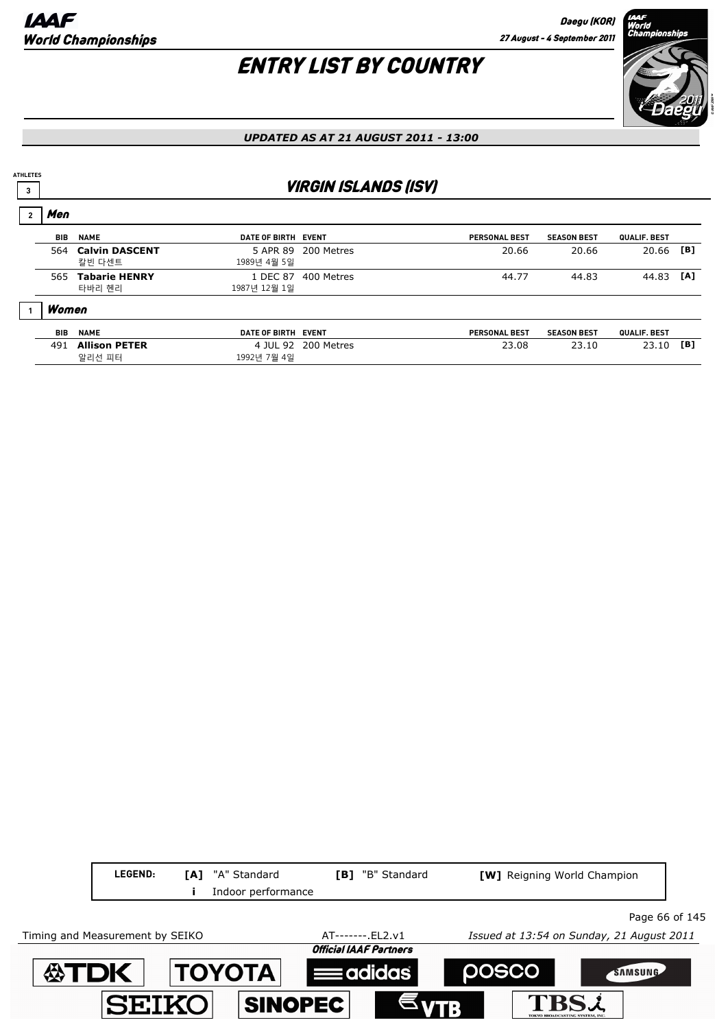# ENTRY LIST BY COUNTRY

*UPDATED AS AT 21 AUGUST 2011 - 13:00*

ATHLETES 3

## VIRGIN ISLANDS (ISV)

### Men (2)

| BIB | NAME | DATE OF BIRTH | EVENT | PERSONAL BEST | SEASON BEST | QUALIF. BEST | |
|---|---|---|---|---|---|---|---|
| 564 | **Calvin DASCENT** 칼빈 다센트 | 5 APR 89 1989년 4월 5일 | 200 Metres | 20.66 | 20.66 | 20.66 | [B] |
| 565 | **Tabarie HENRY** 타바리 헨리 | 1 DEC 87 1987년 12월 1일 | 400 Metres | 44.77 | 44.83 | 44.83 | [A] |

### Women (1)

| BIB | NAME | DATE OF BIRTH | EVENT | PERSONAL BEST | SEASON BEST | QUALIF. BEST | |
|---|---|---|---|---|---|---|---|
| 491 | **Allison PETER** 알리선 피터 | 4 JUL 92 1992년 7월 4일 | 200 Metres | 23.08 | 23.10 | 23.10 | [B] |

**LEGEND:** [A] "A" Standard [B] "B" Standard [W] Reigning World Champion i Indoor performance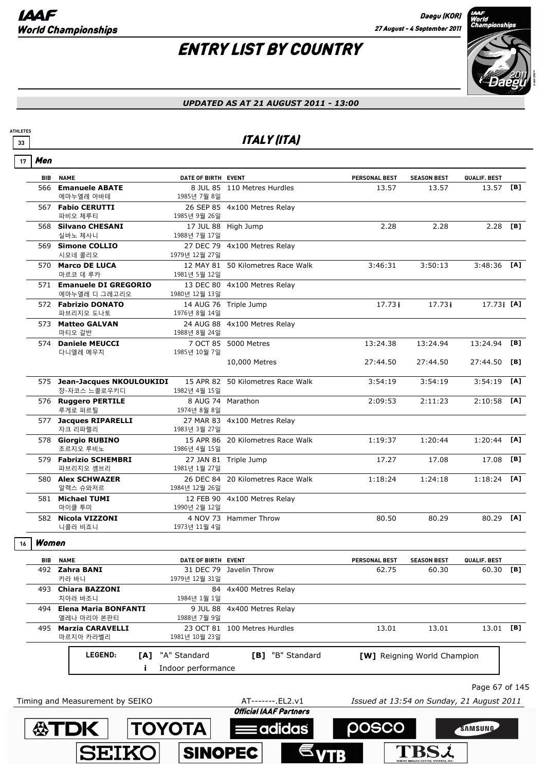# ENTRY LIST BY COUNTRY

*UPDATED AS AT 21 AUGUST 2011 - 13:00*

ATHLETES 33

## ITALY (ITA)

### 17 Men

| BIB | NAME | DATE OF BIRTH | EVENT | PERSONAL BEST | SEASON BEST | QUALIF. BEST | |
|---|---|---|---|---|---|---|---|
| 566 | **Emanuele ABATE** 에마누엘레 아바테 | 8 JUL 85 1985년 7월 8일 | 110 Metres Hurdles | 13.57 | 13.57 | 13.57 | [B] |
| 567 | **Fabio CERUTTI** 파비오 체루티 | 26 SEP 85 1985년 9월 26일 | 4x100 Metres Relay | | | | |
| 568 | **Silvano CHESANI** 실바노 체사니 | 17 JUL 88 1988년 7월 17일 | High Jump | 2.28 | 2.28 | 2.28 | [B] |
| 569 | **Simone COLLIO** 시모네 콜리오 | 27 DEC 79 1979년 12월 27일 | 4x100 Metres Relay | | | | |
| 570 | **Marco DE LUCA** 마르코 데 루카 | 12 MAY 81 1981년 5월 12일 | 50 Kilometres Race Walk | 3:46:31 | 3:50:13 | 3:48:36 | [A] |
| 571 | **Emanuele DI GREGORIO** 에마누엘레 디 그레고리오 | 13 DEC 80 1980년 12월 13일 | 4x100 Metres Relay | | | | |
| 572 | **Fabrizio DONATO** 파브리지오 도나토 | 14 AUG 76 1976년 8월 14일 | Triple Jump | 17.73 i | 17.73 i | 17.73 i | [A] |
| 573 | **Matteo GALVAN** 마티오 갈반 | 24 AUG 88 1988년 8월 24일 | 4x100 Metres Relay | | | | |
| 574 | **Daniele MEUCCI** 다니엘레 메우치 | 7 OCT 85 1985년 10월 7일 | 5000 Metres | 13:24.38 | 13:24.94 | 13:24.94 | [B] |
| | | | 10,000 Metres | 27:44.50 | 27:44.50 | 27:44.50 | [B] |
| 575 | **Jean-Jacques NKOULOUKIDI** 장-자코스 느콜로우키디 | 15 APR 82 1982년 4월 15일 | 50 Kilometres Race Walk | 3:54:19 | 3:54:19 | 3:54:19 | [A] |
| 576 | **Ruggero PERTILE** 루게로 퍼르틸 | 8 AUG 74 1974년 8월 8일 | Marathon | 2:09:53 | 2:11:23 | 2:10:58 | [A] |
| 577 | **Jacques RIPARELLI** 자크 리파렐리 | 27 MAR 83 1983년 3월 27일 | 4x100 Metres Relay | | | | |
| 578 | **Giorgio RUBINO** 조르지오 루비노 | 15 APR 86 1986년 4월 15일 | 20 Kilometres Race Walk | 1:19:37 | 1:20:44 | 1:20:44 | [A] |
| 579 | **Fabrizio SCHEMBRI** 파브리지오 셈브리 | 27 JAN 81 1981년 1월 27일 | Triple Jump | 17.27 | 17.08 | 17.08 | [B] |
| 580 | **Alex SCHWAZER** 알렉스 슈와저르 | 26 DEC 84 1984년 12월 26일 | 20 Kilometres Race Walk | 1:18:24 | 1:24:18 | 1:18:24 | [A] |
| 581 | **Michael TUMI** 마이클 투미 | 12 FEB 90 1990년 2월 12일 | 4x100 Metres Relay | | | | |
| 582 | **Nicola VIZZONI** 니콜라 비죠니 | 4 NOV 73 1973년 11월 4일 | Hammer Throw | 80.50 | 80.29 | 80.29 | [A] |

### 16 Women

| BIB | NAME | DATE OF BIRTH | EVENT | PERSONAL BEST | SEASON BEST | QUALIF. BEST | |
|---|---|---|---|---|---|---|---|
| 492 | **Zahra BANI** 카라 바니 | 31 DEC 79 1979년 12월 31일 | Javelin Throw | 62.75 | 60.30 | 60.30 | [B] |
| 493 | **Chiara BAZZONI** 치아라 바조니 | 84 1984년 1월 1일 | 4x400 Metres Relay | | | | |
| 494 | **Elena Maria BONFANTI** 엘레나 마리아 본판티 | 9 JUL 88 1988년 7월 9일 | 4x400 Metres Relay | | | | |
| 495 | **Marzia CARAVELLI** 마르지아 카라벨리 | 23 OCT 81 1981년 10월 23일 | 100 Metres Hurdles | 13.01 | 13.01 | 13.01 | [B] |

**LEGEND:** [A] "A" Standard  [B] "B" Standard  [W] Reigning World Champion  i Indoor performance

Timing and Measurement by SEIKO — AT-------.EL2.v1 — Issued at 13:54 on Sunday, 21 August 2011

Official IAAF Partners: TDK, TOYOTA, adidas, POSCO, SAMSUNG, SEIKO, SINOPEC, VTB, TBS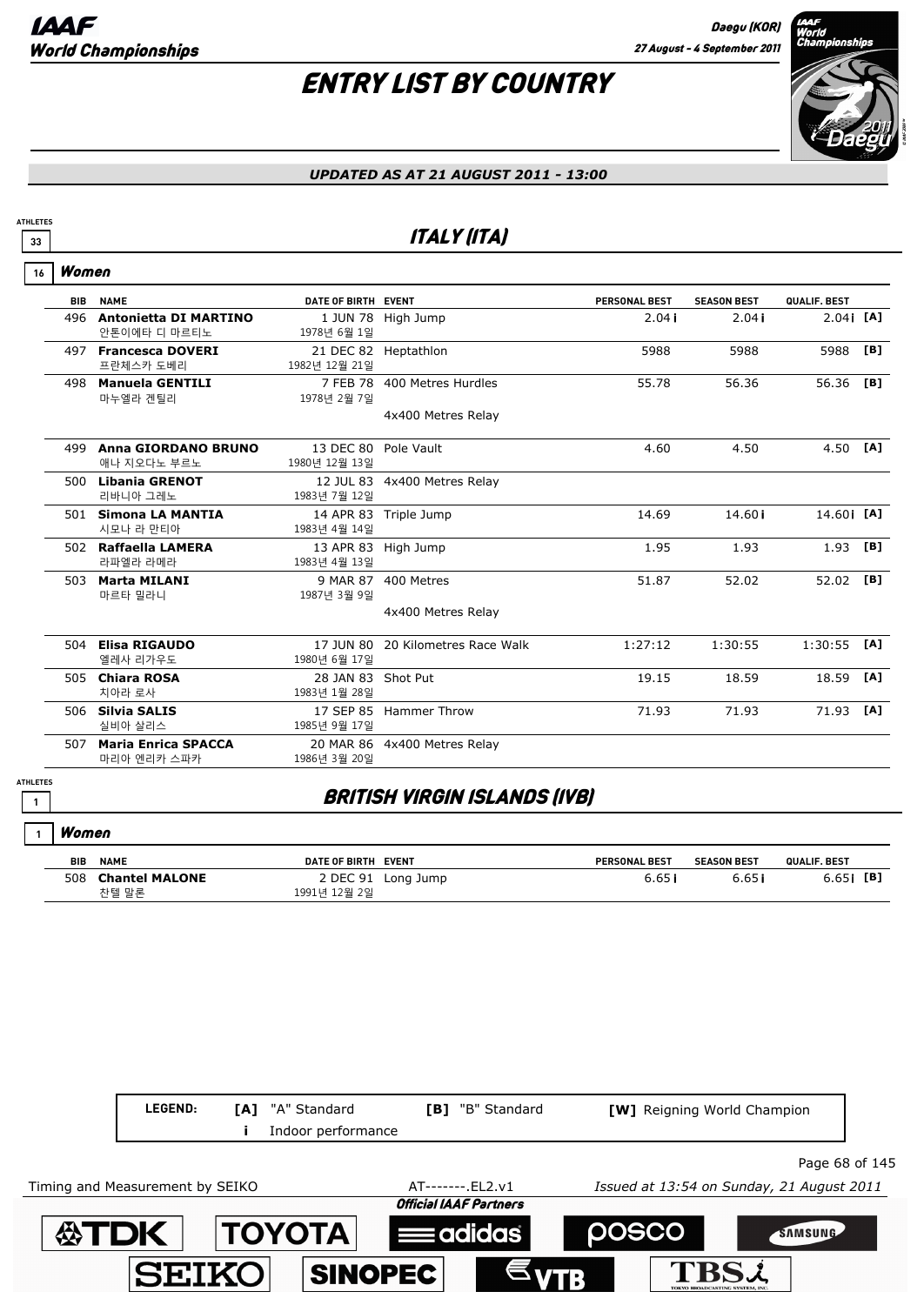# ENTRY LIST BY COUNTRY

*UPDATED AS AT 21 AUGUST 2011 - 13:00*

ATHLETES 33

## ITALY (ITA)

### 16 Women

| BIB | NAME | DATE OF BIRTH | EVENT | PERSONAL BEST | SEASON BEST | QUALIF. BEST | |
|---|---|---|---|---|---|---|---|
| 496 | **Antonietta DI MARTINO** 안톤이에타 디 마르티노 | 1 JUN 78 1978년 6월 1일 | High Jump | 2.04 i | 2.04 i | 2.04 i | [A] |
| 497 | **Francesca DOVERI** 프란체스카 도베리 | 21 DEC 82 1982년 12월 21일 | Heptathlon | 5988 | 5988 | 5988 | [B] |
| 498 | **Manuela GENTILI** 마누엘라 겐틸리 | 7 FEB 78 1978년 2월 7일 | 400 Metres Hurdles | 55.78 | 56.36 | 56.36 | [B] |
| | | | 4x400 Metres Relay | | | | |
| 499 | **Anna GIORDANO BRUNO** 애나 지오다노 부르노 | 13 DEC 80 1980년 12월 13일 | Pole Vault | 4.60 | 4.50 | 4.50 | [A] |
| 500 | **Libania GRENOT** 리바니아 그레노 | 12 JUL 83 1983년 7월 12일 | 4x400 Metres Relay | | | | |
| 501 | **Simona LA MANTIA** 시모나 라 만티아 | 14 APR 83 1983년 4월 14일 | Triple Jump | 14.69 | 14.60 i | 14.60 i | [A] |
| 502 | **Raffaella LAMERA** 라파엘라 라메라 | 13 APR 83 1983년 4월 13일 | High Jump | 1.95 | 1.93 | 1.93 | [B] |
| 503 | **Marta MILANI** 마르타 밀라니 | 9 MAR 87 1987년 3월 9일 | 400 Metres | 51.87 | 52.02 | 52.02 | [B] |
| | | | 4x400 Metres Relay | | | | |
| 504 | **Elisa RIGAUDO** 엘레사 리가우도 | 17 JUN 80 1980년 6월 17일 | 20 Kilometres Race Walk | 1:27:12 | 1:30:55 | 1:30:55 | [A] |
| 505 | **Chiara ROSA** 치아라 로사 | 28 JAN 83 1983년 1월 28일 | Shot Put | 19.15 | 18.59 | 18.59 | [A] |
| 506 | **Silvia SALIS** 실비아 살리스 | 17 SEP 85 1985년 9월 17일 | Hammer Throw | 71.93 | 71.93 | 71.93 | [A] |
| 507 | **Maria Enrica SPACCA** 마리아 엔리카 스파카 | 20 MAR 86 1986년 3월 20일 | 4x400 Metres Relay | | | | |

ATHLETES 1

## BRITISH VIRGIN ISLANDS (IVB)

### 1 Women

| BIB | NAME | DATE OF BIRTH | EVENT | PERSONAL BEST | SEASON BEST | QUALIF. BEST | |
|---|---|---|---|---|---|---|---|
| 508 | **Chantel MALONE** 찬텔 말론 | 2 DEC 91 1991년 12월 2일 | Long Jump | 6.65 i | 6.65 i | 6.65 i | [B] |

**LEGEND:** [A] "A" Standard [B] "B" Standard [W] Reigning World Champion i Indoor performance

Timing and Measurement by SEIKO AT-------.EL2.v1 Issued at 13:54 on Sunday, 21 August 2011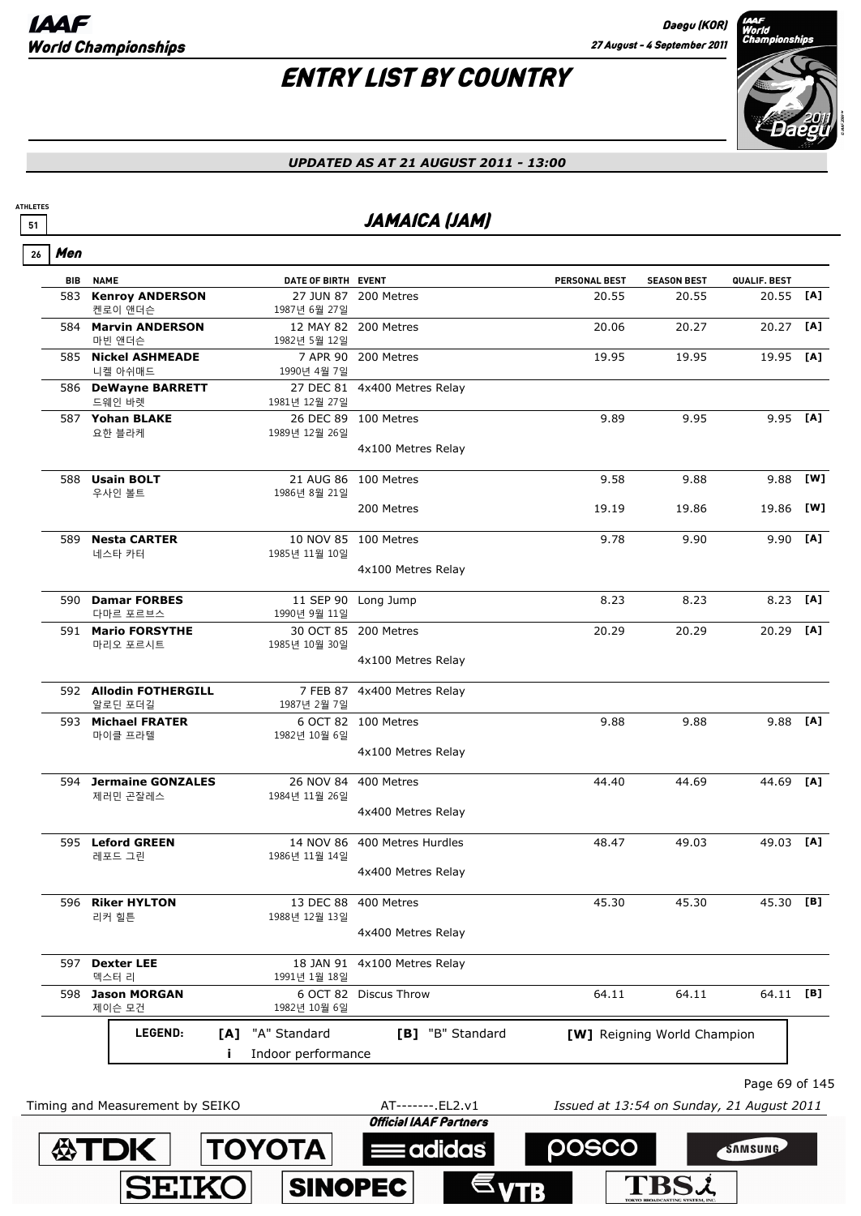# ENTRY LIST BY COUNTRY

*UPDATED AS AT 21 AUGUST 2011 - 13:00*

ATHLETES 51

## JAMAICA (JAM)

26 **Men**

| BIB | NAME | DATE OF BIRTH | EVENT | PERSONAL BEST | SEASON BEST | QUALIF. BEST | |
|---|---|---|---|---|---|---|---|
| 583 | **Kenroy ANDERSON** 켄로이 앤더슨 | 27 JUN 87 1987년 6월 27일 | 200 Metres | 20.55 | 20.55 | 20.55 | [A] |
| 584 | **Marvin ANDERSON** 마빈 앤더슨 | 12 MAY 82 1982년 5월 12일 | 200 Metres | 20.06 | 20.27 | 20.27 | [A] |
| 585 | **Nickel ASHMEADE** 니켈 아쉬매드 | 7 APR 90 1990년 4월 7일 | 200 Metres | 19.95 | 19.95 | 19.95 | [A] |
| 586 | **DeWayne BARRETT** 드웨인 바렛 | 27 DEC 81 1981년 12월 27일 | 4x400 Metres Relay | | | | |
| 587 | **Yohan BLAKE** 요한 블라케 | 26 DEC 89 1989년 12월 26일 | 100 Metres | 9.89 | 9.95 | 9.95 | [A] |
| | | | 4x100 Metres Relay | | | | |
| 588 | **Usain BOLT** 우사인 볼트 | 21 AUG 86 1986년 8월 21일 | 100 Metres | 9.58 | 9.88 | 9.88 | [W] |
| | | | 200 Metres | 19.19 | 19.86 | 19.86 | [W] |
| 589 | **Nesta CARTER** 네스타 카터 | 10 NOV 85 1985년 11월 10일 | 100 Metres | 9.78 | 9.90 | 9.90 | [A] |
| | | | 4x100 Metres Relay | | | | |
| 590 | **Damar FORBES** 다마르 포르브스 | 11 SEP 90 1990년 9월 11일 | Long Jump | 8.23 | 8.23 | 8.23 | [A] |
| 591 | **Mario FORSYTHE** 마리오 포르시트 | 30 OCT 85 1985년 10월 30일 | 200 Metres | 20.29 | 20.29 | 20.29 | [A] |
| | | | 4x100 Metres Relay | | | | |
| 592 | **Allodin FOTHERGILL** 알로딘 포더길 | 7 FEB 87 1987년 2월 7일 | 4x400 Metres Relay | | | | |
| 593 | **Michael FRATER** 마이클 프라텔 | 6 OCT 82 1982년 10월 6일 | 100 Metres | 9.88 | 9.88 | 9.88 | [A] |
| | | | 4x100 Metres Relay | | | | |
| 594 | **Jermaine GONZALES** 제러민 곤잘레스 | 26 NOV 84 1984년 11월 26일 | 400 Metres | 44.40 | 44.69 | 44.69 | [A] |
| | | | 4x400 Metres Relay | | | | |
| 595 | **Leford GREEN** 레포드 그린 | 14 NOV 86 1986년 11월 14일 | 400 Metres Hurdles | 48.47 | 49.03 | 49.03 | [A] |
| | | | 4x400 Metres Relay | | | | |
| 596 | **Riker HYLTON** 리커 힐튼 | 13 DEC 88 1988년 12월 13일 | 400 Metres | 45.30 | 45.30 | 45.30 | [B] |
| | | | 4x400 Metres Relay | | | | |
| 597 | **Dexter LEE** 덱스터 리 | 18 JAN 91 1991년 1월 18일 | 4x100 Metres Relay | | | | |
| 598 | **Jason MORGAN** 제이슨 모건 | 6 OCT 82 1982년 10월 6일 | Discus Throw | 64.11 | 64.11 | 64.11 | [B] |

**LEGEND:** [A] "A" Standard [B] "B" Standard [W] Reigning World Champion
i Indoor performance

Timing and Measurement by SEIKO AT-------.EL2.v1 Issued at 13:54 on Sunday, 21 August 2011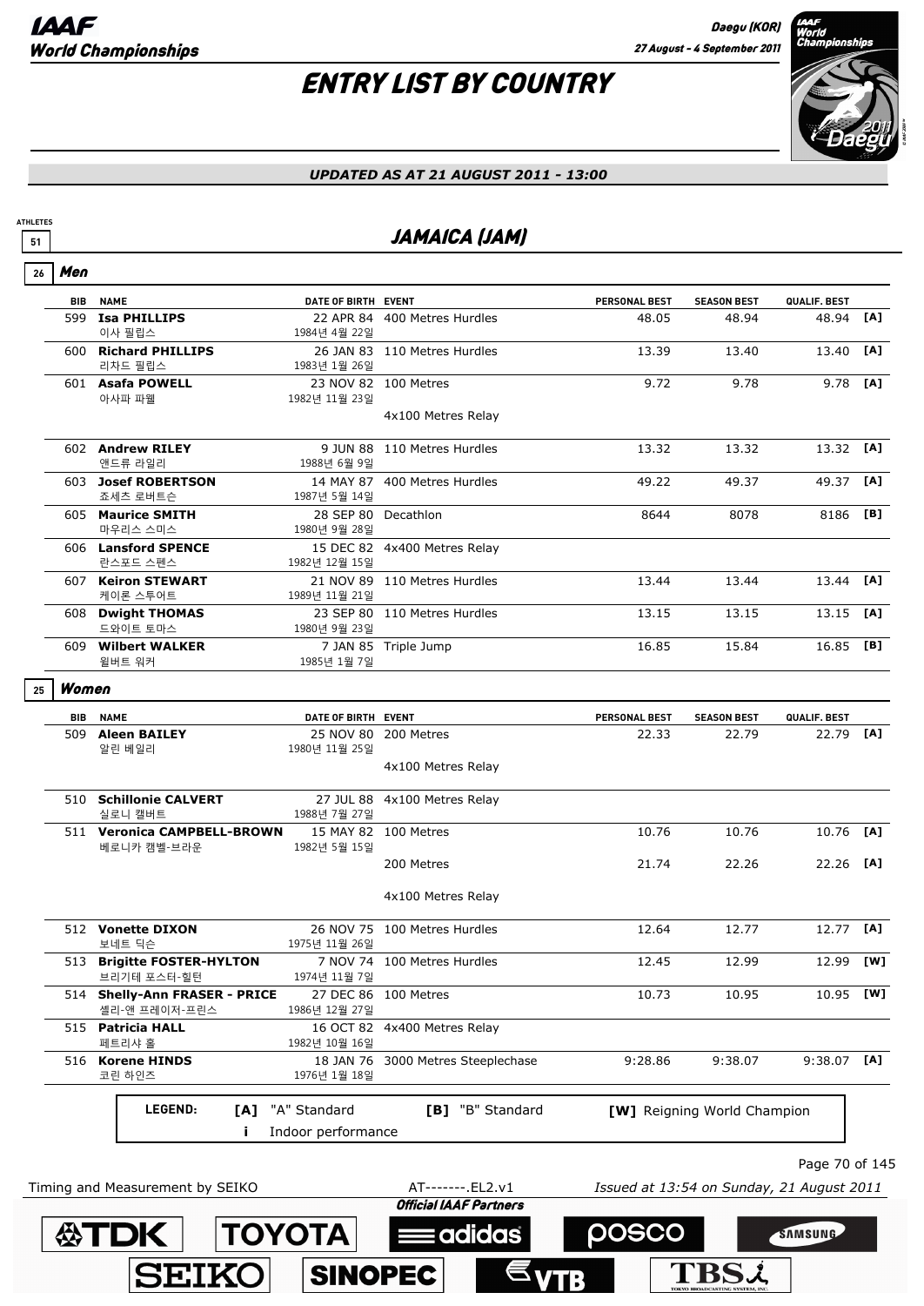# ENTRY LIST BY COUNTRY

*UPDATED AS AT 21 AUGUST 2011 - 13:00*

ATHLETES 51

## JAMAICA (JAM)

### 26 Men

| BIB | NAME | DATE OF BIRTH | EVENT | PERSONAL BEST | SEASON BEST | QUALIF. BEST | |
|---|---|---|---|---|---|---|---|
| 599 | **Isa PHILLIPS** 이사 필립스 | 22 APR 84 1984년 4월 22일 | 400 Metres Hurdles | 48.05 | 48.94 | 48.94 | [A] |
| 600 | **Richard PHILLIPS** 리차드 필립스 | 26 JAN 83 1983년 1월 26일 | 110 Metres Hurdles | 13.39 | 13.40 | 13.40 | [A] |
| 601 | **Asafa POWELL** 아사파 파웰 | 23 NOV 82 1982년 11월 23일 | 100 Metres | 9.72 | 9.78 | 9.78 | [A] |
| | | | 4x100 Metres Relay | | | | |
| 602 | **Andrew RILEY** 앤드류 라일리 | 9 JUN 88 1988년 6월 9일 | 110 Metres Hurdles | 13.32 | 13.32 | 13.32 | [A] |
| 603 | **Josef ROBERTSON** 죠세츠 로버트슨 | 14 MAY 87 1987년 5월 14일 | 400 Metres Hurdles | 49.22 | 49.37 | 49.37 | [A] |
| 605 | **Maurice SMITH** 마우리스 스미스 | 28 SEP 80 1980년 9월 28일 | Decathlon | 8644 | 8078 | 8186 | [B] |
| 606 | **Lansford SPENCE** 란스포드 스펜스 | 15 DEC 82 1982년 12월 15일 | 4x400 Metres Relay | | | | |
| 607 | **Keiron STEWART** 케이론 스투어트 | 21 NOV 89 1989년 11월 21일 | 110 Metres Hurdles | 13.44 | 13.44 | 13.44 | [A] |
| 608 | **Dwight THOMAS** 드와이트 토마스 | 23 SEP 80 1980년 9월 23일 | 110 Metres Hurdles | 13.15 | 13.15 | 13.15 | [A] |
| 609 | **Wilbert WALKER** 윌버트 워커 | 7 JAN 85 1985년 1월 7일 | Triple Jump | 16.85 | 15.84 | 16.85 | [B] |

### 25 Women

| BIB | NAME | DATE OF BIRTH | EVENT | PERSONAL BEST | SEASON BEST | QUALIF. BEST | |
|---|---|---|---|---|---|---|---|
| 509 | **Aleen BAILEY** 알린 베일리 | 25 NOV 80 1980년 11월 25일 | 200 Metres | 22.33 | 22.79 | 22.79 | [A] |
| | | | 4x100 Metres Relay | | | | |
| 510 | **Schillonie CALVERT** 실로니 캘버트 | 27 JUL 88 1988년 7월 27일 | 4x100 Metres Relay | | | | |
| 511 | **Veronica CAMPBELL-BROWN** 베로니카 캠벨-브라운 | 15 MAY 82 1982년 5월 15일 | 100 Metres | 10.76 | 10.76 | 10.76 | [A] |
| | | | 200 Metres | 21.74 | 22.26 | 22.26 | [A] |
| | | | 4x100 Metres Relay | | | | |
| 512 | **Vonette DIXON** 보네트 딕슨 | 26 NOV 75 1975년 11월 26일 | 100 Metres Hurdles | 12.64 | 12.77 | 12.77 | [A] |
| 513 | **Brigitte FOSTER-HYLTON** 브리기테 포스터-힐턴 | 7 NOV 74 1974년 11월 7일 | 100 Metres Hurdles | 12.45 | 12.99 | 12.99 | [W] |
| 514 | **Shelly-Ann FRASER - PRICE** 셸리-앤 프레이저-프린스 | 27 DEC 86 1986년 12월 27일 | 100 Metres | 10.73 | 10.95 | 10.95 | [W] |
| 515 | **Patricia HALL** 페트리샤 홀 | 16 OCT 82 1982년 10월 16일 | 4x400 Metres Relay | | | | |
| 516 | **Korene HINDS** 코린 하인즈 | 18 JAN 76 1976년 1월 18일 | 3000 Metres Steeplechase | 9:28.86 | 9:38.07 | 9:38.07 | [A] |

**LEGEND:** [A] "A" Standard  [B] "B" Standard  [W] Reigning World Champion  i Indoor performance

Timing and Measurement by SEIKO  AT-------.EL2.v1  Issued at 13:54 on Sunday, 21 August 2011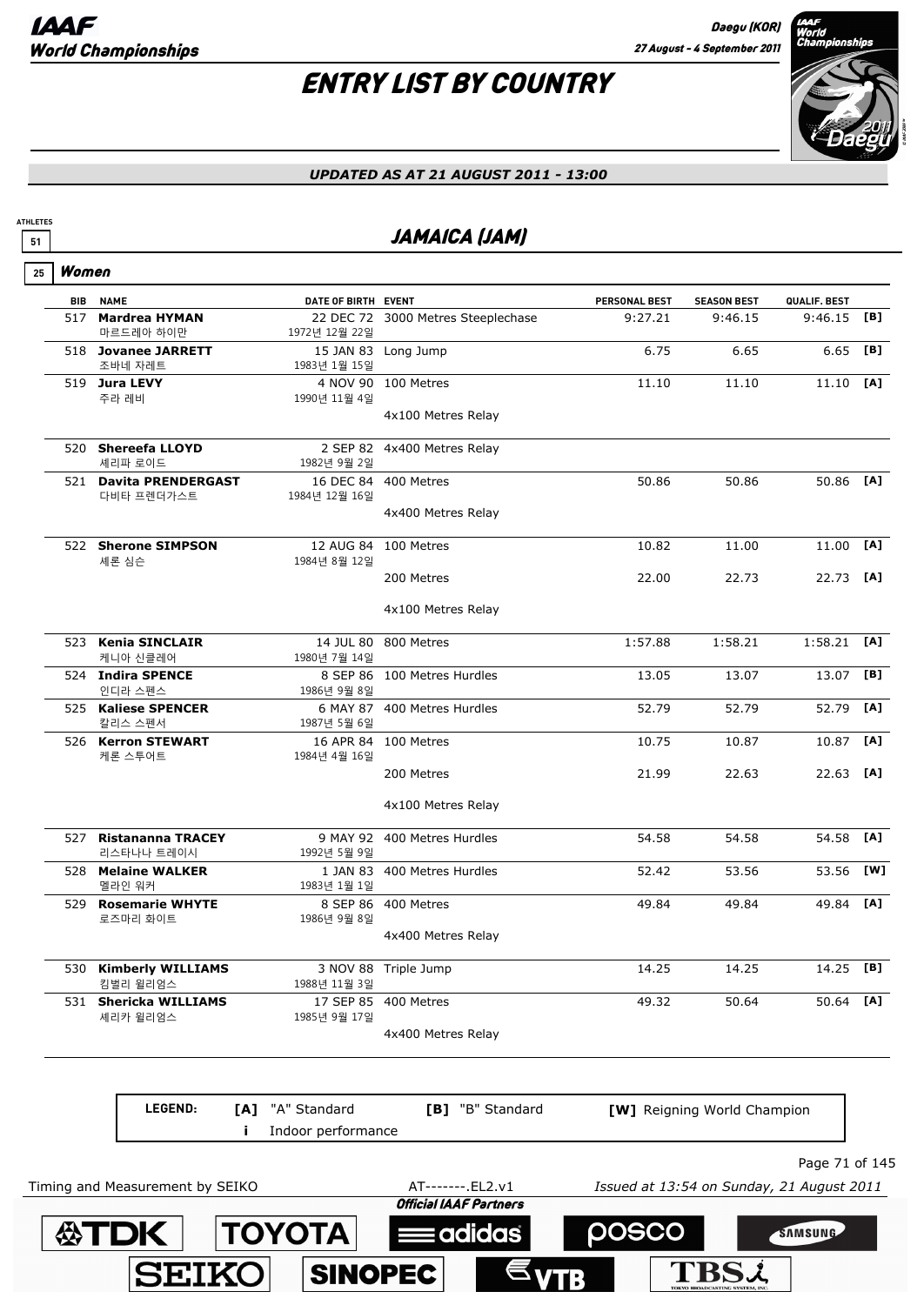# ENTRY LIST BY COUNTRY

*UPDATED AS AT 21 AUGUST 2011 - 13:00*

ATHLETES 51

## JAMAICA (JAM)

### 25 Women

| BIB | NAME | DATE OF BIRTH | EVENT | PERSONAL BEST | SEASON BEST | QUALIF. BEST | |
|---|---|---|---|---|---|---|---|
| 517 | **Mardrea HYMAN** 마르드레아 하이만 | 22 DEC 72 1972년 12월 22일 | 3000 Metres Steeplechase | 9:27.21 | 9:46.15 | 9:46.15 | [B] |
| 518 | **Jovanee JARRETT** 조바네 자레트 | 15 JAN 83 1983년 1월 15일 | Long Jump | 6.75 | 6.65 | 6.65 | [B] |
| 519 | **Jura LEVY** 주라 레비 | 4 NOV 90 1990년 11월 4일 | 100 Metres | 11.10 | 11.10 | 11.10 | [A] |
| | | | 4x100 Metres Relay | | | | |
| 520 | **Shereefa LLOYD** 셰리파 로이드 | 2 SEP 82 1982년 9월 2일 | 4x400 Metres Relay | | | | |
| 521 | **Davita PRENDERGAST** 다비타 프렌더가스트 | 16 DEC 84 1984년 12월 16일 | 400 Metres | 50.86 | 50.86 | 50.86 | [A] |
| | | | 4x400 Metres Relay | | | | |
| 522 | **Sherone SIMPSON** 셰론 심슨 | 12 AUG 84 1984년 8월 12일 | 100 Metres | 10.82 | 11.00 | 11.00 | [A] |
| | | | 200 Metres | 22.00 | 22.73 | 22.73 | [A] |
| | | | 4x100 Metres Relay | | | | |
| 523 | **Kenia SINCLAIR** 케니아 신클레어 | 14 JUL 80 1980년 7월 14일 | 800 Metres | 1:57.88 | 1:58.21 | 1:58.21 | [A] |
| 524 | **Indira SPENCE** 인디라 스펜스 | 8 SEP 86 1986년 9월 8일 | 100 Metres Hurdles | 13.05 | 13.07 | 13.07 | [B] |
| 525 | **Kaliese SPENCER** 칼리스 스펜서 | 6 MAY 87 1987년 5월 6일 | 400 Metres Hurdles | 52.79 | 52.79 | 52.79 | [A] |
| 526 | **Kerron STEWART** 케론 스투어트 | 16 APR 84 1984년 4월 16일 | 100 Metres | 10.75 | 10.87 | 10.87 | [A] |
| | | | 200 Metres | 21.99 | 22.63 | 22.63 | [A] |
| | | | 4x100 Metres Relay | | | | |
| 527 | **Ristananna TRACEY** 리스타나나 트레이시 | 9 MAY 92 1992년 5월 9일 | 400 Metres Hurdles | 54.58 | 54.58 | 54.58 | [A] |
| 528 | **Melaine WALKER** 멜라인 워커 | 1 JAN 83 1983년 1월 1일 | 400 Metres Hurdles | 52.42 | 53.56 | 53.56 | [W] |
| 529 | **Rosemarie WHYTE** 로즈마리 화이트 | 8 SEP 86 1986년 9월 8일 | 400 Metres | 49.84 | 49.84 | 49.84 | [A] |
| | | | 4x400 Metres Relay | | | | |
| 530 | **Kimberly WILLIAMS** 킴벌리 윌리엄스 | 3 NOV 88 1988년 11월 3일 | Triple Jump | 14.25 | 14.25 | 14.25 | [B] |
| 531 | **Shericka WILLIAMS** 셰리카 윌리엄스 | 17 SEP 85 1985년 9월 17일 | 400 Metres | 49.32 | 50.64 | 50.64 | [A] |
| | | | 4x400 Metres Relay | | | | |

**LEGEND:** [A] "A" Standard [B] "B" Standard [W] Reigning World Champion i Indoor performance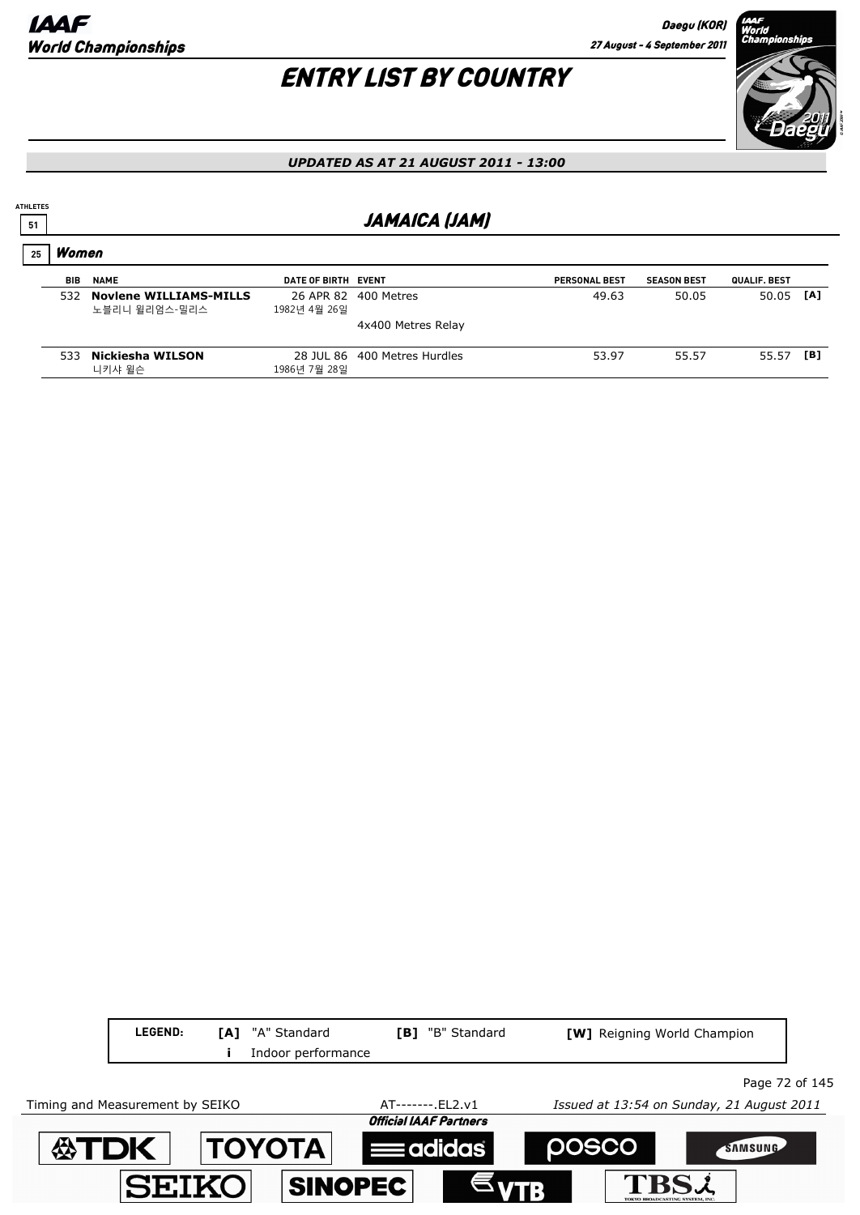# ENTRY LIST BY COUNTRY

*UPDATED AS AT 21 AUGUST 2011 - 13:00*

ATHLETES 51

## JAMAICA (JAM)

### 25 Women

| BIB | NAME | DATE OF BIRTH | EVENT | PERSONAL BEST | SEASON BEST | QUALIF. BEST | |
|---|---|---|---|---|---|---|---|
| 532 | **Novlene WILLIAMS-MILLS**<br>노블리니 윌리엄스-밀리스 | 26 APR 82<br>1982년 4월 26일 | 400 Metres | 49.63 | 50.05 | 50.05 | [A] |
| | | | 4x400 Metres Relay | | | | |
| 533 | **Nickiesha WILSON**<br>니키샤 윌슨 | 28 JUL 86<br>1986년 7월 28일 | 400 Metres Hurdles | 53.97 | 55.57 | 55.57 | [B] |

**LEGEND:** **[A]** "A" Standard **[B]** "B" Standard **[W]** Reigning World Champion **i** Indoor performance

Timing and Measurement by SEIKO AT-------.EL2.v1 *Issued at 13:54 on Sunday, 21 August 2011*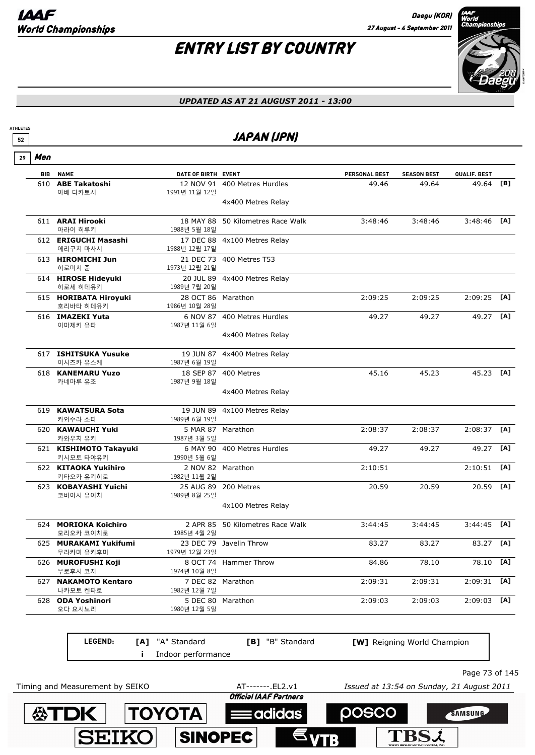# ENTRY LIST BY COUNTRY

*UPDATED AS AT 21 AUGUST 2011 - 13:00*

ATHLETES 52

## JAPAN (JPN)

29 **Men**

| BIB | NAME | DATE OF BIRTH | EVENT | PERSONAL BEST | SEASON BEST | QUALIF. BEST | |
|---|---|---|---|---|---|---|---|
| 610 | **ABE Takatoshi** 아베 다카토시 | 12 NOV 91 1991년 11월 12일 | 400 Metres Hurdles | 49.46 | 49.64 | 49.64 | [B] |
| | | | 4x400 Metres Relay | | | | |
| 611 | **ARAI Hirooki** 아라이 히루키 | 18 MAY 88 1988년 5월 18일 | 50 Kilometres Race Walk | 3:48:46 | 3:48:46 | 3:48:46 | [A] |
| 612 | **ERIGUCHI Masashi** 에리구치 마사시 | 17 DEC 88 1988년 12월 17일 | 4x100 Metres Relay | | | | |
| 613 | **HIROMICHI Jun** 히로미치 준 | 21 DEC 73 1973년 12월 21일 | 400 Metres T53 | | | | |
| 614 | **HIROSE Hideyuki** 히로세 히데유키 | 20 JUL 89 1989년 7월 20일 | 4x400 Metres Relay | | | | |
| 615 | **HORIBATA Hiroyuki** 호리바타 히데유키 | 28 OCT 86 1986년 10월 28일 | Marathon | 2:09:25 | 2:09:25 | 2:09:25 | [A] |
| 616 | **IMAZEKI Yuta** 이마제키 유타 | 6 NOV 87 1987년 11월 6일 | 400 Metres Hurdles | 49.27 | 49.27 | 49.27 | [A] |
| | | | 4x400 Metres Relay | | | | |
| 617 | **ISHITSUKA Yusuke** 이시츠카 유스케 | 19 JUN 87 1987년 6월 19일 | 4x400 Metres Relay | | | | |
| 618 | **KANEMARU Yuzo** 카네마루 유조 | 18 SEP 87 1987년 9월 18일 | 400 Metres | 45.16 | 45.23 | 45.23 | [A] |
| | | | 4x400 Metres Relay | | | | |
| 619 | **KAWATSURA Sota** 카와수라 소타 | 19 JUN 89 1989년 6월 19일 | 4x100 Metres Relay | | | | |
| 620 | **KAWAUCHI Yuki** 카와우치 유키 | 5 MAR 87 1987년 3월 5일 | Marathon | 2:08:37 | 2:08:37 | 2:08:37 | [A] |
| 621 | **KISHIMOTO Takayuki** 키시모토 타야유키 | 6 MAY 90 1990년 5월 6일 | 400 Metres Hurdles | 49.27 | 49.27 | 49.27 | [A] |
| 622 | **KITAOKA Yukihiro** 키타오카 유키히로 | 2 NOV 82 1982년 11월 2일 | Marathon | 2:10:51 | | 2:10:51 | [A] |
| 623 | **KOBAYASHI Yuichi** 코바야시 유이치 | 25 AUG 89 1989년 8월 25일 | 200 Metres | 20.59 | 20.59 | 20.59 | [A] |
| | | | 4x100 Metres Relay | | | | |
| 624 | **MORIOKA Koichiro** 모리오카 코이치로 | 2 APR 85 1985년 4월 2일 | 50 Kilometres Race Walk | 3:44:45 | 3:44:45 | 3:44:45 | [A] |
| 625 | **MURAKAMI Yukifumi** 무라카미 유키후미 | 23 DEC 79 1979년 12월 23일 | Javelin Throw | 83.27 | 83.27 | 83.27 | [A] |
| 626 | **MUROFUSHI Koji** 무로후시 코지 | 8 OCT 74 1974년 10월 8일 | Hammer Throw | 84.86 | 78.10 | 78.10 | [A] |
| 627 | **NAKAMOTO Kentaro** 나카모토 켄타로 | 7 DEC 82 1982년 12월 7일 | Marathon | 2:09:31 | 2:09:31 | 2:09:31 | [A] |
| 628 | **ODA Yoshinori** 오다 요시노리 | 5 DEC 80 1980년 12월 5일 | Marathon | 2:09:03 | 2:09:03 | 2:09:03 | [A] |

**LEGEND:** [A] "A" Standard [B] "B" Standard [W] Reigning World Champion i Indoor performance

Timing and Measurement by SEIKO AT-------.EL2.v1 Issued at 13:54 on Sunday, 21 August 2011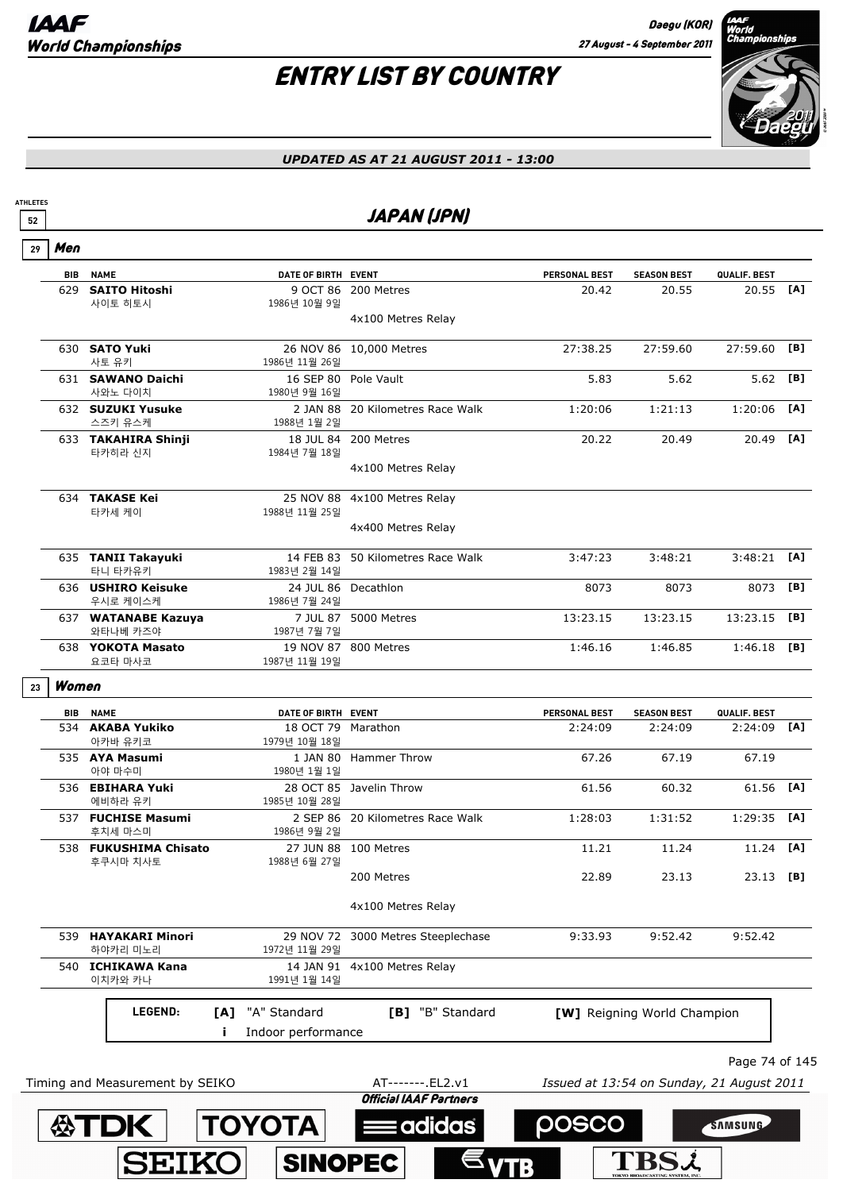# ENTRY LIST BY COUNTRY

*UPDATED AS AT 21 AUGUST 2011 - 13:00*

ATHLETES 52

## JAPAN (JPN)

### 29 Men

| BIB | NAME | DATE OF BIRTH | EVENT | PERSONAL BEST | SEASON BEST | QUALIF. BEST | |
|---|---|---|---|---|---|---|---|
| 629 | **SAITO Hitoshi** 사이토 히토시 | 9 OCT 86 1986년 10월 9일 | 200 Metres | 20.42 | 20.55 | 20.55 | [A] |
| | | | 4x100 Metres Relay | | | | |
| 630 | **SATO Yuki** 사토 유키 | 26 NOV 86 1986년 11월 26일 | 10,000 Metres | 27:38.25 | 27:59.60 | 27:59.60 | [B] |
| 631 | **SAWANO Daichi** 사와노 다이치 | 16 SEP 80 1980년 9월 16일 | Pole Vault | 5.83 | 5.62 | 5.62 | [B] |
| 632 | **SUZUKI Yusuke** 스즈키 유스케 | 2 JAN 88 1988년 1월 2일 | 20 Kilometres Race Walk | 1:20:06 | 1:21:13 | 1:20:06 | [A] |
| 633 | **TAKAHIRA Shinji** 타카히라 신지 | 18 JUL 84 1984년 7월 18일 | 200 Metres | 20.22 | 20.49 | 20.49 | [A] |
| | | | 4x100 Metres Relay | | | | |
| 634 | **TAKASE Kei** 타카세 케이 | 25 NOV 88 1988년 11월 25일 | 4x100 Metres Relay | | | | |
| | | | 4x400 Metres Relay | | | | |
| 635 | **TANII Takayuki** 타니 타카유키 | 14 FEB 83 1983년 2월 14일 | 50 Kilometres Race Walk | 3:47:23 | 3:48:21 | 3:48:21 | [A] |
| 636 | **USHIRO Keisuke** 우시로 케이스케 | 24 JUL 86 1986년 7월 24일 | Decathlon | 8073 | 8073 | 8073 | [B] |
| 637 | **WATANABE Kazuya** 와타나베 카즈야 | 7 JUL 87 1987년 7월 7일 | 5000 Metres | 13:23.15 | 13:23.15 | 13:23.15 | [B] |
| 638 | **YOKOTA Masato** 요코타 마사코 | 19 NOV 87 1987년 11월 19일 | 800 Metres | 1:46.16 | 1:46.85 | 1:46.18 | [B] |

### 23 Women

| BIB | NAME | DATE OF BIRTH | EVENT | PERSONAL BEST | SEASON BEST | QUALIF. BEST | |
|---|---|---|---|---|---|---|---|
| 534 | **AKABA Yukiko** 아카바 유키코 | 18 OCT 79 1979년 10월 18일 | Marathon | 2:24:09 | 2:24:09 | 2:24:09 | [A] |
| 535 | **AYA Masumi** 아야 마수미 | 1 JAN 80 1980년 1월 1일 | Hammer Throw | 67.26 | 67.19 | 67.19 | |
| 536 | **EBIHARA Yuki** 에비하라 유키 | 28 OCT 85 1985년 10월 28일 | Javelin Throw | 61.56 | 60.32 | 61.56 | [A] |
| 537 | **FUCHISE Masumi** 후치세 마스미 | 2 SEP 86 1986년 9월 2일 | 20 Kilometres Race Walk | 1:28:03 | 1:31:52 | 1:29:35 | [A] |
| 538 | **FUKUSHIMA Chisato** 후쿠시마 치사토 | 27 JUN 88 1988년 6월 27일 | 100 Metres | 11.21 | 11.24 | 11.24 | [A] |
| | | | 200 Metres | 22.89 | 23.13 | 23.13 | [B] |
| | | | 4x100 Metres Relay | | | | |
| 539 | **HAYAKARI Minori** 하야카리 미노리 | 29 NOV 72 1972년 11월 29일 | 3000 Metres Steeplechase | 9:33.93 | 9:52.42 | 9:52.42 | |
| 540 | **ICHIKAWA Kana** 이치카와 카나 | 14 JAN 91 1991년 1월 14일 | 4x100 Metres Relay | | | | |

**LEGEND:** [A] "A" Standard; [B] "B" Standard; [W] Reigning World Champion; i Indoor performance

Timing and Measurement by SEIKO — AT-------.EL2.v1 — Issued at 13:54 on Sunday, 21 August 2011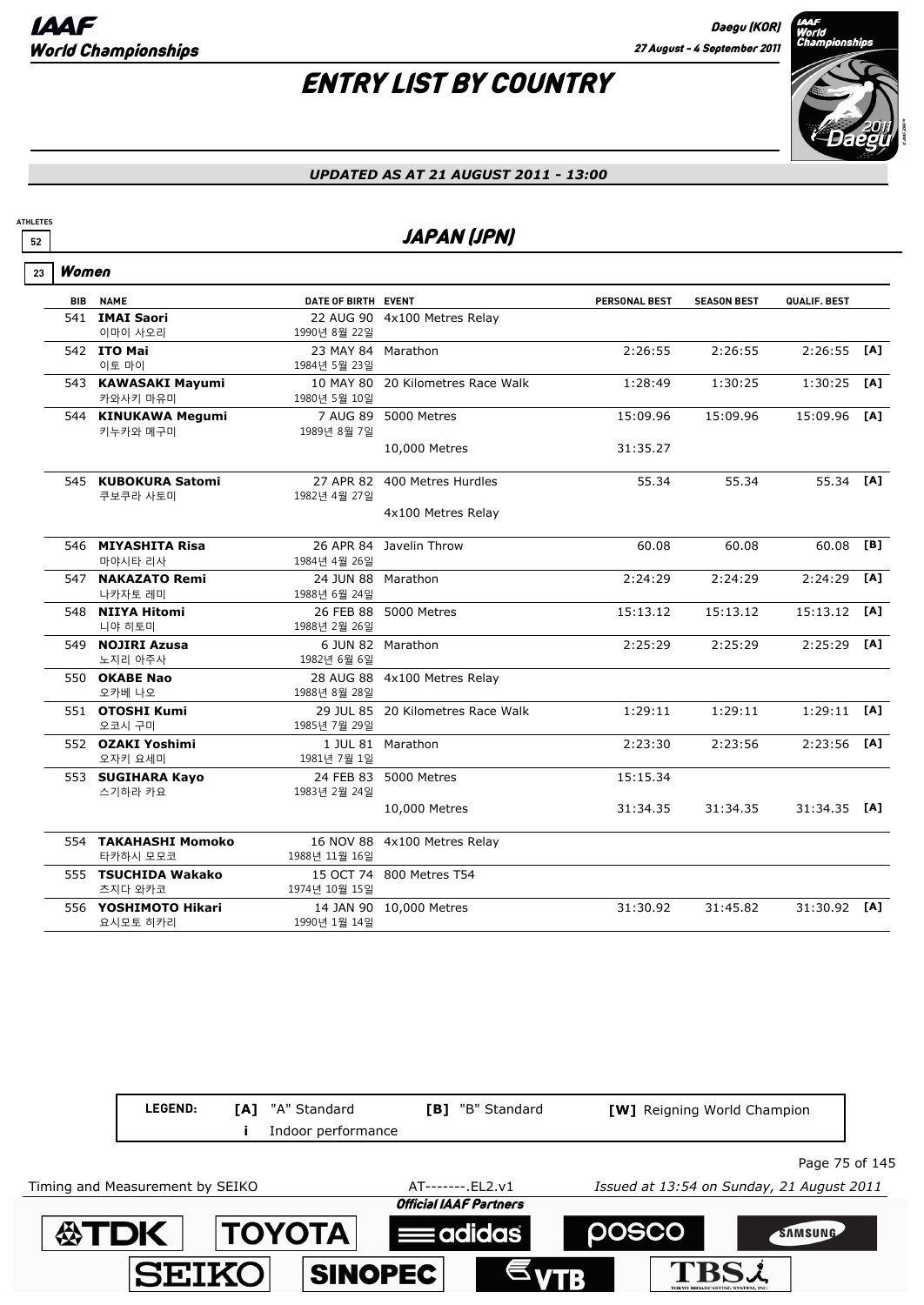# ENTRY LIST BY COUNTRY

*UPDATED AS AT 21 AUGUST 2011 - 13:00*

ATHLETES 52

## JAPAN (JPN)

### 23 Women

| BIB | NAME | DATE OF BIRTH | EVENT | PERSONAL BEST | SEASON BEST | QUALIF. BEST | |
|---|---|---|---|---|---|---|---|
| 541 | **IMAI Saori** 이마이 사오리 | 22 AUG 90 1990년 8월 22일 | 4x100 Metres Relay | | | | |
| 542 | **ITO Mai** 이토 마이 | 23 MAY 84 1984년 5월 23일 | Marathon | 2:26:55 | 2:26:55 | 2:26:55 | [A] |
| 543 | **KAWASAKI Mayumi** 카와사키 마유미 | 10 MAY 80 1980년 5월 10일 | 20 Kilometres Race Walk | 1:28:49 | 1:30:25 | 1:30:25 | [A] |
| 544 | **KINUKAWA Megumi** 키누카와 메구미 | 7 AUG 89 1989년 8월 7일 | 5000 Metres | 15:09.96 | 15:09.96 | 15:09.96 | [A] |
| | | | 10,000 Metres | 31:35.27 | | | |
| 545 | **KUBOKURA Satomi** 쿠보쿠라 사토미 | 27 APR 82 1982년 4월 27일 | 400 Metres Hurdles | 55.34 | 55.34 | 55.34 | [A] |
| | | | 4x100 Metres Relay | | | | |
| 546 | **MIYASHITA Risa** 마야시타 리사 | 26 APR 84 1984년 4월 26일 | Javelin Throw | 60.08 | 60.08 | 60.08 | [B] |
| 547 | **NAKAZATO Remi** 나카자토 레미 | 24 JUN 88 1988년 6월 24일 | Marathon | 2:24:29 | 2:24:29 | 2:24:29 | [A] |
| 548 | **NIIYA Hitomi** 니야 히토미 | 26 FEB 88 1988년 2월 26일 | 5000 Metres | 15:13.12 | 15:13.12 | 15:13.12 | [A] |
| 549 | **NOJIRI Azusa** 노지리 아주사 | 6 JUN 82 1982년 6월 6일 | Marathon | 2:25:29 | 2:25:29 | 2:25:29 | [A] |
| 550 | **OKABE Nao** 오카베 나오 | 28 AUG 88 1988년 8월 28일 | 4x100 Metres Relay | | | | |
| 551 | **OTOSHI Kumi** 오코시 구미 | 29 JUL 85 1985년 7월 29일 | 20 Kilometres Race Walk | 1:29:11 | 1:29:11 | 1:29:11 | [A] |
| 552 | **OZAKI Yoshimi** 오자키 요세미 | 1 JUL 81 1981년 7월 1일 | Marathon | 2:23:30 | 2:23:56 | 2:23:56 | [A] |
| 553 | **SUGIHARA Kayo** 스기하라 카요 | 24 FEB 83 1983년 2월 24일 | 5000 Metres | 15:15.34 | | | |
| | | | 10,000 Metres | 31:34.35 | 31:34.35 | 31:34.35 | [A] |
| 554 | **TAKAHASHI Momoko** 타카하시 모모코 | 16 NOV 88 1988년 11월 16일 | 4x100 Metres Relay | | | | |
| 555 | **TSUCHIDA Wakako** 츠지다 와카코 | 15 OCT 74 1974년 10월 15일 | 800 Metres T54 | | | | |
| 556 | **YOSHIMOTO Hikari** 요시모토 히카리 | 14 JAN 90 1990년 1월 14일 | 10,000 Metres | 31:30.92 | 31:45.82 | 31:30.92 | [A] |

LEGEND: [A] "A" Standard [B] "B" Standard [W] Reigning World Champion
i Indoor performance

Timing and Measurement by SEIKO — AT-------.EL2.v1 — Issued at 13:54 on Sunday, 21 August 2011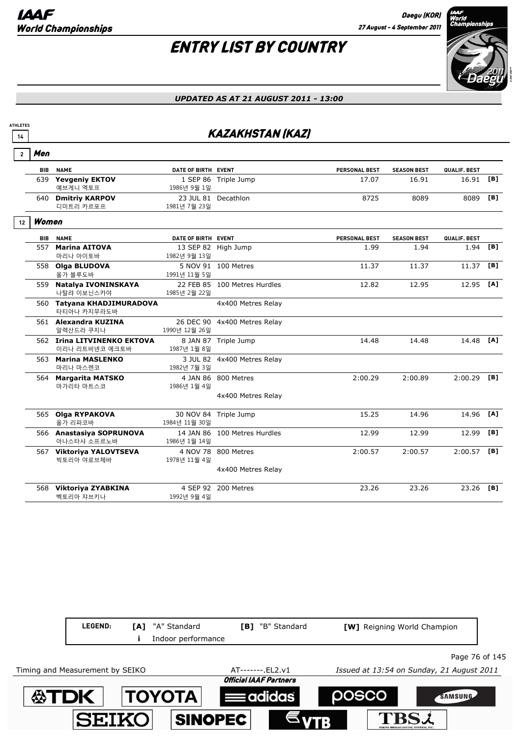# ENTRY LIST BY COUNTRY

*UPDATED AS AT 21 AUGUST 2011 - 13:00*

ATHLETES 14

## KAZAKHSTAN (KAZ)

### 2 Men

| BIB | NAME | DATE OF BIRTH | EVENT | PERSONAL BEST | SEASON BEST | QUALIF. BEST | |
|---|---|---|---|---|---|---|---|
| 639 | **Yevgeniy EKTOV** 예브게니 엑토프 | 1 SEP 86 1986년 9월 1일 | Triple Jump | 17.07 | 16.91 | 16.91 | [B] |
| 640 | **Dmitriy KARPOV** 디미트리 카르포프 | 23 JUL 81 1981년 7월 23일 | Decathlon | 8725 | 8089 | 8089 | [B] |

### 12 Women

| BIB | NAME | DATE OF BIRTH | EVENT | PERSONAL BEST | SEASON BEST | QUALIF. BEST | |
|---|---|---|---|---|---|---|---|
| 557 | **Marina AITOVA** 마리나 아이토바 | 13 SEP 82 1982년 9월 13일 | High Jump | 1.99 | 1.94 | 1.94 | [B] |
| 558 | **Olga BLUDOVA** 올가 블루도바 | 5 NOV 91 1991년 11월 5일 | 100 Metres | 11.37 | 11.37 | 11.37 | [B] |
| 559 | **Natalya IVONINSKAYA** 나탈랴 이보닌스카야 | 22 FEB 85 1985년 2월 22일 | 100 Metres Hurdles | 12.82 | 12.95 | 12.95 | [A] |
| 560 | **Tatyana KHADJIMURADOVA** 타티아나 카지무라도바 | | 4x400 Metres Relay | | | | |
| 561 | **Alexandra KUZINA** 알렉산드라 쿠지나 | 26 DEC 90 1990년 12월 26일 | 4x400 Metres Relay | | | | |
| 562 | **Irina LITVINENKO EKTOVA** 이리나 리트비넨코 에크토바 | 8 JAN 87 1987년 1월 8일 | Triple Jump | 14.48 | 14.48 | 14.48 | [A] |
| 563 | **Marina MASLENKO** 마리나 마스렌코 | 3 JUL 82 1982년 7월 3일 | 4x400 Metres Relay | | | | |
| 564 | **Margarita MATSKO** 마가리타 마트스코 | 4 JAN 86 1986년 1월 4일 | 800 Metres | 2:00.29 | 2:00.89 | 2:00.29 | [B] |
| | | | 4x400 Metres Relay | | | | |
| 565 | **Olga RYPAKOVA** 올가 리파코바 | 30 NOV 84 1984년 11월 30일 | Triple Jump | 15.25 | 14.96 | 14.96 | [A] |
| 566 | **Anastasiya SOPRUNOVA** 아나스타샤 소프르노바 | 14 JAN 86 1986년 1월 14일 | 100 Metres Hurdles | 12.99 | 12.99 | 12.99 | [B] |
| 567 | **Viktoriya YALOVTSEVA** 빅토리아 야로브체바 | 4 NOV 78 1978년 11월 4일 | 800 Metres | 2:00.57 | 2:00.57 | 2:00.57 | [B] |
| | | | 4x400 Metres Relay | | | | |
| 568 | **Viktoriya ZYABKINA** 벡토리아 쟈브키나 | 4 SEP 92 1992년 9월 4일 | 200 Metres | 23.26 | 23.26 | 23.26 | [B] |

**LEGEND:** [A] "A" Standard [B] "B" Standard [W] Reigning World Champion i Indoor performance

Timing and Measurement by SEIKO AT-------.EL2.v1 Issued at 13:54 on Sunday, 21 August 2011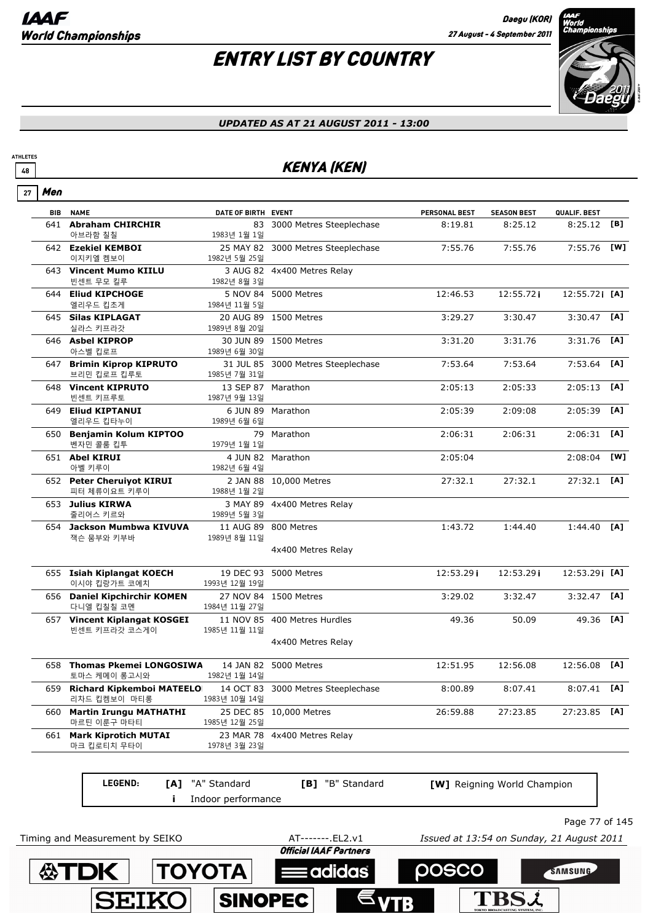# ENTRY LIST BY COUNTRY

*UPDATED AS AT 21 AUGUST 2011 - 13:00*

ATHLETES 48

## KENYA (KEN)

### 27 Men

| BIB | NAME | DATE OF BIRTH | EVENT | PERSONAL BEST | SEASON BEST | QUALIF. BEST | |
|---|---|---|---|---|---|---|---|
| 641 | **Abraham CHIRCHIR** 아브라함 칠칠 | 83 1983년 1월 1일 | 3000 Metres Steeplechase | 8:19.81 | 8:25.12 | 8:25.12 | [B] |
| 642 | **Ezekiel KEMBOI** 이지키엘 켐보이 | 25 MAY 82 1982년 5월 25일 | 3000 Metres Steeplechase | 7:55.76 | 7:55.76 | 7:55.76 | [W] |
| 643 | **Vincent Mumo KIILU** 빈센트 무모 킬루 | 3 AUG 82 1982년 8월 3일 | 4x400 Metres Relay | | | | |
| 644 | **Eliud KIPCHOGE** 엘리우드 킵초게 | 5 NOV 84 1984년 11월 5일 | 5000 Metres | 12:46.53 | 12:55.72 i | 12:55.72 i | [A] |
| 645 | **Silas KIPLAGAT** 실라스 키프라갓 | 20 AUG 89 1989년 8월 20일 | 1500 Metres | 3:29.27 | 3:30.47 | 3:30.47 | [A] |
| 646 | **Asbel KIPROP** 아스벨 킵로프 | 30 JUN 89 1989년 6월 30일 | 1500 Metres | 3:31.20 | 3:31.76 | 3:31.76 | [A] |
| 647 | **Brimin Kiprop KIPRUTO** 브리민 킵로프 킵루토 | 31 JUL 85 1985년 7월 31일 | 3000 Metres Steeplechase | 7:53.64 | 7:53.64 | 7:53.64 | [A] |
| 648 | **Vincent KIPRUTO** 빈센트 키프루토 | 13 SEP 87 1987년 9월 13일 | Marathon | 2:05:13 | 2:05:33 | 2:05:13 | [A] |
| 649 | **Eliud KIPTANUI** 엘리우드 킵타누이 | 6 JUN 89 1989년 6월 6일 | Marathon | 2:05:39 | 2:09:08 | 2:05:39 | [A] |
| 650 | **Benjamin Kolum KIPTOO** 벤자민 콜룸 킵투 | 79 1979년 1월 1일 | Marathon | 2:06:31 | 2:06:31 | 2:06:31 | [A] |
| 651 | **Abel KIRUI** 아벨 키루이 | 4 JUN 82 1982년 6월 4일 | Marathon | 2:05:04 | | 2:08:04 | [W] |
| 652 | **Peter Cheruiyot KIRUI** 피터 체류이요트 키루이 | 2 JAN 88 1988년 1월 2일 | 10,000 Metres | 27:32.1 | 27:32.1 | 27:32.1 | [A] |
| 653 | **Julius KIRWA** 줄리어스 키르와 | 3 MAY 89 1989년 5월 3일 | 4x400 Metres Relay | | | | |
| 654 | **Jackson Mumbwa KIVUVA** 잭슨 뭄부와 키부바 | 11 AUG 89 1989년 8월 11일 | 800 Metres | 1:43.72 | 1:44.40 | 1:44.40 | [A] |
| | | | 4x400 Metres Relay | | | | |
| 655 | **Isiah Kiplangat KOECH** 이시야 킵랑가트 코에치 | 19 DEC 93 1993년 12월 19일 | 5000 Metres | 12:53.29 i | 12:53.29 i | 12:53.29 i | [A] |
| 656 | **Daniel Kipchirchir KOMEN** 다니엘 킵칠칠 코멘 | 27 NOV 84 1984년 11월 27일 | 1500 Metres | 3:29.02 | 3:32.47 | 3:32.47 | [A] |
| 657 | **Vincent Kiplangat KOSGEI** 빈센트 키프라갓 코스게이 | 11 NOV 85 1985년 11월 11일 | 400 Metres Hurdles | 49.36 | 50.09 | 49.36 | [A] |
| | | | 4x400 Metres Relay | | | | |
| 658 | **Thomas Pkemei LONGOSIWA** 토마스 케메이 롱고시와 | 14 JAN 82 1982년 1월 14일 | 5000 Metres | 12:51.95 | 12:56.08 | 12:56.08 | [A] |
| 659 | **Richard Kipkemboi MATEELO** 리차드 킵켐보이 마티롱 | 14 OCT 83 1983년 10월 14일 | 3000 Metres Steeplechase | 8:00.89 | 8:07.41 | 8:07.41 | [A] |
| 660 | **Martin Irungu MATHATHI** 마르틴 이룬구 마타티 | 25 DEC 85 1985년 12월 25일 | 10,000 Metres | 26:59.88 | 27:23.85 | 27:23.85 | [A] |
| 661 | **Mark Kiprotich MUTAI** 마크 킵로티치 무타이 | 23 MAR 78 1978년 3월 23일 | 4x400 Metres Relay | | | | |

**LEGEND:** **[A]** "A" Standard **[B]** "B" Standard **[W]** Reigning World Champion
**i** Indoor performance

Timing and Measurement by SEIKO AT-------.EL2.v1 *Issued at 13:54 on Sunday, 21 August 2011*

*Official IAAF Partners*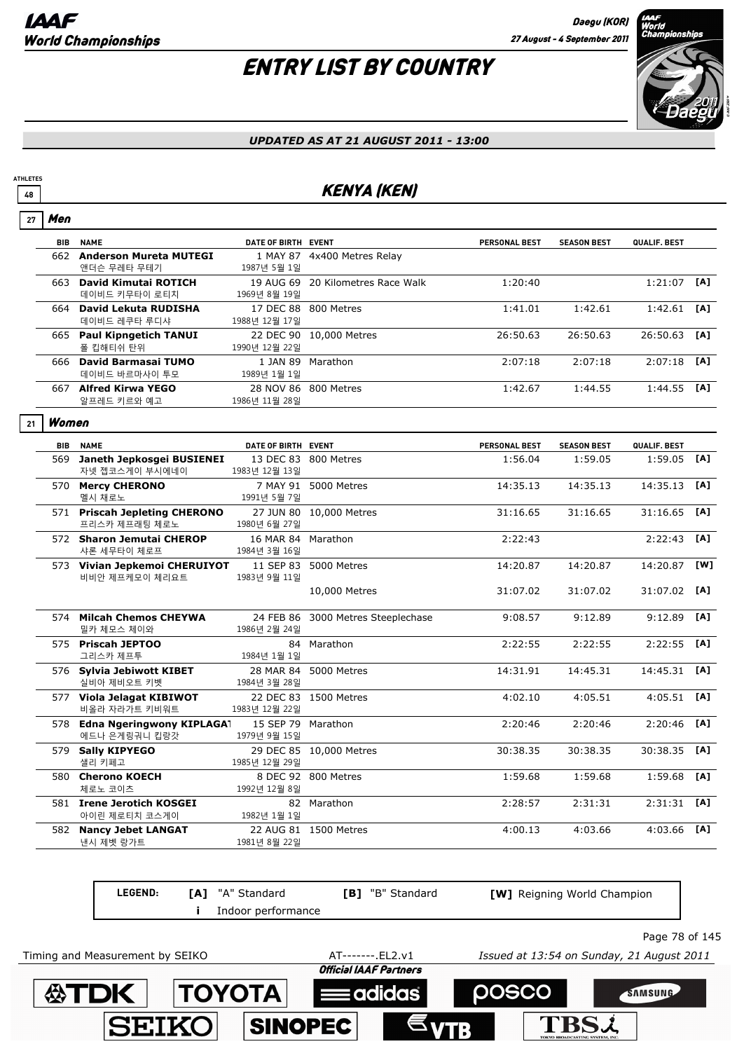# ENTRY LIST BY COUNTRY

*UPDATED AS AT 21 AUGUST 2011 - 13:00*

ATHLETES 48

## KENYA (KEN)

### 27 Men

| BIB | NAME | DATE OF BIRTH | EVENT | PERSONAL BEST | SEASON BEST | QUALIF. BEST | |
|---|---|---|---|---|---|---|---|
| 662 | **Anderson Mureta MUTEGI** 앤더슨 무레타 무테기 | 1 MAY 87 1987년 5월 1일 | 4x400 Metres Relay | | | | |
| 663 | **David Kimutai ROTICH** 데이비드 키무타이 로티치 | 19 AUG 69 1969년 8월 19일 | 20 Kilometres Race Walk | 1:20:40 | | 1:21:07 | [A] |
| 664 | **David Lekuta RUDISHA** 데이비드 레쿠타 루디샤 | 17 DEC 88 1988년 12월 17일 | 800 Metres | 1:41.01 | 1:42.61 | 1:42.61 | [A] |
| 665 | **Paul Kipngetich TANUI** 폴 킵헤티쉬 타위 | 22 DEC 90 1990년 12월 22일 | 10,000 Metres | 26:50.63 | 26:50.63 | 26:50.63 | [A] |
| 666 | **David Barmasai TUMO** 데이비드 바르마사이 투모 | 1 JAN 89 1989년 1월 1일 | Marathon | 2:07:18 | 2:07:18 | 2:07:18 | [A] |
| 667 | **Alfred Kirwa YEGO** 알프레드 키르와 예고 | 28 NOV 86 1986년 11월 28일 | 800 Metres | 1:42.67 | 1:44.55 | 1:44.55 | [A] |

### 21 Women

| BIB | NAME | DATE OF BIRTH | EVENT | PERSONAL BEST | SEASON BEST | QUALIF. BEST | |
|---|---|---|---|---|---|---|---|
| 569 | **Janeth Jepkosgei BUSIENEI** 자넷 젭코스게이 부시에네이 | 13 DEC 83 1983년 12월 13일 | 800 Metres | 1:56.04 | 1:59.05 | 1:59.05 | [A] |
| 570 | **Mercy CHERONO** 멜시 채로노 | 7 MAY 91 1991년 5월 7일 | 5000 Metres | 14:35.13 | 14:35.13 | 14:35.13 | [A] |
| 571 | **Priscah Jepleting CHERONO** 프리스카 제프래팅 체로노 | 27 JUN 80 1980년 6월 27일 | 10,000 Metres | 31:16.65 | 31:16.65 | 31:16.65 | [A] |
| 572 | **Sharon Jemutai CHEROP** 샤론 세무타이 체로프 | 16 MAR 84 1984년 3월 16일 | Marathon | 2:22:43 | | 2:22:43 | [A] |
| 573 | **Vivian Jepkemoi CHERUIYOT** 비비안 제프케모이 체리요트 | 11 SEP 83 1983년 9월 11일 | 5000 Metres | 14:20.87 | 14:20.87 | 14:20.87 | [W] |
| | | | 10,000 Metres | 31:07.02 | 31:07.02 | 31:07.02 | [A] |
| 574 | **Milcah Chemos CHEYWA** 밀카 체모스 체이와 | 24 FEB 86 1986년 2월 24일 | 3000 Metres Steeplechase | 9:08.57 | 9:12.89 | 9:12.89 | [A] |
| 575 | **Priscah JEPTOO** 그리스카 제프투 | 84 1984년 1월 1일 | Marathon | 2:22:55 | 2:22:55 | 2:22:55 | [A] |
| 576 | **Sylvia Jebiwott KIBET** 실비아 제비오트 키벳 | 28 MAR 84 1984년 3월 28일 | 5000 Metres | 14:31.91 | 14:45.31 | 14:45.31 | [A] |
| 577 | **Viola Jelagat KIBIWOT** 비올라 자라가트 키비워트 | 22 DEC 83 1983년 12월 22일 | 1500 Metres | 4:02.10 | 4:05.51 | 4:05.51 | [A] |
| 578 | **Edna Ngeringwony KIPLAGAT** 에드나 은게링궈니 킵랑갓 | 15 SEP 79 1979년 9월 15일 | Marathon | 2:20:46 | 2:20:46 | 2:20:46 | [A] |
| 579 | **Sally KIPYEGO** 샐리 키페고 | 29 DEC 85 1985년 12월 29일 | 10,000 Metres | 30:38.35 | 30:38.35 | 30:38.35 | [A] |
| 580 | **Cherono KOECH** 체로노 코이츠 | 8 DEC 92 1992년 12월 8일 | 800 Metres | 1:59.68 | 1:59.68 | 1:59.68 | [A] |
| 581 | **Irene Jerotich KOSGEI** 아이린 제로티치 코스게이 | 82 1982년 1월 1일 | Marathon | 2:28:57 | 2:31:31 | 2:31:31 | [A] |
| 582 | **Nancy Jebet LANGAT** 낸시 제벳 랑가트 | 22 AUG 81 1981년 8월 22일 | 1500 Metres | 4:00.13 | 4:03.66 | 4:03.66 | [A] |

**LEGEND:** **[A]** "A" Standard **[B]** "B" Standard **[W]** Reigning World Champion **i** Indoor performance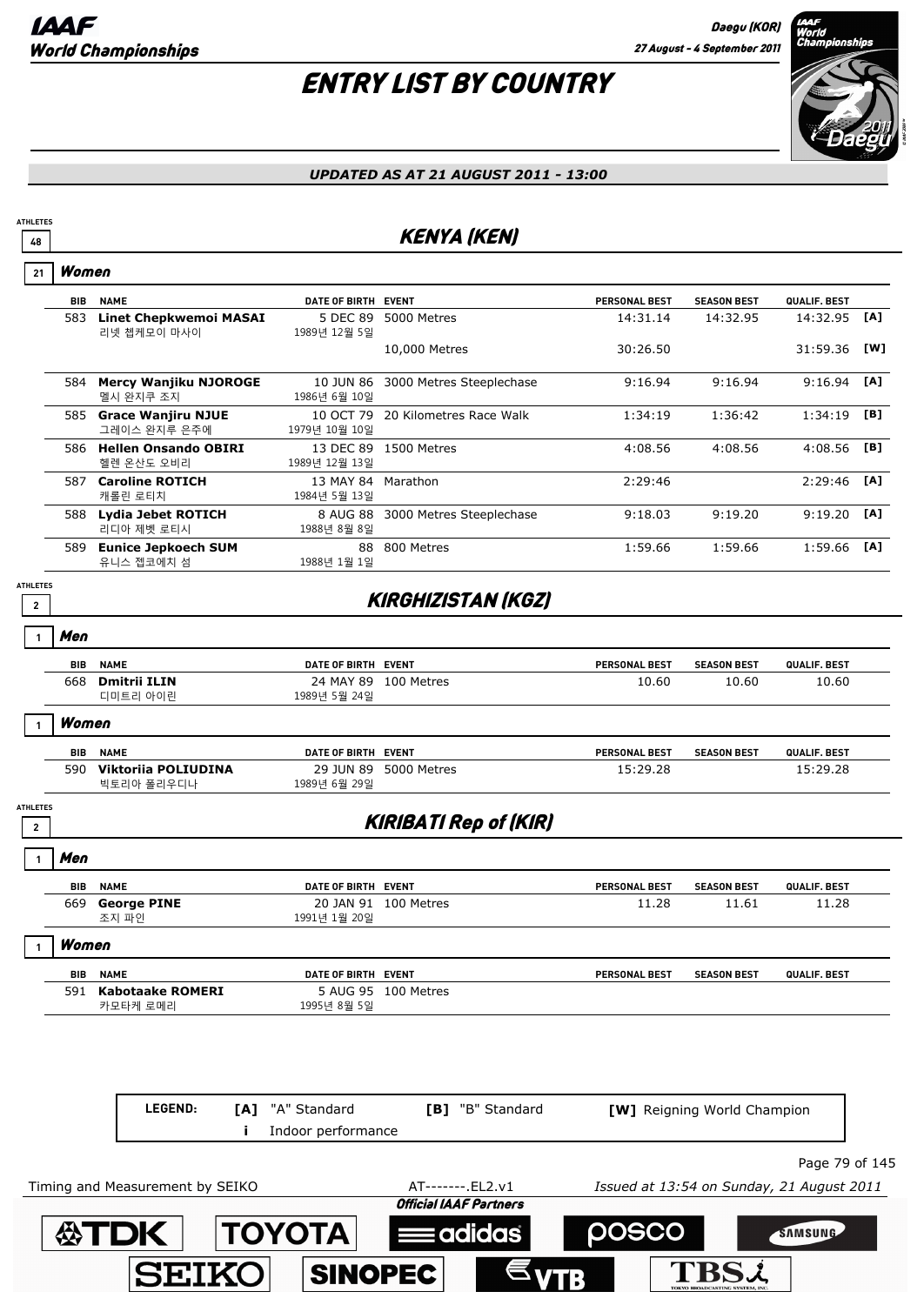# ENTRY LIST BY COUNTRY

*UPDATED AS AT 21 AUGUST 2011 - 13:00*

## KENYA (KEN)

ATHLETES 48

### Women (21)

| BIB | NAME | DATE OF BIRTH | EVENT | PERSONAL BEST | SEASON BEST | QUALIF. BEST | |
|---|---|---|---|---|---|---|---|
| 583 | **Linet Chepkwemoi MASAI** 리넷 첸케모이 마사이 | 5 DEC 89 1989년 12월 5일 | 5000 Metres | 14:31.14 | 14:32.95 | 14:32.95 | [A] |
| | | | 10,000 Metres | 30:26.50 | | 31:59.36 | [W] |
| 584 | **Mercy Wanjiku NJOROGE** 멜시 완지쿠 조지 | 10 JUN 86 1986년 6월 10일 | 3000 Metres Steeplechase | 9:16.94 | 9:16.94 | 9:16.94 | [A] |
| 585 | **Grace Wanjiru NJUE** 그레이스 완지루 은주에 | 10 OCT 79 1979년 10월 10일 | 20 Kilometres Race Walk | 1:34:19 | 1:36:42 | 1:34:19 | [B] |
| 586 | **Hellen Onsando OBIRI** 헬렌 온산도 오비리 | 13 DEC 89 1989년 12월 13일 | 1500 Metres | 4:08.56 | 4:08.56 | 4:08.56 | [B] |
| 587 | **Caroline ROTICH** 캐롤린 로티치 | 13 MAY 84 1984년 5월 13일 | Marathon | 2:29:46 | | 2:29:46 | [A] |
| 588 | **Lydia Jebet ROTICH** 리디아 제벳 로티시 | 8 AUG 88 1988년 8월 8일 | 3000 Metres Steeplechase | 9:18.03 | 9:19.20 | 9:19.20 | [A] |
| 589 | **Eunice Jepkoech SUM** 유니스 젭코에치 섬 | 88 1988년 1월 1일 | 800 Metres | 1:59.66 | 1:59.66 | 1:59.66 | [A] |

## KIRGHIZISTAN (KGZ)

ATHLETES 2

### Men (1)

| BIB | NAME | DATE OF BIRTH | EVENT | PERSONAL BEST | SEASON BEST | QUALIF. BEST |
|---|---|---|---|---|---|---|
| 668 | **Dmitrii ILIN** 디미트리 아이린 | 24 MAY 89 1989년 5월 24일 | 100 Metres | 10.60 | 10.60 | 10.60 |

### Women (1)

| BIB | NAME | DATE OF BIRTH | EVENT | PERSONAL BEST | SEASON BEST | QUALIF. BEST |
|---|---|---|---|---|---|---|
| 590 | **Viktoriia POLIUDINA** 빅토리아 폴리우디나 | 29 JUN 89 1989년 6월 29일 | 5000 Metres | 15:29.28 | | 15:29.28 |

## KIRIBATI Rep of (KIR)

ATHLETES 2

### Men (1)

| BIB | NAME | DATE OF BIRTH | EVENT | PERSONAL BEST | SEASON BEST | QUALIF. BEST |
|---|---|---|---|---|---|---|
| 669 | **George PINE** 조지 파인 | 20 JAN 91 1991년 1월 20일 | 100 Metres | 11.28 | 11.61 | 11.28 |

### Women (1)

| BIB | NAME | DATE OF BIRTH | EVENT | PERSONAL BEST | SEASON BEST | QUALIF. BEST |
|---|---|---|---|---|---|---|
| 591 | **Kabotaake ROMERI** 카모타케 로메리 | 5 AUG 95 1995년 8월 5일 | 100 Metres | | | |

**LEGEND:** [A] "A" Standard; [B] "B" Standard; [W] Reigning World Champion; i Indoor performance

Timing and Measurement by SEIKO — AT-------.EL2.v1 — Issued at 13:54 on Sunday, 21 August 2011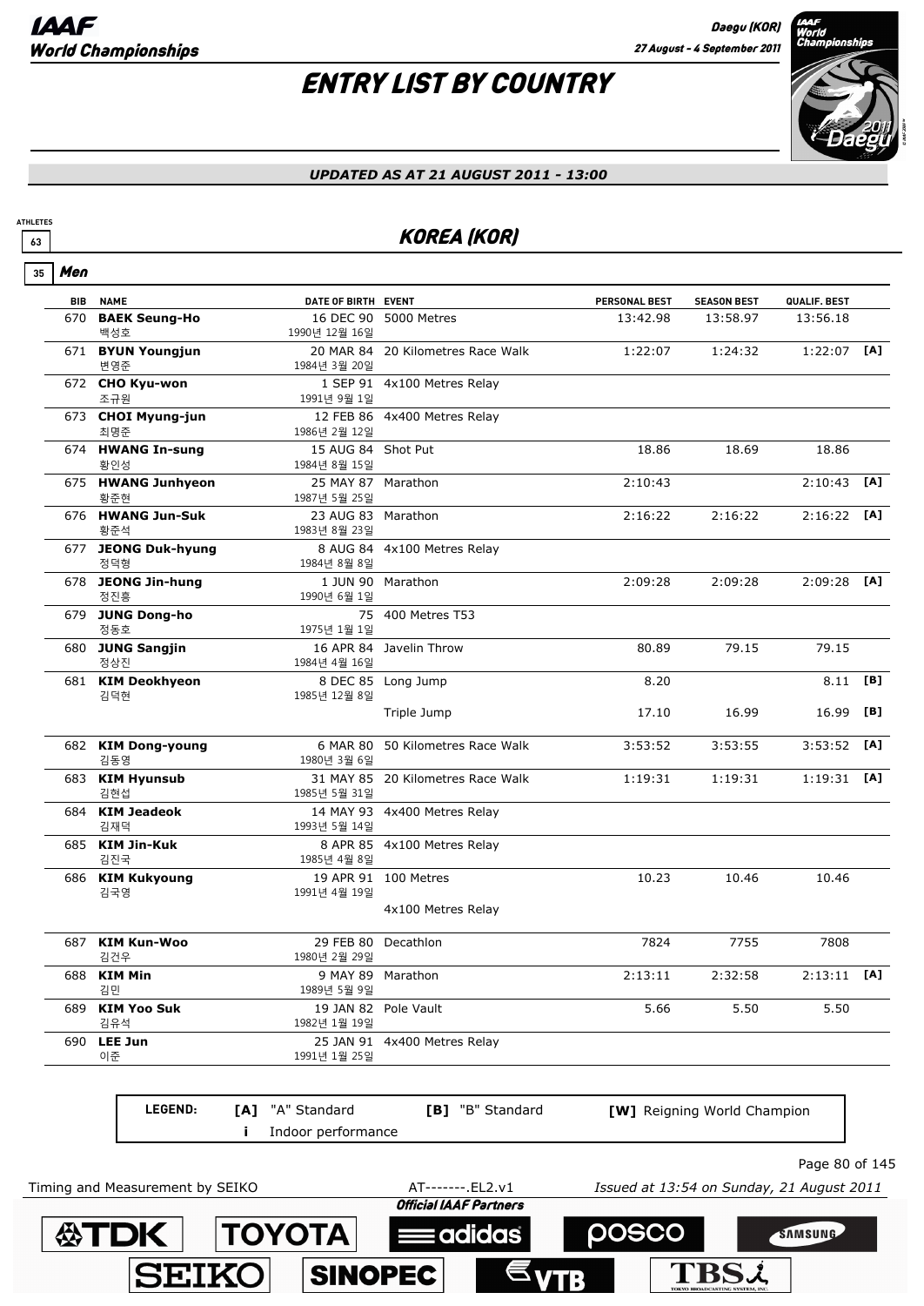# ENTRY LIST BY COUNTRY

*UPDATED AS AT 21 AUGUST 2011 - 13:00*

ATHLETES 63

## KOREA (KOR)

### 35 Men

| BIB | NAME | DATE OF BIRTH | EVENT | PERSONAL BEST | SEASON BEST | QUALIF. BEST | |
|---|---|---|---|---|---|---|---|
| 670 | **BAEK Seung-Ho** 백성호 | 16 DEC 90 1990년 12월 16일 | 5000 Metres | 13:42.98 | 13:58.97 | 13:56.18 | |
| 671 | **BYUN Youngjun** 변영준 | 20 MAR 84 1984년 3월 20일 | 20 Kilometres Race Walk | 1:22:07 | 1:24:32 | 1:22:07 | [A] |
| 672 | **CHO Kyu-won** 조규원 | 1 SEP 91 1991년 9월 1일 | 4x100 Metres Relay | | | | |
| 673 | **CHOI Myung-jun** 최명준 | 12 FEB 86 1986년 2월 12일 | 4x400 Metres Relay | | | | |
| 674 | **HWANG In-sung** 황인성 | 15 AUG 84 1984년 8월 15일 | Shot Put | 18.86 | 18.69 | 18.86 | |
| 675 | **HWANG Junhyeon** 황준현 | 25 MAY 87 1987년 5월 25일 | Marathon | 2:10:43 | | 2:10:43 | [A] |
| 676 | **HWANG Jun-Suk** 황준석 | 23 AUG 83 1983년 8월 23일 | Marathon | 2:16:22 | 2:16:22 | 2:16:22 | [A] |
| 677 | **JEONG Duk-hyung** 정덕형 | 8 AUG 84 1984년 8월 8일 | 4x100 Metres Relay | | | | |
| 678 | **JEONG Jin-hung** 정진흥 | 1 JUN 90 1990년 6월 1일 | Marathon | 2:09:28 | 2:09:28 | 2:09:28 | [A] |
| 679 | **JUNG Dong-ho** 정동호 | 75 1975년 1월 1일 | 400 Metres T53 | | | | |
| 680 | **JUNG Sangjin** 정상진 | 16 APR 84 1984년 4월 16일 | Javelin Throw | 80.89 | 79.15 | 79.15 | |
| 681 | **KIM Deokhyeon** 김덕현 | 8 DEC 85 1985년 12월 8일 | Long Jump | 8.20 | | 8.11 | [B] |
| | | | Triple Jump | 17.10 | 16.99 | 16.99 | [B] |
| 682 | **KIM Dong-young** 김동영 | 6 MAR 80 1980년 3월 6일 | 50 Kilometres Race Walk | 3:53:52 | 3:53:55 | 3:53:52 | [A] |
| 683 | **KIM Hyunsub** 김현섭 | 31 MAY 85 1985년 5월 31일 | 20 Kilometres Race Walk | 1:19:31 | 1:19:31 | 1:19:31 | [A] |
| 684 | **KIM Jeadeok** 김재덕 | 14 MAY 93 1993년 5월 14일 | 4x400 Metres Relay | | | | |
| 685 | **KIM Jin-Kuk** 김진국 | 8 APR 85 1985년 4월 8일 | 4x100 Metres Relay | | | | |
| 686 | **KIM Kukyoung** 김국영 | 19 APR 91 1991년 4월 19일 | 100 Metres | 10.23 | 10.46 | 10.46 | |
| | | | 4x100 Metres Relay | | | | |
| 687 | **KIM Kun-Woo** 김건우 | 29 FEB 80 1980년 2월 29일 | Decathlon | 7824 | 7755 | 7808 | |
| 688 | **KIM Min** 김민 | 9 MAY 89 1989년 5월 9일 | Marathon | 2:13:11 | 2:32:58 | 2:13:11 | [A] |
| 689 | **KIM Yoo Suk** 김유석 | 19 JAN 82 1982년 1월 19일 | Pole Vault | 5.66 | 5.50 | 5.50 | |
| 690 | **LEE Jun** 이준 | 25 JAN 91 1991년 1월 25일 | 4x400 Metres Relay | | | | |

**LEGEND:** [A] "A" Standard — [B] "B" Standard — [W] Reigning World Champion — i Indoor performance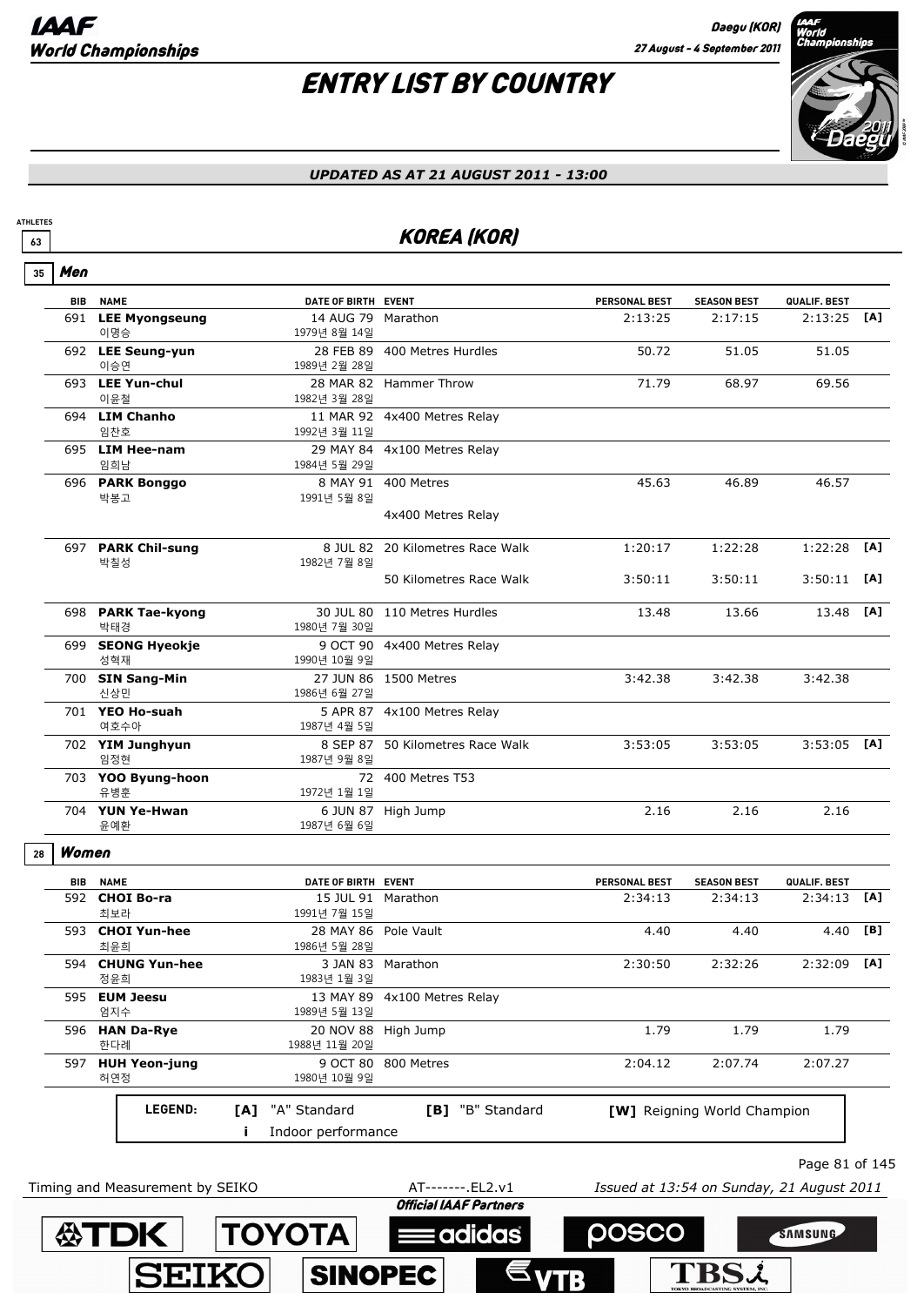# ENTRY LIST BY COUNTRY

*UPDATED AS AT 21 AUGUST 2011 - 13:00*

ATHLETES 63

## KOREA (KOR)

### Men (35)

| BIB | NAME | DATE OF BIRTH | EVENT | PERSONAL BEST | SEASON BEST | QUALIF. BEST | |
|---|---|---|---|---|---|---|---|
| 691 | **LEE Myongseung** 이명승 | 14 AUG 79 1979년 8월 14일 | Marathon | 2:13:25 | 2:17:15 | 2:13:25 | [A] |
| 692 | **LEE Seung-yun** 이승연 | 28 FEB 89 1989년 2월 28일 | 400 Metres Hurdles | 50.72 | 51.05 | 51.05 | |
| 693 | **LEE Yun-chul** 이윤철 | 28 MAR 82 1982년 3월 28일 | Hammer Throw | 71.79 | 68.97 | 69.56 | |
| 694 | **LIM Chanho** 임찬호 | 11 MAR 92 1992년 3월 11일 | 4x400 Metres Relay | | | | |
| 695 | **LIM Hee-nam** 임희남 | 29 MAY 84 1984년 5월 29일 | 4x100 Metres Relay | | | | |
| 696 | **PARK Bonggo** 박봉고 | 8 MAY 91 1991년 5월 8일 | 400 Metres | 45.63 | 46.89 | 46.57 | |
| | | | 4x400 Metres Relay | | | | |
| 697 | **PARK Chil-sung** 박칠성 | 8 JUL 82 1982년 7월 8일 | 20 Kilometres Race Walk | 1:20:17 | 1:22:28 | 1:22:28 | [A] |
| | | | 50 Kilometres Race Walk | 3:50:11 | 3:50:11 | 3:50:11 | [A] |
| 698 | **PARK Tae-kyong** 박태경 | 30 JUL 80 1980년 7월 30일 | 110 Metres Hurdles | 13.48 | 13.66 | 13.48 | [A] |
| 699 | **SEONG Hyeokje** 성혁재 | 9 OCT 90 1990년 10월 9일 | 4x400 Metres Relay | | | | |
| 700 | **SIN Sang-Min** 신상민 | 27 JUN 86 1986년 6월 27일 | 1500 Metres | 3:42.38 | 3:42.38 | 3:42.38 | |
| 701 | **YEO Ho-suah** 여호수아 | 5 APR 87 1987년 4월 5일 | 4x100 Metres Relay | | | | |
| 702 | **YIM Junghyun** 임정현 | 8 SEP 87 1987년 9월 8일 | 50 Kilometres Race Walk | 3:53:05 | 3:53:05 | 3:53:05 | [A] |
| 703 | **YOO Byung-hoon** 유병훈 | 72 1972년 1월 1일 | 400 Metres T53 | | | | |
| 704 | **YUN Ye-Hwan** 윤예환 | 6 JUN 87 1987년 6월 6일 | High Jump | 2.16 | 2.16 | 2.16 | |

### Women (28)

| BIB | NAME | DATE OF BIRTH | EVENT | PERSONAL BEST | SEASON BEST | QUALIF. BEST | |
|---|---|---|---|---|---|---|---|
| 592 | **CHOI Bo-ra** 최보라 | 15 JUL 91 1991년 7월 15일 | Marathon | 2:34:13 | 2:34:13 | 2:34:13 | [A] |
| 593 | **CHOI Yun-hee** 최윤희 | 28 MAY 86 1986년 5월 28일 | Pole Vault | 4.40 | 4.40 | 4.40 | [B] |
| 594 | **CHUNG Yun-hee** 정윤희 | 3 JAN 83 1983년 1월 3일 | Marathon | 2:30:50 | 2:32:26 | 2:32:09 | [A] |
| 595 | **EUM Jeesu** 엄지수 | 13 MAY 89 1989년 5월 13일 | 4x100 Metres Relay | | | | |
| 596 | **HAN Da-Rye** 한다례 | 20 NOV 88 1988년 11월 20일 | High Jump | 1.79 | 1.79 | 1.79 | |
| 597 | **HUH Yeon-jung** 허연정 | 9 OCT 80 1980년 10월 9일 | 800 Metres | 2:04.12 | 2:07.74 | 2:07.27 | |

**LEGEND:** [A] "A" Standard; [B] "B" Standard; [W] Reigning World Champion; i Indoor performance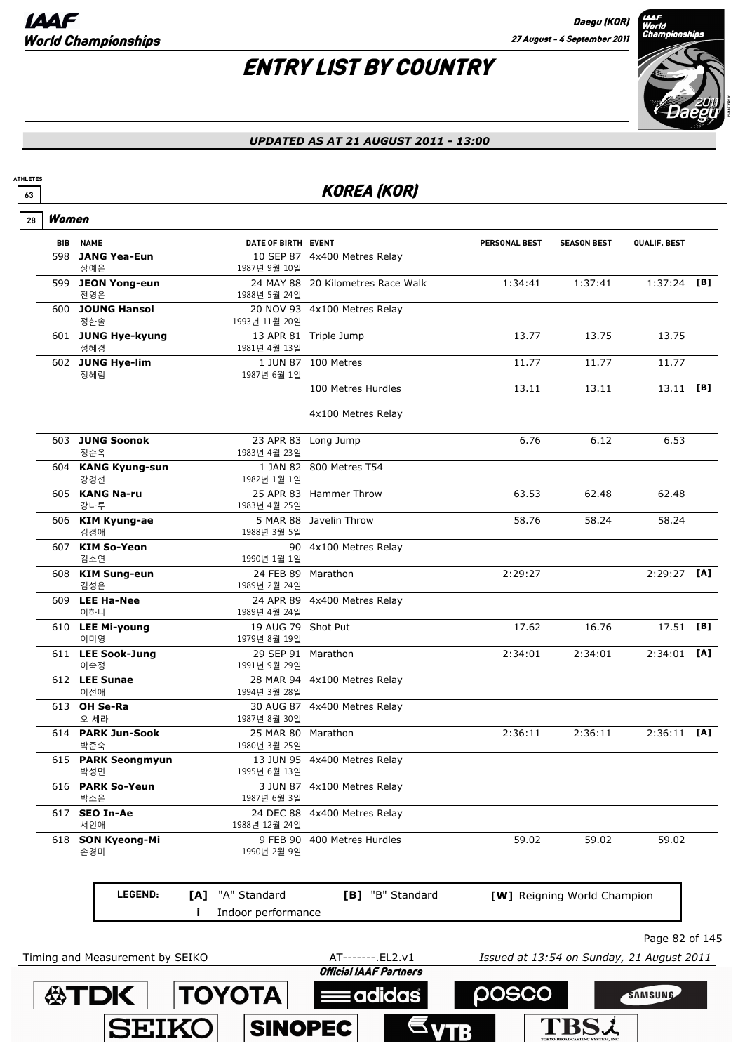# ENTRY LIST BY COUNTRY

*UPDATED AS AT 21 AUGUST 2011 - 13:00*

ATHLETES 63

## KOREA (KOR)

28 **Women**

| BIB | NAME | DATE OF BIRTH | EVENT | PERSONAL BEST | SEASON BEST | QUALIF. BEST | |
|---|---|---|---|---|---|---|---|
| 598 | **JANG Yea-Eun** 장예은 | 10 SEP 87 1987년 9월 10일 | 4x400 Metres Relay | | | | |
| 599 | **JEON Yong-eun** 전영은 | 24 MAY 88 1988년 5월 24일 | 20 Kilometres Race Walk | 1:34:41 | 1:37:41 | 1:37:24 | [B] |
| 600 | **JOUNG Hansol** 정한솔 | 20 NOV 93 1993년 11월 20일 | 4x100 Metres Relay | | | | |
| 601 | **JUNG Hye-kyung** 정혜경 | 13 APR 81 1981년 4월 13일 | Triple Jump | 13.77 | 13.75 | 13.75 | |
| 602 | **JUNG Hye-lim** 정혜림 | 1 JUN 87 1987년 6월 1일 | 100 Metres | 11.77 | 11.77 | 11.77 | |
| | | | 100 Metres Hurdles | 13.11 | 13.11 | 13.11 | [B] |
| | | | 4x100 Metres Relay | | | | |
| 603 | **JUNG Soonok** 정순옥 | 23 APR 83 1983년 4월 23일 | Long Jump | 6.76 | 6.12 | 6.53 | |
| 604 | **KANG Kyung-sun** 강경선 | 1 JAN 82 1982년 1월 1일 | 800 Metres T54 | | | | |
| 605 | **KANG Na-ru** 강나루 | 25 APR 83 1983년 4월 25일 | Hammer Throw | 63.53 | 62.48 | 62.48 | |
| 606 | **KIM Kyung-ae** 김경애 | 5 MAR 88 1988년 3월 5일 | Javelin Throw | 58.76 | 58.24 | 58.24 | |
| 607 | **KIM So-Yeon** 김소연 | 90 1990년 1월 1일 | 4x100 Metres Relay | | | | |
| 608 | **KIM Sung-eun** 김성은 | 24 FEB 89 1989년 2월 24일 | Marathon | 2:29:27 | | 2:29:27 | [A] |
| 609 | **LEE Ha-Nee** 이하니 | 24 APR 89 1989년 4월 24일 | 4x400 Metres Relay | | | | |
| 610 | **LEE Mi-young** 이미영 | 19 AUG 79 1979년 8월 19일 | Shot Put | 17.62 | 16.76 | 17.51 | [B] |
| 611 | **LEE Sook-Jung** 이숙정 | 29 SEP 91 1991년 9월 29일 | Marathon | 2:34:01 | 2:34:01 | 2:34:01 | [A] |
| 612 | **LEE Sunae** 이선애 | 28 MAR 94 1994년 3월 28일 | 4x100 Metres Relay | | | | |
| 613 | **OH Se-Ra** 오 세라 | 30 AUG 87 1987년 8월 30일 | 4x400 Metres Relay | | | | |
| 614 | **PARK Jun-Sook** 박준숙 | 25 MAR 80 1980년 3월 25일 | Marathon | 2:36:11 | 2:36:11 | 2:36:11 | [A] |
| 615 | **PARK Seongmyun** 박성면 | 13 JUN 95 1995년 6월 13일 | 4x400 Metres Relay | | | | |
| 616 | **PARK So-Yeun** 박소은 | 3 JUN 87 1987년 6월 3일 | 4x100 Metres Relay | | | | |
| 617 | **SEO In-Ae** 서인애 | 24 DEC 88 1988년 12월 24일 | 4x400 Metres Relay | | | | |
| 618 | **SON Kyeong-Mi** 손경미 | 9 FEB 90 1990년 2월 9일 | 400 Metres Hurdles | 59.02 | 59.02 | 59.02 | |

**LEGEND:** **[A]** "A" Standard **[B]** "B" Standard **[W]** Reigning World Champion
**i** Indoor performance

Timing and Measurement by SEIKO AT-------.EL2.v1 *Issued at 13:54 on Sunday, 21 August 2011*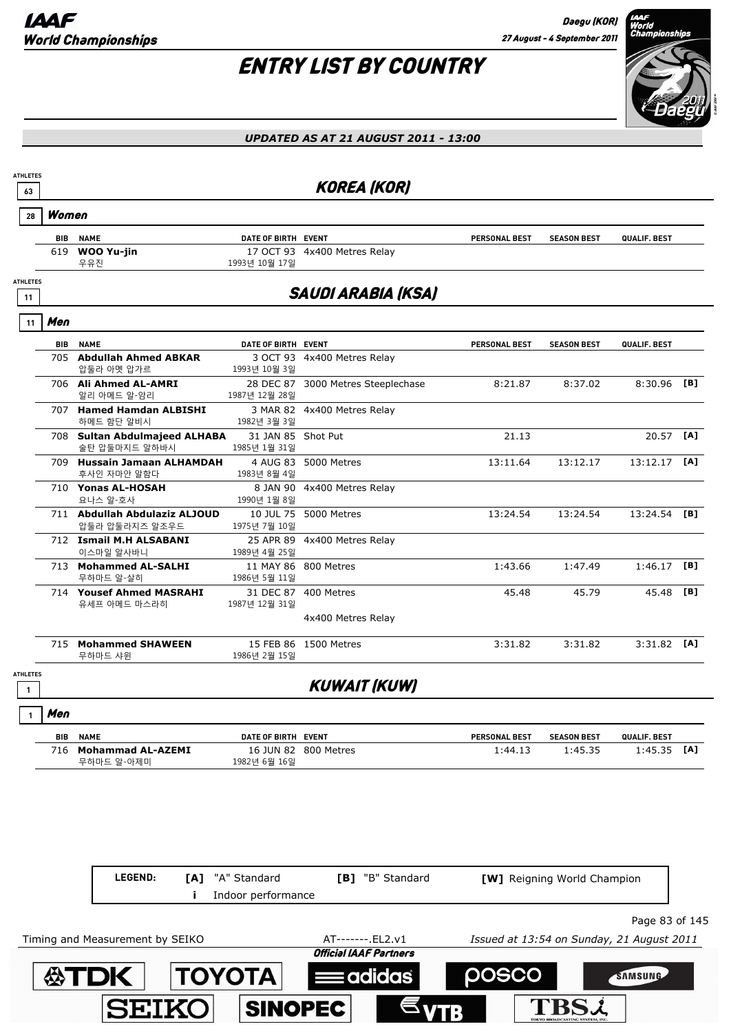# ENTRY LIST BY COUNTRY

*UPDATED AS AT 21 AUGUST 2011 - 13:00*

## KOREA (KOR)

ATHLETES 63

### Women (28)

| BIB | NAME | DATE OF BIRTH | EVENT | PERSONAL BEST | SEASON BEST | QUALIF. BEST | |
|---|---|---|---|---|---|---|---|
| 619 | **WOO Yu-jin**<br>우유진 | 17 OCT 93<br>1993년 10월 17일 | 4x400 Metres Relay | | | | |

## SAUDI ARABIA (KSA)

ATHLETES 11

### Men (11)

| BIB | NAME | DATE OF BIRTH | EVENT | PERSONAL BEST | SEASON BEST | QUALIF. BEST | |
|---|---|---|---|---|---|---|---|
| 705 | **Abdullah Ahmed ABKAR**<br>압둘라 아멧 압가르 | 3 OCT 93<br>1993년 10월 3일 | 4x400 Metres Relay | | | | |
| 706 | **Ali Ahmed AL-AMRI**<br>알리 아메드 알-암리 | 28 DEC 87<br>1987년 12월 28일 | 3000 Metres Steeplechase | 8:21.87 | 8:37.02 | 8:30.96 | [B] |
| 707 | **Hamed Hamdan ALBISHI**<br>하메드 함단 알비시 | 3 MAR 82<br>1982년 3월 3일 | 4x400 Metres Relay | | | | |
| 708 | **Sultan Abdulmajeed ALHABA**<br>술탄 압둘마지드 알하바시 | 31 JAN 85<br>1985년 1월 31일 | Shot Put | 21.13 | | 20.57 | [A] |
| 709 | **Hussain Jamaan ALHAMDAH**<br>후사인 자마안 알함다 | 4 AUG 83<br>1983년 8월 4일 | 5000 Metres | 13:11.64 | 13:12.17 | 13:12.17 | [A] |
| 710 | **Yonas AL-HOSAH**<br>요나스 알-호사 | 8 JAN 90<br>1990년 1월 8일 | 4x400 Metres Relay | | | | |
| 711 | **Abdullah Abdulaziz ALJOUD**<br>압둘라 압둘라지즈 알조우드 | 10 JUL 75<br>1975년 7월 10일 | 5000 Metres | 13:24.54 | 13:24.54 | 13:24.54 | [B] |
| 712 | **Ismail M.H ALSABANI**<br>이스마일 알사바니 | 25 APR 89<br>1989년 4월 25일 | 4x400 Metres Relay | | | | |
| 713 | **Mohammed AL-SALHI**<br>무하마드 알-살히 | 11 MAY 86<br>1986년 5월 11일 | 800 Metres | 1:43.66 | 1:47.49 | 1:46.17 | [B] |
| 714 | **Yousef Ahmed MASRAHI**<br>유세프 아메드 마스라히 | 31 DEC 87<br>1987년 12월 31일 | 400 Metres | 45.48 | 45.79 | 45.48 | [B] |
| | | | 4x400 Metres Relay | | | | |
| 715 | **Mohammed SHAWEEN**<br>무하마드 샤윈 | 15 FEB 86<br>1986년 2월 15일 | 1500 Metres | 3:31.82 | 3:31.82 | 3:31.82 | [A] |

## KUWAIT (KUW)

ATHLETES 1

### Men (1)

| BIB | NAME | DATE OF BIRTH | EVENT | PERSONAL BEST | SEASON BEST | QUALIF. BEST | |
|---|---|---|---|---|---|---|---|
| 716 | **Mohammad AL-AZEMI**<br>무하마드 알-아제미 | 16 JUN 82<br>1982년 6월 16일 | 800 Metres | 1:44.13 | 1:45.35 | 1:45.35 | [A] |

**LEGEND:** [A] "A" Standard [B] "B" Standard [W] Reigning World Champion i Indoor performance

Timing and Measurement by SEIKO — AT-------.EL2.v1 — Issued at 13:54 on Sunday, 21 August 2011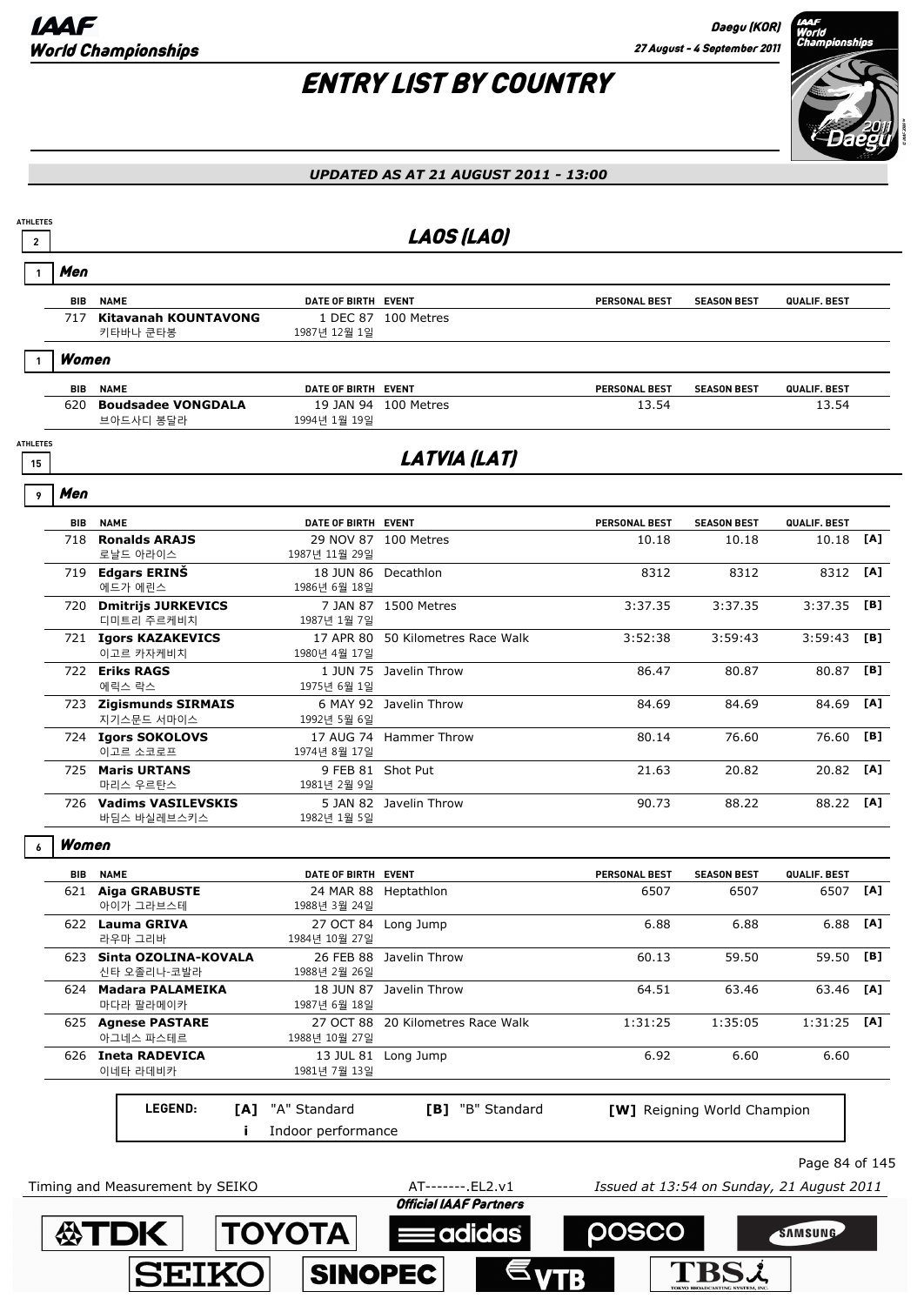# ENTRY LIST BY COUNTRY

*UPDATED AS AT 21 AUGUST 2011 - 13:00*

ATHLETES 2

## LAOS (LAO)

### 1 Men

| BIB | NAME | DATE OF BIRTH | EVENT | PERSONAL BEST | SEASON BEST | QUALIF. BEST | |
|---|---|---|---|---|---|---|---|
| 717 | **Kitavanah KOUNTAVONG** 키타바나 쿤타봉 | 1 DEC 87 1987년 12월 1일 | 100 Metres | | | | |

### 1 Women

| BIB | NAME | DATE OF BIRTH | EVENT | PERSONAL BEST | SEASON BEST | QUALIF. BEST | |
|---|---|---|---|---|---|---|---|
| 620 | **Boudsadee VONGDALA** 브아드사디 봉달라 | 19 JAN 94 1994년 1월 19일 | 100 Metres | 13.54 | | 13.54 | |

ATHLETES 15

## LATVIA (LAT)

### 9 Men

| BIB | NAME | DATE OF BIRTH | EVENT | PERSONAL BEST | SEASON BEST | QUALIF. BEST | |
|---|---|---|---|---|---|---|---|
| 718 | **Ronalds ARAJS** 로날드 아라이스 | 29 NOV 87 1987년 11월 29일 | 100 Metres | 10.18 | 10.18 | 10.18 | [A] |
| 719 | **Edgars ERINŠ** 에드가 에린스 | 18 JUN 86 1986년 6월 18일 | Decathlon | 8312 | 8312 | 8312 | [A] |
| 720 | **Dmitrijs JURKEVICS** 디미트리 주르케비치 | 7 JAN 87 1987년 1월 7일 | 1500 Metres | 3:37.35 | 3:37.35 | 3:37.35 | [B] |
| 721 | **Igors KAZAKEVICS** 이고르 카자케비치 | 17 APR 80 1980년 4월 17일 | 50 Kilometres Race Walk | 3:52:38 | 3:59:43 | 3:59:43 | [B] |
| 722 | **Eriks RAGS** 에릭스 락스 | 1 JUN 75 1975년 6월 1일 | Javelin Throw | 86.47 | 80.87 | 80.87 | [B] |
| 723 | **Zigismunds SIRMAIS** 지기스문드 서마이스 | 6 MAY 92 1992년 5월 6일 | Javelin Throw | 84.69 | 84.69 | 84.69 | [A] |
| 724 | **Igors SOKOLOVS** 이고르 소코로프 | 17 AUG 74 1974년 8월 17일 | Hammer Throw | 80.14 | 76.60 | 76.60 | [B] |
| 725 | **Maris URTANS** 마리스 우르탄스 | 9 FEB 81 1981년 2월 9일 | Shot Put | 21.63 | 20.82 | 20.82 | [A] |
| 726 | **Vadims VASILEVSKIS** 바딤스 바실레브스키스 | 5 JAN 82 1982년 1월 5일 | Javelin Throw | 90.73 | 88.22 | 88.22 | [A] |

### 6 Women

| BIB | NAME | DATE OF BIRTH | EVENT | PERSONAL BEST | SEASON BEST | QUALIF. BEST | |
|---|---|---|---|---|---|---|---|
| 621 | **Aiga GRABUSTE** 아이가 그라브스테 | 24 MAR 88 1988년 3월 24일 | Heptathlon | 6507 | 6507 | 6507 | [A] |
| 622 | **Lauma GRIVA** 라우마 그리바 | 27 OCT 84 1984년 10월 27일 | Long Jump | 6.88 | 6.88 | 6.88 | [A] |
| 623 | **Sinta OZOLINA-KOVALA** 신타 오졸리나-코발라 | 26 FEB 88 1988년 2월 26일 | Javelin Throw | 60.13 | 59.50 | 59.50 | [B] |
| 624 | **Madara PALAMEIKA** 마다라 팔라메이카 | 18 JUN 87 1987년 6월 18일 | Javelin Throw | 64.51 | 63.46 | 63.46 | [A] |
| 625 | **Agnese PASTARE** 아그네스 파스테르 | 27 OCT 88 1988년 10월 27일 | 20 Kilometres Race Walk | 1:31:25 | 1:35:05 | 1:31:25 | [A] |
| 626 | **Ineta RADEVICA** 이네타 라데비카 | 13 JUL 81 1981년 7월 13일 | Long Jump | 6.92 | 6.60 | 6.60 | |

**LEGEND:** **[A]** "A" Standard **[B]** "B" Standard **[W]** Reigning World Champion **i** Indoor performance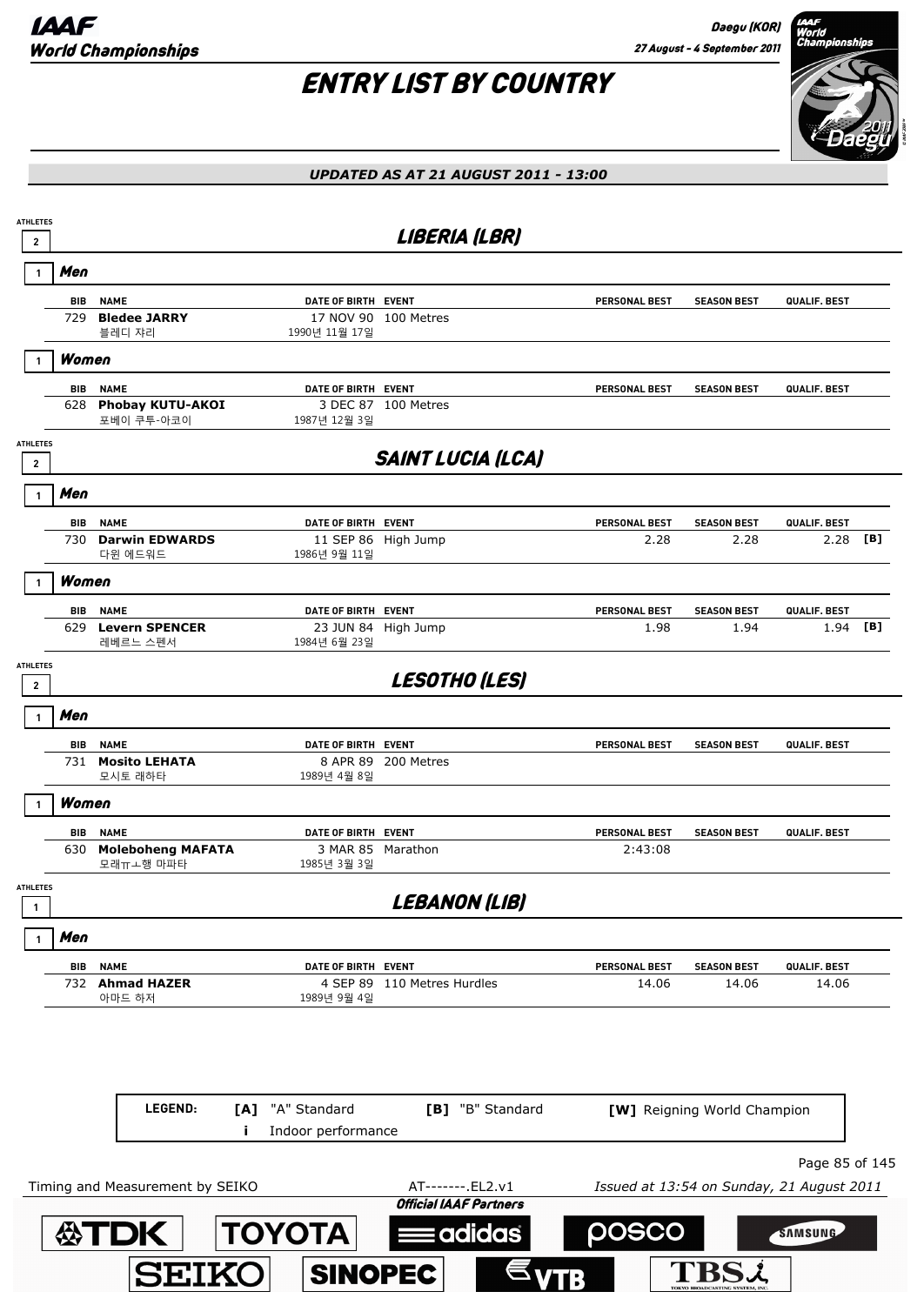# ENTRY LIST BY COUNTRY

*UPDATED AS AT 21 AUGUST 2011 - 13:00*

## LIBERIA (LBR)

ATHLETES 2

### Men (1)

| BIB | NAME | DATE OF BIRTH | EVENT | PERSONAL BEST | SEASON BEST | QUALIF. BEST | |
|---|---|---|---|---|---|---|---|
| 729 | **Bledee JARRY**<br>블레디 쟈리 | 17 NOV 90<br>1990년 11월 17일 | 100 Metres | | | | |

### Women (1)

| BIB | NAME | DATE OF BIRTH | EVENT | PERSONAL BEST | SEASON BEST | QUALIF. BEST | |
|---|---|---|---|---|---|---|---|
| 628 | **Phobay KUTU-AKOI**<br>포베이 쿠투-아코이 | 3 DEC 87<br>1987년 12월 3일 | 100 Metres | | | | |

## SAINT LUCIA (LCA)

ATHLETES 2

### Men (1)

| BIB | NAME | DATE OF BIRTH | EVENT | PERSONAL BEST | SEASON BEST | QUALIF. BEST | |
|---|---|---|---|---|---|---|---|
| 730 | **Darwin EDWARDS**<br>다윈 에드워드 | 11 SEP 86<br>1986년 9월 11일 | High Jump | 2.28 | 2.28 | 2.28 | [B] |

### Women (1)

| BIB | NAME | DATE OF BIRTH | EVENT | PERSONAL BEST | SEASON BEST | QUALIF. BEST | |
|---|---|---|---|---|---|---|---|
| 629 | **Levern SPENCER**<br>레베르느 스펜서 | 23 JUN 84<br>1984년 6월 23일 | High Jump | 1.98 | 1.94 | 1.94 | [B] |

## LESOTHO (LES)

ATHLETES 2

### Men (1)

| BIB | NAME | DATE OF BIRTH | EVENT | PERSONAL BEST | SEASON BEST | QUALIF. BEST | |
|---|---|---|---|---|---|---|---|
| 731 | **Mosito LEHATA**<br>모시토 래하타 | 8 APR 89<br>1989년 4월 8일 | 200 Metres | | | | |

### Women (1)

| BIB | NAME | DATE OF BIRTH | EVENT | PERSONAL BEST | SEASON BEST | QUALIF. BEST | |
|---|---|---|---|---|---|---|---|
| 630 | **Moleboheng MAFATA**<br>모래ㅠㅗ행 마파타 | 3 MAR 85<br>1985년 3월 3일 | Marathon | 2:43:08 | | | |

## LEBANON (LIB)

ATHLETES 1

### Men (1)

| BIB | NAME | DATE OF BIRTH | EVENT | PERSONAL BEST | SEASON BEST | QUALIF. BEST | |
|---|---|---|---|---|---|---|---|
| 732 | **Ahmad HAZER**<br>아마드 하저 | 4 SEP 89<br>1989년 9월 4일 | 110 Metres Hurdles | 14.06 | 14.06 | 14.06 | |

**LEGEND:** [A] "A" Standard — [B] "B" Standard — [W] Reigning World Champion — i Indoor performance

Timing and Measurement by SEIKO — AT-------.EL2.v1 — Issued at 13:54 on Sunday, 21 August 2011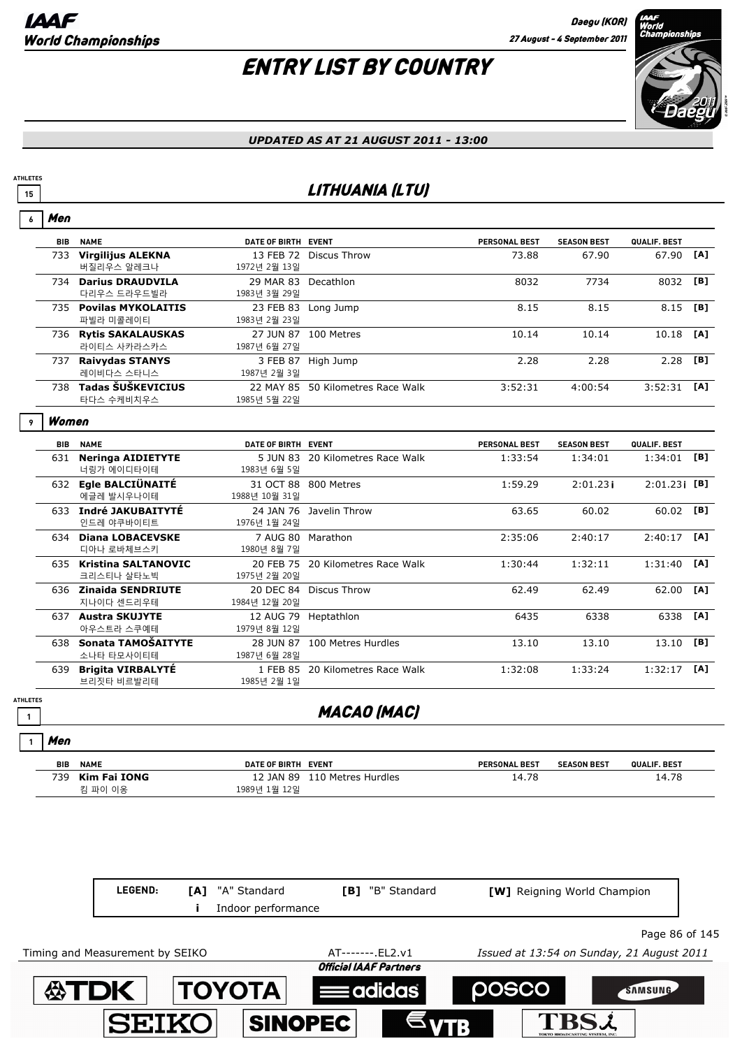# ENTRY LIST BY COUNTRY

*UPDATED AS AT 21 AUGUST 2011 - 13:00*

ATHLETES 15

## LITHUANIA (LTU)

### 6 Men

| BIB | NAME | DATE OF BIRTH | EVENT | PERSONAL BEST | SEASON BEST | QUALIF. BEST | |
|---|---|---|---|---|---|---|---|
| 733 | **Virgilijus ALEKNA** 버질리우스 알레크나 | 13 FEB 72 1972년 2월 13일 | Discus Throw | 73.88 | 67.90 | 67.90 | [A] |
| 734 | **Darius DRAUDVILA** 다리우스 드라우드빌라 | 29 MAR 83 1983년 3월 29일 | Decathlon | 8032 | 7734 | 8032 | [B] |
| 735 | **Povilas MYKOLAITIS** 파빌라 미콜레이티 | 23 FEB 83 1983년 2월 23일 | Long Jump | 8.15 | 8.15 | 8.15 | [B] |
| 736 | **Rytis SAKALAUSKAS** 라이티스 사카라스카스 | 27 JUN 87 1987년 6월 27일 | 100 Metres | 10.14 | 10.14 | 10.18 | [A] |
| 737 | **Raivydas STANYS** 레이비다스 스타니스 | 3 FEB 87 1987년 2월 3일 | High Jump | 2.28 | 2.28 | 2.28 | [B] |
| 738 | **Tadas ŠUŠKEVICIUS** 타다스 수케비치우스 | 22 MAY 85 1985년 5월 22일 | 50 Kilometres Race Walk | 3:52:31 | 4:00:54 | 3:52:31 | [A] |

### 9 Women

| BIB | NAME | DATE OF BIRTH | EVENT | PERSONAL BEST | SEASON BEST | QUALIF. BEST | |
|---|---|---|---|---|---|---|---|
| 631 | **Neringa AIDIETYTE** 너링가 에이디타이테 | 5 JUN 83 1983년 6월 5일 | 20 Kilometres Race Walk | 1:33:54 | 1:34:01 | 1:34:01 | [B] |
| 632 | **Egle BALCIŪNAITĖ** 에글레 발시우나이테 | 31 OCT 88 1988년 10월 31일 | 800 Metres | 1:59.29 | 2:01.23 i | 2:01.23 i | [B] |
| 633 | **Indré JAKUBAITYTÉ** 인드레 야쿠바이티트 | 24 JAN 76 1976년 1월 24일 | Javelin Throw | 63.65 | 60.02 | 60.02 | [B] |
| 634 | **Diana LOBACEVSKE** 디아나 로바체브스키 | 7 AUG 80 1980년 8월 7일 | Marathon | 2:35:06 | 2:40:17 | 2:40:17 | [A] |
| 635 | **Kristina SALTANOVIC** 크리스티나 살타노빅 | 20 FEB 75 1975년 2월 20일 | 20 Kilometres Race Walk | 1:30:44 | 1:32:11 | 1:31:40 | [A] |
| 636 | **Zinaida SENDRIUTE** 지나이다 센드리우테 | 20 DEC 84 1984년 12월 20일 | Discus Throw | 62.49 | 62.49 | 62.00 | [A] |
| 637 | **Austra SKUJYTE** 아우스트라 스쿠예테 | 12 AUG 79 1979년 8월 12일 | Heptathlon | 6435 | 6338 | 6338 | [A] |
| 638 | **Sonata TAMOŠAITYTE** 소나타 타모사이티테 | 28 JUN 87 1987년 6월 28일 | 100 Metres Hurdles | 13.10 | 13.10 | 13.10 | [B] |
| 639 | **Brigita VIRBALYTĖ** 브리짓타 비르발리테 | 1 FEB 85 1985년 2월 1일 | 20 Kilometres Race Walk | 1:32:08 | 1:33:24 | 1:32:17 | [A] |

ATHLETES 1

## MACAO (MAC)

### 1 Men

| BIB | NAME | DATE OF BIRTH | EVENT | PERSONAL BEST | SEASON BEST | QUALIF. BEST |
|---|---|---|---|---|---|---|
| 739 | **Kim Fai IONG** 킴 파이 이옹 | 12 JAN 89 1989년 1월 12일 | 110 Metres Hurdles | 14.78 | | 14.78 |

LEGEND: [A] "A" Standard [B] "B" Standard [W] Reigning World Champion
i Indoor performance

Timing and Measurement by SEIKO AT-------.EL2.v1 Issued at 13:54 on Sunday, 21 August 2011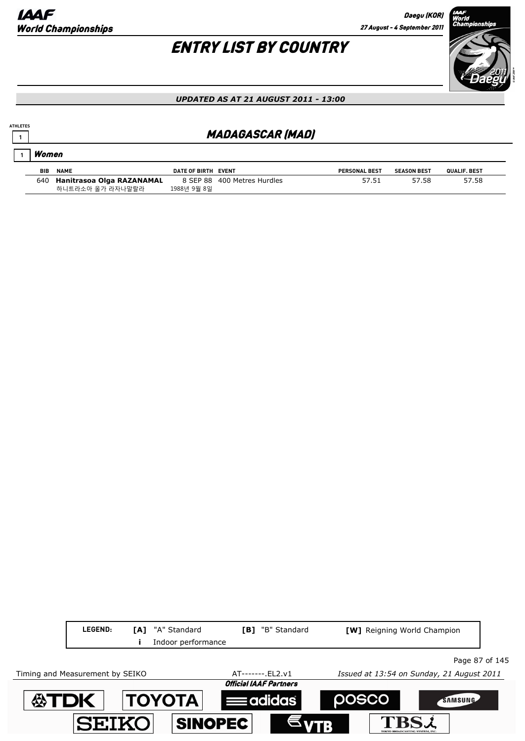# ENTRY LIST BY COUNTRY

***UPDATED AS AT 21 AUGUST 2011 - 13:00***

ATHLETES 1

## MADAGASCAR (MAD)

### 1 Women

| BIB | NAME | DATE OF BIRTH | EVENT | PERSONAL BEST | SEASON BEST | QUALIF. BEST |
|---|---|---|---|---|---|---|
| 640 | **Hanitrasoa Olga RAZANAMAL** 하니트라소아 올가 라자나말랄라 | 8 SEP 88 1988년 9월 8일 | 400 Metres Hurdles | 57.51 | 57.58 | 57.58 |

| LEGEND: | [A] "A" Standard | [B] "B" Standard | [W] Reigning World Champion |
|---|---|---|---|
| | i Indoor performance | | |

Timing and Measurement by SEIKO AT-------.EL2.v1 *Issued at 13:54 on Sunday, 21 August 2011*

*Official IAAF Partners*

TDK TOYOTA adidas POSCO SAMSUNG SEIKO SINOPEC VTB TBS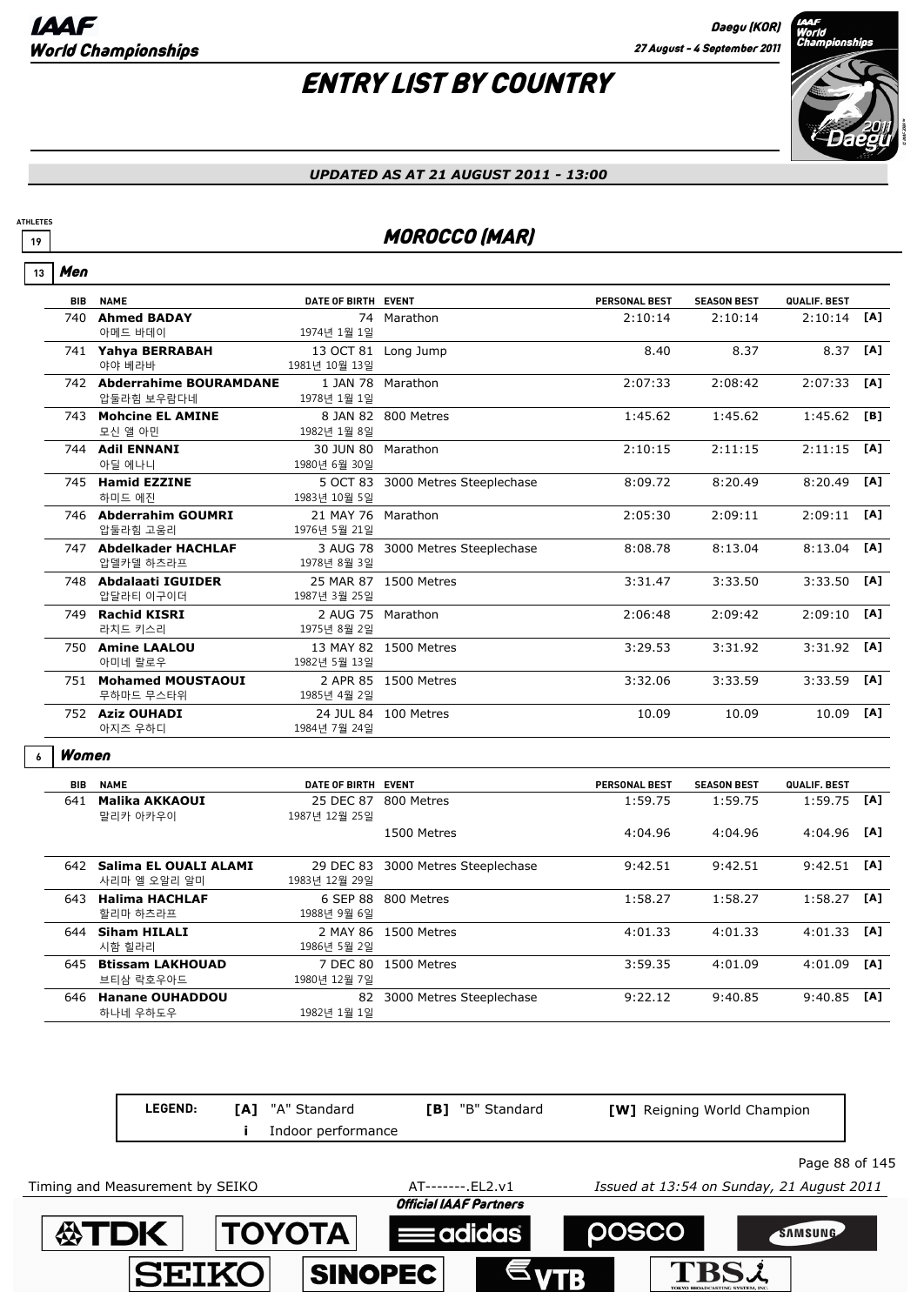# ENTRY LIST BY COUNTRY

*UPDATED AS AT 21 AUGUST 2011 - 13:00*

ATHLETES 19

## MOROCCO (MAR)

### 13 Men

| BIB | NAME | DATE OF BIRTH | EVENT | PERSONAL BEST | SEASON BEST | QUALIF. BEST | |
|---|---|---|---|---|---|---|---|
| 740 | **Ahmed BADAY** 아메드 바데이 | 74 1974년 1월 1일 | Marathon | 2:10:14 | 2:10:14 | 2:10:14 | [A] |
| 741 | **Yahya BERRABAH** 야야 베라바 | 13 OCT 81 1981년 10월 13일 | Long Jump | 8.40 | 8.37 | 8.37 | [A] |
| 742 | **Abderrahime BOURAMDANE** 압둘라힘 보우람다네 | 1 JAN 78 1978년 1월 1일 | Marathon | 2:07:33 | 2:08:42 | 2:07:33 | [A] |
| 743 | **Mohcine EL AMINE** 모신 엘 아민 | 8 JAN 82 1982년 1월 8일 | 800 Metres | 1:45.62 | 1:45.62 | 1:45.62 | [B] |
| 744 | **Adil ENNANI** 아딜 에나니 | 30 JUN 80 1980년 6월 30일 | Marathon | 2:10:15 | 2:11:15 | 2:11:15 | [A] |
| 745 | **Hamid EZZINE** 하미드 에진 | 5 OCT 83 1983년 10월 5일 | 3000 Metres Steeplechase | 8:09.72 | 8:20.49 | 8:20.49 | [A] |
| 746 | **Abderrahim GOUMRI** 압둘라힘 고움리 | 21 MAY 76 1976년 5월 21일 | Marathon | 2:05:30 | 2:09:11 | 2:09:11 | [A] |
| 747 | **Abdelkader HACHLAF** 압델카델 하츠라프 | 3 AUG 78 1978년 8월 3일 | 3000 Metres Steeplechase | 8:08.78 | 8:13.04 | 8:13.04 | [A] |
| 748 | **Abdalaati IGUIDER** 압달라티 이구이더 | 25 MAR 87 1987년 3월 25일 | 1500 Metres | 3:31.47 | 3:33.50 | 3:33.50 | [A] |
| 749 | **Rachid KISRI** 라치드 키스리 | 2 AUG 75 1975년 8월 2일 | Marathon | 2:06:48 | 2:09:42 | 2:09:10 | [A] |
| 750 | **Amine LAALOU** 아미네 랄로우 | 13 MAY 82 1982년 5월 13일 | 1500 Metres | 3:29.53 | 3:31.92 | 3:31.92 | [A] |
| 751 | **Mohamed MOUSTAOUI** 무하마드 무스타위 | 2 APR 85 1985년 4월 2일 | 1500 Metres | 3:32.06 | 3:33.59 | 3:33.59 | [A] |
| 752 | **Aziz OUHADI** 아지즈 우하디 | 24 JUL 84 1984년 7월 24일 | 100 Metres | 10.09 | 10.09 | 10.09 | [A] |

### 6 Women

| BIB | NAME | DATE OF BIRTH | EVENT | PERSONAL BEST | SEASON BEST | QUALIF. BEST | |
|---|---|---|---|---|---|---|---|
| 641 | **Malika AKKAOUI** 말리카 아카우이 | 25 DEC 87 1987년 12월 25일 | 800 Metres | 1:59.75 | 1:59.75 | 1:59.75 | [A] |
| | | | 1500 Metres | 4:04.96 | 4:04.96 | 4:04.96 | [A] |
| 642 | **Salima EL OUALI ALAMI** 사리마 엘 오알리 알미 | 29 DEC 83 1983년 12월 29일 | 3000 Metres Steeplechase | 9:42.51 | 9:42.51 | 9:42.51 | [A] |
| 643 | **Halima HACHLAF** 할리마 하츠라프 | 6 SEP 88 1988년 9월 6일 | 800 Metres | 1:58.27 | 1:58.27 | 1:58.27 | [A] |
| 644 | **Siham HILALI** 시함 힐라리 | 2 MAY 86 1986년 5월 2일 | 1500 Metres | 4:01.33 | 4:01.33 | 4:01.33 | [A] |
| 645 | **Btissam LAKHOUAD** 브티삼 락호우아드 | 7 DEC 80 1980년 12월 7일 | 1500 Metres | 3:59.35 | 4:01.09 | 4:01.09 | [A] |
| 646 | **Hanane OUHADDOU** 하나네 우하도우 | 82 1982년 1월 1일 | 3000 Metres Steeplechase | 9:22.12 | 9:40.85 | 9:40.85 | [A] |

**LEGEND:** **[A]** "A" Standard **[B]** "B" Standard **[W]** Reigning World Champion **i** Indoor performance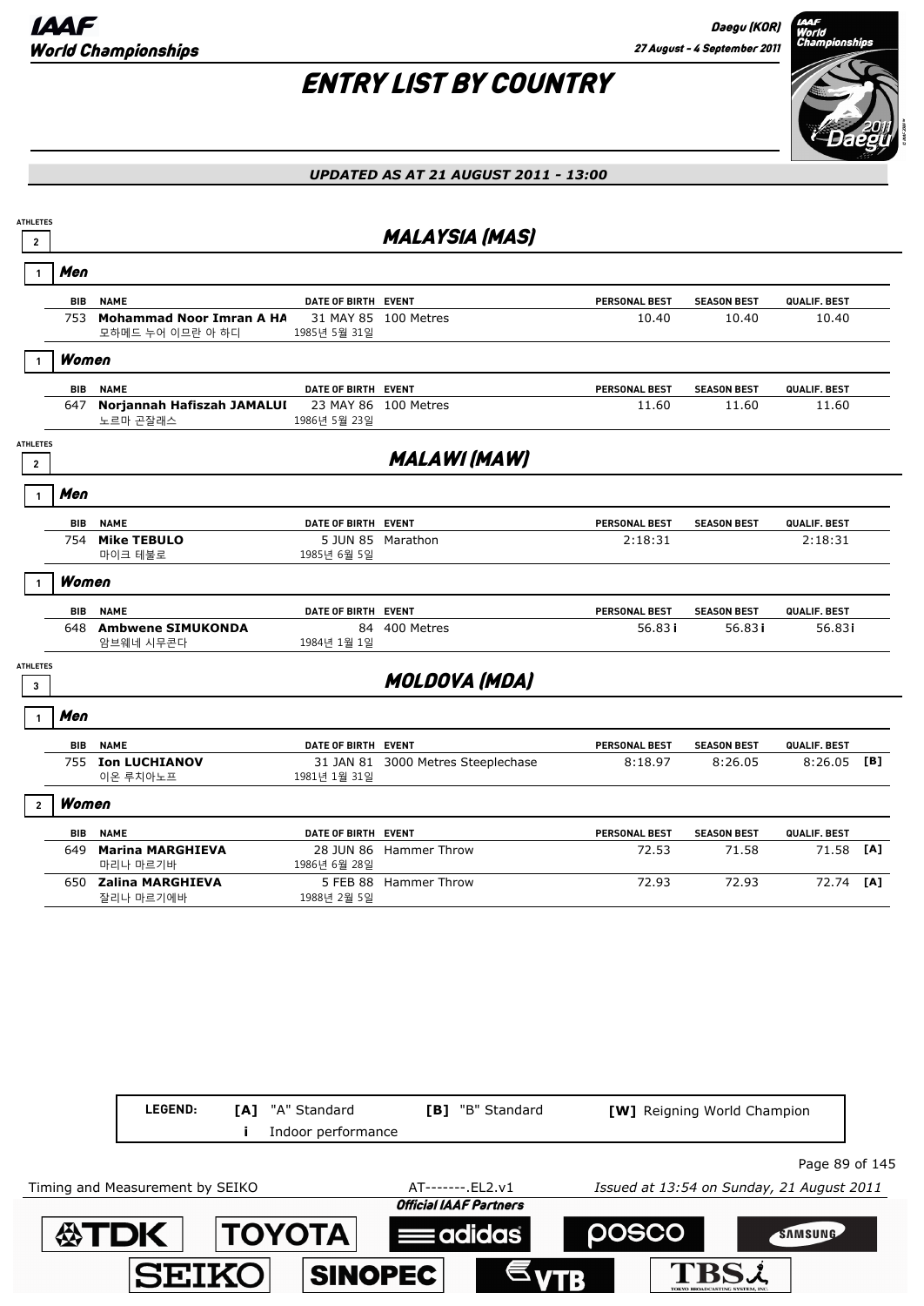# ENTRY LIST BY COUNTRY

*UPDATED AS AT 21 AUGUST 2011 - 13:00*

## MALAYSIA (MAS)

ATHLETES 2

### Men (1)

| BIB | NAME | DATE OF BIRTH | EVENT | PERSONAL BEST | SEASON BEST | QUALIF. BEST | |
|---|---|---|---|---|---|---|---|
| 753 | **Mohammad Noor Imran A HA** 모하메드 누어 이므란 아 하디 | 31 MAY 85 1985년 5월 31일 | 100 Metres | 10.40 | 10.40 | 10.40 | |

### Women (1)

| BIB | NAME | DATE OF BIRTH | EVENT | PERSONAL BEST | SEASON BEST | QUALIF. BEST | |
|---|---|---|---|---|---|---|---|
| 647 | **Norjannah Hafiszah JAMALUI** 노르마 곤잘레스 | 23 MAY 86 1986년 5월 23일 | 100 Metres | 11.60 | 11.60 | 11.60 | |

## MALAWI (MAW)

ATHLETES 2

### Men (1)

| BIB | NAME | DATE OF BIRTH | EVENT | PERSONAL BEST | SEASON BEST | QUALIF. BEST | |
|---|---|---|---|---|---|---|---|
| 754 | **Mike TEBULO** 마이크 테불로 | 5 JUN 85 1985년 6월 5일 | Marathon | 2:18:31 | | 2:18:31 | |

### Women (1)

| BIB | NAME | DATE OF BIRTH | EVENT | PERSONAL BEST | SEASON BEST | QUALIF. BEST | |
|---|---|---|---|---|---|---|---|
| 648 | **Ambwene SIMUKONDA** 암브웨네 시무콘다 | 84 1984년 1월 1일 | 400 Metres | 56.83 i | 56.83 i | 56.83i | |

## MOLDOVA (MDA)

ATHLETES 3

### Men (1)

| BIB | NAME | DATE OF BIRTH | EVENT | PERSONAL BEST | SEASON BEST | QUALIF. BEST | |
|---|---|---|---|---|---|---|---|
| 755 | **Ion LUCHIANOV** 이온 루치아노프 | 31 JAN 81 1981년 1월 31일 | 3000 Metres Steeplechase | 8:18.97 | 8:26.05 | 8:26.05 | [B] |

### Women (2)

| BIB | NAME | DATE OF BIRTH | EVENT | PERSONAL BEST | SEASON BEST | QUALIF. BEST | |
|---|---|---|---|---|---|---|---|
| 649 | **Marina MARGHIEVA** 마리나 마르기바 | 28 JUN 86 1986년 6월 28일 | Hammer Throw | 72.53 | 71.58 | 71.58 | [A] |
| 650 | **Zalina MARGHIEVA** 잘리나 마르기에바 | 5 FEB 88 1988년 2월 5일 | Hammer Throw | 72.93 | 72.93 | 72.74 | [A] |

**LEGEND:** [A] "A" Standard; [B] "B" Standard; [W] Reigning World Champion; i Indoor performance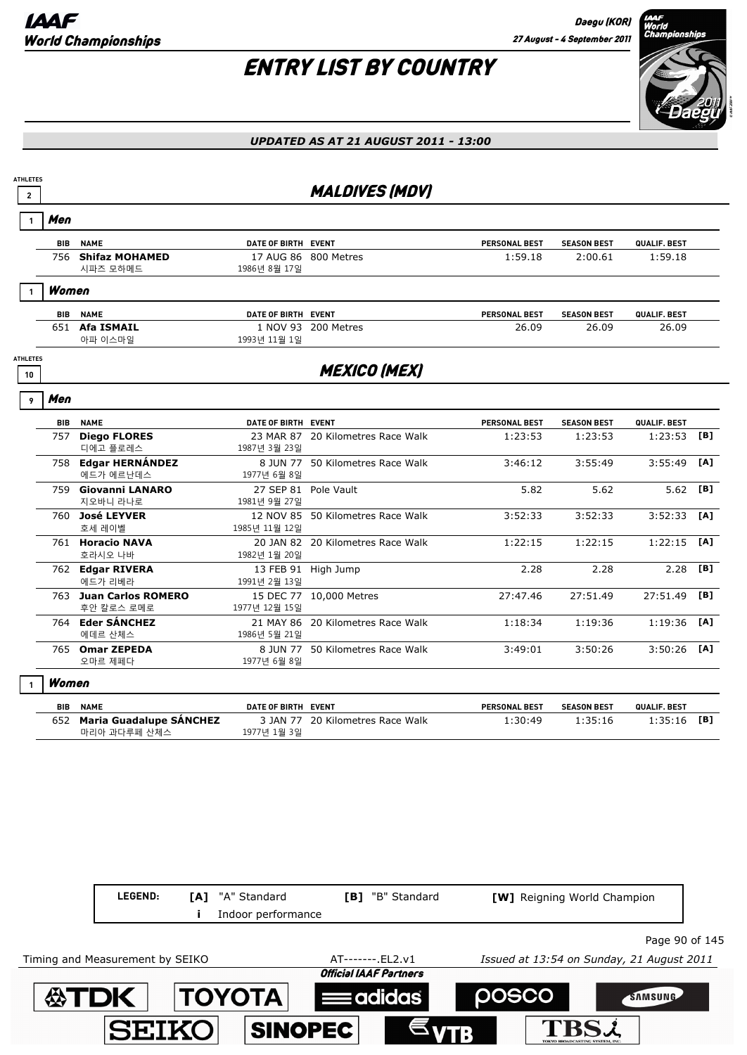# ENTRY LIST BY COUNTRY

*UPDATED AS AT 21 AUGUST 2011 - 13:00*

## MALDIVES (MDV)

ATHLETES 2

### Men (1)

| BIB | NAME | DATE OF BIRTH | EVENT | PERSONAL BEST | SEASON BEST | QUALIF. BEST | |
|---|---|---|---|---|---|---|---|
| 756 | **Shifaz MOHAMED** 시파즈 모하메드 | 17 AUG 86 1986년 8월 17일 | 800 Metres | 1:59.18 | 2:00.61 | 1:59.18 | |

### Women (1)

| BIB | NAME | DATE OF BIRTH | EVENT | PERSONAL BEST | SEASON BEST | QUALIF. BEST | |
|---|---|---|---|---|---|---|---|
| 651 | **Afa ISMAIL** 아파 이스마일 | 1 NOV 93 1993년 11월 1일 | 200 Metres | 26.09 | 26.09 | 26.09 | |

## MEXICO (MEX)

ATHLETES 10

### Men (9)

| BIB | NAME | DATE OF BIRTH | EVENT | PERSONAL BEST | SEASON BEST | QUALIF. BEST | |
|---|---|---|---|---|---|---|---|
| 757 | **Diego FLORES** 디에고 플로레스 | 23 MAR 87 1987년 3월 23일 | 20 Kilometres Race Walk | 1:23:53 | 1:23:53 | 1:23:53 | [B] |
| 758 | **Edgar HERNÁNDEZ** 에드가 에르난데스 | 8 JUN 77 1977년 6월 8일 | 50 Kilometres Race Walk | 3:46:12 | 3:55:49 | 3:55:49 | [A] |
| 759 | **Giovanni LANARO** 지오바니 라나로 | 27 SEP 81 1981년 9월 27일 | Pole Vault | 5.82 | 5.62 | 5.62 | [B] |
| 760 | **José LEYVER** 호세 레이벨 | 12 NOV 85 1985년 11월 12일 | 50 Kilometres Race Walk | 3:52:33 | 3:52:33 | 3:52:33 | [A] |
| 761 | **Horacio NAVA** 호라시오 나바 | 20 JAN 82 1982년 1월 20일 | 20 Kilometres Race Walk | 1:22:15 | 1:22:15 | 1:22:15 | [A] |
| 762 | **Edgar RIVERA** 에드가 리베라 | 13 FEB 91 1991년 2월 13일 | High Jump | 2.28 | 2.28 | 2.28 | [B] |
| 763 | **Juan Carlos ROMERO** 후안 칼로스 로메로 | 15 DEC 77 1977년 12월 15일 | 10,000 Metres | 27:47.46 | 27:51.49 | 27:51.49 | [B] |
| 764 | **Eder SÁNCHEZ** 에데르 산체스 | 21 MAY 86 1986년 5월 21일 | 20 Kilometres Race Walk | 1:18:34 | 1:19:36 | 1:19:36 | [A] |
| 765 | **Omar ZEPEDA** 오마르 제페다 | 8 JUN 77 1977년 6월 8일 | 50 Kilometres Race Walk | 3:49:01 | 3:50:26 | 3:50:26 | [A] |

### Women (1)

| BIB | NAME | DATE OF BIRTH | EVENT | PERSONAL BEST | SEASON BEST | QUALIF. BEST | |
|---|---|---|---|---|---|---|---|
| 652 | **Maria Guadalupe SÁNCHEZ** 마리아 과다루페 산체스 | 3 JAN 77 1977년 1월 3일 | 20 Kilometres Race Walk | 1:30:49 | 1:35:16 | 1:35:16 | [B] |

**LEGEND:** [A] "A" Standard  [B] "B" Standard  [W] Reigning World Champion  i Indoor performance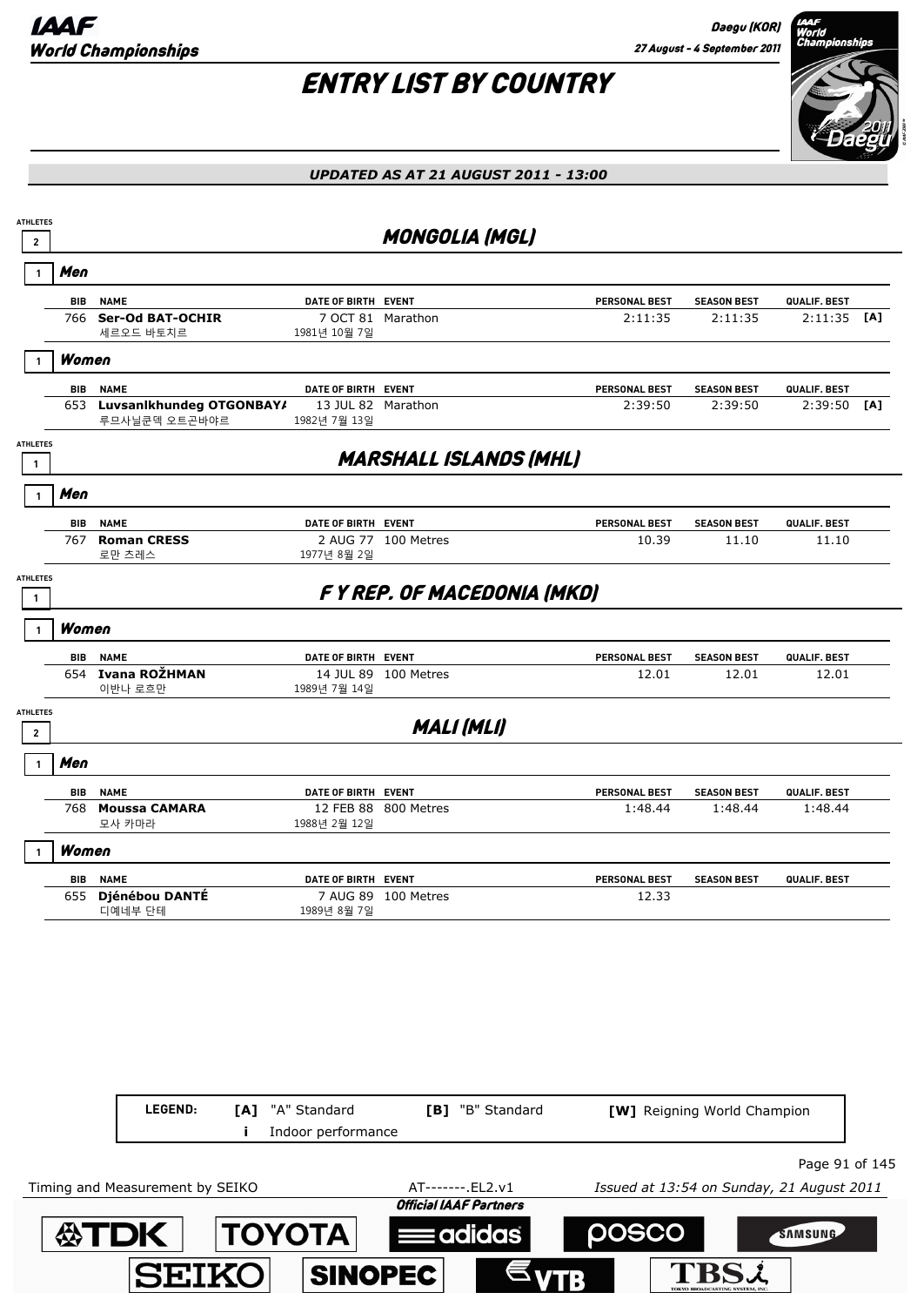# ENTRY LIST BY COUNTRY

*UPDATED AS AT 21 AUGUST 2011 - 13:00*

## MONGOLIA (MGL)

ATHLETES 2

### Men (1)

| BIB | NAME | DATE OF BIRTH | EVENT | PERSONAL BEST | SEASON BEST | QUALIF. BEST | |
|---|---|---|---|---|---|---|---|
| 766 | **Ser-Od BAT-OCHIR**<br>세르오드 바토치르 | 7 OCT 81<br>1981년 10월 7일 | Marathon | 2:11:35 | 2:11:35 | 2:11:35 | [A] |

### Women (1)

| BIB | NAME | DATE OF BIRTH | EVENT | PERSONAL BEST | SEASON BEST | QUALIF. BEST | |
|---|---|---|---|---|---|---|---|
| 653 | **Luvsanlkhundeg OTGONBAYA**<br>루브사닐쿤덱 오트곤바야르 | 13 JUL 82<br>1982년 7월 13일 | Marathon | 2:39:50 | 2:39:50 | 2:39:50 | [A] |

## MARSHALL ISLANDS (MHL)

ATHLETES 1

### Men (1)

| BIB | NAME | DATE OF BIRTH | EVENT | PERSONAL BEST | SEASON BEST | QUALIF. BEST |
|---|---|---|---|---|---|---|
| 767 | **Roman CRESS**<br>로만 츠레스 | 2 AUG 77<br>1977년 8월 2일 | 100 Metres | 10.39 | 11.10 | 11.10 |

## F Y REP. OF MACEDONIA (MKD)

ATHLETES 1

### Women (1)

| BIB | NAME | DATE OF BIRTH | EVENT | PERSONAL BEST | SEASON BEST | QUALIF. BEST |
|---|---|---|---|---|---|---|
| 654 | **Ivana ROŽHMAN**<br>이반나 로흐만 | 14 JUL 89<br>1989년 7월 14일 | 100 Metres | 12.01 | 12.01 | 12.01 |

## MALI (MLI)

ATHLETES 2

### Men (1)

| BIB | NAME | DATE OF BIRTH | EVENT | PERSONAL BEST | SEASON BEST | QUALIF. BEST |
|---|---|---|---|---|---|---|
| 768 | **Moussa CAMARA**<br>모사 카마라 | 12 FEB 88<br>1988년 2월 12일 | 800 Metres | 1:48.44 | 1:48.44 | 1:48.44 |

### Women (1)

| BIB | NAME | DATE OF BIRTH | EVENT | PERSONAL BEST | SEASON BEST | QUALIF. BEST |
|---|---|---|---|---|---|---|
| 655 | **Djénébou DANTÉ**<br>디예네부 단테 | 7 AUG 89<br>1989년 8월 7일 | 100 Metres | 12.33 | | |

LEGEND: [A] "A" Standard [B] "B" Standard [W] Reigning World Champion i Indoor performance

Timing and Measurement by SEIKO — AT-------.EL2.v1 — Issued at 13:54 on Sunday, 21 August 2011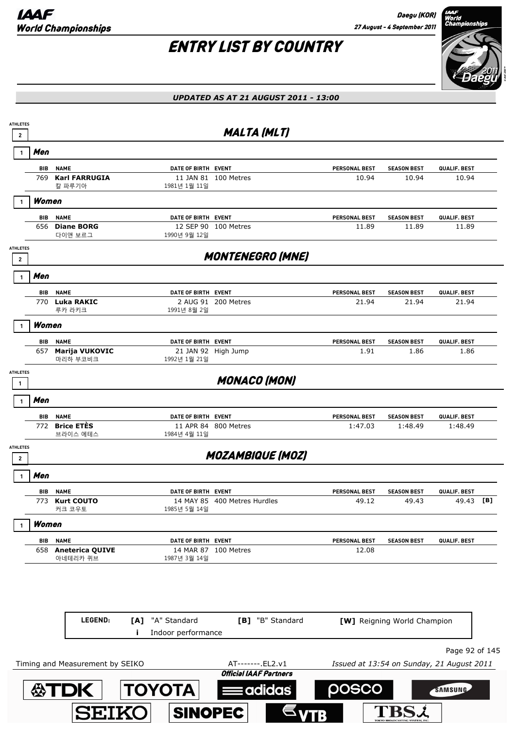# ENTRY LIST BY COUNTRY

*UPDATED AS AT 21 AUGUST 2011 - 13:00*

## MALTA (MLT)

ATHLETES 2

### Men (1)

| BIB | NAME | DATE OF BIRTH | EVENT | PERSONAL BEST | SEASON BEST | QUALIF. BEST | |
|---|---|---|---|---|---|---|---|
| 769 | **Karl FARRUGIA** 칼 파루기아 | 11 JAN 81 1981년 1월 11일 | 100 Metres | 10.94 | 10.94 | 10.94 | |

### Women (1)

| BIB | NAME | DATE OF BIRTH | EVENT | PERSONAL BEST | SEASON BEST | QUALIF. BEST | |
|---|---|---|---|---|---|---|---|
| 656 | **Diane BORG** 다이앤 보르그 | 12 SEP 90 1990년 9월 12일 | 100 Metres | 11.89 | 11.89 | 11.89 | |

## MONTENEGRO (MNE)

ATHLETES 2

### Men (1)

| BIB | NAME | DATE OF BIRTH | EVENT | PERSONAL BEST | SEASON BEST | QUALIF. BEST | |
|---|---|---|---|---|---|---|---|
| 770 | **Luka RAKIC** 루카 라키크 | 2 AUG 91 1991년 8월 2일 | 200 Metres | 21.94 | 21.94 | 21.94 | |

### Women (1)

| BIB | NAME | DATE OF BIRTH | EVENT | PERSONAL BEST | SEASON BEST | QUALIF. BEST | |
|---|---|---|---|---|---|---|---|
| 657 | **Marija VUKOVIC** 마리하 부코비크 | 21 JAN 92 1992년 1월 21일 | High Jump | 1.91 | 1.86 | 1.86 | |

## MONACO (MON)

ATHLETES 1

### Men (1)

| BIB | NAME | DATE OF BIRTH | EVENT | PERSONAL BEST | SEASON BEST | QUALIF. BEST | |
|---|---|---|---|---|---|---|---|
| 772 | **Brice ETÈS** 브라이스 에테스 | 11 APR 84 1984년 4월 11일 | 800 Metres | 1:47.03 | 1:48.49 | 1:48.49 | |

## MOZAMBIQUE (MOZ)

ATHLETES 2

### Men (1)

| BIB | NAME | DATE OF BIRTH | EVENT | PERSONAL BEST | SEASON BEST | QUALIF. BEST | |
|---|---|---|---|---|---|---|---|
| 773 | **Kurt COUTO** 커크 코우토 | 14 MAY 85 1985년 5월 14일 | 400 Metres Hurdles | 49.12 | 49.43 | 49.43 | [B] |

### Women (1)

| BIB | NAME | DATE OF BIRTH | EVENT | PERSONAL BEST | SEASON BEST | QUALIF. BEST | |
|---|---|---|---|---|---|---|---|
| 658 | **Aneterica QUIVE** 아네테리카 퀴브 | 14 MAR 87 1987년 3월 14일 | 100 Metres | 12.08 | | | |

**LEGEND:** [A] "A" Standard [B] "B" Standard [W] Reigning World Champion i Indoor performance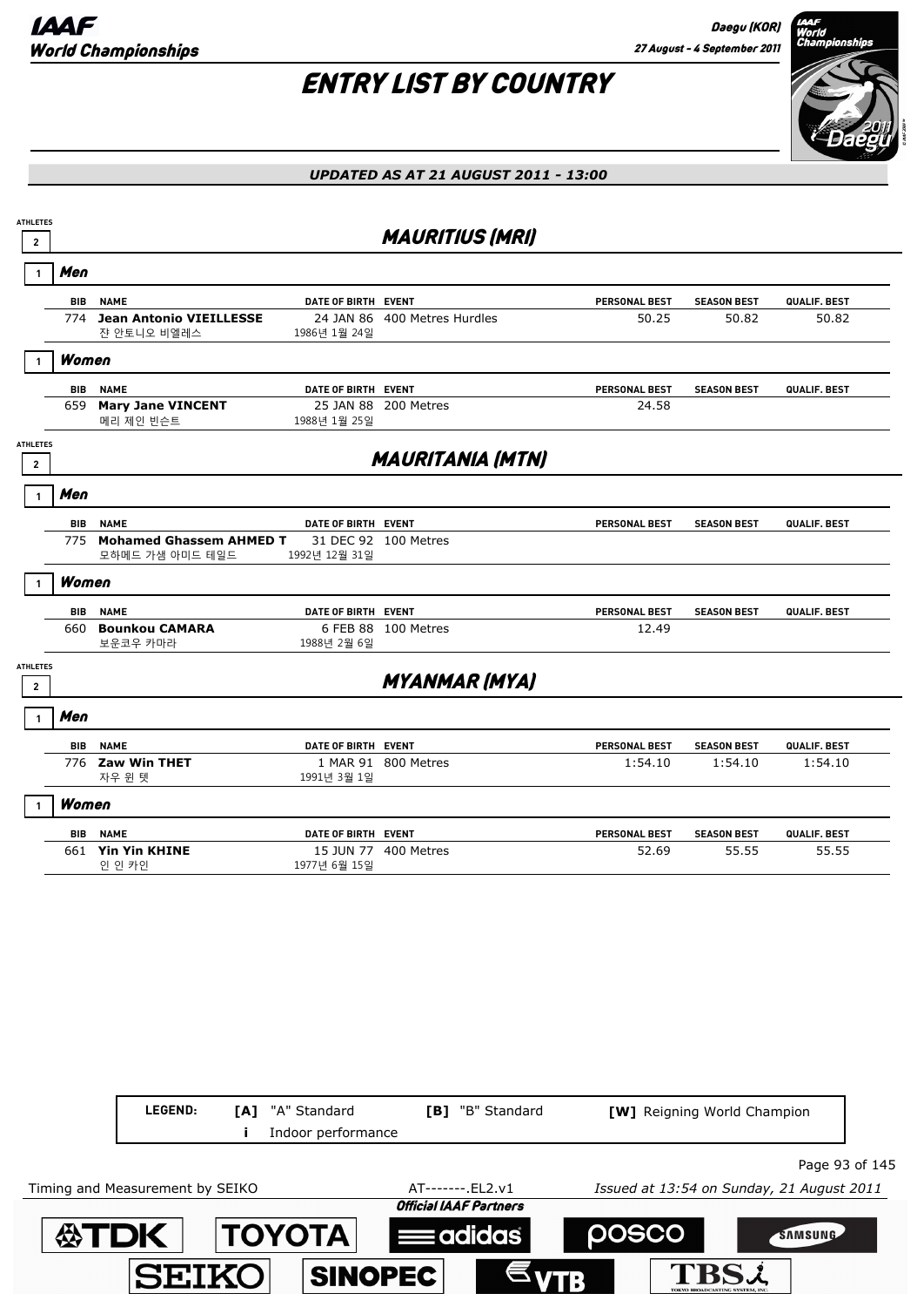# ENTRY LIST BY COUNTRY

*UPDATED AS AT 21 AUGUST 2011 - 13:00*

## MAURITIUS (MRI)

ATHLETES 2

### Men (1)

| BIB | NAME | DATE OF BIRTH | EVENT | PERSONAL BEST | SEASON BEST | QUALIF. BEST |
|---|---|---|---|---|---|---|
| 774 | **Jean Antonio VIEILLESSE**<br>쟌 안토니오 비엘레스 | 24 JAN 86<br>1986년 1월 24일 | 400 Metres Hurdles | 50.25 | 50.82 | 50.82 |

### Women (1)

| BIB | NAME | DATE OF BIRTH | EVENT | PERSONAL BEST | SEASON BEST | QUALIF. BEST |
|---|---|---|---|---|---|---|
| 659 | **Mary Jane VINCENT**<br>메리 제인 빈슨트 | 25 JAN 88<br>1988년 1월 25일 | 200 Metres | 24.58 | | |

## MAURITANIA (MTN)

ATHLETES 2

### Men (1)

| BIB | NAME | DATE OF BIRTH | EVENT | PERSONAL BEST | SEASON BEST | QUALIF. BEST |
|---|---|---|---|---|---|---|
| 775 | **Mohamed Ghassem AHMED T**<br>모하메드 가샘 아미드 테일드 | 31 DEC 92<br>1992년 12월 31일 | 100 Metres | | | |

### Women (1)

| BIB | NAME | DATE OF BIRTH | EVENT | PERSONAL BEST | SEASON BEST | QUALIF. BEST |
|---|---|---|---|---|---|---|
| 660 | **Bounkou CAMARA**<br>보운코우 카마라 | 6 FEB 88<br>1988년 2월 6일 | 100 Metres | 12.49 | | |

## MYANMAR (MYA)

ATHLETES 2

### Men (1)

| BIB | NAME | DATE OF BIRTH | EVENT | PERSONAL BEST | SEASON BEST | QUALIF. BEST |
|---|---|---|---|---|---|---|
| 776 | **Zaw Win THET**<br>자우 윈 텟 | 1 MAR 91<br>1991년 3월 1일 | 800 Metres | 1:54.10 | 1:54.10 | 1:54.10 |

### Women (1)

| BIB | NAME | DATE OF BIRTH | EVENT | PERSONAL BEST | SEASON BEST | QUALIF. BEST |
|---|---|---|---|---|---|---|
| 661 | **Yin Yin KHINE**<br>인 인 카인 | 15 JUN 77<br>1977년 6월 15일 | 400 Metres | 52.69 | 55.55 | 55.55 |

**LEGEND:** **[A]** "A" Standard **[B]** "B" Standard **[W]** Reigning World Champion **i** Indoor performance

Timing and Measurement by SEIKO — AT-------.EL2.v1 — Issued at 13:54 on Sunday, 21 August 2011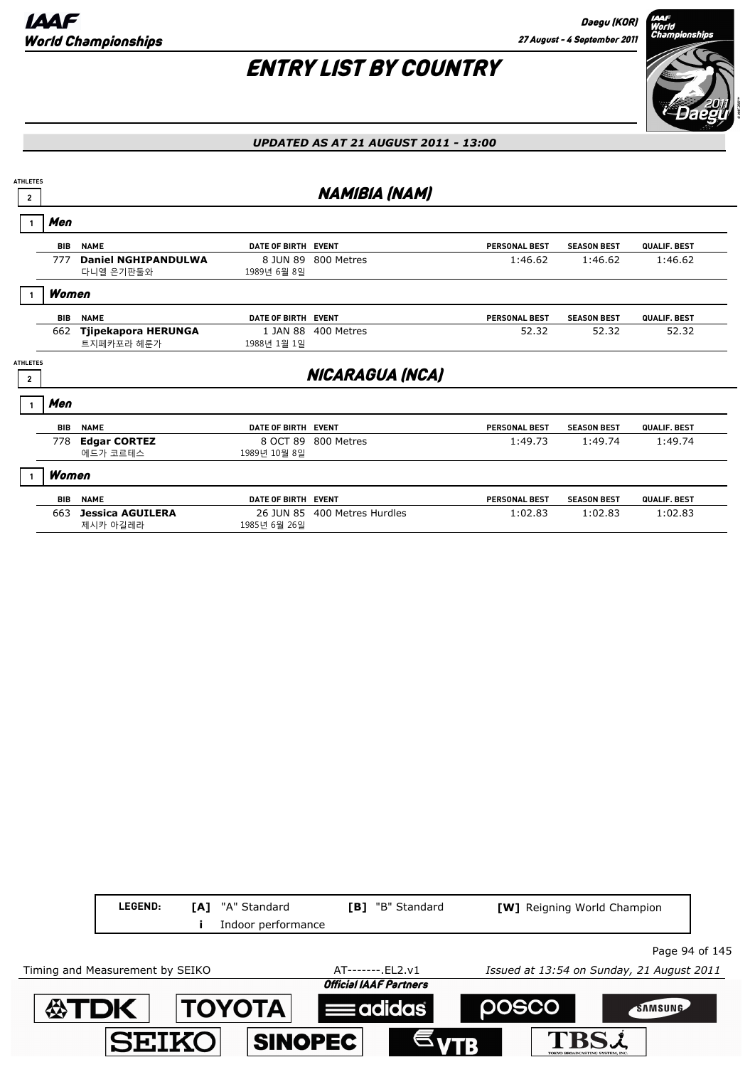# ENTRY LIST BY COUNTRY

*UPDATED AS AT 21 AUGUST 2011 - 13:00*

## NAMIBIA (NAM)

ATHLETES 2

### Men

1

| BIB | NAME | DATE OF BIRTH | EVENT | PERSONAL BEST | SEASON BEST | QUALIF. BEST |
|---|---|---|---|---|---|---|
| 777 | **Daniel NGHIPANDULWA**<br>다니엘 은기판둘와 | 8 JUN 89<br>1989년 6월 8일 | 800 Metres | 1:46.62 | 1:46.62 | 1:46.62 |

### Women

1

| BIB | NAME | DATE OF BIRTH | EVENT | PERSONAL BEST | SEASON BEST | QUALIF. BEST |
|---|---|---|---|---|---|---|
| 662 | **Tjipekapora HERUNGA**<br>트지페카포라 헤룬가 | 1 JAN 88<br>1988년 1월 1일 | 400 Metres | 52.32 | 52.32 | 52.32 |

## NICARAGUA (NCA)

ATHLETES 2

### Men

1

| BIB | NAME | DATE OF BIRTH | EVENT | PERSONAL BEST | SEASON BEST | QUALIF. BEST |
|---|---|---|---|---|---|---|
| 778 | **Edgar CORTEZ**<br>에드가 코르테스 | 8 OCT 89<br>1989년 10월 8일 | 800 Metres | 1:49.73 | 1:49.74 | 1:49.74 |

### Women

1

| BIB | NAME | DATE OF BIRTH | EVENT | PERSONAL BEST | SEASON BEST | QUALIF. BEST |
|---|---|---|---|---|---|---|
| 663 | **Jessica AGUILERA**<br>제시카 아길레라 | 26 JUN 85<br>1985년 6월 26일 | 400 Metres Hurdles | 1:02.83 | 1:02.83 | 1:02.83 |

**LEGEND:** **[A]** "A" Standard **[B]** "B" Standard **[W]** Reigning World Champion **i** Indoor performance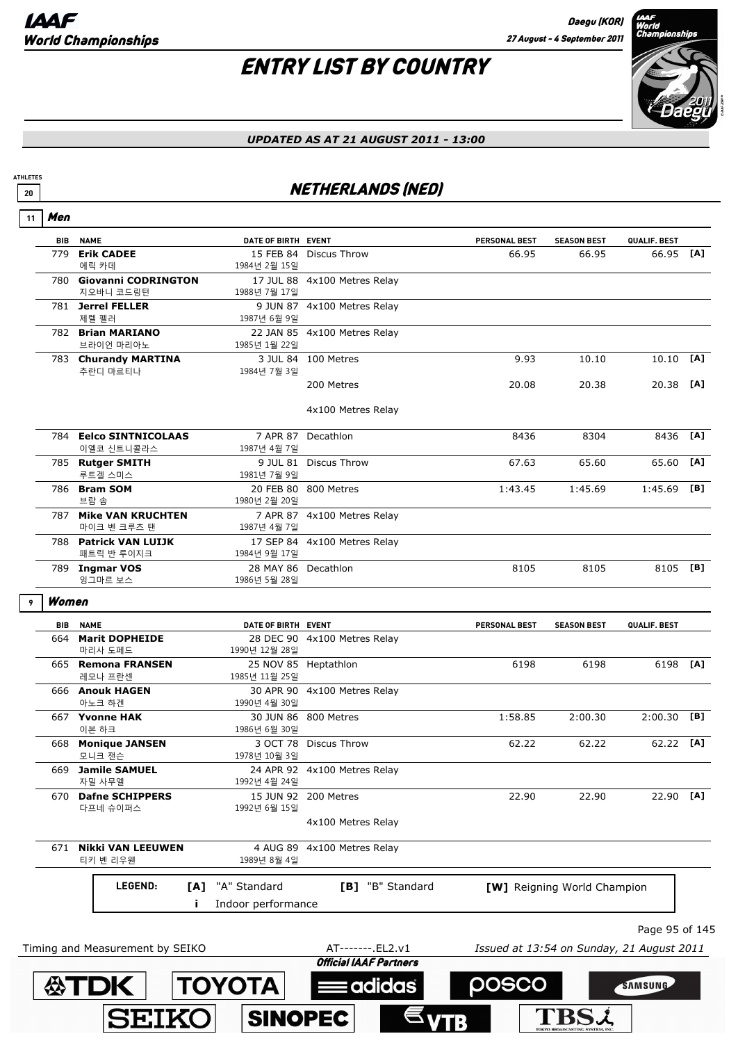# ENTRY LIST BY COUNTRY

*UPDATED AS AT 21 AUGUST 2011 - 13:00*

ATHLETES 20

## NETHERLANDS (NED)

### 11 Men

| BIB | NAME | DATE OF BIRTH | EVENT | PERSONAL BEST | SEASON BEST | QUALIF. BEST | |
|---|---|---|---|---|---|---|---|
| 779 | **Erik CADEE** 에릭 카데 | 15 FEB 84 1984년 2월 15일 | Discus Throw | 66.95 | 66.95 | 66.95 | [A] |
| 780 | **Giovanni CODRINGTON** 지오바니 코드링턴 | 17 JUL 88 1988년 7월 17일 | 4x100 Metres Relay | | | | |
| 781 | **Jerrel FELLER** 제렐 펠러 | 9 JUN 87 1987년 6월 9일 | 4x100 Metres Relay | | | | |
| 782 | **Brian MARIANO** 브라이언 마리아노 | 22 JAN 85 1985년 1월 22일 | 4x100 Metres Relay | | | | |
| 783 | **Churandy MARTINA** 추란디 마르티나 | 3 JUL 84 1984년 7월 3일 | 100 Metres | 9.93 | 10.10 | 10.10 | [A] |
| | | | 200 Metres | 20.08 | 20.38 | 20.38 | [A] |
| | | | 4x100 Metres Relay | | | | |
| 784 | **Eelco SINTNICOLAAS** 이엘코 신트니콜라스 | 7 APR 87 1987년 4월 7일 | Decathlon | 8436 | 8304 | 8436 | [A] |
| 785 | **Rutger SMITH** 루트겔 스미스 | 9 JUL 81 1981년 7월 9일 | Discus Throw | 67.63 | 65.60 | 65.60 | [A] |
| 786 | **Bram SOM** 브람 솜 | 20 FEB 80 1980년 2월 20일 | 800 Metres | 1:43.45 | 1:45.69 | 1:45.69 | [B] |
| 787 | **Mike VAN KRUCHTEN** 마이크 벤 크루츠 텐 | 7 APR 87 1987년 4월 7일 | 4x100 Metres Relay | | | | |
| 788 | **Patrick VAN LUIJK** 패트릭 반 루이지크 | 17 SEP 84 1984년 9월 17일 | 4x100 Metres Relay | | | | |
| 789 | **Ingmar VOS** 잉그마르 보스 | 28 MAY 86 1986년 5월 28일 | Decathlon | 8105 | 8105 | 8105 | [B] |

### 9 Women

| BIB | NAME | DATE OF BIRTH | EVENT | PERSONAL BEST | SEASON BEST | QUALIF. BEST | |
|---|---|---|---|---|---|---|---|
| 664 | **Marit DOPHEIDE** 마리사 도페드 | 28 DEC 90 1990년 12월 28일 | 4x100 Metres Relay | | | | |
| 665 | **Remona FRANSEN** 레모나 프란센 | 25 NOV 85 1985년 11월 25일 | Heptathlon | 6198 | 6198 | 6198 | [A] |
| 666 | **Anouk HAGEN** 아노크 하겐 | 30 APR 90 1990년 4월 30일 | 4x100 Metres Relay | | | | |
| 667 | **Yvonne HAK** 이본 하크 | 30 JUN 86 1986년 6월 30일 | 800 Metres | 1:58.85 | 2:00.30 | 2:00.30 | [B] |
| 668 | **Monique JANSEN** 모니크 잰슨 | 3 OCT 78 1978년 10월 3일 | Discus Throw | 62.22 | 62.22 | 62.22 | [A] |
| 669 | **Jamile SAMUEL** 자밀 사무엘 | 24 APR 92 1992년 4월 24일 | 4x100 Metres Relay | | | | |
| 670 | **Dafne SCHIPPERS** 다프네 슈이퍼스 | 15 JUN 92 1992년 6월 15일 | 200 Metres | 22.90 | 22.90 | 22.90 | [A] |
| | | | 4x100 Metres Relay | | | | |
| 671 | **Nikki VAN LEEUWEN** 티키 벤 리우웬 | 4 AUG 89 1989년 8월 4일 | 4x100 Metres Relay | | | | |

**LEGEND:** [A] "A" Standard  [B] "B" Standard  [W] Reigning World Champion  i Indoor performance

Timing and Measurement by SEIKO    AT-------.EL2.v1    Issued at 13:54 on Sunday, 21 August 2011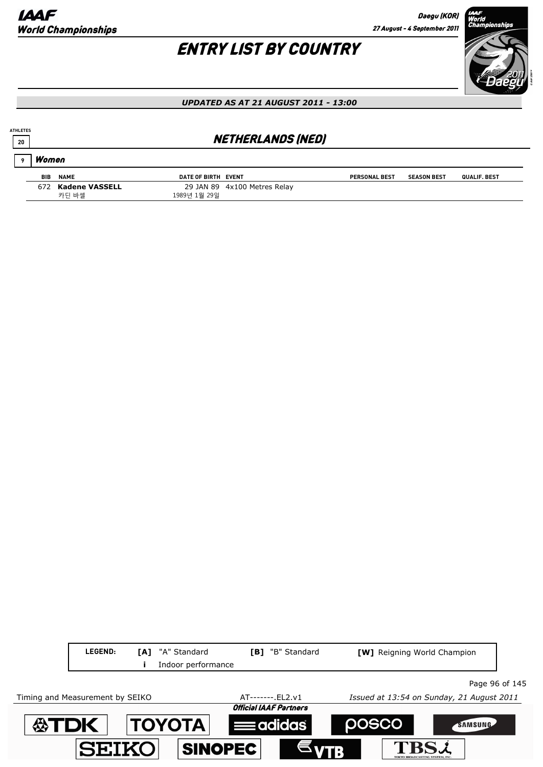# ENTRY LIST BY COUNTRY

*UPDATED AS AT 21 AUGUST 2011 - 13:00*

ATHLETES 20

## NETHERLANDS (NED)

### 9 Women

| BIB | NAME | DATE OF BIRTH | EVENT | PERSONAL BEST | SEASON BEST | QUALIF. BEST |
|---|---|---|---|---|---|---|
| 672 | **Kadene VASSELL** 카딘 바셀 | 29 JAN 89 1989년 1월 29일 | 4x100 Metres Relay | | | |

| LEGEND: | [A] "A" Standard | [B] "B" Standard | [W] Reigning World Champion |
|---|---|---|---|
| | i Indoor performance | | |

Timing and Measurement by SEIKO | AT-------.EL2.v1 | *Issued at 13:54 on Sunday, 21 August 2011*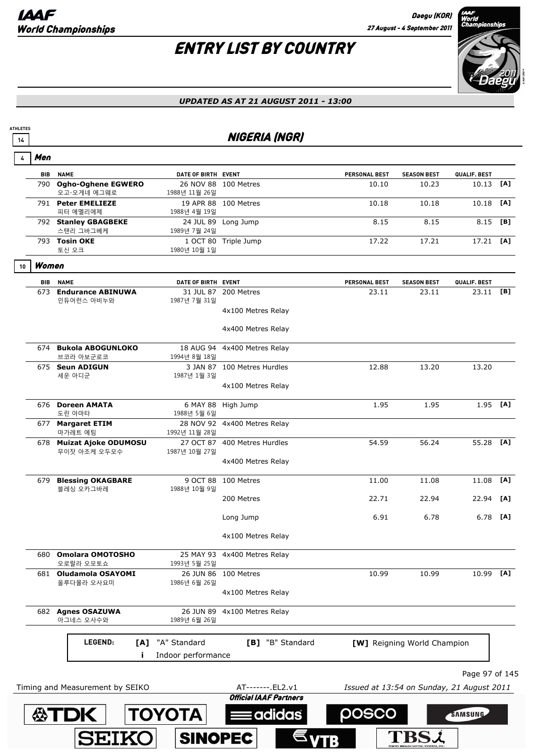# ENTRY LIST BY COUNTRY

*UPDATED AS AT 21 AUGUST 2011 - 13:00*

ATHLETES

14

## NIGERIA (NGR)

### 4 Men

| BIB | NAME | DATE OF BIRTH | EVENT | PERSONAL BEST | SEASON BEST | QUALIF. BEST | |
|---|---|---|---|---|---|---|---|
| 790 | **Ogho-Oghene EGWERO** 오고-오게네 에그웨로 | 26 NOV 88 1988년 11월 26일 | 100 Metres | 10.10 | 10.23 | 10.13 | [A] |
| 791 | **Peter EMELIEZE** 피터 에멜리에제 | 19 APR 88 1988년 4월 19일 | 100 Metres | 10.18 | 10.18 | 10.18 | [A] |
| 792 | **Stanley GBAGBEKE** 스탠리 그바그베케 | 24 JUL 89 1989년 7월 24일 | Long Jump | 8.15 | 8.15 | 8.15 | [B] |
| 793 | **Tosin OKE** 토신 오크 | 1 OCT 80 1980년 10월 1일 | Triple Jump | 17.22 | 17.21 | 17.21 | [A] |

### 10 Women

| BIB | NAME | DATE OF BIRTH | EVENT | PERSONAL BEST | SEASON BEST | QUALIF. BEST | |
|---|---|---|---|---|---|---|---|
| 673 | **Endurance ABINUWA** 인듀어런스 아비누와 | 31 JUL 87 1987년 7월 31일 | 200 Metres | 23.11 | 23.11 | 23.11 | [B] |
| | | | 4x100 Metres Relay | | | | |
| | | | 4x400 Metres Relay | | | | |
| 674 | **Bukola ABOGUNLOKO** 브코라 아보군로코 | 18 AUG 94 1994년 8월 18일 | 4x400 Metres Relay | | | | |
| 675 | **Seun ADIGUN** 세운 아디군 | 3 JAN 87 1987년 1월 3일 | 100 Metres Hurdles | 12.88 | 13.20 | 13.20 | |
| | | | 4x100 Metres Relay | | | | |
| 676 | **Doreen AMATA** 도린 아마타 | 6 MAY 88 1988년 5월 6일 | High Jump | 1.95 | 1.95 | 1.95 | [A] |
| 677 | **Margaret ETIM** 마가레트 에팀 | 28 NOV 92 1992년 11월 28일 | 4x400 Metres Relay | | | | |
| 678 | **Muizat Ajoke ODUMOSU** 무이잣 아조케 오두모수 | 27 OCT 87 1987년 10월 27일 | 400 Metres Hurdles | 54.59 | 56.24 | 55.28 | [A] |
| | | | 4x400 Metres Relay | | | | |
| 679 | **Blessing OKAGBARE** 블레싱 오카그바레 | 9 OCT 88 1988년 10월 9일 | 100 Metres | 11.00 | 11.08 | 11.08 | [A] |
| | | | 200 Metres | 22.71 | 22.94 | 22.94 | [A] |
| | | | Long Jump | 6.91 | 6.78 | 6.78 | [A] |
| | | | 4x100 Metres Relay | | | | |
| 680 | **Omolara OMOTOSHO** 오로랄라 오모토쇼 | 25 MAY 93 1993년 5월 25일 | 4x400 Metres Relay | | | | |
| 681 | **Oludamola OSAYOMI** 올루다몰라 오사요미 | 26 JUN 86 1986년 6월 26일 | 100 Metres | 10.99 | 10.99 | 10.99 | [A] |
| | | | 4x100 Metres Relay | | | | |
| 682 | **Agnes OSAZUWA** 아그네스 오사수와 | 26 JUN 89 1989년 6월 26일 | 4x100 Metres Relay | | | | |

**LEGEND:** [A] "A" Standard; [B] "B" Standard; [W] Reigning World Champion; i Indoor performance

Timing and Measurement by SEIKO — AT-------.EL2.v1 — Issued at 13:54 on Sunday, 21 August 2011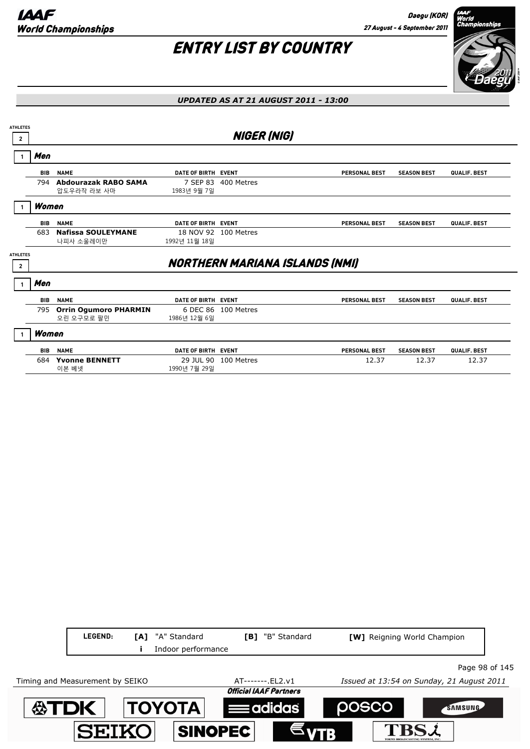# ENTRY LIST BY COUNTRY

*UPDATED AS AT 21 AUGUST 2011 - 13:00*

## NIGER (NIG)

ATHLETES 2

### Men (1)

| BIB | NAME | DATE OF BIRTH | EVENT | PERSONAL BEST | SEASON BEST | QUALIF. BEST |
|---|---|---|---|---|---|---|
| 794 | **Abdourazak RABO SAMA**<br>압도우라작 라보 사마 | 7 SEP 83<br>1983년 9월 7일 | 400 Metres | | | |

### Women (1)

| BIB | NAME | DATE OF BIRTH | EVENT | PERSONAL BEST | SEASON BEST | QUALIF. BEST |
|---|---|---|---|---|---|---|
| 683 | **Nafissa SOULEYMANE**<br>나피사 소울레이만 | 18 NOV 92<br>1992년 11월 18일 | 100 Metres | | | |

## NORTHERN MARIANA ISLANDS (NMI)

ATHLETES 2

### Men (1)

| BIB | NAME | DATE OF BIRTH | EVENT | PERSONAL BEST | SEASON BEST | QUALIF. BEST |
|---|---|---|---|---|---|---|
| 795 | **Orrin Ogumoro PHARMIN**<br>오린 오구모로 팔민 | 6 DEC 86<br>1986년 12월 6일 | 100 Metres | | | |

### Women (1)

| BIB | NAME | DATE OF BIRTH | EVENT | PERSONAL BEST | SEASON BEST | QUALIF. BEST |
|---|---|---|---|---|---|---|
| 684 | **Yvonne BENNETT**<br>이본 베넷 | 29 JUL 90<br>1990년 7월 29일 | 100 Metres | 12.37 | 12.37 | 12.37 |

**LEGEND:** **[A]** "A" Standard **[B]** "B" Standard **[W]** Reigning World Champion **i** Indoor performance

Timing and Measurement by SEIKO AT-------.EL2.v1 *Issued at 13:54 on Sunday, 21 August 2011*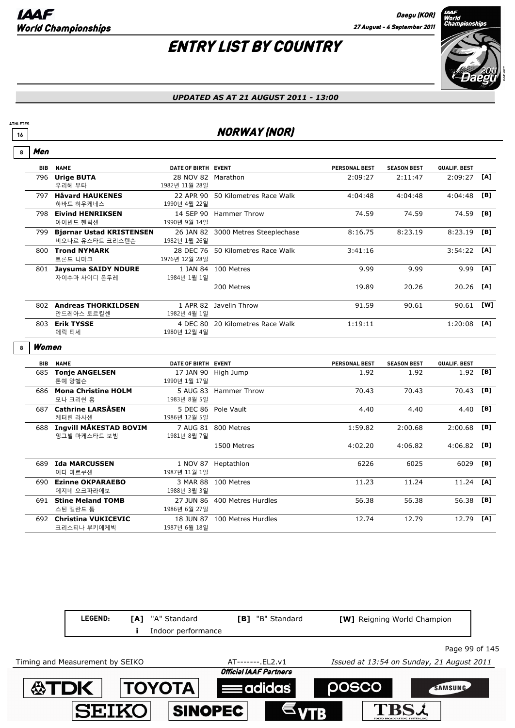# ENTRY LIST BY COUNTRY

*UPDATED AS AT 21 AUGUST 2011 - 13:00*

ATHLETES 16

## NORWAY (NOR)

### 8 Men

| BIB | NAME | DATE OF BIRTH | EVENT | PERSONAL BEST | SEASON BEST | QUALIF. BEST | |
|---|---|---|---|---|---|---|---|
| 796 | **Urige BUTA** 우리헤 부타 | 28 NOV 82 1982년 11월 28일 | Marathon | 2:09:27 | 2:11:47 | 2:09:27 | [A] |
| 797 | **Håvard HAUKENES** 하바드 하우케네스 | 22 APR 90 1990년 4월 22일 | 50 Kilometres Race Walk | 4:04:48 | 4:04:48 | 4:04:48 | [B] |
| 798 | **Eivind HENRIKSEN** 아이빈드 헨릭센 | 14 SEP 90 1990년 9월 14일 | Hammer Throw | 74.59 | 74.59 | 74.59 | [B] |
| 799 | **Bjørnar Ustad KRISTENSEN** 비오나르 유스타트 크리스텐슨 | 26 JAN 82 1982년 1월 26일 | 3000 Metres Steeplechase | 8:16.75 | 8:23.19 | 8:23.19 | [B] |
| 800 | **Trond NYMARK** 트론드 니마크 | 28 DEC 76 1976년 12월 28일 | 50 Kilometres Race Walk | 3:41:16 | | 3:54:22 | [A] |
| 801 | **Jaysuma SAIDY NDURE** 자이수마 사이디 은두레 | 1 JAN 84 1984년 1월 1일 | 100 Metres | 9.99 | 9.99 | 9.99 | [A] |
| | | | 200 Metres | 19.89 | 20.26 | 20.26 | [A] |
| 802 | **Andreas THORKILDSEN** 안드레아스 토르킬센 | 1 APR 82 1982년 4월 1일 | Javelin Throw | 91.59 | 90.61 | 90.61 | [W] |
| 803 | **Erik TYSSE** 에릭 티세 | 4 DEC 80 1980년 12월 4일 | 20 Kilometres Race Walk | 1:19:11 | | 1:20:08 | [A] |

### 8 Women

| BIB | NAME | DATE OF BIRTH | EVENT | PERSONAL BEST | SEASON BEST | QUALIF. BEST | |
|---|---|---|---|---|---|---|---|
| 685 | **Tonje ANGELSEN** 톤예 앙헬슨 | 17 JAN 90 1990년 1월 17일 | High Jump | 1.92 | 1.92 | 1.92 | [B] |
| 686 | **Mona Christine HOLM** 모나 크리쉰 홈 | 5 AUG 83 1983년 8월 5일 | Hammer Throw | 70.43 | 70.43 | 70.43 | [B] |
| 687 | **Cathrine LARSÅSEN** 케터린 라사센 | 5 DEC 86 1986년 12월 5일 | Pole Vault | 4.40 | 4.40 | 4.40 | [B] |
| 688 | **Ingvill MÅKESTAD BOVIM** 잉그빌 마케스타드 보빔 | 7 AUG 81 1981년 8월 7일 | 800 Metres | 1:59.82 | 2:00.68 | 2:00.68 | [B] |
| | | | 1500 Metres | 4:02.20 | 4:06.82 | 4:06.82 | [B] |
| 689 | **Ida MARCUSSEN** 이다 마르쿠센 | 1 NOV 87 1987년 11월 1일 | Heptathlon | 6226 | 6025 | 6029 | [B] |
| 690 | **Ezinne OKPARAEBO** 에지네 오크파라에보 | 3 MAR 88 1988년 3월 3일 | 100 Metres | 11.23 | 11.24 | 11.24 | [A] |
| 691 | **Stine Meland TOMB** 스틴 멜란드 톰 | 27 JUN 86 1986년 6월 27일 | 400 Metres Hurdles | 56.38 | 56.38 | 56.38 | [B] |
| 692 | **Christina VUKICEVIC** 크리스티나 부키에케빅 | 18 JUN 87 1987년 6월 18일 | 100 Metres Hurdles | 12.74 | 12.79 | 12.79 | [A] |

LEGEND: [A] "A" Standard [B] "B" Standard [W] Reigning World Champion i Indoor performance

Timing and Measurement by SEIKO AT-------.EL2.v1 Issued at 13:54 on Sunday, 21 August 2011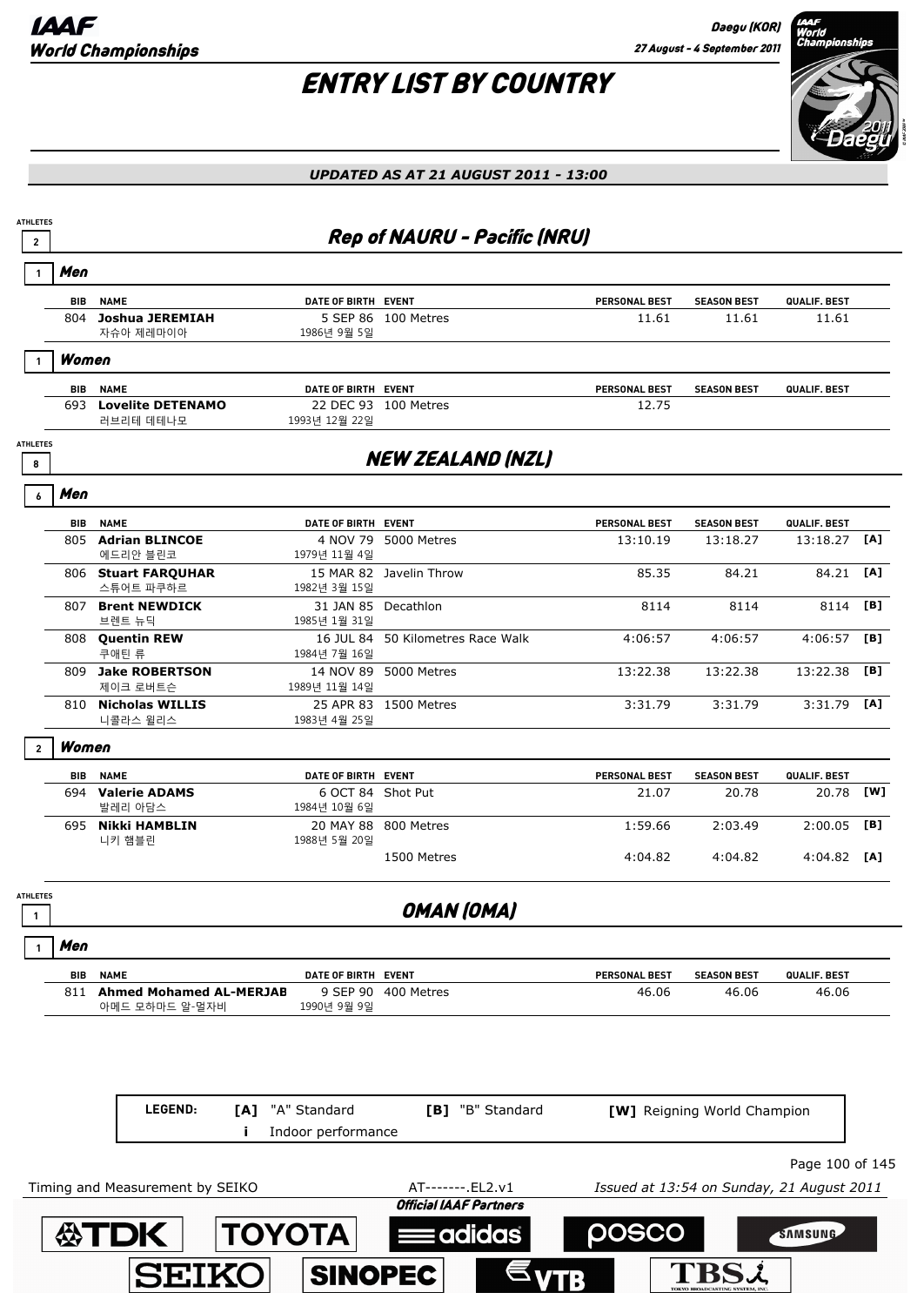# ENTRY LIST BY COUNTRY

*UPDATED AS AT 21 AUGUST 2011 - 13:00*

## Rep of NAURU - Pacific (NRU)

ATHLETES 2

### Men (1)

| BIB | NAME | DATE OF BIRTH | EVENT | PERSONAL BEST | SEASON BEST | QUALIF. BEST | |
|---|---|---|---|---|---|---|---|
| 804 | **Joshua JEREMIAH** 자슈아 제레마이아 | 5 SEP 86 1986년 9월 5일 | 100 Metres | 11.61 | 11.61 | 11.61 | |

### Women (1)

| BIB | NAME | DATE OF BIRTH | EVENT | PERSONAL BEST | SEASON BEST | QUALIF. BEST | |
|---|---|---|---|---|---|---|---|
| 693 | **Lovelite DETENAMO** 러브리테 데테나모 | 22 DEC 93 1993년 12월 22일 | 100 Metres | 12.75 | | | |

## NEW ZEALAND (NZL)

ATHLETES 8

### Men (6)

| BIB | NAME | DATE OF BIRTH | EVENT | PERSONAL BEST | SEASON BEST | QUALIF. BEST | |
|---|---|---|---|---|---|---|---|
| 805 | **Adrian BLINCOE** 에드리안 블린코 | 4 NOV 79 1979년 11월 4일 | 5000 Metres | 13:10.19 | 13:18.27 | 13:18.27 | [A] |
| 806 | **Stuart FARQUHAR** 스튜어트 파쿠하르 | 15 MAR 82 1982년 3월 15일 | Javelin Throw | 85.35 | 84.21 | 84.21 | [A] |
| 807 | **Brent NEWDICK** 브렌트 뉴딕 | 31 JAN 85 1985년 1월 31일 | Decathlon | 8114 | 8114 | 8114 | [B] |
| 808 | **Quentin REW** 쿠애틴 류 | 16 JUL 84 1984년 7월 16일 | 50 Kilometres Race Walk | 4:06:57 | 4:06:57 | 4:06:57 | [B] |
| 809 | **Jake ROBERTSON** 제이크 로버트슨 | 14 NOV 89 1989년 11월 14일 | 5000 Metres | 13:22.38 | 13:22.38 | 13:22.38 | [B] |
| 810 | **Nicholas WILLIS** 니콜라스 윌리스 | 25 APR 83 1983년 4월 25일 | 1500 Metres | 3:31.79 | 3:31.79 | 3:31.79 | [A] |

### Women (2)

| BIB | NAME | DATE OF BIRTH | EVENT | PERSONAL BEST | SEASON BEST | QUALIF. BEST | |
|---|---|---|---|---|---|---|---|
| 694 | **Valerie ADAMS** 발레리 아담스 | 6 OCT 84 1984년 10월 6일 | Shot Put | 21.07 | 20.78 | 20.78 | [W] |
| 695 | **Nikki HAMBLIN** 니키 햄블린 | 20 MAY 88 1988년 5월 20일 | 800 Metres | 1:59.66 | 2:03.49 | 2:00.05 | [B] |
| | | | 1500 Metres | 4:04.82 | 4:04.82 | 4:04.82 | [A] |

## OMAN (OMA)

ATHLETES 1

### Men (1)

| BIB | NAME | DATE OF BIRTH | EVENT | PERSONAL BEST | SEASON BEST | QUALIF. BEST | |
|---|---|---|---|---|---|---|---|
| 811 | **Ahmed Mohamed AL-MERJAB** 아메드 모하마드 알-멀자비 | 9 SEP 90 1990년 9월 9일 | 400 Metres | 46.06 | 46.06 | 46.06 | |

LEGEND: [A] "A" Standard [B] "B" Standard [W] Reigning World Champion i Indoor performance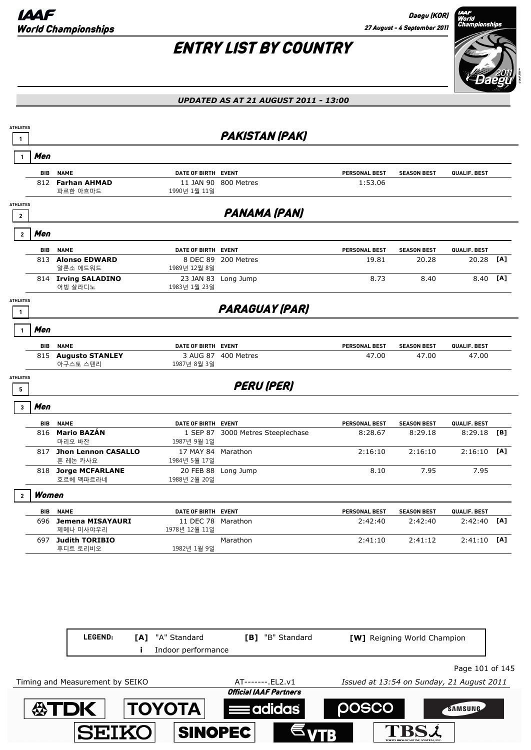# ENTRY LIST BY COUNTRY

*UPDATED AS AT 21 AUGUST 2011 - 13:00*

## PAKISTAN (PAK)

ATHLETES 1

### Men (1)

| BIB | NAME | DATE OF BIRTH | EVENT | PERSONAL BEST | SEASON BEST | QUALIF. BEST | |
|---|---|---|---|---|---|---|---|
| 812 | **Farhan AHMAD** 파르한 아흐마드 | 11 JAN 90 1990년 1월 11일 | 800 Metres | 1:53.06 | | | |

## PANAMA (PAN)

ATHLETES 2

### Men (2)

| BIB | NAME | DATE OF BIRTH | EVENT | PERSONAL BEST | SEASON BEST | QUALIF. BEST | |
|---|---|---|---|---|---|---|---|
| 813 | **Alonso EDWARD** 알론소 에드워드 | 8 DEC 89 1989년 12월 8일 | 200 Metres | 19.81 | 20.28 | 20.28 | [A] |
| 814 | **Irving SALADINO** 어빙 살라디노 | 23 JAN 83 1983년 1월 23일 | Long Jump | 8.73 | 8.40 | 8.40 | [A] |

## PARAGUAY (PAR)

ATHLETES 1

### Men (1)

| BIB | NAME | DATE OF BIRTH | EVENT | PERSONAL BEST | SEASON BEST | QUALIF. BEST | |
|---|---|---|---|---|---|---|---|
| 815 | **Augusto STANLEY** 아구스토 스텐리 | 3 AUG 87 1987년 8월 3일 | 400 Metres | 47.00 | 47.00 | 47.00 | |

## PERU (PER)

ATHLETES 5

### Men (3)

| BIB | NAME | DATE OF BIRTH | EVENT | PERSONAL BEST | SEASON BEST | QUALIF. BEST | |
|---|---|---|---|---|---|---|---|
| 816 | **Mario BAZÁN** 마리오 바잔 | 1 SEP 87 1987년 9월 1일 | 3000 Metres Steeplechase | 8:28.67 | 8:29.18 | 8:29.18 | [B] |
| 817 | **Jhon Lennon CASALLO** 혼 레논 카사요 | 17 MAY 84 1984년 5월 17일 | Marathon | 2:16:10 | 2:16:10 | 2:16:10 | [A] |
| 818 | **Jorge MCFARLANE** 호르헤 맥파르라네 | 20 FEB 88 1988년 2월 20일 | Long Jump | 8.10 | 7.95 | 7.95 | |

### Women (2)

| BIB | NAME | DATE OF BIRTH | EVENT | PERSONAL BEST | SEASON BEST | QUALIF. BEST | |
|---|---|---|---|---|---|---|---|
| 696 | **Jemena MISAYAURI** 제메나 미사야우리 | 11 DEC 78 1978년 12월 11일 | Marathon | 2:42:40 | 2:42:40 | 2:42:40 | [A] |
| 697 | **Judith TORIBIO** 후디트 토리비오 | 1982년 1월 9일 | Marathon | 2:41:10 | 2:41:12 | 2:41:10 | [A] |

**LEGEND:** **[A]** "A" Standard **[B]** "B" Standard **[W]** Reigning World Champion **i** Indoor performance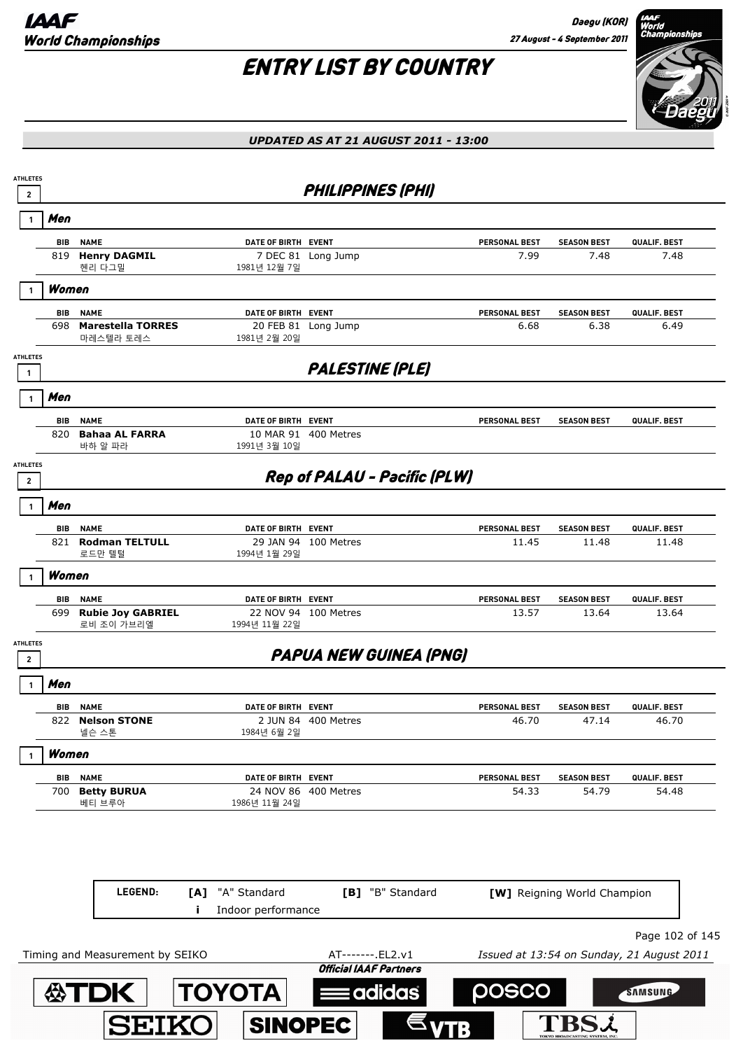# ENTRY LIST BY COUNTRY

*UPDATED AS AT 21 AUGUST 2011 - 13:00*

## PHILIPPINES (PHI)

ATHLETES 2

### Men (1)

| BIB | NAME | DATE OF BIRTH | EVENT | PERSONAL BEST | SEASON BEST | QUALIF. BEST |
|---|---|---|---|---|---|---|
| 819 | **Henry DAGMIL** 헨리 다그밀 | 7 DEC 81 1981년 12월 7일 | Long Jump | 7.99 | 7.48 | 7.48 |

### Women (1)

| BIB | NAME | DATE OF BIRTH | EVENT | PERSONAL BEST | SEASON BEST | QUALIF. BEST |
|---|---|---|---|---|---|---|
| 698 | **Marestella TORRES** 마레스텔라 토레스 | 20 FEB 81 1981년 2월 20일 | Long Jump | 6.68 | 6.38 | 6.49 |

## PALESTINE (PLE)

ATHLETES 1

### Men (1)

| BIB | NAME | DATE OF BIRTH | EVENT | PERSONAL BEST | SEASON BEST | QUALIF. BEST |
|---|---|---|---|---|---|---|
| 820 | **Bahaa AL FARRA** 바하 알 파라 | 10 MAR 91 1991년 3월 10일 | 400 Metres | | | |

## Rep of PALAU - Pacific (PLW)

ATHLETES 2

### Men (1)

| BIB | NAME | DATE OF BIRTH | EVENT | PERSONAL BEST | SEASON BEST | QUALIF. BEST |
|---|---|---|---|---|---|---|
| 821 | **Rodman TELTULL** 로드만 텔털 | 29 JAN 94 1994년 1월 29일 | 100 Metres | 11.45 | 11.48 | 11.48 |

### Women (1)

| BIB | NAME | DATE OF BIRTH | EVENT | PERSONAL BEST | SEASON BEST | QUALIF. BEST |
|---|---|---|---|---|---|---|
| 699 | **Rubie Joy GABRIEL** 로비 조이 가브리엘 | 22 NOV 94 1994년 11월 22일 | 100 Metres | 13.57 | 13.64 | 13.64 |

## PAPUA NEW GUINEA (PNG)

ATHLETES 2

### Men (1)

| BIB | NAME | DATE OF BIRTH | EVENT | PERSONAL BEST | SEASON BEST | QUALIF. BEST |
|---|---|---|---|---|---|---|
| 822 | **Nelson STONE** 넬슨 스톤 | 2 JUN 84 1984년 6월 2일 | 400 Metres | 46.70 | 47.14 | 46.70 |

### Women (1)

| BIB | NAME | DATE OF BIRTH | EVENT | PERSONAL BEST | SEASON BEST | QUALIF. BEST |
|---|---|---|---|---|---|---|
| 700 | **Betty BURUA** 베티 브루아 | 24 NOV 86 1986년 11월 24일 | 400 Metres | 54.33 | 54.79 | 54.48 |

**LEGEND:** [A] "A" Standard [B] "B" Standard [W] Reigning World Champion i Indoor performance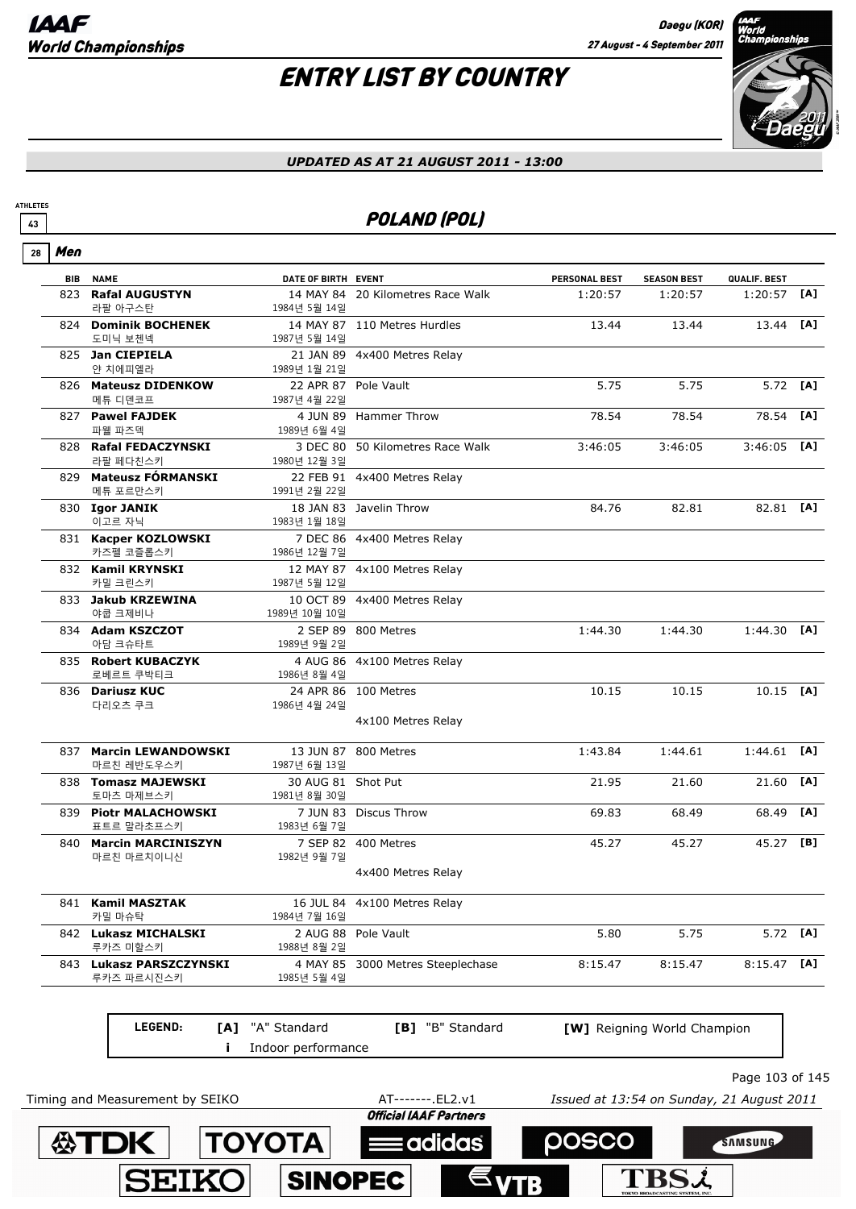# ENTRY LIST BY COUNTRY

*UPDATED AS AT 21 AUGUST 2011 - 13:00*

ATHLETES 43

## POLAND (POL)

### 28 Men

| BIB | NAME | DATE OF BIRTH | EVENT | PERSONAL BEST | SEASON BEST | QUALIF. BEST | |
|---|---|---|---|---|---|---|---|
| 823 | **Rafal AUGUSTYN** 라팔 아구스탄 | 14 MAY 84 1984년 5월 14일 | 20 Kilometres Race Walk | 1:20:57 | 1:20:57 | 1:20:57 | [A] |
| 824 | **Dominik BOCHENEK** 도미닉 보첸넥 | 14 MAY 87 1987년 5월 14일 | 110 Metres Hurdles | 13.44 | 13.44 | 13.44 | [A] |
| 825 | **Jan CIEPIELA** 얀 치에피엘라 | 21 JAN 89 1989년 1월 21일 | 4x400 Metres Relay | | | | |
| 826 | **Mateusz DIDENKOW** 메튜 디덴코프 | 22 APR 87 1987년 4월 22일 | Pole Vault | 5.75 | 5.75 | 5.72 | [A] |
| 827 | **Pawel FAJDEK** 파웰 파즈덱 | 4 JUN 89 1989년 6월 4일 | Hammer Throw | 78.54 | 78.54 | 78.54 | [A] |
| 828 | **Rafal FEDACZYNSKI** 라팔 페다친스키 | 3 DEC 80 1980년 12월 3일 | 50 Kilometres Race Walk | 3:46:05 | 3:46:05 | 3:46:05 | [A] |
| 829 | **Mateusz FÓRMANSKI** 메튜 포르만스키 | 22 FEB 91 1991년 2월 22일 | 4x400 Metres Relay | | | | |
| 830 | **Igor JANIK** 이고르 자닉 | 18 JAN 83 1983년 1월 18일 | Javelin Throw | 84.76 | 82.81 | 82.81 | [A] |
| 831 | **Kacper KOZLOWSKI** 카즈펠 코즐롭스키 | 7 DEC 86 1986년 12월 7일 | 4x400 Metres Relay | | | | |
| 832 | **Kamil KRYNSKI** 카밀 크린스키 | 12 MAY 87 1987년 5월 12일 | 4x100 Metres Relay | | | | |
| 833 | **Jakub KRZEWINA** 야쿱 크제비나 | 10 OCT 89 1989년 10월 10일 | 4x400 Metres Relay | | | | |
| 834 | **Adam KSZCZOT** 아담 크슈타트 | 2 SEP 89 1989년 9월 2일 | 800 Metres | 1:44.30 | 1:44.30 | 1:44.30 | [A] |
| 835 | **Robert KUBACZYK** 로베르트 쿠박티크 | 4 AUG 86 1986년 8월 4일 | 4x100 Metres Relay | | | | |
| 836 | **Dariusz KUC** 다리오츠 쿠크 | 24 APR 86 1986년 4월 24일 | 100 Metres | 10.15 | 10.15 | 10.15 | [A] |
| | | | 4x100 Metres Relay | | | | |
| 837 | **Marcin LEWANDOWSKI** 마르친 레반도우스키 | 13 JUN 87 1987년 6월 13일 | 800 Metres | 1:43.84 | 1:44.61 | 1:44.61 | [A] |
| 838 | **Tomasz MAJEWSKI** 토마츠 마제브스키 | 30 AUG 81 1981년 8월 30일 | Shot Put | 21.95 | 21.60 | 21.60 | [A] |
| 839 | **Piotr MALACHOWSKI** 표트르 말라초프스키 | 7 JUN 83 1983년 6월 7일 | Discus Throw | 69.83 | 68.49 | 68.49 | [A] |
| 840 | **Marcin MARCINISZYN** 마르친 마르치이니신 | 7 SEP 82 1982년 9월 7일 | 400 Metres | 45.27 | 45.27 | 45.27 | [B] |
| | | | 4x400 Metres Relay | | | | |
| 841 | **Kamil MASZTAK** 카밀 마슈탁 | 16 JUL 84 1984년 7월 16일 | 4x100 Metres Relay | | | | |
| 842 | **Lukasz MICHALSKI** 루카즈 미할스키 | 2 AUG 88 1988년 8월 2일 | Pole Vault | 5.80 | 5.75 | 5.72 | [A] |
| 843 | **Lukasz PARSZCZYNSKI** 루카즈 파르시진스키 | 4 MAY 85 1985년 5월 4일 | 3000 Metres Steeplechase | 8:15.47 | 8:15.47 | 8:15.47 | [A] |

**LEGEND:** [A] "A" Standard [B] "B" Standard [W] Reigning World Champion
i Indoor performance

Timing and Measurement by SEIKO AT-------.EL2.v1 Issued at 13:54 on Sunday, 21 August 2011

Official IAAF Partners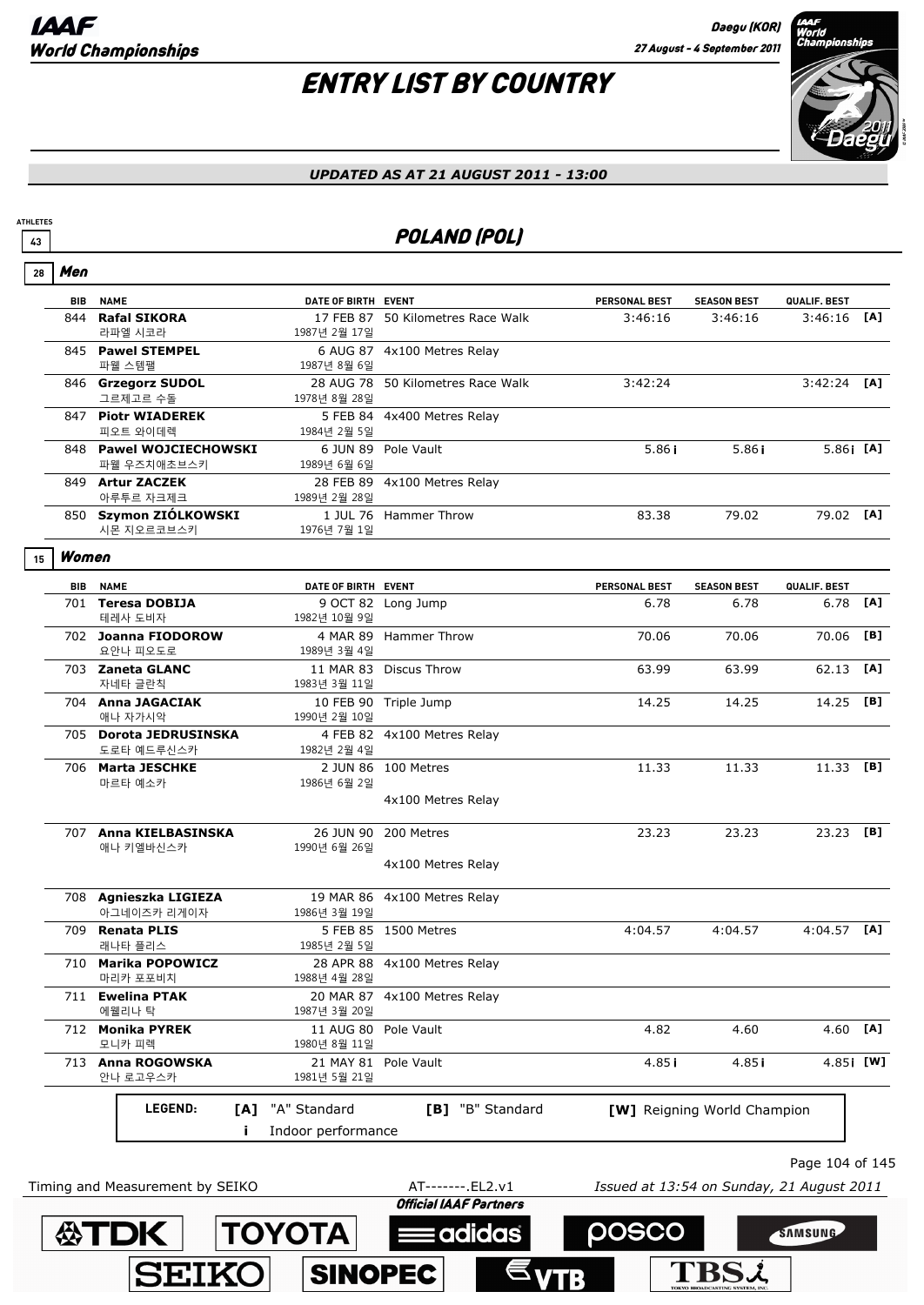# ENTRY LIST BY COUNTRY

*UPDATED AS AT 21 AUGUST 2011 - 13:00*

ATHLETES 43

## POLAND (POL)

### 28 Men

| BIB | NAME | DATE OF BIRTH | EVENT | PERSONAL BEST | SEASON BEST | QUALIF. BEST | |
|---|---|---|---|---|---|---|---|
| 844 | **Rafal SIKORA** 라파엘 시코라 | 17 FEB 87 1987년 2월 17일 | 50 Kilometres Race Walk | 3:46:16 | 3:46:16 | 3:46:16 | [A] |
| 845 | **Pawel STEMPEL** 파웰 스템펠 | 6 AUG 87 1987년 8월 6일 | 4x100 Metres Relay | | | | |
| 846 | **Grzegorz SUDOL** 그르제고르 수돌 | 28 AUG 78 1978년 8월 28일 | 50 Kilometres Race Walk | 3:42:24 | | 3:42:24 | [A] |
| 847 | **Piotr WIADEREK** 피오트 와이데렉 | 5 FEB 84 1984년 2월 5일 | 4x400 Metres Relay | | | | |
| 848 | **Pawel WOJCIECHOWSKI** 파웰 우즈치애초브스키 | 6 JUN 89 1989년 6월 6일 | Pole Vault | 5.86 i | 5.86 i | 5.86 i | [A] |
| 849 | **Artur ZACZEK** 아루투르 자크제크 | 28 FEB 89 1989년 2월 28일 | 4x100 Metres Relay | | | | |
| 850 | **Szymon ZIÓLKOWSKI** 시몬 지오르코브스키 | 1 JUL 76 1976년 7월 1일 | Hammer Throw | 83.38 | 79.02 | 79.02 | [A] |

### 15 Women

| BIB | NAME | DATE OF BIRTH | EVENT | PERSONAL BEST | SEASON BEST | QUALIF. BEST | |
|---|---|---|---|---|---|---|---|
| 701 | **Teresa DOBIJA** 테레사 도비자 | 9 OCT 82 1982년 10월 9일 | Long Jump | 6.78 | 6.78 | 6.78 | [A] |
| 702 | **Joanna FIODOROW** 요안나 피오도로 | 4 MAR 89 1989년 3월 4일 | Hammer Throw | 70.06 | 70.06 | 70.06 | [B] |
| 703 | **Zaneta GLANC** 자네타 글란칙 | 11 MAR 83 1983년 3월 11일 | Discus Throw | 63.99 | 63.99 | 62.13 | [A] |
| 704 | **Anna JAGACIAK** 애나 자가시악 | 10 FEB 90 1990년 2월 10일 | Triple Jump | 14.25 | 14.25 | 14.25 | [B] |
| 705 | **Dorota JEDRUSINSKA** 도로타 예드루신스카 | 4 FEB 82 1982년 2월 4일 | 4x100 Metres Relay | | | | |
| 706 | **Marta JESCHKE** 마르타 예소카 | 2 JUN 86 1986년 6월 2일 | 100 Metres | 11.33 | 11.33 | 11.33 | [B] |
| | | | 4x100 Metres Relay | | | | |
| 707 | **Anna KIELBASINSKA** 애나 키엘바신스카 | 26 JUN 90 1990년 6월 26일 | 200 Metres | 23.23 | 23.23 | 23.23 | [B] |
| | | | 4x100 Metres Relay | | | | |
| 708 | **Agnieszka LIGIEZA** 아그네이즈카 리게이자 | 19 MAR 86 1986년 3월 19일 | 4x100 Metres Relay | | | | |
| 709 | **Renata PLIS** 래나타 플리스 | 5 FEB 85 1985년 2월 5일 | 1500 Metres | 4:04.57 | 4:04.57 | 4:04.57 | [A] |
| 710 | **Marika POPOWICZ** 마리카 포포비치 | 28 APR 88 1988년 4월 28일 | 4x100 Metres Relay | | | | |
| 711 | **Ewelina PTAK** 에웰리나 탁 | 20 MAR 87 1987년 3월 20일 | 4x100 Metres Relay | | | | |
| 712 | **Monika PYREK** 모니카 피렉 | 11 AUG 80 1980년 8월 11일 | Pole Vault | 4.82 | 4.60 | 4.60 | [A] |
| 713 | **Anna ROGOWSKA** 안나 로고우스카 | 21 MAY 81 1981년 5월 21일 | Pole Vault | 4.85 i | 4.85 i | 4.85 i | [W] |

**LEGEND:** [A] "A" Standard [B] "B" Standard [W] Reigning World Champion
i Indoor performance

Timing and Measurement by SEIKO AT-------.EL2.v1 Issued at 13:54 on Sunday, 21 August 2011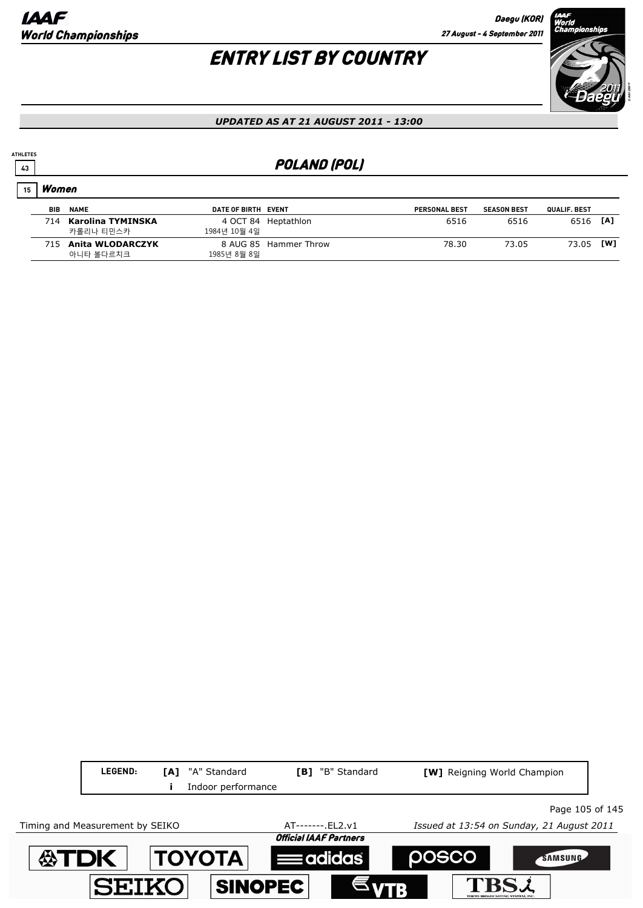# ENTRY LIST BY COUNTRY

***UPDATED AS AT 21 AUGUST 2011 - 13:00***

ATHLETES 43

## POLAND (POL)

### 15 Women

| BIB | NAME | DATE OF BIRTH | EVENT | PERSONAL BEST | SEASON BEST | QUALIF. BEST | |
|---|---|---|---|---|---|---|---|
| 714 | **Karolina TYMINSKA** 카롤리나 티민스카 | 4 OCT 84 1984년 10월 4일 | Heptathlon | 6516 | 6516 | 6516 | [A] |
| 715 | **Anita WLODARCZYK** 아니타 볼다르치크 | 8 AUG 85 1985년 8월 8일 | Hammer Throw | 78.30 | 73.05 | 73.05 | [W] |

**LEGEND:** **[A]** "A" Standard **[B]** "B" Standard **[W]** Reigning World Champion
**i** Indoor performance

Timing and Measurement by SEIKO AT-------.EL2.v1 *Issued at 13:54 on Sunday, 21 August 2011*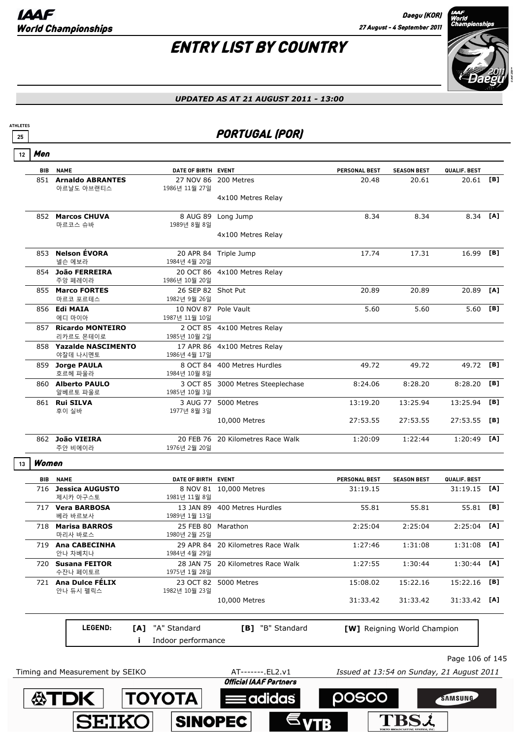# ENTRY LIST BY COUNTRY

*UPDATED AS AT 21 AUGUST 2011 - 13:00*

ATHLETES 25

## PORTUGAL (POR)

### 12 Men

| BIB | NAME | DATE OF BIRTH | EVENT | PERSONAL BEST | SEASON BEST | QUALIF. BEST | |
|---|---|---|---|---|---|---|---|
| 851 | **Arnaldo ABRANTES** 아르날도 아브랜티스 | 27 NOV 86 1986년 11월 27일 | 200 Metres | 20.48 | 20.61 | 20.61 | [B] |
| | | | 4x100 Metres Relay | | | | |
| 852 | **Marcos CHUVA** 마르코스 슈바 | 8 AUG 89 1989년 8월 8일 | Long Jump | 8.34 | 8.34 | 8.34 | [A] |
| | | | 4x100 Metres Relay | | | | |
| 853 | **Nelson ÉVORA** 넬슨 에보라 | 20 APR 84 1984년 4월 20일 | Triple Jump | 17.74 | 17.31 | 16.99 | [B] |
| 854 | **João FERREIRA** 주앙 페레이라 | 20 OCT 86 1986년 10월 20일 | 4x100 Metres Relay | | | | |
| 855 | **Marco FORTES** 마르코 포르테스 | 26 SEP 82 1982년 9월 26일 | Shot Put | 20.89 | 20.89 | 20.89 | [A] |
| 856 | **Edi MAIA** 에디 마이아 | 10 NOV 87 1987년 11월 10일 | Pole Vault | 5.60 | 5.60 | 5.60 | [B] |
| 857 | **Ricardo MONTEIRO** 리카르도 몬테이로 | 2 OCT 85 1985년 10월 2일 | 4x100 Metres Relay | | | | |
| 858 | **Yazalde NASCIMENTO** 야잘데 나시멘토 | 17 APR 86 1986년 4월 17일 | 4x100 Metres Relay | | | | |
| 859 | **Jorge PAULA** 호르헤 파울라 | 8 OCT 84 1984년 10월 8일 | 400 Metres Hurdles | 49.72 | 49.72 | 49.72 | [B] |
| 860 | **Alberto PAULO** 알베르토 파울로 | 3 OCT 85 1985년 10월 3일 | 3000 Metres Steeplechase | 8:24.06 | 8:28.20 | 8:28.20 | [B] |
| 861 | **Rui SILVA** 후이 실바 | 3 AUG 77 1977년 8월 3일 | 5000 Metres | 13:19.20 | 13:25.94 | 13:25.94 | [B] |
| | | | 10,000 Metres | 27:53.55 | 27:53.55 | 27:53.55 | [B] |
| 862 | **João VIEIRA** 주안 비에이라 | 20 FEB 76 1976년 2월 20일 | 20 Kilometres Race Walk | 1:20:09 | 1:22:44 | 1:20:49 | [A] |

### 13 Women

| BIB | NAME | DATE OF BIRTH | EVENT | PERSONAL BEST | SEASON BEST | QUALIF. BEST | |
|---|---|---|---|---|---|---|---|
| 716 | **Jessica AUGUSTO** 제시카 아구스토 | 8 NOV 81 1981년 11월 8일 | 10,000 Metres | 31:19.15 | | 31:19.15 | [A] |
| 717 | **Vera BARBOSA** 베라 바르보사 | 13 JAN 89 1989년 1월 13일 | 400 Metres Hurdles | 55.81 | 55.81 | 55.81 | [B] |
| 718 | **Marisa BARROS** 마리사 바로스 | 25 FEB 80 1980년 2월 25일 | Marathon | 2:25:04 | 2:25:04 | 2:25:04 | [A] |
| 719 | **Ana CABECINHA** 안나 차베시나 | 29 APR 84 1984년 4월 29일 | 20 Kilometres Race Walk | 1:27:46 | 1:31:08 | 1:31:08 | [A] |
| 720 | **Susana FEITOR** 수잔나 페이토르 | 28 JAN 75 1975년 1월 28일 | 20 Kilometres Race Walk | 1:27:55 | 1:30:44 | 1:30:44 | [A] |
| 721 | **Ana Dulce FÉLIX** 안나 듀시 펠릭스 | 23 OCT 82 1982년 10월 23일 | 5000 Metres | 15:08.02 | 15:22.16 | 15:22.16 | [B] |
| | | | 10,000 Metres | 31:33.42 | 31:33.42 | 31:33.42 | [A] |

**LEGEND:** [A] "A" Standard [B] "B" Standard [W] Reigning World Champion
i Indoor performance

Timing and Measurement by SEIKO AT-------.EL2.v1 *Issued at 13:54 on Sunday, 21 August 2011*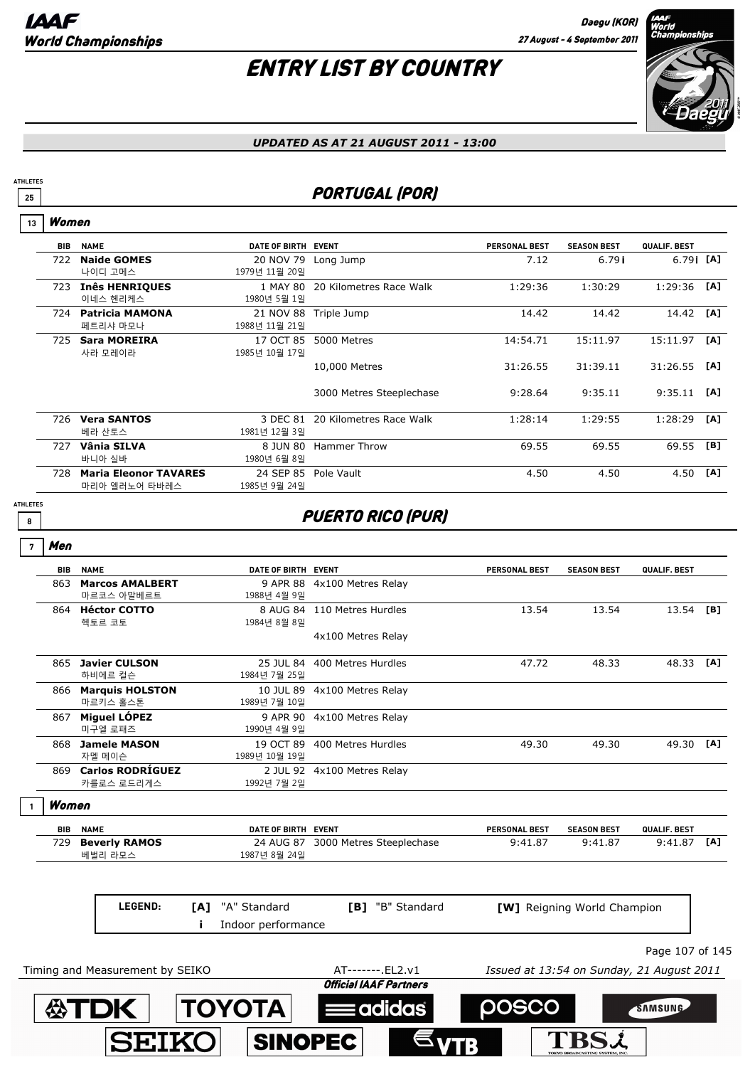# ENTRY LIST BY COUNTRY

*UPDATED AS AT 21 AUGUST 2011 - 13:00*

ATHLETES 25

## PORTUGAL (POR)

### 13 Women

| BIB | NAME | DATE OF BIRTH | EVENT | PERSONAL BEST | SEASON BEST | QUALIF. BEST | |
|---|---|---|---|---|---|---|---|
| 722 | **Naide GOMES** 나이디 고메스 | 20 NOV 79 1979년 11월 20일 | Long Jump | 7.12 | 6.79 i | 6.79 i | [A] |
| 723 | **Inês HENRIQUES** 이네스 헨리케스 | 1 MAY 80 1980년 5월 1일 | 20 Kilometres Race Walk | 1:29:36 | 1:30:29 | 1:29:36 | [A] |
| 724 | **Patricia MAMONA** 페트리샤 마모나 | 21 NOV 88 1988년 11월 21일 | Triple Jump | 14.42 | 14.42 | 14.42 | [A] |
| 725 | **Sara MOREIRA** 사라 모레이라 | 17 OCT 85 1985년 10월 17일 | 5000 Metres | 14:54.71 | 15:11.97 | 15:11.97 | [A] |
| | | | 10,000 Metres | 31:26.55 | 31:39.11 | 31:26.55 | [A] |
| | | | 3000 Metres Steeplechase | 9:28.64 | 9:35.11 | 9:35.11 | [A] |
| 726 | **Vera SANTOS** 베라 산토스 | 3 DEC 81 1981년 12월 3일 | 20 Kilometres Race Walk | 1:28:14 | 1:29:55 | 1:28:29 | [A] |
| 727 | **Vânia SILVA** 바니아 실바 | 8 JUN 80 1980년 6월 8일 | Hammer Throw | 69.55 | 69.55 | 69.55 | [B] |
| 728 | **Maria Eleonor TAVARES** 마리아 엘러노어 타바레스 | 24 SEP 85 1985년 9월 24일 | Pole Vault | 4.50 | 4.50 | 4.50 | [A] |

ATHLETES 8

## PUERTO RICO (PUR)

### 7 Men

| BIB | NAME | DATE OF BIRTH | EVENT | PERSONAL BEST | SEASON BEST | QUALIF. BEST | |
|---|---|---|---|---|---|---|---|
| 863 | **Marcos AMALBERT** 마르코스 아말베르트 | 9 APR 88 1988년 4월 9일 | 4x100 Metres Relay | | | | |
| 864 | **Héctor COTTO** 헥토르 코토 | 8 AUG 84 1984년 8월 8일 | 110 Metres Hurdles | 13.54 | 13.54 | 13.54 | [B] |
| | | | 4x100 Metres Relay | | | | |
| 865 | **Javier CULSON** 하비에르 컬슨 | 25 JUL 84 1984년 7월 25일 | 400 Metres Hurdles | 47.72 | 48.33 | 48.33 | [A] |
| 866 | **Marquis HOLSTON** 마르키스 홀스톤 | 10 JUL 89 1989년 7월 10일 | 4x100 Metres Relay | | | | |
| 867 | **Miguel LÓPEZ** 미구엘 로페즈 | 9 APR 90 1990년 4월 9일 | 4x100 Metres Relay | | | | |
| 868 | **Jamele MASON** 자멜 메이슨 | 19 OCT 89 1989년 10월 19일 | 400 Metres Hurdles | 49.30 | 49.30 | 49.30 | [A] |
| 869 | **Carlos RODRÍGUEZ** 카를로스 로드리게스 | 2 JUL 92 1992년 7월 2일 | 4x100 Metres Relay | | | | |

### 1 Women

| BIB | NAME | DATE OF BIRTH | EVENT | PERSONAL BEST | SEASON BEST | QUALIF. BEST | |
|---|---|---|---|---|---|---|---|
| 729 | **Beverly RAMOS** 베벌리 라모스 | 24 AUG 87 1987년 8월 24일 | 3000 Metres Steeplechase | 9:41.87 | 9:41.87 | 9:41.87 | [A] |

**LEGEND:** [A] "A" Standard; [B] "B" Standard; [W] Reigning World Champion; i Indoor performance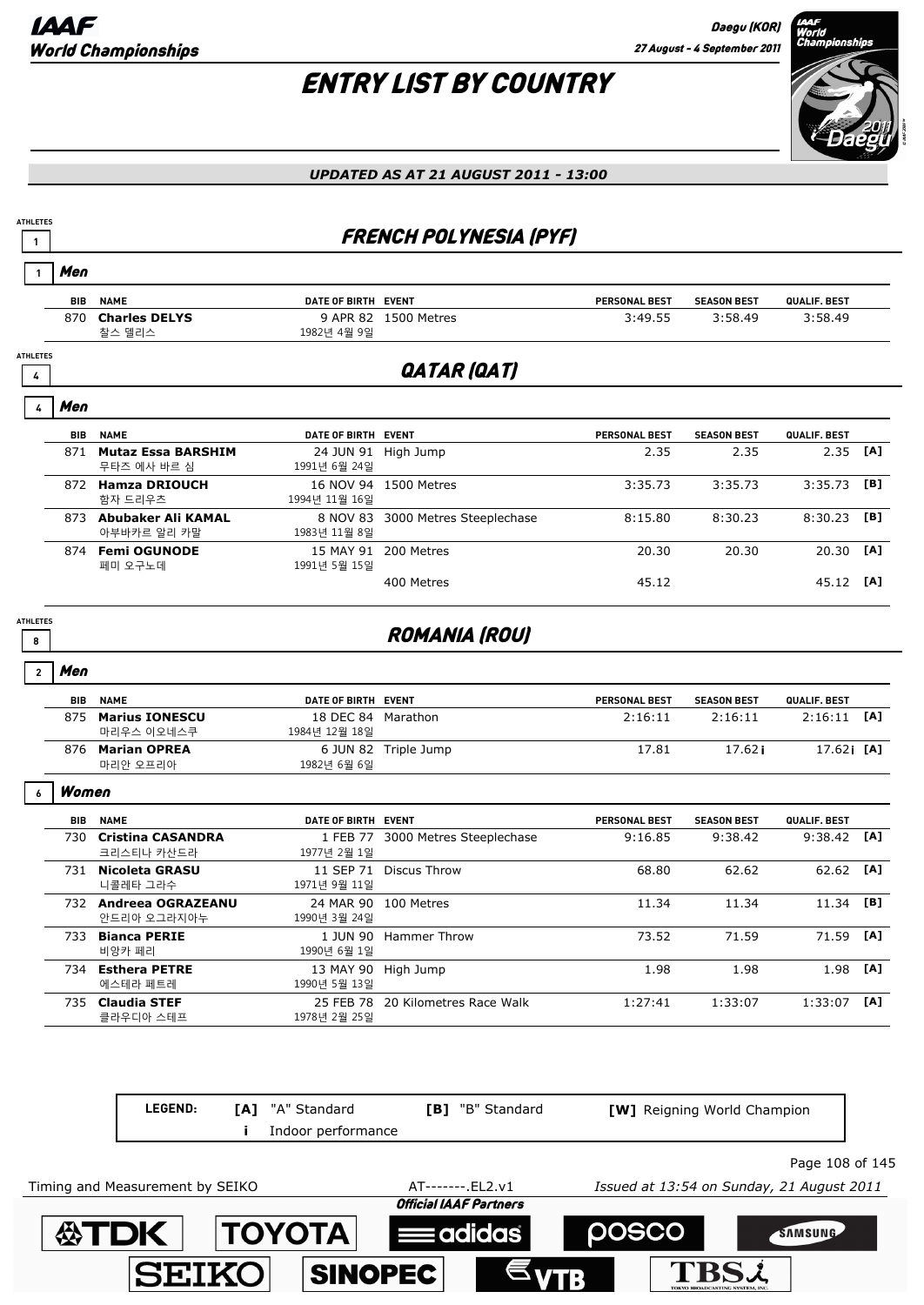# ENTRY LIST BY COUNTRY

*UPDATED AS AT 21 AUGUST 2011 - 13:00*

## FRENCH POLYNESIA (PYF)

ATHLETES 1

### Men

1

| BIB | NAME | DATE OF BIRTH | EVENT | PERSONAL BEST | SEASON BEST | QUALIF. BEST | |
|---|---|---|---|---|---|---|---|
| 870 | **Charles DELYS** 찰스 델리스 | 9 APR 82 1982년 4월 9일 | 1500 Metres | 3:49.55 | 3:58.49 | 3:58.49 | |

## QATAR (QAT)

ATHLETES 4

### Men

4

| BIB | NAME | DATE OF BIRTH | EVENT | PERSONAL BEST | SEASON BEST | QUALIF. BEST | |
|---|---|---|---|---|---|---|---|
| 871 | **Mutaz Essa BARSHIM** 무타즈 에사 바르 심 | 24 JUN 91 1991년 6월 24일 | High Jump | 2.35 | 2.35 | 2.35 | [A] |
| 872 | **Hamza DRIOUCH** 함자 드리우츠 | 16 NOV 94 1994년 11월 16일 | 1500 Metres | 3:35.73 | 3:35.73 | 3:35.73 | [B] |
| 873 | **Abubaker Ali KAMAL** 아부바카르 알리 카말 | 8 NOV 83 1983년 11월 8일 | 3000 Metres Steeplechase | 8:15.80 | 8:30.23 | 8:30.23 | [B] |
| 874 | **Femi OGUNODE** 페미 오구노데 | 15 MAY 91 1991년 5월 15일 | 200 Metres | 20.30 | 20.30 | 20.30 | [A] |
| | | | 400 Metres | 45.12 | | 45.12 | [A] |

## ROMANIA (ROU)

ATHLETES 8

### Men

2

| BIB | NAME | DATE OF BIRTH | EVENT | PERSONAL BEST | SEASON BEST | QUALIF. BEST | |
|---|---|---|---|---|---|---|---|
| 875 | **Marius IONESCU** 마리우스 이오네스쿠 | 18 DEC 84 1984년 12월 18일 | Marathon | 2:16:11 | 2:16:11 | 2:16:11 | [A] |
| 876 | **Marian OPREA** 마리안 오프리아 | 6 JUN 82 1982년 6월 6일 | Triple Jump | 17.81 | 17.62 i | 17.62 i | [A] |

### Women

6

| BIB | NAME | DATE OF BIRTH | EVENT | PERSONAL BEST | SEASON BEST | QUALIF. BEST | |
|---|---|---|---|---|---|---|---|
| 730 | **Cristina CASANDRA** 크리스티나 카산드라 | 1 FEB 77 1977년 2월 1일 | 3000 Metres Steeplechase | 9:16.85 | 9:38.42 | 9:38.42 | [A] |
| 731 | **Nicoleta GRASU** 니콜레타 그라수 | 11 SEP 71 1971년 9월 11일 | Discus Throw | 68.80 | 62.62 | 62.62 | [A] |
| 732 | **Andreea OGRAZEANU** 안드리아 오그라지아누 | 24 MAR 90 1990년 3월 24일 | 100 Metres | 11.34 | 11.34 | 11.34 | [B] |
| 733 | **Bianca PERIE** 비앙카 페리 | 1 JUN 90 1990년 6월 1일 | Hammer Throw | 73.52 | 71.59 | 71.59 | [A] |
| 734 | **Esthera PETRE** 에스테라 페트레 | 13 MAY 90 1990년 5월 13일 | High Jump | 1.98 | 1.98 | 1.98 | [A] |
| 735 | **Claudia STEF** 클라우디아 스테프 | 25 FEB 78 1978년 2월 25일 | 20 Kilometres Race Walk | 1:27:41 | 1:33:07 | 1:33:07 | [A] |

**LEGEND:** [A] "A" Standard | [B] "B" Standard | [W] Reigning World Champion | i Indoor performance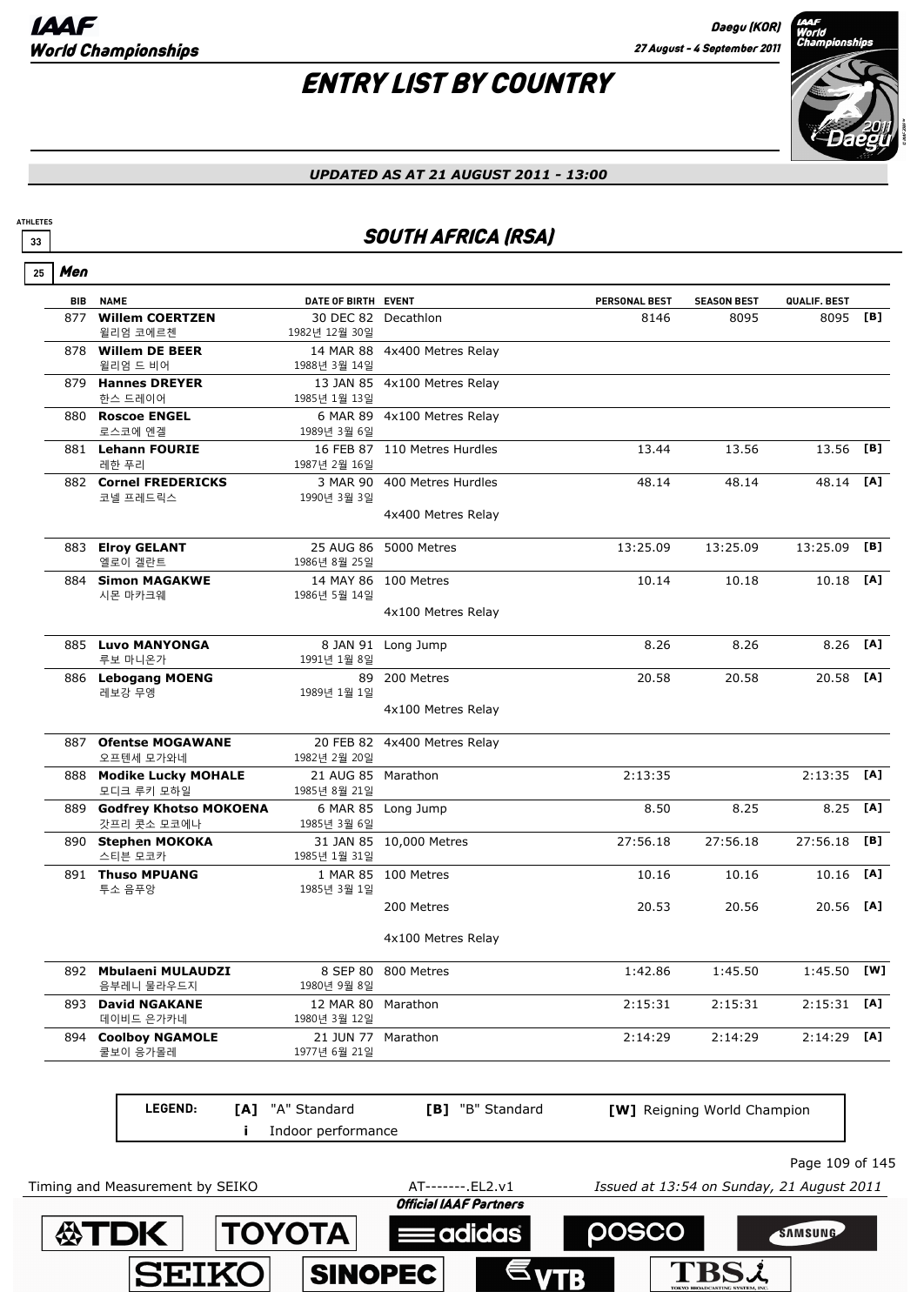# ENTRY LIST BY COUNTRY

*UPDATED AS AT 21 AUGUST 2011 - 13:00*

ATHLETES 33

## SOUTH AFRICA (RSA)

### 25 Men

| BIB | NAME | DATE OF BIRTH | EVENT | PERSONAL BEST | SEASON BEST | QUALIF. BEST | |
|---|---|---|---|---|---|---|---|
| 877 | **Willem COERTZEN** 윌리엄 코에르첸 | 30 DEC 82 1982년 12월 30일 | Decathlon | 8146 | 8095 | 8095 | [B] |
| 878 | **Willem DE BEER** 윌리엄 드 비어 | 14 MAR 88 1988년 3월 14일 | 4x400 Metres Relay | | | | |
| 879 | **Hannes DREYER** 한스 드레이어 | 13 JAN 85 1985년 1월 13일 | 4x100 Metres Relay | | | | |
| 880 | **Roscoe ENGEL** 로스코에 엔겔 | 6 MAR 89 1989년 3월 6일 | 4x100 Metres Relay | | | | |
| 881 | **Lehann FOURIE** 레한 푸리 | 16 FEB 87 1987년 2월 16일 | 110 Metres Hurdles | 13.44 | 13.56 | 13.56 | [B] |
| 882 | **Cornel FREDERICKS** 코넬 프레드릭스 | 3 MAR 90 1990년 3월 3일 | 400 Metres Hurdles | 48.14 | 48.14 | 48.14 | [A] |
| | | | 4x400 Metres Relay | | | | |
| 883 | **Elroy GELANT** 엘로이 겔란트 | 25 AUG 86 1986년 8월 25일 | 5000 Metres | 13:25.09 | 13:25.09 | 13:25.09 | [B] |
| 884 | **Simon MAGAKWE** 시몬 마카크웨 | 14 MAY 86 1986년 5월 14일 | 100 Metres | 10.14 | 10.18 | 10.18 | [A] |
| | | | 4x100 Metres Relay | | | | |
| 885 | **Luvo MANYONGA** 루보 마니온가 | 8 JAN 91 1991년 1월 8일 | Long Jump | 8.26 | 8.26 | 8.26 | [A] |
| 886 | **Lebogang MOENG** 레보강 무엥 | 89 1989년 1월 1일 | 200 Metres | 20.58 | 20.58 | 20.58 | [A] |
| | | | 4x100 Metres Relay | | | | |
| 887 | **Ofentse MOGAWANE** 오프텐세 모가와네 | 20 FEB 82 1982년 2월 20일 | 4x400 Metres Relay | | | | |
| 888 | **Modike Lucky MOHALE** 모디크 루키 모하일 | 21 AUG 85 1985년 8월 21일 | Marathon | 2:13:35 | | 2:13:35 | [A] |
| 889 | **Godfrey Khotso MOKOENA** 갓프리 콧소 모코에나 | 6 MAR 85 1985년 3월 6일 | Long Jump | 8.50 | 8.25 | 8.25 | [A] |
| 890 | **Stephen MOKOKA** 스티븐 모코카 | 31 JAN 85 1985년 1월 31일 | 10,000 Metres | 27:56.18 | 27:56.18 | 27:56.18 | [B] |
| 891 | **Thuso MPUANG** 투소 음푸앙 | 1 MAR 85 1985년 3월 1일 | 100 Metres | 10.16 | 10.16 | 10.16 | [A] |
| | | | 200 Metres | 20.53 | 20.56 | 20.56 | [A] |
| | | | 4x100 Metres Relay | | | | |
| 892 | **Mbulaeni MULAUDZI** 음부레니 물라우드지 | 8 SEP 80 1980년 9월 8일 | 800 Metres | 1:42.86 | 1:45.50 | 1:45.50 | [W] |
| 893 | **David NGAKANE** 데이비드 은가카네 | 12 MAR 80 1980년 3월 12일 | Marathon | 2:15:31 | 2:15:31 | 2:15:31 | [A] |
| 894 | **Coolboy NGAMOLE** 쿨보이 응가몰레 | 21 JUN 77 1977년 6월 21일 | Marathon | 2:14:29 | 2:14:29 | 2:14:29 | [A] |

**LEGEND:** **[A]** "A" Standard **[B]** "B" Standard **[W]** Reigning World Champion **i** Indoor performance

Timing and Measurement by SEIKO AT-------.EL2.v1 *Issued at 13:54 on Sunday, 21 August 2011*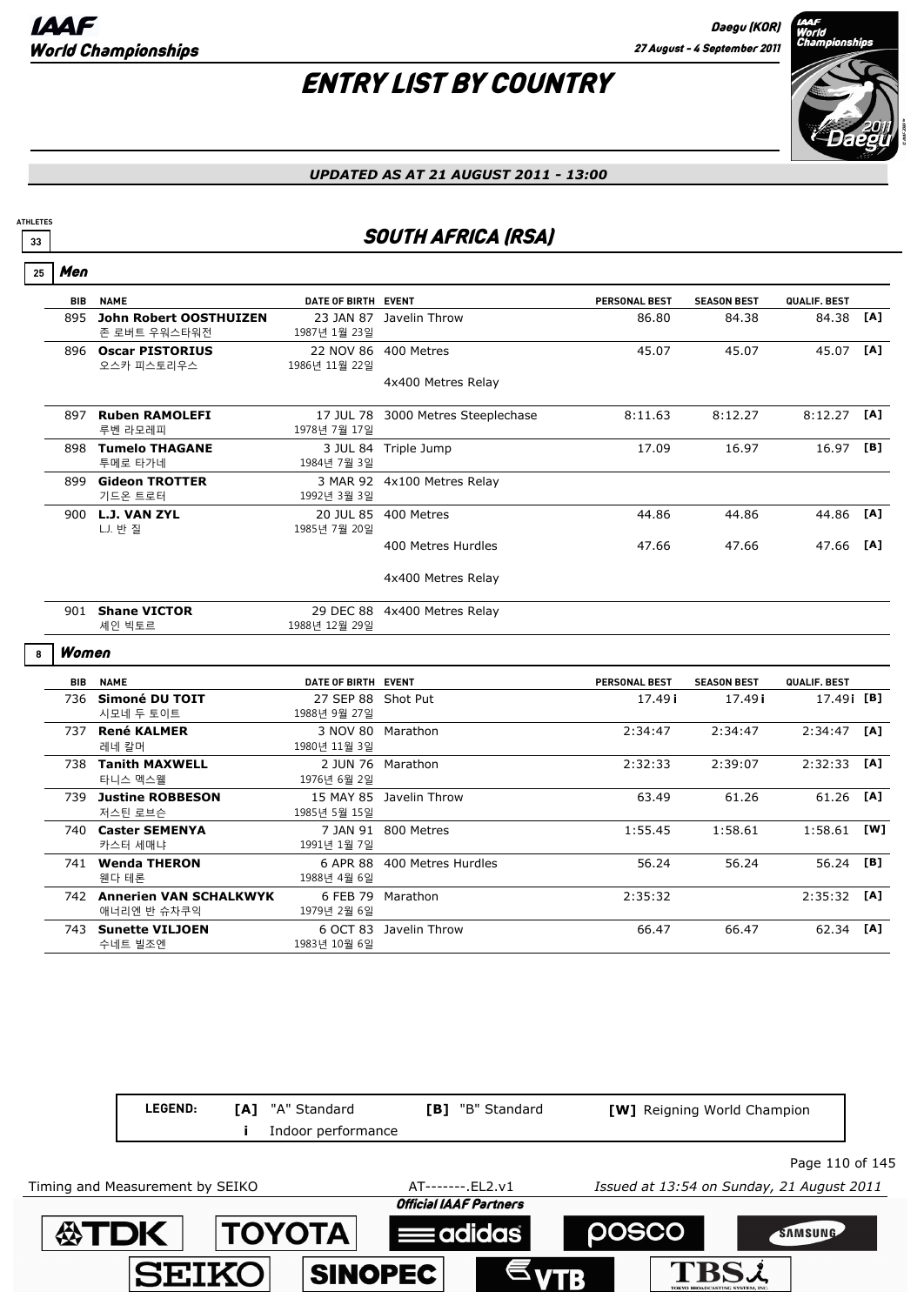# ENTRY LIST BY COUNTRY

*UPDATED AS AT 21 AUGUST 2011 - 13:00*

ATHLETES 33

## SOUTH AFRICA (RSA)

### 25 Men

| BIB | NAME | DATE OF BIRTH | EVENT | PERSONAL BEST | SEASON BEST | QUALIF. BEST | |
|---|---|---|---|---|---|---|---|
| 895 | **John Robert OOSTHUIZEN** 존 로버트 우워스타위전 | 23 JAN 87 1987년 1월 23일 | Javelin Throw | 86.80 | 84.38 | 84.38 | [A] |
| 896 | **Oscar PISTORIUS** 오스카 피스토리우스 | 22 NOV 86 1986년 11월 22일 | 400 Metres | 45.07 | 45.07 | 45.07 | [A] |
| | | | 4x400 Metres Relay | | | | |
| 897 | **Ruben RAMOLEFI** 루벤 라모레피 | 17 JUL 78 1978년 7월 17일 | 3000 Metres Steeplechase | 8:11.63 | 8:12.27 | 8:12.27 | [A] |
| 898 | **Tumelo THAGANE** 투메로 타가네 | 3 JUL 84 1984년 7월 3일 | Triple Jump | 17.09 | 16.97 | 16.97 | [B] |
| 899 | **Gideon TROTTER** 기드온 트로터 | 3 MAR 92 1992년 3월 3일 | 4x100 Metres Relay | | | | |
| 900 | **L.J. VAN ZYL** LJ. 반 질 | 20 JUL 85 1985년 7월 20일 | 400 Metres | 44.86 | 44.86 | 44.86 | [A] |
| | | | 400 Metres Hurdles | 47.66 | 47.66 | 47.66 | [A] |
| | | | 4x400 Metres Relay | | | | |
| 901 | **Shane VICTOR** 셰인 빅토르 | 29 DEC 88 1988년 12월 29일 | 4x400 Metres Relay | | | | |

### 8 Women

| BIB | NAME | DATE OF BIRTH | EVENT | PERSONAL BEST | SEASON BEST | QUALIF. BEST | |
|---|---|---|---|---|---|---|---|
| 736 | **Simoné DU TOIT** 시모네 두 토이트 | 27 SEP 88 1988년 9월 27일 | Shot Put | 17.49 i | 17.49 i | 17.49i | [B] |
| 737 | **René KALMER** 레네 칼머 | 3 NOV 80 1980년 11월 3일 | Marathon | 2:34:47 | 2:34:47 | 2:34:47 | [A] |
| 738 | **Tanith MAXWELL** 타니스 맥스웰 | 2 JUN 76 1976년 6월 2일 | Marathon | 2:32:33 | 2:39:07 | 2:32:33 | [A] |
| 739 | **Justine ROBBESON** 저스틴 로브슨 | 15 MAY 85 1985년 5월 15일 | Javelin Throw | 63.49 | 61.26 | 61.26 | [A] |
| 740 | **Caster SEMENYA** 카스터 세메냐 | 7 JAN 91 1991년 1월 7일 | 800 Metres | 1:55.45 | 1:58.61 | 1:58.61 | [W] |
| 741 | **Wenda THERON** 웬다 테론 | 6 APR 88 1988년 4월 6일 | 400 Metres Hurdles | 56.24 | 56.24 | 56.24 | [B] |
| 742 | **Annerien VAN SCHALKWYK** 애너리엔 반 슈차쿠익 | 6 FEB 79 1979년 2월 6일 | Marathon | 2:35:32 | | 2:35:32 | [A] |
| 743 | **Sunette VILJOEN** 수네트 빌조엔 | 6 OCT 83 1983년 10월 6일 | Javelin Throw | 66.47 | 66.47 | 62.34 | [A] |

LEGEND: [A] "A" Standard [B] "B" Standard [W] Reigning World Champion
i Indoor performance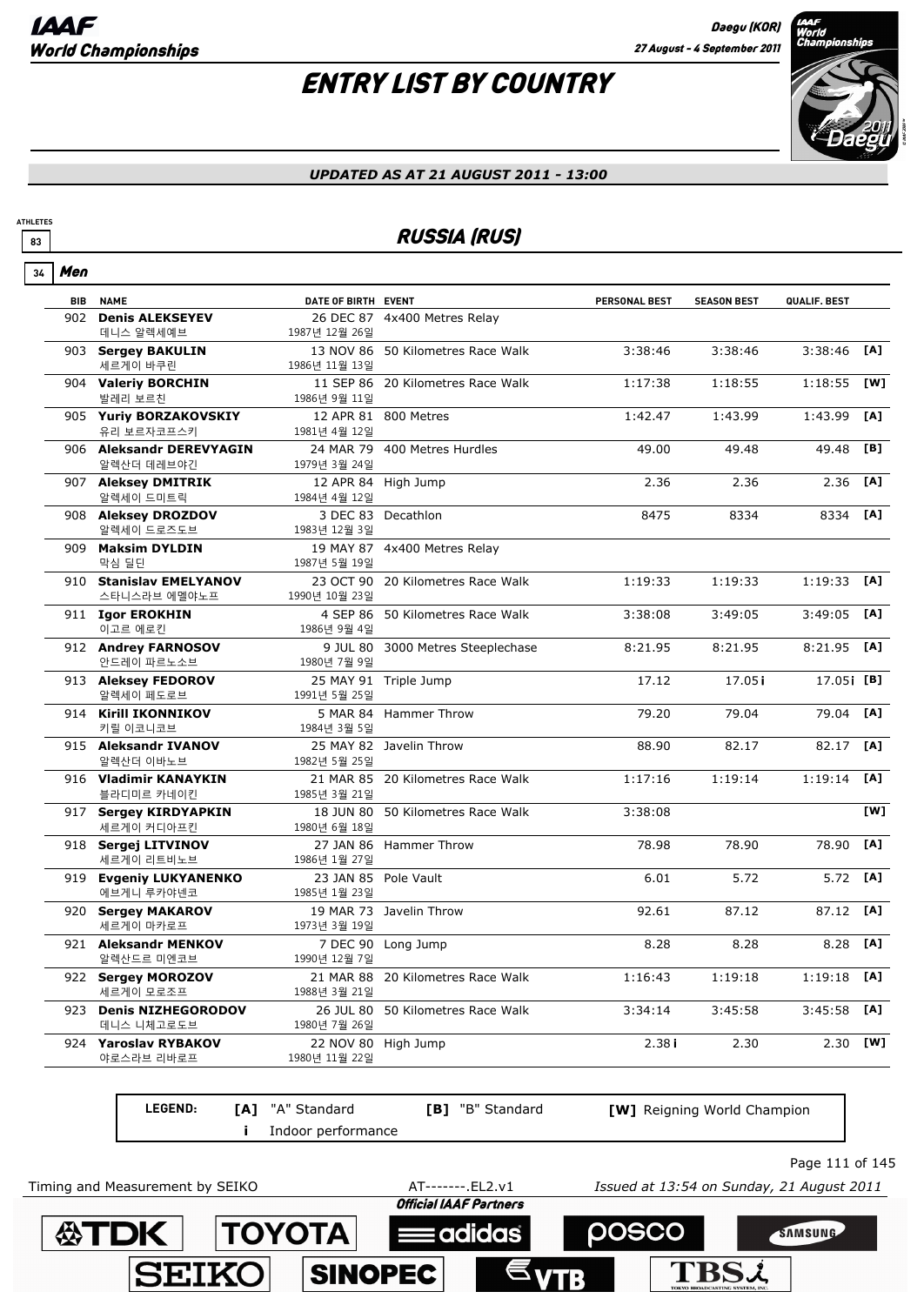# ENTRY LIST BY COUNTRY

*UPDATED AS AT 21 AUGUST 2011 - 13:00*

ATHLETES 83

## RUSSIA (RUS)

34 **Men**

| BIB | NAME | DATE OF BIRTH | EVENT | PERSONAL BEST | SEASON BEST | QUALIF. BEST | |
|---|---|---|---|---|---|---|---|
| 902 | **Denis ALEKSEYEV** 데니스 알렉세예브 | 26 DEC 87 1987년 12월 26일 | 4x400 Metres Relay | | | | |
| 903 | **Sergey BAKULIN** 세르게이 바쿠린 | 13 NOV 86 1986년 11월 13일 | 50 Kilometres Race Walk | 3:38:46 | 3:38:46 | 3:38:46 | [A] |
| 904 | **Valeriy BORCHIN** 발레리 보르친 | 11 SEP 86 1986년 9월 11일 | 20 Kilometres Race Walk | 1:17:38 | 1:18:55 | 1:18:55 | [W] |
| 905 | **Yuriy BORZAKOVSKIY** 유리 보르자코프스키 | 12 APR 81 1981년 4월 12일 | 800 Metres | 1:42.47 | 1:43.99 | 1:43.99 | [A] |
| 906 | **Aleksandr DEREVYAGIN** 알렉산더 데레브야긴 | 24 MAR 79 1979년 3월 24일 | 400 Metres Hurdles | 49.00 | 49.48 | 49.48 | [B] |
| 907 | **Aleksey DMITRIK** 알렉세이 드미트릭 | 12 APR 84 1984년 4월 12일 | High Jump | 2.36 | 2.36 | 2.36 | [A] |
| 908 | **Aleksey DROZDOV** 알렉세이 드로즈도브 | 3 DEC 83 1983년 12월 3일 | Decathlon | 8475 | 8334 | 8334 | [A] |
| 909 | **Maksim DYLDIN** 막심 딜딘 | 19 MAY 87 1987년 5월 19일 | 4x400 Metres Relay | | | | |
| 910 | **Stanislav EMELYANOV** 스타니스라브 에멜야노프 | 23 OCT 90 1990년 10월 23일 | 20 Kilometres Race Walk | 1:19:33 | 1:19:33 | 1:19:33 | [A] |
| 911 | **Igor EROKHIN** 이고르 에로킨 | 4 SEP 86 1986년 9월 4일 | 50 Kilometres Race Walk | 3:38:08 | 3:49:05 | 3:49:05 | [A] |
| 912 | **Andrey FARNOSOV** 안드레이 파르노소브 | 9 JUL 80 1980년 7월 9일 | 3000 Metres Steeplechase | 8:21.95 | 8:21.95 | 8:21.95 | [A] |
| 913 | **Aleksey FEDOROV** 알렉세이 페도로브 | 25 MAY 91 1991년 5월 25일 | Triple Jump | 17.12 | 17.05 i | 17.05 i | [B] |
| 914 | **Kirill IKONNIKOV** 키릴 이코니코브 | 5 MAR 84 1984년 3월 5일 | Hammer Throw | 79.20 | 79.04 | 79.04 | [A] |
| 915 | **Aleksandr IVANOV** 알렉산더 이바노브 | 25 MAY 82 1982년 5월 25일 | Javelin Throw | 88.90 | 82.17 | 82.17 | [A] |
| 916 | **Vladimir KANAYKIN** 블라디미르 카네이킨 | 21 MAR 85 1985년 3월 21일 | 20 Kilometres Race Walk | 1:17:16 | 1:19:14 | 1:19:14 | [A] |
| 917 | **Sergey KIRDYAPKIN** 세르게이 커디아프킨 | 18 JUN 80 1980년 6월 18일 | 50 Kilometres Race Walk | 3:38:08 | | | [W] |
| 918 | **Sergej LITVINOV** 세르게이 리트비노브 | 27 JAN 86 1986년 1월 27일 | Hammer Throw | 78.98 | 78.90 | 78.90 | [A] |
| 919 | **Evgeniy LUKYANENKO** 에브게니 루카야넨코 | 23 JAN 85 1985년 1월 23일 | Pole Vault | 6.01 | 5.72 | 5.72 | [A] |
| 920 | **Sergey MAKAROV** 세르게이 마카로프 | 19 MAR 73 1973년 3월 19일 | Javelin Throw | 92.61 | 87.12 | 87.12 | [A] |
| 921 | **Aleksandr MENKOV** 알렉산드르 미엔코브 | 7 DEC 90 1990년 12월 7일 | Long Jump | 8.28 | 8.28 | 8.28 | [A] |
| 922 | **Sergey MOROZOV** 세르게이 모로조프 | 21 MAR 88 1988년 3월 21일 | 20 Kilometres Race Walk | 1:16:43 | 1:19:18 | 1:19:18 | [A] |
| 923 | **Denis NIZHEGORODOV** 데니스 니제고로도브 | 26 JUL 80 1980년 7월 26일 | 50 Kilometres Race Walk | 3:34:14 | 3:45:58 | 3:45:58 | [A] |
| 924 | **Yaroslav RYBAKOV** 야로스라브 리바로프 | 22 NOV 80 1980년 11월 22일 | High Jump | 2.38 i | 2.30 | 2.30 | [W] |

**LEGEND:** [A] "A" Standard; [B] "B" Standard; [W] Reigning World Champion; i Indoor performance

Timing and Measurement by SEIKO — AT-------.EL2.v1 — Issued at 13:54 on Sunday, 21 August 2011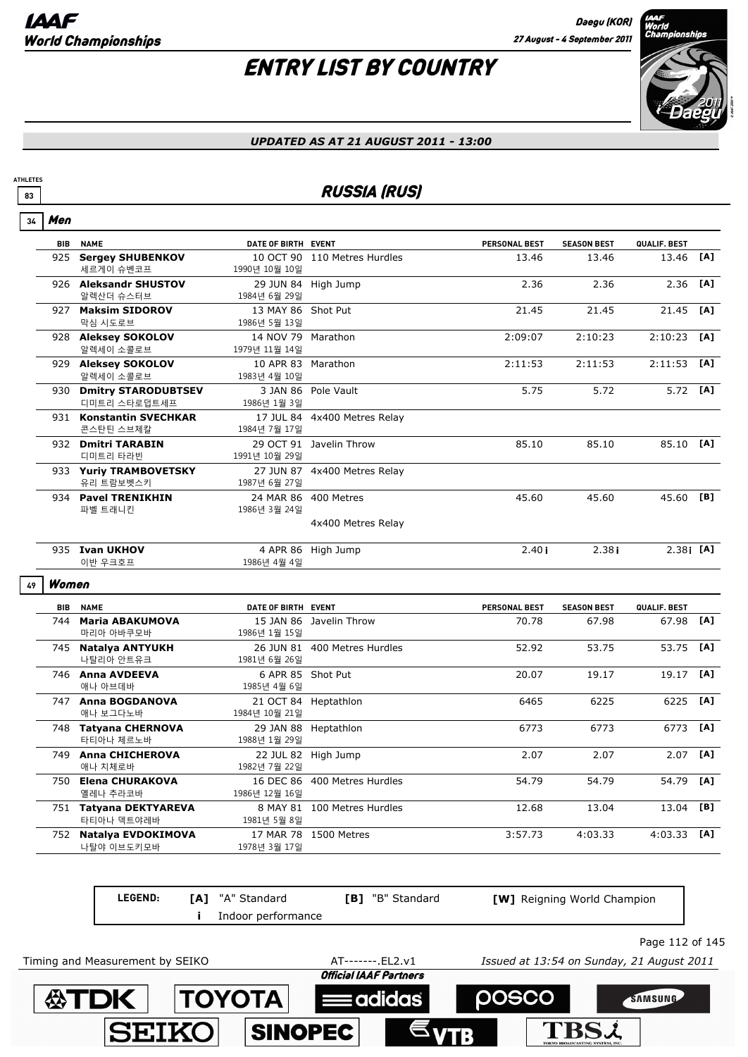# IAAF World Championships

Daegu (KOR)
27 August - 4 September 2011

# ENTRY LIST BY COUNTRY

*UPDATED AS AT 21 AUGUST 2011 - 13:00*

ATHLETES 83

## RUSSIA (RUS)

### 34 Men

| BIB | NAME | DATE OF BIRTH | EVENT | PERSONAL BEST | SEASON BEST | QUALIF. BEST | |
|---|---|---|---|---|---|---|---|
| 925 | **Sergey SHUBENKOV** 세르게이 슈벤코프 | 10 OCT 90 1990년 10월 10일 | 110 Metres Hurdles | 13.46 | 13.46 | 13.46 | [A] |
| 926 | **Aleksandr SHUSTOV** 알렉산더 슈스터브 | 29 JUN 84 1984년 6월 29일 | High Jump | 2.36 | 2.36 | 2.36 | [A] |
| 927 | **Maksim SIDOROV** 막심 시도로브 | 13 MAY 86 1986년 5월 13일 | Shot Put | 21.45 | 21.45 | 21.45 | [A] |
| 928 | **Aleksey SOKOLOV** 알렉세이 소콜로브 | 14 NOV 79 1979년 11월 14일 | Marathon | 2:09:07 | 2:10:23 | 2:10:23 | [A] |
| 929 | **Aleksey SOKOLOV** 알렉세이 소콜로브 | 10 APR 83 1983년 4월 10일 | Marathon | 2:11:53 | 2:11:53 | 2:11:53 | [A] |
| 930 | **Dmitry STARODUBTSEV** 디미트리 스타로덥트세프 | 3 JAN 86 1986년 1월 3일 | Pole Vault | 5.75 | 5.72 | 5.72 | [A] |
| 931 | **Konstantin SVECHKAR** 콘스탄틴 스브체칼 | 17 JUL 84 1984년 7월 17일 | 4x400 Metres Relay | | | | |
| 932 | **Dmitri TARABIN** 디미트리 타라빈 | 29 OCT 91 1991년 10월 29일 | Javelin Throw | 85.10 | 85.10 | 85.10 | [A] |
| 933 | **Yuriy TRAMBOVETSKY** 유리 트람보벳스키 | 27 JUN 87 1987년 6월 27일 | 4x400 Metres Relay | | | | |
| 934 | **Pavel TRENIKHIN** 파벨 트레니킨 | 24 MAR 86 1986년 3월 24일 | 400 Metres | 45.60 | 45.60 | 45.60 | [B] |
| | | | 4x400 Metres Relay | | | | |
| 935 | **Ivan UKHOV** 이반 우크호프 | 4 APR 86 1986년 4월 4일 | High Jump | 2.40 i | 2.38 i | 2.38 i | [A] |

### 49 Women

| BIB | NAME | DATE OF BIRTH | EVENT | PERSONAL BEST | SEASON BEST | QUALIF. BEST | |
|---|---|---|---|---|---|---|---|
| 744 | **Maria ABAKUMOVA** 마리아 아바쿠모바 | 15 JAN 86 1986년 1월 15일 | Javelin Throw | 70.78 | 67.98 | 67.98 | [A] |
| 745 | **Natalya ANTYUKH** 나탈리아 안트유크 | 26 JUN 81 1981년 6월 26일 | 400 Metres Hurdles | 52.92 | 53.75 | 53.75 | [A] |
| 746 | **Anna AVDEEVA** 애나 아브데바 | 6 APR 85 1985년 4월 6일 | Shot Put | 20.07 | 19.17 | 19.17 | [A] |
| 747 | **Anna BOGDANOVA** 애나 보그다노바 | 21 OCT 84 1984년 10월 21일 | Heptathlon | 6465 | 6225 | 6225 | [A] |
| 748 | **Tatyana CHERNOVA** 타티아나 체르노바 | 29 JAN 88 1988년 1월 29일 | Heptathlon | 6773 | 6773 | 6773 | [A] |
| 749 | **Anna CHICHEROVA** 애나 치체로바 | 22 JUL 82 1982년 7월 22일 | High Jump | 2.07 | 2.07 | 2.07 | [A] |
| 750 | **Elena CHURAKOVA** 엘레나 추라코바 | 16 DEC 86 1986년 12월 16일 | 400 Metres Hurdles | 54.79 | 54.79 | 54.79 | [A] |
| 751 | **Tatyana DEKTYAREVA** 타티아나 덱트야레바 | 8 MAY 81 1981년 5월 8일 | 100 Metres Hurdles | 12.68 | 13.04 | 13.04 | [B] |
| 752 | **Natalya EVDOKIMOVA** 나탈야 이브도키모바 | 17 MAR 78 1978년 3월 17일 | 1500 Metres | 3:57.73 | 4:03.33 | 4:03.33 | [A] |

LEGEND: [A] "A" Standard [B] "B" Standard [W] Reigning World Champion
i Indoor performance

Timing and Measurement by SEIKO — AT-------.EL2.v1 — Issued at 13:54 on Sunday, 21 August 2011

Official IAAF Partners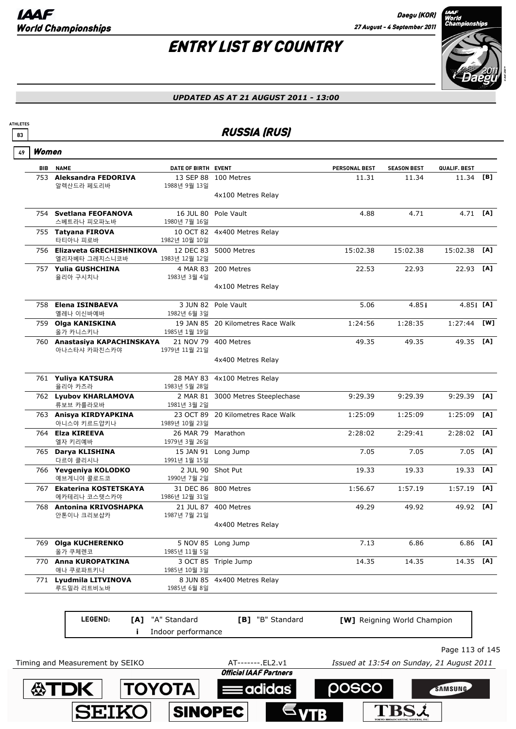# ENTRY LIST BY COUNTRY

*UPDATED AS AT 21 AUGUST 2011 - 13:00*

ATHLETES 83

## RUSSIA (RUS)

### 49 Women

| BIB | NAME | DATE OF BIRTH | EVENT | PERSONAL BEST | SEASON BEST | QUALIF. BEST | |
|---|---|---|---|---|---|---|---|
| 753 | **Aleksandra FEDORIVA** 알렉산드라 페도리바 | 13 SEP 88 1988년 9월 13일 | 100 Metres | 11.31 | 11.34 | 11.34 | [B] |
| | | | 4x100 Metres Relay | | | | |
| 754 | **Svetlana FEOFANOVA** 스베트라나 피오파노바 | 16 JUL 80 1980년 7월 16일 | Pole Vault | 4.88 | 4.71 | 4.71 | [A] |
| 755 | **Tatyana FIROVA** 타티아나 피로바 | 10 OCT 82 1982년 10월 10일 | 4x400 Metres Relay | | | | |
| 756 | **Elizaveta GRECHISHNIKOVA** 엘리자베타 그레치스니코바 | 12 DEC 83 1983년 12월 12일 | 5000 Metres | 15:02.38 | 15:02.38 | 15:02.38 | [A] |
| 757 | **Yulia GUSHCHINA** 율리아 구시치나 | 4 MAR 83 1983년 3월 4일 | 200 Metres | 22.53 | 22.93 | 22.93 | [A] |
| | | | 4x100 Metres Relay | | | | |
| 758 | **Elena ISINBAEVA** 엘레나 이신바예바 | 3 JUN 82 1982년 6월 3일 | Pole Vault | 5.06 | 4.85i | 4.85i | [A] |
| 759 | **Olga KANISKINA** 올가 카니스키나 | 19 JAN 85 1985년 1월 19일 | 20 Kilometres Race Walk | 1:24:56 | 1:28:35 | 1:27:44 | [W] |
| 760 | **Anastasiya KAPACHINSKAYA** 아나스타샤 카파친스카야 | 21 NOV 79 1979년 11월 21일 | 400 Metres | 49.35 | 49.35 | 49.35 | [A] |
| | | | 4x400 Metres Relay | | | | |
| 761 | **Yuliya KATSURA** 율리아 카츠라 | 28 MAY 83 1983년 5월 28일 | 4x100 Metres Relay | | | | |
| 762 | **Lyubov KHARLAMOVA** 류보브 카를라모바 | 2 MAR 81 1981년 3월 2일 | 3000 Metres Steeplechase | 9:29.39 | 9:29.39 | 9:29.39 | [A] |
| 763 | **Anisya KIRDYAPKINA** 아니스야 키르드얍키나 | 23 OCT 89 1989년 10월 23일 | 20 Kilometres Race Walk | 1:25:09 | 1:25:09 | 1:25:09 | [A] |
| 764 | **Elza KIREEVA** 엘자 키리예바 | 26 MAR 79 1979년 3월 26일 | Marathon | 2:28:02 | 2:29:41 | 2:28:02 | [A] |
| 765 | **Darya KLISHINA** 다르야 클리시나 | 15 JAN 91 1991년 1월 15일 | Long Jump | 7.05 | 7.05 | 7.05 | [A] |
| 766 | **Yevgeniya KOLODKO** 예브게니야 콜로드코 | 2 JUL 90 1990년 7월 2일 | Shot Put | 19.33 | 19.33 | 19.33 | [A] |
| 767 | **Ekaterina KOSTETSKAYA** 에카테리나 코스텟스카야 | 31 DEC 86 1986년 12월 31일 | 800 Metres | 1:56.67 | 1:57.19 | 1:57.19 | [A] |
| 768 | **Antonina KRIVOSHAPKA** 안톤이나 크리보샵카 | 21 JUL 87 1987년 7월 21일 | 400 Metres | 49.29 | 49.92 | 49.92 | [A] |
| | | | 4x400 Metres Relay | | | | |
| 769 | **Olga KUCHERENKO** 올가 쿠체렌코 | 5 NOV 85 1985년 11월 5일 | Long Jump | 7.13 | 6.86 | 6.86 | [A] |
| 770 | **Anna KUROPATKINA** 애나 쿠로파트키나 | 3 OCT 85 1985년 10월 3일 | Triple Jump | 14.35 | 14.35 | 14.35 | [A] |
| 771 | **Lyudmila LITVINOVA** 루드밀라 리트비노바 | 8 JUN 85 1985년 6월 8일 | 4x400 Metres Relay | | | | |

**LEGEND:** [A] "A" Standard [B] "B" Standard [W] Reigning World Champion i Indoor performance

Timing and Measurement by SEIKO AT-------.EL2.v1 *Issued at 13:54 on Sunday, 21 August 2011*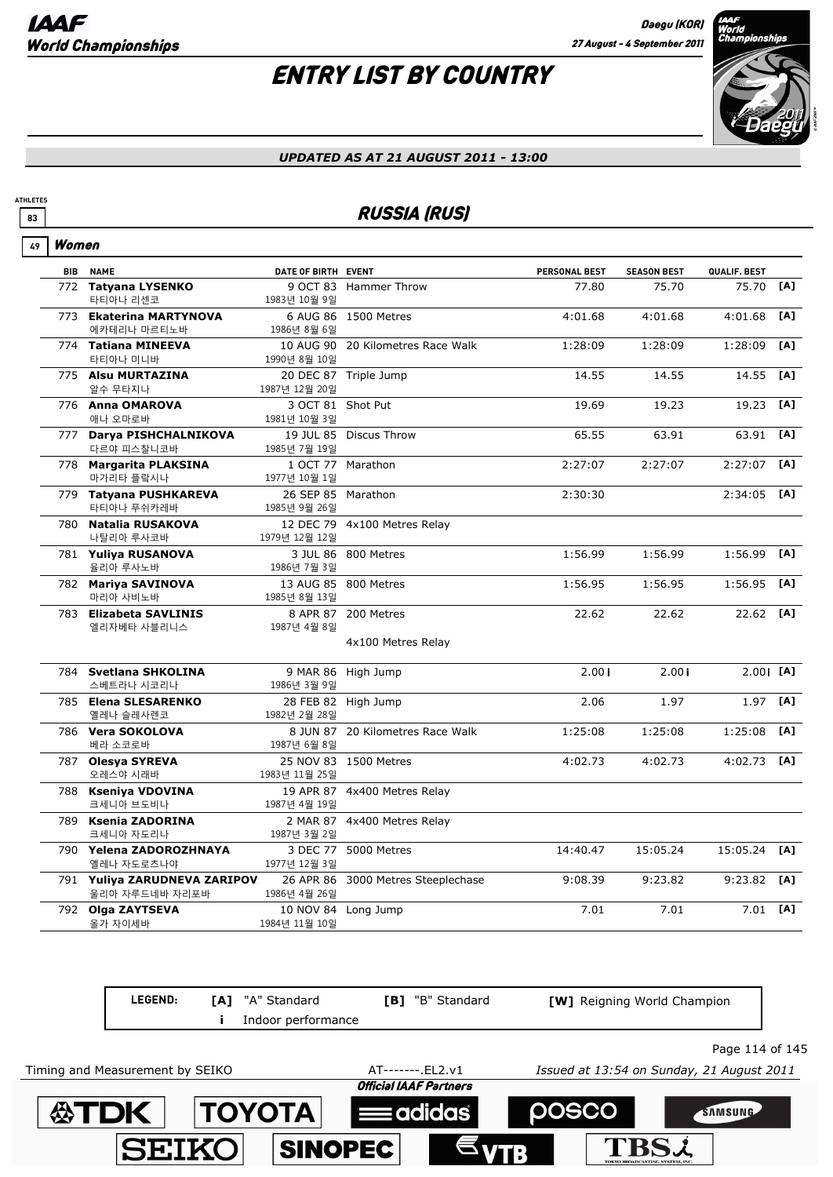# ENTRY LIST BY COUNTRY

*UPDATED AS AT 21 AUGUST 2011 - 13:00*

ATHLETES 83

## RUSSIA (RUS)

49 **Women**

| BIB | NAME | DATE OF BIRTH | EVENT | PERSONAL BEST | SEASON BEST | QUALIF. BEST | |
|---|---|---|---|---|---|---|---|
| 772 | **Tatyana LYSENKO** 타티아나 리센코 | 9 OCT 83 1983년 10월 9일 | Hammer Throw | 77.80 | 75.70 | 75.70 | [A] |
| 773 | **Ekaterina MARTYNOVA** 에카테리나 마르티노바 | 6 AUG 86 1986년 8월 6일 | 1500 Metres | 4:01.68 | 4:01.68 | 4:01.68 | [A] |
| 774 | **Tatiana MINEEVA** 타티아나 미니바 | 10 AUG 90 1990년 8월 10일 | 20 Kilometres Race Walk | 1:28:09 | 1:28:09 | 1:28:09 | [A] |
| 775 | **Alsu MURTAZINA** 알수 무타지나 | 20 DEC 87 1987년 12월 20일 | Triple Jump | 14.55 | 14.55 | 14.55 | [A] |
| 776 | **Anna OMAROVA** 애나 오마로바 | 3 OCT 81 1981년 10월 3일 | Shot Put | 19.69 | 19.23 | 19.23 | [A] |
| 777 | **Darya PISHCHALNIKOVA** 다르야 피스찰니코바 | 19 JUL 85 1985년 7월 19일 | Discus Throw | 65.55 | 63.91 | 63.91 | [A] |
| 778 | **Margarita PLAKSINA** 마가리타 플락시나 | 1 OCT 77 1977년 10월 1일 | Marathon | 2:27:07 | 2:27:07 | 2:27:07 | [A] |
| 779 | **Tatyana PUSHKAREVA** 타티아나 푸쉬카레바 | 26 SEP 85 1985년 9월 26일 | Marathon | 2:30:30 | | 2:34:05 | [A] |
| 780 | **Natalia RUSAKOVA** 나탈리아 루사코바 | 12 DEC 79 1979년 12월 12일 | 4x100 Metres Relay | | | | |
| 781 | **Yuliya RUSANOVA** 율리아 루사노바 | 3 JUL 86 1986년 7월 3일 | 800 Metres | 1:56.99 | 1:56.99 | 1:56.99 | [A] |
| 782 | **Mariya SAVINOVA** 마리아 사비노바 | 13 AUG 85 1985년 8월 13일 | 800 Metres | 1:56.95 | 1:56.95 | 1:56.95 | [A] |
| 783 | **Elizabeta SAVLINIS** 엘리자베타 사블리니스 | 8 APR 87 1987년 4월 8일 | 200 Metres | 22.62 | 22.62 | 22.62 | [A] |
| | | | 4x100 Metres Relay | | | | |
| 784 | **Svetlana SHKOLINA** 스베트라나 시코리나 | 9 MAR 86 1986년 3월 9일 | High Jump | 2.00 i | 2.00 i | 2.00 i | [A] |
| 785 | **Elena SLESARENKO** 엘레나 슬레사렌코 | 28 FEB 82 1982년 2월 28일 | High Jump | 2.06 | 1.97 | 1.97 | [A] |
| 786 | **Vera SOKOLOVA** 베라 소코로바 | 8 JUN 87 1987년 6월 8일 | 20 Kilometres Race Walk | 1:25:08 | 1:25:08 | 1:25:08 | [A] |
| 787 | **Olesya SYREVA** 오레스야 시래바 | 25 NOV 83 1983년 11월 25일 | 1500 Metres | 4:02.73 | 4:02.73 | 4:02.73 | [A] |
| 788 | **Kseniya VDOVINA** 크세니아 브도비나 | 19 APR 87 1987년 4월 19일 | 4x400 Metres Relay | | | | |
| 789 | **Ksenia ZADORINA** 크세니아 자도리나 | 2 MAR 87 1987년 3월 2일 | 4x400 Metres Relay | | | | |
| 790 | **Yelena ZADOROZHNAYA** 옐레나 자도로즈나야 | 3 DEC 77 1977년 12월 3일 | 5000 Metres | 14:40.47 | 15:05.24 | 15:05.24 | [A] |
| 791 | **Yuliya ZARUDNEVA ZARIPOV** 율리아 자루드네바 자리포바 | 26 APR 86 1986년 4월 26일 | 3000 Metres Steeplechase | 9:08.39 | 9:23.82 | 9:23.82 | [A] |
| 792 | **Olga ZAYTSEVA** 올가 자이세바 | 10 NOV 84 1984년 11월 10일 | Long Jump | 7.01 | 7.01 | 7.01 | [A] |

**LEGEND:** [A] "A" Standard [B] "B" Standard [W] Reigning World Champion
i Indoor performance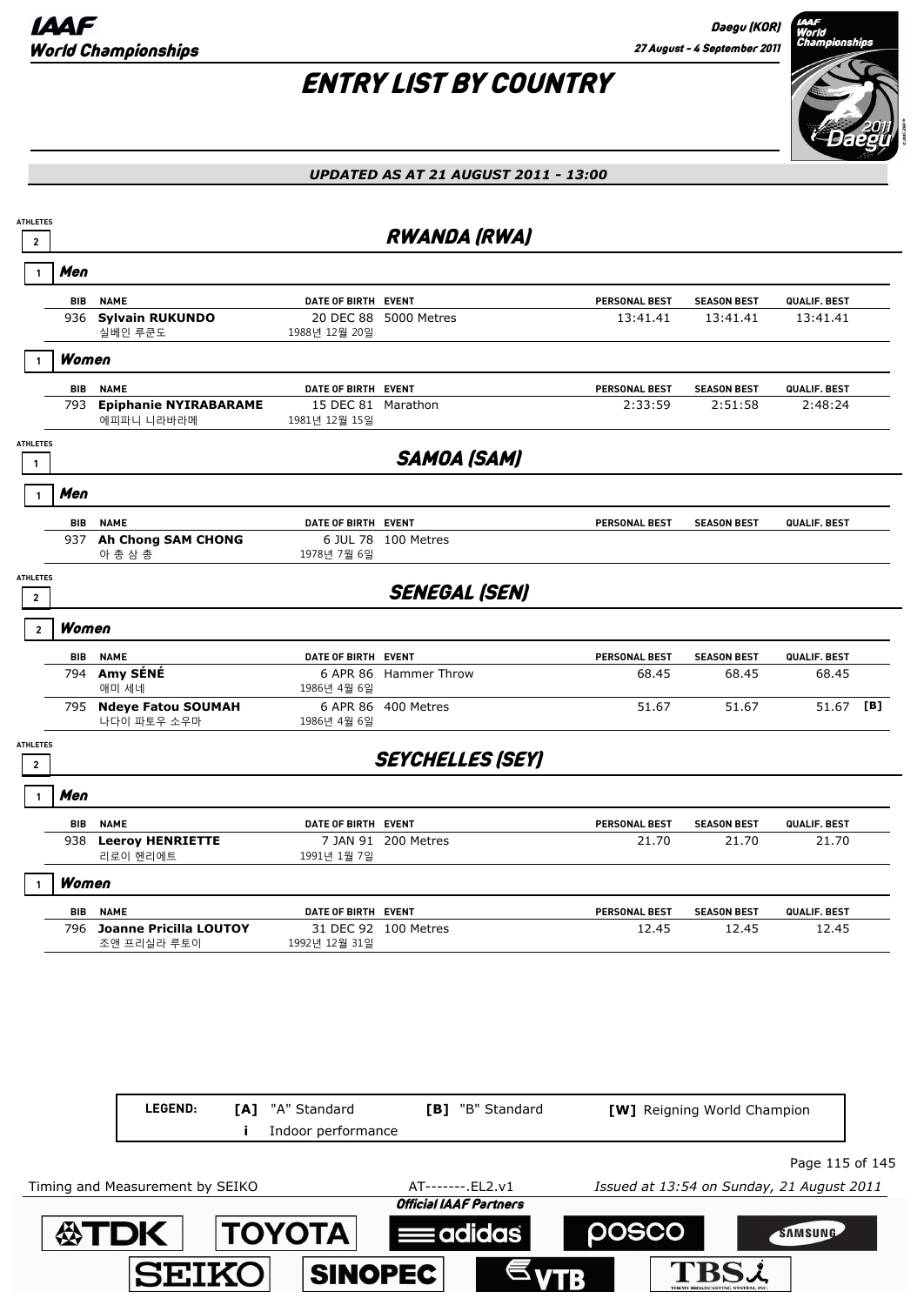# ENTRY LIST BY COUNTRY

*UPDATED AS AT 21 AUGUST 2011 - 13:00*

## RWANDA (RWA)

ATHLETES 2

### Men (1)

| BIB | NAME | DATE OF BIRTH | EVENT | PERSONAL BEST | SEASON BEST | QUALIF. BEST | |
|---|---|---|---|---|---|---|---|
| 936 | **Sylvain RUKUNDO** 실베인 루쿤도 | 20 DEC 88 1988년 12월 20일 | 5000 Metres | 13:41.41 | 13:41.41 | 13:41.41 | |

### Women (1)

| BIB | NAME | DATE OF BIRTH | EVENT | PERSONAL BEST | SEASON BEST | QUALIF. BEST | |
|---|---|---|---|---|---|---|---|
| 793 | **Epiphanie NYIRABARAME** 에피파니 니라바라메 | 15 DEC 81 1981년 12월 15일 | Marathon | 2:33:59 | 2:51:58 | 2:48:24 | |

## SAMOA (SAM)

ATHLETES 1

### Men (1)

| BIB | NAME | DATE OF BIRTH | EVENT | PERSONAL BEST | SEASON BEST | QUALIF. BEST | |
|---|---|---|---|---|---|---|---|
| 937 | **Ah Chong SAM CHONG** 아 총 삼 총 | 6 JUL 78 1978년 7월 6일 | 100 Metres | | | | |

## SENEGAL (SEN)

ATHLETES 2

### Women (2)

| BIB | NAME | DATE OF BIRTH | EVENT | PERSONAL BEST | SEASON BEST | QUALIF. BEST | |
|---|---|---|---|---|---|---|---|
| 794 | **Amy SÉNÉ** 애미 세네 | 6 APR 86 1986년 4월 6일 | Hammer Throw | 68.45 | 68.45 | 68.45 | |
| 795 | **Ndeye Fatou SOUMAH** 나다이 파토우 소우마 | 6 APR 86 1986년 4월 6일 | 400 Metres | 51.67 | 51.67 | 51.67 | [B] |

## SEYCHELLES (SEY)

ATHLETES 2

### Men (1)

| BIB | NAME | DATE OF BIRTH | EVENT | PERSONAL BEST | SEASON BEST | QUALIF. BEST | |
|---|---|---|---|---|---|---|---|
| 938 | **Leeroy HENRIETTE** 리로이 헨리에트 | 7 JAN 91 1991년 1월 7일 | 200 Metres | 21.70 | 21.70 | 21.70 | |

### Women (1)

| BIB | NAME | DATE OF BIRTH | EVENT | PERSONAL BEST | SEASON BEST | QUALIF. BEST | |
|---|---|---|---|---|---|---|---|
| 796 | **Joanne Pricilla LOUTOY** 조앤 프리실라 루토이 | 31 DEC 92 1992년 12월 31일 | 100 Metres | 12.45 | 12.45 | 12.45 | |

**LEGEND:** [A] "A" Standard &nbsp; [B] "B" Standard &nbsp; [W] Reigning World Champion &nbsp; i Indoor performance

Timing and Measurement by SEIKO — AT-------.EL2.v1 — Issued at 13:54 on Sunday, 21 August 2011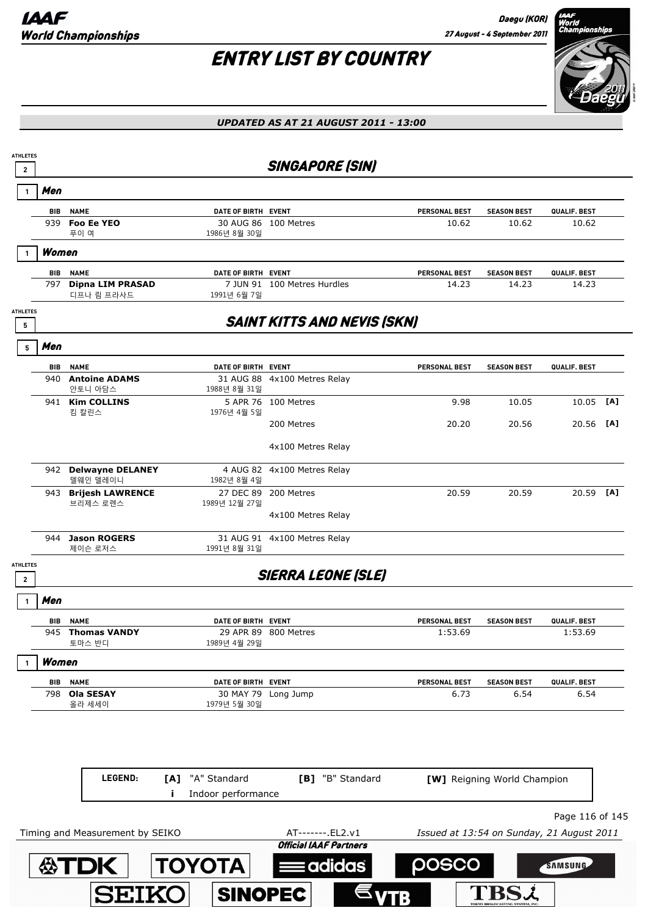# ENTRY LIST BY COUNTRY

*UPDATED AS AT 21 AUGUST 2011 - 13:00*

## SINGAPORE (SIN)

ATHLETES 2

### Men

1

| BIB | NAME | DATE OF BIRTH | EVENT | PERSONAL BEST | SEASON BEST | QUALIF. BEST | |
|---|---|---|---|---|---|---|---|
| 939 | **Foo Ee YEO** 푸이 여 | 30 AUG 86 1986년 8월 30일 | 100 Metres | 10.62 | 10.62 | 10.62 | |

### Women

1

| BIB | NAME | DATE OF BIRTH | EVENT | PERSONAL BEST | SEASON BEST | QUALIF. BEST | |
|---|---|---|---|---|---|---|---|
| 797 | **Dipna LIM PRASAD** 디프나 림 프라사드 | 7 JUN 91 1991년 6월 7일 | 100 Metres Hurdles | 14.23 | 14.23 | 14.23 | |

## SAINT KITTS AND NEVIS (SKN)

ATHLETES 5

### Men

5

| BIB | NAME | DATE OF BIRTH | EVENT | PERSONAL BEST | SEASON BEST | QUALIF. BEST | |
|---|---|---|---|---|---|---|---|
| 940 | **Antoine ADAMS** 안토니 아담스 | 31 AUG 88 1988년 8월 31일 | 4x100 Metres Relay | | | | |
| 941 | **Kim COLLINS** 킴 칼린스 | 5 APR 76 1976년 4월 5일 | 100 Metres | 9.98 | 10.05 | 10.05 | [A] |
| | | | 200 Metres | 20.20 | 20.56 | 20.56 | [A] |
| | | | 4x100 Metres Relay | | | | |
| 942 | **Delwayne DELANEY** 델웨인 델레이니 | 4 AUG 82 1982년 8월 4일 | 4x100 Metres Relay | | | | |
| 943 | **Brijesh LAWRENCE** 브리제스 로렌스 | 27 DEC 89 1989년 12월 27일 | 200 Metres | 20.59 | 20.59 | 20.59 | [A] |
| | | | 4x100 Metres Relay | | | | |
| 944 | **Jason ROGERS** 제이슨 로저스 | 31 AUG 91 1991년 8월 31일 | 4x100 Metres Relay | | | | |

## SIERRA LEONE (SLE)

ATHLETES 2

### Men

1

| BIB | NAME | DATE OF BIRTH | EVENT | PERSONAL BEST | SEASON BEST | QUALIF. BEST | |
|---|---|---|---|---|---|---|---|
| 945 | **Thomas VANDY** 토마스 반디 | 29 APR 89 1989년 4월 29일 | 800 Metres | 1:53.69 | | 1:53.69 | |

### Women

1

| BIB | NAME | DATE OF BIRTH | EVENT | PERSONAL BEST | SEASON BEST | QUALIF. BEST | |
|---|---|---|---|---|---|---|---|
| 798 | **Ola SESAY** 올라 세세이 | 30 MAY 79 1979년 5월 30일 | Long Jump | 6.73 | 6.54 | 6.54 | |

**LEGEND:** **[A]** "A" Standard **[B]** "B" Standard **[W]** Reigning World Champion **i** Indoor performance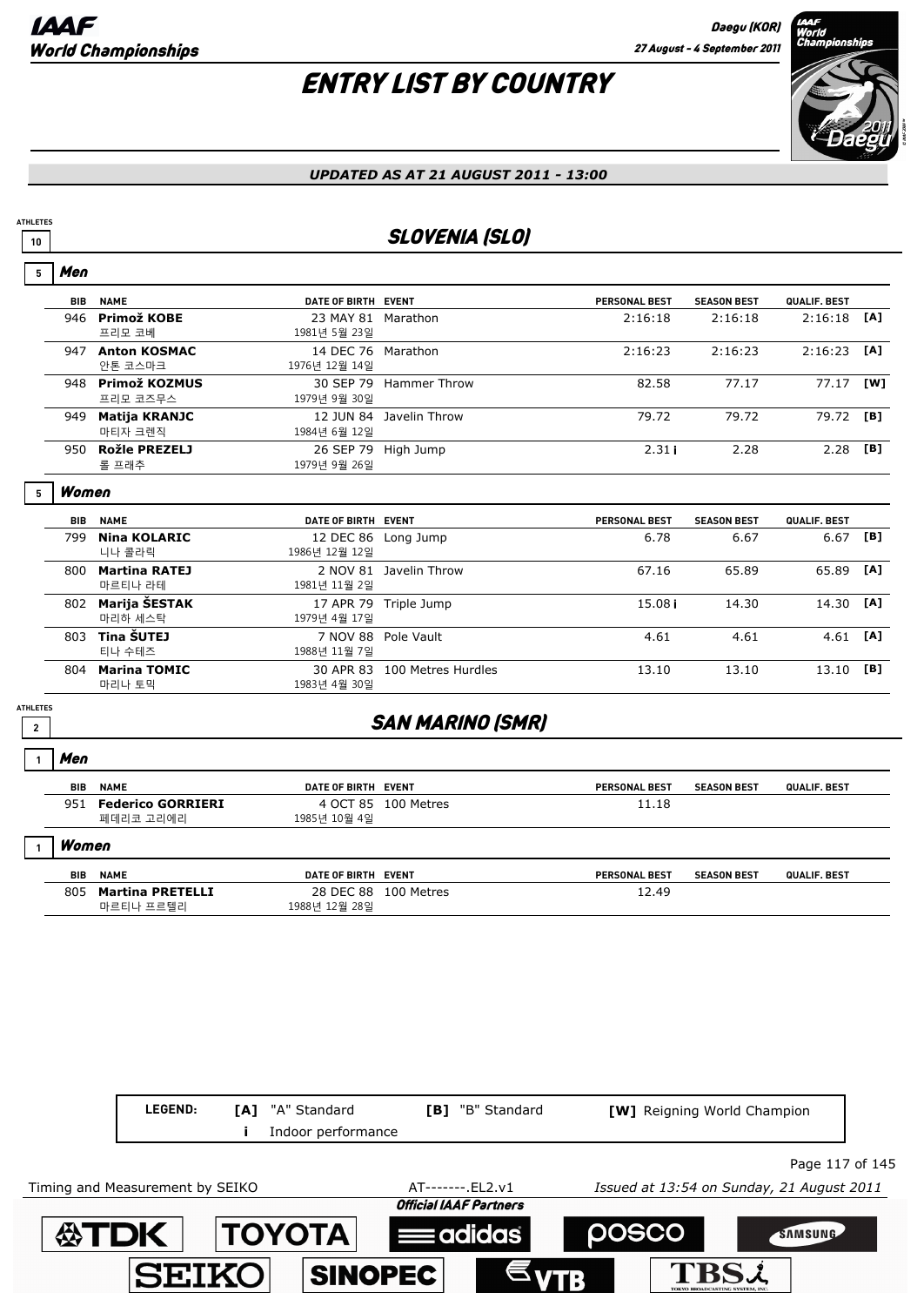# ENTRY LIST BY COUNTRY

*UPDATED AS AT 21 AUGUST 2011 - 13:00*

## SLOVENIA (SLO)

ATHLETES 10

### Men (5)

| BIB | NAME | DATE OF BIRTH | EVENT | PERSONAL BEST | SEASON BEST | QUALIF. BEST | |
|---|---|---|---|---|---|---|---|
| 946 | **Primož KOBE**<br>프리모 코베 | 23 MAY 81<br>1981년 5월 23일 | Marathon | 2:16:18 | 2:16:18 | 2:16:18 | [A] |
| 947 | **Anton KOSMAC**<br>안톤 코스마크 | 14 DEC 76<br>1976년 12월 14일 | Marathon | 2:16:23 | 2:16:23 | 2:16:23 | [A] |
| 948 | **Primož KOZMUS**<br>프리모 코즈무스 | 30 SEP 79<br>1979년 9월 30일 | Hammer Throw | 82.58 | 77.17 | 77.17 | [W] |
| 949 | **Matija KRANJC**<br>마티자 크렌직 | 12 JUN 84<br>1984년 6월 12일 | Javelin Throw | 79.72 | 79.72 | 79.72 | [B] |
| 950 | **Rožle PREZELJ**<br>롤 프래추 | 26 SEP 79<br>1979년 9월 26일 | High Jump | 2.31 i | 2.28 | 2.28 | [B] |

### Women (5)

| BIB | NAME | DATE OF BIRTH | EVENT | PERSONAL BEST | SEASON BEST | QUALIF. BEST | |
|---|---|---|---|---|---|---|---|
| 799 | **Nina KOLARIC**<br>니나 콜라릭 | 12 DEC 86<br>1986년 12월 12일 | Long Jump | 6.78 | 6.67 | 6.67 | [B] |
| 800 | **Martina RATEJ**<br>마르티나 라테 | 2 NOV 81<br>1981년 11월 2일 | Javelin Throw | 67.16 | 65.89 | 65.89 | [A] |
| 802 | **Marija ŠESTAK**<br>마리하 세스탁 | 17 APR 79<br>1979년 4월 17일 | Triple Jump | 15.08 i | 14.30 | 14.30 | [A] |
| 803 | **Tina ŠUTEJ**<br>티나 수테즈 | 7 NOV 88<br>1988년 11월 7일 | Pole Vault | 4.61 | 4.61 | 4.61 | [A] |
| 804 | **Marina TOMIC**<br>마리나 토믹 | 30 APR 83<br>1983년 4월 30일 | 100 Metres Hurdles | 13.10 | 13.10 | 13.10 | [B] |

## SAN MARINO (SMR)

ATHLETES 2

### Men (1)

| BIB | NAME | DATE OF BIRTH | EVENT | PERSONAL BEST | SEASON BEST | QUALIF. BEST |
|---|---|---|---|---|---|---|
| 951 | **Federico GORRIERI**<br>페데리코 고리에리 | 4 OCT 85<br>1985년 10월 4일 | 100 Metres | 11.18 | | |

### Women (1)

| BIB | NAME | DATE OF BIRTH | EVENT | PERSONAL BEST | SEASON BEST | QUALIF. BEST |
|---|---|---|---|---|---|---|
| 805 | **Martina PRETELLI**<br>마르티나 프르텔리 | 28 DEC 88<br>1988년 12월 28일 | 100 Metres | 12.49 | | |

**LEGEND:** **[A]** "A" Standard **[B]** "B" Standard **[W]** Reigning World Champion
**i** Indoor performance

Timing and Measurement by SEIKO — AT-------.EL2.v1 — Issued at 13:54 on Sunday, 21 August 2011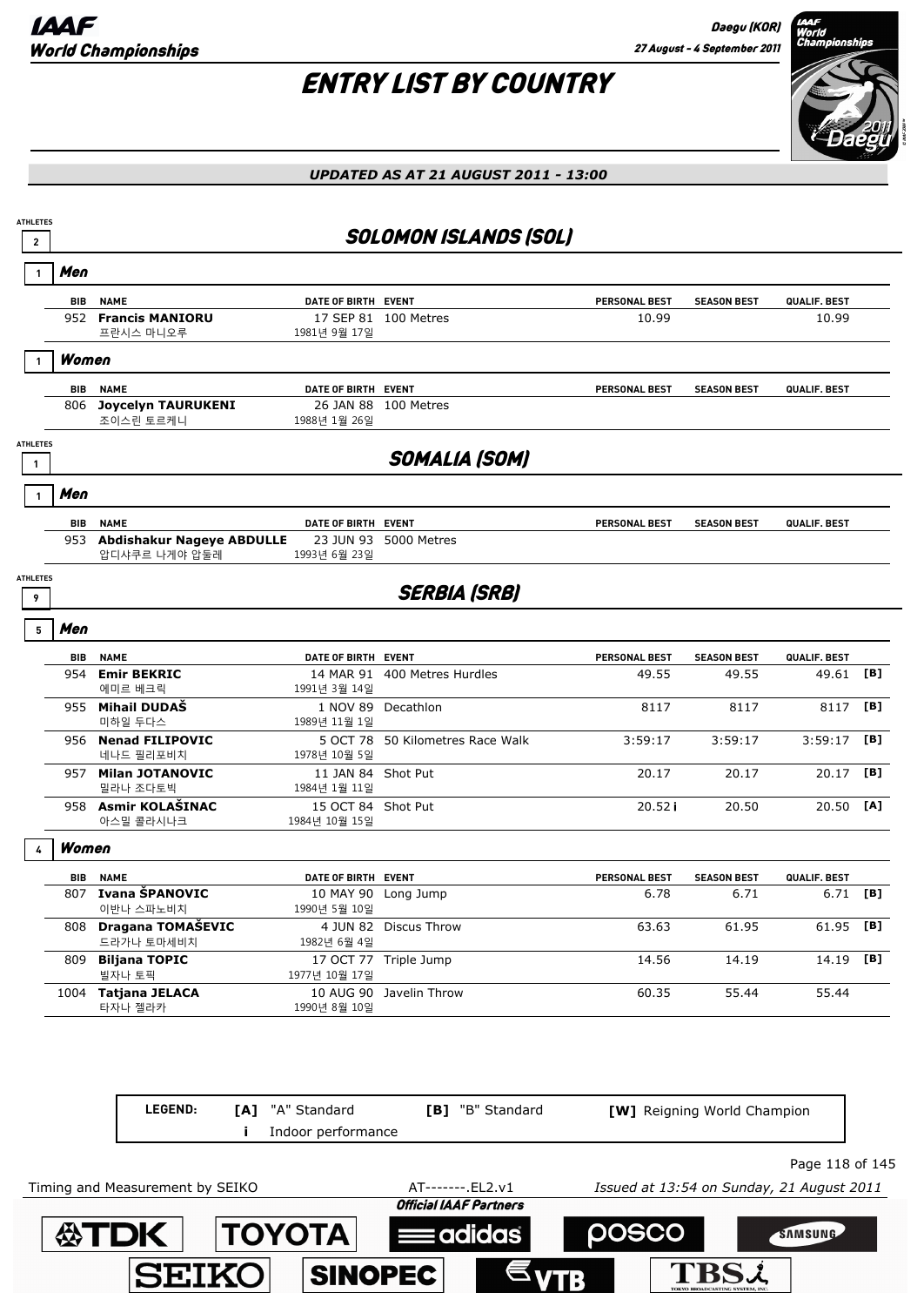# ENTRY LIST BY COUNTRY

*UPDATED AS AT 21 AUGUST 2011 - 13:00*

## SOLOMON ISLANDS (SOL)

ATHLETES 2

### Men (1)

| BIB | NAME | DATE OF BIRTH | EVENT | PERSONAL BEST | SEASON BEST | QUALIF. BEST | |
|---|---|---|---|---|---|---|---|
| 952 | **Francis MANIORU** 프란시스 마니오루 | 17 SEP 81 1981년 9월 17일 | 100 Metres | 10.99 | | 10.99 | |

### Women (1)

| BIB | NAME | DATE OF BIRTH | EVENT | PERSONAL BEST | SEASON BEST | QUALIF. BEST | |
|---|---|---|---|---|---|---|---|
| 806 | **Joycelyn TAURUKENI** 조이스린 토르케니 | 26 JAN 88 1988년 1월 26일 | 100 Metres | | | | |

## SOMALIA (SOM)

ATHLETES 1

### Men (1)

| BIB | NAME | DATE OF BIRTH | EVENT | PERSONAL BEST | SEASON BEST | QUALIF. BEST | |
|---|---|---|---|---|---|---|---|
| 953 | **Abdishakur Nageye ABDULLE** 압디샤쿠르 나게야 압둘레 | 23 JUN 93 1993년 6월 23일 | 5000 Metres | | | | |

## SERBIA (SRB)

ATHLETES 9

### Men (5)

| BIB | NAME | DATE OF BIRTH | EVENT | PERSONAL BEST | SEASON BEST | QUALIF. BEST | |
|---|---|---|---|---|---|---|---|
| 954 | **Emir BEKRIC** 에미르 베크릭 | 14 MAR 91 1991년 3월 14일 | 400 Metres Hurdles | 49.55 | 49.55 | 49.61 | [B] |
| 955 | **Mihail DUDAŠ** 미하일 두다스 | 1 NOV 89 1989년 11월 1일 | Decathlon | 8117 | 8117 | 8117 | [B] |
| 956 | **Nenad FILIPOVIC** 네나드 필리포비치 | 5 OCT 78 1978년 10월 5일 | 50 Kilometres Race Walk | 3:59:17 | 3:59:17 | 3:59:17 | [B] |
| 957 | **Milan JOTANOVIC** 밀라나 조다토빅 | 11 JAN 84 1984년 1월 11일 | Shot Put | 20.17 | 20.17 | 20.17 | [B] |
| 958 | **Asmir KOLAŠINAC** 아스밀 콜라시나크 | 15 OCT 84 1984년 10월 15일 | Shot Put | 20.52 i | 20.50 | 20.50 | [A] |

### Women (4)

| BIB | NAME | DATE OF BIRTH | EVENT | PERSONAL BEST | SEASON BEST | QUALIF. BEST | |
|---|---|---|---|---|---|---|---|
| 807 | **Ivana ŠPANOVIC** 이반나 스파노비치 | 10 MAY 90 1990년 5월 10일 | Long Jump | 6.78 | 6.71 | 6.71 | [B] |
| 808 | **Dragana TOMAŠEVIC** 드라가나 토마세비치 | 4 JUN 82 1982년 6월 4일 | Discus Throw | 63.63 | 61.95 | 61.95 | [B] |
| 809 | **Biljana TOPIC** 빌자나 토픽 | 17 OCT 77 1977년 10월 17일 | Triple Jump | 14.56 | 14.19 | 14.19 | [B] |
| 1004 | **Tatjana JELACA** 타자나 젤라카 | 10 AUG 90 1990년 8월 10일 | Javelin Throw | 60.35 | 55.44 | 55.44 | |

**LEGEND:** [A] "A" Standard — [B] "B" Standard — [W] Reigning World Champion — i Indoor performance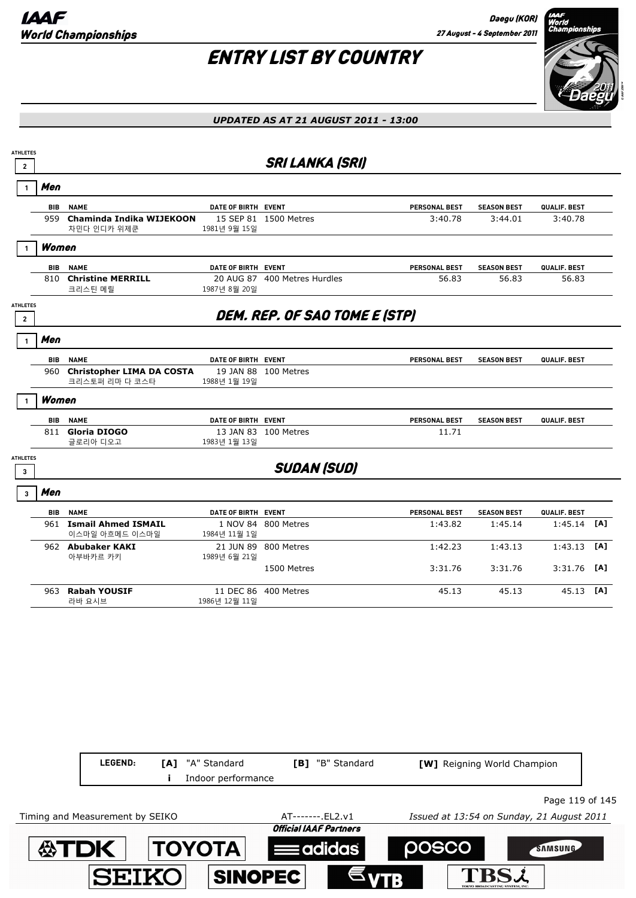# ENTRY LIST BY COUNTRY

*UPDATED AS AT 21 AUGUST 2011 - 13:00*

## SRI LANKA (SRI)

ATHLETES 2

### Men (1)

| BIB | NAME | DATE OF BIRTH | EVENT | PERSONAL BEST | SEASON BEST | QUALIF. BEST | |
|---|---|---|---|---|---|---|---|
| 959 | **Chaminda Indika WIJEKOON** 차민다 인디카 위제쿤 | 15 SEP 81 1981년 9월 15일 | 1500 Metres | 3:40.78 | 3:44.01 | 3:40.78 | |

### Women (1)

| BIB | NAME | DATE OF BIRTH | EVENT | PERSONAL BEST | SEASON BEST | QUALIF. BEST | |
|---|---|---|---|---|---|---|---|
| 810 | **Christine MERRILL** 크리스틴 메릴 | 20 AUG 87 1987년 8월 20일 | 400 Metres Hurdles | 56.83 | 56.83 | 56.83 | |

## DEM. REP. OF SAO TOME E (STP)

ATHLETES 2

### Men (1)

| BIB | NAME | DATE OF BIRTH | EVENT | PERSONAL BEST | SEASON BEST | QUALIF. BEST | |
|---|---|---|---|---|---|---|---|
| 960 | **Christopher LIMA DA COSTA** 크리스토퍼 리마 다 코스타 | 19 JAN 88 1988년 1월 19일 | 100 Metres | | | | |

### Women (1)

| BIB | NAME | DATE OF BIRTH | EVENT | PERSONAL BEST | SEASON BEST | QUALIF. BEST | |
|---|---|---|---|---|---|---|---|
| 811 | **Gloria DIOGO** 글로리아 디오고 | 13 JAN 83 1983년 1월 13일 | 100 Metres | 11.71 | | | |

## SUDAN (SUD)

ATHLETES 3

### Men (3)

| BIB | NAME | DATE OF BIRTH | EVENT | PERSONAL BEST | SEASON BEST | QUALIF. BEST | |
|---|---|---|---|---|---|---|---|
| 961 | **Ismail Ahmed ISMAIL** 이스마일 아흐메드 이스마일 | 1 NOV 84 1984년 11월 1일 | 800 Metres | 1:43.82 | 1:45.14 | 1:45.14 | [A] |
| 962 | **Abubaker KAKI** 아부바카르 카키 | 21 JUN 89 1989년 6월 21일 | 800 Metres | 1:42.23 | 1:43.13 | 1:43.13 | [A] |
| | | | 1500 Metres | 3:31.76 | 3:31.76 | 3:31.76 | [A] |
| 963 | **Rabah YOUSIF** 라바 요시브 | 11 DEC 86 1986년 12월 11일 | 400 Metres | 45.13 | 45.13 | 45.13 | [A] |

**LEGEND:** **[A]** "A" Standard **[B]** "B" Standard **[W]** Reigning World Champion
**i** Indoor performance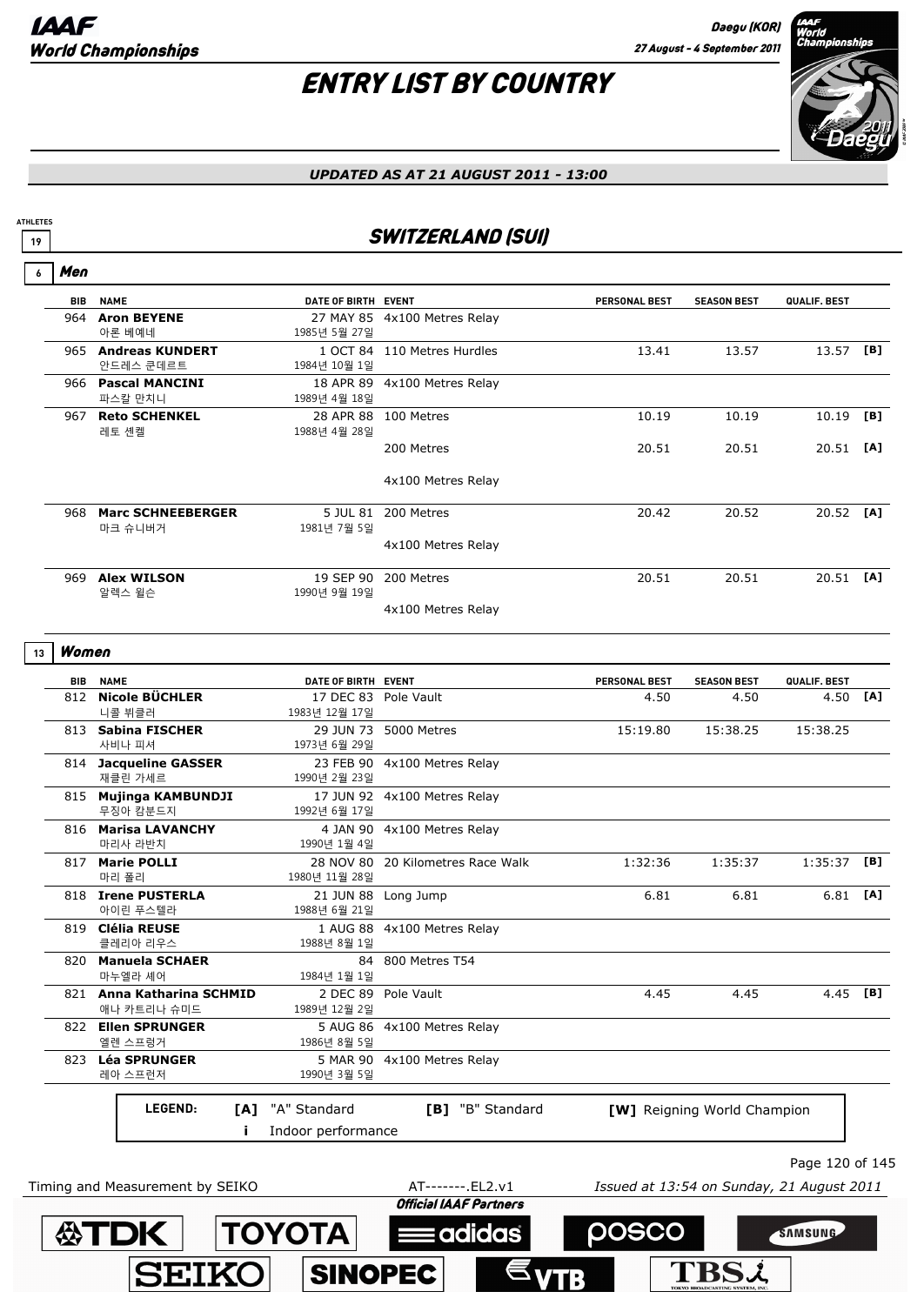# IAAF World Championships

Daegu (KOR)
27 August - 4 September 2011

## ENTRY LIST BY COUNTRY

*UPDATED AS AT 21 AUGUST 2011 - 13:00*

ATHLETES 19

## SWITZERLAND (SUI)

### 6 Men

| BIB | NAME | DATE OF BIRTH | EVENT | PERSONAL BEST | SEASON BEST | QUALIF. BEST | |
|---|---|---|---|---|---|---|---|
| 964 | **Aron BEYENE** 아론 베예네 | 27 MAY 85 1985년 5월 27일 | 4x100 Metres Relay | | | | |
| 965 | **Andreas KUNDERT** 안드레스 쿤데르트 | 1 OCT 84 1984년 10월 1일 | 110 Metres Hurdles | 13.41 | 13.57 | 13.57 | [B] |
| 966 | **Pascal MANCINI** 파스칼 만치니 | 18 APR 89 1989년 4월 18일 | 4x100 Metres Relay | | | | |
| 967 | **Reto SCHENKEL** 레토 셴켈 | 28 APR 88 1988년 4월 28일 | 100 Metres | 10.19 | 10.19 | 10.19 | [B] |
| | | | 200 Metres | 20.51 | 20.51 | 20.51 | [A] |
| | | | 4x100 Metres Relay | | | | |
| 968 | **Marc SCHNEEBERGER** 마크 슈니버거 | 5 JUL 81 1981년 7월 5일 | 200 Metres | 20.42 | 20.52 | 20.52 | [A] |
| | | | 4x100 Metres Relay | | | | |
| 969 | **Alex WILSON** 알렉스 윌슨 | 19 SEP 90 1990년 9월 19일 | 200 Metres | 20.51 | 20.51 | 20.51 | [A] |
| | | | 4x100 Metres Relay | | | | |

### 13 Women

| BIB | NAME | DATE OF BIRTH | EVENT | PERSONAL BEST | SEASON BEST | QUALIF. BEST | |
|---|---|---|---|---|---|---|---|
| 812 | **Nicole BÜCHLER** 니콜 뷔클러 | 17 DEC 83 1983년 12월 17일 | Pole Vault | 4.50 | 4.50 | 4.50 | [A] |
| 813 | **Sabina FISCHER** 사비나 피셔 | 29 JUN 73 1973년 6월 29일 | 5000 Metres | 15:19.80 | 15:38.25 | 15:38.25 | |
| 814 | **Jacqueline GASSER** 재클린 가세르 | 23 FEB 90 1990년 2월 23일 | 4x100 Metres Relay | | | | |
| 815 | **Mujinga KAMBUNDJI** 무징아 캄분드지 | 17 JUN 92 1992년 6월 17일 | 4x100 Metres Relay | | | | |
| 816 | **Marisa LAVANCHY** 마리사 라반치 | 4 JAN 90 1990년 1월 4일 | 4x100 Metres Relay | | | | |
| 817 | **Marie POLLI** 마리 폴리 | 28 NOV 80 1980년 11월 28일 | 20 Kilometres Race Walk | 1:32:36 | 1:35:37 | 1:35:37 | [B] |
| 818 | **Irene PUSTERLA** 아이린 푸스텔라 | 21 JUN 88 1988년 6월 21일 | Long Jump | 6.81 | 6.81 | 6.81 | [A] |
| 819 | **Clélia REUSE** 클레리아 리우스 | 1 AUG 88 1988년 8월 1일 | 4x100 Metres Relay | | | | |
| 820 | **Manuela SCHAER** 마누엘라 셰어 | 84 1984년 1월 1일 | 800 Metres T54 | | | | |
| 821 | **Anna Katharina SCHMID** 애나 카트리나 슈미드 | 2 DEC 89 1989년 12월 2일 | Pole Vault | 4.45 | 4.45 | 4.45 | [B] |
| 822 | **Ellen SPRUNGER** 엘렌 스프렁거 | 5 AUG 86 1986년 8월 5일 | 4x100 Metres Relay | | | | |
| 823 | **Léa SPRUNGER** 레아 스프런저 | 5 MAR 90 1990년 3월 5일 | 4x100 Metres Relay | | | | |

**LEGEND:** [A] "A" Standard [B] "B" Standard [W] Reigning World Champion
i Indoor performance

Timing and Measurement by SEIKO AT-------.EL2.v1 *Issued at 13:54 on Sunday, 21 August 2011*

**Official IAAF Partners**: TDK, TOYOTA, adidas, POSCO, SAMSUNG, SEIKO, SINOPEC, VTB, TBS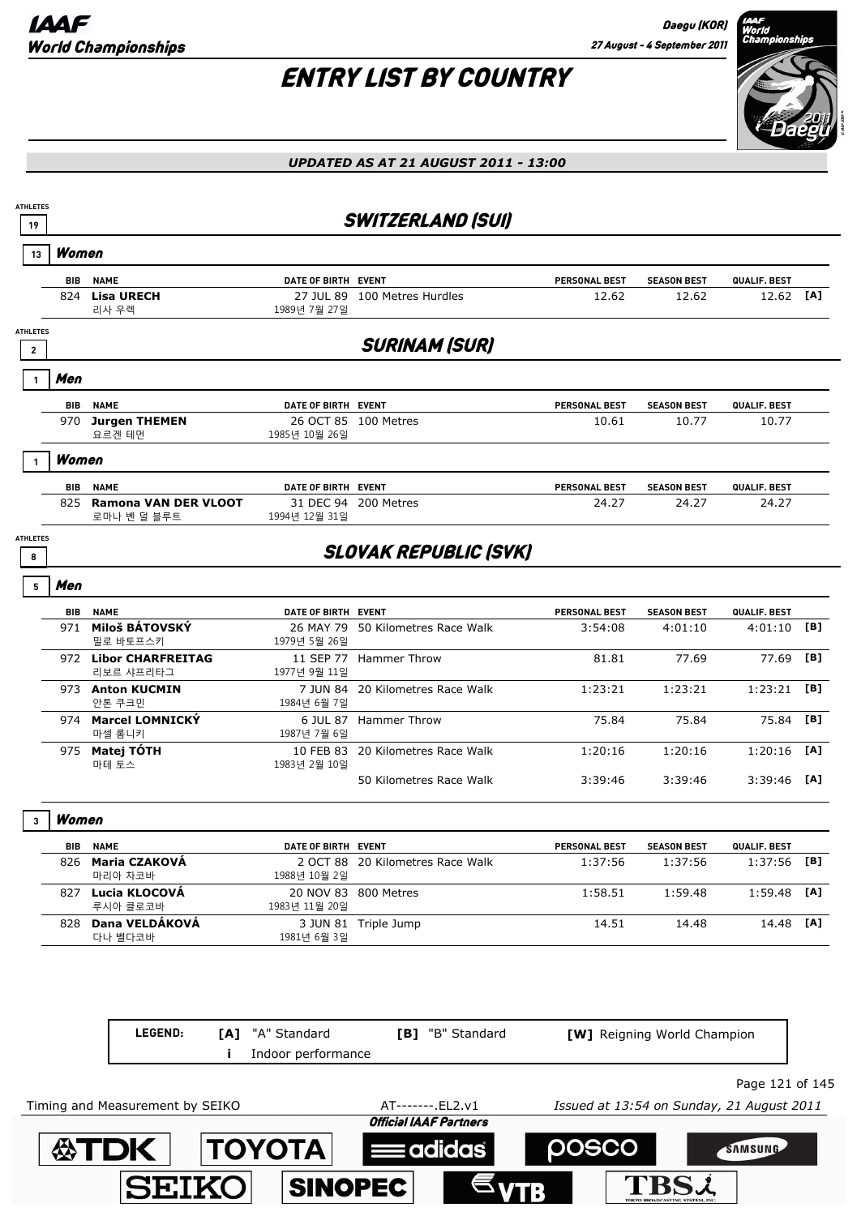# ENTRY LIST BY COUNTRY

*UPDATED AS AT 21 AUGUST 2011 - 13:00*

ATHLETES 19

## SWITZERLAND (SUI)

### 13 Women

| BIB | NAME | DATE OF BIRTH | EVENT | PERSONAL BEST | SEASON BEST | QUALIF. BEST | |
|---|---|---|---|---|---|---|---|
| 824 | **Lisa URECH** 리사 우렉 | 27 JUL 89 1989년 7월 27일 | 100 Metres Hurdles | 12.62 | 12.62 | 12.62 | [A] |

ATHLETES 2

## SURINAM (SUR)

### 1 Men

| BIB | NAME | DATE OF BIRTH | EVENT | PERSONAL BEST | SEASON BEST | QUALIF. BEST | |
|---|---|---|---|---|---|---|---|
| 970 | **Jurgen THEMEN** 요르겐 테먼 | 26 OCT 85 1985년 10월 26일 | 100 Metres | 10.61 | 10.77 | 10.77 | |

### 1 Women

| BIB | NAME | DATE OF BIRTH | EVENT | PERSONAL BEST | SEASON BEST | QUALIF. BEST | |
|---|---|---|---|---|---|---|---|
| 825 | **Ramona VAN DER VLOOT** 로마나 벤 덜 블루트 | 31 DEC 94 1994년 12월 31일 | 200 Metres | 24.27 | 24.27 | 24.27 | |

ATHLETES 8

## SLOVAK REPUBLIC (SVK)

### 5 Men

| BIB | NAME | DATE OF BIRTH | EVENT | PERSONAL BEST | SEASON BEST | QUALIF. BEST | |
|---|---|---|---|---|---|---|---|
| 971 | **Miloš BÁTOVSKÝ** 밀로 바토프스키 | 26 MAY 79 1979년 5월 26일 | 50 Kilometres Race Walk | 3:54:08 | 4:01:10 | 4:01:10 | [B] |
| 972 | **Libor CHARFREITAG** 리보르 샤프리타그 | 11 SEP 77 1977년 9월 11일 | Hammer Throw | 81.81 | 77.69 | 77.69 | [B] |
| 973 | **Anton KUCMIN** 안톤 쿠크민 | 7 JUN 84 1984년 6월 7일 | 20 Kilometres Race Walk | 1:23:21 | 1:23:21 | 1:23:21 | [B] |
| 974 | **Marcel LOMNICKÝ** 마셀 롬니키 | 6 JUL 87 1987년 7월 6일 | Hammer Throw | 75.84 | 75.84 | 75.84 | [B] |
| 975 | **Matej TÓTH** 마테 토스 | 10 FEB 83 1983년 2월 10일 | 20 Kilometres Race Walk | 1:20:16 | 1:20:16 | 1:20:16 | [A] |
| | | | 50 Kilometres Race Walk | 3:39:46 | 3:39:46 | 3:39:46 | [A] |

### 3 Women

| BIB | NAME | DATE OF BIRTH | EVENT | PERSONAL BEST | SEASON BEST | QUALIF. BEST | |
|---|---|---|---|---|---|---|---|
| 826 | **Maria CZAKOVÁ** 마리아 차코바 | 2 OCT 88 1988년 10월 2일 | 20 Kilometres Race Walk | 1:37:56 | 1:37:56 | 1:37:56 | [B] |
| 827 | **Lucia KLOCOVÁ** 루시아 클로코바 | 20 NOV 83 1983년 11월 20일 | 800 Metres | 1:58.51 | 1:59.48 | 1:59.48 | [A] |
| 828 | **Dana VELDÁKOVÁ** 다나 벨다코바 | 3 JUN 81 1981년 6월 3일 | Triple Jump | 14.51 | 14.48 | 14.48 | [A] |

LEGEND: [A] "A" Standard  [B] "B" Standard  [W] Reigning World Champion  i Indoor performance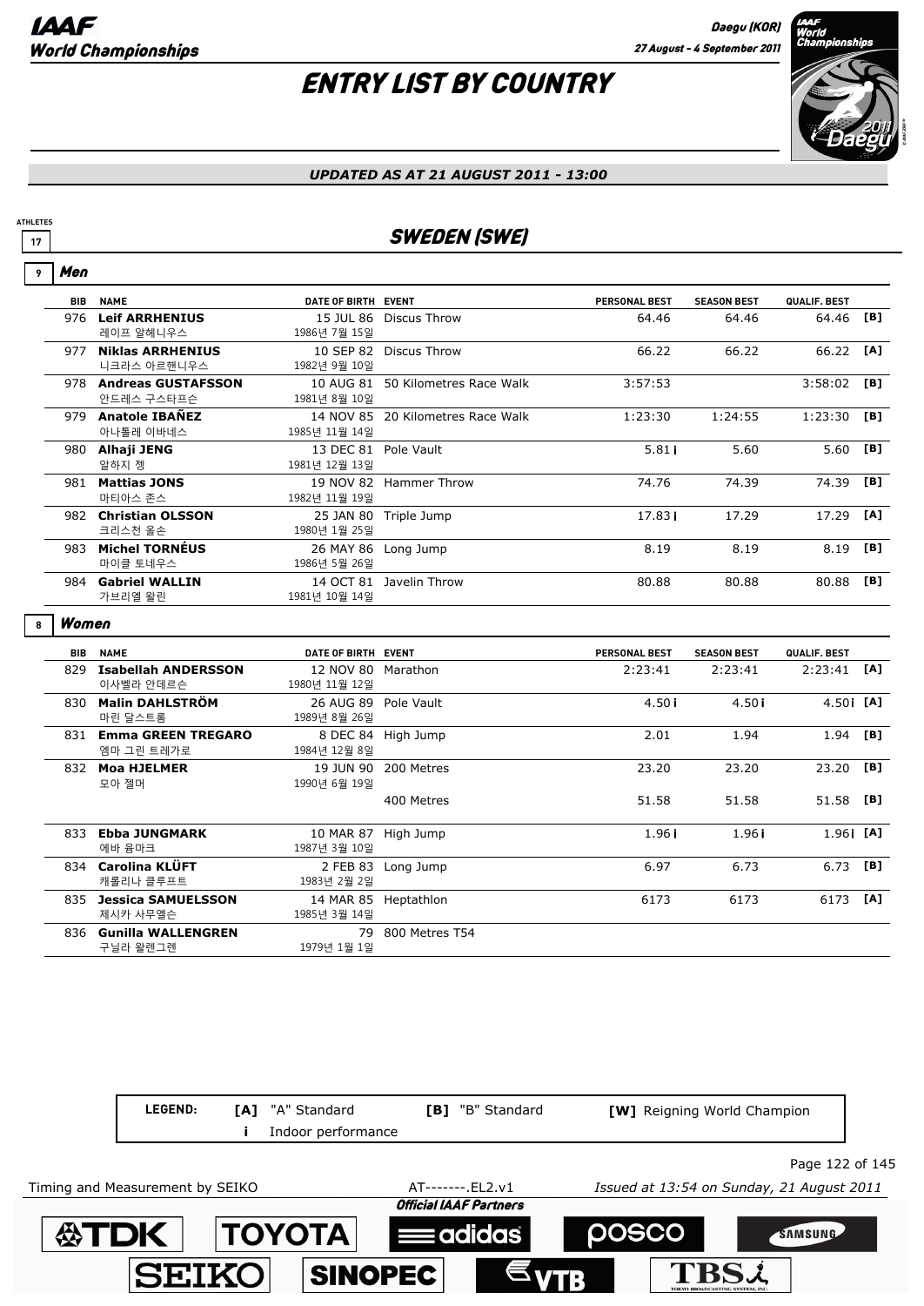# ENTRY LIST BY COUNTRY

*UPDATED AS AT 21 AUGUST 2011 - 13:00*

ATHLETES 17

## SWEDEN (SWE)

### 9 Men

| BIB | NAME | DATE OF BIRTH | EVENT | PERSONAL BEST | SEASON BEST | QUALIF. BEST | |
|---|---|---|---|---|---|---|---|
| 976 | **Leif ARRHENIUS** 레이프 알헤니우스 | 15 JUL 86 1986년 7월 15일 | Discus Throw | 64.46 | 64.46 | 64.46 | [B] |
| 977 | **Niklas ARRHENIUS** 니크라스 아르헨니우스 | 10 SEP 82 1982년 9월 10일 | Discus Throw | 66.22 | 66.22 | 66.22 | [A] |
| 978 | **Andreas GUSTAFSSON** 안드레스 구스타프슨 | 10 AUG 81 1981년 8월 10일 | 50 Kilometres Race Walk | 3:57:53 | | 3:58:02 | [B] |
| 979 | **Anatole IBAÑEZ** 아나톨레 이바네스 | 14 NOV 85 1985년 11월 14일 | 20 Kilometres Race Walk | 1:23:30 | 1:24:55 | 1:23:30 | [B] |
| 980 | **Alhaji JENG** 알하지 젱 | 13 DEC 81 1981년 12월 13일 | Pole Vault | 5.81 i | 5.60 | 5.60 | [B] |
| 981 | **Mattias JONS** 마티아스 존스 | 19 NOV 82 1982년 11월 19일 | Hammer Throw | 74.76 | 74.39 | 74.39 | [B] |
| 982 | **Christian OLSSON** 크리스천 올손 | 25 JAN 80 1980년 1월 25일 | Triple Jump | 17.83 i | 17.29 | 17.29 | [A] |
| 983 | **Michel TORNÉUS** 마이클 토네우스 | 26 MAY 86 1986년 5월 26일 | Long Jump | 8.19 | 8.19 | 8.19 | [B] |
| 984 | **Gabriel WALLIN** 가브리엘 왈린 | 14 OCT 81 1981년 10월 14일 | Javelin Throw | 80.88 | 80.88 | 80.88 | [B] |

### 8 Women

| BIB | NAME | DATE OF BIRTH | EVENT | PERSONAL BEST | SEASON BEST | QUALIF. BEST | |
|---|---|---|---|---|---|---|---|
| 829 | **Isabellah ANDERSSON** 이사벨라 안데르슨 | 12 NOV 80 1980년 11월 12일 | Marathon | 2:23:41 | 2:23:41 | 2:23:41 | [A] |
| 830 | **Malin DAHLSTRÖM** 마린 달스트롬 | 26 AUG 89 1989년 8월 26일 | Pole Vault | 4.50 i | 4.50 i | 4.50 i | [A] |
| 831 | **Emma GREEN TREGARO** 엠마 그린 트레가로 | 8 DEC 84 1984년 12월 8일 | High Jump | 2.01 | 1.94 | 1.94 | [B] |
| 832 | **Moa HJELMER** 모아 젤머 | 19 JUN 90 1990년 6월 19일 | 200 Metres | 23.20 | 23.20 | 23.20 | [B] |
| | | | 400 Metres | 51.58 | 51.58 | 51.58 | [B] |
| 833 | **Ebba JUNGMARK** 에바 융마크 | 10 MAR 87 1987년 3월 10일 | High Jump | 1.96 i | 1.96 i | 1.96 i | [A] |
| 834 | **Carolina KLÜFT** 캐롤리나 클루프트 | 2 FEB 83 1983년 2월 2일 | Long Jump | 6.97 | 6.73 | 6.73 | [B] |
| 835 | **Jessica SAMUELSSON** 제시카 사무엘슨 | 14 MAR 85 1985년 3월 14일 | Heptathlon | 6173 | 6173 | 6173 | [A] |
| 836 | **Gunilla WALLENGREN** 구닐라 왈렌그렌 | 79 1979년 1월 1일 | 800 Metres T54 | | | | |

LEGEND: [A] "A" Standard   [B] "B" Standard   [W] Reigning World Champion   i Indoor performance

Timing and Measurement by SEIKO   AT-------.EL2.v1   *Issued at 13:54 on Sunday, 21 August 2011*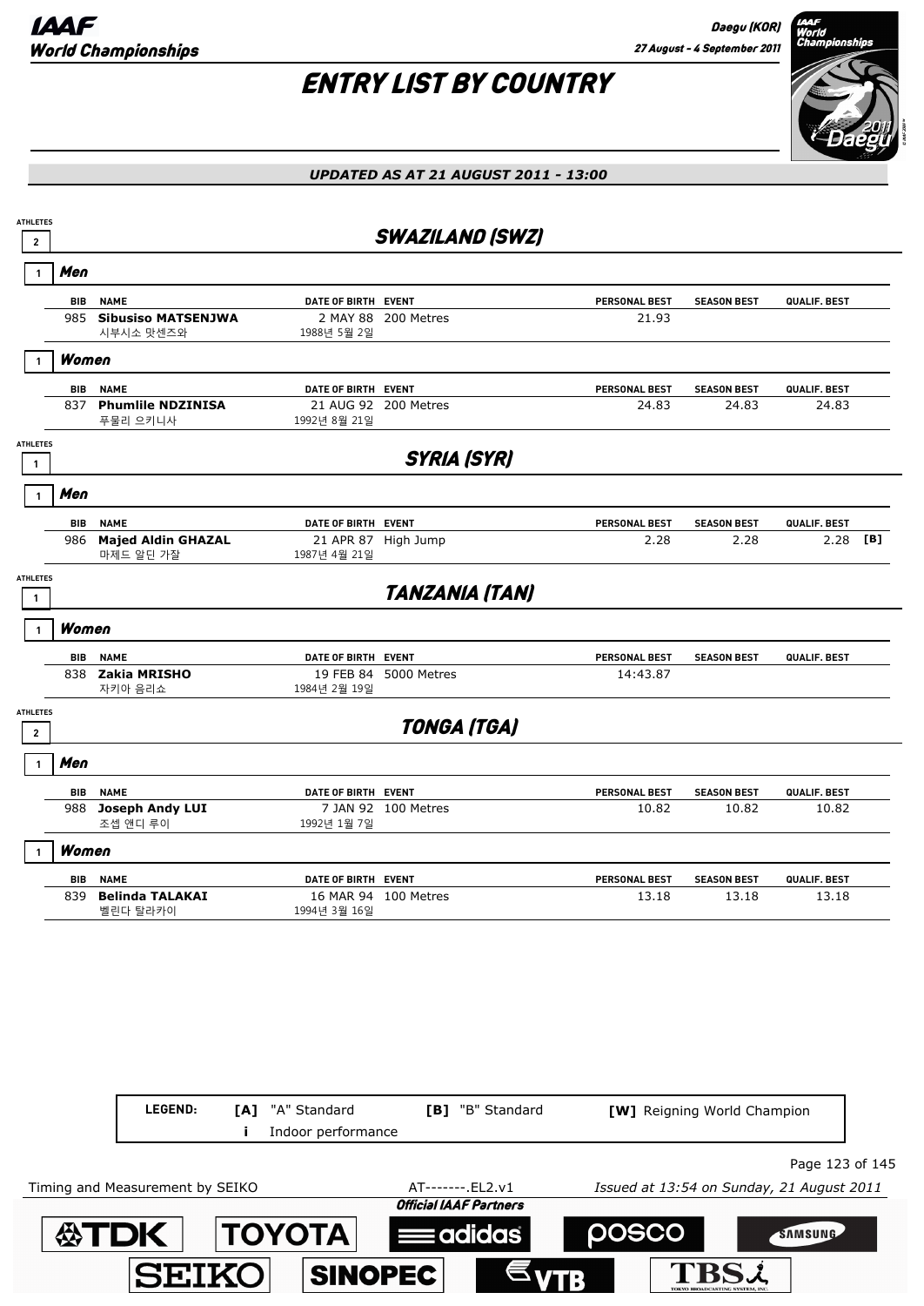# ENTRY LIST BY COUNTRY

*UPDATED AS AT 21 AUGUST 2011 - 13:00*

## SWAZILAND (SWZ)

ATHLETES 2

### Men (1)

| BIB | NAME | DATE OF BIRTH | EVENT | PERSONAL BEST | SEASON BEST | QUALIF. BEST | |
|---|---|---|---|---|---|---|---|
| 985 | **Sibusiso MATSENJWA** 시부시소 맛센즈와 | 2 MAY 88 1988년 5월 2일 | 200 Metres | 21.93 | | | |

### Women (1)

| BIB | NAME | DATE OF BIRTH | EVENT | PERSONAL BEST | SEASON BEST | QUALIF. BEST | |
|---|---|---|---|---|---|---|---|
| 837 | **Phumlile NDZINISA** 푸물리 으지니사 | 21 AUG 92 1992년 8월 21일 | 200 Metres | 24.83 | 24.83 | 24.83 | |

## SYRIA (SYR)

ATHLETES 1

### Men (1)

| BIB | NAME | DATE OF BIRTH | EVENT | PERSONAL BEST | SEASON BEST | QUALIF. BEST | |
|---|---|---|---|---|---|---|---|
| 986 | **Majed Aldin GHAZAL** 마제드 알딘 가잘 | 21 APR 87 1987년 4월 21일 | High Jump | 2.28 | 2.28 | 2.28 | [B] |

## TANZANIA (TAN)

ATHLETES 1

### Women (1)

| BIB | NAME | DATE OF BIRTH | EVENT | PERSONAL BEST | SEASON BEST | QUALIF. BEST | |
|---|---|---|---|---|---|---|---|
| 838 | **Zakia MRISHO** 자키아 음리쇼 | 19 FEB 84 1984년 2월 19일 | 5000 Metres | 14:43.87 | | | |

## TONGA (TGA)

ATHLETES 2

### Men (1)

| BIB | NAME | DATE OF BIRTH | EVENT | PERSONAL BEST | SEASON BEST | QUALIF. BEST | |
|---|---|---|---|---|---|---|---|
| 988 | **Joseph Andy LUI** 조셉 앤디 루이 | 7 JAN 92 1992년 1월 7일 | 100 Metres | 10.82 | 10.82 | 10.82 | |

### Women (1)

| BIB | NAME | DATE OF BIRTH | EVENT | PERSONAL BEST | SEASON BEST | QUALIF. BEST | |
|---|---|---|---|---|---|---|---|
| 839 | **Belinda TALAKAI** 벨린다 탈라카이 | 16 MAR 94 1994년 3월 16일 | 100 Metres | 13.18 | 13.18 | 13.18 | |

**LEGEND:** **[A]** "A" Standard **[B]** "B" Standard **[W]** Reigning World Champion **i** Indoor performance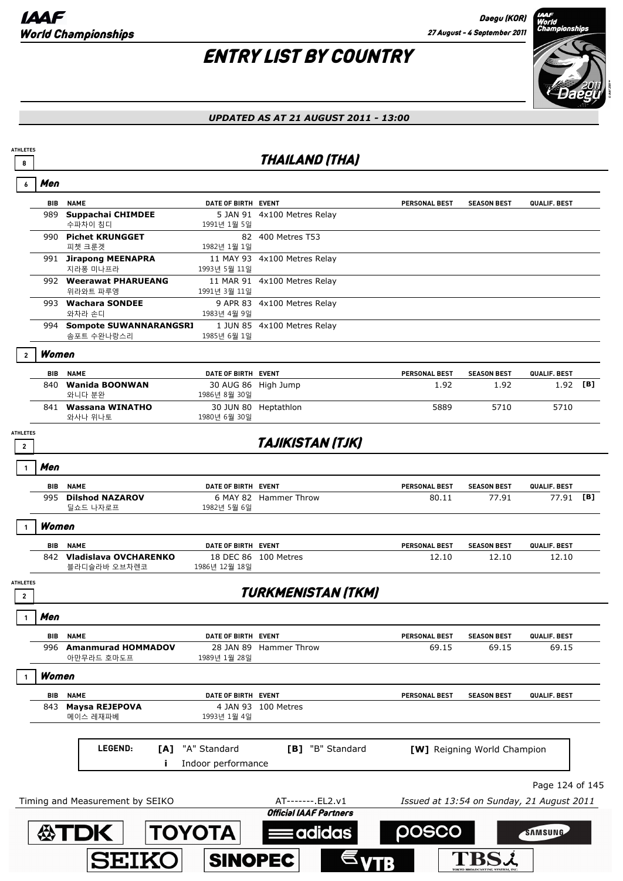# ENTRY LIST BY COUNTRY

*UPDATED AS AT 21 AUGUST 2011 - 13:00*

## THAILAND (THA)

ATHLETES 8

### Men (6)

| BIB | NAME | DATE OF BIRTH | EVENT | PERSONAL BEST | SEASON BEST | QUALIF. BEST | |
|---|---|---|---|---|---|---|---|
| 989 | **Suppachai CHIMDEE** 수파차이 침디 | 5 JAN 91 1991년 1월 5일 | 4x100 Metres Relay | | | | |
| 990 | **Pichet KRUNGGET** 피쳇 크룬겟 | 82 1982년 1월 1일 | 400 Metres T53 | | | | |
| 991 | **Jirapong MEENAPRA** 지라퐁 미나프라 | 11 MAY 93 1993년 5월 11일 | 4x100 Metres Relay | | | | |
| 992 | **Weerawat PHARUEANG** 위라왓트 파루엥 | 11 MAR 91 1991년 3월 11일 | 4x100 Metres Relay | | | | |
| 993 | **Wachara SONDEE** 와차라 손디 | 9 APR 83 1983년 4월 9일 | 4x100 Metres Relay | | | | |
| 994 | **Sompote SUWANNARANGSRI** 솜포트 수완나랑스리 | 1 JUN 85 1985년 6월 1일 | 4x100 Metres Relay | | | | |

### Women (2)

| BIB | NAME | DATE OF BIRTH | EVENT | PERSONAL BEST | SEASON BEST | QUALIF. BEST | |
|---|---|---|---|---|---|---|---|
| 840 | **Wanida BOONWAN** 와니다 분완 | 30 AUG 86 1986년 8월 30일 | High Jump | 1.92 | 1.92 | 1.92 | [B] |
| 841 | **Wassana WINATHO** 와사나 위나토 | 30 JUN 80 1980년 6월 30일 | Heptathlon | 5889 | 5710 | 5710 | |

## TAJIKISTAN (TJK)

ATHLETES 2

### Men (1)

| BIB | NAME | DATE OF BIRTH | EVENT | PERSONAL BEST | SEASON BEST | QUALIF. BEST | |
|---|---|---|---|---|---|---|---|
| 995 | **Dilshod NAZAROV** 딜쇼드 나자로프 | 6 MAY 82 1982년 5월 6일 | Hammer Throw | 80.11 | 77.91 | 77.91 | [B] |

### Women (1)

| BIB | NAME | DATE OF BIRTH | EVENT | PERSONAL BEST | SEASON BEST | QUALIF. BEST |
|---|---|---|---|---|---|---|
| 842 | **Vladislava OVCHARENKO** 블라디슬라바 오브차렌코 | 18 DEC 86 1986년 12월 18일 | 100 Metres | 12.10 | 12.10 | 12.10 |

## TURKMENISTAN (TKM)

ATHLETES 2

### Men (1)

| BIB | NAME | DATE OF BIRTH | EVENT | PERSONAL BEST | SEASON BEST | QUALIF. BEST |
|---|---|---|---|---|---|---|
| 996 | **Amanmurad HOMMADOV** 아만무라드 호마도프 | 28 JAN 89 1989년 1월 28일 | Hammer Throw | 69.15 | 69.15 | 69.15 |

### Women (1)

| BIB | NAME | DATE OF BIRTH | EVENT | PERSONAL BEST | SEASON BEST | QUALIF. BEST |
|---|---|---|---|---|---|---|
| 843 | **Maysa REJEPOVA** 메이스 레재파베 | 4 JAN 93 1993년 1월 4일 | 100 Metres | | | |

**LEGEND:** [A] "A" Standard | [B] "B" Standard | [W] Reigning World Champion | i Indoor performance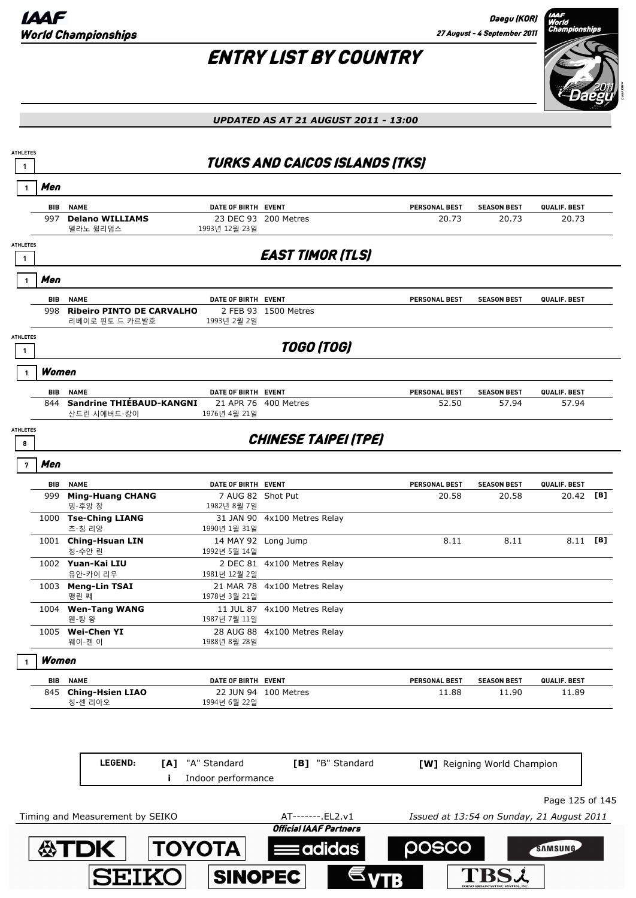# ENTRY LIST BY COUNTRY

*UPDATED AS AT 21 AUGUST 2011 - 13:00*

## TURKS AND CAICOS ISLANDS (TKS)

ATHLETES 1

### Men (1)

| BIB | NAME | DATE OF BIRTH | EVENT | PERSONAL BEST | SEASON BEST | QUALIF. BEST | |
|---|---|---|---|---|---|---|---|
| 997 | **Delano WILLIAMS** 델라노 윌리엄스 | 23 DEC 93 1993년 12월 23일 | 200 Metres | 20.73 | 20.73 | 20.73 | |

## EAST TIMOR (TLS)

ATHLETES 1

### Men (1)

| BIB | NAME | DATE OF BIRTH | EVENT | PERSONAL BEST | SEASON BEST | QUALIF. BEST | |
|---|---|---|---|---|---|---|---|
| 998 | **Ribeiro PINTO DE CARVALHO** 리베이로 핀토 드 카르발호 | 2 FEB 93 1993년 2월 2일 | 1500 Metres | | | | |

## TOGO (TOG)

ATHLETES 1

### Women (1)

| BIB | NAME | DATE OF BIRTH | EVENT | PERSONAL BEST | SEASON BEST | QUALIF. BEST | |
|---|---|---|---|---|---|---|---|
| 844 | **Sandrine THIÉBAUD-KANGNI** 산드린 시에버드-캉이 | 21 APR 76 1976년 4월 21일 | 400 Metres | 52.50 | 57.94 | 57.94 | |

## CHINESE TAIPEI (TPE)

ATHLETES 8

### Men (7)

| BIB | NAME | DATE OF BIRTH | EVENT | PERSONAL BEST | SEASON BEST | QUALIF. BEST | |
|---|---|---|---|---|---|---|---|
| 999 | **Ming-Huang CHANG** 밍-후앙 창 | 7 AUG 82 1982년 8월 7일 | Shot Put | 20.58 | 20.58 | 20.42 | [B] |
| 1000 | **Tse-Ching LIANG** 츠-칭 리앙 | 31 JAN 90 1990년 1월 31일 | 4x100 Metres Relay | | | | |
| 1001 | **Ching-Hsuan LIN** 칭-수안 린 | 14 MAY 92 1992년 5월 14일 | Long Jump | 8.11 | 8.11 | 8.11 | [B] |
| 1002 | **Yuan-Kai LIU** 유안-카이 리우 | 2 DEC 81 1981년 12월 2일 | 4x100 Metres Relay | | | | |
| 1003 | **Meng-Lin TSAI** 맹린 째 | 21 MAR 78 1978년 3월 21일 | 4x100 Metres Relay | | | | |
| 1004 | **Wen-Tang WANG** 웬-탕 왕 | 11 JUL 87 1987년 7월 11일 | 4x100 Metres Relay | | | | |
| 1005 | **Wei-Chen YI** 웨이-첸 이 | 28 AUG 88 1988년 8월 28일 | 4x100 Metres Relay | | | | |

### Women (1)

| BIB | NAME | DATE OF BIRTH | EVENT | PERSONAL BEST | SEASON BEST | QUALIF. BEST | |
|---|---|---|---|---|---|---|---|
| 845 | **Ching-Hsien LIAO** 칭-센 리아오 | 22 JUN 94 1994년 6월 22일 | 100 Metres | 11.88 | 11.90 | 11.89 | |

**LEGEND:** [A] "A" Standard · [B] "B" Standard · [W] Reigning World Champion · i Indoor performance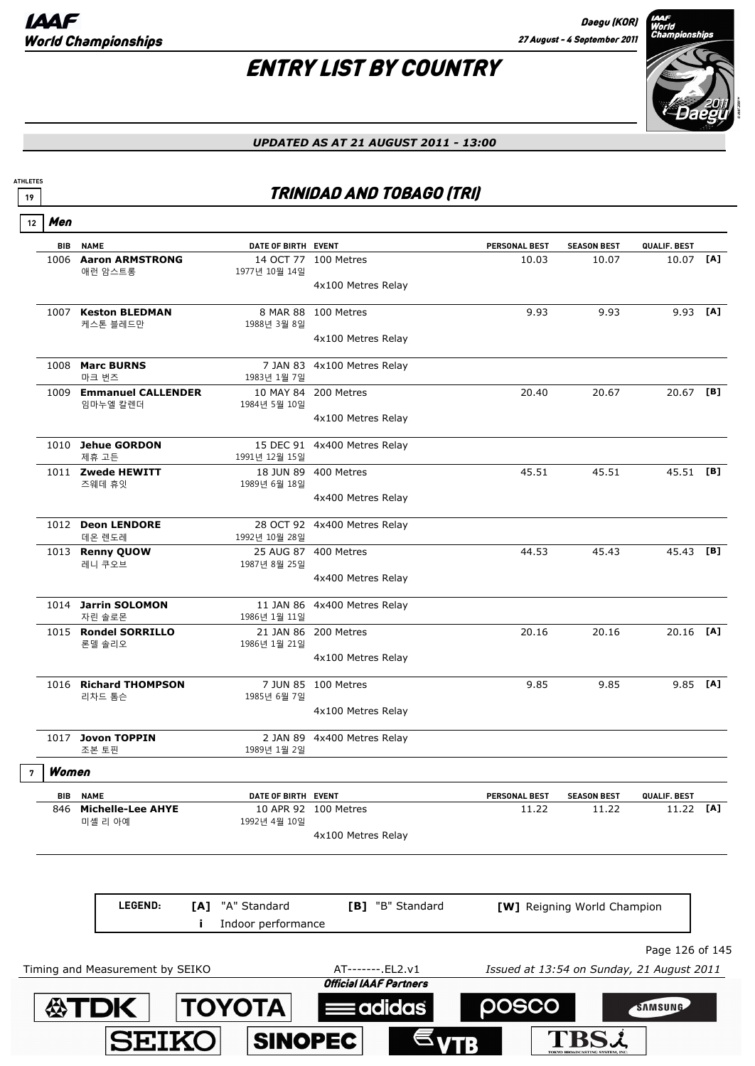# ENTRY LIST BY COUNTRY

*UPDATED AS AT 21 AUGUST 2011 - 13:00*

ATHLETES 19

## TRINIDAD AND TOBAGO (TRI)

### 12 Men

| BIB | NAME | DATE OF BIRTH | EVENT | PERSONAL BEST | SEASON BEST | QUALIF. BEST | |
|---|---|---|---|---|---|---|---|
| 1006 | **Aaron ARMSTRONG** 애런 암스트롱 | 14 OCT 77 1977년 10월 14일 | 100 Metres | 10.03 | 10.07 | 10.07 | [A] |
| | | | 4x100 Metres Relay | | | | |
| 1007 | **Keston BLEDMAN** 케스톤 블레드만 | 8 MAR 88 1988년 3월 8일 | 100 Metres | 9.93 | 9.93 | 9.93 | [A] |
| | | | 4x100 Metres Relay | | | | |
| 1008 | **Marc BURNS** 마크 번즈 | 7 JAN 83 1983년 1월 7일 | 4x100 Metres Relay | | | | |
| 1009 | **Emmanuel CALLENDER** 임마누엘 칼렌더 | 10 MAY 84 1984년 5월 10일 | 200 Metres | 20.40 | 20.67 | 20.67 | [B] |
| | | | 4x100 Metres Relay | | | | |
| 1010 | **Jehue GORDON** 제휴 고든 | 15 DEC 91 1991년 12월 15일 | 4x400 Metres Relay | | | | |
| 1011 | **Zwede HEWITT** 즈웨데 휴잇 | 18 JUN 89 1989년 6월 18일 | 400 Metres | 45.51 | 45.51 | 45.51 | [B] |
| | | | 4x400 Metres Relay | | | | |
| 1012 | **Deon LENDORE** 데온 렌도레 | 28 OCT 92 1992년 10월 28일 | 4x400 Metres Relay | | | | |
| 1013 | **Renny QUOW** 레니 쿠오브 | 25 AUG 87 1987년 8월 25일 | 400 Metres | 44.53 | 45.43 | 45.43 | [B] |
| | | | 4x400 Metres Relay | | | | |
| 1014 | **Jarrin SOLOMON** 자린 솔로몬 | 11 JAN 86 1986년 1월 11일 | 4x400 Metres Relay | | | | |
| 1015 | **Rondel SORRILLO** 론델 솔리오 | 21 JAN 86 1986년 1월 21일 | 200 Metres | 20.16 | 20.16 | 20.16 | [A] |
| | | | 4x100 Metres Relay | | | | |
| 1016 | **Richard THOMPSON** 리차드 톰슨 | 7 JUN 85 1985년 6월 7일 | 100 Metres | 9.85 | 9.85 | 9.85 | [A] |
| | | | 4x100 Metres Relay | | | | |
| 1017 | **Jovon TOPPIN** 조본 토핀 | 2 JAN 89 1989년 1월 2일 | 4x400 Metres Relay | | | | |

### 7 Women

| BIB | NAME | DATE OF BIRTH | EVENT | PERSONAL BEST | SEASON BEST | QUALIF. BEST | |
|---|---|---|---|---|---|---|---|
| 846 | **Michelle-Lee AHYE** 미셸 리 아예 | 10 APR 92 1992년 4월 10일 | 100 Metres | 11.22 | 11.22 | 11.22 | [A] |
| | | | 4x100 Metres Relay | | | | |

**LEGEND:** [A] "A" Standard | [B] "B" Standard | [W] Reigning World Champion | i Indoor performance

Timing and Measurement by SEIKO — AT-------.EL2.v1 — Issued at 13:54 on Sunday, 21 August 2011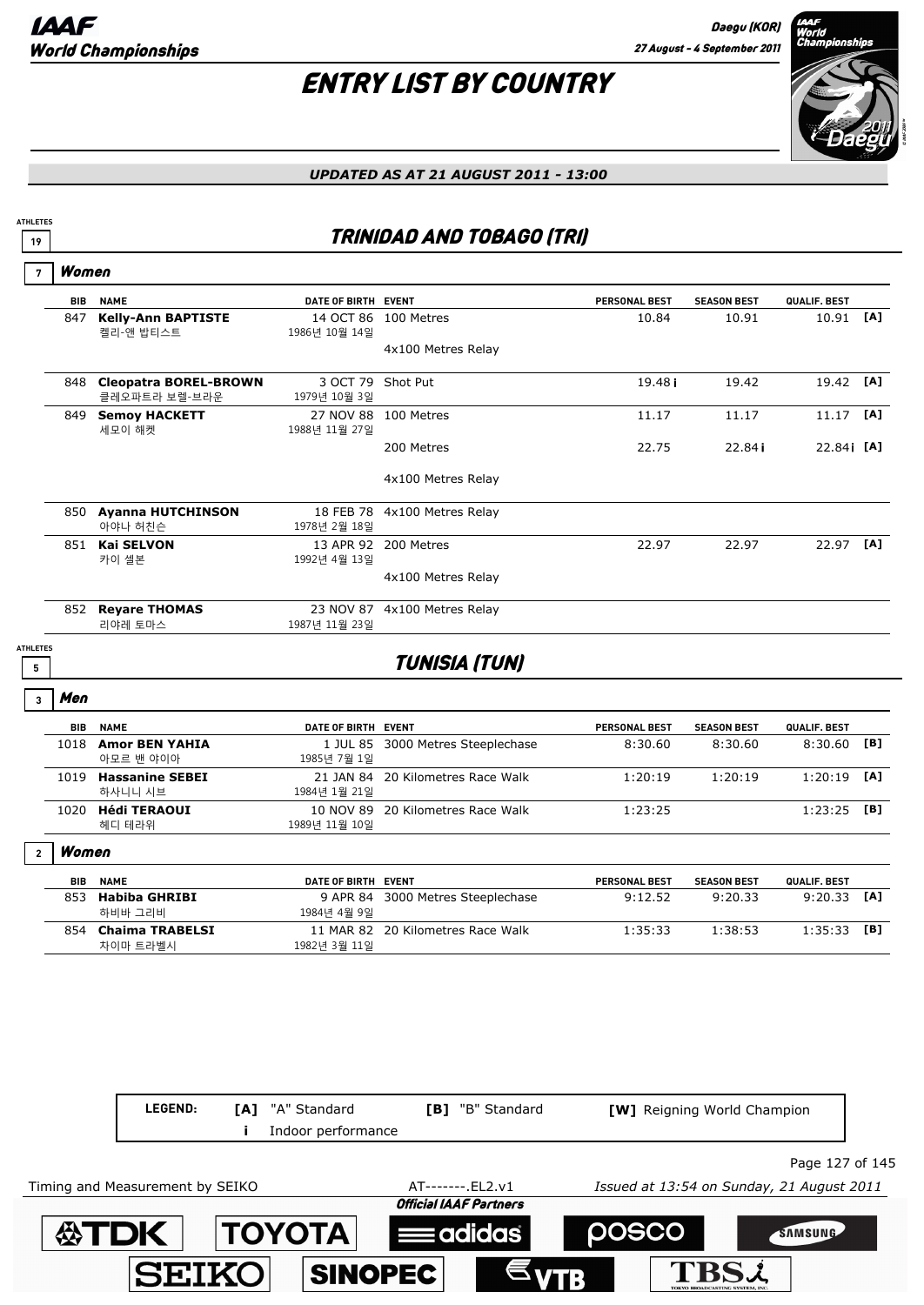# ENTRY LIST BY COUNTRY

*UPDATED AS AT 21 AUGUST 2011 - 13:00*

## TRINIDAD AND TOBAGO (TRI)

ATHLETES 19

### Women (7)

| BIB | NAME | DATE OF BIRTH | EVENT | PERSONAL BEST | SEASON BEST | QUALIF. BEST | |
|---|---|---|---|---|---|---|---|
| 847 | **Kelly-Ann BAPTISTE** 켈리-앤 밥티스트 | 14 OCT 86 1986년 10월 14일 | 100 Metres | 10.84 | 10.91 | 10.91 | [A] |
| | | | 4x100 Metres Relay | | | | |
| 848 | **Cleopatra BOREL-BROWN** 클레오파트라 보렐-브라운 | 3 OCT 79 1979년 10월 3일 | Shot Put | 19.48 i | 19.42 | 19.42 | [A] |
| 849 | **Semoy HACKETT** 세모이 해켓 | 27 NOV 88 1988년 11월 27일 | 100 Metres | 11.17 | 11.17 | 11.17 | [A] |
| | | | 200 Metres | 22.75 | 22.84 i | 22.84 i | [A] |
| | | | 4x100 Metres Relay | | | | |
| 850 | **Ayanna HUTCHINSON** 아야나 허친슨 | 18 FEB 78 1978년 2월 18일 | 4x100 Metres Relay | | | | |
| 851 | **Kai SELVON** 카이 셀본 | 13 APR 92 1992년 4월 13일 | 200 Metres | 22.97 | 22.97 | 22.97 | [A] |
| | | | 4x100 Metres Relay | | | | |
| 852 | **Reyare THOMAS** 리야레 토마스 | 23 NOV 87 1987년 11월 23일 | 4x100 Metres Relay | | | | |

## TUNISIA (TUN)

ATHLETES 5

### Men (3)

| BIB | NAME | DATE OF BIRTH | EVENT | PERSONAL BEST | SEASON BEST | QUALIF. BEST | |
|---|---|---|---|---|---|---|---|
| 1018 | **Amor BEN YAHIA** 아모르 벤 야이아 | 1 JUL 85 1985년 7월 1일 | 3000 Metres Steeplechase | 8:30.60 | 8:30.60 | 8:30.60 | [B] |
| 1019 | **Hassanine SEBEI** 하사니니 시브 | 21 JAN 84 1984년 1월 21일 | 20 Kilometres Race Walk | 1:20:19 | 1:20:19 | 1:20:19 | [A] |
| 1020 | **Hédi TERAOUI** 헤디 테라위 | 10 NOV 89 1989년 11월 10일 | 20 Kilometres Race Walk | 1:23:25 | | 1:23:25 | [B] |

### Women (2)

| BIB | NAME | DATE OF BIRTH | EVENT | PERSONAL BEST | SEASON BEST | QUALIF. BEST | |
|---|---|---|---|---|---|---|---|
| 853 | **Habiba GHRIBI** 하비바 그리비 | 9 APR 84 1984년 4월 9일 | 3000 Metres Steeplechase | 9:12.52 | 9:20.33 | 9:20.33 | [A] |
| 854 | **Chaima TRABELSI** 차이마 트라벨시 | 11 MAR 82 1982년 3월 11일 | 20 Kilometres Race Walk | 1:35:33 | 1:38:53 | 1:35:33 | [B] |

**LEGEND:** [A] "A" Standard; [B] "B" Standard; [W] Reigning World Champion; i Indoor performance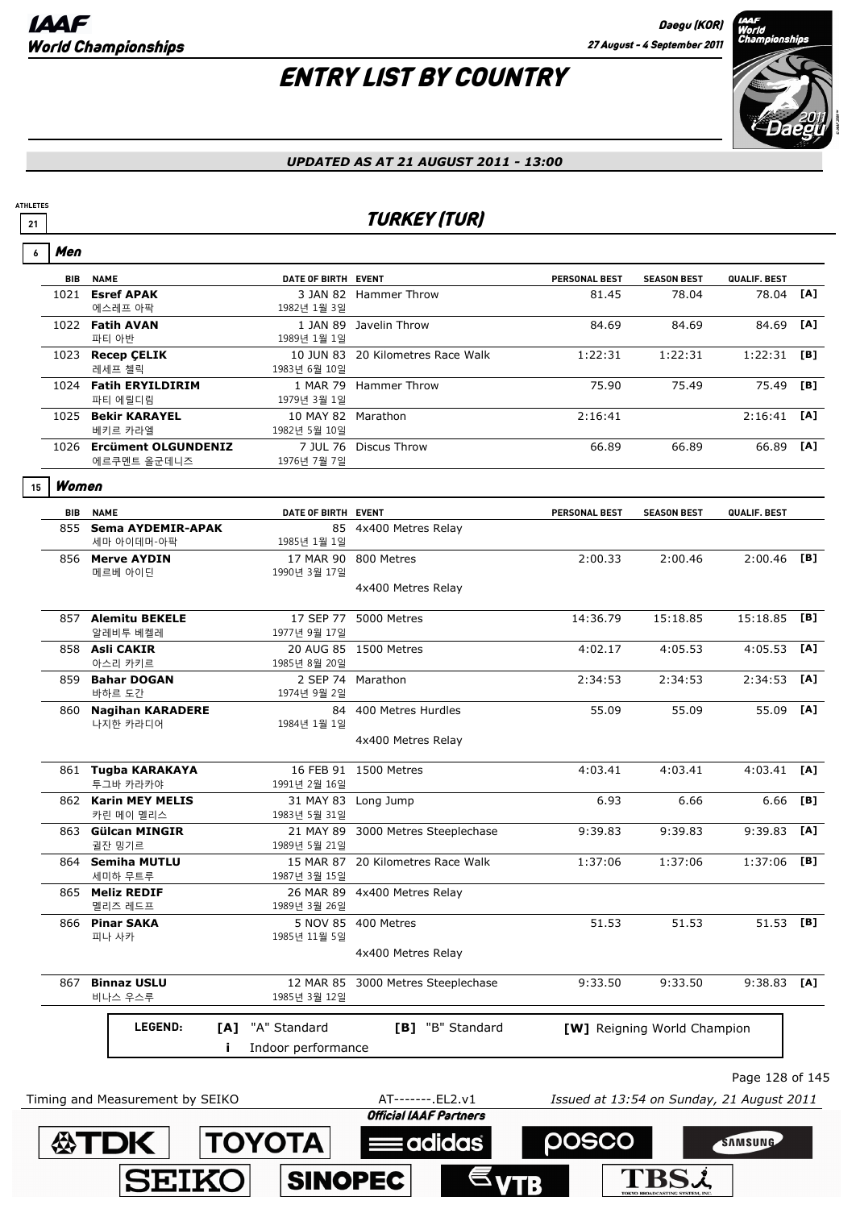# ENTRY LIST BY COUNTRY

*UPDATED AS AT 21 AUGUST 2011 - 13:00*

ATHLETES 21

## TURKEY (TUR)

### 6 Men

| BIB | NAME | DATE OF BIRTH | EVENT | PERSONAL BEST | SEASON BEST | QUALIF. BEST | |
|---|---|---|---|---|---|---|---|
| 1021 | **Esref APAK**<br>에스레프 아팍 | 3 JAN 82<br>1982년 1월 3일 | Hammer Throw | 81.45 | 78.04 | 78.04 | [A] |
| 1022 | **Fatih AVAN**<br>파티 아반 | 1 JAN 89<br>1989년 1월 1일 | Javelin Throw | 84.69 | 84.69 | 84.69 | [A] |
| 1023 | **Recep ÇELIK**<br>레세프 첼릭 | 10 JUN 83<br>1983년 6월 10일 | 20 Kilometres Race Walk | 1:22:31 | 1:22:31 | 1:22:31 | [B] |
| 1024 | **Fatih ERYILDIRIM**<br>파티 에릴디림 | 1 MAR 79<br>1979년 3월 1일 | Hammer Throw | 75.90 | 75.49 | 75.49 | [B] |
| 1025 | **Bekir KARAYEL**<br>베키르 카라옐 | 10 MAY 82<br>1982년 5월 10일 | Marathon | 2:16:41 | | 2:16:41 | [A] |
| 1026 | **Ercüment OLGUNDENIZ**<br>에르쿠멘트 올군데니즈 | 7 JUL 76<br>1976년 7월 7일 | Discus Throw | 66.89 | 66.89 | 66.89 | [A] |

### 15 Women

| BIB | NAME | DATE OF BIRTH | EVENT | PERSONAL BEST | SEASON BEST | QUALIF. BEST | |
|---|---|---|---|---|---|---|---|
| 855 | **Sema AYDEMIR-APAK**<br>세마 아이데머-아팍 | 85<br>1985년 1월 1일 | 4x400 Metres Relay | | | | |
| 856 | **Merve AYDIN**<br>메르베 아이딘 | 17 MAR 90<br>1990년 3월 17일 | 800 Metres | 2:00.33 | 2:00.46 | 2:00.46 | [B] |
| | | | 4x400 Metres Relay | | | | |
| 857 | **Alemitu BEKELE**<br>알레비투 베켈레 | 17 SEP 77<br>1977년 9월 17일 | 5000 Metres | 14:36.79 | 15:18.85 | 15:18.85 | [B] |
| 858 | **Asli CAKIR**<br>아스리 카키르 | 20 AUG 85<br>1985년 8월 20일 | 1500 Metres | 4:02.17 | 4:05.53 | 4:05.53 | [A] |
| 859 | **Bahar DOGAN**<br>바하르 도간 | 2 SEP 74<br>1974년 9월 2일 | Marathon | 2:34:53 | 2:34:53 | 2:34:53 | [A] |
| 860 | **Nagihan KARADERE**<br>나지한 카라디어 | 84<br>1984년 1월 1일 | 400 Metres Hurdles | 55.09 | 55.09 | 55.09 | [A] |
| | | | 4x400 Metres Relay | | | | |
| 861 | **Tugba KARAKAYA**<br>투그바 카라카야 | 16 FEB 91<br>1991년 2월 16일 | 1500 Metres | 4:03.41 | 4:03.41 | 4:03.41 | [A] |
| 862 | **Karin MEY MELIS**<br>카린 메이 멜리스 | 31 MAY 83<br>1983년 5월 31일 | Long Jump | 6.93 | 6.66 | 6.66 | [B] |
| 863 | **Gülcan MINGIR**<br>귈잔 밍기르 | 21 MAY 89<br>1989년 5월 21일 | 3000 Metres Steeplechase | 9:39.83 | 9:39.83 | 9:39.83 | [A] |
| 864 | **Semiha MUTLU**<br>세미하 무트루 | 15 MAR 87<br>1987년 3월 15일 | 20 Kilometres Race Walk | 1:37:06 | 1:37:06 | 1:37:06 | [B] |
| 865 | **Meliz REDIF**<br>멜리즈 레드프 | 26 MAR 89<br>1989년 3월 26일 | 4x400 Metres Relay | | | | |
| 866 | **Pinar SAKA**<br>피나 사카 | 5 NOV 85<br>1985년 11월 5일 | 400 Metres | 51.53 | 51.53 | 51.53 | [B] |
| | | | 4x400 Metres Relay | | | | |
| 867 | **Binnaz USLU**<br>비나스 우스루 | 12 MAR 85<br>1985년 3월 12일 | 3000 Metres Steeplechase | 9:33.50 | 9:33.50 | 9:38.83 | [A] |

**LEGEND:** [A] "A" Standard — [B] "B" Standard — [W] Reigning World Champion — i Indoor performance

Timing and Measurement by SEIKO — AT-------.EL2.v1 — Issued at 13:54 on Sunday, 21 August 2011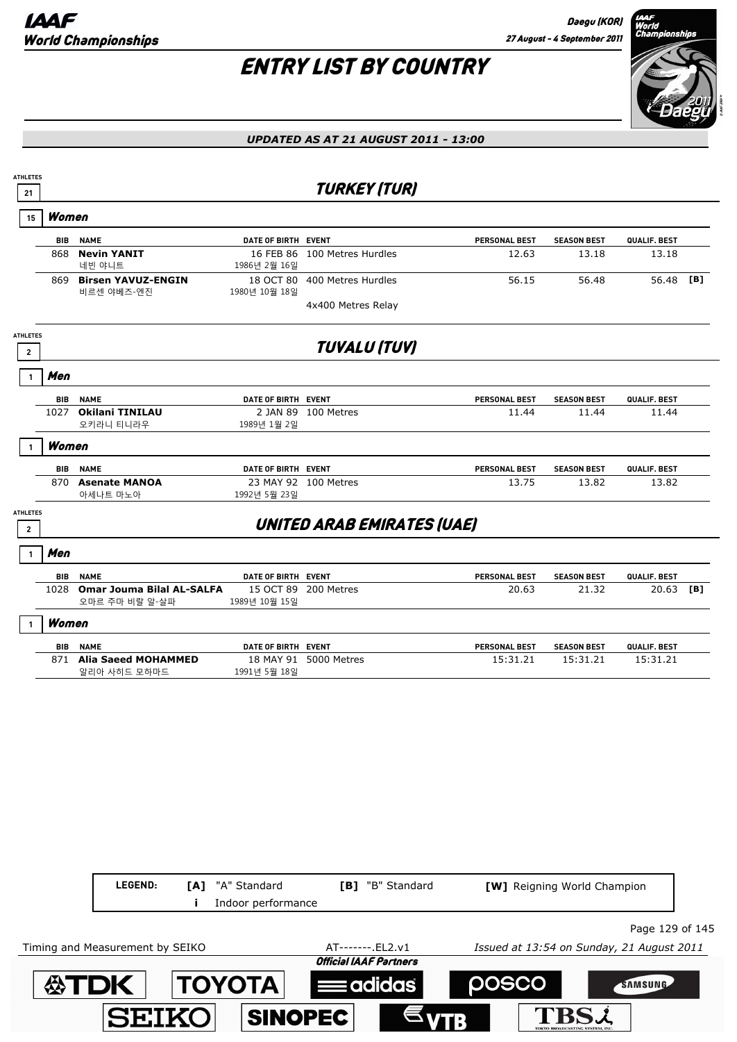# ENTRY LIST BY COUNTRY

*UPDATED AS AT 21 AUGUST 2011 - 13:00*

## TURKEY (TUR)

ATHLETES 21

### Women (15)

| BIB | NAME | DATE OF BIRTH | EVENT | PERSONAL BEST | SEASON BEST | QUALIF. BEST | |
|---|---|---|---|---|---|---|---|
| 868 | **Nevin YANIT** 네빈 야니트 | 16 FEB 86 1986년 2월 16일 | 100 Metres Hurdles | 12.63 | 13.18 | 13.18 | |
| 869 | **Birsen YAVUZ-ENGIN** 비르센 야베즈-엔진 | 18 OCT 80 1980년 10월 18일 | 400 Metres Hurdles | 56.15 | 56.48 | 56.48 | [B] |
| | | | 4x400 Metres Relay | | | | |

## TUVALU (TUV)

ATHLETES 2

### Men (1)

| BIB | NAME | DATE OF BIRTH | EVENT | PERSONAL BEST | SEASON BEST | QUALIF. BEST |
|---|---|---|---|---|---|---|
| 1027 | **Okilani TINILAU** 오키라니 티니라우 | 2 JAN 89 1989년 1월 2일 | 100 Metres | 11.44 | 11.44 | 11.44 |

### Women (1)

| BIB | NAME | DATE OF BIRTH | EVENT | PERSONAL BEST | SEASON BEST | QUALIF. BEST |
|---|---|---|---|---|---|---|
| 870 | **Asenate MANOA** 아세나트 마노아 | 23 MAY 92 1992년 5월 23일 | 100 Metres | 13.75 | 13.82 | 13.82 |

## UNITED ARAB EMIRATES (UAE)

ATHLETES 2

### Men (1)

| BIB | NAME | DATE OF BIRTH | EVENT | PERSONAL BEST | SEASON BEST | QUALIF. BEST | |
|---|---|---|---|---|---|---|---|
| 1028 | **Omar Jouma Bilal AL-SALFA** 오마르 주마 비랄 알-살파 | 15 OCT 89 1989년 10월 15일 | 200 Metres | 20.63 | 21.32 | 20.63 | [B] |

### Women (1)

| BIB | NAME | DATE OF BIRTH | EVENT | PERSONAL BEST | SEASON BEST | QUALIF. BEST |
|---|---|---|---|---|---|---|
| 871 | **Alia Saeed MOHAMMED** 알리아 사히드 모하마드 | 18 MAY 91 1991년 5월 18일 | 5000 Metres | 15:31.21 | 15:31.21 | 15:31.21 |

LEGEND: [A] "A" Standard [B] "B" Standard [W] Reigning World Champion i Indoor performance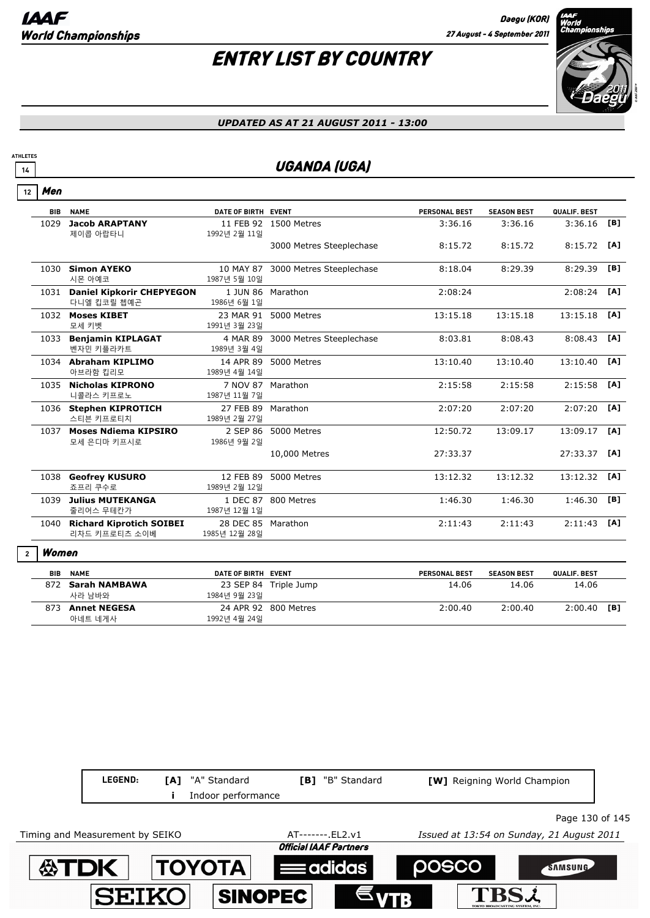# ENTRY LIST BY COUNTRY

*UPDATED AS AT 21 AUGUST 2011 - 13:00*

ATHLETES 14

## UGANDA (UGA)

### 12 Men

| BIB | NAME | DATE OF BIRTH | EVENT | PERSONAL BEST | SEASON BEST | QUALIF. BEST | |
|---|---|---|---|---|---|---|---|
| 1029 | **Jacob ARAPTANY** 제이콥 아랍타니 | 11 FEB 92 1992년 2월 11일 | 1500 Metres | 3:36.16 | 3:36.16 | 3:36.16 | [B] |
| | | | 3000 Metres Steeplechase | 8:15.72 | 8:15.72 | 8:15.72 | [A] |
| 1030 | **Simon AYEKO** 시몬 아예코 | 10 MAY 87 1987년 5월 10일 | 3000 Metres Steeplechase | 8:18.04 | 8:29.39 | 8:29.39 | [B] |
| 1031 | **Daniel Kipkorir CHEPYEGON** 다니엘 킵코릴 첩예곤 | 1 JUN 86 1986년 6월 1일 | Marathon | 2:08:24 | | 2:08:24 | [A] |
| 1032 | **Moses KIBET** 모세 키벳 | 23 MAR 91 1991년 3월 23일 | 5000 Metres | 13:15.18 | 13:15.18 | 13:15.18 | [A] |
| 1033 | **Benjamin KIPLAGAT** 벤자민 키플라카트 | 4 MAR 89 1989년 3월 4일 | 3000 Metres Steeplechase | 8:03.81 | 8:08.43 | 8:08.43 | [A] |
| 1034 | **Abraham KIPLIMO** 아브라함 킵리모 | 14 APR 89 1989년 4월 14일 | 5000 Metres | 13:10.40 | 13:10.40 | 13:10.40 | [A] |
| 1035 | **Nicholas KIPRONO** 니콜라스 키프로노 | 7 NOV 87 1987년 11월 7일 | Marathon | 2:15:58 | 2:15:58 | 2:15:58 | [A] |
| 1036 | **Stephen KIPROTICH** 스티븐 키프로티치 | 27 FEB 89 1989년 2월 27일 | Marathon | 2:07:20 | 2:07:20 | 2:07:20 | [A] |
| 1037 | **Moses Ndiema KIPSIRO** 모세 은디마 키프시로 | 2 SEP 86 1986년 9월 2일 | 5000 Metres | 12:50.72 | 13:09.17 | 13:09.17 | [A] |
| | | | 10,000 Metres | 27:33.37 | | 27:33.37 | [A] |
| 1038 | **Geofrey KUSURO** 죠프리 쿠수로 | 12 FEB 89 1989년 2월 12일 | 5000 Metres | 13:12.32 | 13:12.32 | 13:12.32 | [A] |
| 1039 | **Julius MUTEKANGA** 줄리어스 무테칸가 | 1 DEC 87 1987년 12월 1일 | 800 Metres | 1:46.30 | 1:46.30 | 1:46.30 | [B] |
| 1040 | **Richard Kiprotich SOIBEI** 리차드 키프로티츠 소이베 | 28 DEC 85 1985년 12월 28일 | Marathon | 2:11:43 | 2:11:43 | 2:11:43 | [A] |

### 2 Women

| BIB | NAME | DATE OF BIRTH | EVENT | PERSONAL BEST | SEASON BEST | QUALIF. BEST | |
|---|---|---|---|---|---|---|---|
| 872 | **Sarah NAMBAWA** 사라 남바와 | 23 SEP 84 1984년 9월 23일 | Triple Jump | 14.06 | 14.06 | 14.06 | |
| 873 | **Annet NEGESA** 아네트 네게사 | 24 APR 92 1992년 4월 24일 | 800 Metres | 2:00.40 | 2:00.40 | 2:00.40 | [B] |

**LEGEND:** [A] "A" Standard  [B] "B" Standard  [W] Reigning World Champion  i Indoor performance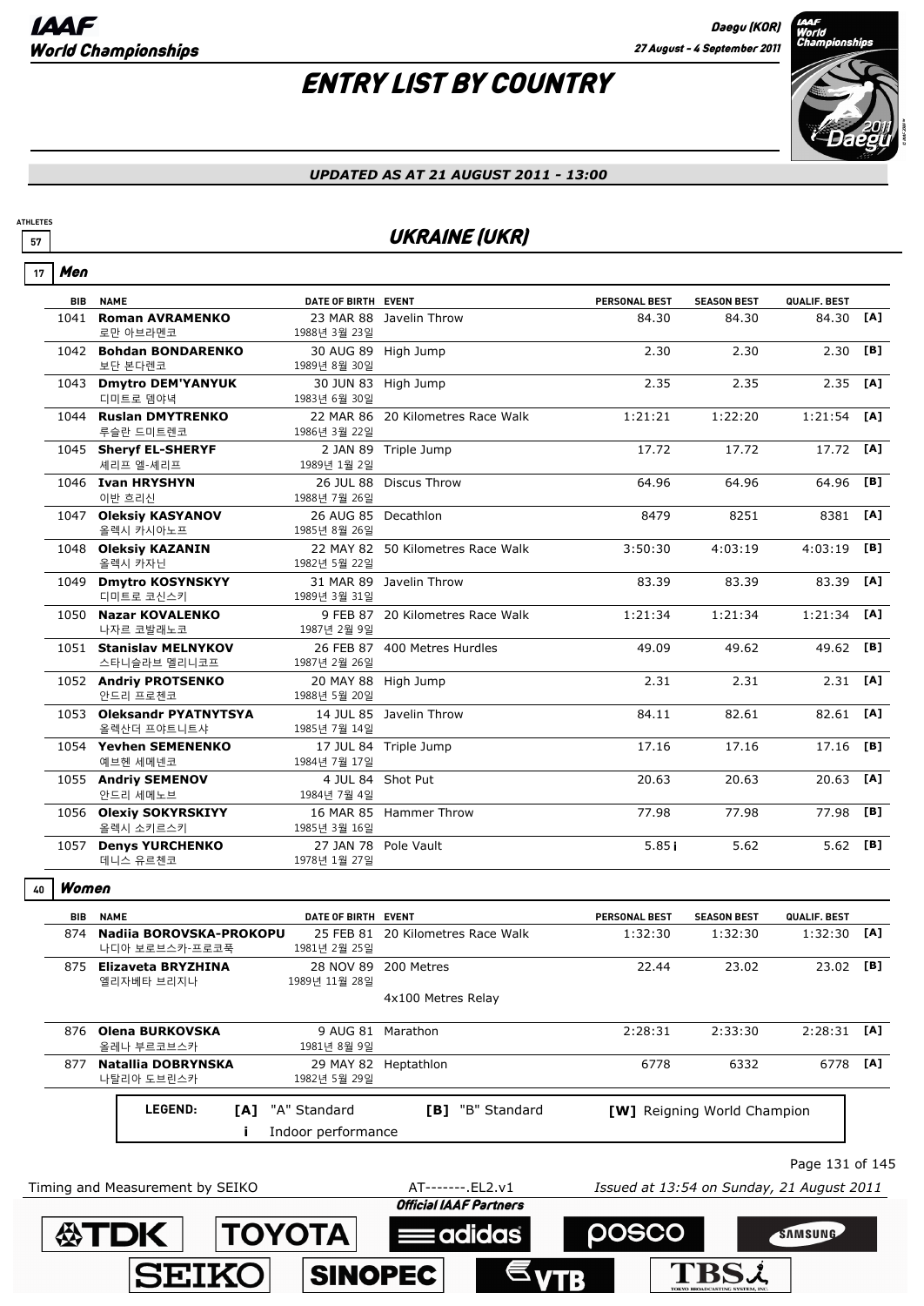# ENTRY LIST BY COUNTRY

*UPDATED AS AT 21 AUGUST 2011 - 13:00*

ATHLETES 57

## UKRAINE (UKR)

### 17 Men

| BIB | NAME | DATE OF BIRTH | EVENT | PERSONAL BEST | SEASON BEST | QUALIF. BEST | |
|---|---|---|---|---|---|---|---|
| 1041 | **Roman AVRAMENKO** 로만 아브라멘코 | 23 MAR 88 1988년 3월 23일 | Javelin Throw | 84.30 | 84.30 | 84.30 | [A] |
| 1042 | **Bohdan BONDARENKO** 보단 본다렌코 | 30 AUG 89 1989년 8월 30일 | High Jump | 2.30 | 2.30 | 2.30 | [B] |
| 1043 | **Dmytro DEM'YANYUK** 디미트로 뎀야녁 | 30 JUN 83 1983년 6월 30일 | High Jump | 2.35 | 2.35 | 2.35 | [A] |
| 1044 | **Ruslan DMYTRENKO** 루슬란 드미트렌코 | 22 MAR 86 1986년 3월 22일 | 20 Kilometres Race Walk | 1:21:21 | 1:22:20 | 1:21:54 | [A] |
| 1045 | **Sheryf EL-SHERYF** 세리프 엘-셰리프 | 2 JAN 89 1989년 1월 2일 | Triple Jump | 17.72 | 17.72 | 17.72 | [A] |
| 1046 | **Ivan HRYSHYN** 이반 흐리신 | 26 JUL 88 1988년 7월 26일 | Discus Throw | 64.96 | 64.96 | 64.96 | [B] |
| 1047 | **Oleksiy KASYANOV** 올렉시 카시아노프 | 26 AUG 85 1985년 8월 26일 | Decathlon | 8479 | 8251 | 8381 | [A] |
| 1048 | **Oleksiy KAZANIN** 올렉시 카자닌 | 22 MAY 82 1982년 5월 22일 | 50 Kilometres Race Walk | 3:50:30 | 4:03:19 | 4:03:19 | [B] |
| 1049 | **Dmytro KOSYNSKYY** 디미트로 코신스키 | 31 MAR 89 1989년 3월 31일 | Javelin Throw | 83.39 | 83.39 | 83.39 | [A] |
| 1050 | **Nazar KOVALENKO** 나자르 코발래노코 | 9 FEB 87 1987년 2월 9일 | 20 Kilometres Race Walk | 1:21:34 | 1:21:34 | 1:21:34 | [A] |
| 1051 | **Stanislav MELNYKOV** 스타니슬라브 멜리니코프 | 26 FEB 87 1987년 2월 26일 | 400 Metres Hurdles | 49.09 | 49.62 | 49.62 | [B] |
| 1052 | **Andriy PROTSENKO** 안드리 프로첸코 | 20 MAY 88 1988년 5월 20일 | High Jump | 2.31 | 2.31 | 2.31 | [A] |
| 1053 | **Oleksandr PYATNYTSYA** 올렉산더 프야트니트샤 | 14 JUL 85 1985년 7월 14일 | Javelin Throw | 84.11 | 82.61 | 82.61 | [A] |
| 1054 | **Yevhen SEMENENKO** 예브헨 세메넨코 | 17 JUL 84 1984년 7월 17일 | Triple Jump | 17.16 | 17.16 | 17.16 | [B] |
| 1055 | **Andriy SEMENOV** 안드리 세메노브 | 4 JUL 84 1984년 7월 4일 | Shot Put | 20.63 | 20.63 | 20.63 | [A] |
| 1056 | **Olexiy SOKYRSKIYY** 올렉시 소키르스키 | 16 MAR 85 1985년 3월 16일 | Hammer Throw | 77.98 | 77.98 | 77.98 | [B] |
| 1057 | **Denys YURCHENKO** 데니스 유르첸코 | 27 JAN 78 1978년 1월 27일 | Pole Vault | 5.85 i | 5.62 | 5.62 | [B] |

### 40 Women

| BIB | NAME | DATE OF BIRTH | EVENT | PERSONAL BEST | SEASON BEST | QUALIF. BEST | |
|---|---|---|---|---|---|---|---|
| 874 | **Nadiia BOROVSKA-PROKOPU** 나디아 보로브스카-프로코푸 | 25 FEB 81 1981년 2월 25일 | 20 Kilometres Race Walk | 1:32:30 | 1:32:30 | 1:32:30 | [A] |
| 875 | **Elizaveta BRYZHINA** 엘리자베타 브리지나 | 28 NOV 89 1989년 11월 28일 | 200 Metres | 22.44 | 23.02 | 23.02 | [B] |
| | | | 4x100 Metres Relay | | | | |
| 876 | **Olena BURKOVSKA** 올레나 부르코브스카 | 9 AUG 81 1981년 8월 9일 | Marathon | 2:28:31 | 2:33:30 | 2:28:31 | [A] |
| 877 | **Natallia DOBRYNSKA** 나탈리아 도브린스카 | 29 MAY 82 1982년 5월 29일 | Heptathlon | 6778 | 6332 | 6778 | [A] |

**LEGEND:** [A] "A" Standard — [B] "B" Standard — [W] Reigning World Champion — i Indoor performance

Timing and Measurement by SEIKO — AT-------.EL2.v1 — *Issued at 13:54 on Sunday, 21 August 2011*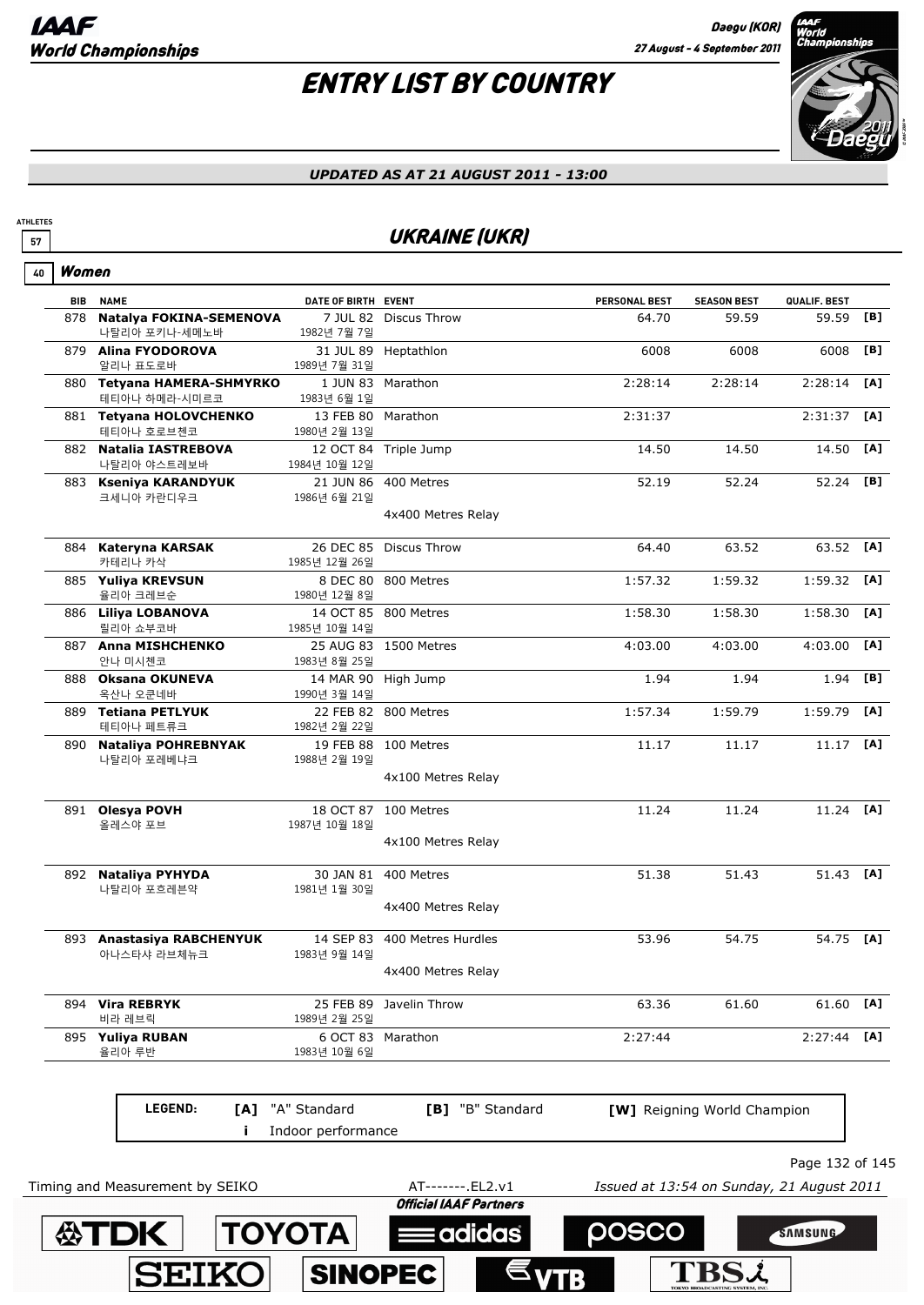# ENTRY LIST BY COUNTRY

*UPDATED AS AT 21 AUGUST 2011 - 13:00*

ATHLETES 57

## UKRAINE (UKR)

40 **Women**

| BIB | NAME | DATE OF BIRTH | EVENT | PERSONAL BEST | SEASON BEST | QUALIF. BEST | |
|---|---|---|---|---|---|---|---|
| 878 | **Natalya FOKINA-SEMENOVA** 나탈리아 포키나-세메노바 | 7 JUL 82 1982년 7월 7일 | Discus Throw | 64.70 | 59.59 | 59.59 | [B] |
| 879 | **Alina FYODOROVA** 알리나 표도로바 | 31 JUL 89 1989년 7월 31일 | Heptathlon | 6008 | 6008 | 6008 | [B] |
| 880 | **Tetyana HAMERA-SHMYRKO** 테티아나 하메라-시미르코 | 1 JUN 83 1983년 6월 1일 | Marathon | 2:28:14 | 2:28:14 | 2:28:14 | [A] |
| 881 | **Tetyana HOLOVCHENKO** 테티아나 호로브첸코 | 13 FEB 80 1980년 2월 13일 | Marathon | 2:31:37 | | 2:31:37 | [A] |
| 882 | **Natalia IASTREBOVA** 나탈리아 야스트레보바 | 12 OCT 84 1984년 10월 12일 | Triple Jump | 14.50 | 14.50 | 14.50 | [A] |
| 883 | **Kseniya KARANDYUK** 크세니아 카란디우크 | 21 JUN 86 1986년 6월 21일 | 400 Metres | 52.19 | 52.24 | 52.24 | [B] |
| | | | 4x400 Metres Relay | | | | |
| 884 | **Kateryna KARSAK** 카테리나 카삭 | 26 DEC 85 1985년 12월 26일 | Discus Throw | 64.40 | 63.52 | 63.52 | [A] |
| 885 | **Yuliya KREVSUN** 율리아 크레브순 | 8 DEC 80 1980년 12월 8일 | 800 Metres | 1:57.32 | 1:59.32 | 1:59.32 | [A] |
| 886 | **Liliya LOBANOVA** 릴리아 쇼부코바 | 14 OCT 85 1985년 10월 14일 | 800 Metres | 1:58.30 | 1:58.30 | 1:58.30 | [A] |
| 887 | **Anna MISHCHENKO** 안나 미시첸코 | 25 AUG 83 1983년 8월 25일 | 1500 Metres | 4:03.00 | 4:03.00 | 4:03.00 | [A] |
| 888 | **Oksana OKUNEVA** 옥산나 오쿤네바 | 14 MAR 90 1990년 3월 14일 | High Jump | 1.94 | 1.94 | 1.94 | [B] |
| 889 | **Tetiana PETLYUK** 테티아나 페트류크 | 22 FEB 82 1982년 2월 22일 | 800 Metres | 1:57.34 | 1:59.79 | 1:59.79 | [A] |
| 890 | **Nataliya POHREBNYAK** 나탈리아 포레베냐크 | 19 FEB 88 1988년 2월 19일 | 100 Metres | 11.17 | 11.17 | 11.17 | [A] |
| | | | 4x100 Metres Relay | | | | |
| 891 | **Olesya POVH** 올레스야 포브 | 18 OCT 87 1987년 10월 18일 | 100 Metres | 11.24 | 11.24 | 11.24 | [A] |
| | | | 4x100 Metres Relay | | | | |
| 892 | **Nataliya PYHYDA** 나탈리아 포흐레븐약 | 30 JAN 81 1981년 1월 30일 | 400 Metres | 51.38 | 51.43 | 51.43 | [A] |
| | | | 4x400 Metres Relay | | | | |
| 893 | **Anastasiya RABCHENYUK** 아나스타샤 라브체뉴크 | 14 SEP 83 1983년 9월 14일 | 400 Metres Hurdles | 53.96 | 54.75 | 54.75 | [A] |
| | | | 4x400 Metres Relay | | | | |
| 894 | **Vira REBRYK** 비라 레브릭 | 25 FEB 89 1989년 2월 25일 | Javelin Throw | 63.36 | 61.60 | 61.60 | [A] |
| 895 | **Yuliya RUBAN** 율리아 루반 | 6 OCT 83 1983년 10월 6일 | Marathon | 2:27:44 | | 2:27:44 | [A] |

**LEGEND:** [A] "A" Standard [B] "B" Standard [W] Reigning World Champion i Indoor performance

Timing and Measurement by SEIKO AT-------.EL2.v1 *Issued at 13:54 on Sunday, 21 August 2011*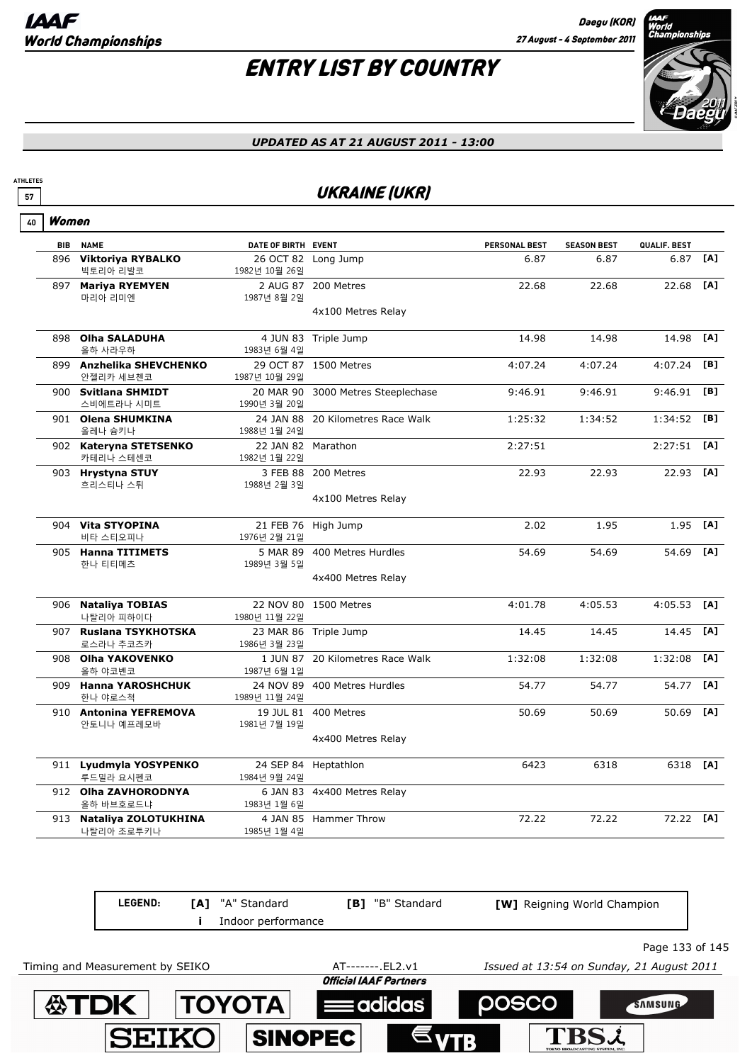# ENTRY LIST BY COUNTRY

*UPDATED AS AT 21 AUGUST 2011 - 13:00*

ATHLETES 57

## UKRAINE (UKR)

40 **Women**

| BIB | NAME | DATE OF BIRTH | EVENT | PERSONAL BEST | SEASON BEST | QUALIF. BEST | |
|---|---|---|---|---|---|---|---|
| 896 | **Viktoriya RYBALKO** 빅토리아 리발코 | 26 OCT 82 1982년 10월 26일 | Long Jump | 6.87 | 6.87 | 6.87 | [A] |
| 897 | **Mariya RYEMYEN** 마리아 리미엔 | 2 AUG 87 1987년 8월 2일 | 200 Metres | 22.68 | 22.68 | 22.68 | [A] |
| | | | 4x100 Metres Relay | | | | |
| 898 | **Olha SALADUHA** 올하 사라우하 | 4 JUN 83 1983년 6월 4일 | Triple Jump | 14.98 | 14.98 | 14.98 | [A] |
| 899 | **Anzhelika SHEVCHENKO** 안젤리카 세브첸코 | 29 OCT 87 1987년 10월 29일 | 1500 Metres | 4:07.24 | 4:07.24 | 4:07.24 | [B] |
| 900 | **Svitlana SHMIDT** 스비에트라나 시미트 | 20 MAR 90 1990년 3월 20일 | 3000 Metres Steeplechase | 9:46.91 | 9:46.91 | 9:46.91 | [B] |
| 901 | **Olena SHUMKINA** 올레나 슘키나 | 24 JAN 88 1988년 1월 24일 | 20 Kilometres Race Walk | 1:25:32 | 1:34:52 | 1:34:52 | [B] |
| 902 | **Kateryna STETSENKO** 카테리나 스테센코 | 22 JAN 82 1982년 1월 22일 | Marathon | 2:27:51 | | 2:27:51 | [A] |
| 903 | **Hrystyna STUY** 흐리스티나 스튀 | 3 FEB 88 1988년 2월 3일 | 200 Metres | 22.93 | 22.93 | 22.93 | [A] |
| | | | 4x100 Metres Relay | | | | |
| 904 | **Vita STYOPINA** 비타 스티오피나 | 21 FEB 76 1976년 2월 21일 | High Jump | 2.02 | 1.95 | 1.95 | [A] |
| 905 | **Hanna TITIMETS** 한나 티티메츠 | 5 MAR 89 1989년 3월 5일 | 400 Metres Hurdles | 54.69 | 54.69 | 54.69 | [A] |
| | | | 4x400 Metres Relay | | | | |
| 906 | **Nataliya TOBIAS** 나탈리아 피하이다 | 22 NOV 80 1980년 11월 22일 | 1500 Metres | 4:01.78 | 4:05.53 | 4:05.53 | [A] |
| 907 | **Ruslana TSYKHOTSKA** 로스라나 추코츠카 | 23 MAR 86 1986년 3월 23일 | Triple Jump | 14.45 | 14.45 | 14.45 | [A] |
| 908 | **Olha YAKOVENKO** 올하 야코벤코 | 1 JUN 87 1987년 6월 1일 | 20 Kilometres Race Walk | 1:32:08 | 1:32:08 | 1:32:08 | [A] |
| 909 | **Hanna YAROSHCHUK** 한나 야로스척 | 24 NOV 89 1989년 11월 24일 | 400 Metres Hurdles | 54.77 | 54.77 | 54.77 | [A] |
| 910 | **Antonina YEFREMOVA** 안토니나 예프레모바 | 19 JUL 81 1981년 7월 19일 | 400 Metres | 50.69 | 50.69 | 50.69 | [A] |
| | | | 4x400 Metres Relay | | | | |
| 911 | **Lyudmyla YOSYPENKO** 루드밀라 요시펜코 | 24 SEP 84 1984년 9월 24일 | Heptathlon | 6423 | 6318 | 6318 | [A] |
| 912 | **Olha ZAVHORODNYA** 올하 바브호로드냐 | 6 JAN 83 1983년 1월 6일 | 4x400 Metres Relay | | | | |
| 913 | **Nataliya ZOLOTUKHINA** 나탈리아 조로투키나 | 4 JAN 85 1985년 1월 4일 | Hammer Throw | 72.22 | 72.22 | 72.22 | [A] |

**LEGEND:** [A] "A" Standard — [B] "B" Standard — [W] Reigning World Champion — i Indoor performance

Timing and Measurement by SEIKO — AT-------.EL2.v1 — *Issued at 13:54 on Sunday, 21 August 2011*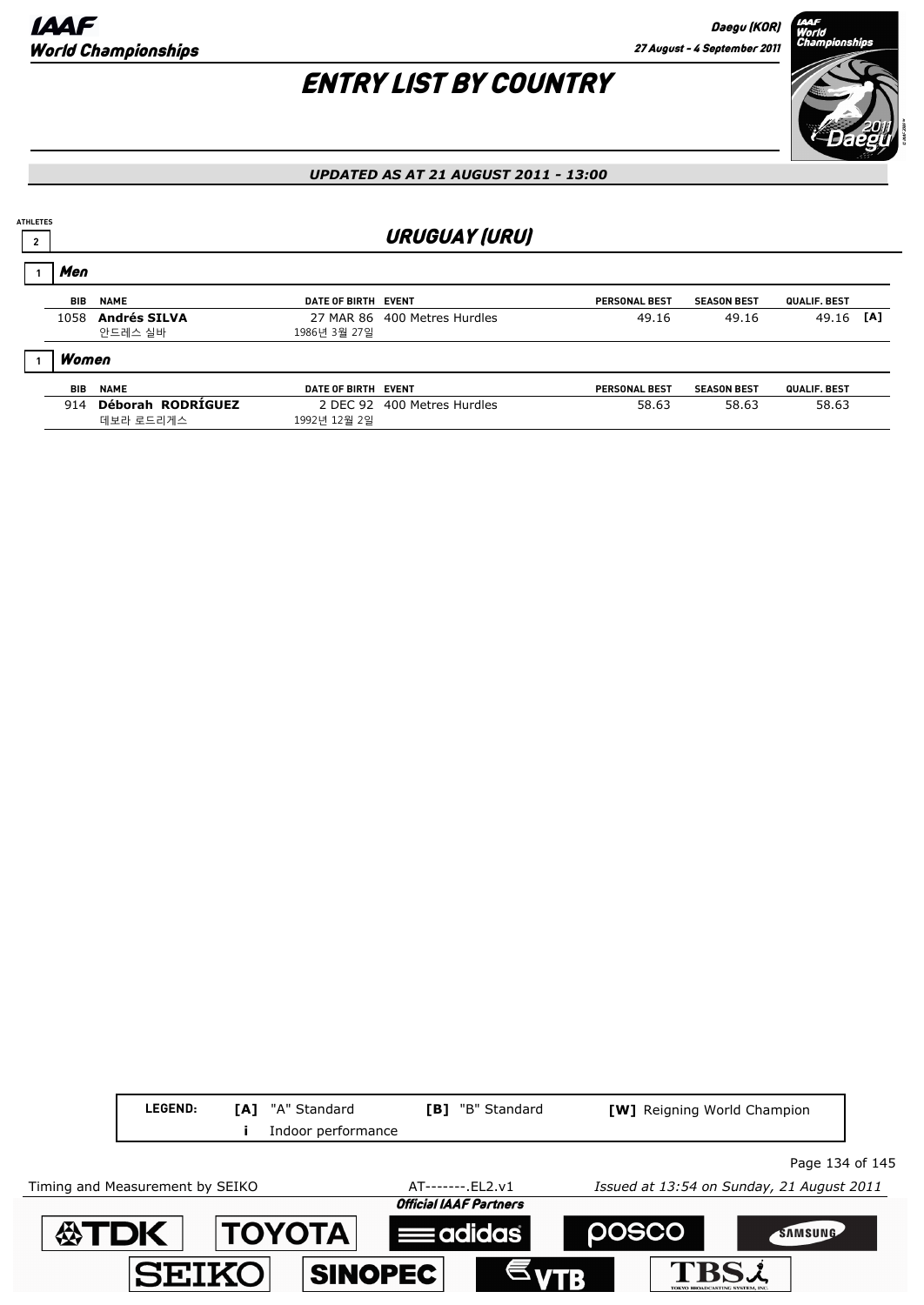# ENTRY LIST BY COUNTRY

*UPDATED AS AT 21 AUGUST 2011 - 13:00*

ATHLETES 2

## URUGUAY (URU)

### 1 Men

| BIB | NAME | DATE OF BIRTH | EVENT | PERSONAL BEST | SEASON BEST | QUALIF. BEST | |
|---|---|---|---|---|---|---|---|
| 1058 | **Andrés SILVA**<br>안드레스 실바 | 27 MAR 86<br>1986년 3월 27일 | 400 Metres Hurdles | 49.16 | 49.16 | 49.16 | [A] |

### 1 Women

| BIB | NAME | DATE OF BIRTH | EVENT | PERSONAL BEST | SEASON BEST | QUALIF. BEST |
|---|---|---|---|---|---|---|
| 914 | **Déborah RODRÍGUEZ**<br>데보라 로드리게스 | 2 DEC 92<br>1992년 12월 2일 | 400 Metres Hurdles | 58.63 | 58.63 | 58.63 |

**LEGEND:** **[A]** "A" Standard **[B]** "B" Standard **[W]** Reigning World Champion
**i** Indoor performance

Timing and Measurement by SEIKO AT-------.EL2.v1 *Issued at 13:54 on Sunday, 21 August 2011*

*Official IAAF Partners*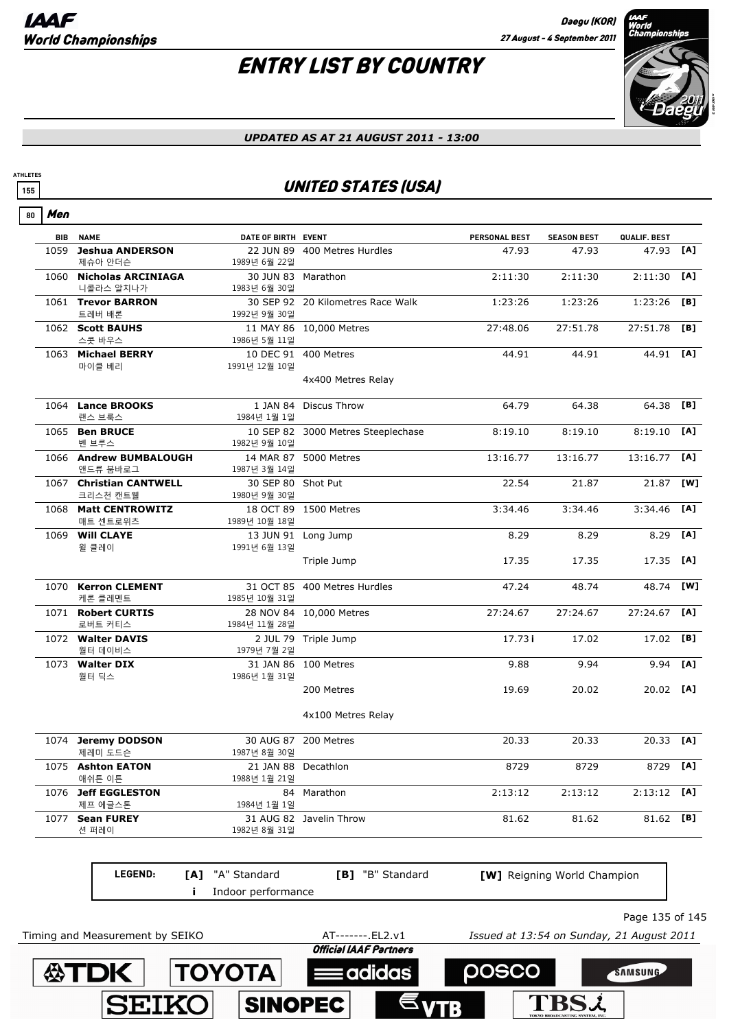# ENTRY LIST BY COUNTRY

*UPDATED AS AT 21 AUGUST 2011 - 13:00*

ATHLETES 155

## UNITED STATES (USA)

### 80 Men

| BIB | NAME | DATE OF BIRTH | EVENT | PERSONAL BEST | SEASON BEST | QUALIF. BEST | |
|---|---|---|---|---|---|---|---|
| 1059 | **Jeshua ANDERSON** 제슈아 안더슨 | 22 JUN 89 1989년 6월 22일 | 400 Metres Hurdles | 47.93 | 47.93 | 47.93 | [A] |
| 1060 | **Nicholas ARCINIAGA** 니콜라스 알치나가 | 30 JUN 83 1983년 6월 30일 | Marathon | 2:11:30 | 2:11:30 | 2:11:30 | [A] |
| 1061 | **Trevor BARRON** 트레버 배론 | 30 SEP 92 1992년 9월 30일 | 20 Kilometres Race Walk | 1:23:26 | 1:23:26 | 1:23:26 | [B] |
| 1062 | **Scott BAUHS** 스콧 바우스 | 11 MAY 86 1986년 5월 11일 | 10,000 Metres | 27:48.06 | 27:51.78 | 27:51.78 | [B] |
| 1063 | **Michael BERRY** 마이클 베리 | 10 DEC 91 1991년 12월 10일 | 400 Metres | 44.91 | 44.91 | 44.91 | [A] |
| | | | 4x400 Metres Relay | | | | |
| 1064 | **Lance BROOKS** 랜스 브룩스 | 1 JAN 84 1984년 1월 1일 | Discus Throw | 64.79 | 64.38 | 64.38 | [B] |
| 1065 | **Ben BRUCE** 벤 브루스 | 10 SEP 82 1982년 9월 10일 | 3000 Metres Steeplechase | 8:19.10 | 8:19.10 | 8:19.10 | [A] |
| 1066 | **Andrew BUMBALOUGH** 앤드류 붐바로그 | 14 MAR 87 1987년 3월 14일 | 5000 Metres | 13:16.77 | 13:16.77 | 13:16.77 | [A] |
| 1067 | **Christian CANTWELL** 크리스천 캔트웰 | 30 SEP 80 1980년 9월 30일 | Shot Put | 22.54 | 21.87 | 21.87 | [W] |
| 1068 | **Matt CENTROWITZ** 매트 센트로위츠 | 18 OCT 89 1989년 10월 18일 | 1500 Metres | 3:34.46 | 3:34.46 | 3:34.46 | [A] |
| 1069 | **Will CLAYE** 윌 클레이 | 13 JUN 91 1991년 6월 13일 | Long Jump | 8.29 | 8.29 | 8.29 | [A] |
| | | | Triple Jump | 17.35 | 17.35 | 17.35 | [A] |
| 1070 | **Kerron CLEMENT** 케론 클레멘트 | 31 OCT 85 1985년 10월 31일 | 400 Metres Hurdles | 47.24 | 48.74 | 48.74 | [W] |
| 1071 | **Robert CURTIS** 로버트 커티스 | 28 NOV 84 1984년 11월 28일 | 10,000 Metres | 27:24.67 | 27:24.67 | 27:24.67 | [A] |
| 1072 | **Walter DAVIS** 월터 데이비스 | 2 JUL 79 1979년 7월 2일 | Triple Jump | 17.73 i | 17.02 | 17.02 | [B] |
| 1073 | **Walter DIX** 월터 딕스 | 31 JAN 86 1986년 1월 31일 | 100 Metres | 9.88 | 9.94 | 9.94 | [A] |
| | | | 200 Metres | 19.69 | 20.02 | 20.02 | [A] |
| | | | 4x100 Metres Relay | | | | |
| 1074 | **Jeremy DODSON** 제레미 도드슨 | 30 AUG 87 1987년 8월 30일 | 200 Metres | 20.33 | 20.33 | 20.33 | [A] |
| 1075 | **Ashton EATON** 애쉬튼 이튼 | 21 JAN 88 1988년 1월 21일 | Decathlon | 8729 | 8729 | 8729 | [A] |
| 1076 | **Jeff EGGLESTON** 제프 에글스톤 | 84 1984년 1월 1일 | Marathon | 2:13:12 | 2:13:12 | 2:13:12 | [A] |
| 1077 | **Sean FUREY** 션 퍼레이 | 31 AUG 82 1982년 8월 31일 | Javelin Throw | 81.62 | 81.62 | 81.62 | [B] |

**LEGEND:** [A] "A" Standard  [B] "B" Standard  [W] Reigning World Champion  i Indoor performance

Timing and Measurement by SEIKO  AT-------.EL2.v1  Issued at 13:54 on Sunday, 21 August 2011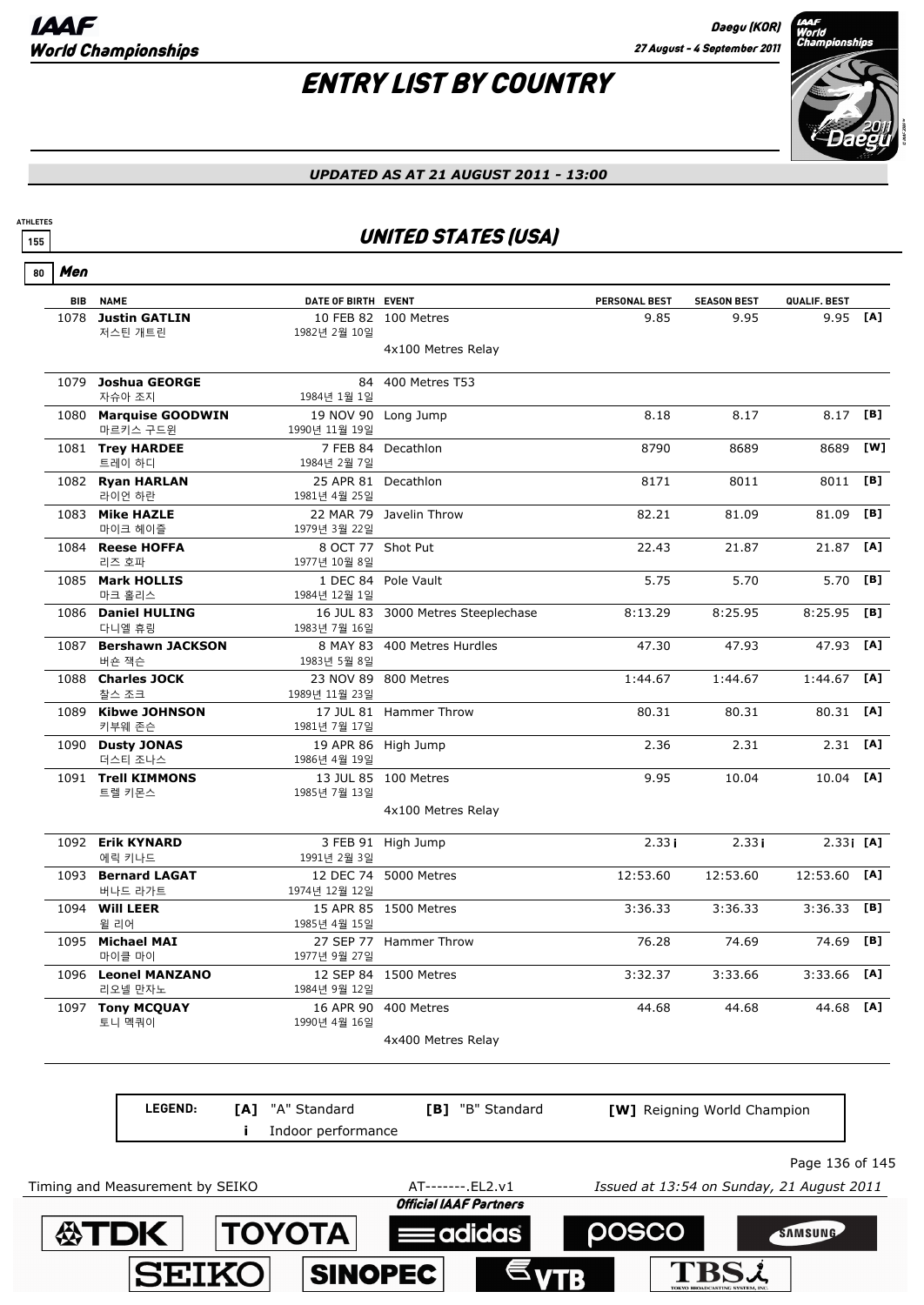# ENTRY LIST BY COUNTRY

*UPDATED AS AT 21 AUGUST 2011 - 13:00*

ATHLETES 155

## UNITED STATES (USA)

### 80 Men

| BIB | NAME | DATE OF BIRTH | EVENT | PERSONAL BEST | SEASON BEST | QUALIF. BEST | |
|---|---|---|---|---|---|---|---|
| 1078 | **Justin GATLIN** 저스틴 개트린 | 10 FEB 82 1982년 2월 10일 | 100 Metres | 9.85 | 9.95 | 9.95 | [A] |
| | | | 4x100 Metres Relay | | | | |
| 1079 | **Joshua GEORGE** 자슈아 조지 | 84 1984년 1월 1일 | 400 Metres T53 | | | | |
| 1080 | **Marquise GOODWIN** 마르키스 구드윈 | 19 NOV 90 1990년 11월 19일 | Long Jump | 8.18 | 8.17 | 8.17 | [B] |
| 1081 | **Trey HARDEE** 트레이 하디 | 7 FEB 84 1984년 2월 7일 | Decathlon | 8790 | 8689 | 8689 | [W] |
| 1082 | **Ryan HARLAN** 라이언 하란 | 25 APR 81 1981년 4월 25일 | Decathlon | 8171 | 8011 | 8011 | [B] |
| 1083 | **Mike HAZLE** 마이크 헤이즐 | 22 MAR 79 1979년 3월 22일 | Javelin Throw | 82.21 | 81.09 | 81.09 | [B] |
| 1084 | **Reese HOFFA** 리즈 호파 | 8 OCT 77 1977년 10월 8일 | Shot Put | 22.43 | 21.87 | 21.87 | [A] |
| 1085 | **Mark HOLLIS** 마크 홀리스 | 1 DEC 84 1984년 12월 1일 | Pole Vault | 5.75 | 5.70 | 5.70 | [B] |
| 1086 | **Daniel HULING** 다니엘 휴링 | 16 JUL 83 1983년 7월 16일 | 3000 Metres Steeplechase | 8:13.29 | 8:25.95 | 8:25.95 | [B] |
| 1087 | **Bershawn JACKSON** 버숀 잭슨 | 8 MAY 83 1983년 5월 8일 | 400 Metres Hurdles | 47.30 | 47.93 | 47.93 | [A] |
| 1088 | **Charles JOCK** 찰스 조크 | 23 NOV 89 1989년 11월 23일 | 800 Metres | 1:44.67 | 1:44.67 | 1:44.67 | [A] |
| 1089 | **Kibwe JOHNSON** 키부웨 존슨 | 17 JUL 81 1981년 7월 17일 | Hammer Throw | 80.31 | 80.31 | 80.31 | [A] |
| 1090 | **Dusty JONAS** 더스티 조나스 | 19 APR 86 1986년 4월 19일 | High Jump | 2.36 | 2.31 | 2.31 | [A] |
| 1091 | **Trell KIMMONS** 트렐 키몬스 | 13 JUL 85 1985년 7월 13일 | 100 Metres | 9.95 | 10.04 | 10.04 | [A] |
| | | | 4x100 Metres Relay | | | | |
| 1092 | **Erik KYNARD** 에릭 키나드 | 3 FEB 91 1991년 2월 3일 | High Jump | 2.33 i | 2.33 i | 2.33 i | [A] |
| 1093 | **Bernard LAGAT** 버나드 라가트 | 12 DEC 74 1974년 12월 12일 | 5000 Metres | 12:53.60 | 12:53.60 | 12:53.60 | [A] |
| 1094 | **Will LEER** 윌 리어 | 15 APR 85 1985년 4월 15일 | 1500 Metres | 3:36.33 | 3:36.33 | 3:36.33 | [B] |
| 1095 | **Michael MAI** 마이클 마이 | 27 SEP 77 1977년 9월 27일 | Hammer Throw | 76.28 | 74.69 | 74.69 | [B] |
| 1096 | **Leonel MANZANO** 리오넬 만자노 | 12 SEP 84 1984년 9월 12일 | 1500 Metres | 3:32.37 | 3:33.66 | 3:33.66 | [A] |
| 1097 | **Tony MCQUAY** 토니 맥퀴이 | 16 APR 90 1990년 4월 16일 | 400 Metres | 44.68 | 44.68 | 44.68 | [A] |
| | | | 4x400 Metres Relay | | | | |

**LEGEND:** [A] "A" Standard — [B] "B" Standard — [W] Reigning World Champion — i Indoor performance

Timing and Measurement by SEIKO — AT-------.EL2.v1 — Issued at 13:54 on Sunday, 21 August 2011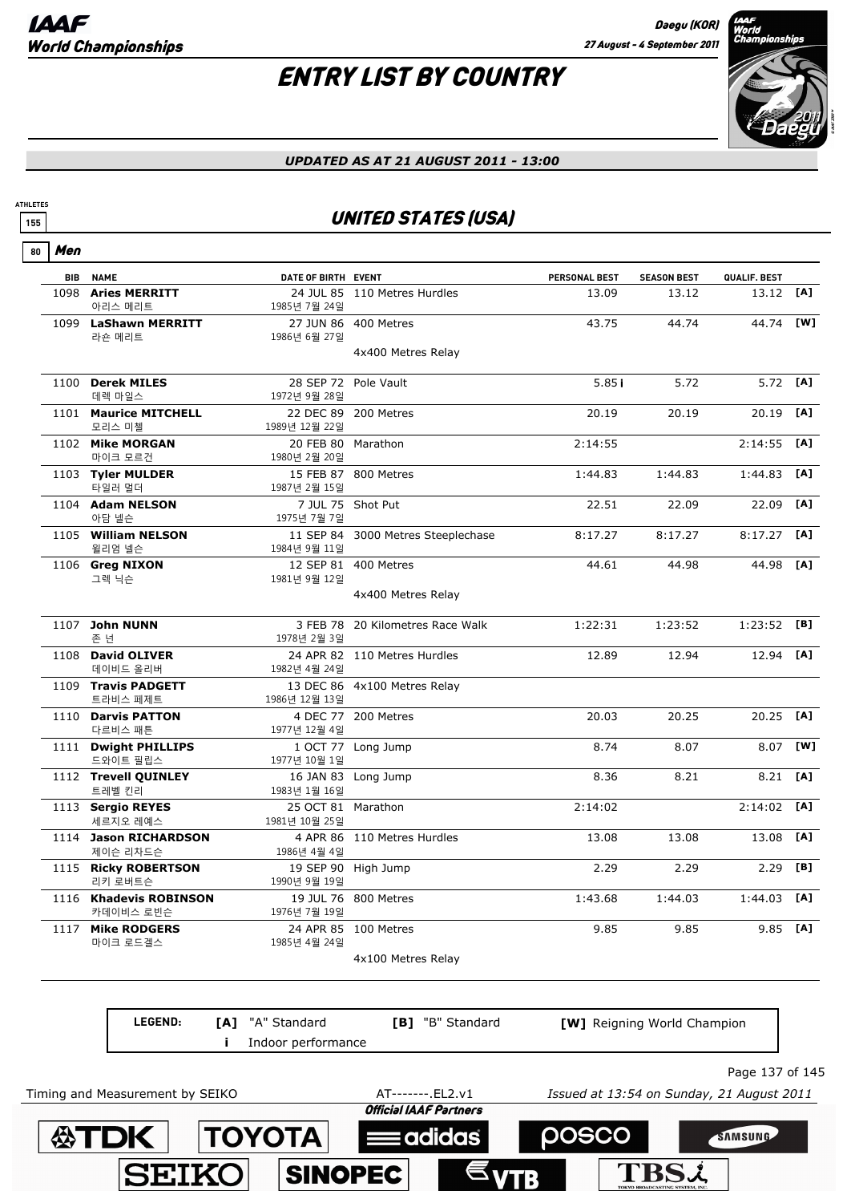# ENTRY LIST BY COUNTRY

*UPDATED AS AT 21 AUGUST 2011 - 13:00*

ATHLETES 155

## UNITED STATES (USA)

### 80 Men

| BIB | NAME | DATE OF BIRTH | EVENT | PERSONAL BEST | SEASON BEST | QUALIF. BEST | |
|---|---|---|---|---|---|---|---|
| 1098 | **Aries MERRITT** 아리스 메리트 | 24 JUL 85 1985년 7월 24일 | 110 Metres Hurdles | 13.09 | 13.12 | 13.12 | [A] |
| 1099 | **LaShawn MERRITT** 라숀 메리트 | 27 JUN 86 1986년 6월 27일 | 400 Metres | 43.75 | 44.74 | 44.74 | [W] |
| | | | 4x400 Metres Relay | | | | |
| 1100 | **Derek MILES** 데렉 마일스 | 28 SEP 72 1972년 9월 28일 | Pole Vault | 5.85 i | 5.72 | 5.72 | [A] |
| 1101 | **Maurice MITCHELL** 모리스 미첼 | 22 DEC 89 1989년 12월 22일 | 200 Metres | 20.19 | 20.19 | 20.19 | [A] |
| 1102 | **Mike MORGAN** 마이크 모르건 | 20 FEB 80 1980년 2월 20일 | Marathon | 2:14:55 | | 2:14:55 | [A] |
| 1103 | **Tyler MULDER** 타일러 멀더 | 15 FEB 87 1987년 2월 15일 | 800 Metres | 1:44.83 | 1:44.83 | 1:44.83 | [A] |
| 1104 | **Adam NELSON** 아담 넬슨 | 7 JUL 75 1975년 7월 7일 | Shot Put | 22.51 | 22.09 | 22.09 | [A] |
| 1105 | **William NELSON** 윌리엄 넬슨 | 11 SEP 84 1984년 9월 11일 | 3000 Metres Steeplechase | 8:17.27 | 8:17.27 | 8:17.27 | [A] |
| 1106 | **Greg NIXON** 그렉 닉슨 | 12 SEP 81 1981년 9월 12일 | 400 Metres | 44.61 | 44.98 | 44.98 | [A] |
| | | | 4x400 Metres Relay | | | | |
| 1107 | **John NUNN** 존 넌 | 3 FEB 78 1978년 2월 3일 | 20 Kilometres Race Walk | 1:22:31 | 1:23:52 | 1:23:52 | [B] |
| 1108 | **David OLIVER** 데이비드 올리버 | 24 APR 82 1982년 4월 24일 | 110 Metres Hurdles | 12.89 | 12.94 | 12.94 | [A] |
| 1109 | **Travis PADGETT** 트라비스 페제트 | 13 DEC 86 1986년 12월 13일 | 4x100 Metres Relay | | | | |
| 1110 | **Darvis PATTON** 다르비스 패튼 | 4 DEC 77 1977년 12월 4일 | 200 Metres | 20.03 | 20.25 | 20.25 | [A] |
| 1111 | **Dwight PHILLIPS** 드와이트 필립스 | 1 OCT 77 1977년 10월 1일 | Long Jump | 8.74 | 8.07 | 8.07 | [W] |
| 1112 | **Trevell QUINLEY** 트레벨 킨리 | 16 JAN 83 1983년 1월 16일 | Long Jump | 8.36 | 8.21 | 8.21 | [A] |
| 1113 | **Sergio REYES** 세르지오 레예스 | 25 OCT 81 1981년 10월 25일 | Marathon | 2:14:02 | | 2:14:02 | [A] |
| 1114 | **Jason RICHARDSON** 제이슨 리차드슨 | 4 APR 86 1986년 4월 4일 | 110 Metres Hurdles | 13.08 | 13.08 | 13.08 | [A] |
| 1115 | **Ricky ROBERTSON** 리키 로버트슨 | 19 SEP 90 1990년 9월 19일 | High Jump | 2.29 | 2.29 | 2.29 | [B] |
| 1116 | **Khadevis ROBINSON** 카데이비스 로빈슨 | 19 JUL 76 1976년 7월 19일 | 800 Metres | 1:43.68 | 1:44.03 | 1:44.03 | [A] |
| 1117 | **Mike RODGERS** 마이크 로드겔스 | 24 APR 85 1985년 4월 24일 | 100 Metres | 9.85 | 9.85 | 9.85 | [A] |
| | | | 4x100 Metres Relay | | | | |

**LEGEND:** [A] "A" Standard [B] "B" Standard [W] Reigning World Champion
i Indoor performance

Timing and Measurement by SEIKO AT-------.EL2.v1 Issued at 13:54 on Sunday, 21 August 2011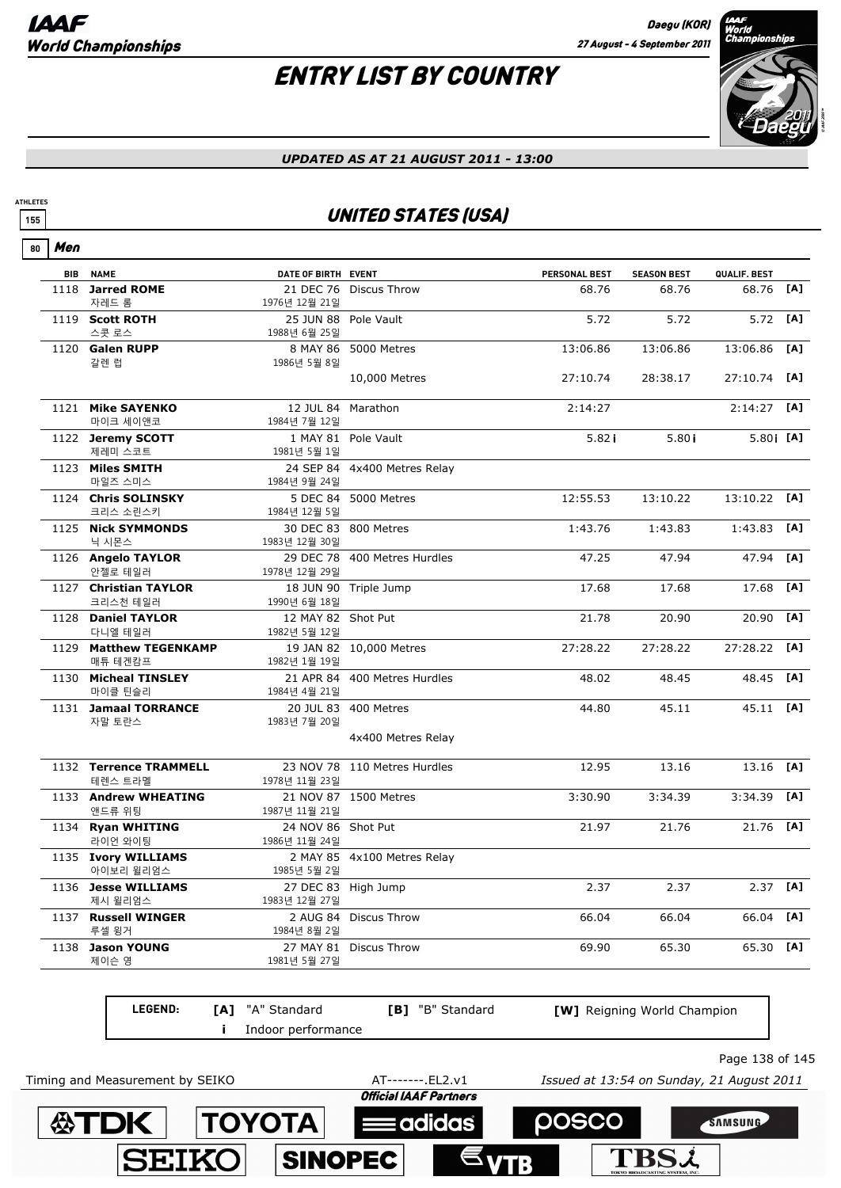# ENTRY LIST BY COUNTRY

*UPDATED AS AT 21 AUGUST 2011 - 13:00*

ATHLETES 155

## UNITED STATES (USA)

80 **Men**

| BIB | NAME | DATE OF BIRTH | EVENT | PERSONAL BEST | SEASON BEST | QUALIF. BEST | |
|---|---|---|---|---|---|---|---|
| 1118 | **Jarred ROME** 자레드 롬 | 21 DEC 76 1976년 12월 21일 | Discus Throw | 68.76 | 68.76 | 68.76 | [A] |
| 1119 | **Scott ROTH** 스콧 로스 | 25 JUN 88 1988년 6월 25일 | Pole Vault | 5.72 | 5.72 | 5.72 | [A] |
| 1120 | **Galen RUPP** 갈렌 럽 | 8 MAY 86 1986년 5월 8일 | 5000 Metres | 13:06.86 | 13:06.86 | 13:06.86 | [A] |
| | | | 10,000 Metres | 27:10.74 | 28:38.17 | 27:10.74 | [A] |
| 1121 | **Mike SAYENKO** 마이크 세이앤코 | 12 JUL 84 1984년 7월 12일 | Marathon | 2:14:27 | | 2:14:27 | [A] |
| 1122 | **Jeremy SCOTT** 제레미 스코트 | 1 MAY 81 1981년 5월 1일 | Pole Vault | 5.82 i | 5.80 i | 5.80 i | [A] |
| 1123 | **Miles SMITH** 마일즈 스미스 | 24 SEP 84 1984년 9월 24일 | 4x400 Metres Relay | | | | |
| 1124 | **Chris SOLINSKY** 크리스 소린스키 | 5 DEC 84 1984년 12월 5일 | 5000 Metres | 12:55.53 | 13:10.22 | 13:10.22 | [A] |
| 1125 | **Nick SYMMONDS** 닉 시몬스 | 30 DEC 83 1983년 12월 30일 | 800 Metres | 1:43.76 | 1:43.83 | 1:43.83 | [A] |
| 1126 | **Angelo TAYLOR** 안젤로 테일러 | 29 DEC 78 1978년 12월 29일 | 400 Metres Hurdles | 47.25 | 47.94 | 47.94 | [A] |
| 1127 | **Christian TAYLOR** 크리스천 테일러 | 18 JUN 90 1990년 6월 18일 | Triple Jump | 17.68 | 17.68 | 17.68 | [A] |
| 1128 | **Daniel TAYLOR** 다니엘 테일러 | 12 MAY 82 1982년 5월 12일 | Shot Put | 21.78 | 20.90 | 20.90 | [A] |
| 1129 | **Matthew TEGENKAMP** 매튜 테겐캄프 | 19 JAN 82 1982년 1월 19일 | 10,000 Metres | 27:28.22 | 27:28.22 | 27:28.22 | [A] |
| 1130 | **Micheal TINSLEY** 마이클 틴슬리 | 21 APR 84 1984년 4월 21일 | 400 Metres Hurdles | 48.02 | 48.45 | 48.45 | [A] |
| 1131 | **Jamaal TORRANCE** 자말 토란스 | 20 JUL 83 1983년 7월 20일 | 400 Metres | 44.80 | 45.11 | 45.11 | [A] |
| | | | 4x400 Metres Relay | | | | |
| 1132 | **Terrence TRAMMELL** 테렌스 트라멜 | 23 NOV 78 1978년 11월 23일 | 110 Metres Hurdles | 12.95 | 13.16 | 13.16 | [A] |
| 1133 | **Andrew WHEATING** 앤드류 위팅 | 21 NOV 87 1987년 11월 21일 | 1500 Metres | 3:30.90 | 3:34.39 | 3:34.39 | [A] |
| 1134 | **Ryan WHITING** 라이언 와이팅 | 24 NOV 86 1986년 11월 24일 | Shot Put | 21.97 | 21.76 | 21.76 | [A] |
| 1135 | **Ivory WILLIAMS** 아이보리 윌리엄스 | 2 MAY 85 1985년 5월 2일 | 4x100 Metres Relay | | | | |
| 1136 | **Jesse WILLIAMS** 제시 윌리엄스 | 27 DEC 83 1983년 12월 27일 | High Jump | 2.37 | 2.37 | 2.37 | [A] |
| 1137 | **Russell WINGER** 루셀 윙거 | 2 AUG 84 1984년 8월 2일 | Discus Throw | 66.04 | 66.04 | 66.04 | [A] |
| 1138 | **Jason YOUNG** 제이슨 영 | 27 MAY 81 1981년 5월 27일 | Discus Throw | 69.90 | 65.30 | 65.30 | [A] |

**LEGEND:** **[A]** "A" Standard **[B]** "B" Standard **[W]** Reigning World Champion
**i** Indoor performance

Timing and Measurement by SEIKO AT-------.EL2.v1 *Issued at 13:54 on Sunday, 21 August 2011*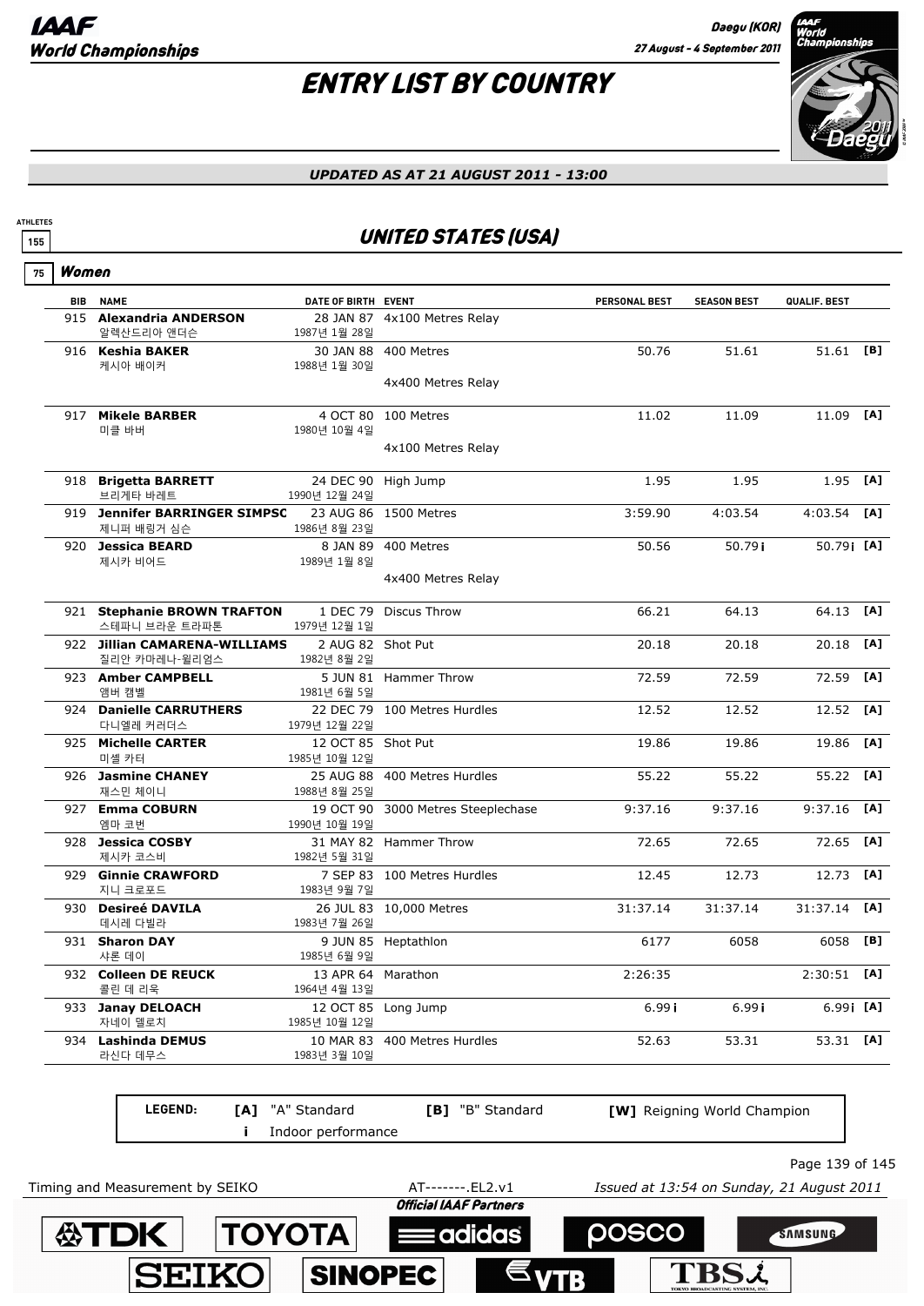# ENTRY LIST BY COUNTRY

*UPDATED AS AT 21 AUGUST 2011 - 13:00*

ATHLETES 155

## UNITED STATES (USA)

75 **Women**

| BIB | NAME | DATE OF BIRTH | EVENT | PERSONAL BEST | SEASON BEST | QUALIF. BEST | |
|---|---|---|---|---|---|---|---|
| 915 | **Alexandria ANDERSON** 알렉산드리아 앤더슨 | 28 JAN 87 1987년 1월 28일 | 4x100 Metres Relay | | | | |
| 916 | **Keshia BAKER** 케시아 베이커 | 30 JAN 88 1988년 1월 30일 | 400 Metres | 50.76 | 51.61 | 51.61 | [B] |
| | | | 4x400 Metres Relay | | | | |
| 917 | **Mikele BARBER** 미클 바버 | 4 OCT 80 1980년 10월 4일 | 100 Metres | 11.02 | 11.09 | 11.09 | [A] |
| | | | 4x100 Metres Relay | | | | |
| 918 | **Brigetta BARRETT** 브리게타 바레트 | 24 DEC 90 1990년 12월 24일 | High Jump | 1.95 | 1.95 | 1.95 | [A] |
| 919 | **Jennifer BARRINGER SIMPSC** 제니퍼 배링거 심슨 | 23 AUG 86 1986년 8월 23일 | 1500 Metres | 3:59.90 | 4:03.54 | 4:03.54 | [A] |
| 920 | **Jessica BEARD** 제시카 비어드 | 8 JAN 89 1989년 1월 8일 | 400 Metres | 50.56 | 50.79 i | 50.79 i | [A] |
| | | | 4x400 Metres Relay | | | | |
| 921 | **Stephanie BROWN TRAFTON** 스테파니 브라운 트라파톤 | 1 DEC 79 1979년 12월 1일 | Discus Throw | 66.21 | 64.13 | 64.13 | [A] |
| 922 | **Jillian CAMARENA-WILLIAMS** 질리안 카마레나-윌리엄스 | 2 AUG 82 1982년 8월 2일 | Shot Put | 20.18 | 20.18 | 20.18 | [A] |
| 923 | **Amber CAMPBELL** 앰버 캠벨 | 5 JUN 81 1981년 6월 5일 | Hammer Throw | 72.59 | 72.59 | 72.59 | [A] |
| 924 | **Danielle CARRUTHERS** 다니엘레 커러더스 | 22 DEC 79 1979년 12월 22일 | 100 Metres Hurdles | 12.52 | 12.52 | 12.52 | [A] |
| 925 | **Michelle CARTER** 미셸 카터 | 12 OCT 85 1985년 10월 12일 | Shot Put | 19.86 | 19.86 | 19.86 | [A] |
| 926 | **Jasmine CHANEY** 재스민 체이니 | 25 AUG 88 1988년 8월 25일 | 400 Metres Hurdles | 55.22 | 55.22 | 55.22 | [A] |
| 927 | **Emma COBURN** 엠마 코번 | 19 OCT 90 1990년 10월 19일 | 3000 Metres Steeplechase | 9:37.16 | 9:37.16 | 9:37.16 | [A] |
| 928 | **Jessica COSBY** 제시카 코스비 | 31 MAY 82 1982년 5월 31일 | Hammer Throw | 72.65 | 72.65 | 72.65 | [A] |
| 929 | **Ginnie CRAWFORD** 지니 크로포드 | 7 SEP 83 1983년 9월 7일 | 100 Metres Hurdles | 12.45 | 12.73 | 12.73 | [A] |
| 930 | **Desireé DAVILA** 데시레 다빌라 | 26 JUL 83 1983년 7월 26일 | 10,000 Metres | 31:37.14 | 31:37.14 | 31:37.14 | [A] |
| 931 | **Sharon DAY** 샤론 데이 | 9 JUN 85 1985년 6월 9일 | Heptathlon | 6177 | 6058 | 6058 | [B] |
| 932 | **Colleen DE REUCK** 콜린 데 리욱 | 13 APR 64 1964년 4월 13일 | Marathon | 2:26:35 | | 2:30:51 | [A] |
| 933 | **Janay DELOACH** 자네이 델로치 | 12 OCT 85 1985년 10월 12일 | Long Jump | 6.99 i | 6.99 i | 6.99 i | [A] |
| 934 | **Lashinda DEMUS** 라신다 데무스 | 10 MAR 83 1983년 3월 10일 | 400 Metres Hurdles | 52.63 | 53.31 | 53.31 | [A] |

**LEGEND:** [A] "A" Standard [B] "B" Standard [W] Reigning World Champion
i Indoor performance

Timing and Measurement by SEIKO AT-------.EL2.v1 *Issued at 13:54 on Sunday, 21 August 2011*

*Official IAAF Partners*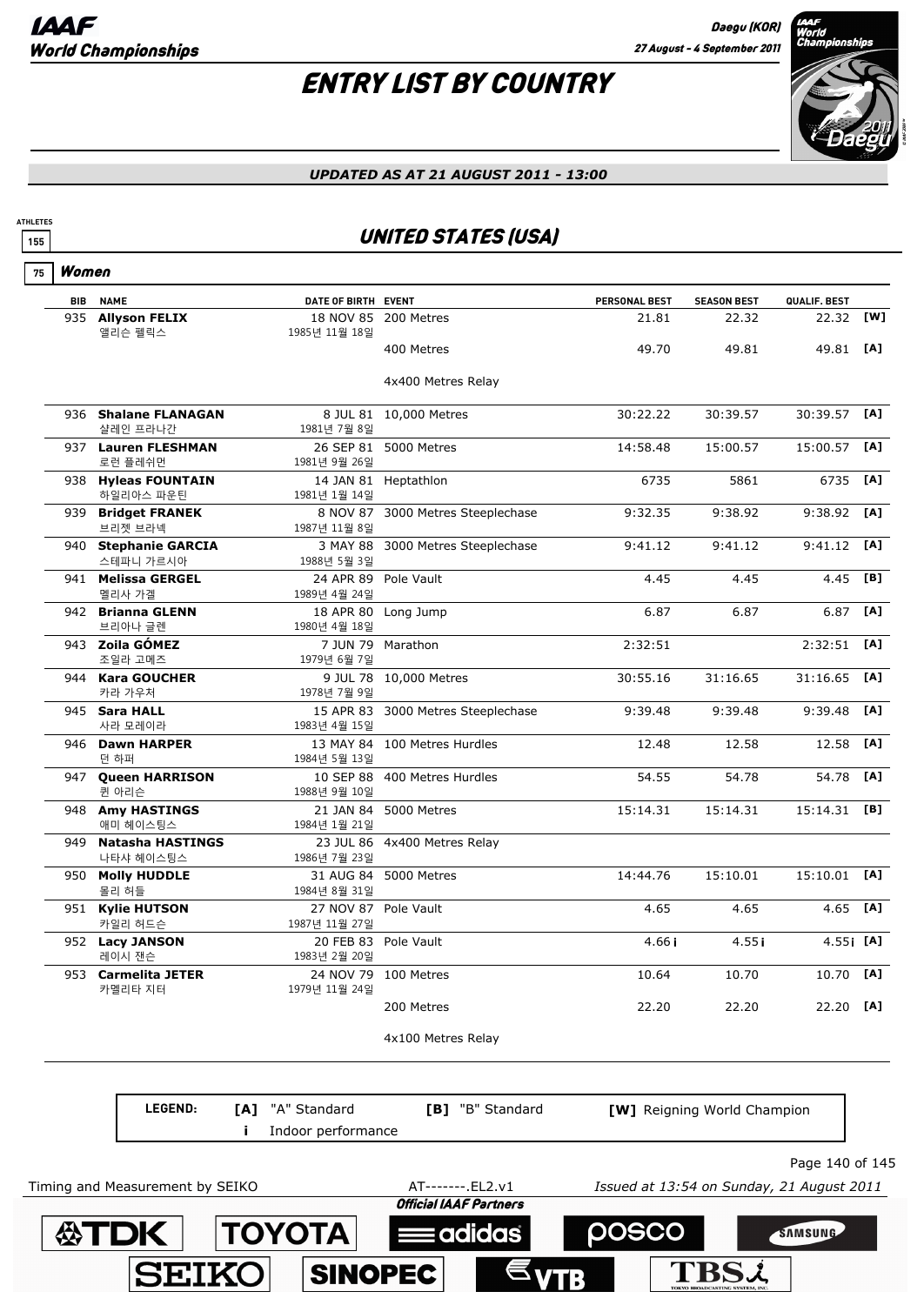# ENTRY LIST BY COUNTRY

IAAF World Championships — Daegu (KOR) 27 August - 4 September 2011

*UPDATED AS AT 21 AUGUST 2011 - 13:00*

ATHLETES 155

## UNITED STATES (USA)

75 **Women**

| BIB | NAME | DATE OF BIRTH | EVENT | PERSONAL BEST | SEASON BEST | QUALIF. BEST | |
|---|---|---|---|---|---|---|---|
| 935 | **Allyson FELIX** 앨리슨 펠릭스 | 18 NOV 85 1985년 11월 18일 | 200 Metres | 21.81 | 22.32 | 22.32 | [W] |
| | | | 400 Metres | 49.70 | 49.81 | 49.81 | [A] |
| | | | 4x400 Metres Relay | | | | |
| 936 | **Shalane FLANAGAN** 샬레인 프라나간 | 8 JUL 81 1981년 7월 8일 | 10,000 Metres | 30:22.22 | 30:39.57 | 30:39.57 | [A] |
| 937 | **Lauren FLESHMAN** 로런 플레쉬먼 | 26 SEP 81 1981년 9월 26일 | 5000 Metres | 14:58.48 | 15:00.57 | 15:00.57 | [A] |
| 938 | **Hyleas FOUNTAIN** 하일리아스 파운틴 | 14 JAN 81 1981년 1월 14일 | Heptathlon | 6735 | 5861 | 6735 | [A] |
| 939 | **Bridget FRANEK** 브리젯 브라넥 | 8 NOV 87 1987년 11월 8일 | 3000 Metres Steeplechase | 9:32.35 | 9:38.92 | 9:38.92 | [A] |
| 940 | **Stephanie GARCIA** 스테파니 가르시아 | 3 MAY 88 1988년 5월 3일 | 3000 Metres Steeplechase | 9:41.12 | 9:41.12 | 9:41.12 | [A] |
| 941 | **Melissa GERGEL** 멜리사 가겔 | 24 APR 89 1989년 4월 24일 | Pole Vault | 4.45 | 4.45 | 4.45 | [B] |
| 942 | **Brianna GLENN** 브리아나 글렌 | 18 APR 80 1980년 4월 18일 | Long Jump | 6.87 | 6.87 | 6.87 | [A] |
| 943 | **Zoila GÓMEZ** 조일라 고메즈 | 7 JUN 79 1979년 6월 7일 | Marathon | 2:32:51 | | 2:32:51 | [A] |
| 944 | **Kara GOUCHER** 카라 가우처 | 9 JUL 78 1978년 7월 9일 | 10,000 Metres | 30:55.16 | 31:16.65 | 31:16.65 | [A] |
| 945 | **Sara HALL** 사라 모레이라 | 15 APR 83 1983년 4월 15일 | 3000 Metres Steeplechase | 9:39.48 | 9:39.48 | 9:39.48 | [A] |
| 946 | **Dawn HARPER** 던 하퍼 | 13 MAY 84 1984년 5월 13일 | 100 Metres Hurdles | 12.48 | 12.58 | 12.58 | [A] |
| 947 | **Queen HARRISON** 퀸 아리슨 | 10 SEP 88 1988년 9월 10일 | 400 Metres Hurdles | 54.55 | 54.78 | 54.78 | [A] |
| 948 | **Amy HASTINGS** 애미 헤이스팅스 | 21 JAN 84 1984년 1월 21일 | 5000 Metres | 15:14.31 | 15:14.31 | 15:14.31 | [B] |
| 949 | **Natasha HASTINGS** 나타샤 헤이스팅스 | 23 JUL 86 1986년 7월 23일 | 4x400 Metres Relay | | | | |
| 950 | **Molly HUDDLE** 몰리 허들 | 31 AUG 84 1984년 8월 31일 | 5000 Metres | 14:44.76 | 15:10.01 | 15:10.01 | [A] |
| 951 | **Kylie HUTSON** 카일리 허드슨 | 27 NOV 87 1987년 11월 27일 | Pole Vault | 4.65 | 4.65 | 4.65 | [A] |
| 952 | **Lacy JANSON** 레이시 잰슨 | 20 FEB 83 1983년 2월 20일 | Pole Vault | 4.66 i | 4.55 i | 4.55 i | [A] |
| 953 | **Carmelita JETER** 카멜리타 지터 | 24 NOV 79 1979년 11월 24일 | 100 Metres | 10.64 | 10.70 | 10.70 | [A] |
| | | | 200 Metres | 22.20 | 22.20 | 22.20 | [A] |
| | | | 4x100 Metres Relay | | | | |

**LEGEND:** [A] "A" Standard  [B] "B" Standard  [W] Reigning World Champion  i Indoor performance

Timing and Measurement by SEIKO — AT-------.EL2.v1 — *Issued at 13:54 on Sunday, 21 August 2011*

*Official IAAF Partners*: TDK, TOYOTA, adidas, POSCO, SAMSUNG, SEIKO, SINOPEC, VTB, TBS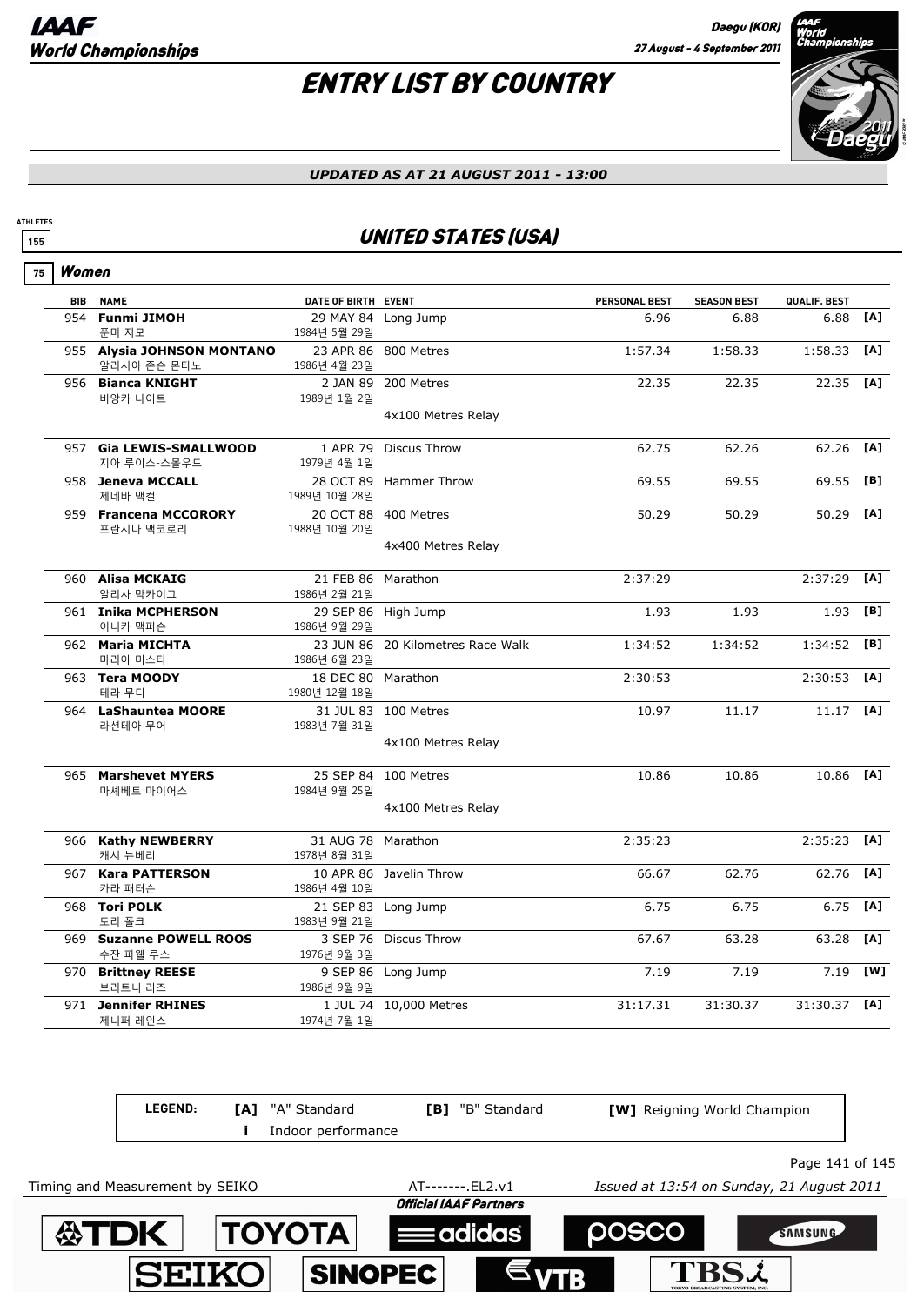# ENTRY LIST BY COUNTRY

*UPDATED AS AT 21 AUGUST 2011 - 13:00*

ATHLETES 155

## UNITED STATES (USA)

75 **Women**

| BIB | NAME | DATE OF BIRTH | EVENT | PERSONAL BEST | SEASON BEST | QUALIF. BEST | |
|---|---|---|---|---|---|---|---|
| 954 | **Funmi JIMOH**<br>푼미 지모 | 29 MAY 84<br>1984년 5월 29일 | Long Jump | 6.96 | 6.88 | 6.88 | [A] |
| 955 | **Alysia JOHNSON MONTANO**<br>알리시아 존슨 몬타노 | 23 APR 86<br>1986년 4월 23일 | 800 Metres | 1:57.34 | 1:58.33 | 1:58.33 | [A] |
| 956 | **Bianca KNIGHT**<br>비앙카 나이트 | 2 JAN 89<br>1989년 1월 2일 | 200 Metres | 22.35 | 22.35 | 22.35 | [A] |
| | | | 4x100 Metres Relay | | | | |
| 957 | **Gia LEWIS-SMALLWOOD**<br>지아 루이스-스몰우드 | 1 APR 79<br>1979년 4월 1일 | Discus Throw | 62.75 | 62.26 | 62.26 | [A] |
| 958 | **Jeneva MCCALL**<br>제네바 맥컬 | 28 OCT 89<br>1989년 10월 28일 | Hammer Throw | 69.55 | 69.55 | 69.55 | [B] |
| 959 | **Francena MCCORORY**<br>프란시나 맥코로리 | 20 OCT 88<br>1988년 10월 20일 | 400 Metres | 50.29 | 50.29 | 50.29 | [A] |
| | | | 4x400 Metres Relay | | | | |
| 960 | **Alisa MCKAIG**<br>알리사 막카이그 | 21 FEB 86<br>1986년 2월 21일 | Marathon | 2:37:29 | | 2:37:29 | [A] |
| 961 | **Inika MCPHERSON**<br>이니카 맥퍼슨 | 29 SEP 86<br>1986년 9월 29일 | High Jump | 1.93 | 1.93 | 1.93 | [B] |
| 962 | **Maria MICHTA**<br>마리아 미스타 | 23 JUN 86<br>1986년 6월 23일 | 20 Kilometres Race Walk | 1:34:52 | 1:34:52 | 1:34:52 | [B] |
| 963 | **Tera MOODY**<br>테라 무디 | 18 DEC 80<br>1980년 12월 18일 | Marathon | 2:30:53 | | 2:30:53 | [A] |
| 964 | **LaShauntea MOORE**<br>라션테아 무어 | 31 JUL 83<br>1983년 7월 31일 | 100 Metres | 10.97 | 11.17 | 11.17 | [A] |
| | | | 4x100 Metres Relay | | | | |
| 965 | **Marshevet MYERS**<br>마셰베트 마이어스 | 25 SEP 84<br>1984년 9월 25일 | 100 Metres | 10.86 | 10.86 | 10.86 | [A] |
| | | | 4x100 Metres Relay | | | | |
| 966 | **Kathy NEWBERRY**<br>캐시 뉴베리 | 31 AUG 78<br>1978년 8월 31일 | Marathon | 2:35:23 | | 2:35:23 | [A] |
| 967 | **Kara PATTERSON**<br>카라 패터슨 | 10 APR 86<br>1986년 4월 10일 | Javelin Throw | 66.67 | 62.76 | 62.76 | [A] |
| 968 | **Tori POLK**<br>토리 폴크 | 21 SEP 83<br>1983년 9월 21일 | Long Jump | 6.75 | 6.75 | 6.75 | [A] |
| 969 | **Suzanne POWELL ROOS**<br>수잔 파웰 루스 | 3 SEP 76<br>1976년 9월 3일 | Discus Throw | 67.67 | 63.28 | 63.28 | [A] |
| 970 | **Brittney REESE**<br>브리트니 리즈 | 9 SEP 86<br>1986년 9월 9일 | Long Jump | 7.19 | 7.19 | 7.19 | [W] |
| 971 | **Jennifer RHINES**<br>제니퍼 레인스 | 1 JUL 74<br>1974년 7월 1일 | 10,000 Metres | 31:17.31 | 31:30.37 | 31:30.37 | [A] |

**LEGEND:** **[A]** "A" Standard **[B]** "B" Standard **[W]** Reigning World Champion
**i** Indoor performance

Timing and Measurement by SEIKO AT-------.EL2.v1 *Issued at 13:54 on Sunday, 21 August 2011*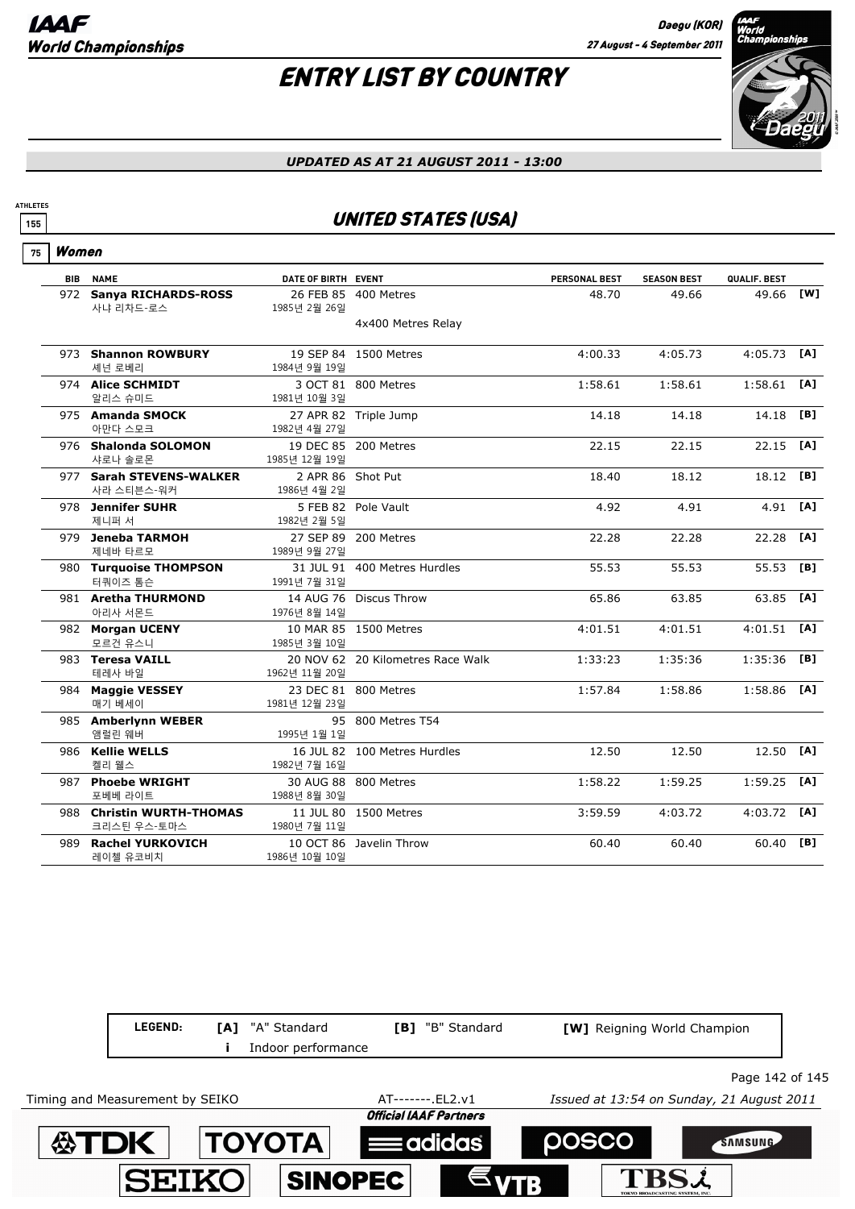# ENTRY LIST BY COUNTRY

*UPDATED AS AT 21 AUGUST 2011 - 13:00*

ATHLETES 155

## UNITED STATES (USA)

75 **Women**

| BIB | NAME | DATE OF BIRTH | EVENT | PERSONAL BEST | SEASON BEST | QUALIF. BEST | |
|---|---|---|---|---|---|---|---|
| 972 | **Sanya RICHARDS-ROSS** 사냐 리차드-로스 | 26 FEB 85 1985년 2월 26일 | 400 Metres | 48.70 | 49.66 | 49.66 | [W] |
| | | | 4x400 Metres Relay | | | | |
| 973 | **Shannon ROWBURY** 셰넌 로베리 | 19 SEP 84 1984년 9월 19일 | 1500 Metres | 4:00.33 | 4:05.73 | 4:05.73 | [A] |
| 974 | **Alice SCHMIDT** 알리스 슈미드 | 3 OCT 81 1981년 10월 3일 | 800 Metres | 1:58.61 | 1:58.61 | 1:58.61 | [A] |
| 975 | **Amanda SMOCK** 아만다 스모크 | 27 APR 82 1982년 4월 27일 | Triple Jump | 14.18 | 14.18 | 14.18 | [B] |
| 976 | **Shalonda SOLOMON** 샤로나 솔로몬 | 19 DEC 85 1985년 12월 19일 | 200 Metres | 22.15 | 22.15 | 22.15 | [A] |
| 977 | **Sarah STEVENS-WALKER** 사라 스티븐스-워커 | 2 APR 86 1986년 4월 2일 | Shot Put | 18.40 | 18.12 | 18.12 | [B] |
| 978 | **Jennifer SUHR** 제니퍼 서 | 5 FEB 82 1982년 2월 5일 | Pole Vault | 4.92 | 4.91 | 4.91 | [A] |
| 979 | **Jeneba TARMOH** 제네바 타르모 | 27 SEP 89 1989년 9월 27일 | 200 Metres | 22.28 | 22.28 | 22.28 | [A] |
| 980 | **Turquoise THOMPSON** 터쿼이즈 톰슨 | 31 JUL 91 1991년 7월 31일 | 400 Metres Hurdles | 55.53 | 55.53 | 55.53 | [B] |
| 981 | **Aretha THURMOND** 아리사 서몬드 | 14 AUG 76 1976년 8월 14일 | Discus Throw | 65.86 | 63.85 | 63.85 | [A] |
| 982 | **Morgan UCENY** 모르건 유스니 | 10 MAR 85 1985년 3월 10일 | 1500 Metres | 4:01.51 | 4:01.51 | 4:01.51 | [A] |
| 983 | **Teresa VAILL** 테레사 바일 | 20 NOV 62 1962년 11월 20일 | 20 Kilometres Race Walk | 1:33:23 | 1:35:36 | 1:35:36 | [B] |
| 984 | **Maggie VESSEY** 매기 베세이 | 23 DEC 81 1981년 12월 23일 | 800 Metres | 1:57.84 | 1:58.86 | 1:58.86 | [A] |
| 985 | **Amberlynn WEBER** 앰럴린 웨버 | 95 1995년 1월 1일 | 800 Metres T54 | | | | |
| 986 | **Kellie WELLS** 켈리 웰스 | 16 JUL 82 1982년 7월 16일 | 100 Metres Hurdles | 12.50 | 12.50 | 12.50 | [A] |
| 987 | **Phoebe WRIGHT** 포베베 라이트 | 30 AUG 88 1988년 8월 30일 | 800 Metres | 1:58.22 | 1:59.25 | 1:59.25 | [A] |
| 988 | **Christin WURTH-THOMAS** 크리스틴 우스-토마스 | 11 JUL 80 1980년 7월 11일 | 1500 Metres | 3:59.59 | 4:03.72 | 4:03.72 | [A] |
| 989 | **Rachel YURKOVICH** 레이첼 유코비치 | 10 OCT 86 1986년 10월 10일 | Javelin Throw | 60.40 | 60.40 | 60.40 | [B] |

LEGEND: [A] "A" Standard [B] "B" Standard [W] Reigning World Champion
i Indoor performance

Timing and Measurement by SEIKO AT-------.EL2.v1 Issued at 13:54 on Sunday, 21 August 2011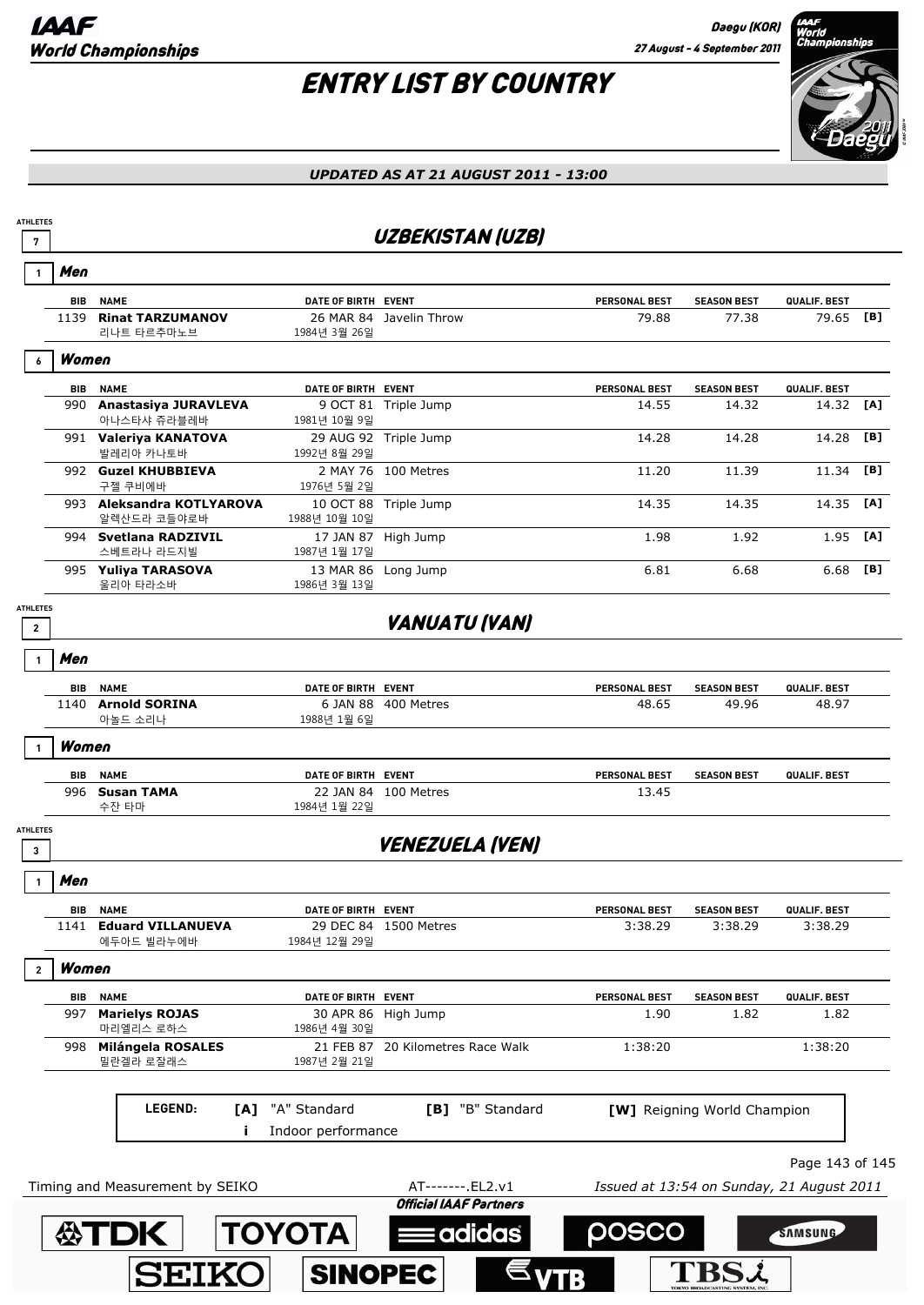# ENTRY LIST BY COUNTRY

*UPDATED AS AT 21 AUGUST 2011 - 13:00*

## UZBEKISTAN (UZB)

ATHLETES 7

### Men (1)

| BIB | NAME | DATE OF BIRTH | EVENT | PERSONAL BEST | SEASON BEST | QUALIF. BEST | |
|---|---|---|---|---|---|---|---|
| 1139 | **Rinat TARZUMANOV** 리나트 타르추마노브 | 26 MAR 84 1984년 3월 26일 | Javelin Throw | 79.88 | 77.38 | 79.65 | [B] |

### Women (6)

| BIB | NAME | DATE OF BIRTH | EVENT | PERSONAL BEST | SEASON BEST | QUALIF. BEST | |
|---|---|---|---|---|---|---|---|
| 990 | **Anastasiya JURAVLEVA** 아나스타샤 쥬라블레바 | 9 OCT 81 1981년 10월 9일 | Triple Jump | 14.55 | 14.32 | 14.32 | [A] |
| 991 | **Valeriya KANATOVA** 발레리아 카나토바 | 29 AUG 92 1992년 8월 29일 | Triple Jump | 14.28 | 14.28 | 14.28 | [B] |
| 992 | **Guzel KHUBBIEVA** 구젤 쿠비에바 | 2 MAY 76 1976년 5월 2일 | 100 Metres | 11.20 | 11.39 | 11.34 | [B] |
| 993 | **Aleksandra KOTLYAROVA** 알렉산드라 코틀야로바 | 10 OCT 88 1988년 10월 10일 | Triple Jump | 14.35 | 14.35 | 14.35 | [A] |
| 994 | **Svetlana RADZIVIL** 스베트라나 라드지빌 | 17 JAN 87 1987년 1월 17일 | High Jump | 1.98 | 1.92 | 1.95 | [A] |
| 995 | **Yuliya TARASOVA** 울리아 타라소바 | 13 MAR 86 1986년 3월 13일 | Long Jump | 6.81 | 6.68 | 6.68 | [B] |

## VANUATU (VAN)

ATHLETES 2

### Men (1)

| BIB | NAME | DATE OF BIRTH | EVENT | PERSONAL BEST | SEASON BEST | QUALIF. BEST |
|---|---|---|---|---|---|---|
| 1140 | **Arnold SORINA** 아놀드 소리나 | 6 JAN 88 1988년 1월 6일 | 400 Metres | 48.65 | 49.96 | 48.97 |

### Women (1)

| BIB | NAME | DATE OF BIRTH | EVENT | PERSONAL BEST | SEASON BEST | QUALIF. BEST |
|---|---|---|---|---|---|---|
| 996 | **Susan TAMA** 수잔 타마 | 22 JAN 84 1984년 1월 22일 | 100 Metres | 13.45 | | |

## VENEZUELA (VEN)

ATHLETES 3

### Men (1)

| BIB | NAME | DATE OF BIRTH | EVENT | PERSONAL BEST | SEASON BEST | QUALIF. BEST |
|---|---|---|---|---|---|---|
| 1141 | **Eduard VILLANUEVA** 에두아드 빌라누에바 | 29 DEC 84 1984년 12월 29일 | 1500 Metres | 3:38.29 | 3:38.29 | 3:38.29 |

### Women (2)

| BIB | NAME | DATE OF BIRTH | EVENT | PERSONAL BEST | SEASON BEST | QUALIF. BEST |
|---|---|---|---|---|---|---|
| 997 | **Marielys ROJAS** 마리엘리스 로하스 | 30 APR 86 1986년 4월 30일 | High Jump | 1.90 | 1.82 | 1.82 |
| 998 | **Milángela ROSALES** 밀란겔라 로잘래스 | 21 FEB 87 1987년 2월 21일 | 20 Kilometres Race Walk | 1:38:20 | | 1:38:20 |

**LEGEND:** [A] "A" Standard [B] "B" Standard [W] Reigning World Champion i Indoor performance

Timing and Measurement by SEIKO — AT-------.EL2.v1 — Issued at 13:54 on Sunday, 21 August 2011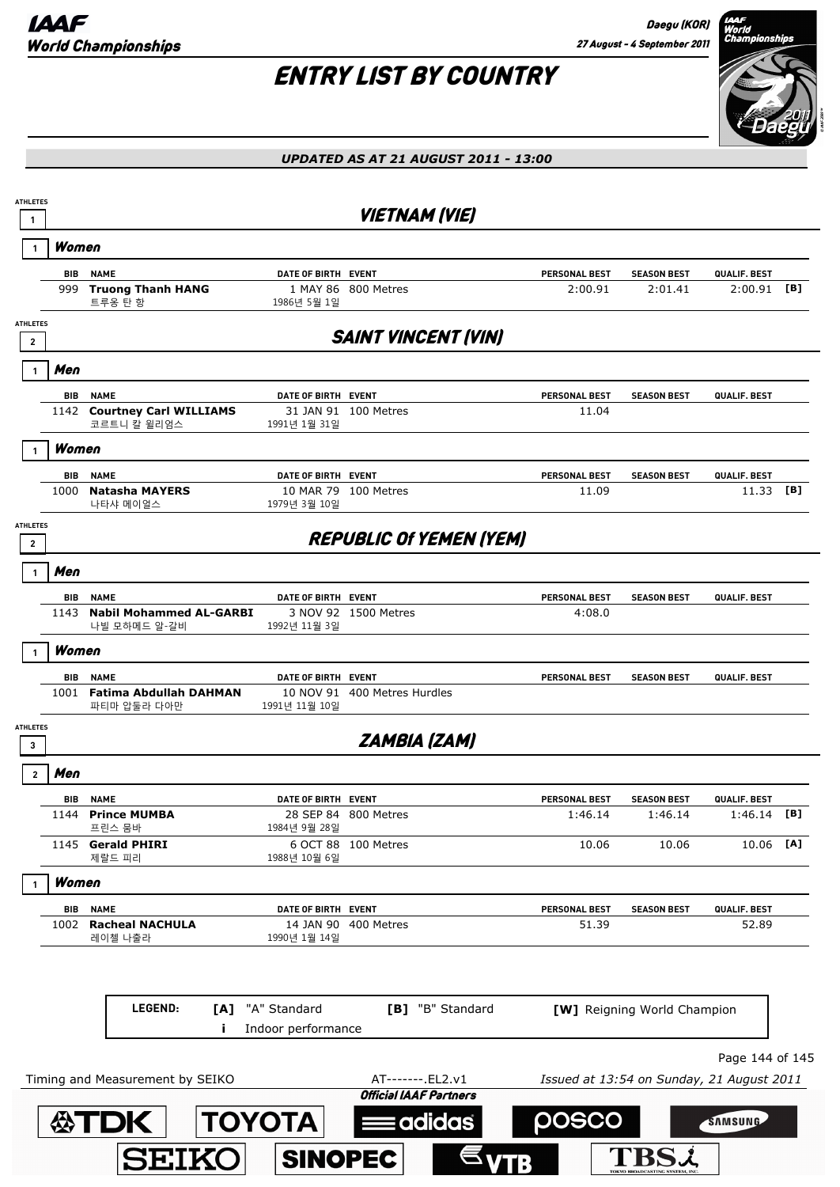# ENTRY LIST BY COUNTRY

*UPDATED AS AT 21 AUGUST 2011 - 13:00*

## VIETNAM (VIE)

ATHLETES 1

### Women (1)

| BIB | NAME | DATE OF BIRTH | EVENT | PERSONAL BEST | SEASON BEST | QUALIF. BEST | |
|---|---|---|---|---|---|---|---|
| 999 | **Truong Thanh HANG**<br>트루옹 탄 항 | 1 MAY 86<br>1986년 5월 1일 | 800 Metres | 2:00.91 | 2:01.41 | 2:00.91 | [B] |

## SAINT VINCENT (VIN)

ATHLETES 2

### Men (1)

| BIB | NAME | DATE OF BIRTH | EVENT | PERSONAL BEST | SEASON BEST | QUALIF. BEST | |
|---|---|---|---|---|---|---|---|
| 1142 | **Courtney Carl WILLIAMS**<br>코르트니 칼 윌리엄스 | 31 JAN 91<br>1991년 1월 31일 | 100 Metres | 11.04 | | | |

### Women (1)

| BIB | NAME | DATE OF BIRTH | EVENT | PERSONAL BEST | SEASON BEST | QUALIF. BEST | |
|---|---|---|---|---|---|---|---|
| 1000 | **Natasha MAYERS**<br>나타샤 메이얼스 | 10 MAR 79<br>1979년 3월 10일 | 100 Metres | 11.09 | | 11.33 | [B] |

## REPUBLIC Of YEMEN (YEM)

ATHLETES 2

### Men (1)

| BIB | NAME | DATE OF BIRTH | EVENT | PERSONAL BEST | SEASON BEST | QUALIF. BEST | |
|---|---|---|---|---|---|---|---|
| 1143 | **Nabil Mohammed AL-GARBI**<br>나빌 모하메드 알-갈비 | 3 NOV 92<br>1992년 11월 3일 | 1500 Metres | 4:08.0 | | | |

### Women (1)

| BIB | NAME | DATE OF BIRTH | EVENT | PERSONAL BEST | SEASON BEST | QUALIF. BEST | |
|---|---|---|---|---|---|---|---|
| 1001 | **Fatima Abdullah DAHMAN**<br>파티마 압둘라 다아만 | 10 NOV 91<br>1991년 11월 10일 | 400 Metres Hurdles | | | | |

## ZAMBIA (ZAM)

ATHLETES 3

### Men (2)

| BIB | NAME | DATE OF BIRTH | EVENT | PERSONAL BEST | SEASON BEST | QUALIF. BEST | |
|---|---|---|---|---|---|---|---|
| 1144 | **Prince MUMBA**<br>프린스 뭄바 | 28 SEP 84<br>1984년 9월 28일 | 800 Metres | 1:46.14 | 1:46.14 | 1:46.14 | [B] |
| 1145 | **Gerald PHIRI**<br>제랄드 피리 | 6 OCT 88<br>1988년 10월 6일 | 100 Metres | 10.06 | 10.06 | 10.06 | [A] |

### Women (1)

| BIB | NAME | DATE OF BIRTH | EVENT | PERSONAL BEST | SEASON BEST | QUALIF. BEST | |
|---|---|---|---|---|---|---|---|
| 1002 | **Racheal NACHULA**<br>레이첼 나출라 | 14 JAN 90<br>1990년 1월 14일 | 400 Metres | 51.39 | | 52.89 | |

**LEGEND:** [A] "A" Standard [B] "B" Standard [W] Reigning World Champion i Indoor performance

Timing and Measurement by SEIKO — AT-------.EL2.v1 — Issued at 13:54 on Sunday, 21 August 2011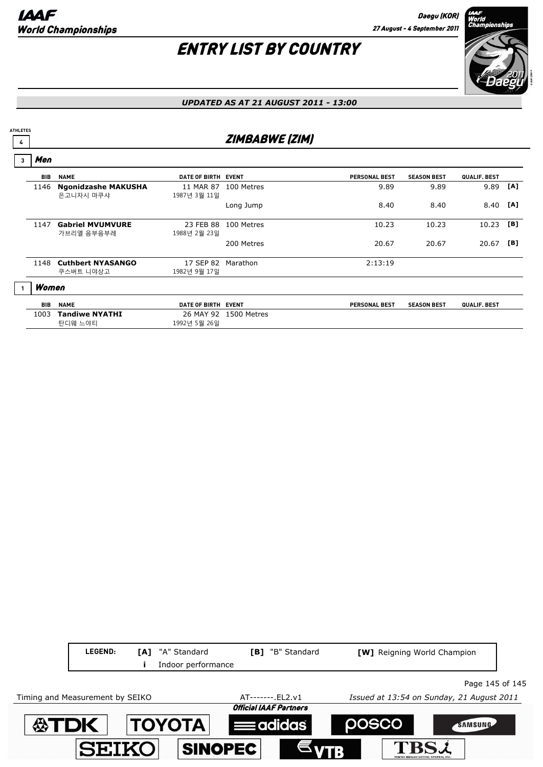# ENTRY LIST BY COUNTRY

*UPDATED AS AT 21 AUGUST 2011 - 13:00*

ATHLETES 4

## ZIMBABWE (ZIM)

### 3 Men

| BIB | NAME | DATE OF BIRTH | EVENT | PERSONAL BEST | SEASON BEST | QUALIF. BEST | |
|---|---|---|---|---|---|---|---|
| 1146 | **Ngonidzashe MAKUSHA** 은고니자시 마쿠샤 | 11 MAR 87 1987년 3월 11일 | 100 Metres | 9.89 | 9.89 | 9.89 | [A] |
| | | | Long Jump | 8.40 | 8.40 | 8.40 | [A] |
| 1147 | **Gabriel MVUMVURE** 가브리엘 음부음부레 | 23 FEB 88 1988년 2월 23일 | 100 Metres | 10.23 | 10.23 | 10.23 | [B] |
| | | | 200 Metres | 20.67 | 20.67 | 20.67 | [B] |
| 1148 | **Cuthbert NYASANGO** 쿠스버트 니야상고 | 17 SEP 82 1982년 9월 17일 | Marathon | 2:13:19 | | | |

### 1 Women

| BIB | NAME | DATE OF BIRTH | EVENT | PERSONAL BEST | SEASON BEST | QUALIF. BEST |
|---|---|---|---|---|---|---|
| 1003 | **Tandiwe NYATHI** 탄디웨 느야티 | 26 MAY 92 1992년 5월 26일 | 1500 Metres | | | |

LEGEND: **[A]** "A" Standard **[B]** "B" Standard **[W]** Reigning World Champion
**i** Indoor performance

Timing and Measurement by SEIKO AT-------.EL2.v1 *Issued at 13:54 on Sunday, 21 August 2011*